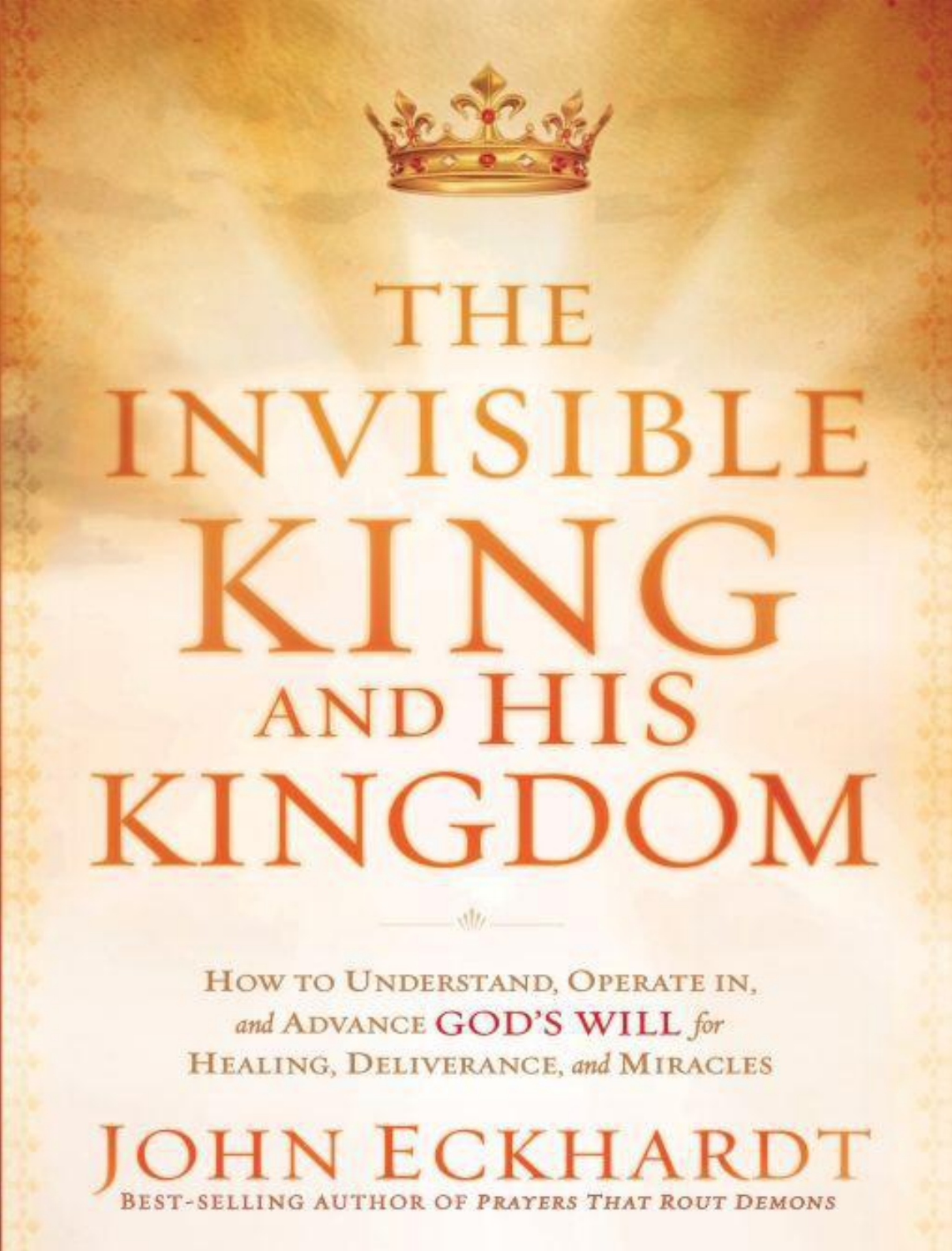# THE INVISIBLE KING AND HIS KINGDOM

How to Understand, Operate in, *and* Advance **GOD'S WILL** *for* Healing, Deliverance, *and* Miracles

## JOHN ECKHARDT

BEST-SELLING AUTHOR OF *PRAYERS THAT ROUT DEMONS*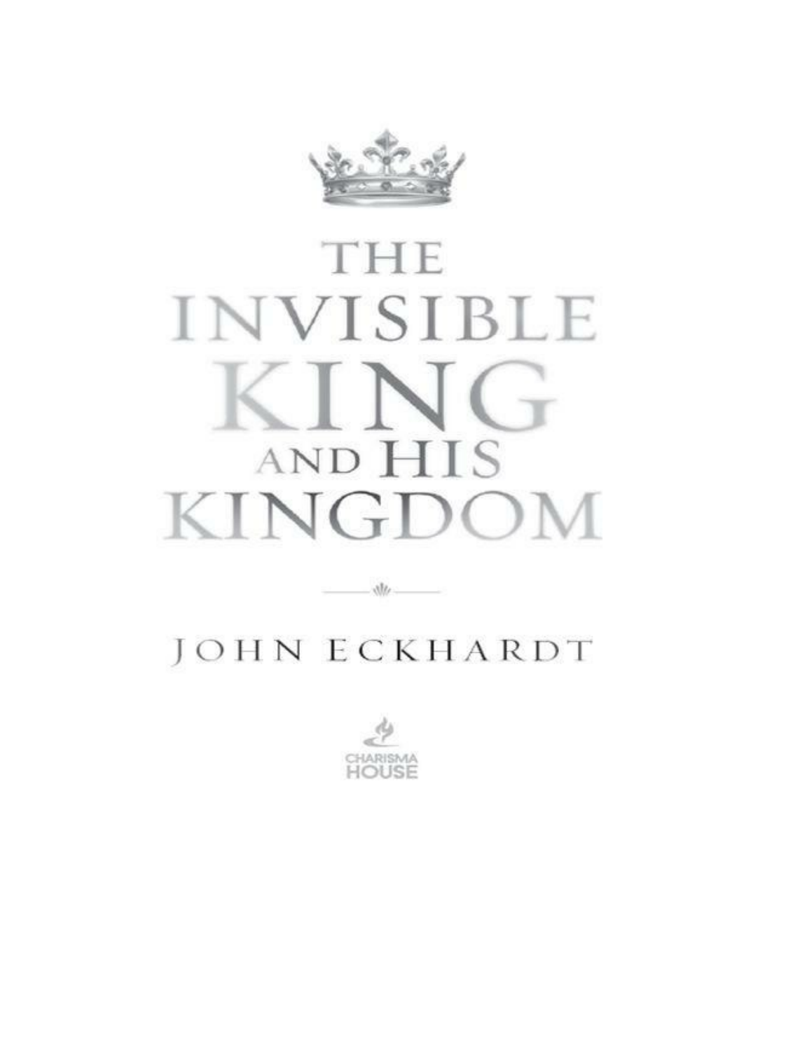# THE INVISIBLE KING AND HIS KINGDOM

JOHN ECKHARDT

CHARISMA HOUSE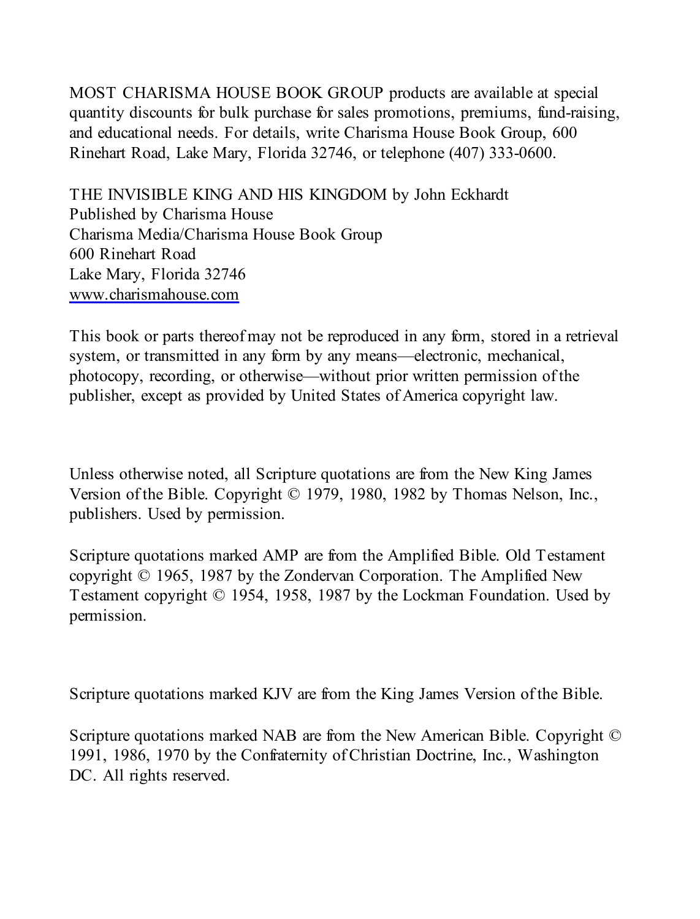MOST CHARISMA HOUSE BOOK GROUP products are available at special quantity discounts for bulk purchase for sales promotions, premiums, fund-raising, and educational needs. For details, write Charisma House Book Group, 600 Rinehart Road, Lake Mary, Florida 32746, or telephone (407) 333-0600.

THE INVISIBLE KING AND HIS KINGDOM by John Eckhardt
Published by Charisma House
Charisma Media/Charisma House Book Group
600 Rinehart Road
Lake Mary, Florida 32746
www.charismahouse.com

This book or parts thereof may not be reproduced in any form, stored in a retrieval system, or transmitted in any form by any means—electronic, mechanical, photocopy, recording, or otherwise—without prior written permission of the publisher, except as provided by United States of America copyright law.

Unless otherwise noted, all Scripture quotations are from the New King James Version of the Bible. Copyright © 1979, 1980, 1982 by Thomas Nelson, Inc., publishers. Used by permission.

Scripture quotations marked AMP are from the Amplified Bible. Old Testament copyright © 1965, 1987 by the Zondervan Corporation. The Amplified New Testament copyright © 1954, 1958, 1987 by the Lockman Foundation. Used by permission.

Scripture quotations marked KJV are from the King James Version of the Bible.

Scripture quotations marked NAB are from the New American Bible. Copyright © 1991, 1986, 1970 by the Confraternity of Christian Doctrine, Inc., Washington DC. All rights reserved.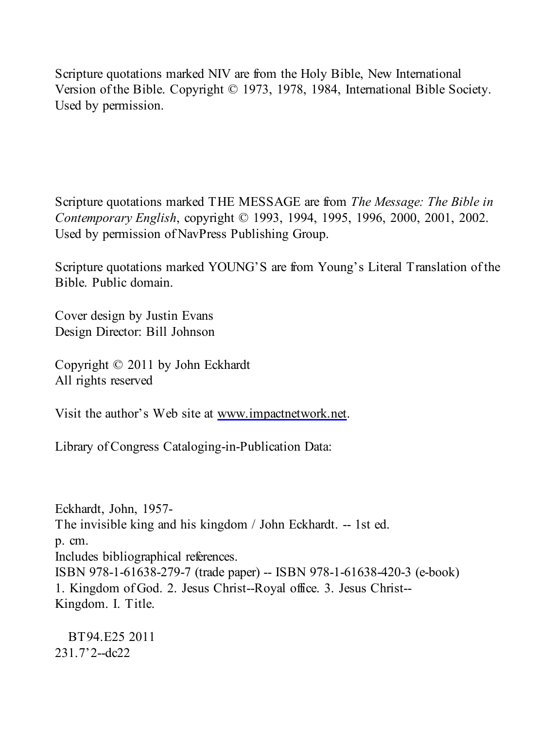Scripture quotations marked NIV are from the Holy Bible, New International Version of the Bible. Copyright © 1973, 1978, 1984, International Bible Society. Used by permission.

Scripture quotations marked THE MESSAGE are from *The Message: The Bible in Contemporary English*, copyright © 1993, 1994, 1995, 1996, 2000, 2001, 2002. Used by permission of NavPress Publishing Group.

Scripture quotations marked YOUNG'S are from Young's Literal Translation of the Bible. Public domain.

Cover design by Justin Evans
Design Director: Bill Johnson

Copyright © 2011 by John Eckhardt
All rights reserved

Visit the author's Web site at www.impactnetwork.net.

Library of Congress Cataloging-in-Publication Data:

Eckhardt, John, 1957-
The invisible king and his kingdom / John Eckhardt. -- 1st ed.
p. cm.
Includes bibliographical references.
ISBN 978-1-61638-279-7 (trade paper) -- ISBN 978-1-61638-420-3 (e-book)
1. Kingdom of God. 2. Jesus Christ--Royal office. 3. Jesus Christ--Kingdom. I. Title.

BT94.E25 2011
231.7'2--dc22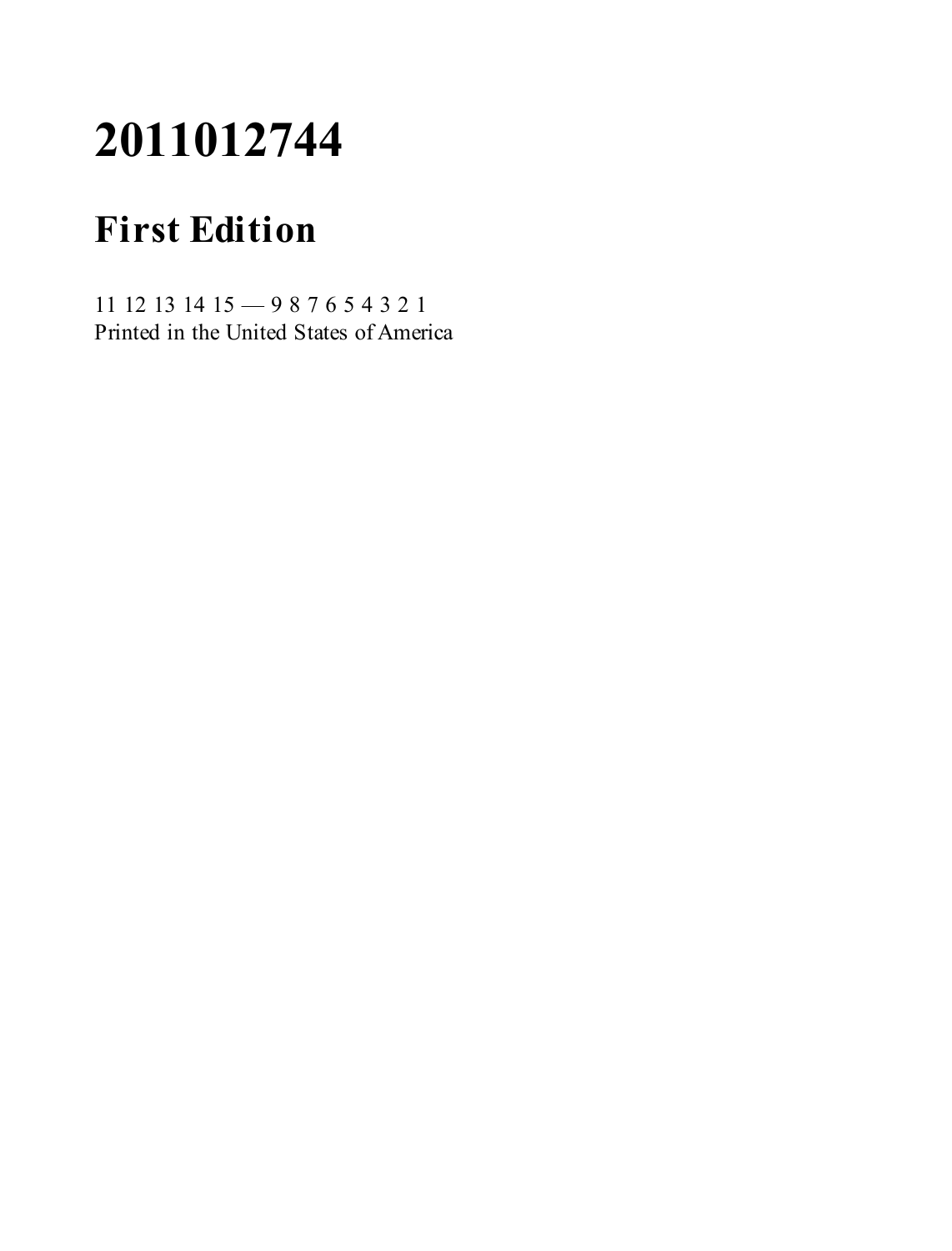# 2011012744

## First Edition

11 12 13 14 15 — 9 8 7 6 5 4 3 2 1
Printed in the United States of America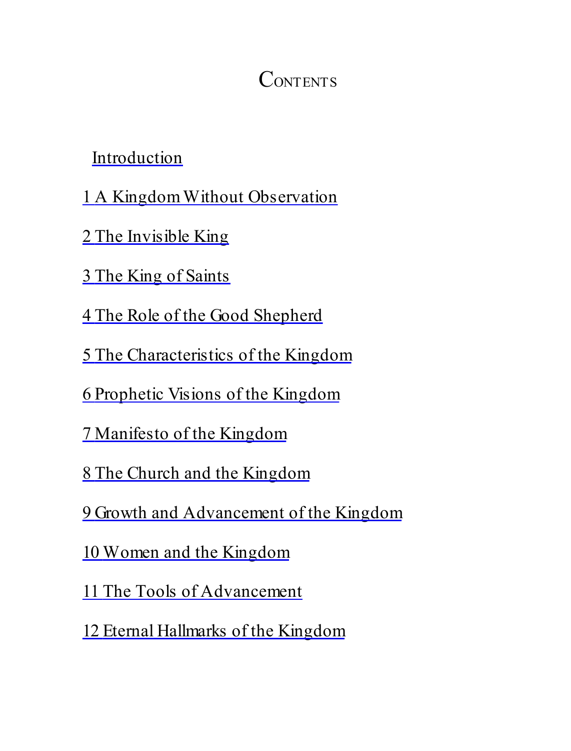# Contents

Introduction

1 A Kingdom Without Observation

2 The Invisible King

3 The King of Saints

4 The Role of the Good Shepherd

5 The Characteristics of the Kingdom

6 Prophetic Visions of the Kingdom

7 Manifesto of the Kingdom

8 The Church and the Kingdom

9 Growth and Advancement of the Kingdom

10 Women and the Kingdom

11 The Tools of Advancement

12 Eternal Hallmarks of the Kingdom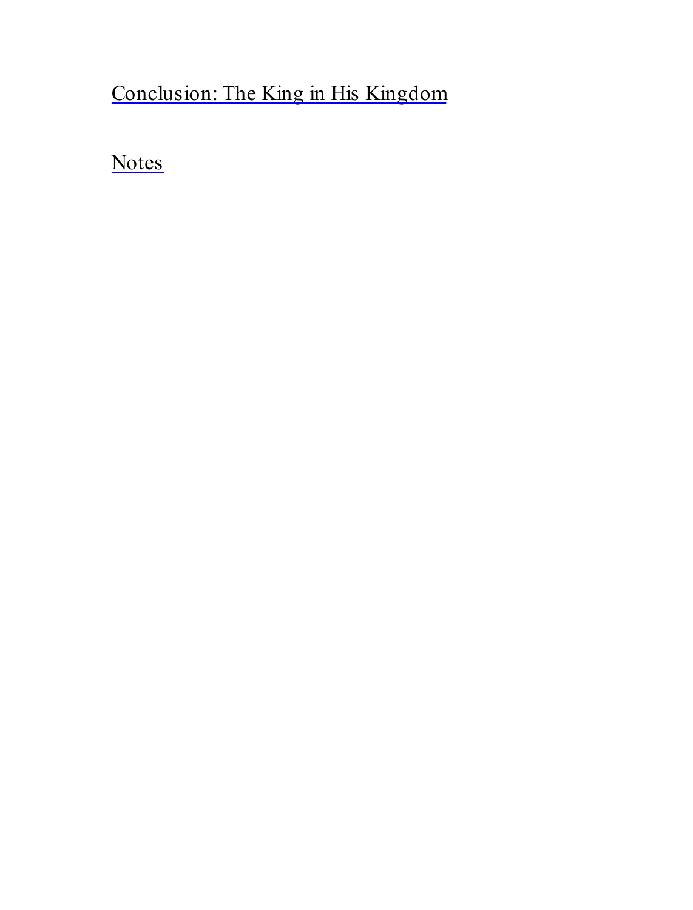[Conclusion: The King in His Kingdom]

[Notes]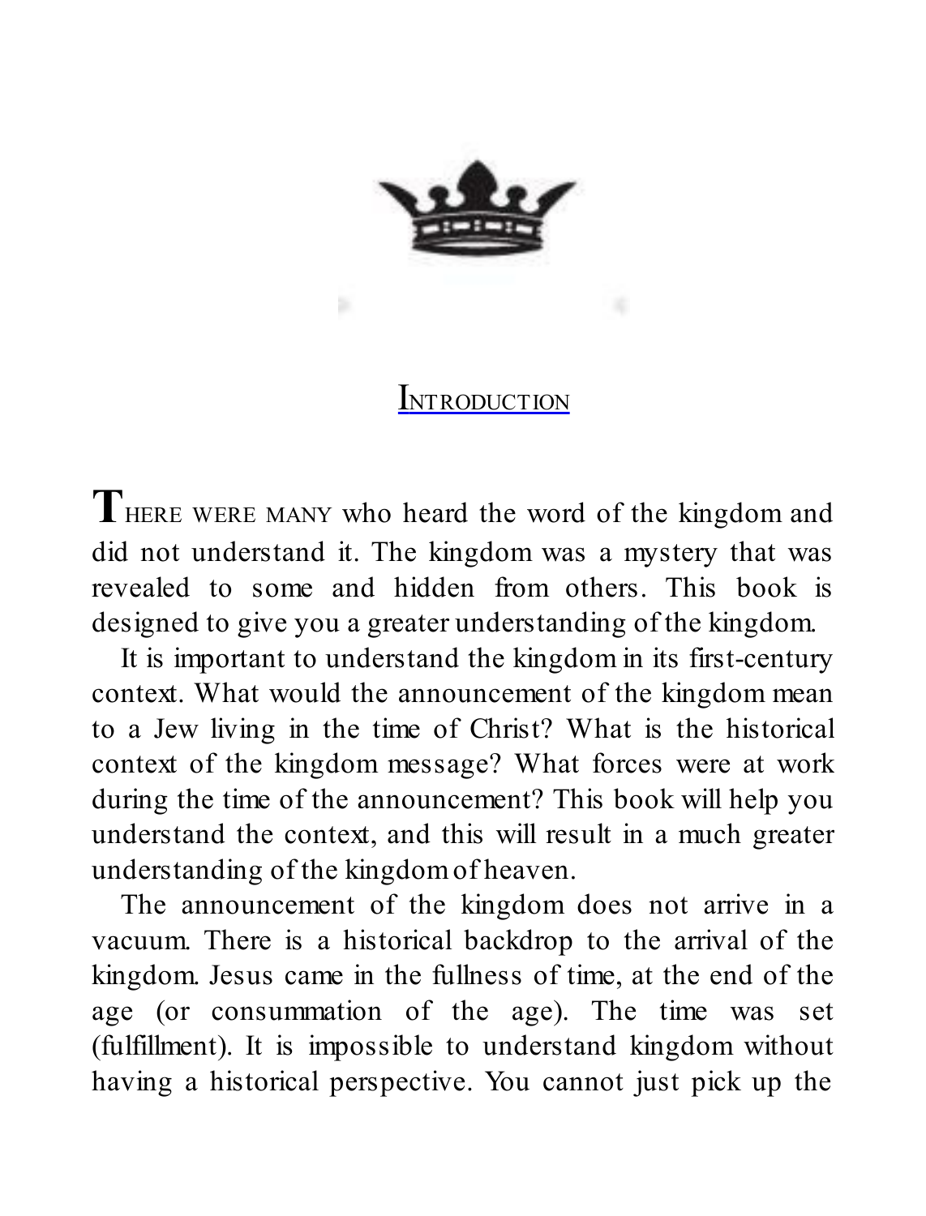# Introduction

THERE WERE MANY who heard the word of the kingdom and did not understand it. The kingdom was a mystery that was revealed to some and hidden from others. This book is designed to give you a greater understanding of the kingdom.

It is important to understand the kingdom in its first-century context. What would the announcement of the kingdom mean to a Jew living in the time of Christ? What is the historical context of the kingdom message? What forces were at work during the time of the announcement? This book will help you understand the context, and this will result in a much greater understanding of the kingdom of heaven.

The announcement of the kingdom does not arrive in a vacuum. There is a historical backdrop to the arrival of the kingdom. Jesus came in the fullness of time, at the end of the age (or consummation of the age). The time was set (fulfillment). It is impossible to understand kingdom without having a historical perspective. You cannot just pick up the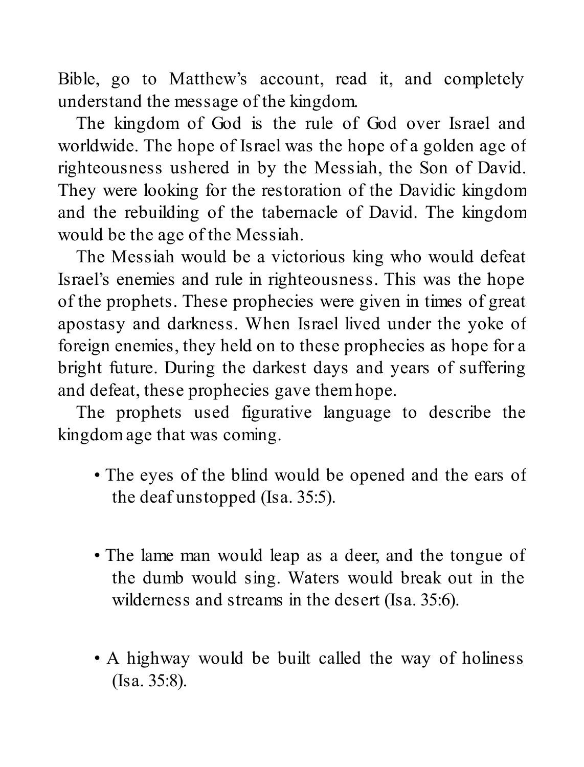Bible, go to Matthew's account, read it, and completely understand the message of the kingdom.

The kingdom of God is the rule of God over Israel and worldwide. The hope of Israel was the hope of a golden age of righteousness ushered in by the Messiah, the Son of David. They were looking for the restoration of the Davidic kingdom and the rebuilding of the tabernacle of David. The kingdom would be the age of the Messiah.

The Messiah would be a victorious king who would defeat Israel's enemies and rule in righteousness. This was the hope of the prophets. These prophecies were given in times of great apostasy and darkness. When Israel lived under the yoke of foreign enemies, they held on to these prophecies as hope for a bright future. During the darkest days and years of suffering and defeat, these prophecies gave them hope.

The prophets used figurative language to describe the kingdom age that was coming.

- The eyes of the blind would be opened and the ears of the deaf unstopped (Isa. 35:5).

- The lame man would leap as a deer, and the tongue of the dumb would sing. Waters would break out in the wilderness and streams in the desert (Isa. 35:6).

- A highway would be built called the way of holiness (Isa. 35:8).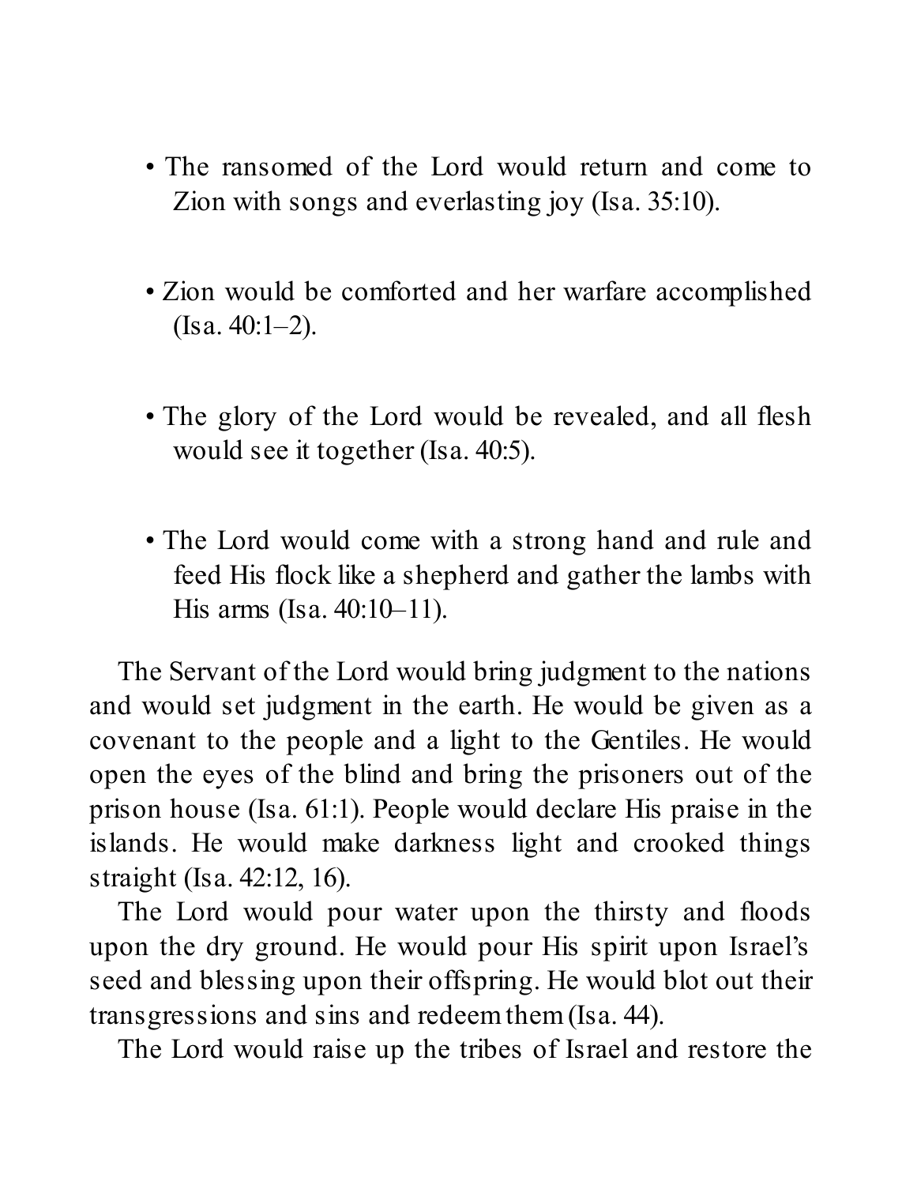- The ransomed of the Lord would return and come to Zion with songs and everlasting joy (Isa. 35:10).

- Zion would be comforted and her warfare accomplished (Isa. 40:1–2).

- The glory of the Lord would be revealed, and all flesh would see it together (Isa. 40:5).

- The Lord would come with a strong hand and rule and feed His flock like a shepherd and gather the lambs with His arms (Isa. 40:10–11).

The Servant of the Lord would bring judgment to the nations and would set judgment in the earth. He would be given as a covenant to the people and a light to the Gentiles. He would open the eyes of the blind and bring the prisoners out of the prison house (Isa. 61:1). People would declare His praise in the islands. He would make darkness light and crooked things straight (Isa. 42:12, 16).

The Lord would pour water upon the thirsty and floods upon the dry ground. He would pour His spirit upon Israel's seed and blessing upon their offspring. He would blot out their transgressions and sins and redeem them (Isa. 44).

The Lord would raise up the tribes of Israel and restore the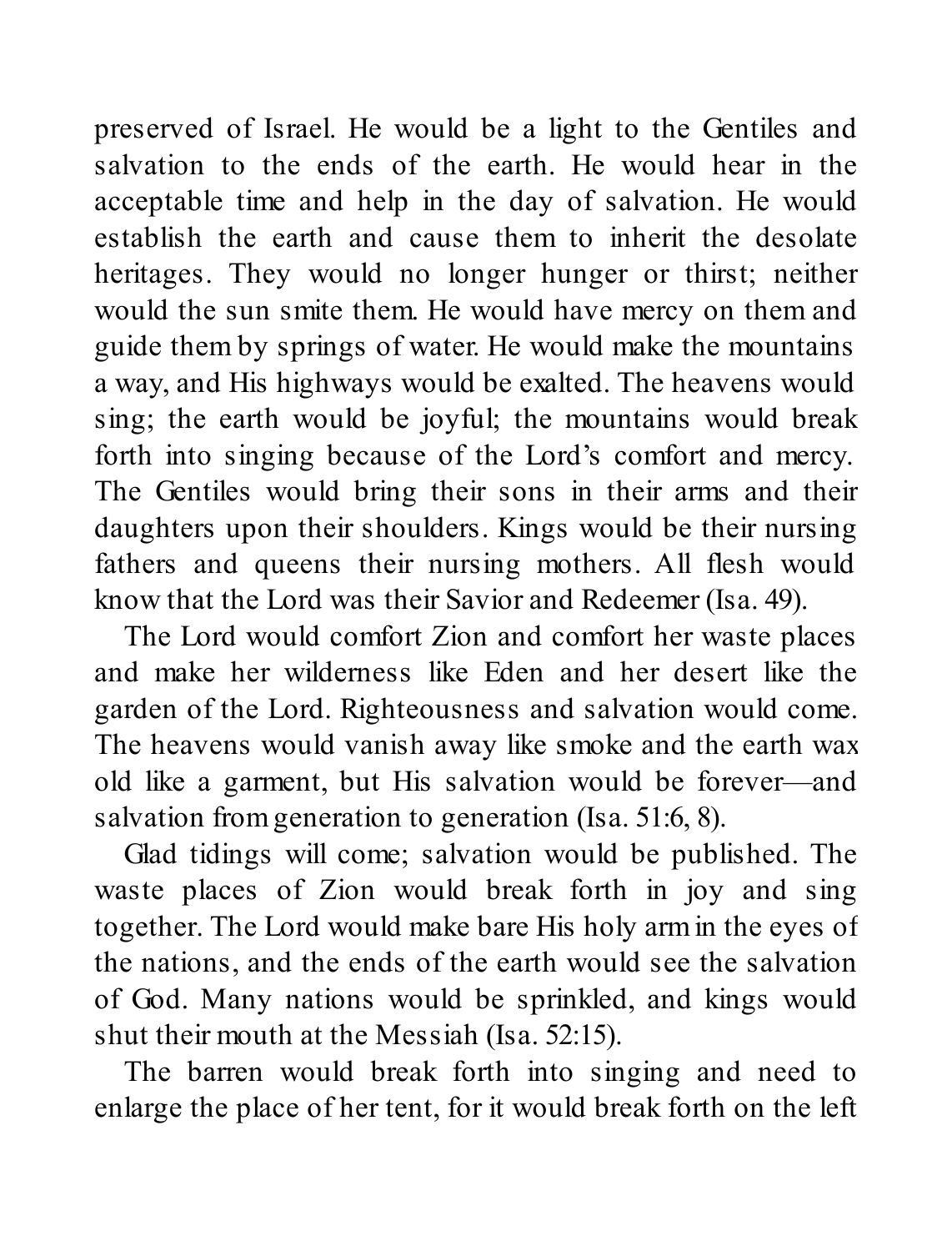preserved of Israel. He would be a light to the Gentiles and salvation to the ends of the earth. He would hear in the acceptable time and help in the day of salvation. He would establish the earth and cause them to inherit the desolate heritages. They would no longer hunger or thirst; neither would the sun smite them. He would have mercy on them and guide them by springs of water. He would make the mountains a way, and His highways would be exalted. The heavens would sing; the earth would be joyful; the mountains would break forth into singing because of the Lord's comfort and mercy. The Gentiles would bring their sons in their arms and their daughters upon their shoulders. Kings would be their nursing fathers and queens their nursing mothers. All flesh would know that the Lord was their Savior and Redeemer (Isa. 49).

The Lord would comfort Zion and comfort her waste places and make her wilderness like Eden and her desert like the garden of the Lord. Righteousness and salvation would come. The heavens would vanish away like smoke and the earth wax old like a garment, but His salvation would be forever—and salvation from generation to generation (Isa. 51:6, 8).

Glad tidings will come; salvation would be published. The waste places of Zion would break forth in joy and sing together. The Lord would make bare His holy arm in the eyes of the nations, and the ends of the earth would see the salvation of God. Many nations would be sprinkled, and kings would shut their mouth at the Messiah (Isa. 52:15).

The barren would break forth into singing and need to enlarge the place of her tent, for it would break forth on the left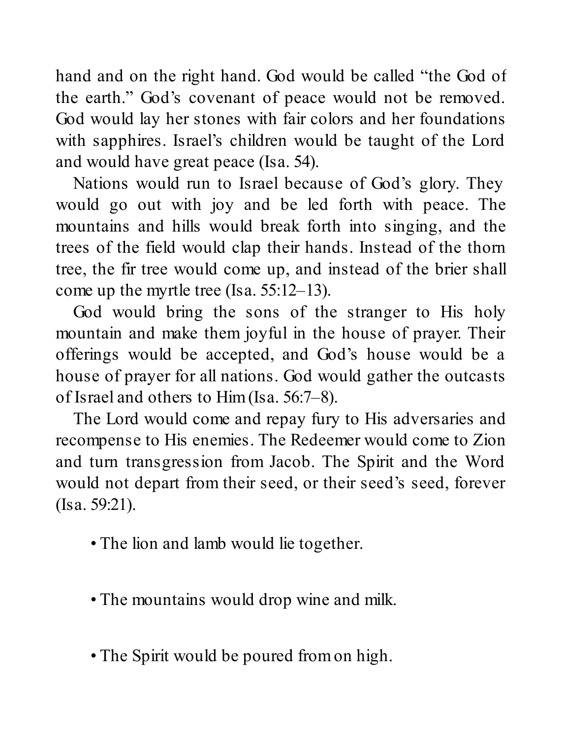hand and on the right hand. God would be called "the God of the earth." God's covenant of peace would not be removed. God would lay her stones with fair colors and her foundations with sapphires. Israel's children would be taught of the Lord and would have great peace (Isa. 54).

Nations would run to Israel because of God's glory. They would go out with joy and be led forth with peace. The mountains and hills would break forth into singing, and the trees of the field would clap their hands. Instead of the thorn tree, the fir tree would come up, and instead of the brier shall come up the myrtle tree (Isa. 55:12–13).

God would bring the sons of the stranger to His holy mountain and make them joyful in the house of prayer. Their offerings would be accepted, and God's house would be a house of prayer for all nations. God would gather the outcasts of Israel and others to Him (Isa. 56:7–8).

The Lord would come and repay fury to His adversaries and recompense to His enemies. The Redeemer would come to Zion and turn transgression from Jacob. The Spirit and the Word would not depart from their seed, or their seed's seed, forever (Isa. 59:21).

- The lion and lamb would lie together.
- The mountains would drop wine and milk.
- The Spirit would be poured from on high.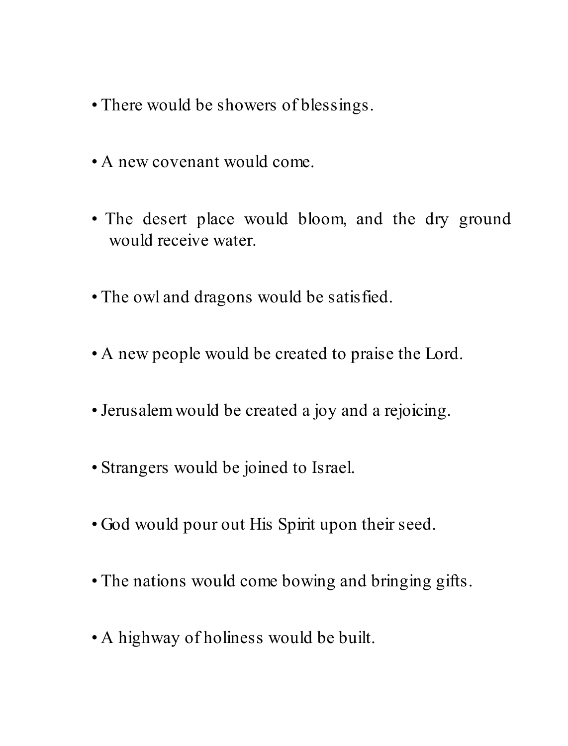- There would be showers of blessings.
- A new covenant would come.
- The desert place would bloom, and the dry ground would receive water.
- The owl and dragons would be satisfied.
- A new people would be created to praise the Lord.
- Jerusalem would be created a joy and a rejoicing.
- Strangers would be joined to Israel.
- God would pour out His Spirit upon their seed.
- The nations would come bowing and bringing gifts.
- A highway of holiness would be built.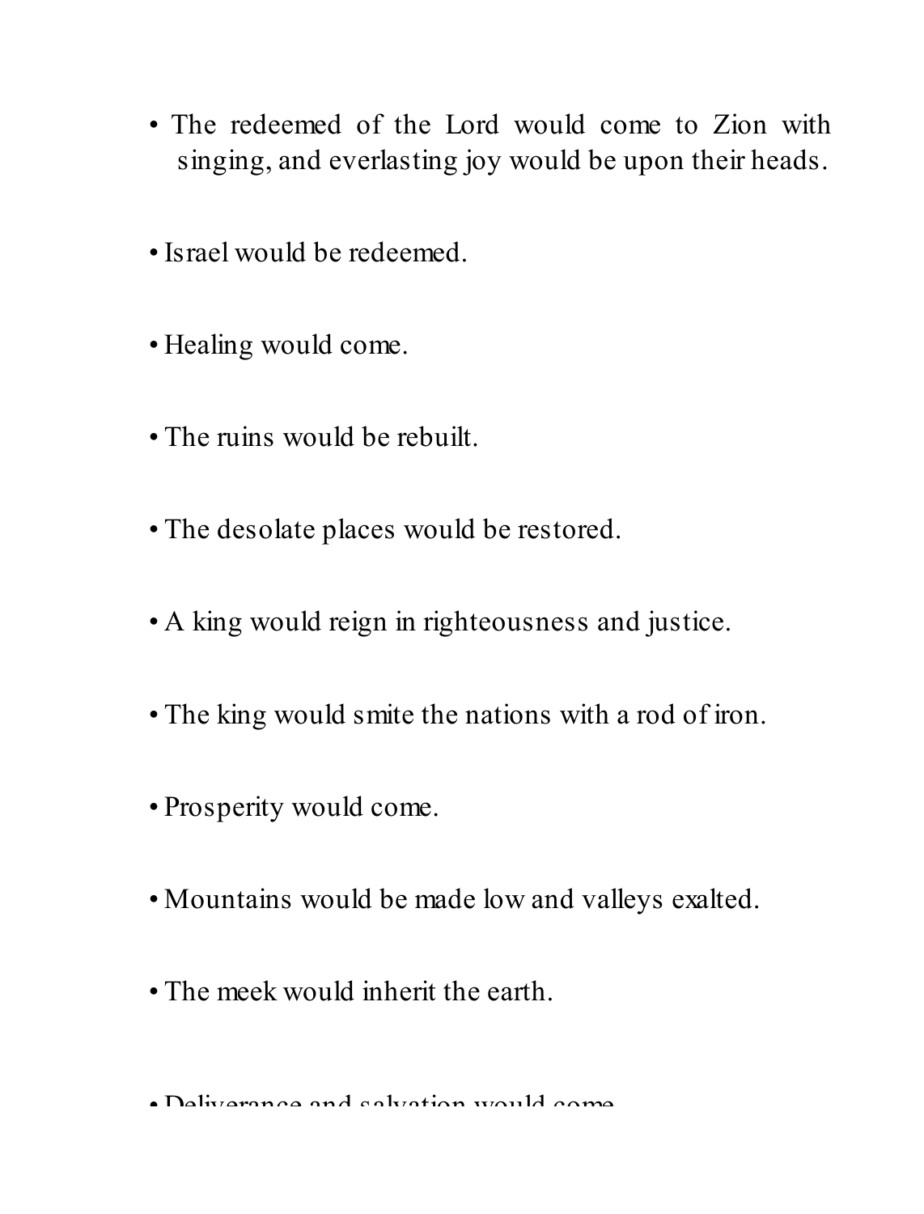- The redeemed of the Lord would come to Zion with singing, and everlasting joy would be upon their heads.

- Israel would be redeemed.

- Healing would come.

- The ruins would be rebuilt.

- The desolate places would be restored.

- A king would reign in righteousness and justice.

- The king would smite the nations with a rod of iron.

- Prosperity would come.

- Mountains would be made low and valleys exalted.

- The meek would inherit the earth.

- Deliverance and salvation would come.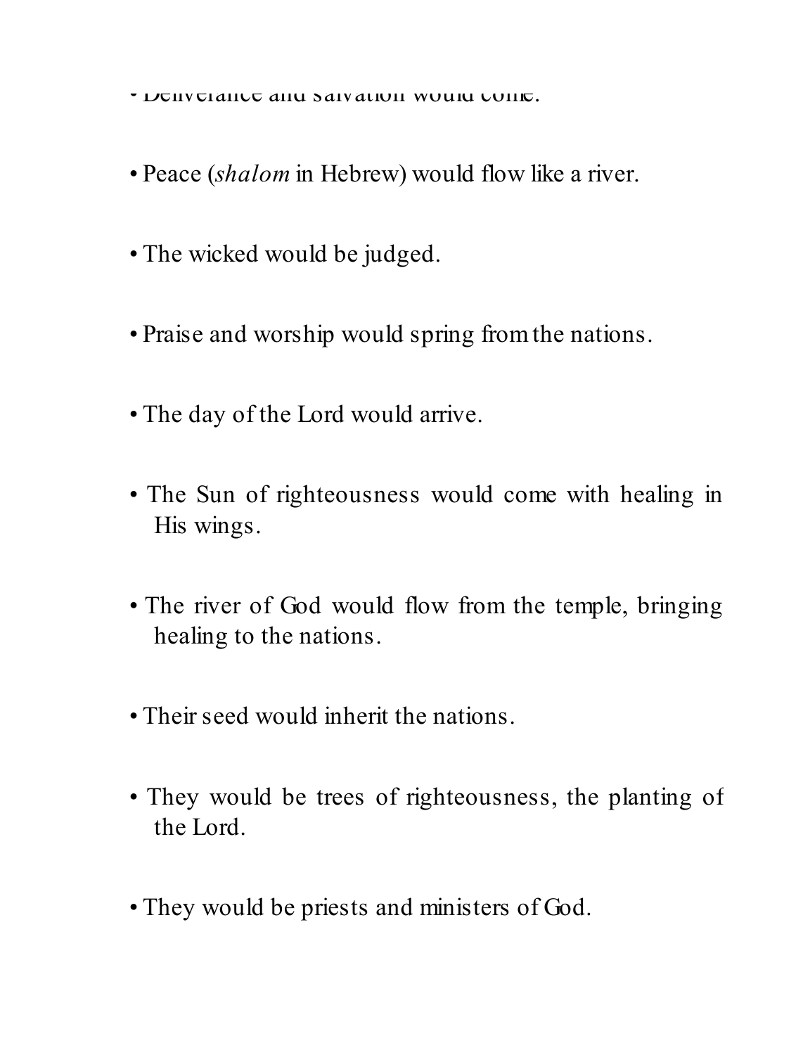- Deliverance and salvation would come.

- Peace (*shalom* in Hebrew) would flow like a river.

- The wicked would be judged.

- Praise and worship would spring from the nations.

- The day of the Lord would arrive.

- The Sun of righteousness would come with healing in His wings.

- The river of God would flow from the temple, bringing healing to the nations.

- Their seed would inherit the nations.

- They would be trees of righteousness, the planting of the Lord.

- They would be priests and ministers of God.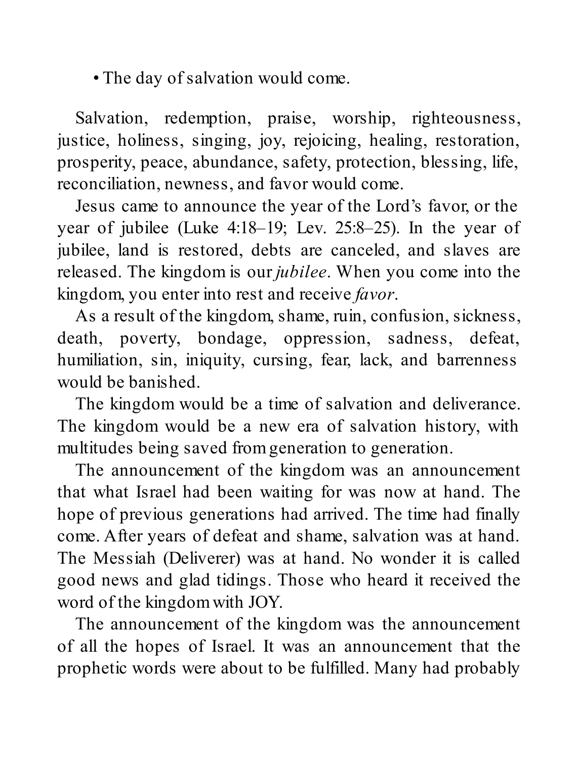- The day of salvation would come.

Salvation, redemption, praise, worship, righteousness, justice, holiness, singing, joy, rejoicing, healing, restoration, prosperity, peace, abundance, safety, protection, blessing, life, reconciliation, newness, and favor would come.

Jesus came to announce the year of the Lord's favor, or the year of jubilee (Luke 4:18–19; Lev. 25:8–25). In the year of jubilee, land is restored, debts are canceled, and slaves are released. The kingdom is our *jubilee*. When you come into the kingdom, you enter into rest and receive *favor*.

As a result of the kingdom, shame, ruin, confusion, sickness, death, poverty, bondage, oppression, sadness, defeat, humiliation, sin, iniquity, cursing, fear, lack, and barrenness would be banished.

The kingdom would be a time of salvation and deliverance. The kingdom would be a new era of salvation history, with multitudes being saved from generation to generation.

The announcement of the kingdom was an announcement that what Israel had been waiting for was now at hand. The hope of previous generations had arrived. The time had finally come. After years of defeat and shame, salvation was at hand. The Messiah (Deliverer) was at hand. No wonder it is called good news and glad tidings. Those who heard it received the word of the kingdom with JOY.

The announcement of the kingdom was the announcement of all the hopes of Israel. It was an announcement that the prophetic words were about to be fulfilled. Many had probably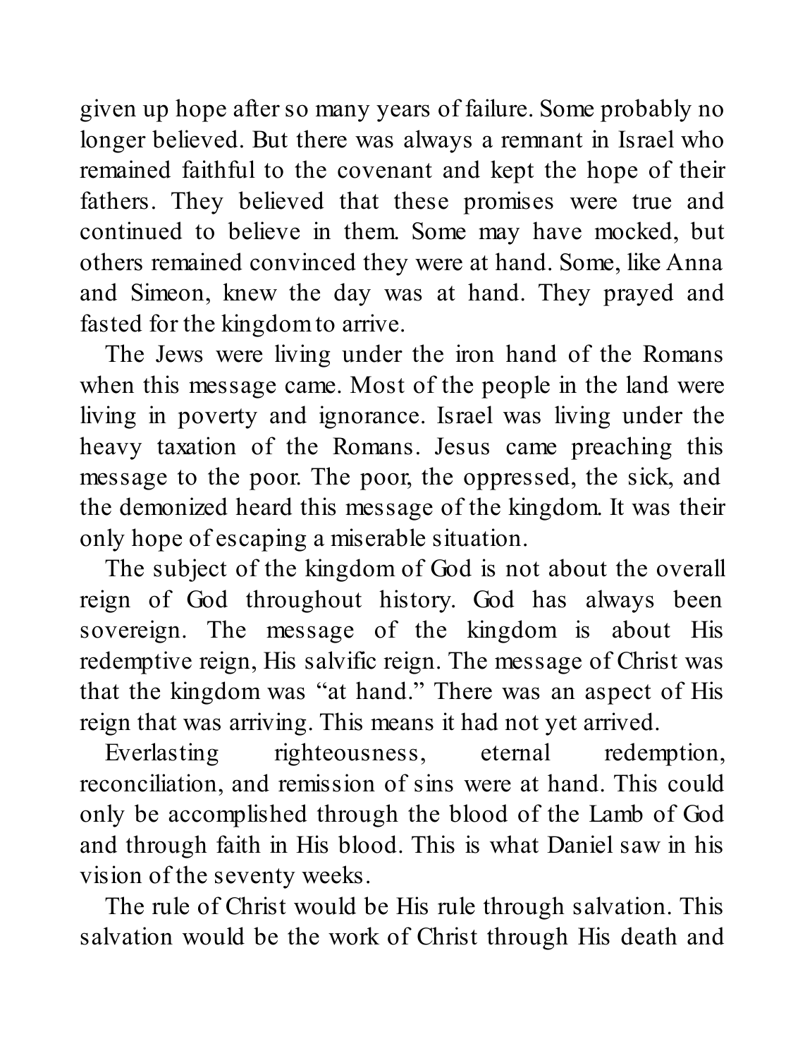given up hope after so many years of failure. Some probably no longer believed. But there was always a remnant in Israel who remained faithful to the covenant and kept the hope of their fathers. They believed that these promises were true and continued to believe in them. Some may have mocked, but others remained convinced they were at hand. Some, like Anna and Simeon, knew the day was at hand. They prayed and fasted for the kingdom to arrive.

The Jews were living under the iron hand of the Romans when this message came. Most of the people in the land were living in poverty and ignorance. Israel was living under the heavy taxation of the Romans. Jesus came preaching this message to the poor. The poor, the oppressed, the sick, and the demonized heard this message of the kingdom. It was their only hope of escaping a miserable situation.

The subject of the kingdom of God is not about the overall reign of God throughout history. God has always been sovereign. The message of the kingdom is about His redemptive reign, His salvific reign. The message of Christ was that the kingdom was "at hand." There was an aspect of His reign that was arriving. This means it had not yet arrived.

Everlasting righteousness, eternal redemption, reconciliation, and remission of sins were at hand. This could only be accomplished through the blood of the Lamb of God and through faith in His blood. This is what Daniel saw in his vision of the seventy weeks.

The rule of Christ would be His rule through salvation. This salvation would be the work of Christ through His death and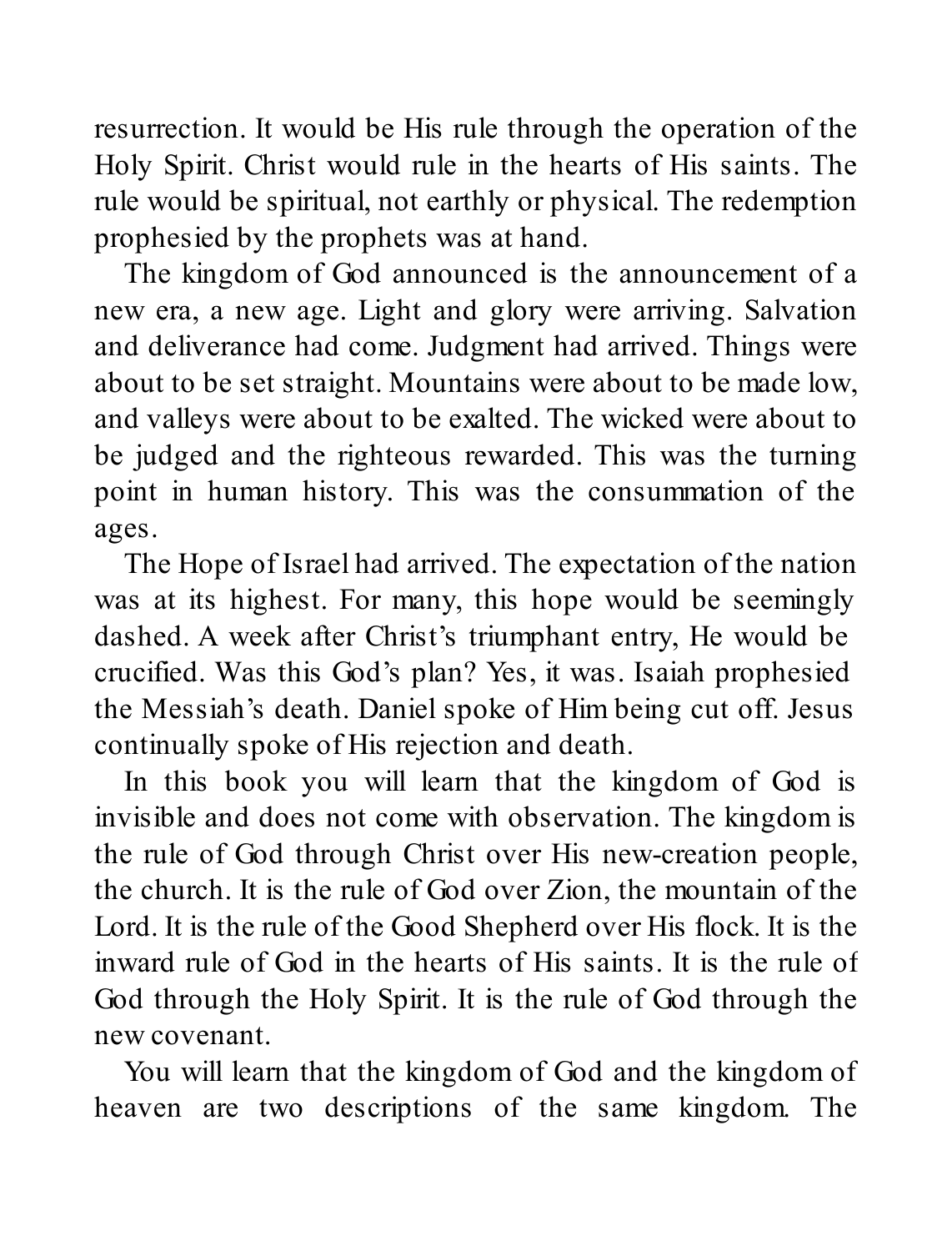resurrection. It would be His rule through the operation of the Holy Spirit. Christ would rule in the hearts of His saints. The rule would be spiritual, not earthly or physical. The redemption prophesied by the prophets was at hand.

The kingdom of God announced is the announcement of a new era, a new age. Light and glory were arriving. Salvation and deliverance had come. Judgment had arrived. Things were about to be set straight. Mountains were about to be made low, and valleys were about to be exalted. The wicked were about to be judged and the righteous rewarded. This was the turning point in human history. This was the consummation of the ages.

The Hope of Israel had arrived. The expectation of the nation was at its highest. For many, this hope would be seemingly dashed. A week after Christ's triumphant entry, He would be crucified. Was this God's plan? Yes, it was. Isaiah prophesied the Messiah's death. Daniel spoke of Him being cut off. Jesus continually spoke of His rejection and death.

In this book you will learn that the kingdom of God is invisible and does not come with observation. The kingdom is the rule of God through Christ over His new-creation people, the church. It is the rule of God over Zion, the mountain of the Lord. It is the rule of the Good Shepherd over His flock. It is the inward rule of God in the hearts of His saints. It is the rule of God through the Holy Spirit. It is the rule of God through the new covenant.

You will learn that the kingdom of God and the kingdom of heaven are two descriptions of the same kingdom. The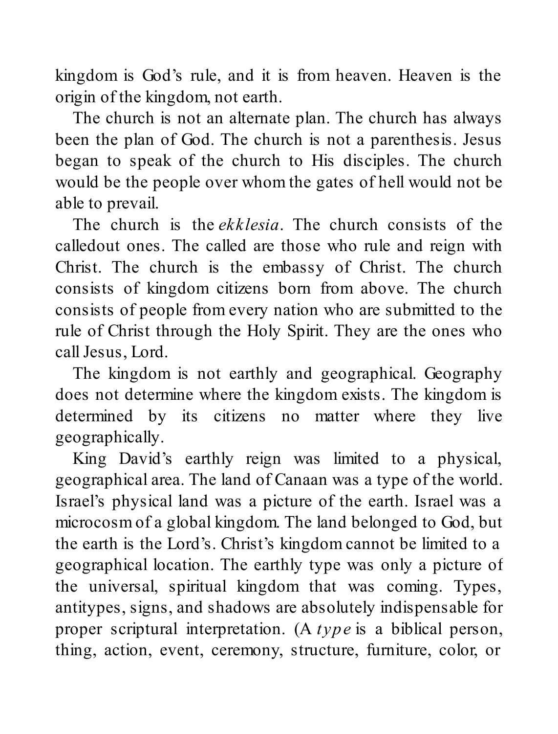kingdom is God's rule, and it is from heaven. Heaven is the origin of the kingdom, not earth.

The church is not an alternate plan. The church has always been the plan of God. The church is not a parenthesis. Jesus began to speak of the church to His disciples. The church would be the people over whom the gates of hell would not be able to prevail.

The church is the *ekklesia*. The church consists of the calledout ones. The called are those who rule and reign with Christ. The church is the embassy of Christ. The church consists of kingdom citizens born from above. The church consists of people from every nation who are submitted to the rule of Christ through the Holy Spirit. They are the ones who call Jesus, Lord.

The kingdom is not earthly and geographical. Geography does not determine where the kingdom exists. The kingdom is determined by its citizens no matter where they live geographically.

King David's earthly reign was limited to a physical, geographical area. The land of Canaan was a type of the world. Israel's physical land was a picture of the earth. Israel was a microcosm of a global kingdom. The land belonged to God, but the earth is the Lord's. Christ's kingdom cannot be limited to a geographical location. The earthly type was only a picture of the universal, spiritual kingdom that was coming. Types, antitypes, signs, and shadows are absolutely indispensable for proper scriptural interpretation. (A *type* is a biblical person, thing, action, event, ceremony, structure, furniture, color, or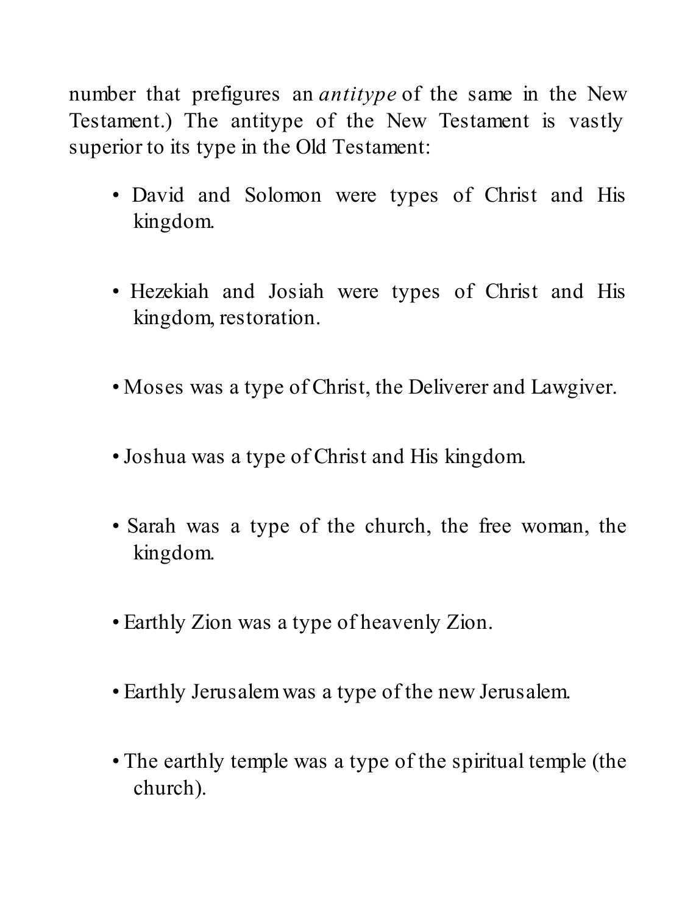number that prefigures an *antitype* of the same in the New Testament.) The antitype of the New Testament is vastly superior to its type in the Old Testament:

- David and Solomon were types of Christ and His kingdom.

- Hezekiah and Josiah were types of Christ and His kingdom, restoration.

- Moses was a type of Christ, the Deliverer and Lawgiver.

- Joshua was a type of Christ and His kingdom.

- Sarah was a type of the church, the free woman, the kingdom.

- Earthly Zion was a type of heavenly Zion.

- Earthly Jerusalem was a type of the new Jerusalem.

- The earthly temple was a type of the spiritual temple (the church).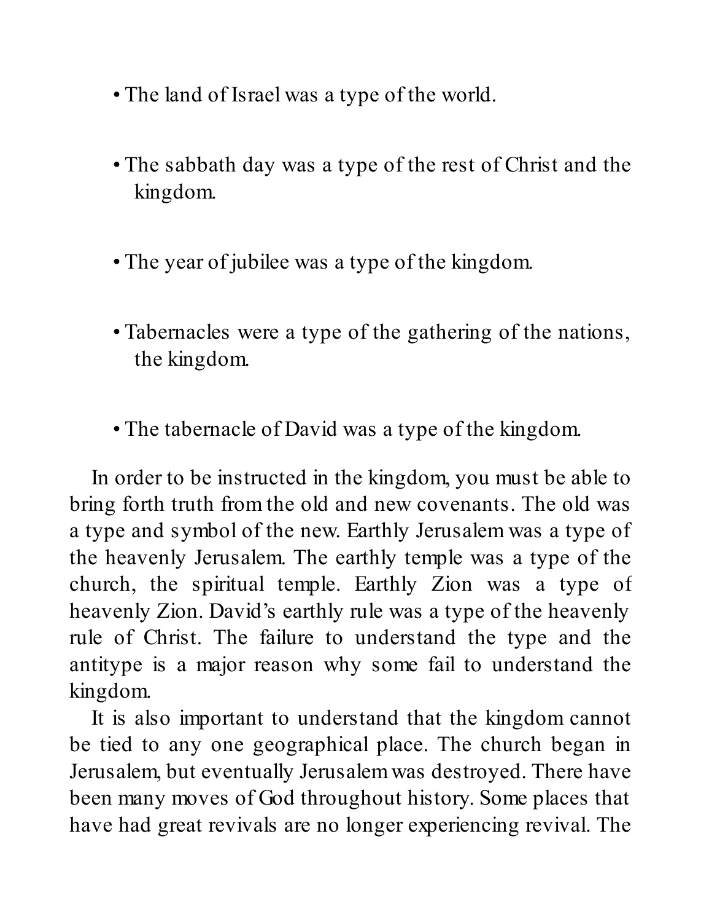- The land of Israel was a type of the world.

- The sabbath day was a type of the rest of Christ and the kingdom.

- The year of jubilee was a type of the kingdom.

- Tabernacles were a type of the gathering of the nations, the kingdom.

- The tabernacle of David was a type of the kingdom.

In order to be instructed in the kingdom, you must be able to bring forth truth from the old and new covenants. The old was a type and symbol of the new. Earthly Jerusalem was a type of the heavenly Jerusalem. The earthly temple was a type of the church, the spiritual temple. Earthly Zion was a type of heavenly Zion. David's earthly rule was a type of the heavenly rule of Christ. The failure to understand the type and the antitype is a major reason why some fail to understand the kingdom.

It is also important to understand that the kingdom cannot be tied to any one geographical place. The church began in Jerusalem, but eventually Jerusalem was destroyed. There have been many moves of God throughout history. Some places that have had great revivals are no longer experiencing revival. The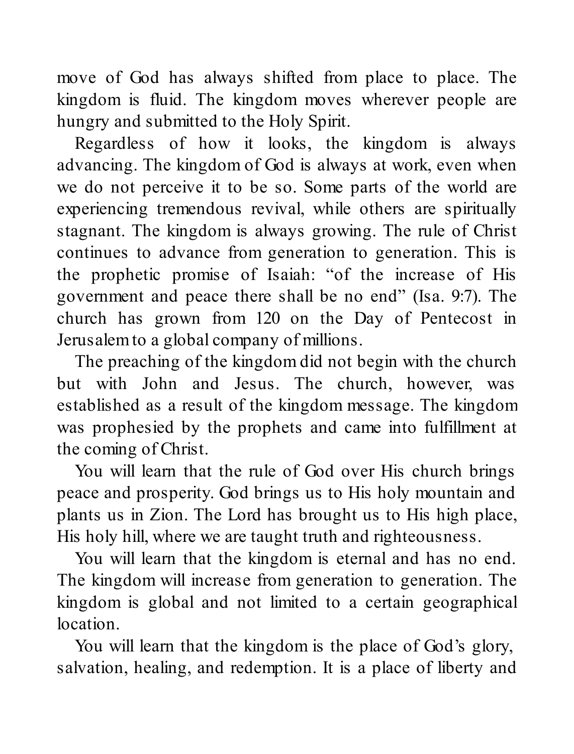move of God has always shifted from place to place. The kingdom is fluid. The kingdom moves wherever people are hungry and submitted to the Holy Spirit.

Regardless of how it looks, the kingdom is always advancing. The kingdom of God is always at work, even when we do not perceive it to be so. Some parts of the world are experiencing tremendous revival, while others are spiritually stagnant. The kingdom is always growing. The rule of Christ continues to advance from generation to generation. This is the prophetic promise of Isaiah: "of the increase of His government and peace there shall be no end" (Isa. 9:7). The church has grown from 120 on the Day of Pentecost in Jerusalem to a global company of millions.

The preaching of the kingdom did not begin with the church but with John and Jesus. The church, however, was established as a result of the kingdom message. The kingdom was prophesied by the prophets and came into fulfillment at the coming of Christ.

You will learn that the rule of God over His church brings peace and prosperity. God brings us to His holy mountain and plants us in Zion. The Lord has brought us to His high place, His holy hill, where we are taught truth and righteousness.

You will learn that the kingdom is eternal and has no end. The kingdom will increase from generation to generation. The kingdom is global and not limited to a certain geographical location.

You will learn that the kingdom is the place of God's glory, salvation, healing, and redemption. It is a place of liberty and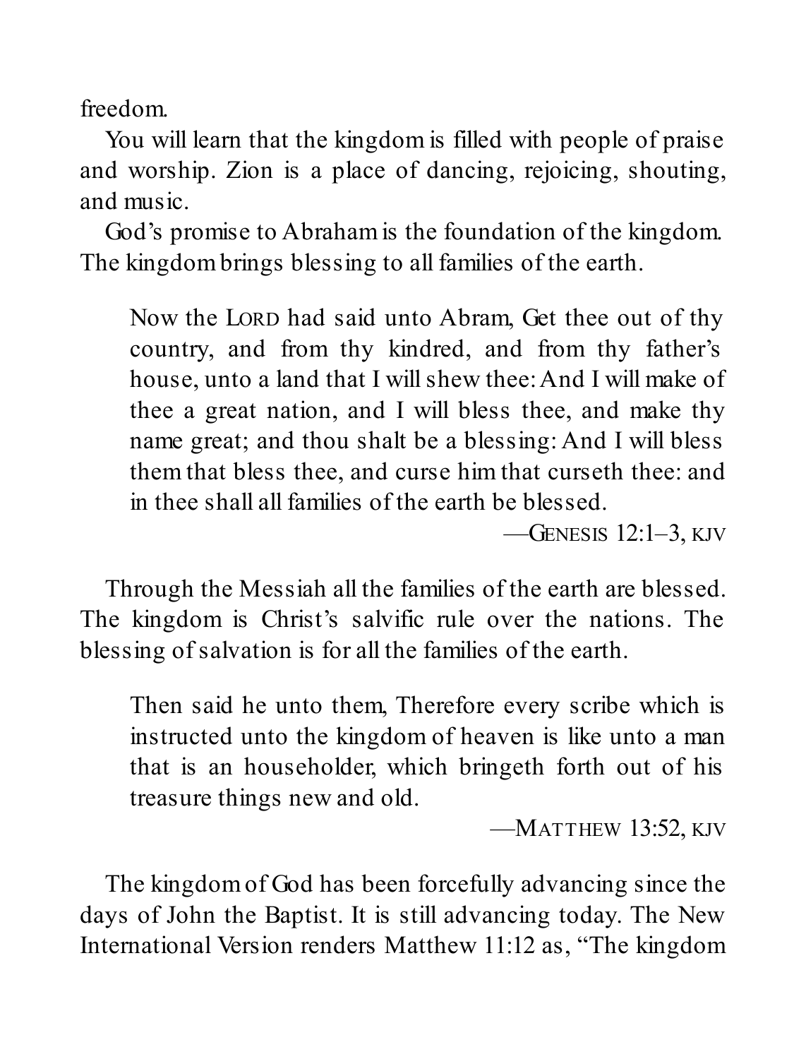freedom.

You will learn that the kingdom is filled with people of praise and worship. Zion is a place of dancing, rejoicing, shouting, and music.

God's promise to Abraham is the foundation of the kingdom. The kingdom brings blessing to all families of the earth.

> Now the LORD had said unto Abram, Get thee out of thy country, and from thy kindred, and from thy father's house, unto a land that I will shew thee: And I will make of thee a great nation, and I will bless thee, and make thy name great; and thou shalt be a blessing: And I will bless them that bless thee, and curse him that curseth thee: and in thee shall all families of the earth be blessed.
>
> —GENESIS 12:1–3, KJV

Through the Messiah all the families of the earth are blessed. The kingdom is Christ's salvific rule over the nations. The blessing of salvation is for all the families of the earth.

> Then said he unto them, Therefore every scribe which is instructed unto the kingdom of heaven is like unto a man that is an householder, which bringeth forth out of his treasure things new and old.
>
> —MATTHEW 13:52, KJV

The kingdom of God has been forcefully advancing since the days of John the Baptist. It is still advancing today. The New International Version renders Matthew 11:12 as, "The kingdom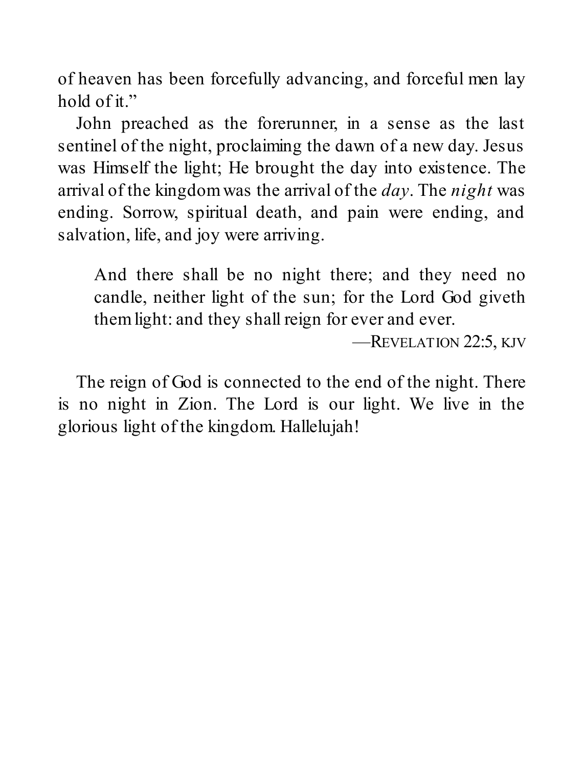of heaven has been forcefully advancing, and forceful men lay hold of it."

John preached as the forerunner, in a sense as the last sentinel of the night, proclaiming the dawn of a new day. Jesus was Himself the light; He brought the day into existence. The arrival of the kingdom was the arrival of the *day*. The *night* was ending. Sorrow, spiritual death, and pain were ending, and salvation, life, and joy were arriving.

> And there shall be no night there; and they need no candle, neither light of the sun; for the Lord God giveth them light: and they shall reign for ever and ever.
>
> —REVELATION 22:5, KJV

The reign of God is connected to the end of the night. There is no night in Zion. The Lord is our light. We live in the glorious light of the kingdom. Hallelujah!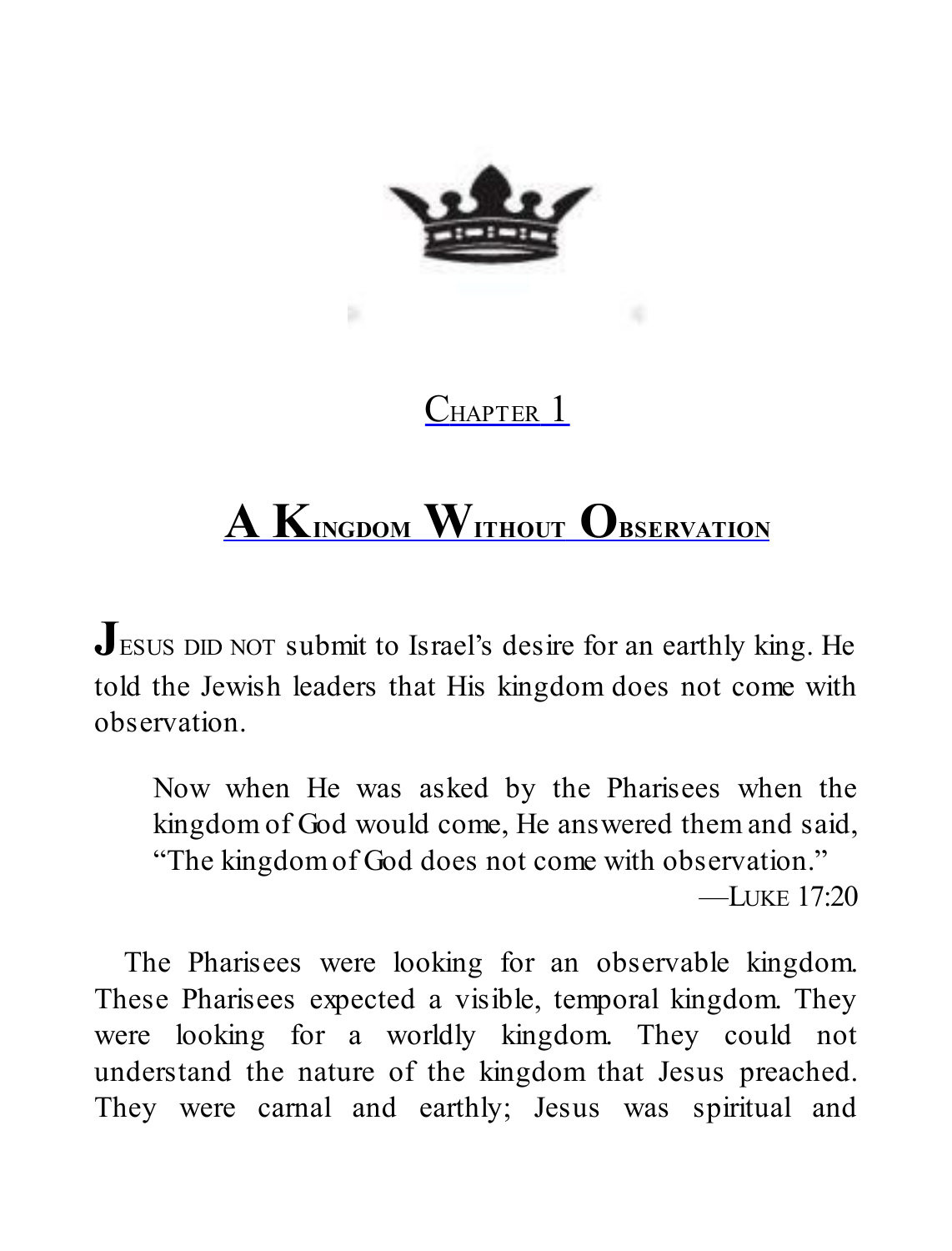## Chapter 1

# A Kingdom Without Observation

JESUS DID NOT submit to Israel's desire for an earthly king. He told the Jewish leaders that His kingdom does not come with observation.

> Now when He was asked by the Pharisees when the kingdom of God would come, He answered them and said, "The kingdom of God does not come with observation."
>
> —LUKE 17:20

The Pharisees were looking for an observable kingdom. These Pharisees expected a visible, temporal kingdom. They were looking for a worldly kingdom. They could not understand the nature of the kingdom that Jesus preached. They were carnal and earthly; Jesus was spiritual and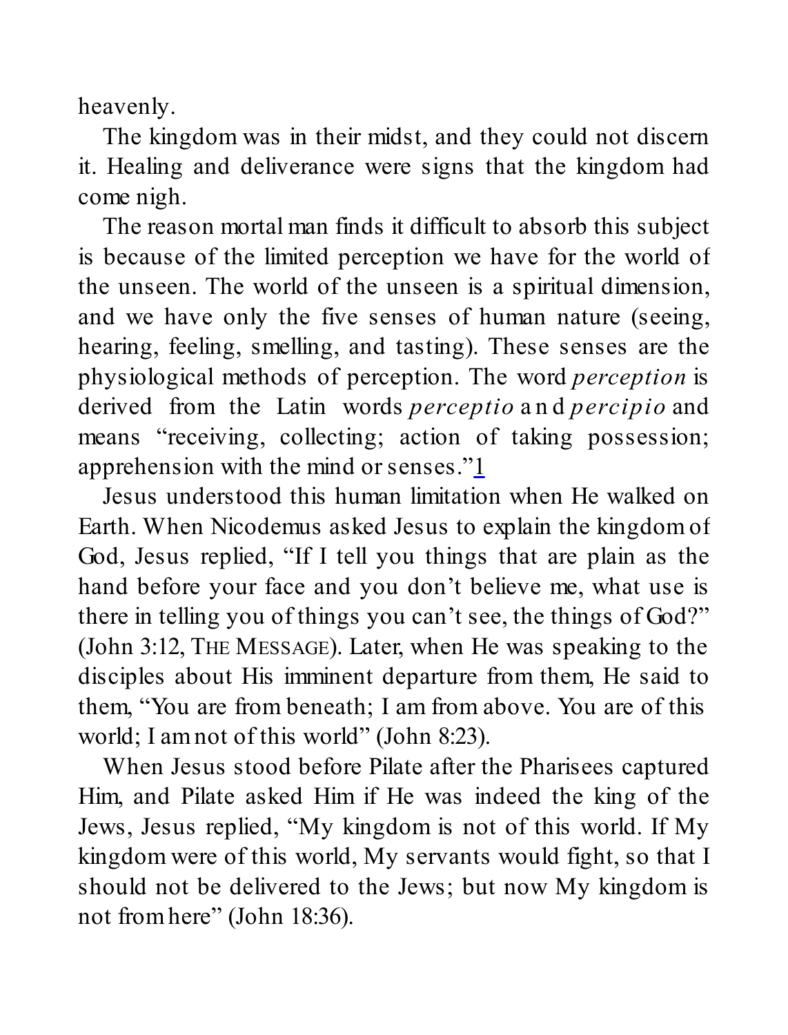heavenly.

The kingdom was in their midst, and they could not discern it. Healing and deliverance were signs that the kingdom had come nigh.

The reason mortal man finds it difficult to absorb this subject is because of the limited perception we have for the world of the unseen. The world of the unseen is a spiritual dimension, and we have only the five senses of human nature (seeing, hearing, feeling, smelling, and tasting). These senses are the physiological methods of perception. The word *perception* is derived from the Latin words *perceptio* and *percipio* and means "receiving, collecting; action of taking possession; apprehension with the mind or senses."[1]

Jesus understood this human limitation when He walked on Earth. When Nicodemus asked Jesus to explain the kingdom of God, Jesus replied, "If I tell you things that are plain as the hand before your face and you don't believe me, what use is there in telling you of things you can't see, the things of God?" (John 3:12, THE MESSAGE). Later, when He was speaking to the disciples about His imminent departure from them, He said to them, "You are from beneath; I am from above. You are of this world; I am not of this world" (John 8:23).

When Jesus stood before Pilate after the Pharisees captured Him, and Pilate asked Him if He was indeed the king of the Jews, Jesus replied, "My kingdom is not of this world. If My kingdom were of this world, My servants would fight, so that I should not be delivered to the Jews; but now My kingdom is not from here" (John 18:36).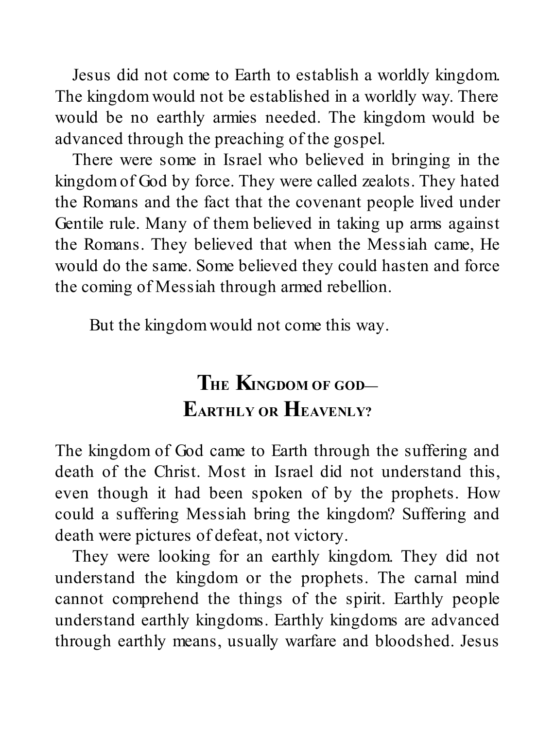Jesus did not come to Earth to establish a worldly kingdom. The kingdom would not be established in a worldly way. There would be no earthly armies needed. The kingdom would be advanced through the preaching of the gospel.

There were some in Israel who believed in bringing in the kingdom of God by force. They were called zealots. They hated the Romans and the fact that the covenant people lived under Gentile rule. Many of them believed in taking up arms against the Romans. They believed that when the Messiah came, He would do the same. Some believed they could hasten and force the coming of Messiah through armed rebellion.

But the kingdom would not come this way.

## The Kingdom of God— Earthly or Heavenly?

The kingdom of God came to Earth through the suffering and death of the Christ. Most in Israel did not understand this, even though it had been spoken of by the prophets. How could a suffering Messiah bring the kingdom? Suffering and death were pictures of defeat, not victory.

They were looking for an earthly kingdom. They did not understand the kingdom or the prophets. The carnal mind cannot comprehend the things of the spirit. Earthly people understand earthly kingdoms. Earthly kingdoms are advanced through earthly means, usually warfare and bloodshed. Jesus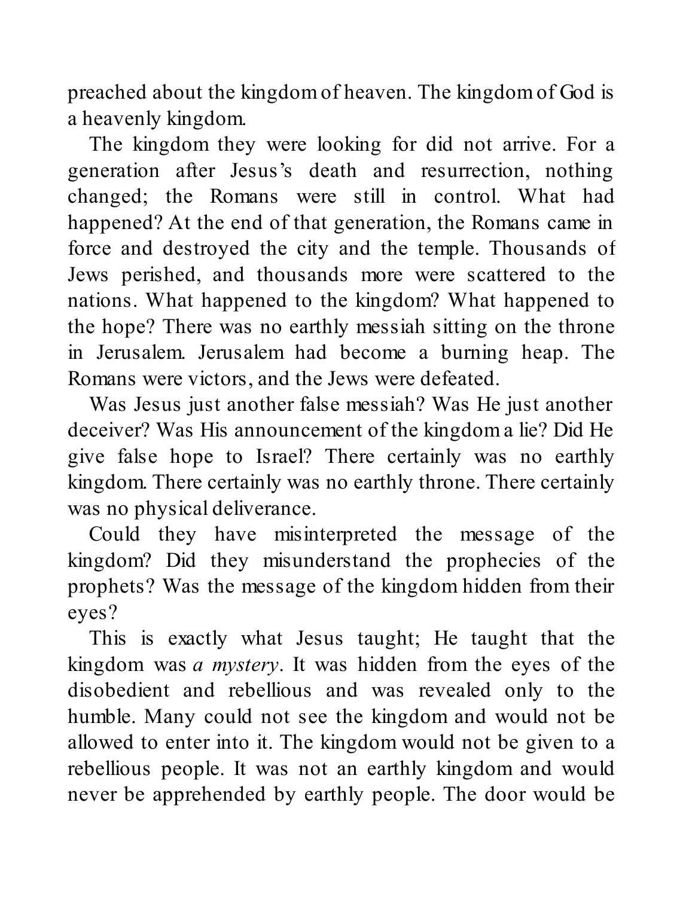preached about the kingdom of heaven. The kingdom of God is a heavenly kingdom.

The kingdom they were looking for did not arrive. For a generation after Jesus's death and resurrection, nothing changed; the Romans were still in control. What had happened? At the end of that generation, the Romans came in force and destroyed the city and the temple. Thousands of Jews perished, and thousands more were scattered to the nations. What happened to the kingdom? What happened to the hope? There was no earthly messiah sitting on the throne in Jerusalem. Jerusalem had become a burning heap. The Romans were victors, and the Jews were defeated.

Was Jesus just another false messiah? Was He just another deceiver? Was His announcement of the kingdom a lie? Did He give false hope to Israel? There certainly was no earthly kingdom. There certainly was no earthly throne. There certainly was no physical deliverance.

Could they have misinterpreted the message of the kingdom? Did they misunderstand the prophecies of the prophets? Was the message of the kingdom hidden from their eyes?

This is exactly what Jesus taught; He taught that the kingdom was *a mystery*. It was hidden from the eyes of the disobedient and rebellious and was revealed only to the humble. Many could not see the kingdom and would not be allowed to enter into it. The kingdom would not be given to a rebellious people. It was not an earthly kingdom and would never be apprehended by earthly people. The door would be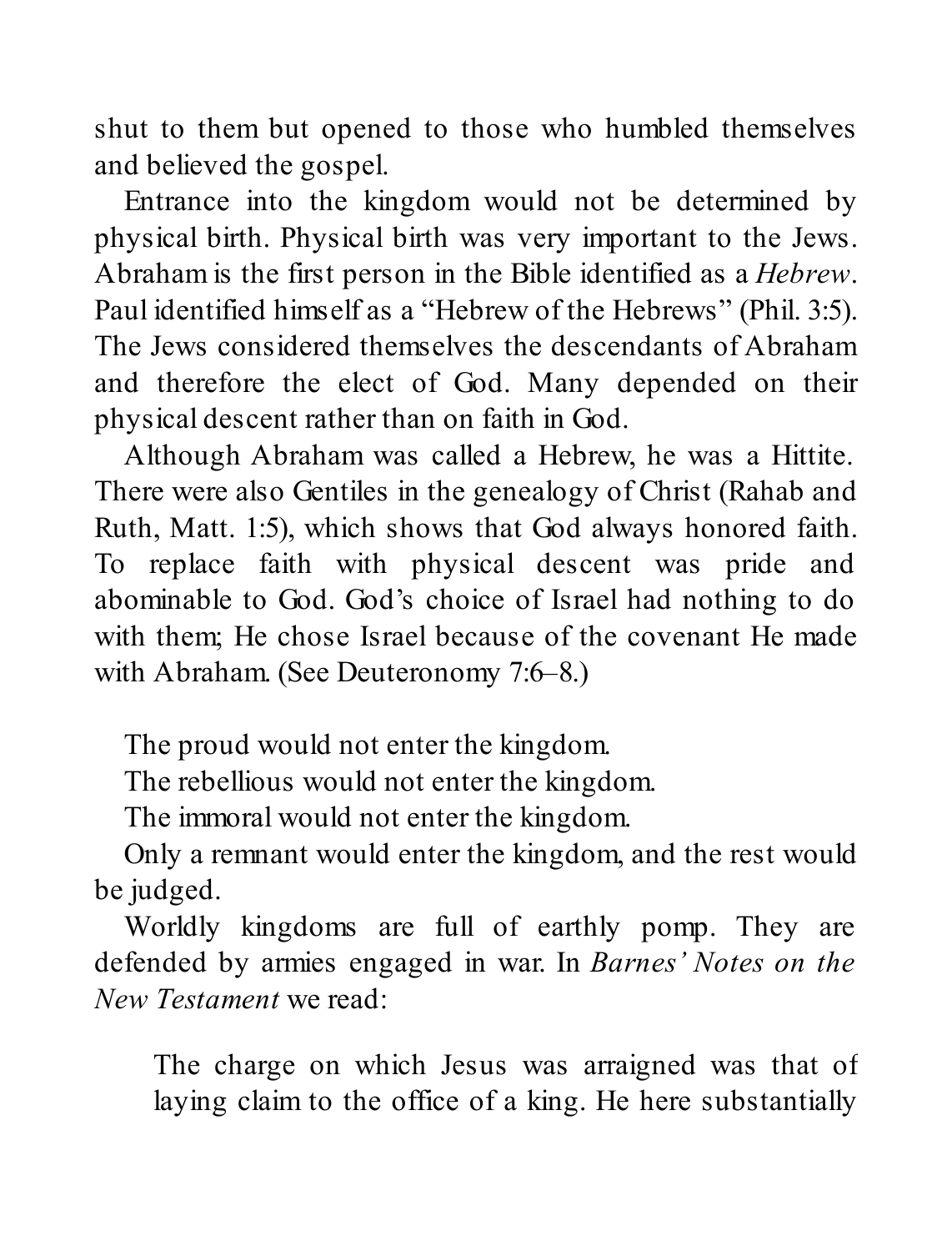shut to them but opened to those who humbled themselves and believed the gospel.

Entrance into the kingdom would not be determined by physical birth. Physical birth was very important to the Jews. Abraham is the first person in the Bible identified as a *Hebrew*. Paul identified himself as a "Hebrew of the Hebrews" (Phil. 3:5). The Jews considered themselves the descendants of Abraham and therefore the elect of God. Many depended on their physical descent rather than on faith in God.

Although Abraham was called a Hebrew, he was a Hittite. There were also Gentiles in the genealogy of Christ (Rahab and Ruth, Matt. 1:5), which shows that God always honored faith. To replace faith with physical descent was pride and abominable to God. God's choice of Israel had nothing to do with them; He chose Israel because of the covenant He made with Abraham. (See Deuteronomy 7:6–8.)

The proud would not enter the kingdom.
The rebellious would not enter the kingdom.
The immoral would not enter the kingdom.

Only a remnant would enter the kingdom, and the rest would be judged.

Worldly kingdoms are full of earthly pomp. They are defended by armies engaged in war. In *Barnes' Notes on the New Testament* we read:

> The charge on which Jesus was arraigned was that of laying claim to the office of a king. He here substantially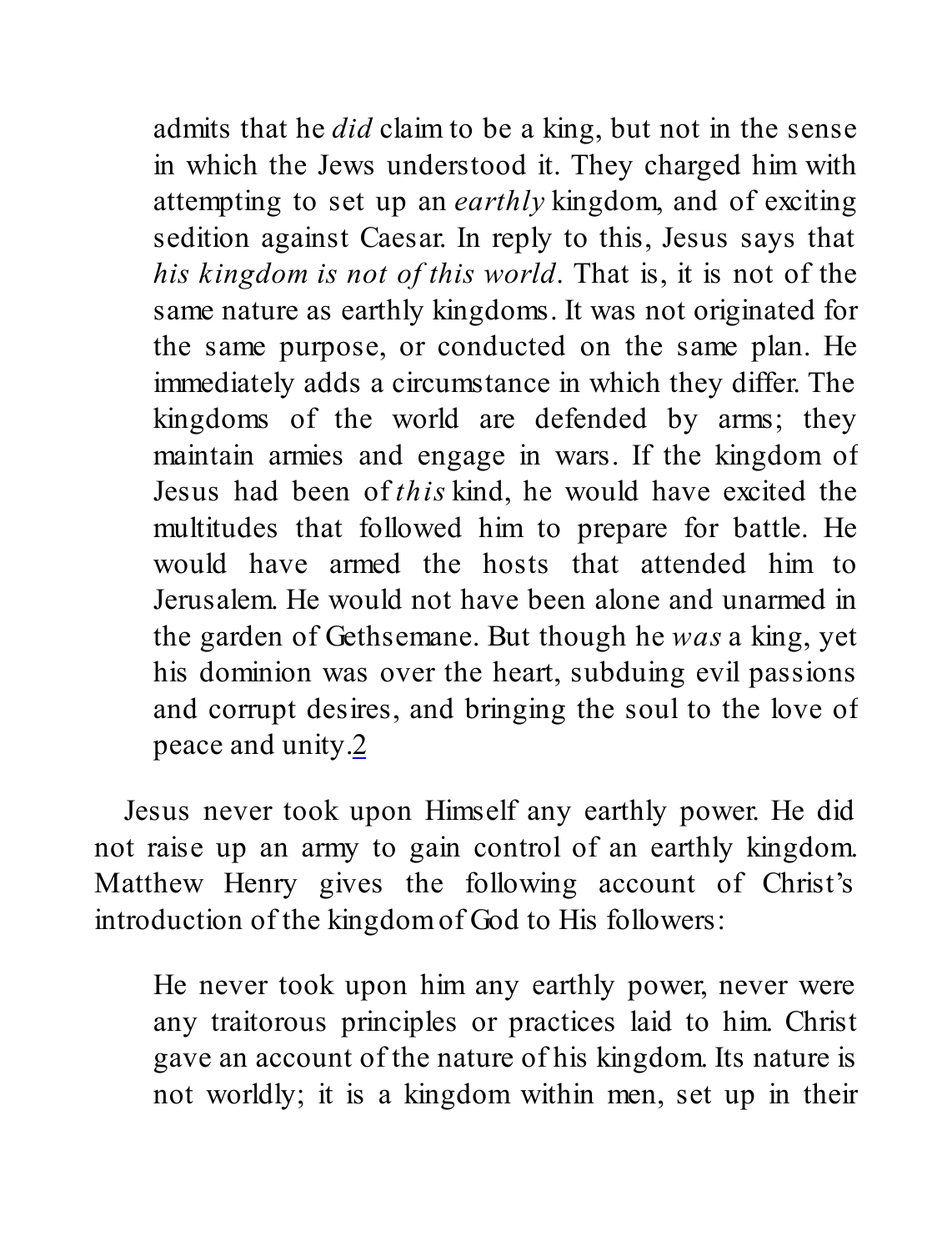> admits that he *did* claim to be a king, but not in the sense in which the Jews understood it. They charged him with attempting to set up an *earthly* kingdom, and of exciting sedition against Caesar. In reply to this, Jesus says that *his kingdom is not of this world*. That is, it is not of the same nature as earthly kingdoms. It was not originated for the same purpose, or conducted on the same plan. He immediately adds a circumstance in which they differ. The kingdoms of the world are defended by arms; they maintain armies and engage in wars. If the kingdom of Jesus had been of *this* kind, he would have excited the multitudes that followed him to prepare for battle. He would have armed the hosts that attended him to Jerusalem. He would not have been alone and unarmed in the garden of Gethsemane. But though he *was* a king, yet his dominion was over the heart, subduing evil passions and corrupt desires, and bringing the soul to the love of peace and unity.[2]

Jesus never took upon Himself any earthly power. He did not raise up an army to gain control of an earthly kingdom. Matthew Henry gives the following account of Christ's introduction of the kingdom of God to His followers:

> He never took upon him any earthly power, never were any traitorous principles or practices laid to him. Christ gave an account of the nature of his kingdom. Its nature is not worldly; it is a kingdom within men, set up in their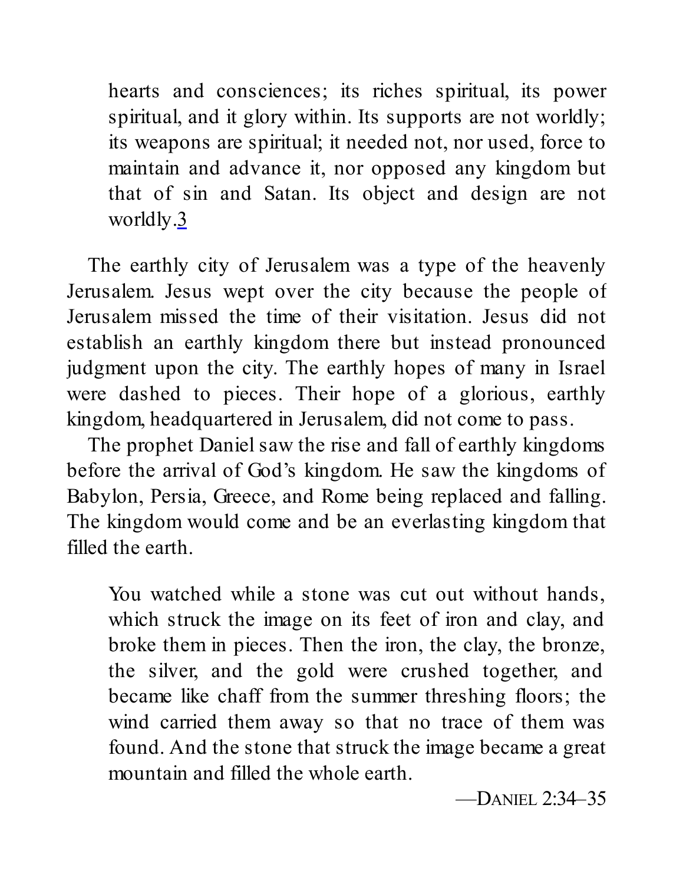> hearts and consciences; its riches spiritual, its power spiritual, and it glory within. Its supports are not worldly; its weapons are spiritual; it needed not, nor used, force to maintain and advance it, nor opposed any kingdom but that of sin and Satan. Its object and design are not worldly.[3]

The earthly city of Jerusalem was a type of the heavenly Jerusalem. Jesus wept over the city because the people of Jerusalem missed the time of their visitation. Jesus did not establish an earthly kingdom there but instead pronounced judgment upon the city. The earthly hopes of many in Israel were dashed to pieces. Their hope of a glorious, earthly kingdom, headquartered in Jerusalem, did not come to pass.

The prophet Daniel saw the rise and fall of earthly kingdoms before the arrival of God's kingdom. He saw the kingdoms of Babylon, Persia, Greece, and Rome being replaced and falling. The kingdom would come and be an everlasting kingdom that filled the earth.

> You watched while a stone was cut out without hands, which struck the image on its feet of iron and clay, and broke them in pieces. Then the iron, the clay, the bronze, the silver, and the gold were crushed together, and became like chaff from the summer threshing floors; the wind carried them away so that no trace of them was found. And the stone that struck the image became a great mountain and filled the whole earth.
>
> —Daniel 2:34–35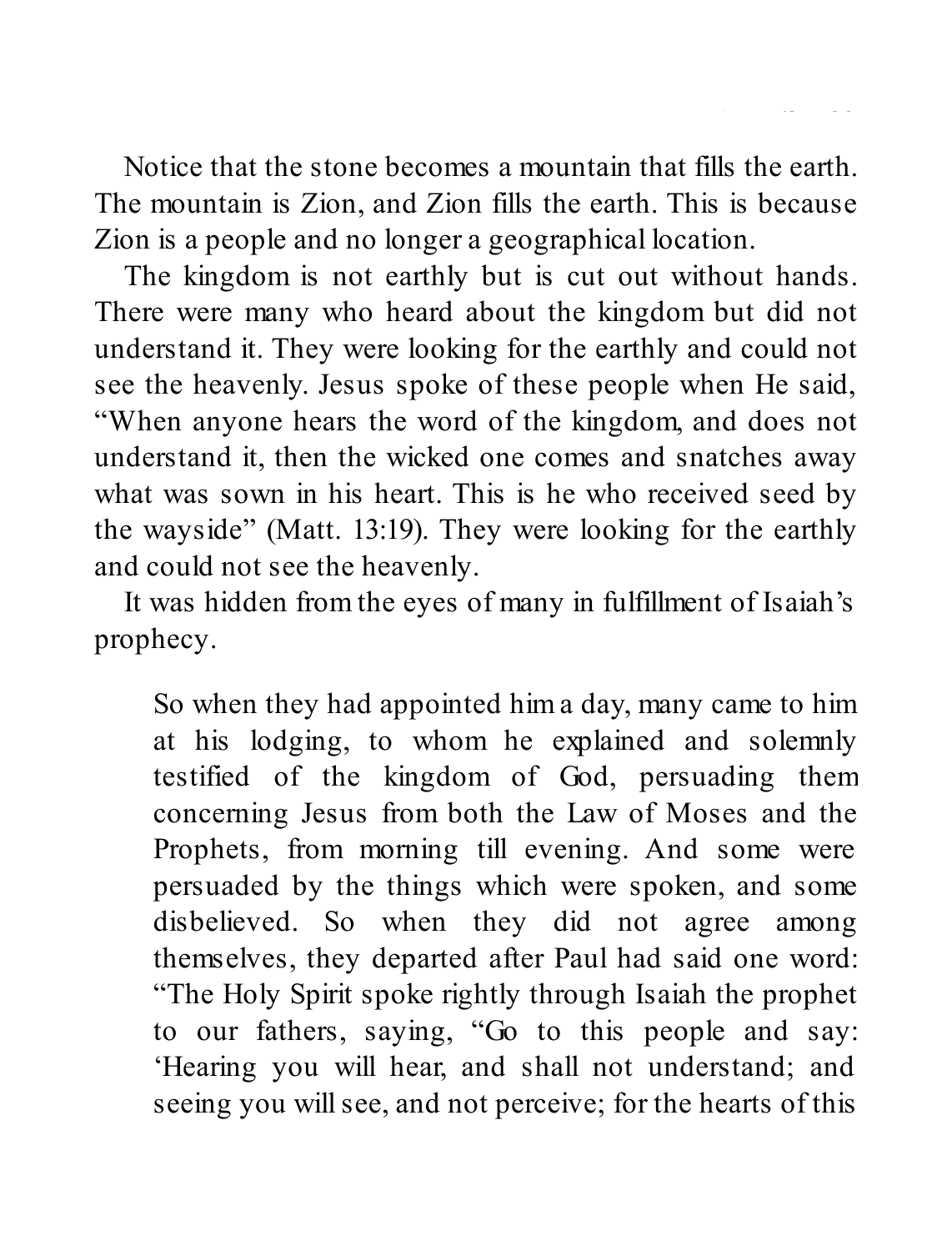Notice that the stone becomes a mountain that fills the earth. The mountain is Zion, and Zion fills the earth. This is because Zion is a people and no longer a geographical location.

The kingdom is not earthly but is cut out without hands. There were many who heard about the kingdom but did not understand it. They were looking for the earthly and could not see the heavenly. Jesus spoke of these people when He said, "When anyone hears the word of the kingdom, and does not understand it, then the wicked one comes and snatches away what was sown in his heart. This is he who received seed by the wayside" (Matt. 13:19). They were looking for the earthly and could not see the heavenly.

It was hidden from the eyes of many in fulfillment of Isaiah's prophecy.

> So when they had appointed him a day, many came to him at his lodging, to whom he explained and solemnly testified of the kingdom of God, persuading them concerning Jesus from both the Law of Moses and the Prophets, from morning till evening. And some were persuaded by the things which were spoken, and some disbelieved. So when they did not agree among themselves, they departed after Paul had said one word: "The Holy Spirit spoke rightly through Isaiah the prophet to our fathers, saying, "Go to this people and say: 'Hearing you will hear, and shall not understand; and seeing you will see, and not perceive; for the hearts of this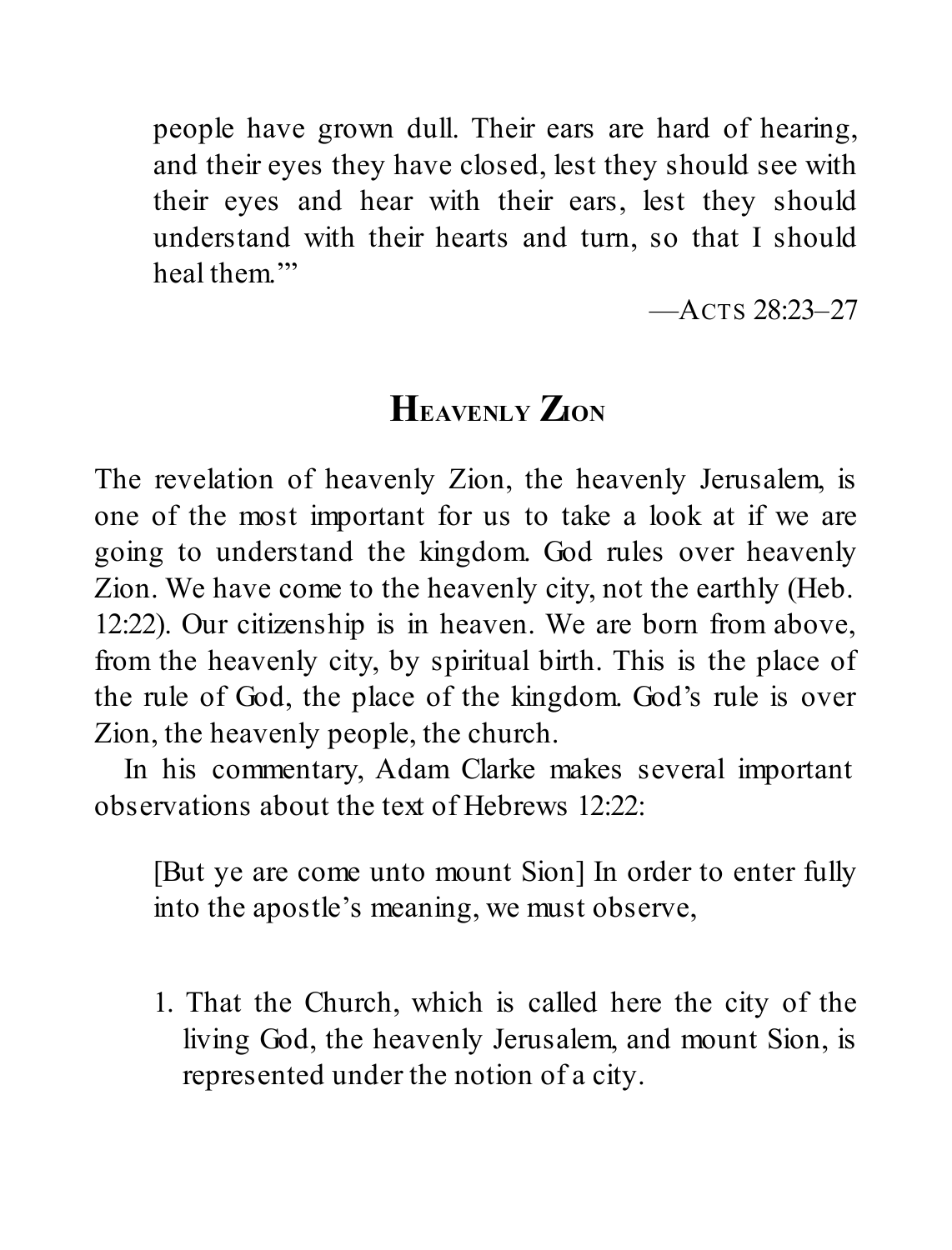> people have grown dull. Their ears are hard of hearing, and their eyes they have closed, lest they should see with their eyes and hear with their ears, lest they should understand with their hearts and turn, so that I should heal them.'"
>
> —Acts 28:23–27

## Heavenly Zion

The revelation of heavenly Zion, the heavenly Jerusalem, is one of the most important for us to take a look at if we are going to understand the kingdom. God rules over heavenly Zion. We have come to the heavenly city, not the earthly (Heb. 12:22). Our citizenship is in heaven. We are born from above, from the heavenly city, by spiritual birth. This is the place of the rule of God, the place of the kingdom. God's rule is over Zion, the heavenly people, the church.

In his commentary, Adam Clarke makes several important observations about the text of Hebrews 12:22:

> [But ye are come unto mount Sion] In order to enter fully into the apostle's meaning, we must observe,
>
> 1. That the Church, which is called here the city of the living God, the heavenly Jerusalem, and mount Sion, is represented under the notion of a city.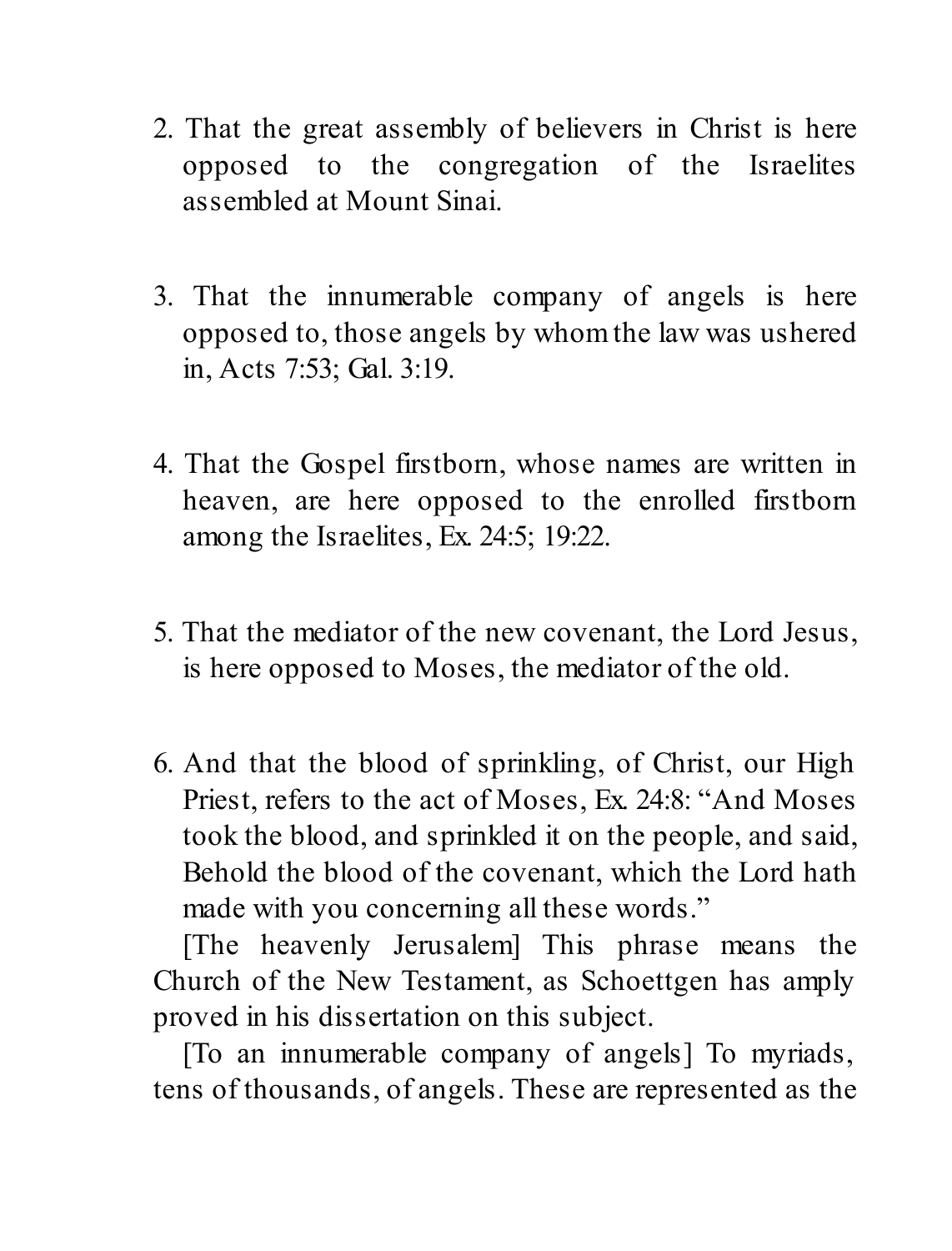2. That the great assembly of believers in Christ is here opposed to the congregation of the Israelites assembled at Mount Sinai.

3. That the innumerable company of angels is here opposed to, those angels by whom the law was ushered in, Acts 7:53; Gal. 3:19.

4. That the Gospel firstborn, whose names are written in heaven, are here opposed to the enrolled firstborn among the Israelites, Ex. 24:5; 19:22.

5. That the mediator of the new covenant, the Lord Jesus, is here opposed to Moses, the mediator of the old.

6. And that the blood of sprinkling, of Christ, our High Priest, refers to the act of Moses, Ex. 24:8: "And Moses took the blood, and sprinkled it on the people, and said, Behold the blood of the covenant, which the Lord hath made with you concerning all these words."

[The heavenly Jerusalem] This phrase means the Church of the New Testament, as Schoettgen has amply proved in his dissertation on this subject.

[To an innumerable company of angels] To myriads, tens of thousands, of angels. These are represented as the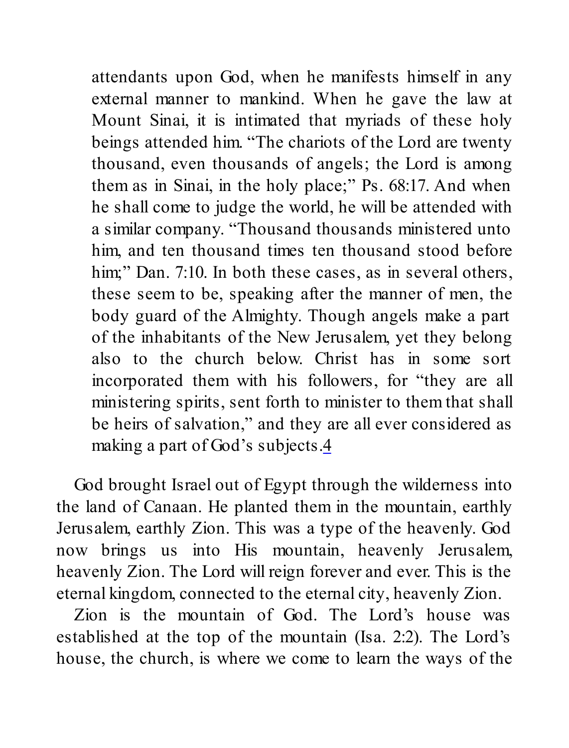> attendants upon God, when he manifests himself in any external manner to mankind. When he gave the law at Mount Sinai, it is intimated that myriads of these holy beings attended him. "The chariots of the Lord are twenty thousand, even thousands of angels; the Lord is among them as in Sinai, in the holy place;" Ps. 68:17. And when he shall come to judge the world, he will be attended with a similar company. "Thousand thousands ministered unto him, and ten thousand times ten thousand stood before him;" Dan. 7:10. In both these cases, as in several others, these seem to be, speaking after the manner of men, the body guard of the Almighty. Though angels make a part of the inhabitants of the New Jerusalem, yet they belong also to the church below. Christ has in some sort incorporated them with his followers, for "they are all ministering spirits, sent forth to minister to them that shall be heirs of salvation," and they are all ever considered as making a part of God's subjects.[4]

God brought Israel out of Egypt through the wilderness into the land of Canaan. He planted them in the mountain, earthly Jerusalem, earthly Zion. This was a type of the heavenly. God now brings us into His mountain, heavenly Jerusalem, heavenly Zion. The Lord will reign forever and ever. This is the eternal kingdom, connected to the eternal city, heavenly Zion.

Zion is the mountain of God. The Lord's house was established at the top of the mountain (Isa. 2:2). The Lord's house, the church, is where we come to learn the ways of the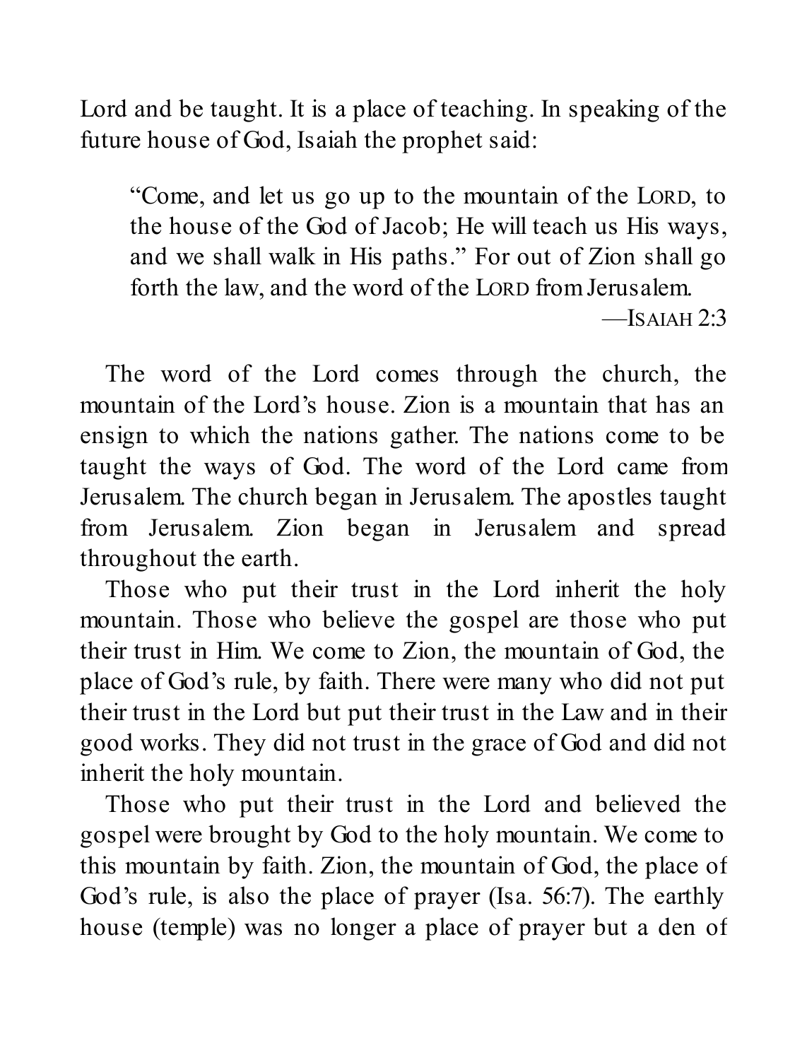Lord and be taught. It is a place of teaching. In speaking of the future house of God, Isaiah the prophet said:

> "Come, and let us go up to the mountain of the LORD, to the house of the God of Jacob; He will teach us His ways, and we shall walk in His paths." For out of Zion shall go forth the law, and the word of the LORD from Jerusalem.
>
> —ISAIAH 2:3

The word of the Lord comes through the church, the mountain of the Lord's house. Zion is a mountain that has an ensign to which the nations gather. The nations come to be taught the ways of God. The word of the Lord came from Jerusalem. The church began in Jerusalem. The apostles taught from Jerusalem. Zion began in Jerusalem and spread throughout the earth.

Those who put their trust in the Lord inherit the holy mountain. Those who believe the gospel are those who put their trust in Him. We come to Zion, the mountain of God, the place of God's rule, by faith. There were many who did not put their trust in the Lord but put their trust in the Law and in their good works. They did not trust in the grace of God and did not inherit the holy mountain.

Those who put their trust in the Lord and believed the gospel were brought by God to the holy mountain. We come to this mountain by faith. Zion, the mountain of God, the place of God's rule, is also the place of prayer (Isa. 56:7). The earthly house (temple) was no longer a place of prayer but a den of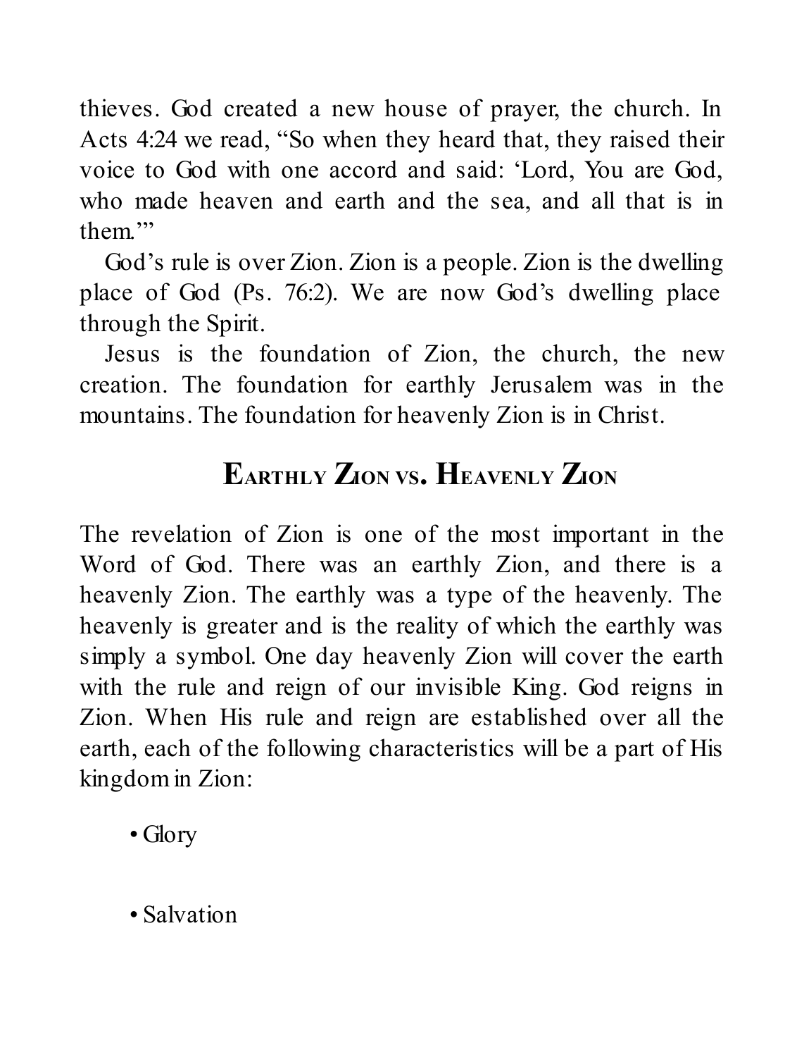thieves. God created a new house of prayer, the church. In Acts 4:24 we read, "So when they heard that, they raised their voice to God with one accord and said: 'Lord, You are God, who made heaven and earth and the sea, and all that is in them.'"

God's rule is over Zion. Zion is a people. Zion is the dwelling place of God (Ps. 76:2). We are now God's dwelling place through the Spirit.

Jesus is the foundation of Zion, the church, the new creation. The foundation for earthly Jerusalem was in the mountains. The foundation for heavenly Zion is in Christ.

## Earthly Zion vs. Heavenly Zion

The revelation of Zion is one of the most important in the Word of God. There was an earthly Zion, and there is a heavenly Zion. The earthly was a type of the heavenly. The heavenly is greater and is the reality of which the earthly was simply a symbol. One day heavenly Zion will cover the earth with the rule and reign of our invisible King. God reigns in Zion. When His rule and reign are established over all the earth, each of the following characteristics will be a part of His kingdom in Zion:

- Glory
- Salvation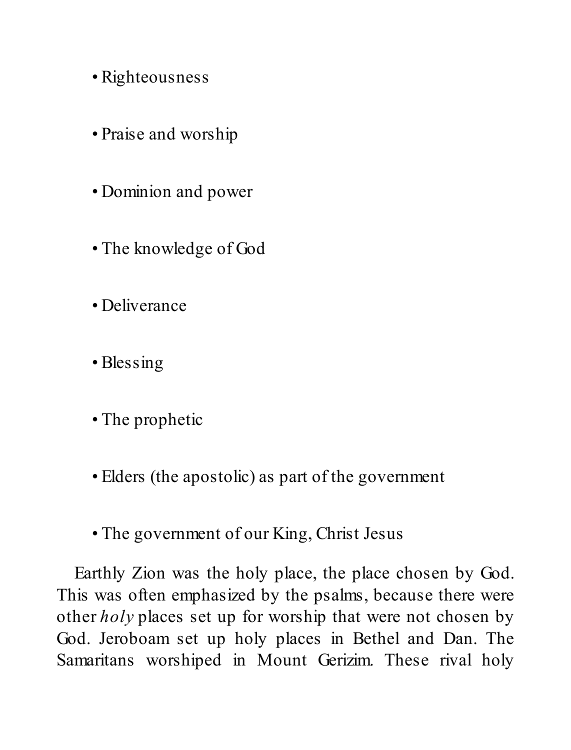- Righteousness
- Praise and worship
- Dominion and power
- The knowledge of God
- Deliverance
- Blessing
- The prophetic
- Elders (the apostolic) as part of the government
- The government of our King, Christ Jesus

Earthly Zion was the holy place, the place chosen by God. This was often emphasized by the psalms, because there were other *holy* places set up for worship that were not chosen by God. Jeroboam set up holy places in Bethel and Dan. The Samaritans worshiped in Mount Gerizim. These rival holy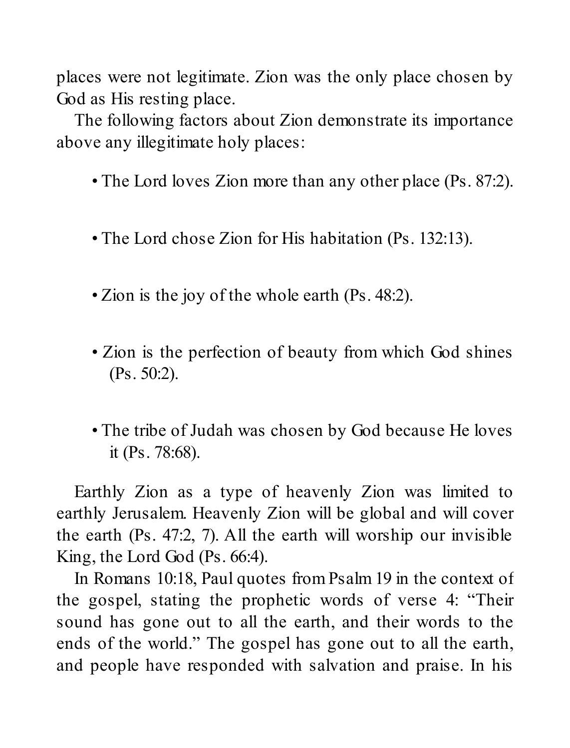places were not legitimate. Zion was the only place chosen by God as His resting place.

The following factors about Zion demonstrate its importance above any illegitimate holy places:

- The Lord loves Zion more than any other place (Ps. 87:2).
- The Lord chose Zion for His habitation (Ps. 132:13).
- Zion is the joy of the whole earth (Ps. 48:2).
- Zion is the perfection of beauty from which God shines (Ps. 50:2).
- The tribe of Judah was chosen by God because He loves it (Ps. 78:68).

Earthly Zion as a type of heavenly Zion was limited to earthly Jerusalem. Heavenly Zion will be global and will cover the earth (Ps. 47:2, 7). All the earth will worship our invisible King, the Lord God (Ps. 66:4).

In Romans 10:18, Paul quotes from Psalm 19 in the context of the gospel, stating the prophetic words of verse 4: "Their sound has gone out to all the earth, and their words to the ends of the world." The gospel has gone out to all the earth, and people have responded with salvation and praise. In his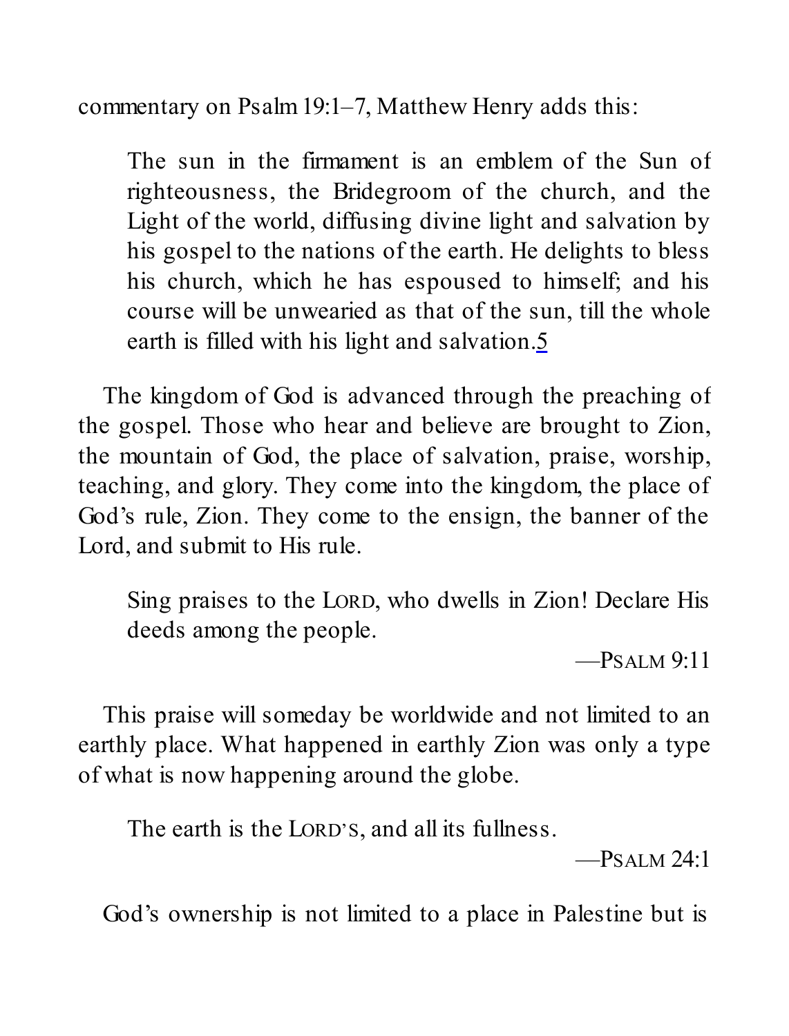commentary on Psalm 19:1–7, Matthew Henry adds this:

> The sun in the firmament is an emblem of the Sun of righteousness, the Bridegroom of the church, and the Light of the world, diffusing divine light and salvation by his gospel to the nations of the earth. He delights to bless his church, which he has espoused to himself; and his course will be unwearied as that of the sun, till the whole earth is filled with his light and salvation.[5]

The kingdom of God is advanced through the preaching of the gospel. Those who hear and believe are brought to Zion, the mountain of God, the place of salvation, praise, worship, teaching, and glory. They come into the kingdom, the place of God's rule, Zion. They come to the ensign, the banner of the Lord, and submit to His rule.

> Sing praises to the LORD, who dwells in Zion! Declare His deeds among the people.
>
> —PSALM 9:11

This praise will someday be worldwide and not limited to an earthly place. What happened in earthly Zion was only a type of what is now happening around the globe.

> The earth is the LORD'S, and all its fullness.
>
> —PSALM 24:1

God's ownership is not limited to a place in Palestine but is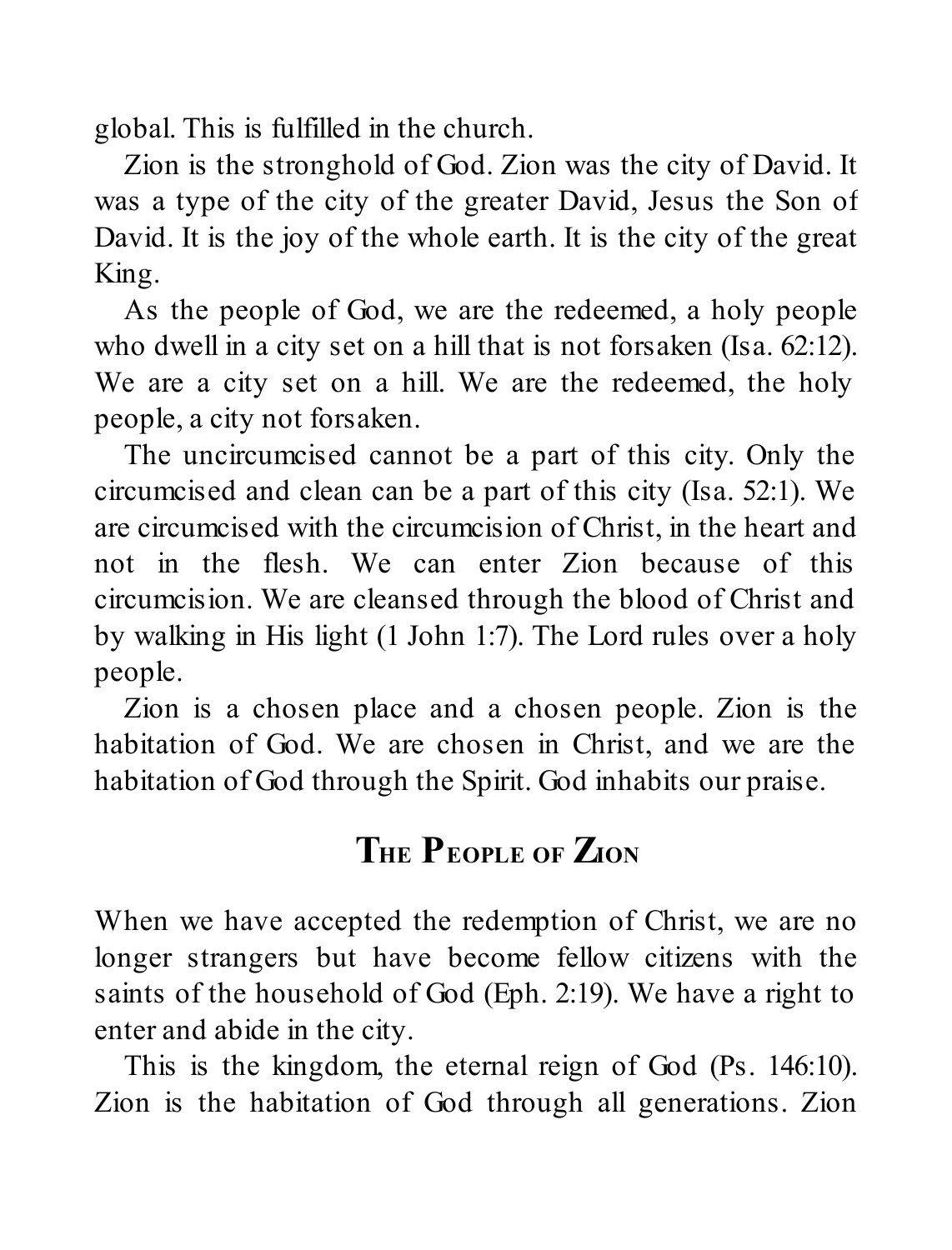global. This is fulfilled in the church.

Zion is the stronghold of God. Zion was the city of David. It was a type of the city of the greater David, Jesus the Son of David. It is the joy of the whole earth. It is the city of the great King.

As the people of God, we are the redeemed, a holy people who dwell in a city set on a hill that is not forsaken (Isa. 62:12). We are a city set on a hill. We are the redeemed, the holy people, a city not forsaken.

The uncircumcised cannot be a part of this city. Only the circumcised and clean can be a part of this city (Isa. 52:1). We are circumcised with the circumcision of Christ, in the heart and not in the flesh. We can enter Zion because of this circumcision. We are cleansed through the blood of Christ and by walking in His light (1 John 1:7). The Lord rules over a holy people.

Zion is a chosen place and a chosen people. Zion is the habitation of God. We are chosen in Christ, and we are the habitation of God through the Spirit. God inhabits our praise.

## The People of Zion

When we have accepted the redemption of Christ, we are no longer strangers but have become fellow citizens with the saints of the household of God (Eph. 2:19). We have a right to enter and abide in the city.

This is the kingdom, the eternal reign of God (Ps. 146:10). Zion is the habitation of God through all generations. Zion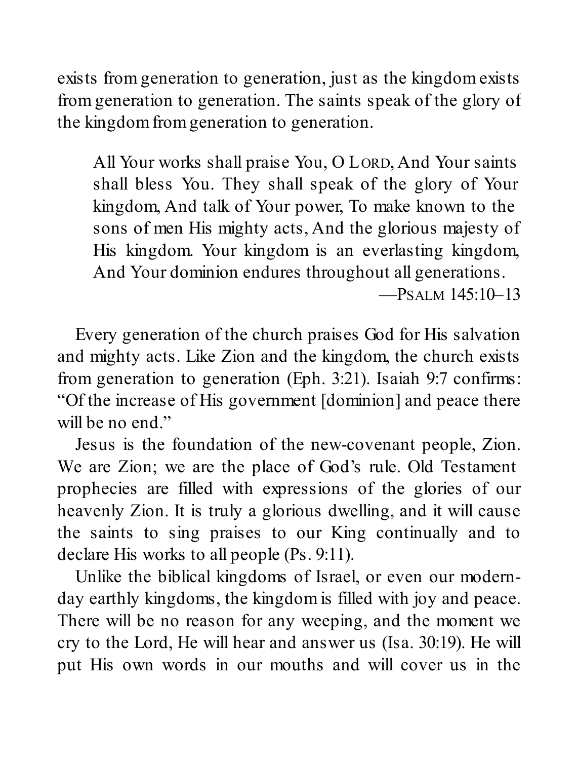exists from generation to generation, just as the kingdom exists from generation to generation. The saints speak of the glory of the kingdom from generation to generation.

> All Your works shall praise You, O LORD, And Your saints shall bless You. They shall speak of the glory of Your kingdom, And talk of Your power, To make known to the sons of men His mighty acts, And the glorious majesty of His kingdom. Your kingdom is an everlasting kingdom, And Your dominion endures throughout all generations.
>
> —PSALM 145:10–13

Every generation of the church praises God for His salvation and mighty acts. Like Zion and the kingdom, the church exists from generation to generation (Eph. 3:21). Isaiah 9:7 confirms: "Of the increase of His government [dominion] and peace there will be no end."

Jesus is the foundation of the new-covenant people, Zion. We are Zion; we are the place of God's rule. Old Testament prophecies are filled with expressions of the glories of our heavenly Zion. It is truly a glorious dwelling, and it will cause the saints to sing praises to our King continually and to declare His works to all people (Ps. 9:11).

Unlike the biblical kingdoms of Israel, or even our modern-day earthly kingdoms, the kingdom is filled with joy and peace. There will be no reason for any weeping, and the moment we cry to the Lord, He will hear and answer us (Isa. 30:19). He will put His own words in our mouths and will cover us in the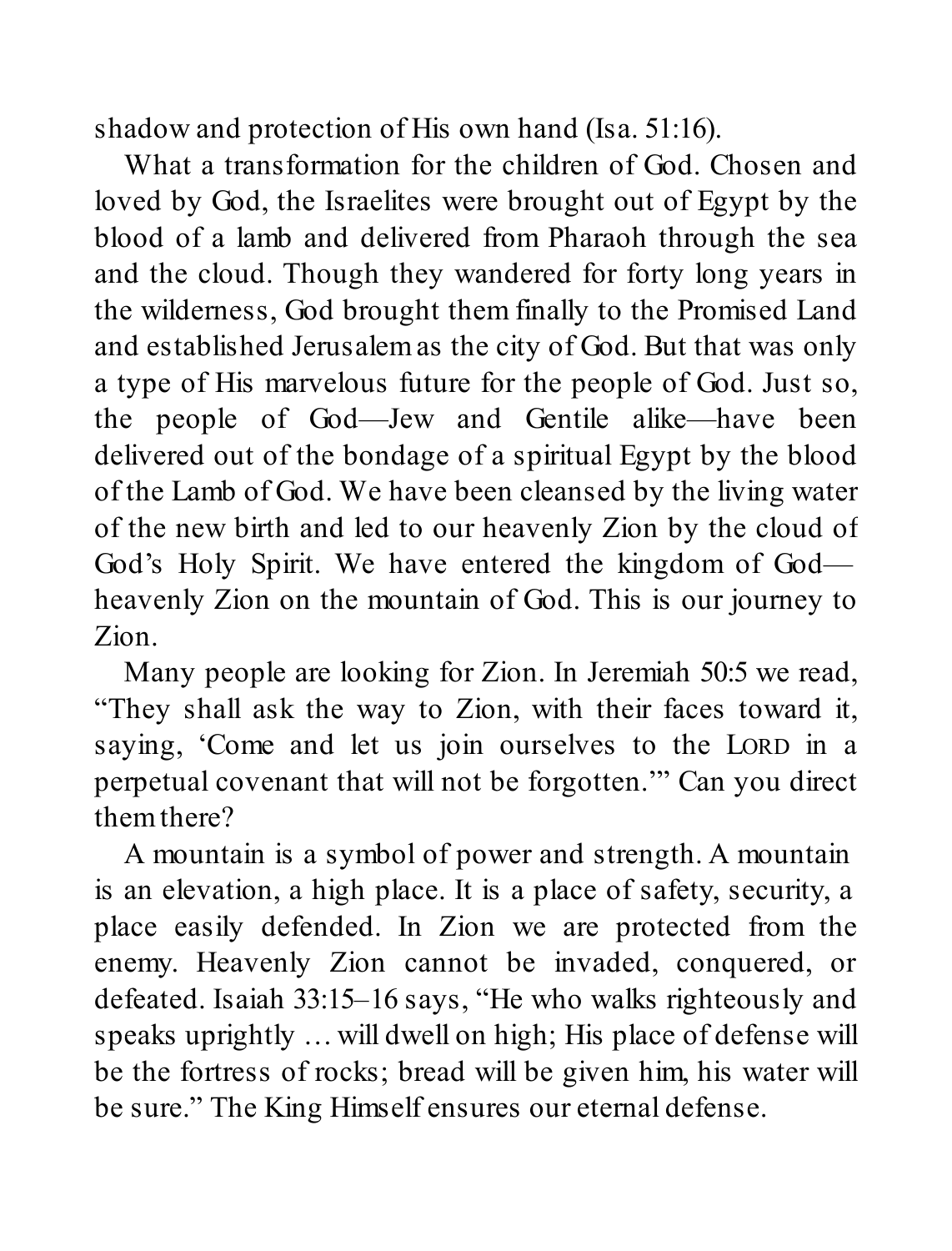shadow and protection of His own hand (Isa. 51:16).

What a transformation for the children of God. Chosen and loved by God, the Israelites were brought out of Egypt by the blood of a lamb and delivered from Pharaoh through the sea and the cloud. Though they wandered for forty long years in the wilderness, God brought them finally to the Promised Land and established Jerusalem as the city of God. But that was only a type of His marvelous future for the people of God. Just so, the people of God—Jew and Gentile alike—have been delivered out of the bondage of a spiritual Egypt by the blood of the Lamb of God. We have been cleansed by the living water of the new birth and led to our heavenly Zion by the cloud of God's Holy Spirit. We have entered the kingdom of God—heavenly Zion on the mountain of God. This is our journey to Zion.

Many people are looking for Zion. In Jeremiah 50:5 we read, "They shall ask the way to Zion, with their faces toward it, saying, 'Come and let us join ourselves to the LORD in a perpetual covenant that will not be forgotten.'" Can you direct them there?

A mountain is a symbol of power and strength. A mountain is an elevation, a high place. It is a place of safety, security, a place easily defended. In Zion we are protected from the enemy. Heavenly Zion cannot be invaded, conquered, or defeated. Isaiah 33:15–16 says, "He who walks righteously and speaks uprightly … will dwell on high; His place of defense will be the fortress of rocks; bread will be given him, his water will be sure." The King Himself ensures our eternal defense.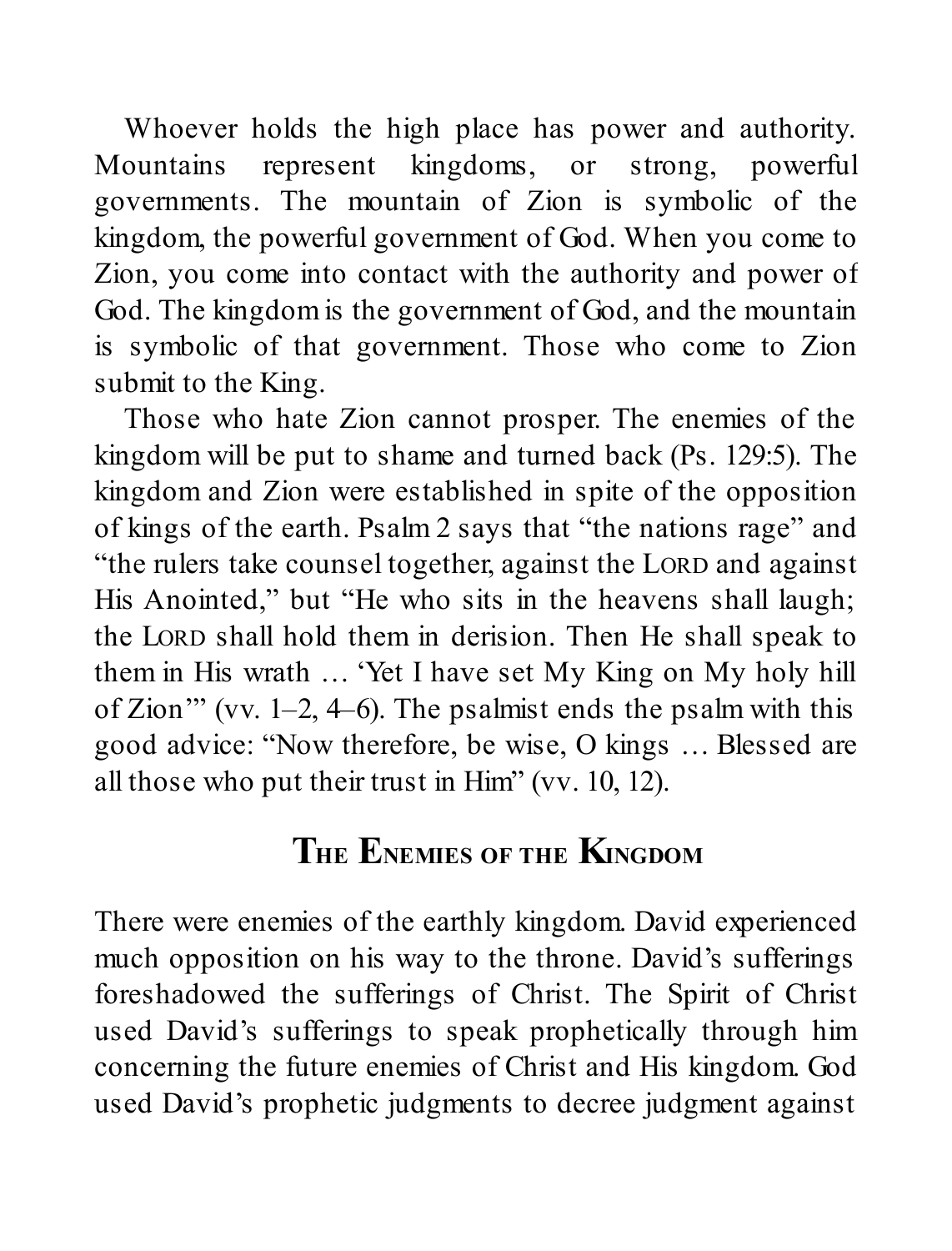Whoever holds the high place has power and authority. Mountains represent kingdoms, or strong, powerful governments. The mountain of Zion is symbolic of the kingdom, the powerful government of God. When you come to Zion, you come into contact with the authority and power of God. The kingdom is the government of God, and the mountain is symbolic of that government. Those who come to Zion submit to the King.

Those who hate Zion cannot prosper. The enemies of the kingdom will be put to shame and turned back (Ps. 129:5). The kingdom and Zion were established in spite of the opposition of kings of the earth. Psalm 2 says that "the nations rage" and "the rulers take counsel together, against the LORD and against His Anointed," but "He who sits in the heavens shall laugh; the LORD shall hold them in derision. Then He shall speak to them in His wrath … 'Yet I have set My King on My holy hill of Zion'" (vv. 1–2, 4–6). The psalmist ends the psalm with this good advice: "Now therefore, be wise, O kings … Blessed are all those who put their trust in Him" (vv. 10, 12).

## The Enemies of the Kingdom

There were enemies of the earthly kingdom. David experienced much opposition on his way to the throne. David's sufferings foreshadowed the sufferings of Christ. The Spirit of Christ used David's sufferings to speak prophetically through him concerning the future enemies of Christ and His kingdom. God used David's prophetic judgments to decree judgment against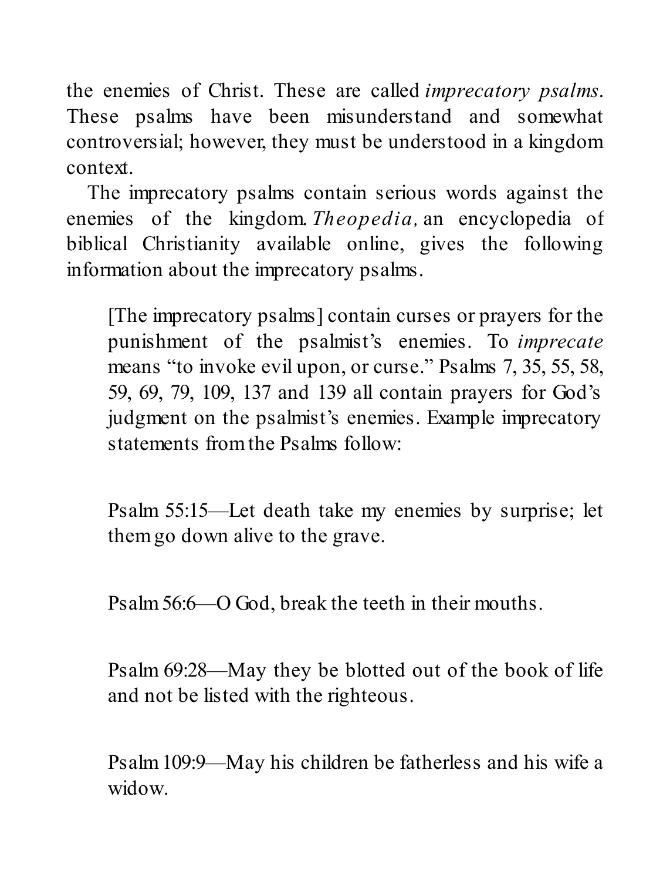the enemies of Christ. These are called *imprecatory psalms*. These psalms have been misunderstand and somewhat controversial; however, they must be understood in a kingdom context.

The imprecatory psalms contain serious words against the enemies of the kingdom. *Theopedia,* an encyclopedia of biblical Christianity available online, gives the following information about the imprecatory psalms.

> [The imprecatory psalms] contain curses or prayers for the punishment of the psalmist's enemies. To *imprecate* means "to invoke evil upon, or curse." Psalms 7, 35, 55, 58, 59, 69, 79, 109, 137 and 139 all contain prayers for God's judgment on the psalmist's enemies. Example imprecatory statements from the Psalms follow:
>
> Psalm 55:15—Let death take my enemies by surprise; let them go down alive to the grave.
>
> Psalm 56:6—O God, break the teeth in their mouths.
>
> Psalm 69:28—May they be blotted out of the book of life and not be listed with the righteous.
>
> Psalm 109:9—May his children be fatherless and his wife a widow.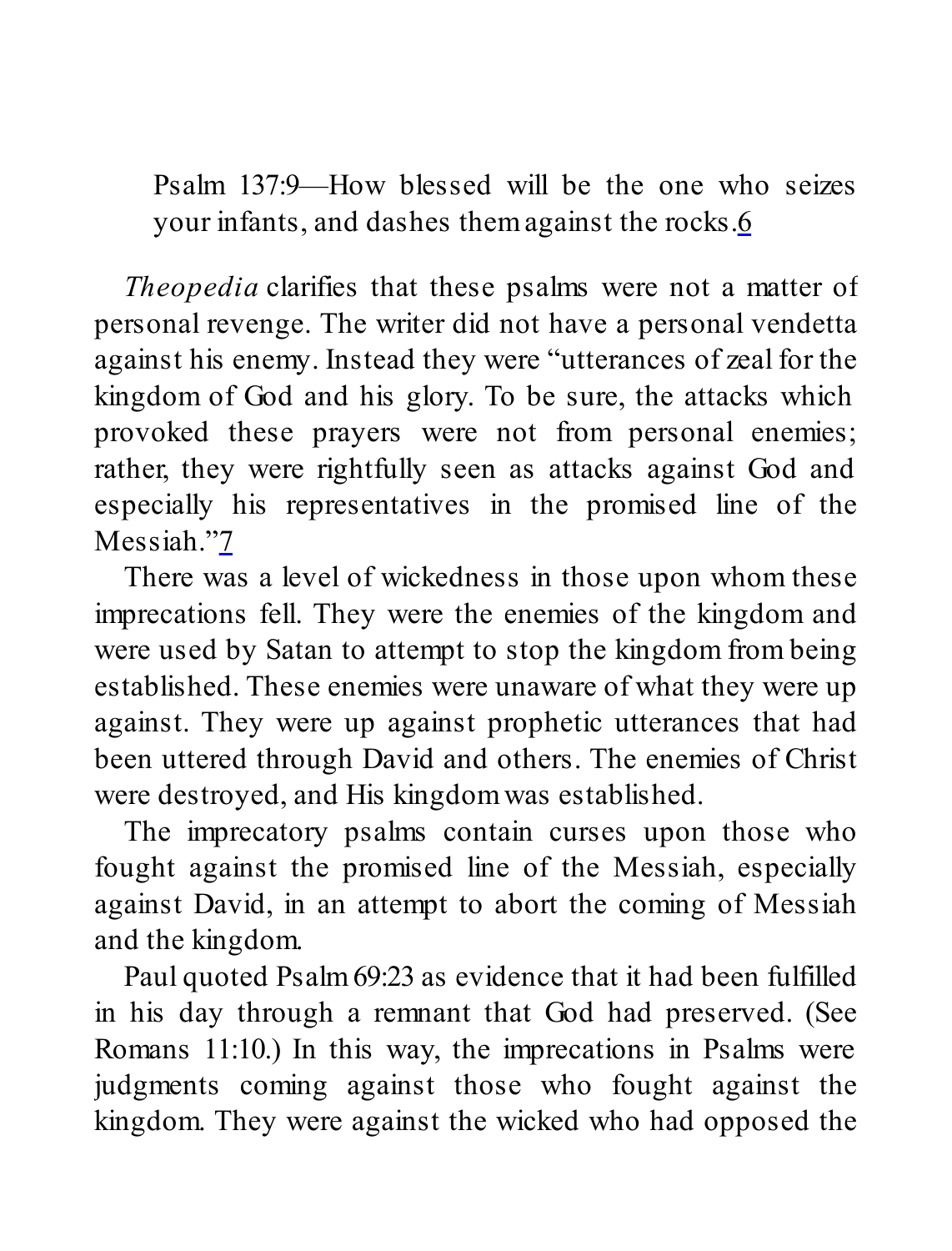> Psalm 137:9—How blessed will be the one who seizes your infants, and dashes them against the rocks.[6]

*Theopedia* clarifies that these psalms were not a matter of personal revenge. The writer did not have a personal vendetta against his enemy. Instead they were "utterances of zeal for the kingdom of God and his glory. To be sure, the attacks which provoked these prayers were not from personal enemies; rather, they were rightfully seen as attacks against God and especially his representatives in the promised line of the Messiah."[7]

There was a level of wickedness in those upon whom these imprecations fell. They were the enemies of the kingdom and were used by Satan to attempt to stop the kingdom from being established. These enemies were unaware of what they were up against. They were up against prophetic utterances that had been uttered through David and others. The enemies of Christ were destroyed, and His kingdom was established.

The imprecatory psalms contain curses upon those who fought against the promised line of the Messiah, especially against David, in an attempt to abort the coming of Messiah and the kingdom.

Paul quoted Psalm 69:23 as evidence that it had been fulfilled in his day through a remnant that God had preserved. (See Romans 11:10.) In this way, the imprecations in Psalms were judgments coming against those who fought against the kingdom. They were against the wicked who had opposed the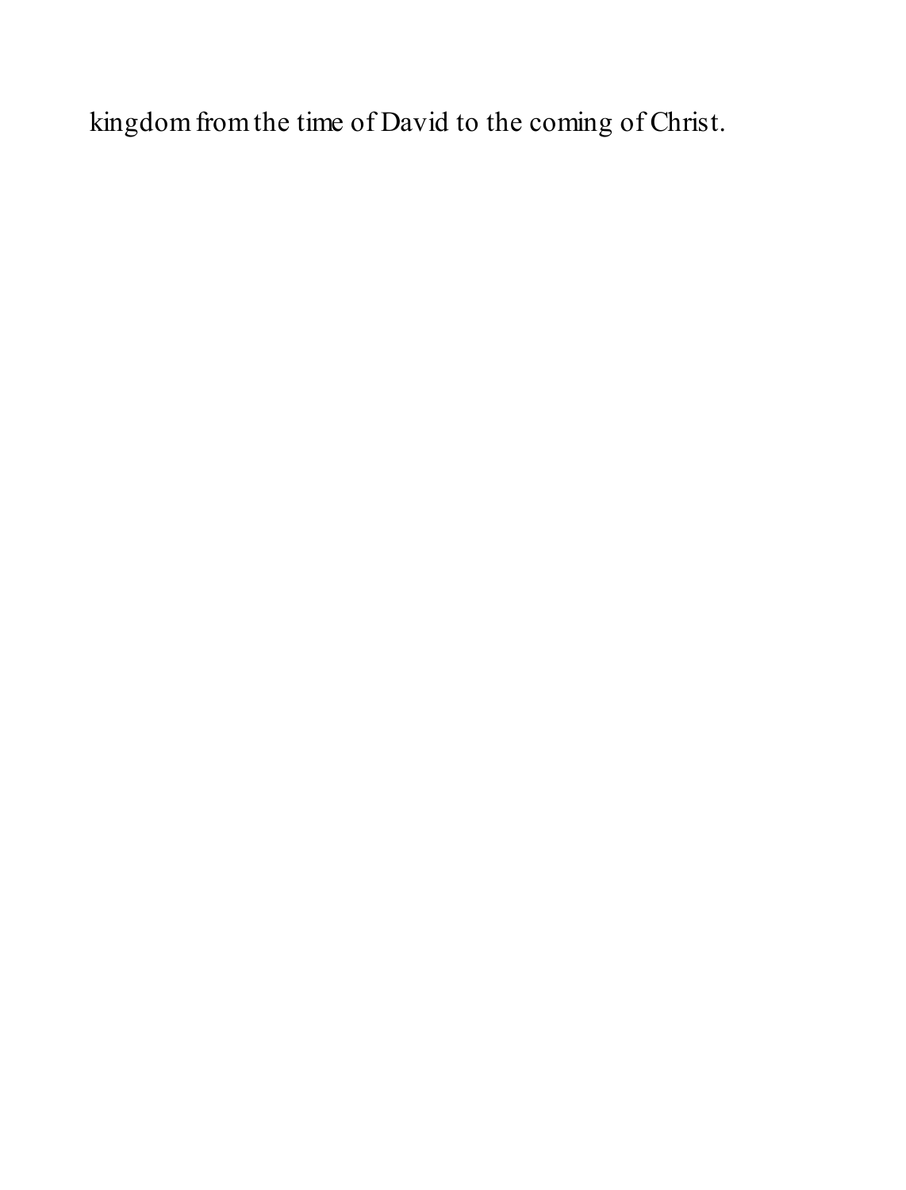kingdom from the time of David to the coming of Christ.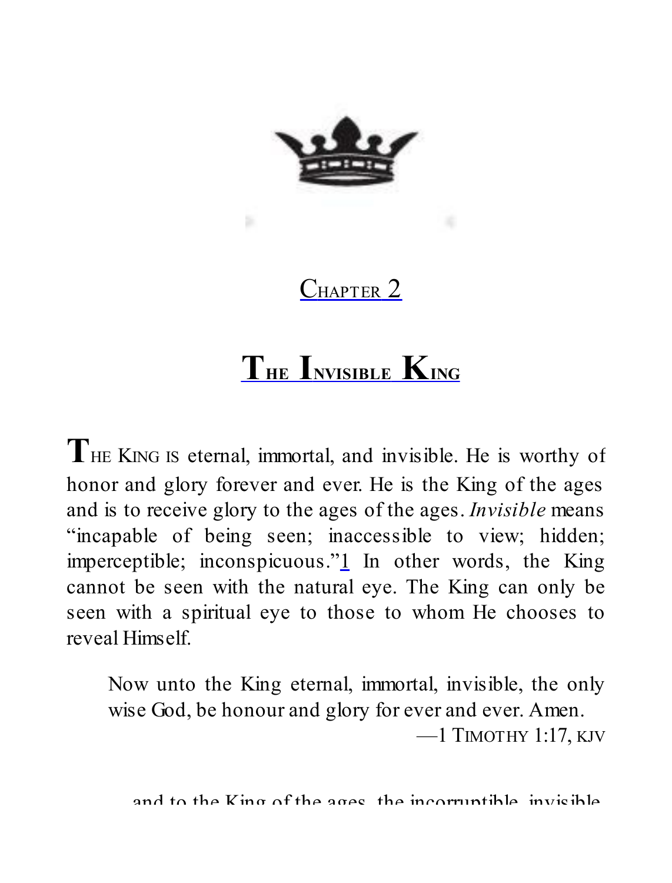## Chapter 2

# The Invisible King

**T**HE KING IS eternal, immortal, and invisible. He is worthy of honor and glory forever and ever. He is the King of the ages and is to receive glory to the ages of the ages. *Invisible* means "incapable of being seen; inaccessible to view; hidden; imperceptible; inconspicuous."[1] In other words, the King cannot be seen with the natural eye. The King can only be seen with a spiritual eye to those to whom He chooses to reveal Himself.

> Now unto the King eternal, immortal, invisible, the only wise God, be honour and glory for ever and ever. Amen.
>
> —1 TIMOTHY 1:17, KJV

and to the King of the ages, the incorruptible, invisible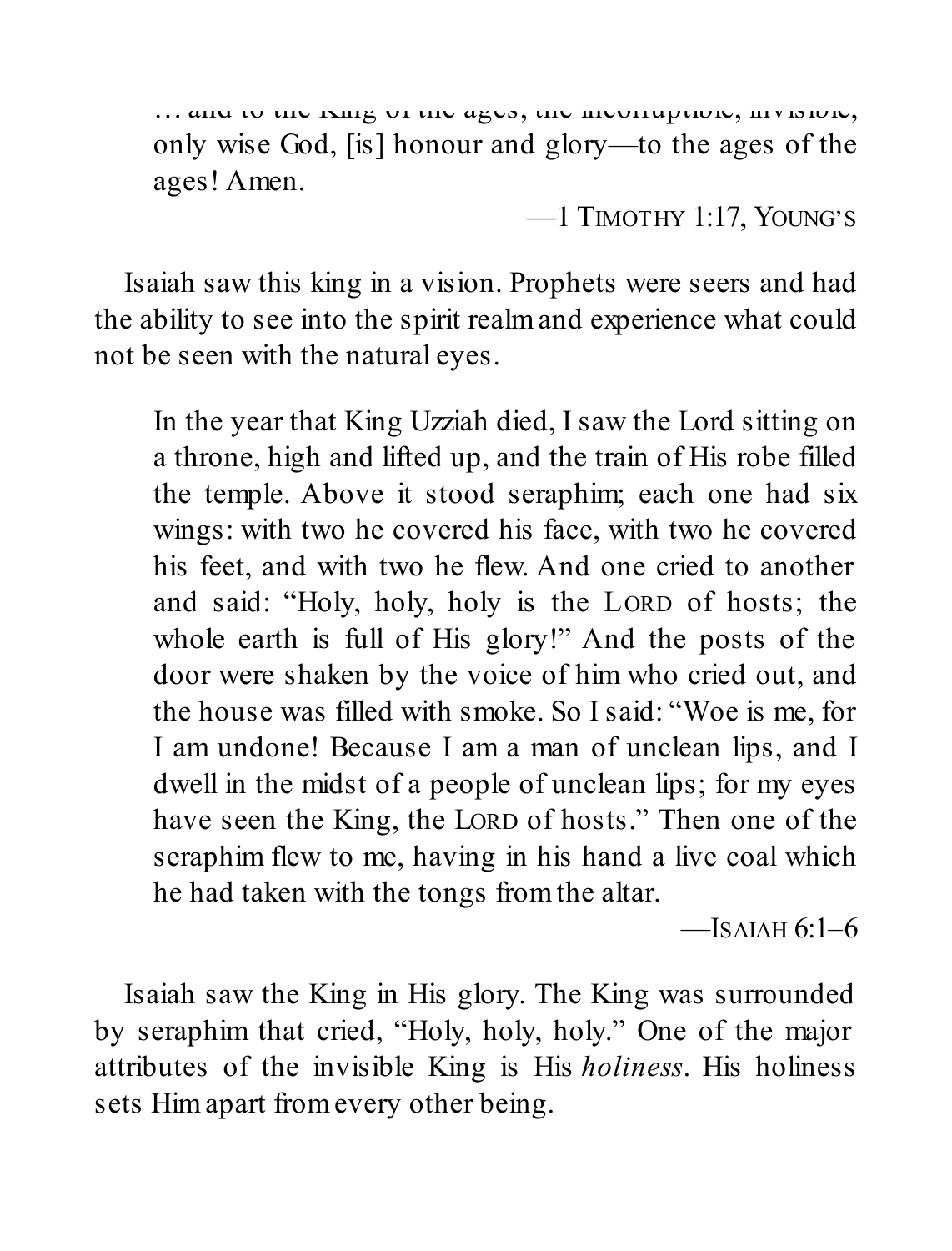> … and to the King of the ages, the incorruptible, invisible, only wise God, [is] honour and glory—to the ages of the ages! Amen.
>
> —1 Timothy 1:17, Young's

Isaiah saw this king in a vision. Prophets were seers and had the ability to see into the spirit realm and experience what could not be seen with the natural eyes.

> In the year that King Uzziah died, I saw the Lord sitting on a throne, high and lifted up, and the train of His robe filled the temple. Above it stood seraphim; each one had six wings: with two he covered his face, with two he covered his feet, and with two he flew. And one cried to another and said: "Holy, holy, holy is the Lord of hosts; the whole earth is full of His glory!" And the posts of the door were shaken by the voice of him who cried out, and the house was filled with smoke. So I said: "Woe is me, for I am undone! Because I am a man of unclean lips, and I dwell in the midst of a people of unclean lips; for my eyes have seen the King, the Lord of hosts." Then one of the seraphim flew to me, having in his hand a live coal which he had taken with the tongs from the altar.
>
> —Isaiah 6:1–6

Isaiah saw the King in His glory. The King was surrounded by seraphim that cried, "Holy, holy, holy." One of the major attributes of the invisible King is His *holiness*. His holiness sets Him apart from every other being.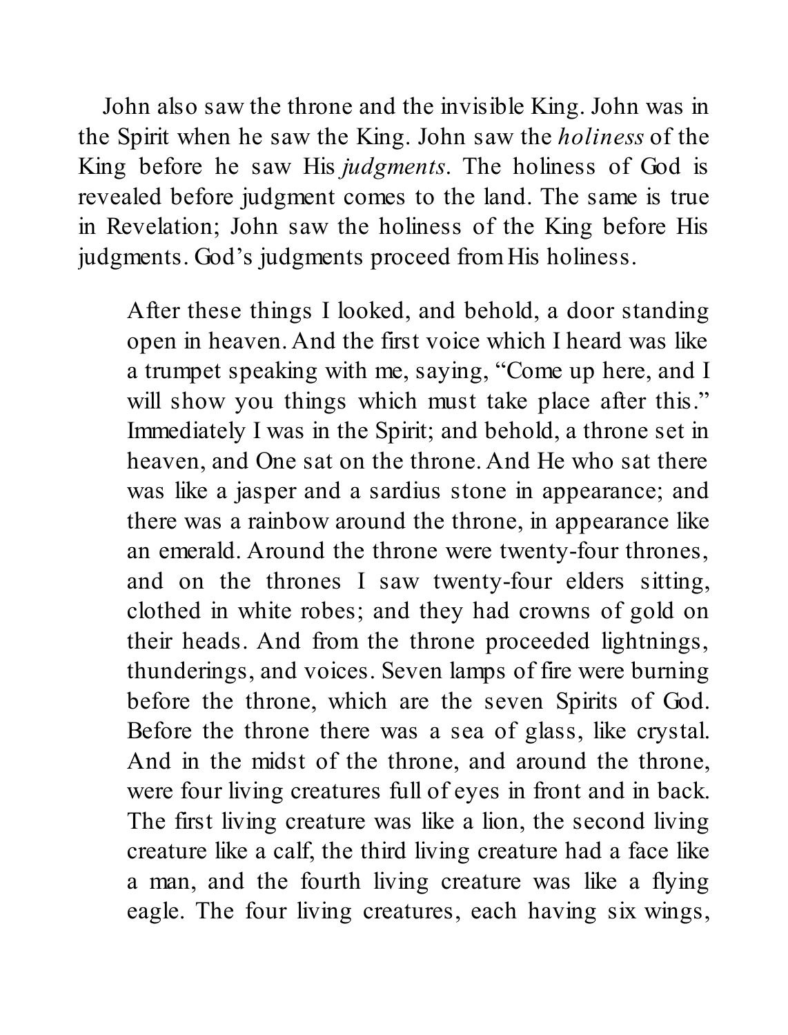John also saw the throne and the invisible King. John was in the Spirit when he saw the King. John saw the *holiness* of the King before he saw His *judgments*. The holiness of God is revealed before judgment comes to the land. The same is true in Revelation; John saw the holiness of the King before His judgments. God's judgments proceed from His holiness.

> After these things I looked, and behold, a door standing open in heaven. And the first voice which I heard was like a trumpet speaking with me, saying, "Come up here, and I will show you things which must take place after this." Immediately I was in the Spirit; and behold, a throne set in heaven, and One sat on the throne. And He who sat there was like a jasper and a sardius stone in appearance; and there was a rainbow around the throne, in appearance like an emerald. Around the throne were twenty-four thrones, and on the thrones I saw twenty-four elders sitting, clothed in white robes; and they had crowns of gold on their heads. And from the throne proceeded lightnings, thunderings, and voices. Seven lamps of fire were burning before the throne, which are the seven Spirits of God. Before the throne there was a sea of glass, like crystal. And in the midst of the throne, and around the throne, were four living creatures full of eyes in front and in back. The first living creature was like a lion, the second living creature like a calf, the third living creature had a face like a man, and the fourth living creature was like a flying eagle. The four living creatures, each having six wings,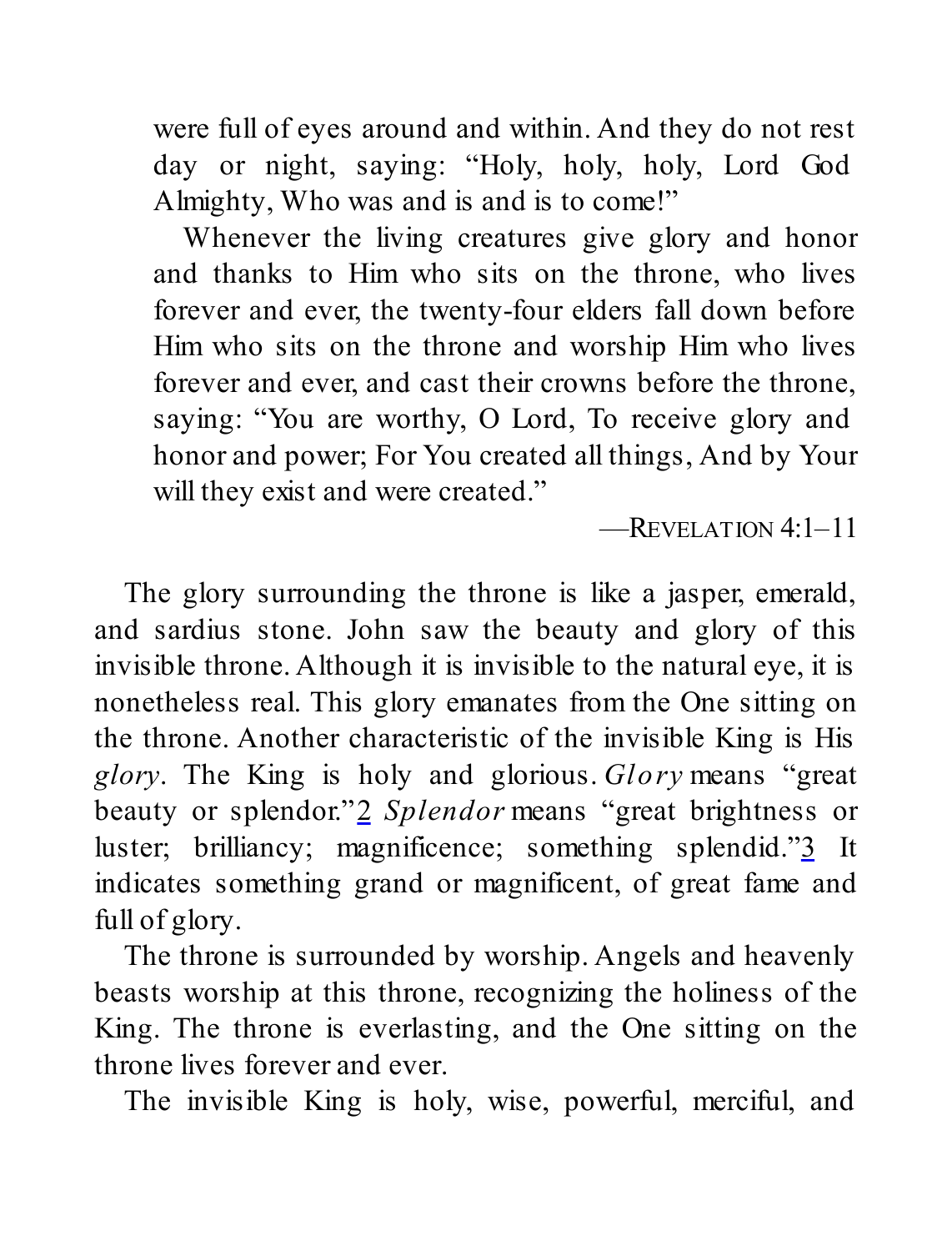> were full of eyes around and within. And they do not rest day or night, saying: "Holy, holy, holy, Lord God Almighty, Who was and is and is to come!"
>
> Whenever the living creatures give glory and honor and thanks to Him who sits on the throne, who lives forever and ever, the twenty-four elders fall down before Him who sits on the throne and worship Him who lives forever and ever, and cast their crowns before the throne, saying: "You are worthy, O Lord, To receive glory and honor and power; For You created all things, And by Your will they exist and were created."
>
> —Revelation 4:1–11

The glory surrounding the throne is like a jasper, emerald, and sardius stone. John saw the beauty and glory of this invisible throne. Although it is invisible to the natural eye, it is nonetheless real. This glory emanates from the One sitting on the throne. Another characteristic of the invisible King is His *glory*. The King is holy and glorious. *Glory* means "great beauty or splendor."[2] *Splendor* means "great brightness or luster; brilliancy; magnificence; something splendid."[3] It indicates something grand or magnificent, of great fame and full of glory.

The throne is surrounded by worship. Angels and heavenly beasts worship at this throne, recognizing the holiness of the King. The throne is everlasting, and the One sitting on the throne lives forever and ever.

The invisible King is holy, wise, powerful, merciful, and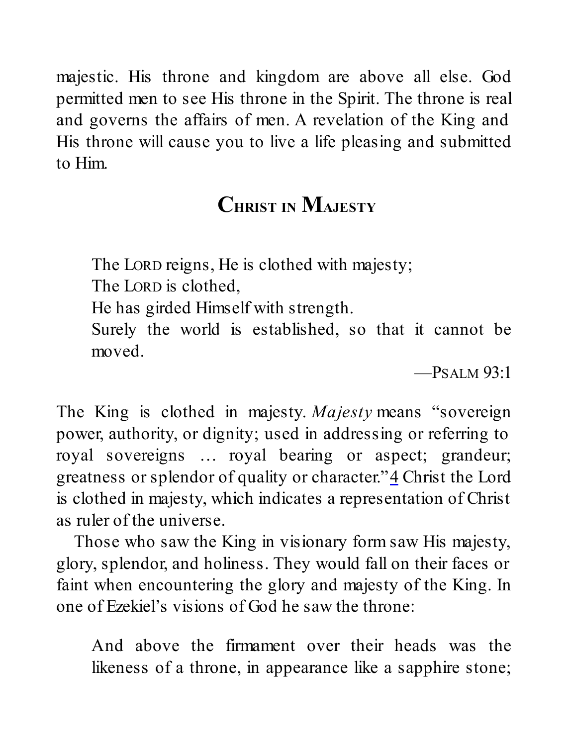majestic. His throne and kingdom are above all else. God permitted men to see His throne in the Spirit. The throne is real and governs the affairs of men. A revelation of the King and His throne will cause you to live a life pleasing and submitted to Him.

## Christ in Majesty

> The Lord reigns, He is clothed with majesty;
> The Lord is clothed,
> He has girded Himself with strength.
> Surely the world is established, so that it cannot be moved.
>
> —Psalm 93:1

The King is clothed in majesty. *Majesty* means "sovereign power, authority, or dignity; used in addressing or referring to royal sovereigns … royal bearing or aspect; grandeur; greatness or splendor of quality or character."[4] Christ the Lord is clothed in majesty, which indicates a representation of Christ as ruler of the universe.

Those who saw the King in visionary form saw His majesty, glory, splendor, and holiness. They would fall on their faces or faint when encountering the glory and majesty of the King. In one of Ezekiel's visions of God he saw the throne:

> And above the firmament over their heads was the likeness of a throne, in appearance like a sapphire stone;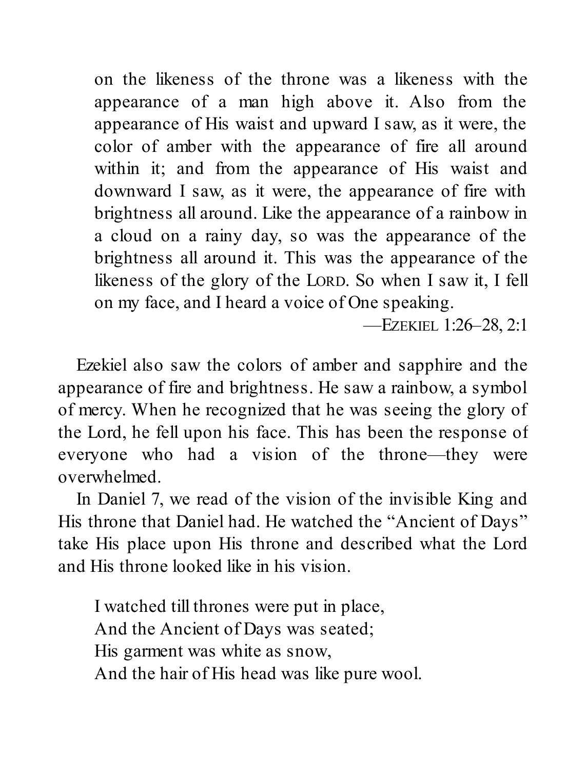> on the likeness of the throne was a likeness with the appearance of a man high above it. Also from the appearance of His waist and upward I saw, as it were, the color of amber with the appearance of fire all around within it; and from the appearance of His waist and downward I saw, as it were, the appearance of fire with brightness all around. Like the appearance of a rainbow in a cloud on a rainy day, so was the appearance of the brightness all around it. This was the appearance of the likeness of the glory of the LORD. So when I saw it, I fell on my face, and I heard a voice of One speaking.
>
> —EZEKIEL 1:26–28, 2:1

Ezekiel also saw the colors of amber and sapphire and the appearance of fire and brightness. He saw a rainbow, a symbol of mercy. When he recognized that he was seeing the glory of the Lord, he fell upon his face. This has been the response of everyone who had a vision of the throne—they were overwhelmed.

In Daniel 7, we read of the vision of the invisible King and His throne that Daniel had. He watched the "Ancient of Days" take His place upon His throne and described what the Lord and His throne looked like in his vision.

> I watched till thrones were put in place,
> And the Ancient of Days was seated;
> His garment was white as snow,
> And the hair of His head was like pure wool.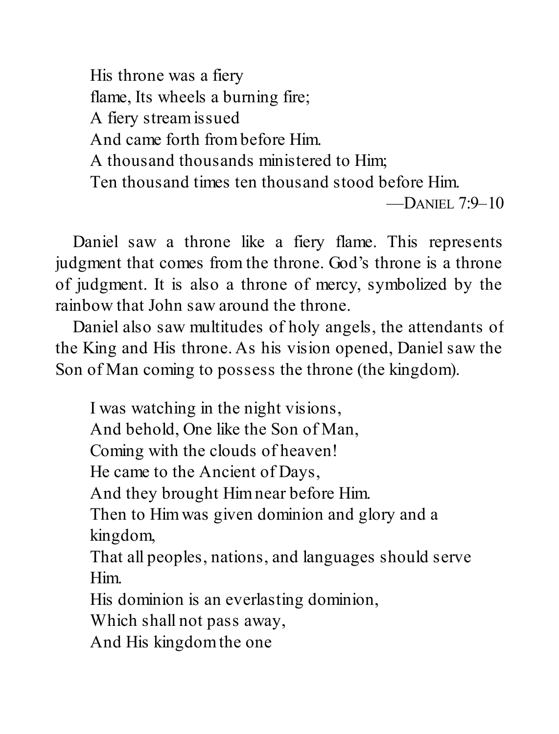> His throne was a fiery
> flame, Its wheels a burning fire;
> A fiery stream issued
> And came forth from before Him.
> A thousand thousands ministered to Him;
> Ten thousand times ten thousand stood before Him.
>
> —DANIEL 7:9–10

Daniel saw a throne like a fiery flame. This represents judgment that comes from the throne. God's throne is a throne of judgment. It is also a throne of mercy, symbolized by the rainbow that John saw around the throne.

Daniel also saw multitudes of holy angels, the attendants of the King and His throne. As his vision opened, Daniel saw the Son of Man coming to possess the throne (the kingdom).

> I was watching in the night visions,
> And behold, One like the Son of Man,
> Coming with the clouds of heaven!
> He came to the Ancient of Days,
> And they brought Him near before Him.
> Then to Him was given dominion and glory and a kingdom,
> That all peoples, nations, and languages should serve Him.
> His dominion is an everlasting dominion,
> Which shall not pass away,
> And His kingdom the one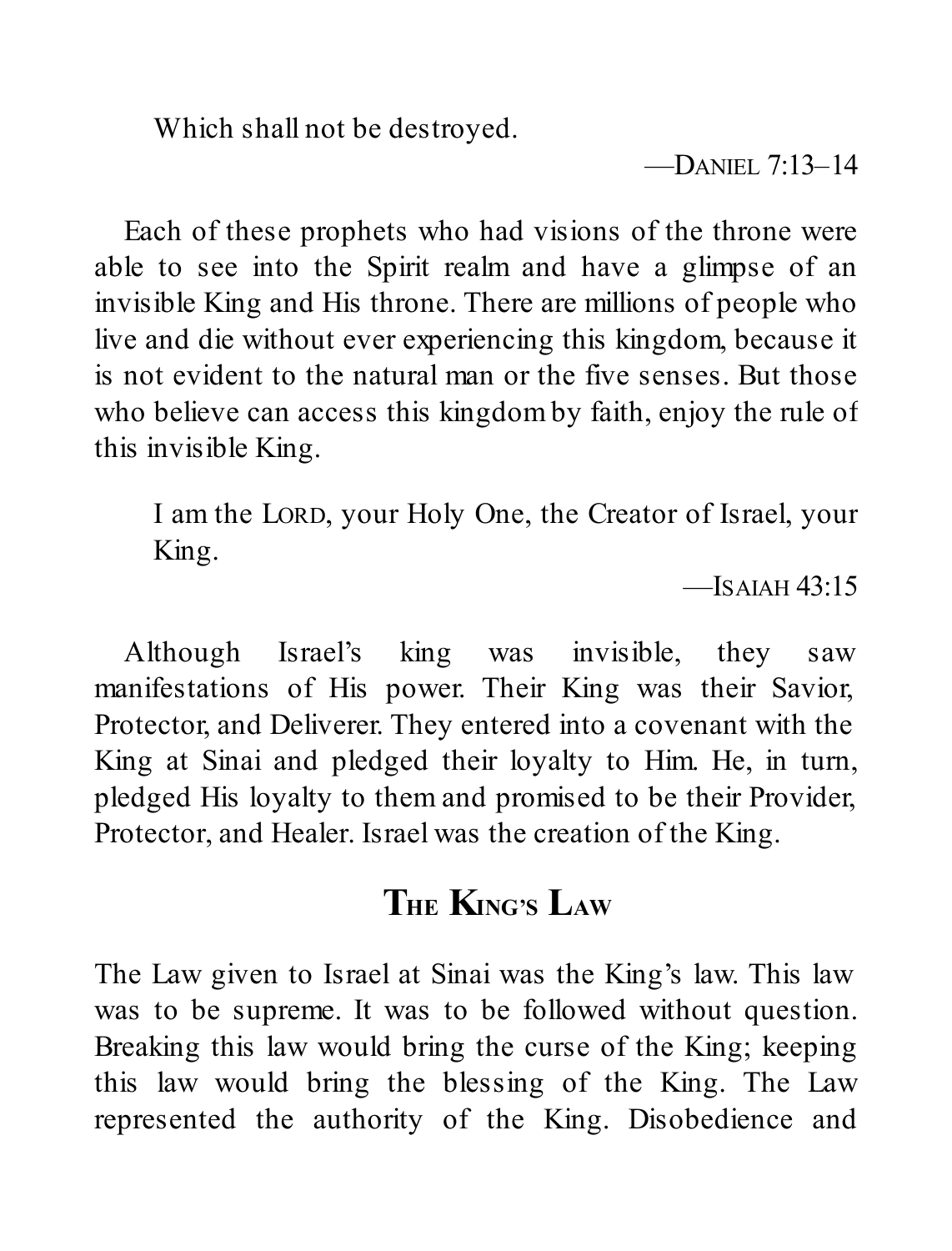> Which shall not be destroyed.
>
> —DANIEL 7:13–14

Each of these prophets who had visions of the throne were able to see into the Spirit realm and have a glimpse of an invisible King and His throne. There are millions of people who live and die without ever experiencing this kingdom, because it is not evident to the natural man or the five senses. But those who believe can access this kingdom by faith, enjoy the rule of this invisible King.

> I am the LORD, your Holy One, the Creator of Israel, your King.
>
> —ISAIAH 43:15

Although Israel's king was invisible, they saw manifestations of His power. Their King was their Savior, Protector, and Deliverer. They entered into a covenant with the King at Sinai and pledged their loyalty to Him. He, in turn, pledged His loyalty to them and promised to be their Provider, Protector, and Healer. Israel was the creation of the King.

## THE KING'S LAW

The Law given to Israel at Sinai was the King's law. This law was to be supreme. It was to be followed without question. Breaking this law would bring the curse of the King; keeping this law would bring the blessing of the King. The Law represented the authority of the King. Disobedience and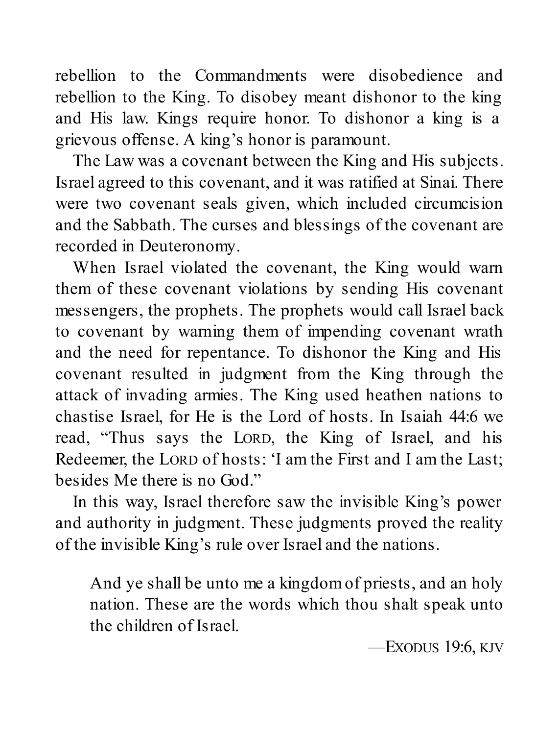rebellion to the Commandments were disobedience and rebellion to the King. To disobey meant dishonor to the king and His law. Kings require honor. To dishonor a king is a grievous offense. A king's honor is paramount.

The Law was a covenant between the King and His subjects. Israel agreed to this covenant, and it was ratified at Sinai. There were two covenant seals given, which included circumcision and the Sabbath. The curses and blessings of the covenant are recorded in Deuteronomy.

When Israel violated the covenant, the King would warn them of these covenant violations by sending His covenant messengers, the prophets. The prophets would call Israel back to covenant by warning them of impending covenant wrath and the need for repentance. To dishonor the King and His covenant resulted in judgment from the King through the attack of invading armies. The King used heathen nations to chastise Israel, for He is the Lord of hosts. In Isaiah 44:6 we read, "Thus says the LORD, the King of Israel, and his Redeemer, the LORD of hosts: 'I am the First and I am the Last; besides Me there is no God."

In this way, Israel therefore saw the invisible King's power and authority in judgment. These judgments proved the reality of the invisible King's rule over Israel and the nations.

> And ye shall be unto me a kingdom of priests, and an holy nation. These are the words which thou shalt speak unto the children of Israel.
>
> —EXODUS 19:6, KJV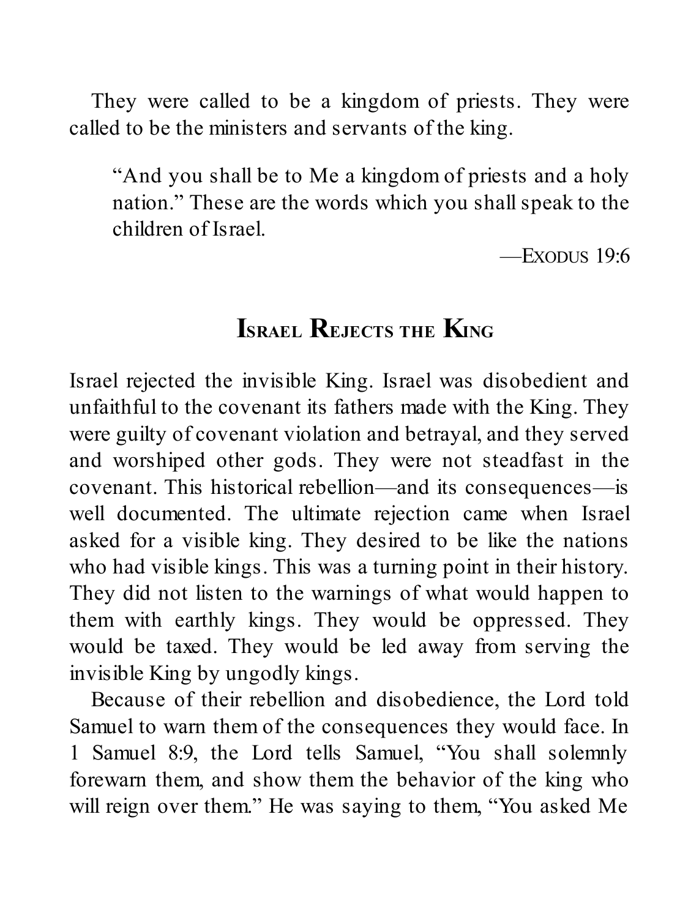They were called to be a kingdom of priests. They were called to be the ministers and servants of the king.

> "And you shall be to Me a kingdom of priests and a holy nation." These are the words which you shall speak to the children of Israel.
>
> —Exodus 19:6

## Israel Rejects the King

Israel rejected the invisible King. Israel was disobedient and unfaithful to the covenant its fathers made with the King. They were guilty of covenant violation and betrayal, and they served and worshiped other gods. They were not steadfast in the covenant. This historical rebellion—and its consequences—is well documented. The ultimate rejection came when Israel asked for a visible king. They desired to be like the nations who had visible kings. This was a turning point in their history. They did not listen to the warnings of what would happen to them with earthly kings. They would be oppressed. They would be taxed. They would be led away from serving the invisible King by ungodly kings.

Because of their rebellion and disobedience, the Lord told Samuel to warn them of the consequences they would face. In 1 Samuel 8:9, the Lord tells Samuel, "You shall solemnly forewarn them, and show them the behavior of the king who will reign over them." He was saying to them, "You asked Me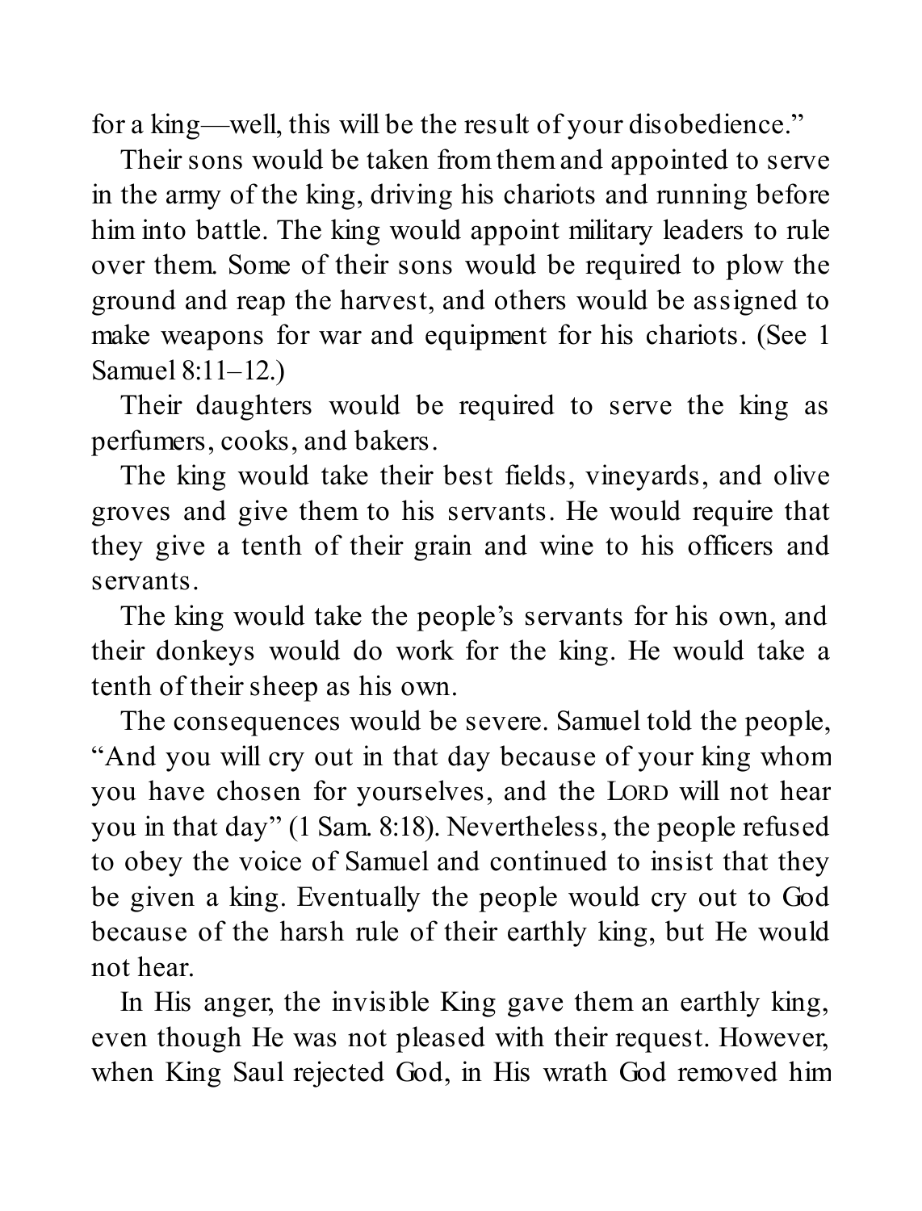for a king—well, this will be the result of your disobedience."

Their sons would be taken from them and appointed to serve in the army of the king, driving his chariots and running before him into battle. The king would appoint military leaders to rule over them. Some of their sons would be required to plow the ground and reap the harvest, and others would be assigned to make weapons for war and equipment for his chariots. (See 1 Samuel 8:11–12.)

Their daughters would be required to serve the king as perfumers, cooks, and bakers.

The king would take their best fields, vineyards, and olive groves and give them to his servants. He would require that they give a tenth of their grain and wine to his officers and servants.

The king would take the people's servants for his own, and their donkeys would do work for the king. He would take a tenth of their sheep as his own.

The consequences would be severe. Samuel told the people, "And you will cry out in that day because of your king whom you have chosen for yourselves, and the LORD will not hear you in that day" (1 Sam. 8:18). Nevertheless, the people refused to obey the voice of Samuel and continued to insist that they be given a king. Eventually the people would cry out to God because of the harsh rule of their earthly king, but He would not hear.

In His anger, the invisible King gave them an earthly king, even though He was not pleased with their request. However, when King Saul rejected God, in His wrath God removed him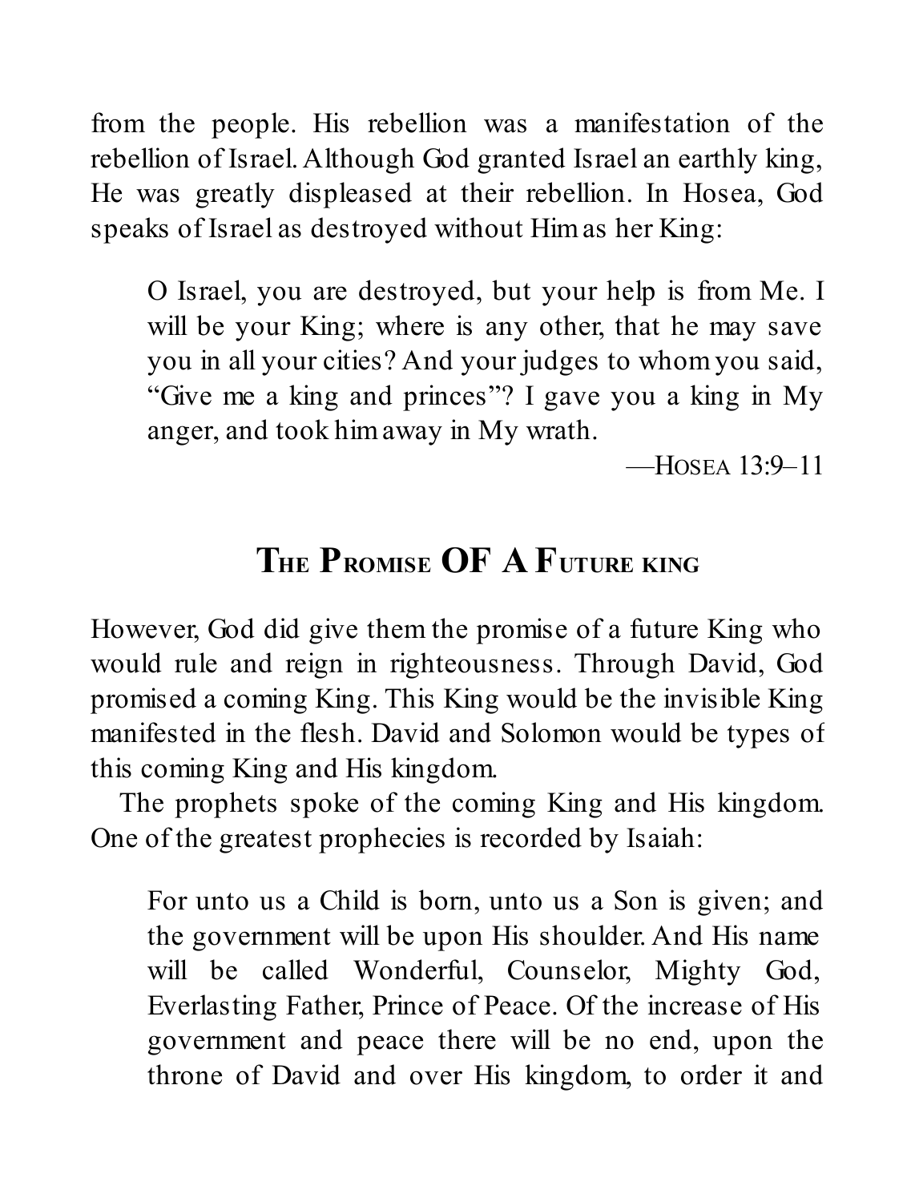from the people. His rebellion was a manifestation of the rebellion of Israel. Although God granted Israel an earthly king, He was greatly displeased at their rebellion. In Hosea, God speaks of Israel as destroyed without Him as her King:

> O Israel, you are destroyed, but your help is from Me. I will be your King; where is any other, that he may save you in all your cities? And your judges to whom you said, "Give me a king and princes"? I gave you a king in My anger, and took him away in My wrath.
>
> —Hosea 13:9–11

## The Promise OF A Future king

However, God did give them the promise of a future King who would rule and reign in righteousness. Through David, God promised a coming King. This King would be the invisible King manifested in the flesh. David and Solomon would be types of this coming King and His kingdom.

The prophets spoke of the coming King and His kingdom. One of the greatest prophecies is recorded by Isaiah:

> For unto us a Child is born, unto us a Son is given; and the government will be upon His shoulder. And His name will be called Wonderful, Counselor, Mighty God, Everlasting Father, Prince of Peace. Of the increase of His government and peace there will be no end, upon the throne of David and over His kingdom, to order it and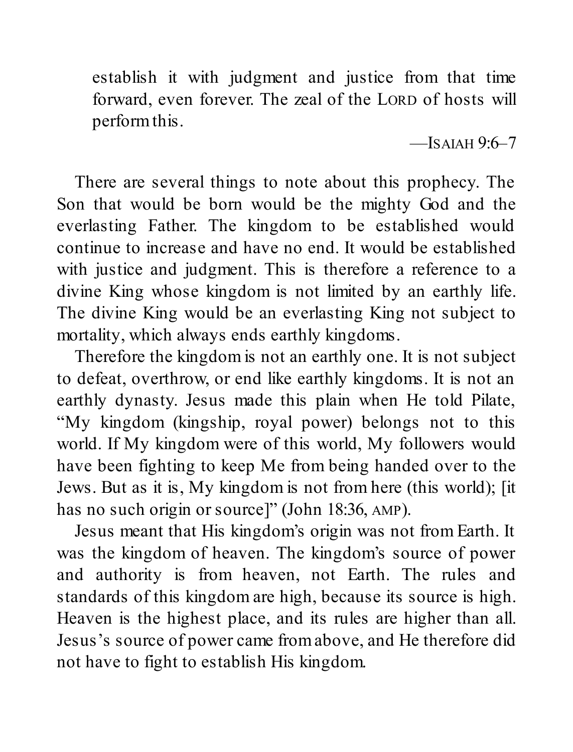> establish it with judgment and justice from that time forward, even forever. The zeal of the LORD of hosts will perform this.
>
> —ISAIAH 9:6–7

There are several things to note about this prophecy. The Son that would be born would be the mighty God and the everlasting Father. The kingdom to be established would continue to increase and have no end. It would be established with justice and judgment. This is therefore a reference to a divine King whose kingdom is not limited by an earthly life. The divine King would be an everlasting King not subject to mortality, which always ends earthly kingdoms.

Therefore the kingdom is not an earthly one. It is not subject to defeat, overthrow, or end like earthly kingdoms. It is not an earthly dynasty. Jesus made this plain when He told Pilate, "My kingdom (kingship, royal power) belongs not to this world. If My kingdom were of this world, My followers would have been fighting to keep Me from being handed over to the Jews. But as it is, My kingdom is not from here (this world); [it has no such origin or source]" (John 18:36, AMP).

Jesus meant that His kingdom's origin was not from Earth. It was the kingdom of heaven. The kingdom's source of power and authority is from heaven, not Earth. The rules and standards of this kingdom are high, because its source is high. Heaven is the highest place, and its rules are higher than all. Jesus's source of power came from above, and He therefore did not have to fight to establish His kingdom.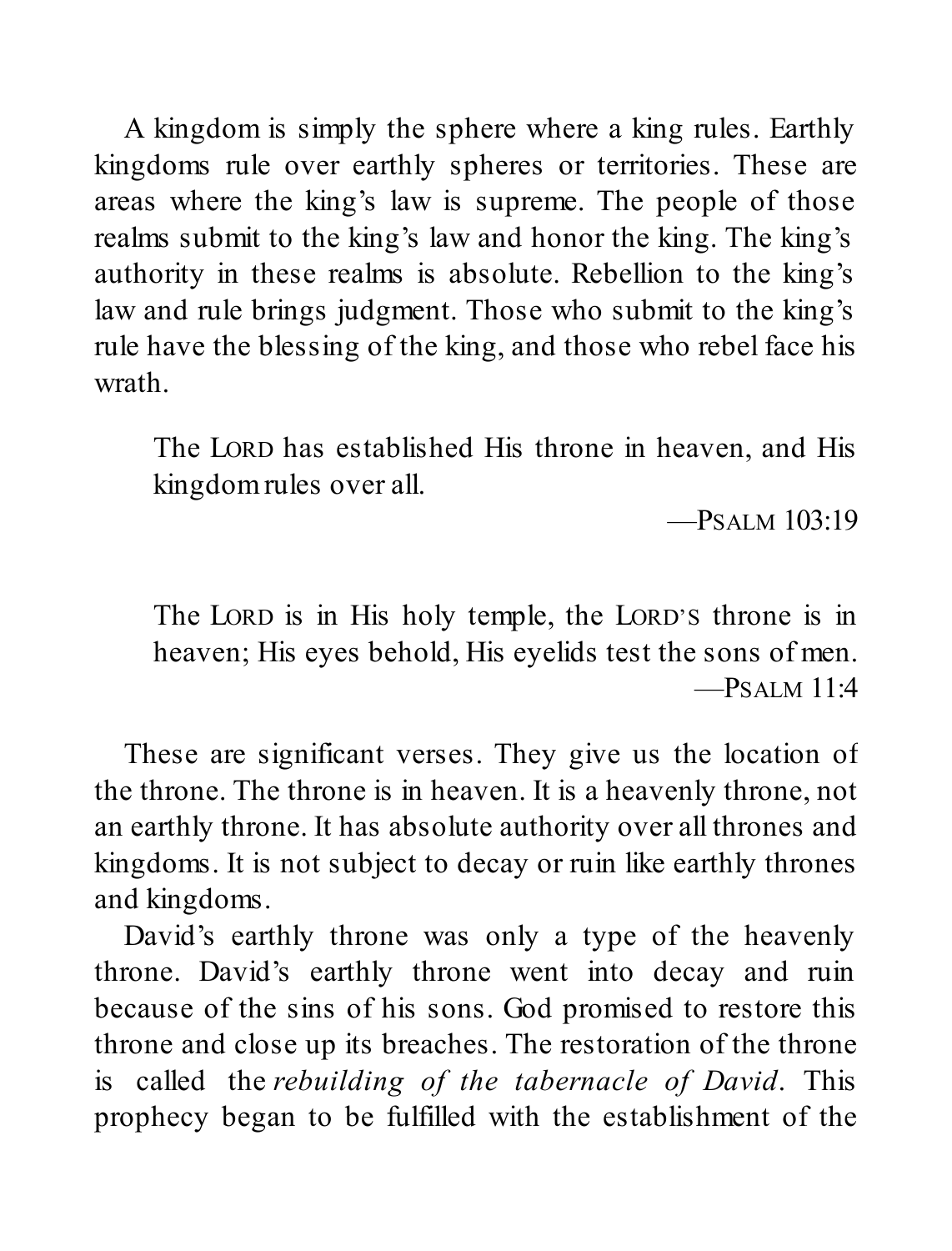A kingdom is simply the sphere where a king rules. Earthly kingdoms rule over earthly spheres or territories. These are areas where the king's law is supreme. The people of those realms submit to the king's law and honor the king. The king's authority in these realms is absolute. Rebellion to the king's law and rule brings judgment. Those who submit to the king's rule have the blessing of the king, and those who rebel face his wrath.

> The LORD has established His throne in heaven, and His kingdom rules over all.
>
> —PSALM 103:19

> The LORD is in His holy temple, the LORD'S throne is in heaven; His eyes behold, His eyelids test the sons of men.
>
> —PSALM 11:4

These are significant verses. They give us the location of the throne. The throne is in heaven. It is a heavenly throne, not an earthly throne. It has absolute authority over all thrones and kingdoms. It is not subject to decay or ruin like earthly thrones and kingdoms.

David's earthly throne was only a type of the heavenly throne. David's earthly throne went into decay and ruin because of the sins of his sons. God promised to restore this throne and close up its breaches. The restoration of the throne is called the *rebuilding of the tabernacle of David*. This prophecy began to be fulfilled with the establishment of the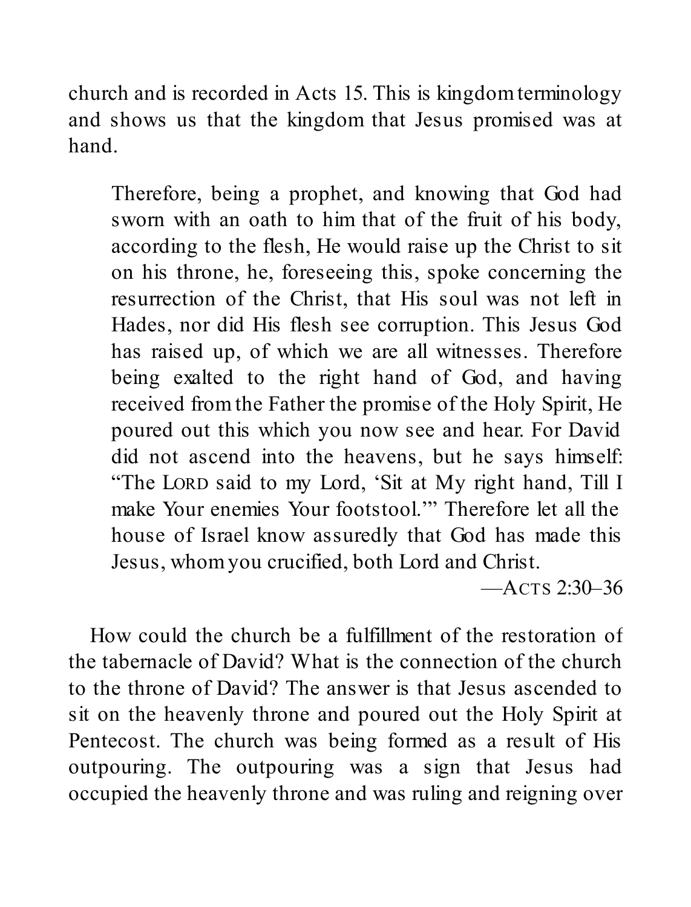church and is recorded in Acts 15. This is kingdom terminology and shows us that the kingdom that Jesus promised was at hand.

> Therefore, being a prophet, and knowing that God had sworn with an oath to him that of the fruit of his body, according to the flesh, He would raise up the Christ to sit on his throne, he, foreseeing this, spoke concerning the resurrection of the Christ, that His soul was not left in Hades, nor did His flesh see corruption. This Jesus God has raised up, of which we are all witnesses. Therefore being exalted to the right hand of God, and having received from the Father the promise of the Holy Spirit, He poured out this which you now see and hear. For David did not ascend into the heavens, but he says himself: "The LORD said to my Lord, 'Sit at My right hand, Till I make Your enemies Your footstool.'" Therefore let all the house of Israel know assuredly that God has made this Jesus, whom you crucified, both Lord and Christ.
>
> —ACTS 2:30–36

How could the church be a fulfillment of the restoration of the tabernacle of David? What is the connection of the church to the throne of David? The answer is that Jesus ascended to sit on the heavenly throne and poured out the Holy Spirit at Pentecost. The church was being formed as a result of His outpouring. The outpouring was a sign that Jesus had occupied the heavenly throne and was ruling and reigning over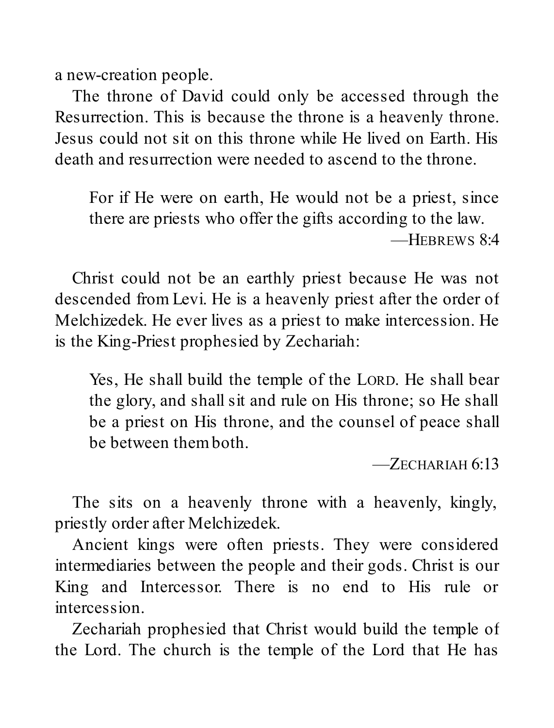a new-creation people.

The throne of David could only be accessed through the Resurrection. This is because the throne is a heavenly throne. Jesus could not sit on this throne while He lived on Earth. His death and resurrection were needed to ascend to the throne.

> For if He were on earth, He would not be a priest, since there are priests who offer the gifts according to the law.
>
> —HEBREWS 8:4

Christ could not be an earthly priest because He was not descended from Levi. He is a heavenly priest after the order of Melchizedek. He ever lives as a priest to make intercession. He is the King-Priest prophesied by Zechariah:

> Yes, He shall build the temple of the LORD. He shall bear the glory, and shall sit and rule on His throne; so He shall be a priest on His throne, and the counsel of peace shall be between them both.
>
> —ZECHARIAH 6:13

The sits on a heavenly throne with a heavenly, kingly, priestly order after Melchizedek.

Ancient kings were often priests. They were considered intermediaries between the people and their gods. Christ is our King and Intercessor. There is no end to His rule or intercession.

Zechariah prophesied that Christ would build the temple of the Lord. The church is the temple of the Lord that He has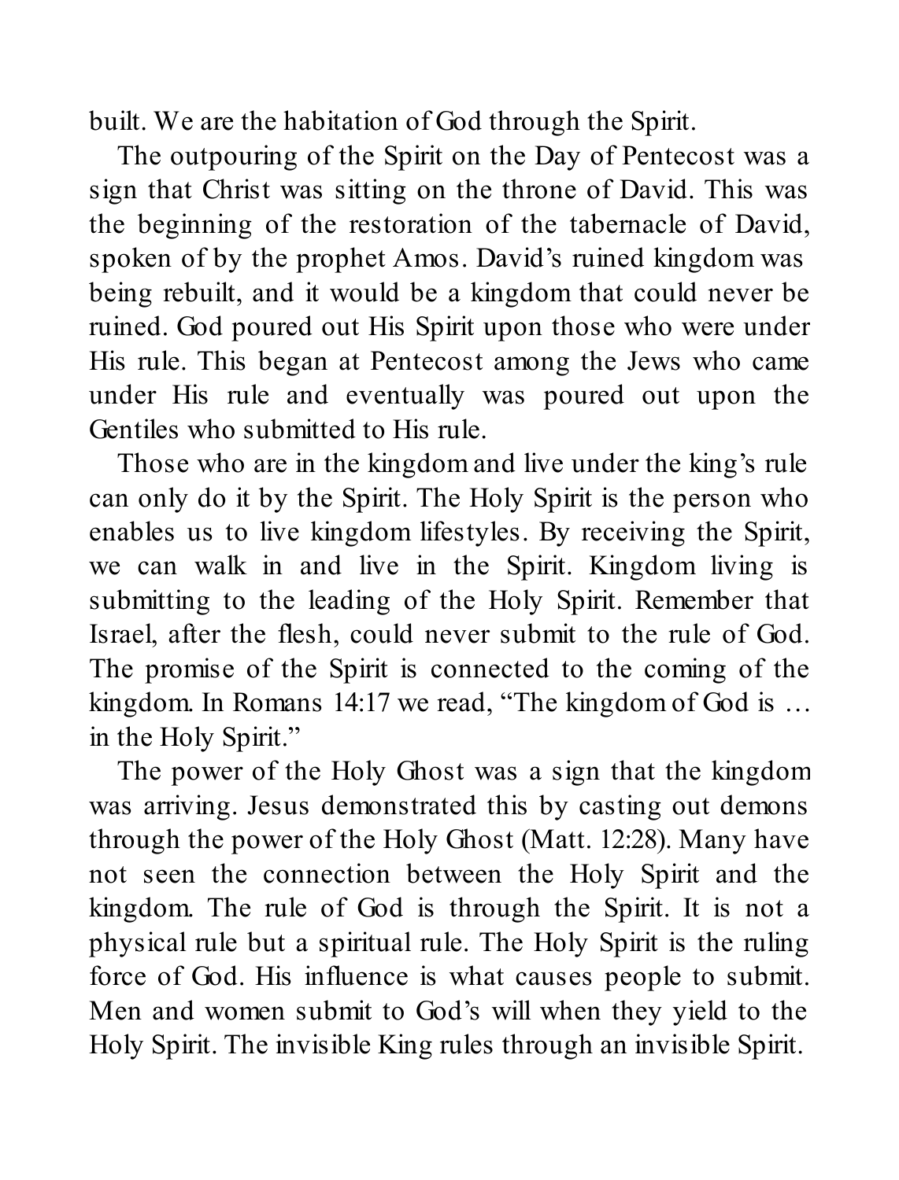built. We are the habitation of God through the Spirit.

The outpouring of the Spirit on the Day of Pentecost was a sign that Christ was sitting on the throne of David. This was the beginning of the restoration of the tabernacle of David, spoken of by the prophet Amos. David's ruined kingdom was being rebuilt, and it would be a kingdom that could never be ruined. God poured out His Spirit upon those who were under His rule. This began at Pentecost among the Jews who came under His rule and eventually was poured out upon the Gentiles who submitted to His rule.

Those who are in the kingdom and live under the king's rule can only do it by the Spirit. The Holy Spirit is the person who enables us to live kingdom lifestyles. By receiving the Spirit, we can walk in and live in the Spirit. Kingdom living is submitting to the leading of the Holy Spirit. Remember that Israel, after the flesh, could never submit to the rule of God. The promise of the Spirit is connected to the coming of the kingdom. In Romans 14:17 we read, "The kingdom of God is … in the Holy Spirit."

The power of the Holy Ghost was a sign that the kingdom was arriving. Jesus demonstrated this by casting out demons through the power of the Holy Ghost (Matt. 12:28). Many have not seen the connection between the Holy Spirit and the kingdom. The rule of God is through the Spirit. It is not a physical rule but a spiritual rule. The Holy Spirit is the ruling force of God. His influence is what causes people to submit. Men and women submit to God's will when they yield to the Holy Spirit. The invisible King rules through an invisible Spirit.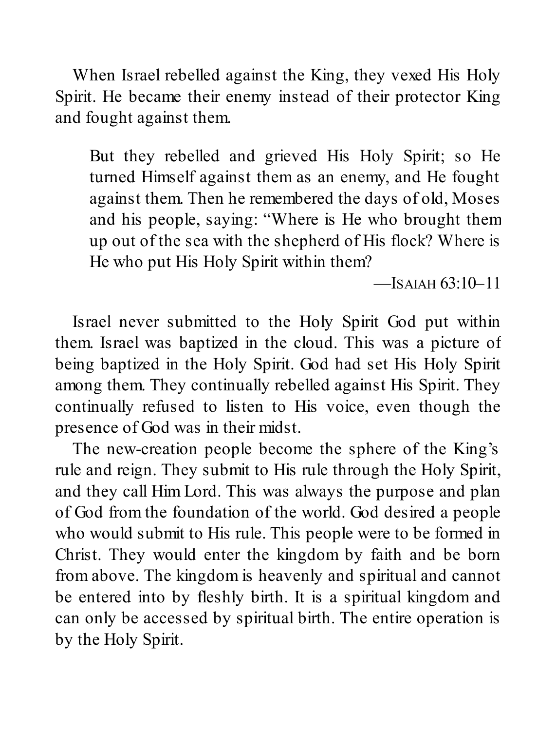When Israel rebelled against the King, they vexed His Holy Spirit. He became their enemy instead of their protector King and fought against them.

> But they rebelled and grieved His Holy Spirit; so He turned Himself against them as an enemy, and He fought against them. Then he remembered the days of old, Moses and his people, saying: "Where is He who brought them up out of the sea with the shepherd of His flock? Where is He who put His Holy Spirit within them?
>
> —Isaiah 63:10–11

Israel never submitted to the Holy Spirit God put within them. Israel was baptized in the cloud. This was a picture of being baptized in the Holy Spirit. God had set His Holy Spirit among them. They continually rebelled against His Spirit. They continually refused to listen to His voice, even though the presence of God was in their midst.

The new-creation people become the sphere of the King's rule and reign. They submit to His rule through the Holy Spirit, and they call Him Lord. This was always the purpose and plan of God from the foundation of the world. God desired a people who would submit to His rule. This people were to be formed in Christ. They would enter the kingdom by faith and be born from above. The kingdom is heavenly and spiritual and cannot be entered into by fleshly birth. It is a spiritual kingdom and can only be accessed by spiritual birth. The entire operation is by the Holy Spirit.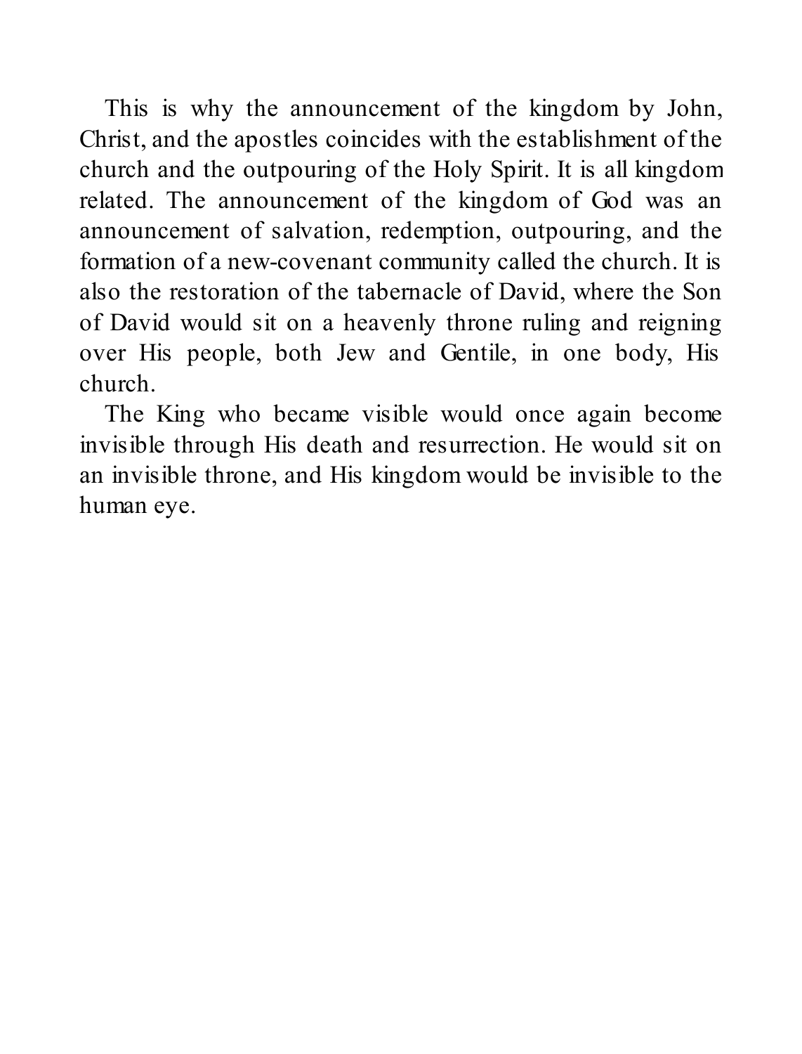This is why the announcement of the kingdom by John, Christ, and the apostles coincides with the establishment of the church and the outpouring of the Holy Spirit. It is all kingdom related. The announcement of the kingdom of God was an announcement of salvation, redemption, outpouring, and the formation of a new-covenant community called the church. It is also the restoration of the tabernacle of David, where the Son of David would sit on a heavenly throne ruling and reigning over His people, both Jew and Gentile, in one body, His church.

The King who became visible would once again become invisible through His death and resurrection. He would sit on an invisible throne, and His kingdom would be invisible to the human eye.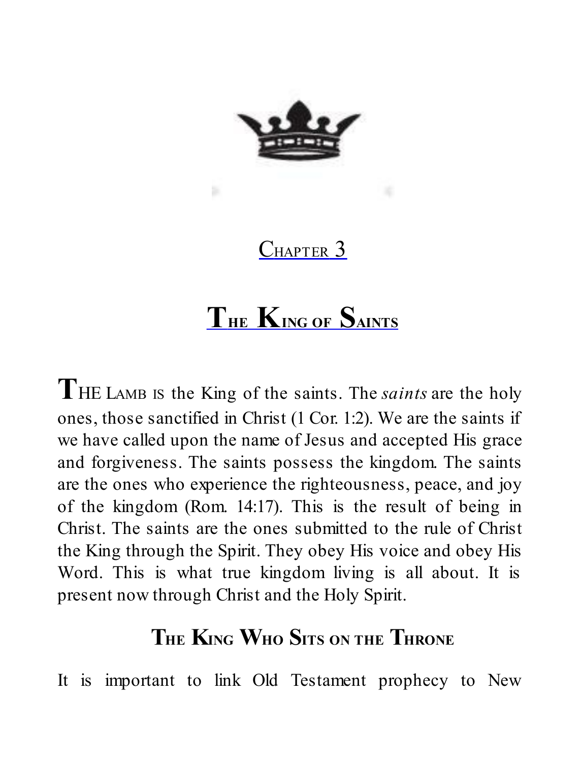# Chapter 3

# The King of Saints

THE LAMB IS the King of the saints. The *saints* are the holy ones, those sanctified in Christ (1 Cor. 1:2). We are the saints if we have called upon the name of Jesus and accepted His grace and forgiveness. The saints possess the kingdom. The saints are the ones who experience the righteousness, peace, and joy of the kingdom (Rom. 14:17). This is the result of being in Christ. The saints are the ones submitted to the rule of Christ the King through the Spirit. They obey His voice and obey His Word. This is what true kingdom living is all about. It is present now through Christ and the Holy Spirit.

## The King Who Sits on the Throne

It is important to link Old Testament prophecy to New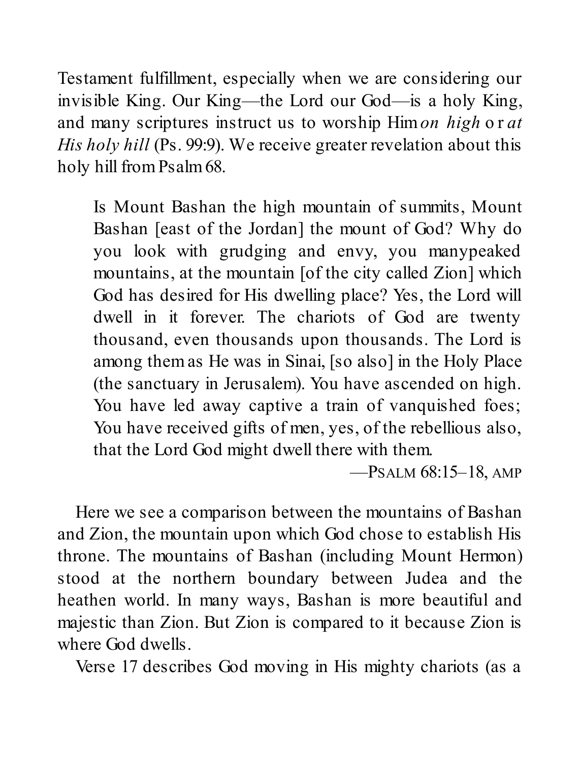Testament fulfillment, especially when we are considering our invisible King. Our King—the Lord our God—is a holy King, and many scriptures instruct us to worship Him *on high* or *at His holy hill* (Ps. 99:9). We receive greater revelation about this holy hill from Psalm 68.

> Is Mount Bashan the high mountain of summits, Mount Bashan [east of the Jordan] the mount of God? Why do you look with grudging and envy, you manypeaked mountains, at the mountain [of the city called Zion] which God has desired for His dwelling place? Yes, the Lord will dwell in it forever. The chariots of God are twenty thousand, even thousands upon thousands. The Lord is among them as He was in Sinai, [so also] in the Holy Place (the sanctuary in Jerusalem). You have ascended on high. You have led away captive a train of vanquished foes; You have received gifts of men, yes, of the rebellious also, that the Lord God might dwell there with them.
>
> —PSALM 68:15–18, AMP

Here we see a comparison between the mountains of Bashan and Zion, the mountain upon which God chose to establish His throne. The mountains of Bashan (including Mount Hermon) stood at the northern boundary between Judea and the heathen world. In many ways, Bashan is more beautiful and majestic than Zion. But Zion is compared to it because Zion is where God dwells.

Verse 17 describes God moving in His mighty chariots (as a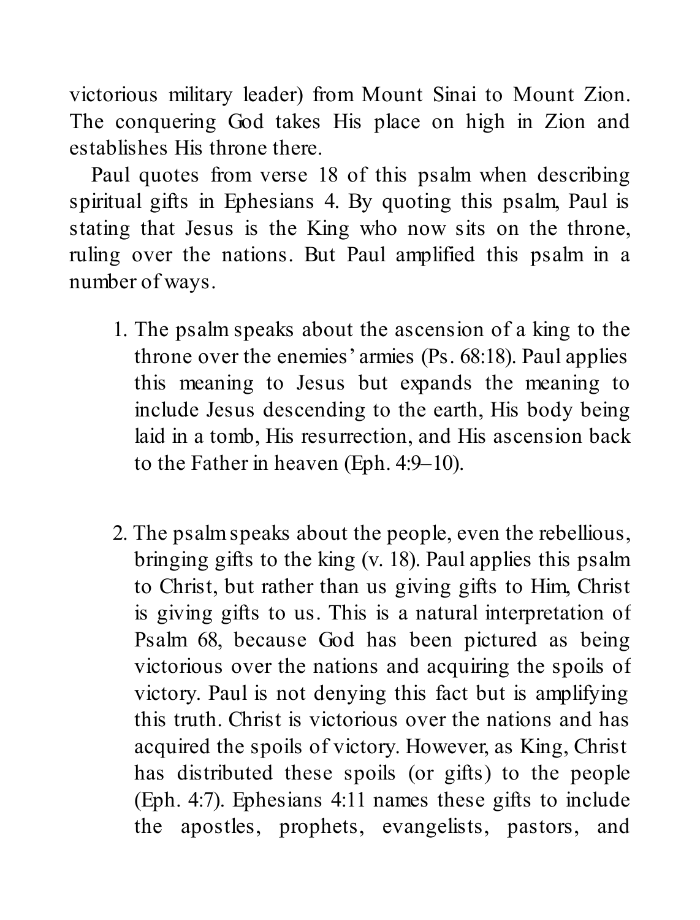victorious military leader) from Mount Sinai to Mount Zion. The conquering God takes His place on high in Zion and establishes His throne there.

Paul quotes from verse 18 of this psalm when describing spiritual gifts in Ephesians 4. By quoting this psalm, Paul is stating that Jesus is the King who now sits on the throne, ruling over the nations. But Paul amplified this psalm in a number of ways.

1. The psalm speaks about the ascension of a king to the throne over the enemies' armies (Ps. 68:18). Paul applies this meaning to Jesus but expands the meaning to include Jesus descending to the earth, His body being laid in a tomb, His resurrection, and His ascension back to the Father in heaven (Eph. 4:9–10).

2. The psalm speaks about the people, even the rebellious, bringing gifts to the king (v. 18). Paul applies this psalm to Christ, but rather than us giving gifts to Him, Christ is giving gifts to us. This is a natural interpretation of Psalm 68, because God has been pictured as being victorious over the nations and acquiring the spoils of victory. Paul is not denying this fact but is amplifying this truth. Christ is victorious over the nations and has acquired the spoils of victory. However, as King, Christ has distributed these spoils (or gifts) to the people (Eph. 4:7). Ephesians 4:11 names these gifts to include the apostles, prophets, evangelists, pastors, and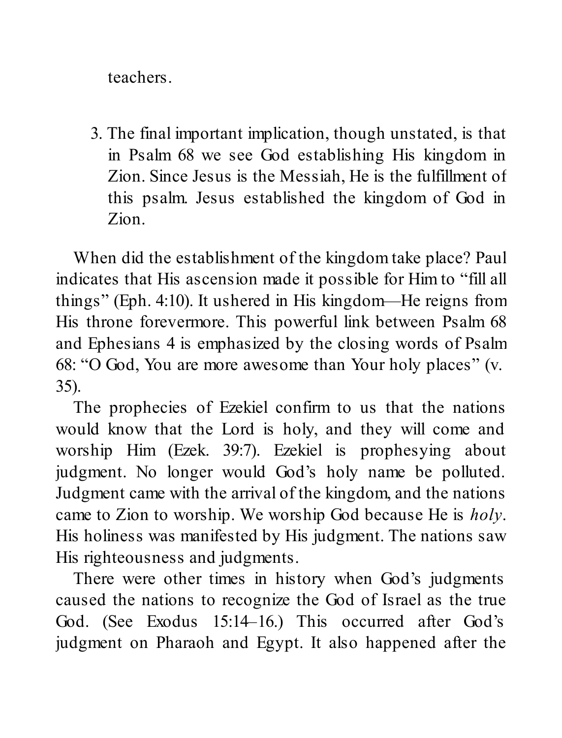teachers.

3. The final important implication, though unstated, is that in Psalm 68 we see God establishing His kingdom in Zion. Since Jesus is the Messiah, He is the fulfillment of this psalm. Jesus established the kingdom of God in Zion.

When did the establishment of the kingdom take place? Paul indicates that His ascension made it possible for Him to "fill all things" (Eph. 4:10). It ushered in His kingdom—He reigns from His throne forevermore. This powerful link between Psalm 68 and Ephesians 4 is emphasized by the closing words of Psalm 68: "O God, You are more awesome than Your holy places" (v. 35).

The prophecies of Ezekiel confirm to us that the nations would know that the Lord is holy, and they will come and worship Him (Ezek. 39:7). Ezekiel is prophesying about judgment. No longer would God's holy name be polluted. Judgment came with the arrival of the kingdom, and the nations came to Zion to worship. We worship God because He is *holy*. His holiness was manifested by His judgment. The nations saw His righteousness and judgments.

There were other times in history when God's judgments caused the nations to recognize the God of Israel as the true God. (See Exodus 15:14–16.) This occurred after God's judgment on Pharaoh and Egypt. It also happened after the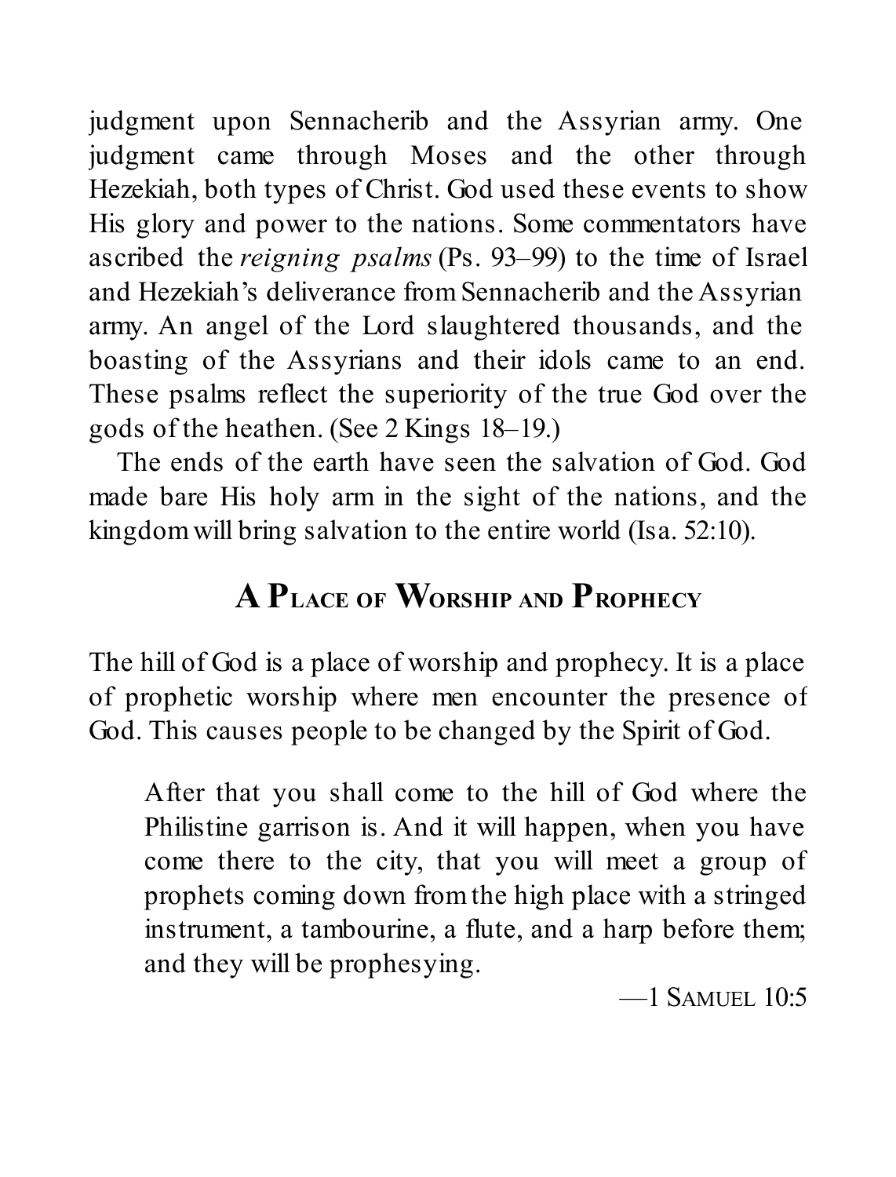judgment upon Sennacherib and the Assyrian army. One judgment came through Moses and the other through Hezekiah, both types of Christ. God used these events to show His glory and power to the nations. Some commentators have ascribed the *reigning psalms* (Ps. 93–99) to the time of Israel and Hezekiah's deliverance from Sennacherib and the Assyrian army. An angel of the Lord slaughtered thousands, and the boasting of the Assyrians and their idols came to an end. These psalms reflect the superiority of the true God over the gods of the heathen. (See 2 Kings 18–19.)

The ends of the earth have seen the salvation of God. God made bare His holy arm in the sight of the nations, and the kingdom will bring salvation to the entire world (Isa. 52:10).

## A Place of Worship and Prophecy

The hill of God is a place of worship and prophecy. It is a place of prophetic worship where men encounter the presence of God. This causes people to be changed by the Spirit of God.

> After that you shall come to the hill of God where the Philistine garrison is. And it will happen, when you have come there to the city, that you will meet a group of prophets coming down from the high place with a stringed instrument, a tambourine, a flute, and a harp before them; and they will be prophesying.
>
> —1 Samuel 10:5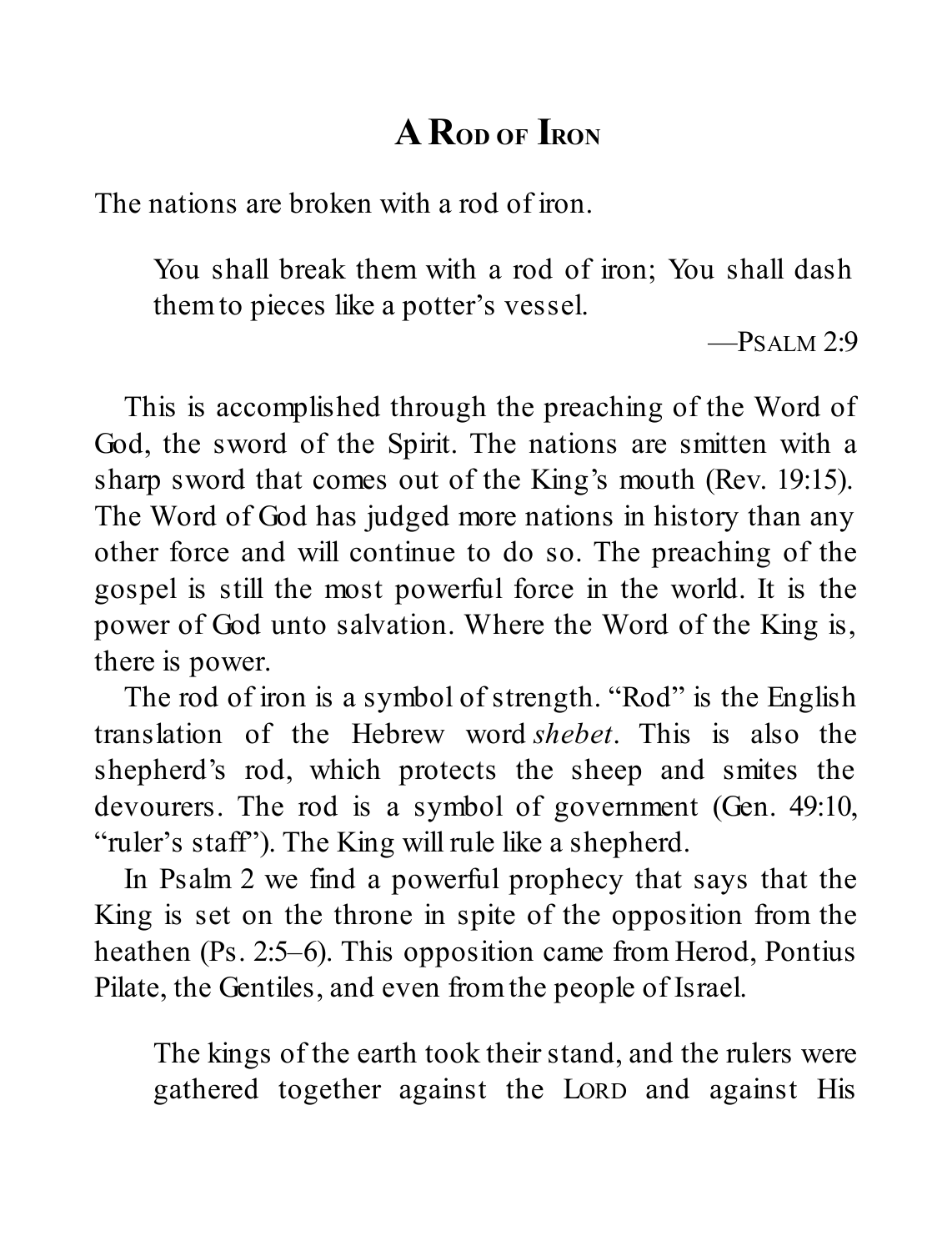## A Rod of Iron

The nations are broken with a rod of iron.

> You shall break them with a rod of iron; You shall dash them to pieces like a potter's vessel.
>
> —Psalm 2:9

This is accomplished through the preaching of the Word of God, the sword of the Spirit. The nations are smitten with a sharp sword that comes out of the King's mouth (Rev. 19:15). The Word of God has judged more nations in history than any other force and will continue to do so. The preaching of the gospel is still the most powerful force in the world. It is the power of God unto salvation. Where the Word of the King is, there is power.

The rod of iron is a symbol of strength. "Rod" is the English translation of the Hebrew word *shebet*. This is also the shepherd's rod, which protects the sheep and smites the devourers. The rod is a symbol of government (Gen. 49:10, "ruler's staff"). The King will rule like a shepherd.

In Psalm 2 we find a powerful prophecy that says that the King is set on the throne in spite of the opposition from the heathen (Ps. 2:5–6). This opposition came from Herod, Pontius Pilate, the Gentiles, and even from the people of Israel.

> The kings of the earth took their stand, and the rulers were gathered together against the Lord and against His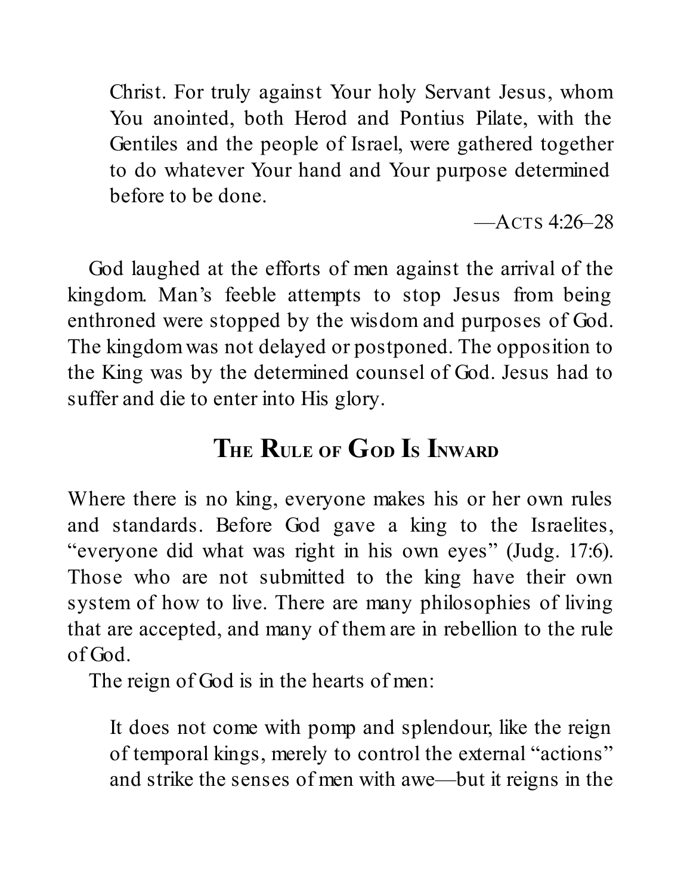> Christ. For truly against Your holy Servant Jesus, whom You anointed, both Herod and Pontius Pilate, with the Gentiles and the people of Israel, were gathered together to do whatever Your hand and Your purpose determined before to be done.
>
> —Acts 4:26–28

God laughed at the efforts of men against the arrival of the kingdom. Man's feeble attempts to stop Jesus from being enthroned were stopped by the wisdom and purposes of God. The kingdom was not delayed or postponed. The opposition to the King was by the determined counsel of God. Jesus had to suffer and die to enter into His glory.

## The Rule of God Is Inward

Where there is no king, everyone makes his or her own rules and standards. Before God gave a king to the Israelites, "everyone did what was right in his own eyes" (Judg. 17:6). Those who are not submitted to the king have their own system of how to live. There are many philosophies of living that are accepted, and many of them are in rebellion to the rule of God.

The reign of God is in the hearts of men:

> It does not come with pomp and splendour, like the reign of temporal kings, merely to control the external "actions" and strike the senses of men with awe—but it reigns in the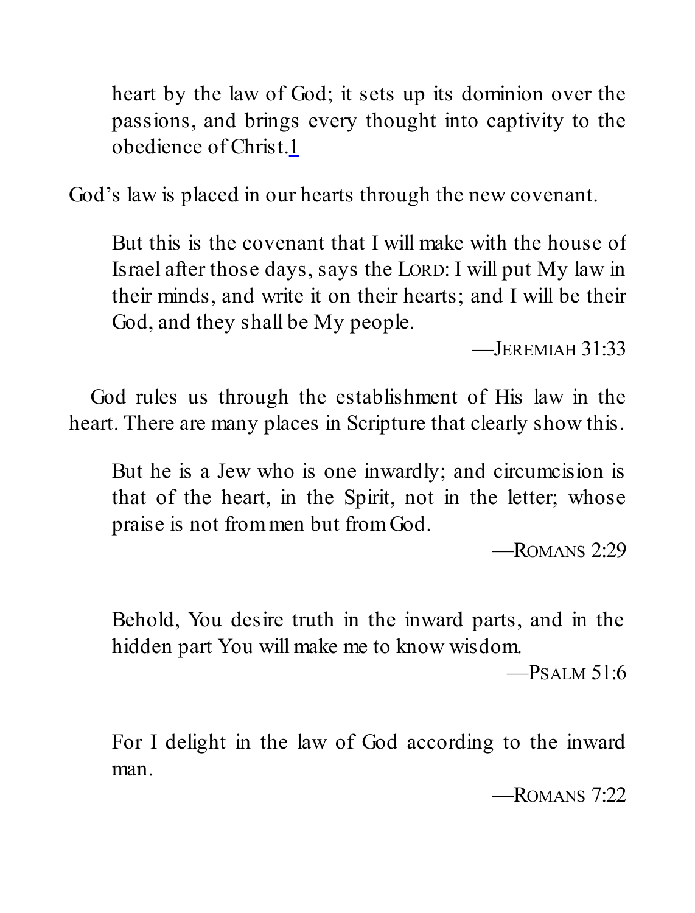> heart by the law of God; it sets up its dominion over the passions, and brings every thought into captivity to the obedience of Christ.[1]

God's law is placed in our hearts through the new covenant.

> But this is the covenant that I will make with the house of Israel after those days, says the LORD: I will put My law in their minds, and write it on their hearts; and I will be their God, and they shall be My people.
>
> —JEREMIAH 31:33

God rules us through the establishment of His law in the heart. There are many places in Scripture that clearly show this.

> But he is a Jew who is one inwardly; and circumcision is that of the heart, in the Spirit, not in the letter; whose praise is not from men but from God.
>
> —ROMANS 2:29

> Behold, You desire truth in the inward parts, and in the hidden part You will make me to know wisdom.
>
> —PSALM 51:6

> For I delight in the law of God according to the inward man.
>
> —ROMANS 7:22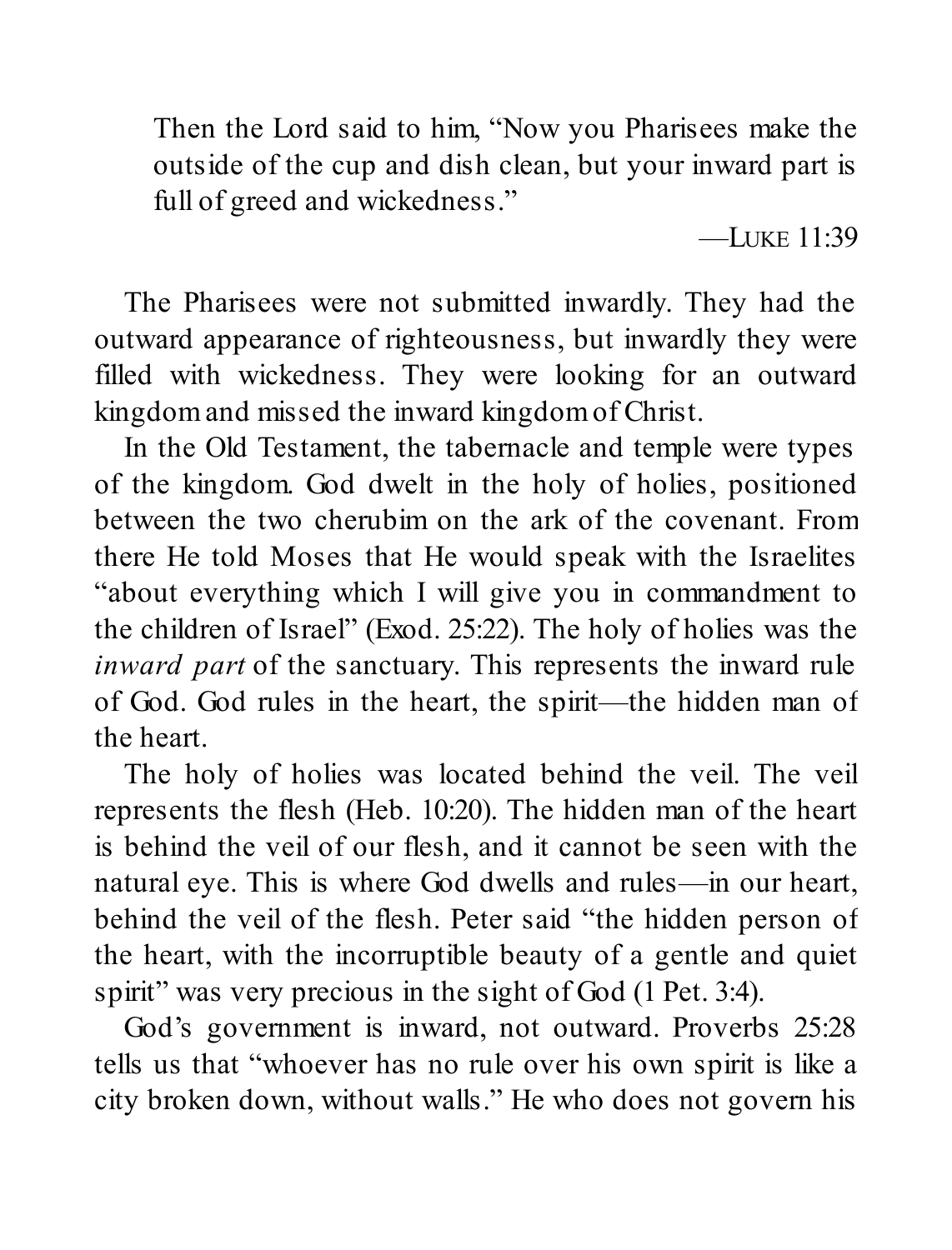> Then the Lord said to him, "Now you Pharisees make the outside of the cup and dish clean, but your inward part is full of greed and wickedness."
>
> —Luke 11:39

The Pharisees were not submitted inwardly. They had the outward appearance of righteousness, but inwardly they were filled with wickedness. They were looking for an outward kingdom and missed the inward kingdom of Christ.

In the Old Testament, the tabernacle and temple were types of the kingdom. God dwelt in the holy of holies, positioned between the two cherubim on the ark of the covenant. From there He told Moses that He would speak with the Israelites "about everything which I will give you in commandment to the children of Israel" (Exod. 25:22). The holy of holies was the *inward part* of the sanctuary. This represents the inward rule of God. God rules in the heart, the spirit—the hidden man of the heart.

The holy of holies was located behind the veil. The veil represents the flesh (Heb. 10:20). The hidden man of the heart is behind the veil of our flesh, and it cannot be seen with the natural eye. This is where God dwells and rules—in our heart, behind the veil of the flesh. Peter said "the hidden person of the heart, with the incorruptible beauty of a gentle and quiet spirit" was very precious in the sight of God (1 Pet. 3:4).

God's government is inward, not outward. Proverbs 25:28 tells us that "whoever has no rule over his own spirit is like a city broken down, without walls." He who does not govern his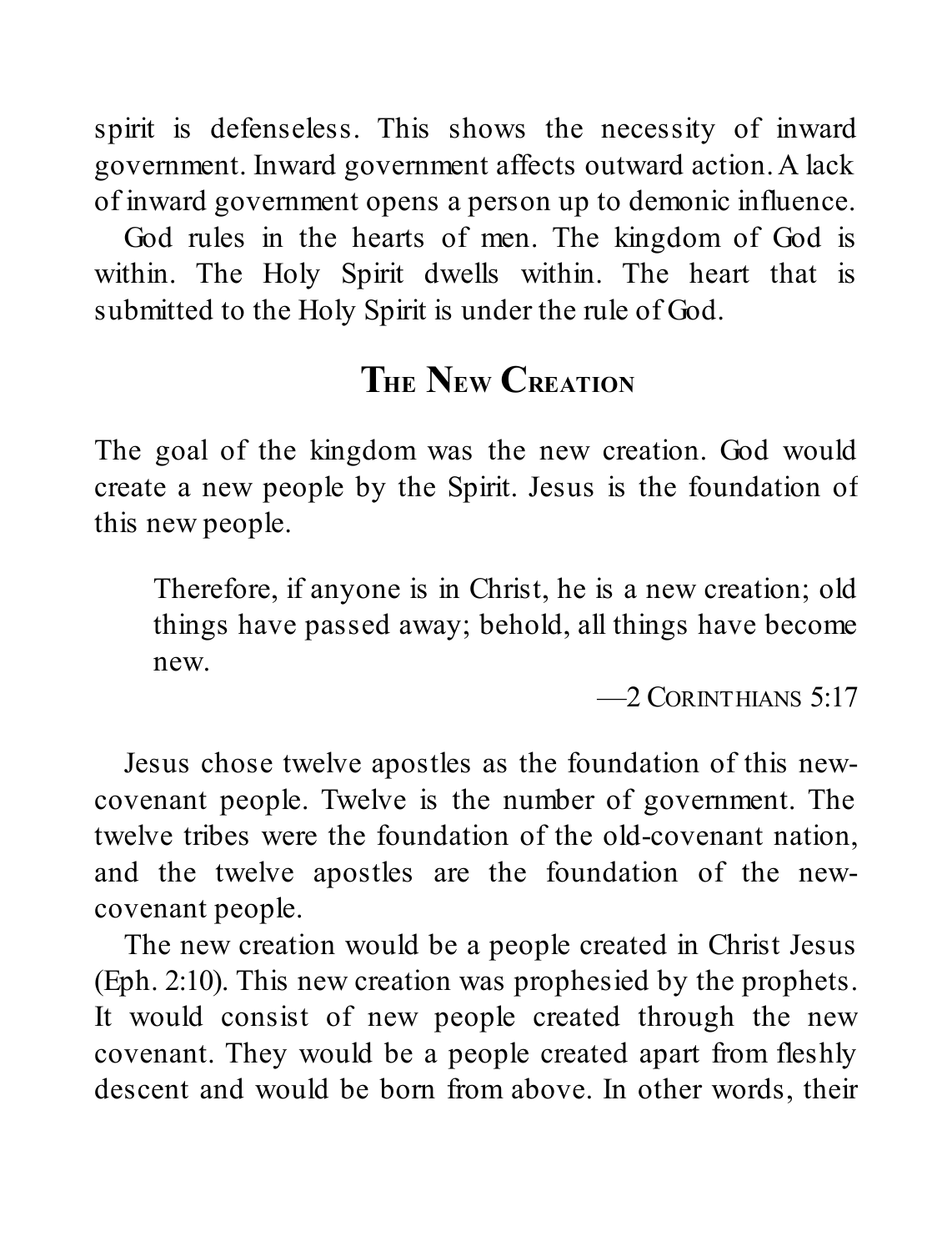spirit is defenseless. This shows the necessity of inward government. Inward government affects outward action. A lack of inward government opens a person up to demonic influence.

God rules in the hearts of men. The kingdom of God is within. The Holy Spirit dwells within. The heart that is submitted to the Holy Spirit is under the rule of God.

## The New Creation

The goal of the kingdom was the new creation. God would create a new people by the Spirit. Jesus is the foundation of this new people.

> Therefore, if anyone is in Christ, he is a new creation; old things have passed away; behold, all things have become new.
>
> —2 Corinthians 5:17

Jesus chose twelve apostles as the foundation of this new-covenant people. Twelve is the number of government. The twelve tribes were the foundation of the old-covenant nation, and the twelve apostles are the foundation of the new-covenant people.

The new creation would be a people created in Christ Jesus (Eph. 2:10). This new creation was prophesied by the prophets. It would consist of new people created through the new covenant. They would be a people created apart from fleshly descent and would be born from above. In other words, their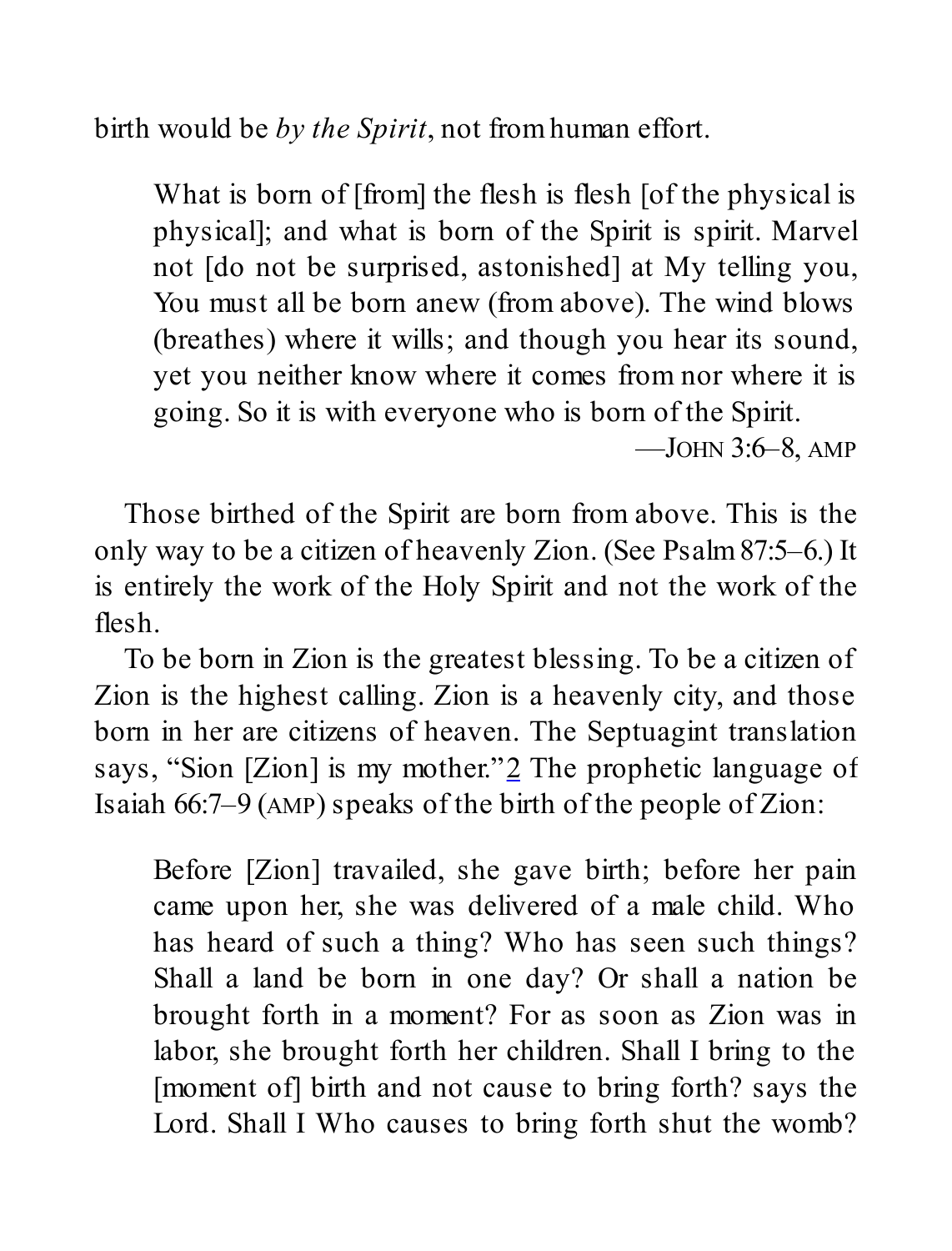birth would be *by the Spirit*, not from human effort.

> What is born of [from] the flesh is flesh [of the physical is physical]; and what is born of the Spirit is spirit. Marvel not [do not be surprised, astonished] at My telling you, You must all be born anew (from above). The wind blows (breathes) where it wills; and though you hear its sound, yet you neither know where it comes from nor where it is going. So it is with everyone who is born of the Spirit.
>
> —JOHN 3:6–8, AMP

Those birthed of the Spirit are born from above. This is the only way to be a citizen of heavenly Zion. (See Psalm 87:5–6.) It is entirely the work of the Holy Spirit and not the work of the flesh.

To be born in Zion is the greatest blessing. To be a citizen of Zion is the highest calling. Zion is a heavenly city, and those born in her are citizens of heaven. The Septuagint translation says, "Sion [Zion] is my mother."[2] The prophetic language of Isaiah 66:7–9 (AMP) speaks of the birth of the people of Zion:

> Before [Zion] travailed, she gave birth; before her pain came upon her, she was delivered of a male child. Who has heard of such a thing? Who has seen such things? Shall a land be born in one day? Or shall a nation be brought forth in a moment? For as soon as Zion was in labor, she brought forth her children. Shall I bring to the [moment of] birth and not cause to bring forth? says the Lord. Shall I Who causes to bring forth shut the womb?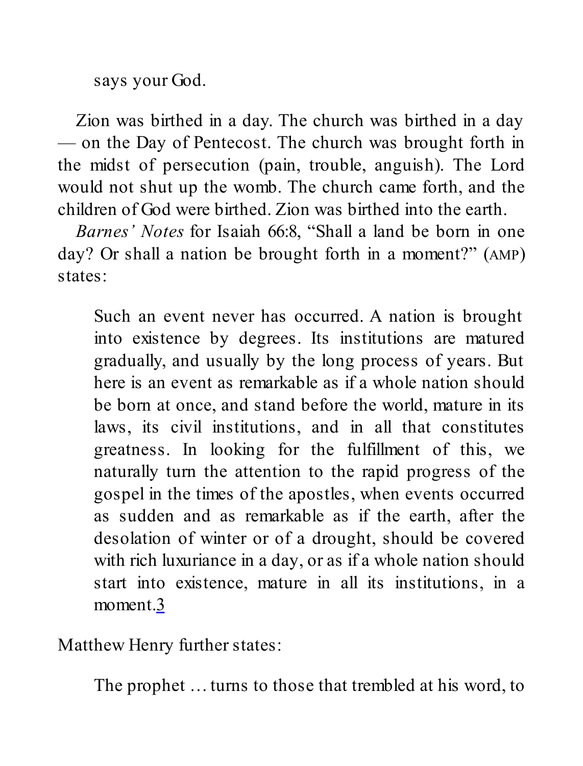> says your God.

Zion was birthed in a day. The church was birthed in a day — on the Day of Pentecost. The church was brought forth in the midst of persecution (pain, trouble, anguish). The Lord would not shut up the womb. The church came forth, and the children of God were birthed. Zion was birthed into the earth.

*Barnes' Notes* for Isaiah 66:8, "Shall a land be born in one day? Or shall a nation be brought forth in a moment?" (AMP) states:

> Such an event never has occurred. A nation is brought into existence by degrees. Its institutions are matured gradually, and usually by the long process of years. But here is an event as remarkable as if a whole nation should be born at once, and stand before the world, mature in its laws, its civil institutions, and in all that constitutes greatness. In looking for the fulfillment of this, we naturally turn the attention to the rapid progress of the gospel in the times of the apostles, when events occurred as sudden and as remarkable as if the earth, after the desolation of winter or of a drought, should be covered with rich luxuriance in a day, or as if a whole nation should start into existence, mature in all its institutions, in a moment.[3]

Matthew Henry further states:

> The prophet … turns to those that trembled at his word, to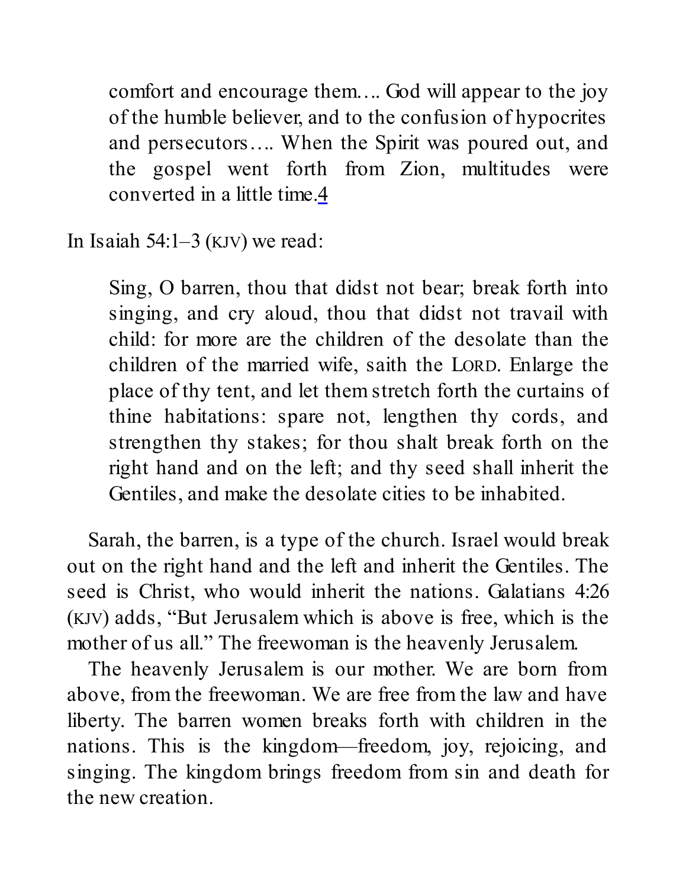> comfort and encourage them…. God will appear to the joy of the humble believer, and to the confusion of hypocrites and persecutors…. When the Spirit was poured out, and the gospel went forth from Zion, multitudes were converted in a little time.[4]

In Isaiah 54:1–3 (KJV) we read:

> Sing, O barren, thou that didst not bear; break forth into singing, and cry aloud, thou that didst not travail with child: for more are the children of the desolate than the children of the married wife, saith the LORD. Enlarge the place of thy tent, and let them stretch forth the curtains of thine habitations: spare not, lengthen thy cords, and strengthen thy stakes; for thou shalt break forth on the right hand and on the left; and thy seed shall inherit the Gentiles, and make the desolate cities to be inhabited.

Sarah, the barren, is a type of the church. Israel would break out on the right hand and the left and inherit the Gentiles. The seed is Christ, who would inherit the nations. Galatians 4:26 (KJV) adds, "But Jerusalem which is above is free, which is the mother of us all." The freewoman is the heavenly Jerusalem.

The heavenly Jerusalem is our mother. We are born from above, from the freewoman. We are free from the law and have liberty. The barren women breaks forth with children in the nations. This is the kingdom—freedom, joy, rejoicing, and singing. The kingdom brings freedom from sin and death for the new creation.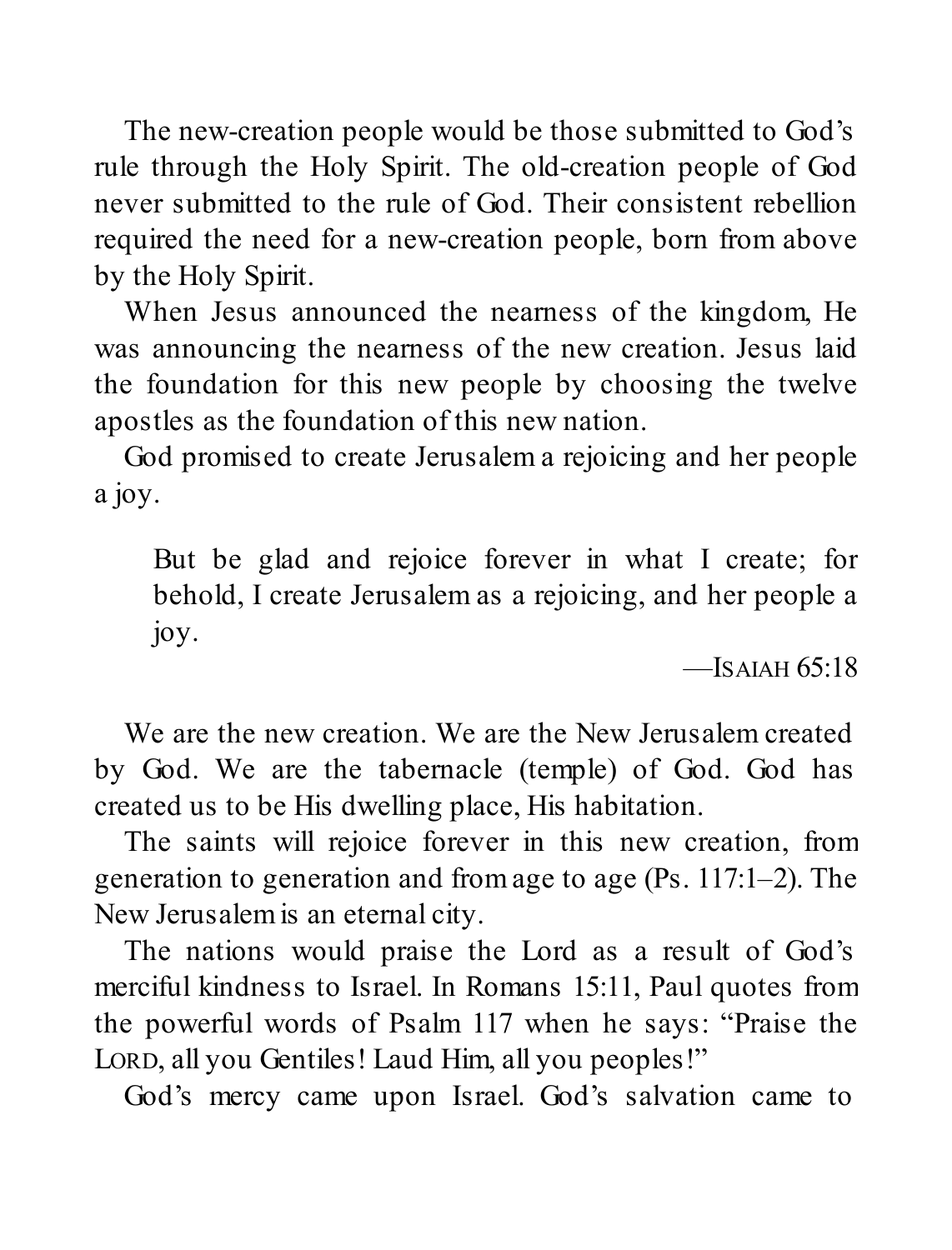The new-creation people would be those submitted to God's rule through the Holy Spirit. The old-creation people of God never submitted to the rule of God. Their consistent rebellion required the need for a new-creation people, born from above by the Holy Spirit.

When Jesus announced the nearness of the kingdom, He was announcing the nearness of the new creation. Jesus laid the foundation for this new people by choosing the twelve apostles as the foundation of this new nation.

God promised to create Jerusalem a rejoicing and her people a joy.

> But be glad and rejoice forever in what I create; for behold, I create Jerusalem as a rejoicing, and her people a joy.
>
> —ISAIAH 65:18

We are the new creation. We are the New Jerusalem created by God. We are the tabernacle (temple) of God. God has created us to be His dwelling place, His habitation.

The saints will rejoice forever in this new creation, from generation to generation and from age to age (Ps. 117:1–2). The New Jerusalem is an eternal city.

The nations would praise the Lord as a result of God's merciful kindness to Israel. In Romans 15:11, Paul quotes from the powerful words of Psalm 117 when he says: "Praise the LORD, all you Gentiles! Laud Him, all you peoples!"

God's mercy came upon Israel. God's salvation came to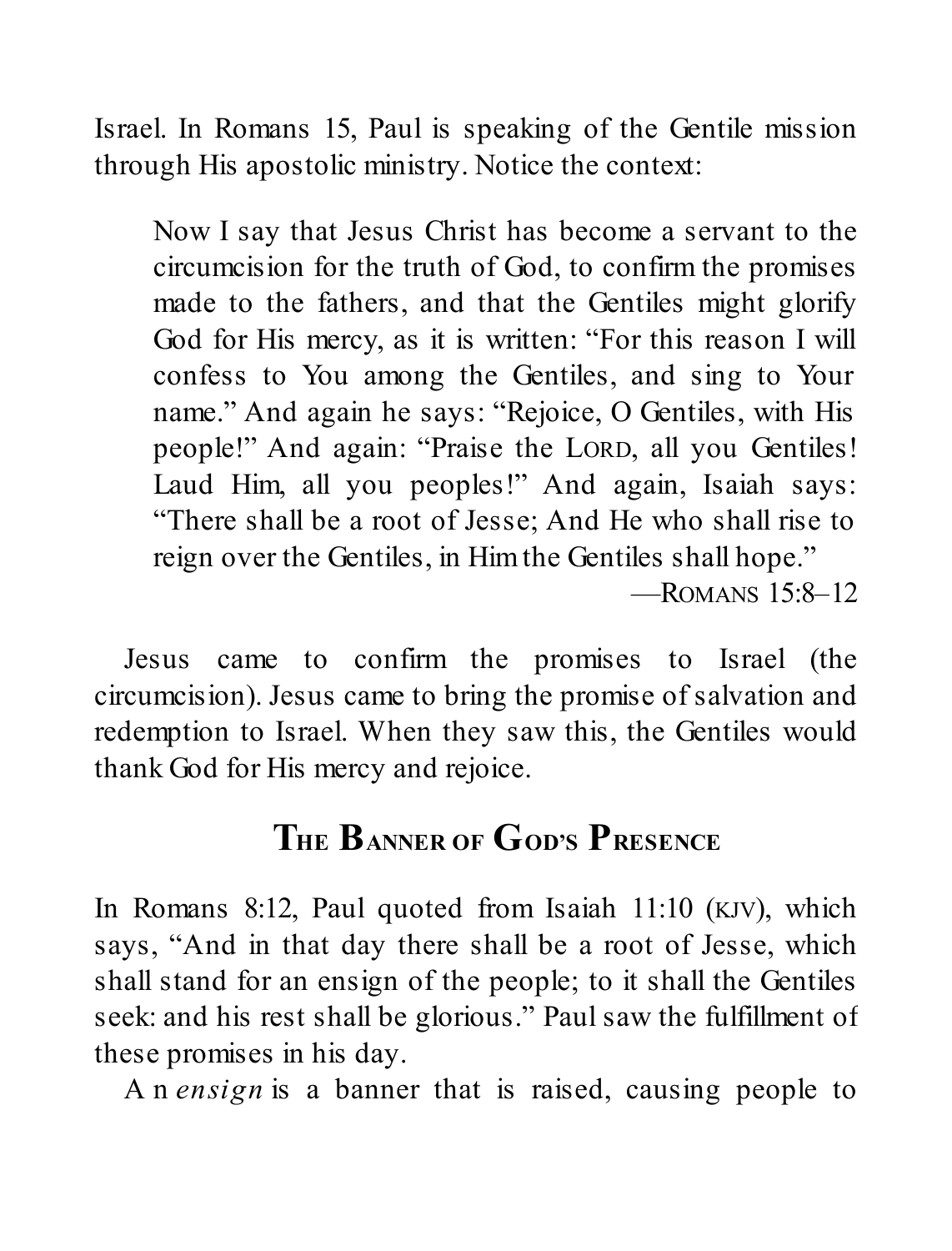Israel. In Romans 15, Paul is speaking of the Gentile mission through His apostolic ministry. Notice the context:

> Now I say that Jesus Christ has become a servant to the circumcision for the truth of God, to confirm the promises made to the fathers, and that the Gentiles might glorify God for His mercy, as it is written: "For this reason I will confess to You among the Gentiles, and sing to Your name." And again he says: "Rejoice, O Gentiles, with His people!" And again: "Praise the LORD, all you Gentiles! Laud Him, all you peoples!" And again, Isaiah says: "There shall be a root of Jesse; And He who shall rise to reign over the Gentiles, in Him the Gentiles shall hope."
>
> —ROMANS 15:8–12

Jesus came to confirm the promises to Israel (the circumcision). Jesus came to bring the promise of salvation and redemption to Israel. When they saw this, the Gentiles would thank God for His mercy and rejoice.

## THE BANNER OF GOD'S PRESENCE

In Romans 8:12, Paul quoted from Isaiah 11:10 (KJV), which says, "And in that day there shall be a root of Jesse, which shall stand for an ensign of the people; to it shall the Gentiles seek: and his rest shall be glorious." Paul saw the fulfillment of these promises in his day.

An *ensign* is a banner that is raised, causing people to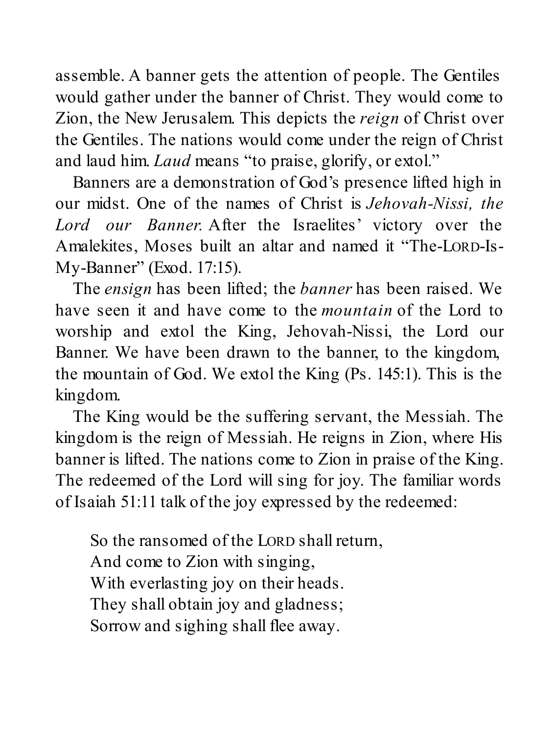assemble. A banner gets the attention of people. The Gentiles would gather under the banner of Christ. They would come to Zion, the New Jerusalem. This depicts the *reign* of Christ over the Gentiles. The nations would come under the reign of Christ and laud him. *Laud* means "to praise, glorify, or extol."

Banners are a demonstration of God's presence lifted high in our midst. One of the names of Christ is *Jehovah-Nissi, the Lord our Banner.* After the Israelites' victory over the Amalekites, Moses built an altar and named it "The-LORD-Is-My-Banner" (Exod. 17:15).

The *ensign* has been lifted; the *banner* has been raised. We have seen it and have come to the *mountain* of the Lord to worship and extol the King, Jehovah-Nissi, the Lord our Banner. We have been drawn to the banner, to the kingdom, the mountain of God. We extol the King (Ps. 145:1). This is the kingdom.

The King would be the suffering servant, the Messiah. The kingdom is the reign of Messiah. He reigns in Zion, where His banner is lifted. The nations come to Zion in praise of the King. The redeemed of the Lord will sing for joy. The familiar words of Isaiah 51:11 talk of the joy expressed by the redeemed:

> So the ransomed of the LORD shall return,
> And come to Zion with singing,
> With everlasting joy on their heads.
> They shall obtain joy and gladness;
> Sorrow and sighing shall flee away.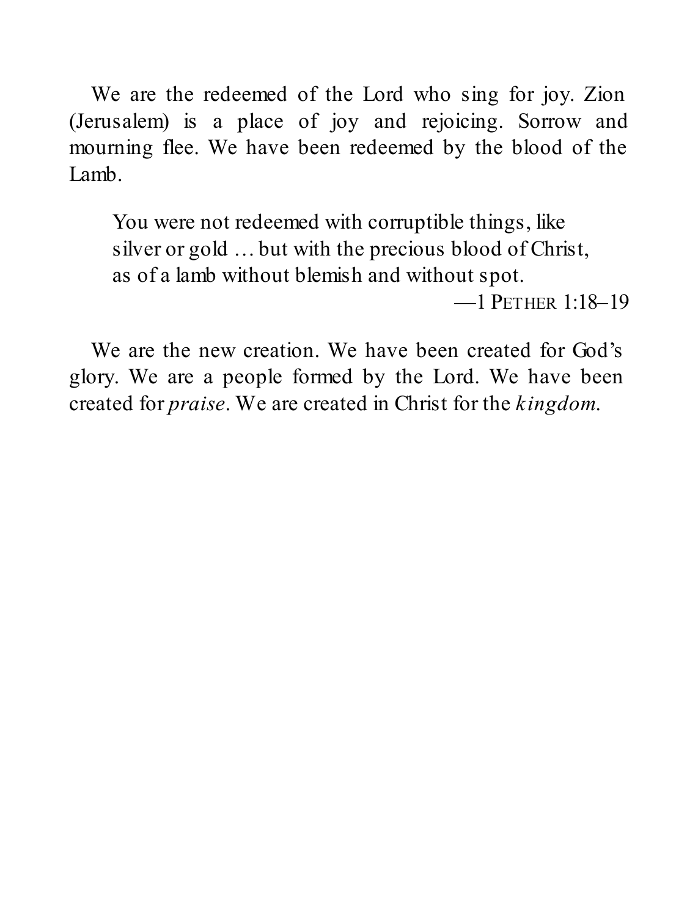We are the redeemed of the Lord who sing for joy. Zion (Jerusalem) is a place of joy and rejoicing. Sorrow and mourning flee. We have been redeemed by the blood of the Lamb.

> You were not redeemed with corruptible things, like silver or gold … but with the precious blood of Christ, as of a lamb without blemish and without spot.
>
> —1 PETHER 1:18–19

We are the new creation. We have been created for God's glory. We are a people formed by the Lord. We have been created for *praise*. We are created in Christ for the *kingdom*.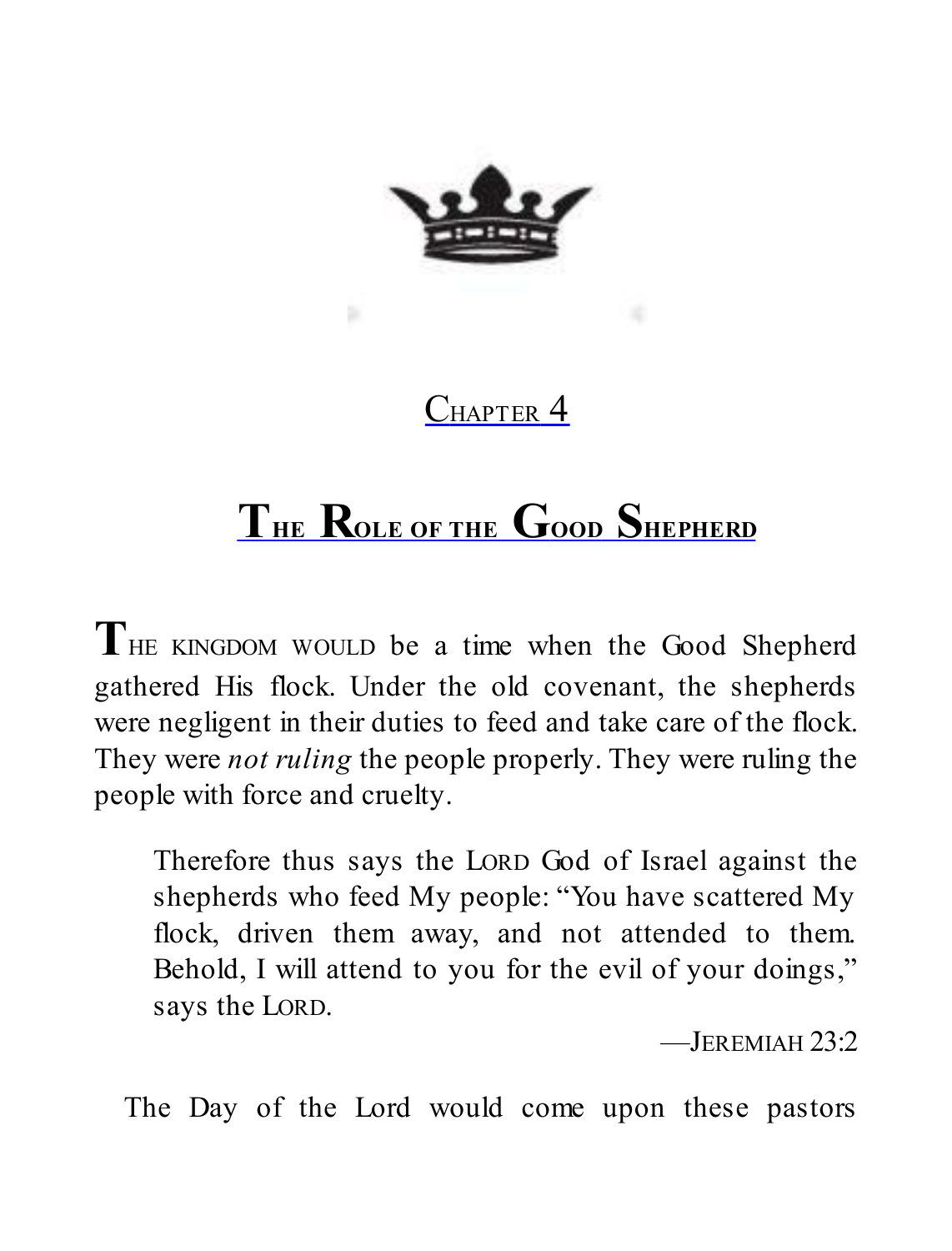## Chapter 4

# The Role of the Good Shepherd

THE KINGDOM WOULD be a time when the Good Shepherd gathered His flock. Under the old covenant, the shepherds were negligent in their duties to feed and take care of the flock. They were *not ruling* the people properly. They were ruling the people with force and cruelty.

> Therefore thus says the LORD God of Israel against the shepherds who feed My people: "You have scattered My flock, driven them away, and not attended to them. Behold, I will attend to you for the evil of your doings," says the LORD.
>
> —JEREMIAH 23:2

The Day of the Lord would come upon these pastors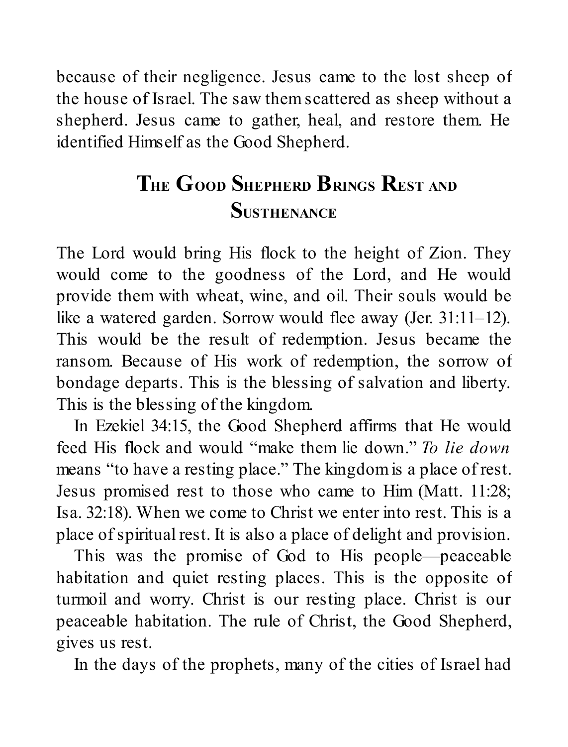because of their negligence. Jesus came to the lost sheep of the house of Israel. The saw them scattered as sheep without a shepherd. Jesus came to gather, heal, and restore them. He identified Himself as the Good Shepherd.

## The Good Shepherd Brings Rest and Susthenance

The Lord would bring His flock to the height of Zion. They would come to the goodness of the Lord, and He would provide them with wheat, wine, and oil. Their souls would be like a watered garden. Sorrow would flee away (Jer. 31:11–12). This would be the result of redemption. Jesus became the ransom. Because of His work of redemption, the sorrow of bondage departs. This is the blessing of salvation and liberty. This is the blessing of the kingdom.

In Ezekiel 34:15, the Good Shepherd affirms that He would feed His flock and would "make them lie down." *To lie down* means "to have a resting place." The kingdom is a place of rest. Jesus promised rest to those who came to Him (Matt. 11:28; Isa. 32:18). When we come to Christ we enter into rest. This is a place of spiritual rest. It is also a place of delight and provision.

This was the promise of God to His people—peaceable habitation and quiet resting places. This is the opposite of turmoil and worry. Christ is our resting place. Christ is our peaceable habitation. The rule of Christ, the Good Shepherd, gives us rest.

In the days of the prophets, many of the cities of Israel had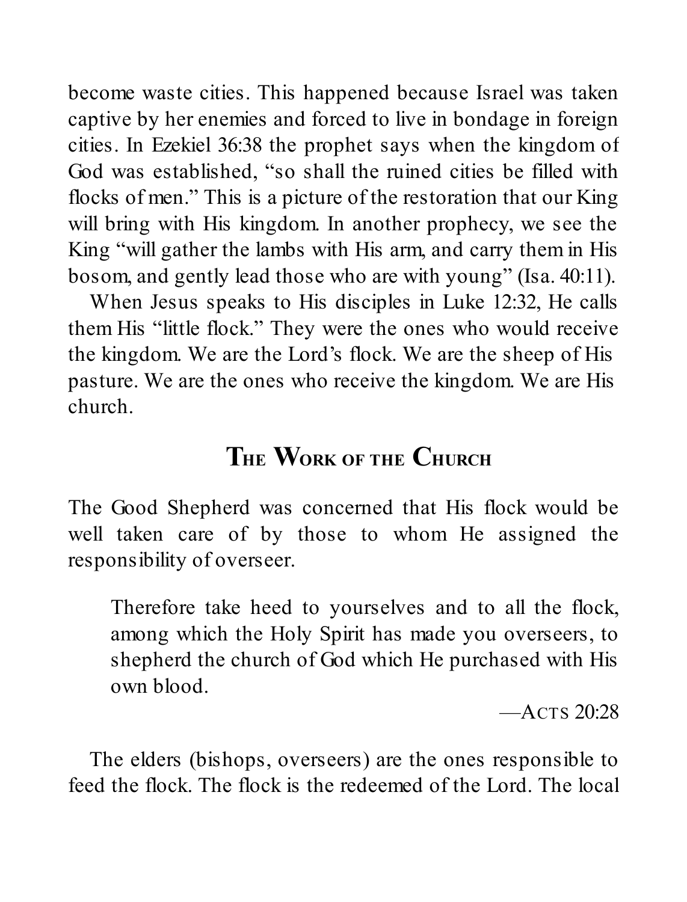become waste cities. This happened because Israel was taken captive by her enemies and forced to live in bondage in foreign cities. In Ezekiel 36:38 the prophet says when the kingdom of God was established, "so shall the ruined cities be filled with flocks of men." This is a picture of the restoration that our King will bring with His kingdom. In another prophecy, we see the King "will gather the lambs with His arm, and carry them in His bosom, and gently lead those who are with young" (Isa. 40:11).

When Jesus speaks to His disciples in Luke 12:32, He calls them His "little flock." They were the ones who would receive the kingdom. We are the Lord's flock. We are the sheep of His pasture. We are the ones who receive the kingdom. We are His church.

## The Work of the Church

The Good Shepherd was concerned that His flock would be well taken care of by those to whom He assigned the responsibility of overseer.

> Therefore take heed to yourselves and to all the flock, among which the Holy Spirit has made you overseers, to shepherd the church of God which He purchased with His own blood.
>
> —Acts 20:28

The elders (bishops, overseers) are the ones responsible to feed the flock. The flock is the redeemed of the Lord. The local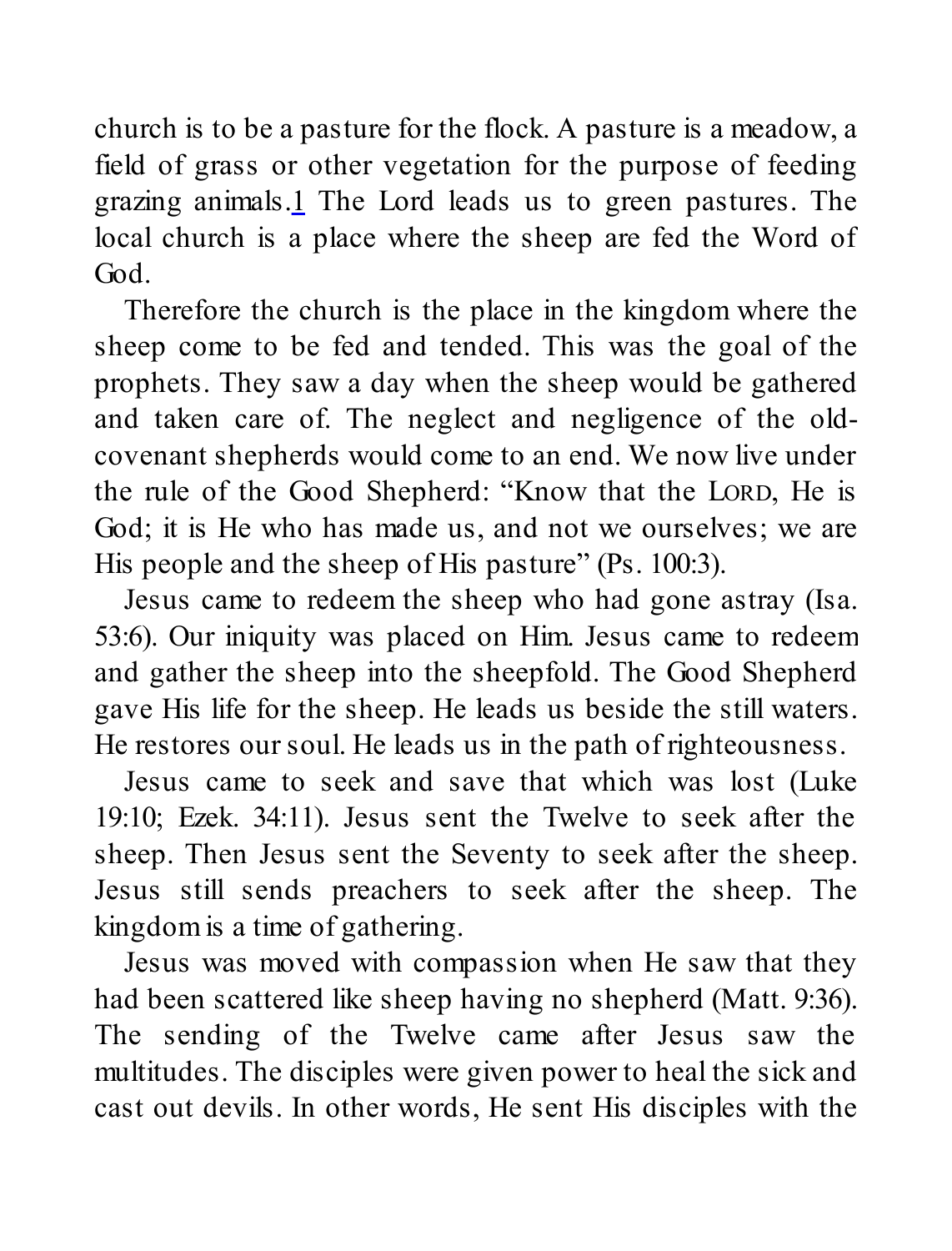church is to be a pasture for the flock. A pasture is a meadow, a field of grass or other vegetation for the purpose of feeding grazing animals.[1] The Lord leads us to green pastures. The local church is a place where the sheep are fed the Word of God.

Therefore the church is the place in the kingdom where the sheep come to be fed and tended. This was the goal of the prophets. They saw a day when the sheep would be gathered and taken care of. The neglect and negligence of the old-covenant shepherds would come to an end. We now live under the rule of the Good Shepherd: "Know that the LORD, He is God; it is He who has made us, and not we ourselves; we are His people and the sheep of His pasture" (Ps. 100:3).

Jesus came to redeem the sheep who had gone astray (Isa. 53:6). Our iniquity was placed on Him. Jesus came to redeem and gather the sheep into the sheepfold. The Good Shepherd gave His life for the sheep. He leads us beside the still waters. He restores our soul. He leads us in the path of righteousness.

Jesus came to seek and save that which was lost (Luke 19:10; Ezek. 34:11). Jesus sent the Twelve to seek after the sheep. Then Jesus sent the Seventy to seek after the sheep. Jesus still sends preachers to seek after the sheep. The kingdom is a time of gathering.

Jesus was moved with compassion when He saw that they had been scattered like sheep having no shepherd (Matt. 9:36). The sending of the Twelve came after Jesus saw the multitudes. The disciples were given power to heal the sick and cast out devils. In other words, He sent His disciples with the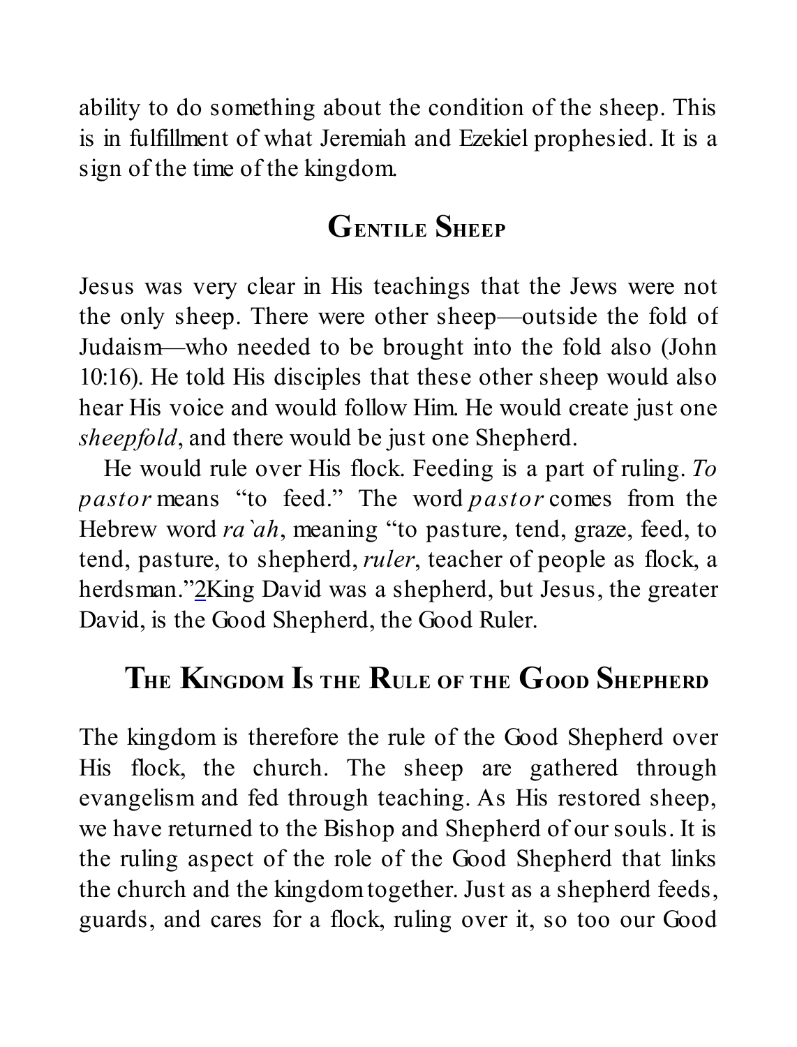ability to do something about the condition of the sheep. This is in fulfillment of what Jeremiah and Ezekiel prophesied. It is a sign of the time of the kingdom.

## Gentile Sheep

Jesus was very clear in His teachings that the Jews were not the only sheep. There were other sheep—outside the fold of Judaism—who needed to be brought into the fold also (John 10:16). He told His disciples that these other sheep would also hear His voice and would follow Him. He would create just one *sheepfold*, and there would be just one Shepherd.

He would rule over His flock. Feeding is a part of ruling. *To pastor* means "to feed." The word *pastor* comes from the Hebrew word *ra`ah*, meaning "to pasture, tend, graze, feed, to tend, pasture, to shepherd, *ruler*, teacher of people as flock, a herdsman."[2] King David was a shepherd, but Jesus, the greater David, is the Good Shepherd, the Good Ruler.

## The Kingdom Is the Rule of the Good Shepherd

The kingdom is therefore the rule of the Good Shepherd over His flock, the church. The sheep are gathered through evangelism and fed through teaching. As His restored sheep, we have returned to the Bishop and Shepherd of our souls. It is the ruling aspect of the role of the Good Shepherd that links the church and the kingdom together. Just as a shepherd feeds, guards, and cares for a flock, ruling over it, so too our Good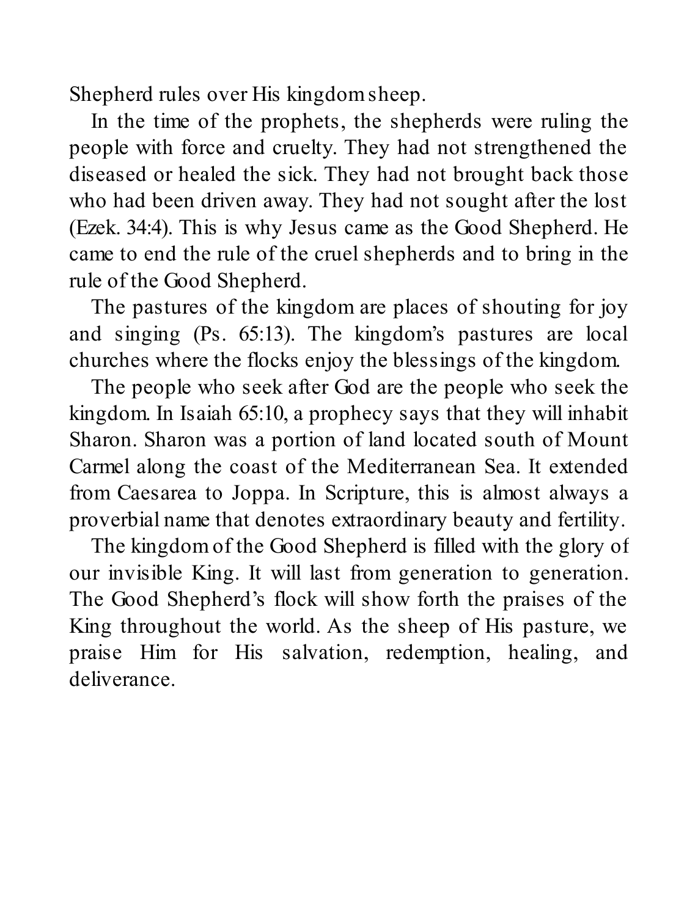Shepherd rules over His kingdom sheep.

In the time of the prophets, the shepherds were ruling the people with force and cruelty. They had not strengthened the diseased or healed the sick. They had not brought back those who had been driven away. They had not sought after the lost (Ezek. 34:4). This is why Jesus came as the Good Shepherd. He came to end the rule of the cruel shepherds and to bring in the rule of the Good Shepherd.

The pastures of the kingdom are places of shouting for joy and singing (Ps. 65:13). The kingdom's pastures are local churches where the flocks enjoy the blessings of the kingdom.

The people who seek after God are the people who seek the kingdom. In Isaiah 65:10, a prophecy says that they will inhabit Sharon. Sharon was a portion of land located south of Mount Carmel along the coast of the Mediterranean Sea. It extended from Caesarea to Joppa. In Scripture, this is almost always a proverbial name that denotes extraordinary beauty and fertility.

The kingdom of the Good Shepherd is filled with the glory of our invisible King. It will last from generation to generation. The Good Shepherd's flock will show forth the praises of the King throughout the world. As the sheep of His pasture, we praise Him for His salvation, redemption, healing, and deliverance.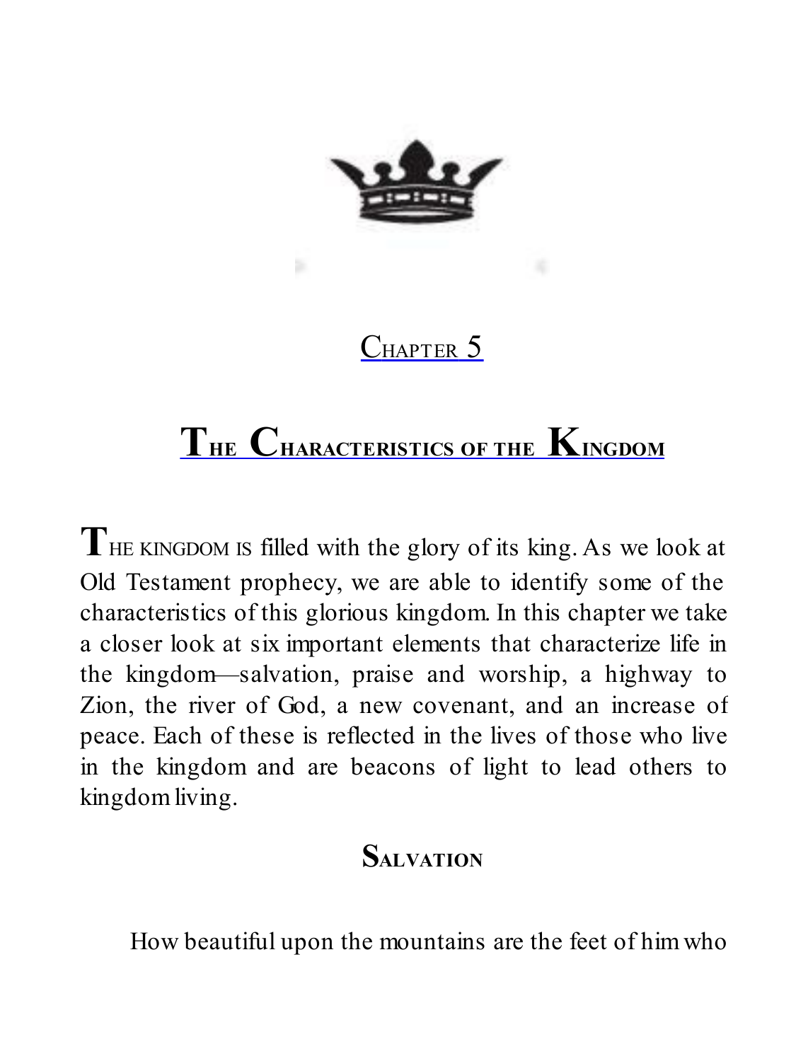## Chapter 5

# The Characteristics of the Kingdom

The kingdom is filled with the glory of its king. As we look at Old Testament prophecy, we are able to identify some of the characteristics of this glorious kingdom. In this chapter we take a closer look at six important elements that characterize life in the kingdom—salvation, praise and worship, a highway to Zion, the river of God, a new covenant, and an increase of peace. Each of these is reflected in the lives of those who live in the kingdom and are beacons of light to lead others to kingdom living.

### Salvation

How beautiful upon the mountains are the feet of him who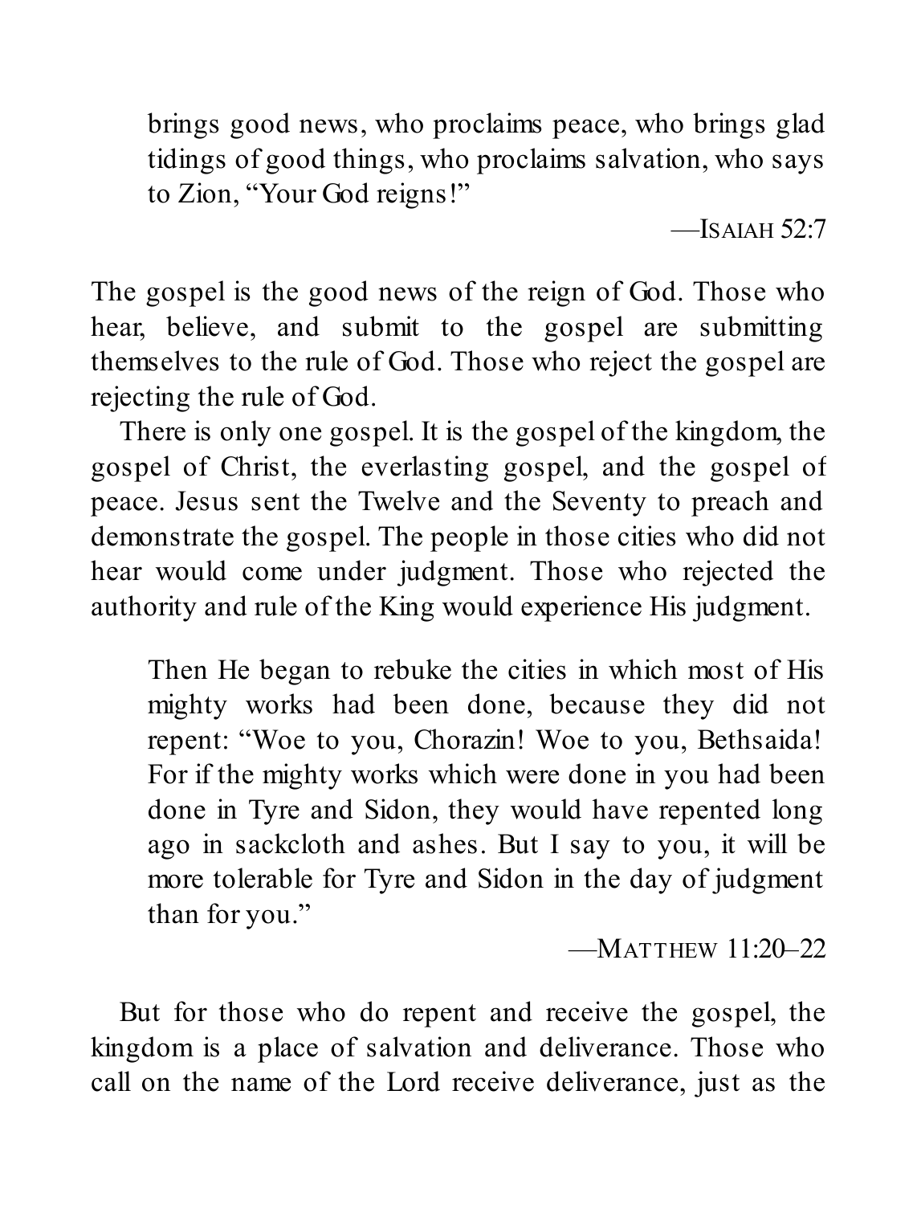> brings good news, who proclaims peace, who brings glad tidings of good things, who proclaims salvation, who says to Zion, "Your God reigns!"
>
> —Isaiah 52:7

The gospel is the good news of the reign of God. Those who hear, believe, and submit to the gospel are submitting themselves to the rule of God. Those who reject the gospel are rejecting the rule of God.

There is only one gospel. It is the gospel of the kingdom, the gospel of Christ, the everlasting gospel, and the gospel of peace. Jesus sent the Twelve and the Seventy to preach and demonstrate the gospel. The people in those cities who did not hear would come under judgment. Those who rejected the authority and rule of the King would experience His judgment.

> Then He began to rebuke the cities in which most of His mighty works had been done, because they did not repent: "Woe to you, Chorazin! Woe to you, Bethsaida! For if the mighty works which were done in you had been done in Tyre and Sidon, they would have repented long ago in sackcloth and ashes. But I say to you, it will be more tolerable for Tyre and Sidon in the day of judgment than for you."
>
> —Matthew 11:20–22

But for those who do repent and receive the gospel, the kingdom is a place of salvation and deliverance. Those who call on the name of the Lord receive deliverance, just as the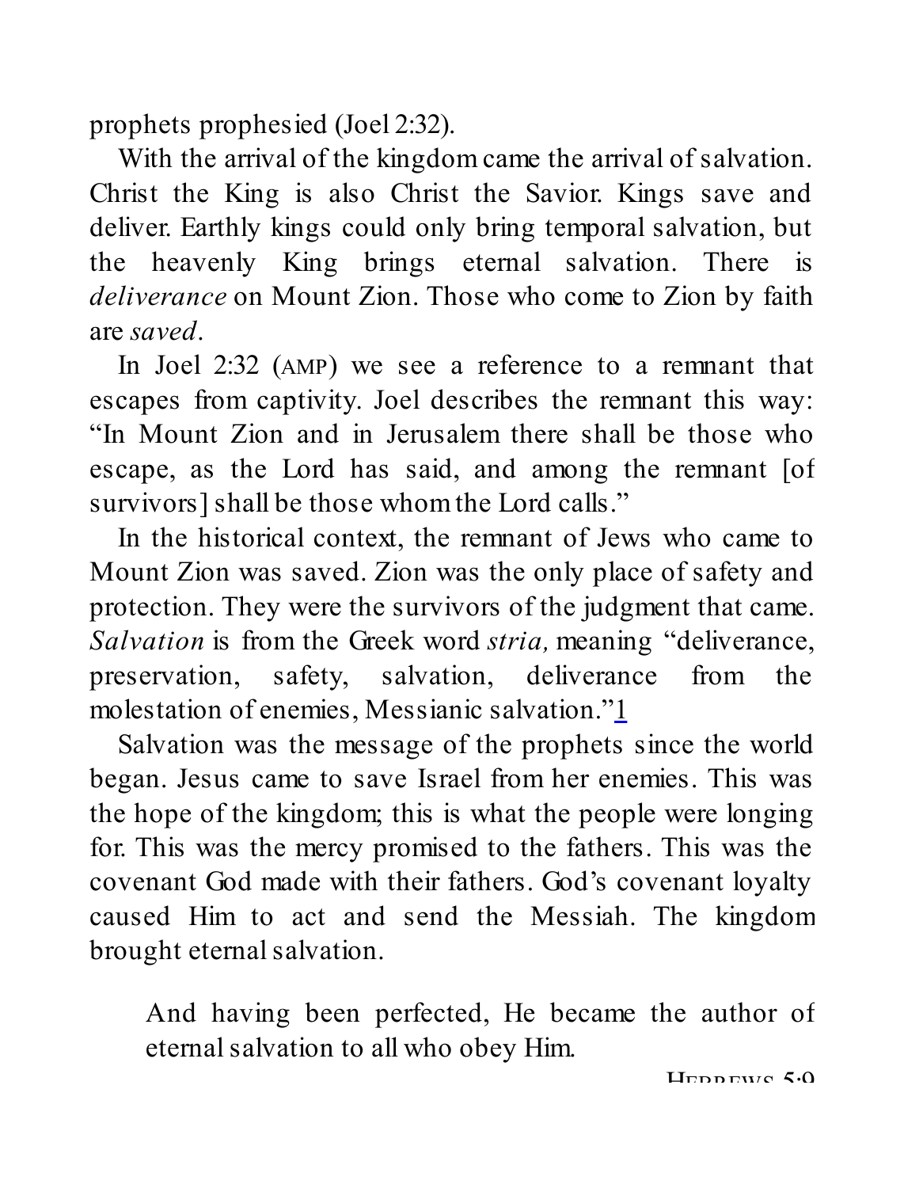prophets prophesied (Joel 2:32).

With the arrival of the kingdom came the arrival of salvation. Christ the King is also Christ the Savior. Kings save and deliver. Earthly kings could only bring temporal salvation, but the heavenly King brings eternal salvation. There is *deliverance* on Mount Zion. Those who come to Zion by faith are *saved*.

In Joel 2:32 (AMP) we see a reference to a remnant that escapes from captivity. Joel describes the remnant this way: "In Mount Zion and in Jerusalem there shall be those who escape, as the Lord has said, and among the remnant [of survivors] shall be those whom the Lord calls."

In the historical context, the remnant of Jews who came to Mount Zion was saved. Zion was the only place of safety and protection. They were the survivors of the judgment that came. *Salvation* is from the Greek word *stria,* meaning "deliverance, preservation, safety, salvation, deliverance from the molestation of enemies, Messianic salvation."[1]

Salvation was the message of the prophets since the world began. Jesus came to save Israel from her enemies. This was the hope of the kingdom; this is what the people were longing for. This was the mercy promised to the fathers. This was the covenant God made with their fathers. God's covenant loyalty caused Him to act and send the Messiah. The kingdom brought eternal salvation.

> And having been perfected, He became the author of eternal salvation to all who obey Him.
>
> HEBREWS 5:9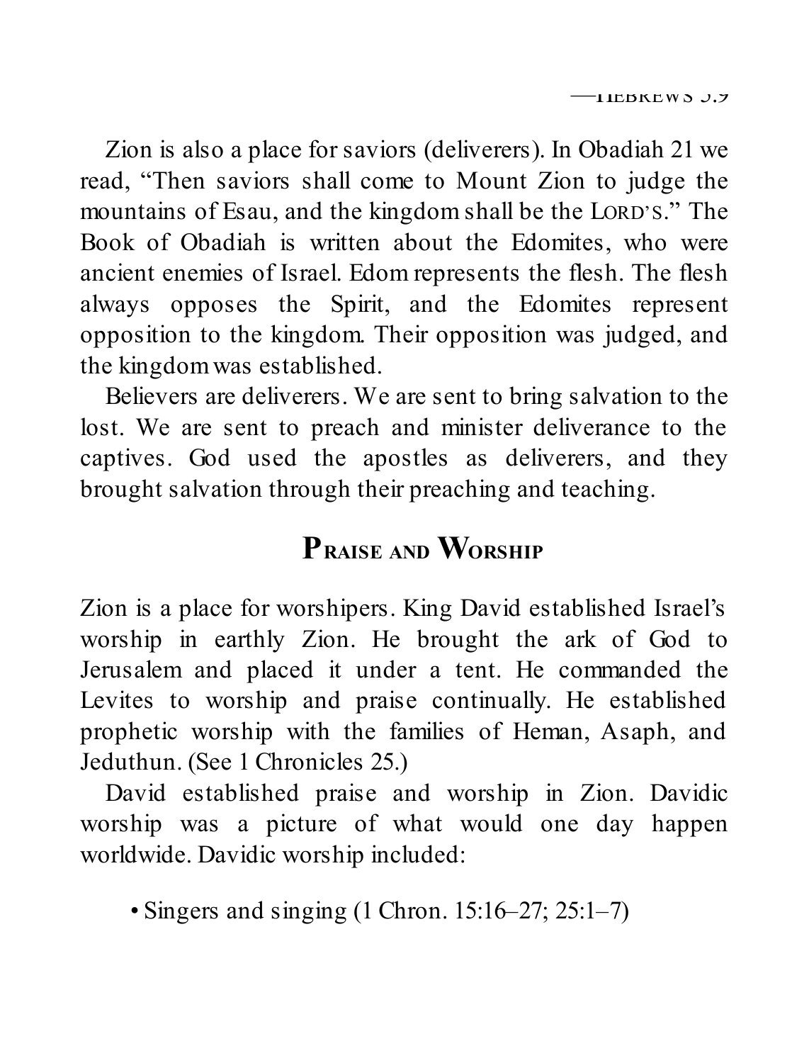Zion is also a place for saviors (deliverers). In Obadiah 21 we read, "Then saviors shall come to Mount Zion to judge the mountains of Esau, and the kingdom shall be the LORD'S." The Book of Obadiah is written about the Edomites, who were ancient enemies of Israel. Edom represents the flesh. The flesh always opposes the Spirit, and the Edomites represent opposition to the kingdom. Their opposition was judged, and the kingdom was established.

Believers are deliverers. We are sent to bring salvation to the lost. We are sent to preach and minister deliverance to the captives. God used the apostles as deliverers, and they brought salvation through their preaching and teaching.

## PRAISE AND WORSHIP

Zion is a place for worshipers. King David established Israel's worship in earthly Zion. He brought the ark of God to Jerusalem and placed it under a tent. He commanded the Levites to worship and praise continually. He established prophetic worship with the families of Heman, Asaph, and Jeduthun. (See 1 Chronicles 25.)

David established praise and worship in Zion. Davidic worship was a picture of what would one day happen worldwide. Davidic worship included:

- Singers and singing (1 Chron. 15:16–27; 25:1–7)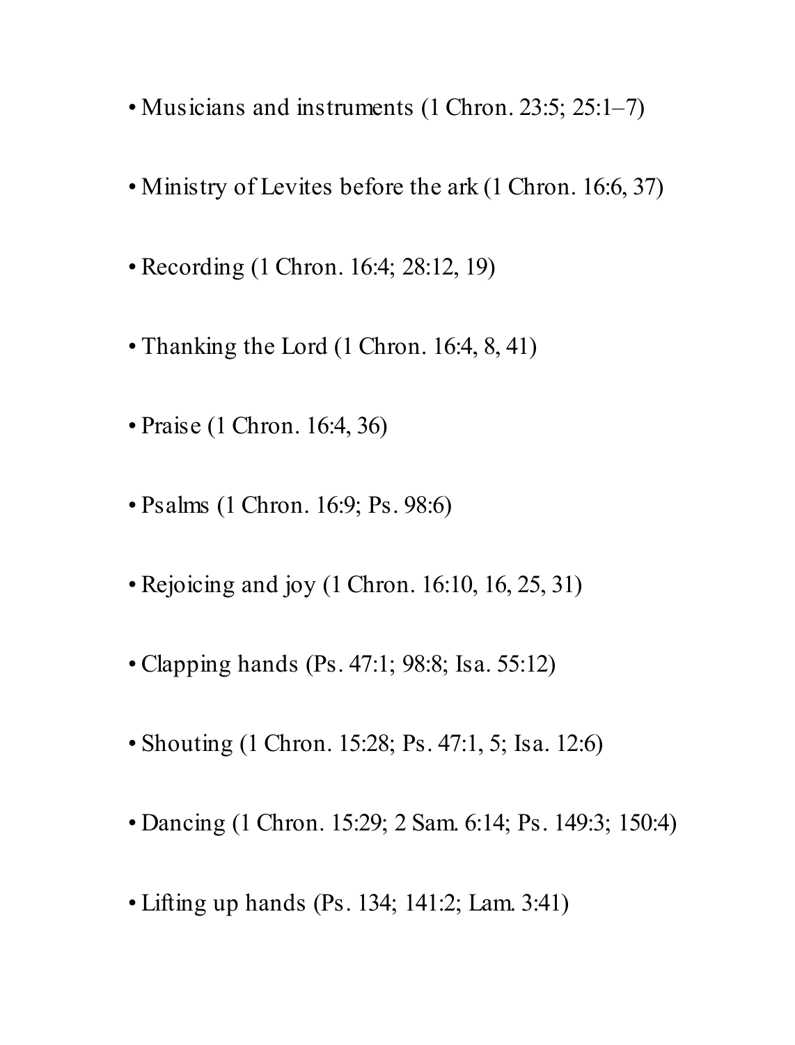- Musicians and instruments (1 Chron. 23:5; 25:1–7)
- Ministry of Levites before the ark (1 Chron. 16:6, 37)
- Recording (1 Chron. 16:4; 28:12, 19)
- Thanking the Lord (1 Chron. 16:4, 8, 41)
- Praise (1 Chron. 16:4, 36)
- Psalms (1 Chron. 16:9; Ps. 98:6)
- Rejoicing and joy (1 Chron. 16:10, 16, 25, 31)
- Clapping hands (Ps. 47:1; 98:8; Isa. 55:12)
- Shouting (1 Chron. 15:28; Ps. 47:1, 5; Isa. 12:6)
- Dancing (1 Chron. 15:29; 2 Sam. 6:14; Ps. 149:3; 150:4)
- Lifting up hands (Ps. 134; 141:2; Lam. 3:41)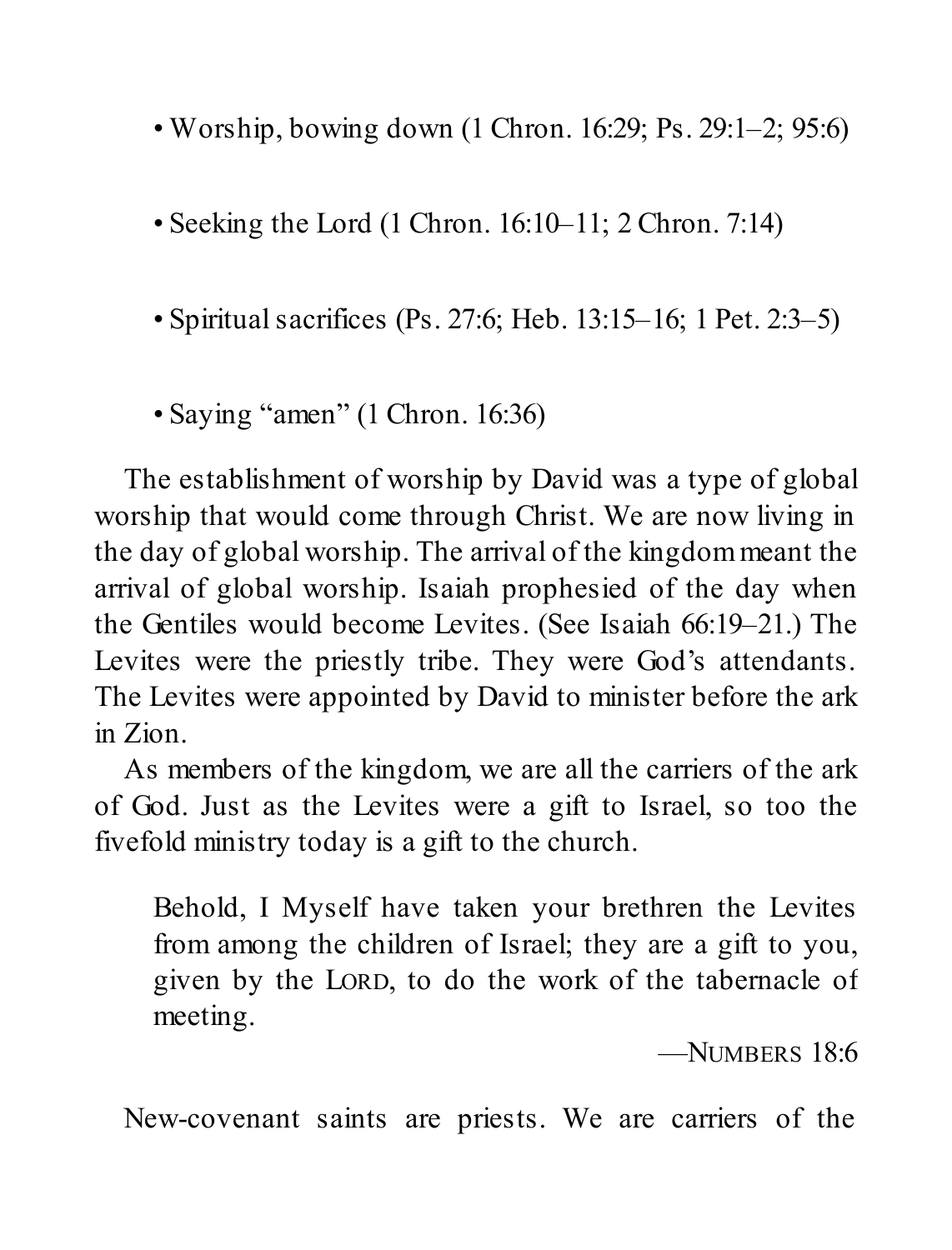- Worship, bowing down (1 Chron. 16:29; Ps. 29:1–2; 95:6)
- Seeking the Lord (1 Chron. 16:10–11; 2 Chron. 7:14)
- Spiritual sacrifices (Ps. 27:6; Heb. 13:15–16; 1 Pet. 2:3–5)
- Saying "amen" (1 Chron. 16:36)

The establishment of worship by David was a type of global worship that would come through Christ. We are now living in the day of global worship. The arrival of the kingdom meant the arrival of global worship. Isaiah prophesied of the day when the Gentiles would become Levites. (See Isaiah 66:19–21.) The Levites were the priestly tribe. They were God's attendants. The Levites were appointed by David to minister before the ark in Zion.

As members of the kingdom, we are all the carriers of the ark of God. Just as the Levites were a gift to Israel, so too the fivefold ministry today is a gift to the church.

> Behold, I Myself have taken your brethren the Levites from among the children of Israel; they are a gift to you, given by the LORD, to do the work of the tabernacle of meeting.
>
> —NUMBERS 18:6

New-covenant saints are priests. We are carriers of the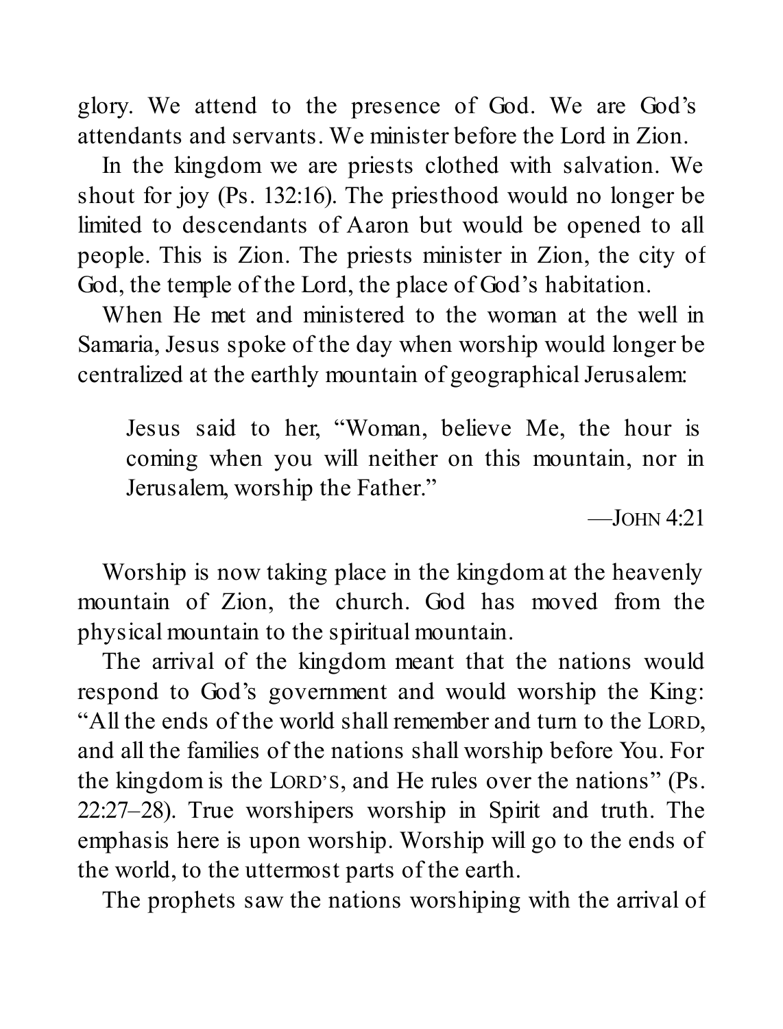glory. We attend to the presence of God. We are God's attendants and servants. We minister before the Lord in Zion.

In the kingdom we are priests clothed with salvation. We shout for joy (Ps. 132:16). The priesthood would no longer be limited to descendants of Aaron but would be opened to all people. This is Zion. The priests minister in Zion, the city of God, the temple of the Lord, the place of God's habitation.

When He met and ministered to the woman at the well in Samaria, Jesus spoke of the day when worship would longer be centralized at the earthly mountain of geographical Jerusalem:

> Jesus said to her, "Woman, believe Me, the hour is coming when you will neither on this mountain, nor in Jerusalem, worship the Father."
>
> —JOHN 4:21

Worship is now taking place in the kingdom at the heavenly mountain of Zion, the church. God has moved from the physical mountain to the spiritual mountain.

The arrival of the kingdom meant that the nations would respond to God's government and would worship the King: "All the ends of the world shall remember and turn to the LORD, and all the families of the nations shall worship before You. For the kingdom is the LORD'S, and He rules over the nations" (Ps. 22:27–28). True worshipers worship in Spirit and truth. The emphasis here is upon worship. Worship will go to the ends of the world, to the uttermost parts of the earth.

The prophets saw the nations worshiping with the arrival of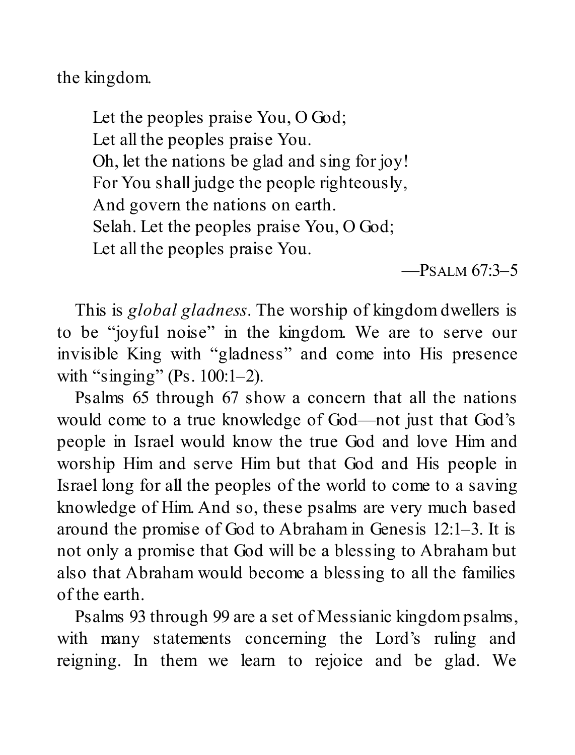the kingdom.

> Let the peoples praise You, O God;
> Let all the peoples praise You.
> Oh, let the nations be glad and sing for joy!
> For You shall judge the people righteously,
> And govern the nations on earth.
> Selah. Let the peoples praise You, O God;
> Let all the peoples praise You.
>
> —PSALM 67:3–5

This is *global gladness*. The worship of kingdom dwellers is to be "joyful noise" in the kingdom. We are to serve our invisible King with "gladness" and come into His presence with "singing" (Ps. 100:1–2).

Psalms 65 through 67 show a concern that all the nations would come to a true knowledge of God—not just that God's people in Israel would know the true God and love Him and worship Him and serve Him but that God and His people in Israel long for all the peoples of the world to come to a saving knowledge of Him. And so, these psalms are very much based around the promise of God to Abraham in Genesis 12:1–3. It is not only a promise that God will be a blessing to Abraham but also that Abraham would become a blessing to all the families of the earth.

Psalms 93 through 99 are a set of Messianic kingdom psalms, with many statements concerning the Lord's ruling and reigning. In them we learn to rejoice and be glad. We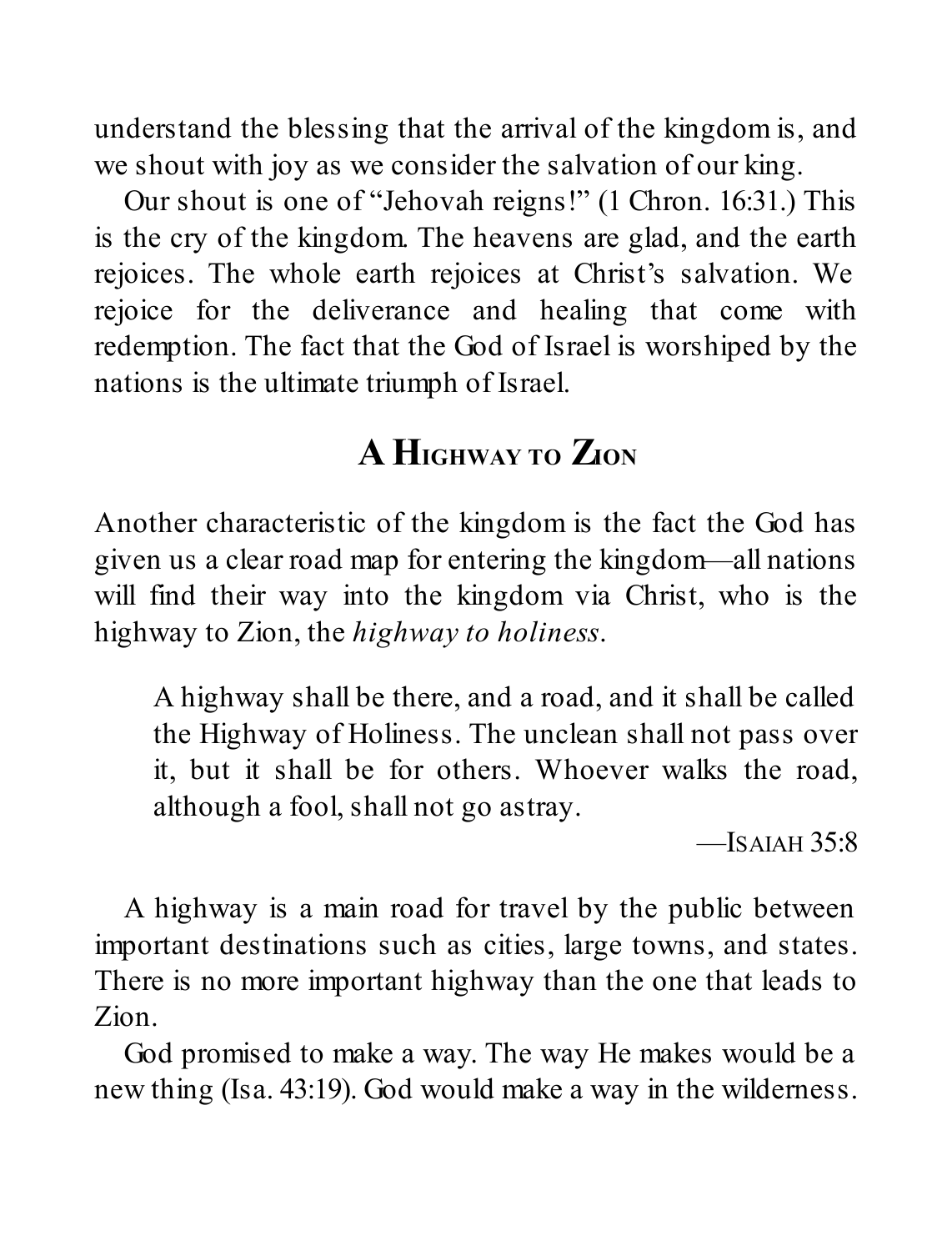understand the blessing that the arrival of the kingdom is, and we shout with joy as we consider the salvation of our king.

Our shout is one of "Jehovah reigns!" (1 Chron. 16:31.) This is the cry of the kingdom. The heavens are glad, and the earth rejoices. The whole earth rejoices at Christ's salvation. We rejoice for the deliverance and healing that come with redemption. The fact that the God of Israel is worshiped by the nations is the ultimate triumph of Israel.

## A Highway to Zion

Another characteristic of the kingdom is the fact the God has given us a clear road map for entering the kingdom—all nations will find their way into the kingdom via Christ, who is the highway to Zion, the *highway to holiness*.

> A highway shall be there, and a road, and it shall be called the Highway of Holiness. The unclean shall not pass over it, but it shall be for others. Whoever walks the road, although a fool, shall not go astray.
>
> —Isaiah 35:8

A highway is a main road for travel by the public between important destinations such as cities, large towns, and states. There is no more important highway than the one that leads to Zion.

God promised to make a way. The way He makes would be a new thing (Isa. 43:19). God would make a way in the wilderness.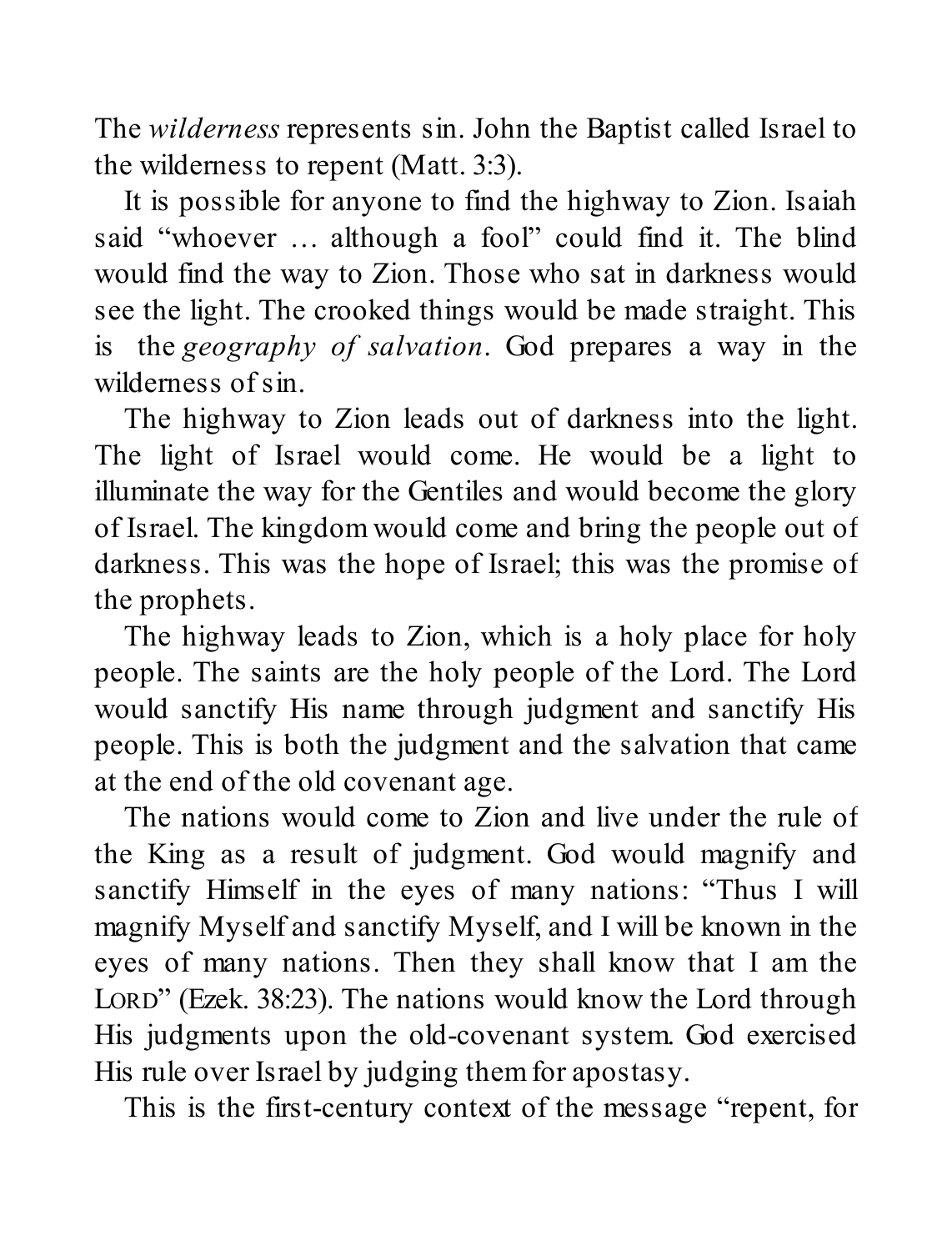The *wilderness* represents sin. John the Baptist called Israel to the wilderness to repent (Matt. 3:3).

It is possible for anyone to find the highway to Zion. Isaiah said "whoever … although a fool" could find it. The blind would find the way to Zion. Those who sat in darkness would see the light. The crooked things would be made straight. This is the *geography of salvation*. God prepares a way in the wilderness of sin.

The highway to Zion leads out of darkness into the light. The light of Israel would come. He would be a light to illuminate the way for the Gentiles and would become the glory of Israel. The kingdom would come and bring the people out of darkness. This was the hope of Israel; this was the promise of the prophets.

The highway leads to Zion, which is a holy place for holy people. The saints are the holy people of the Lord. The Lord would sanctify His name through judgment and sanctify His people. This is both the judgment and the salvation that came at the end of the old covenant age.

The nations would come to Zion and live under the rule of the King as a result of judgment. God would magnify and sanctify Himself in the eyes of many nations: "Thus I will magnify Myself and sanctify Myself, and I will be known in the eyes of many nations. Then they shall know that I am the LORD" (Ezek. 38:23). The nations would know the Lord through His judgments upon the old-covenant system. God exercised His rule over Israel by judging them for apostasy.

This is the first-century context of the message "repent, for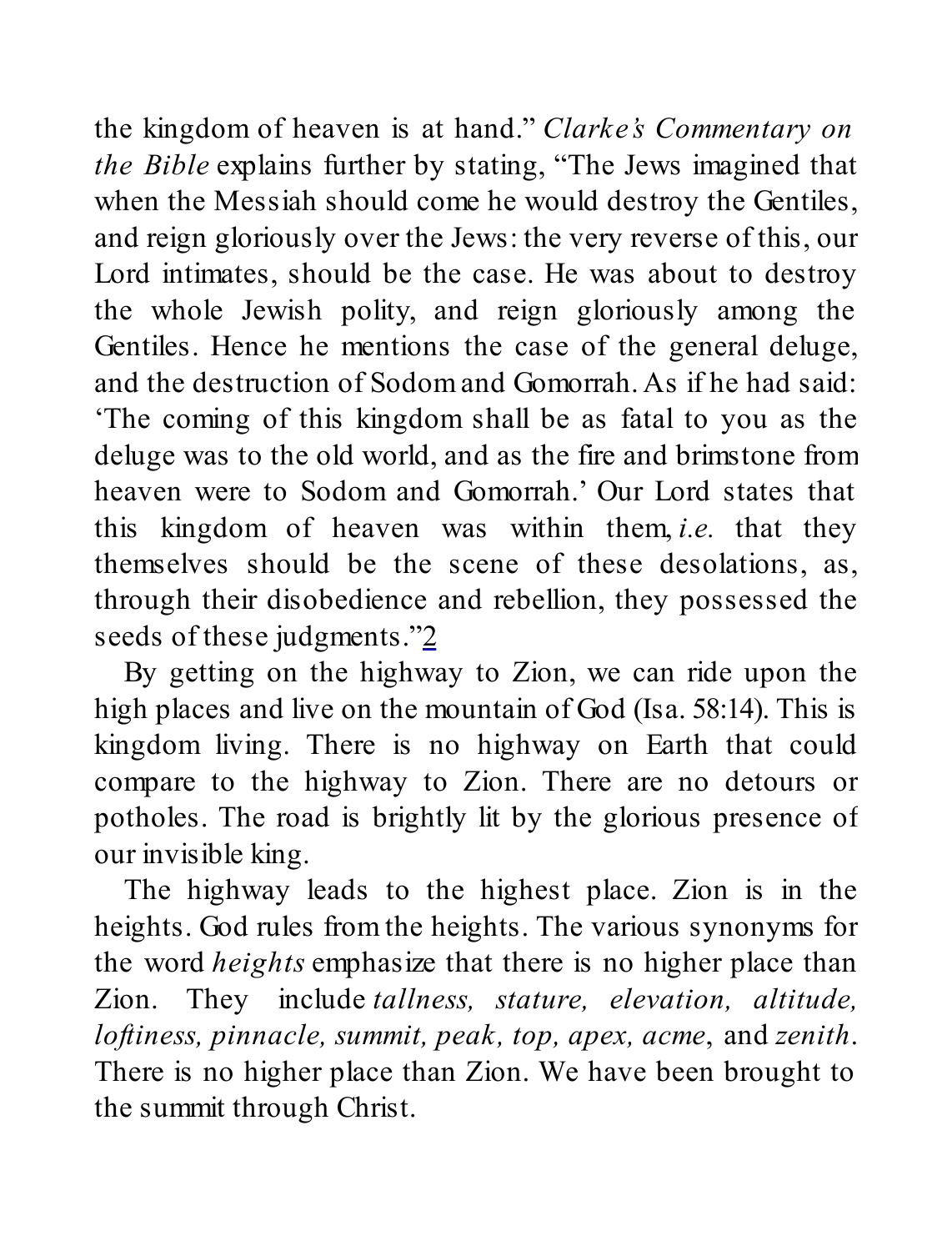the kingdom of heaven is at hand." *Clarke's Commentary on the Bible* explains further by stating, "The Jews imagined that when the Messiah should come he would destroy the Gentiles, and reign gloriously over the Jews: the very reverse of this, our Lord intimates, should be the case. He was about to destroy the whole Jewish polity, and reign gloriously among the Gentiles. Hence he mentions the case of the general deluge, and the destruction of Sodom and Gomorrah. As if he had said: 'The coming of this kingdom shall be as fatal to you as the deluge was to the old world, and as the fire and brimstone from heaven were to Sodom and Gomorrah.' Our Lord states that this kingdom of heaven was within them, *i.e.* that they themselves should be the scene of these desolations, as, through their disobedience and rebellion, they possessed the seeds of these judgments."[2]

By getting on the highway to Zion, we can ride upon the high places and live on the mountain of God (Isa. 58:14). This is kingdom living. There is no highway on Earth that could compare to the highway to Zion. There are no detours or potholes. The road is brightly lit by the glorious presence of our invisible king.

The highway leads to the highest place. Zion is in the heights. God rules from the heights. The various synonyms for the word *heights* emphasize that there is no higher place than Zion. They include *tallness, stature, elevation, altitude, loftiness, pinnacle, summit, peak, top, apex, acme*, and *zenith*. There is no higher place than Zion. We have been brought to the summit through Christ.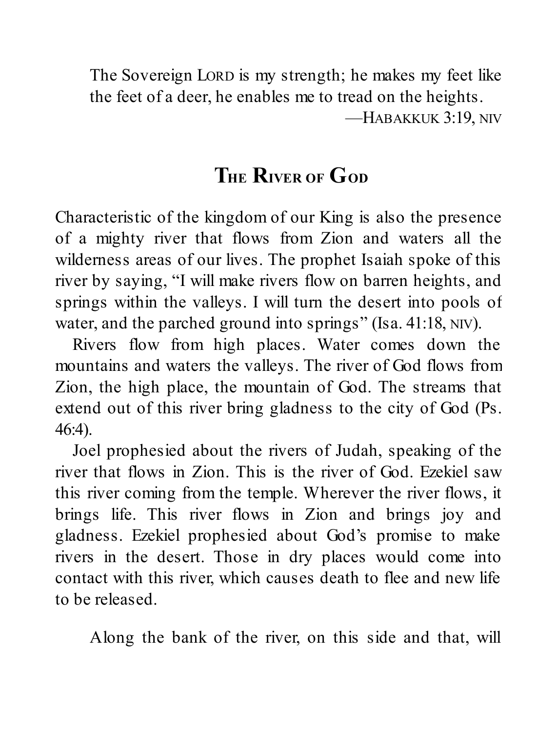> The Sovereign LORD is my strength; he makes my feet like the feet of a deer, he enables me to tread on the heights.
>
> —HABAKKUK 3:19, NIV

## THE RIVER OF GOD

Characteristic of the kingdom of our King is also the presence of a mighty river that flows from Zion and waters all the wilderness areas of our lives. The prophet Isaiah spoke of this river by saying, "I will make rivers flow on barren heights, and springs within the valleys. I will turn the desert into pools of water, and the parched ground into springs" (Isa. 41:18, NIV).

Rivers flow from high places. Water comes down the mountains and waters the valleys. The river of God flows from Zion, the high place, the mountain of God. The streams that extend out of this river bring gladness to the city of God (Ps. 46:4).

Joel prophesied about the rivers of Judah, speaking of the river that flows in Zion. This is the river of God. Ezekiel saw this river coming from the temple. Wherever the river flows, it brings life. This river flows in Zion and brings joy and gladness. Ezekiel prophesied about God's promise to make rivers in the desert. Those in dry places would come into contact with this river, which causes death to flee and new life to be released.

> Along the bank of the river, on this side and that, will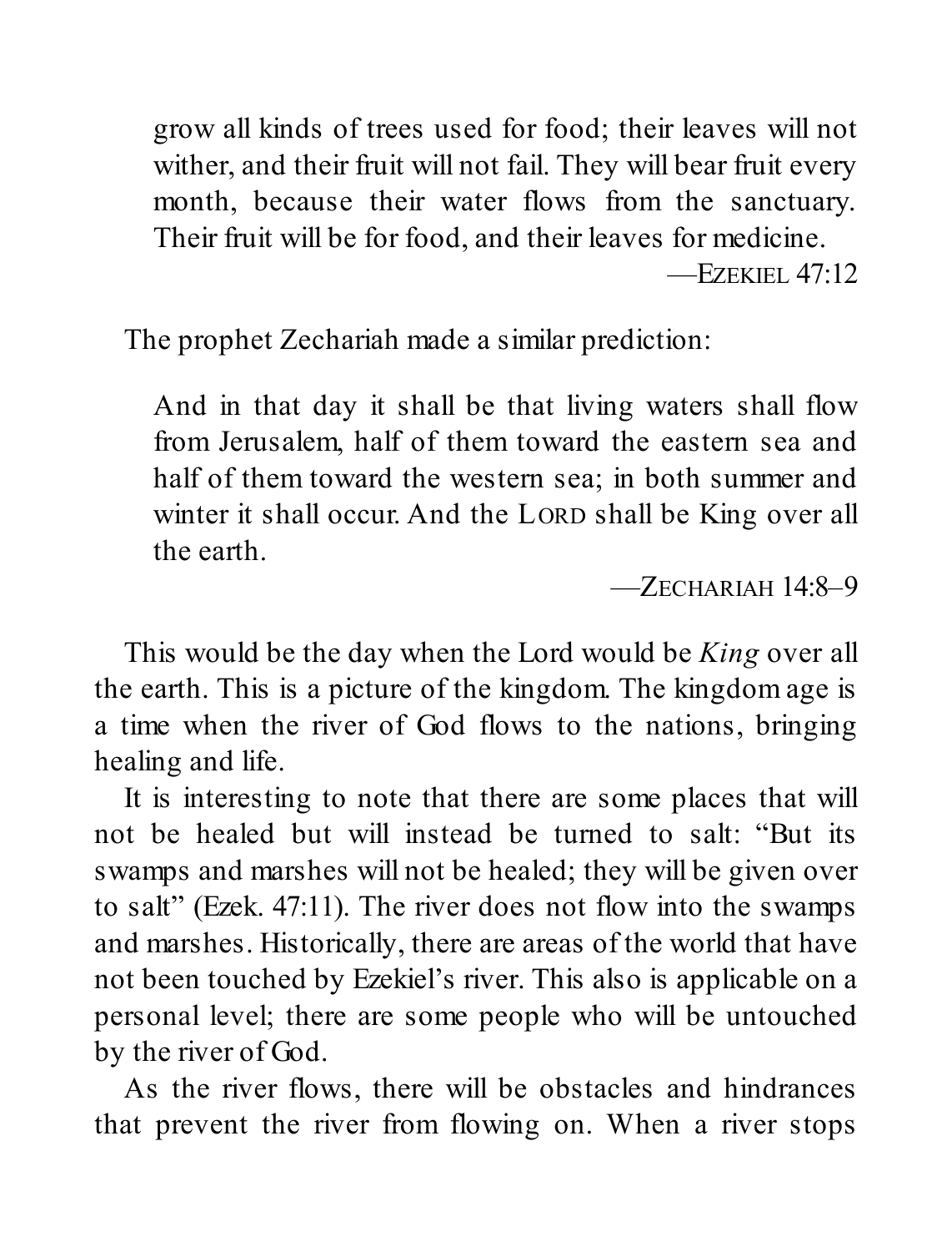> grow all kinds of trees used for food; their leaves will not wither, and their fruit will not fail. They will bear fruit every month, because their water flows from the sanctuary. Their fruit will be for food, and their leaves for medicine.
>
> —EZEKIEL 47:12

The prophet Zechariah made a similar prediction:

> And in that day it shall be that living waters shall flow from Jerusalem, half of them toward the eastern sea and half of them toward the western sea; in both summer and winter it shall occur. And the LORD shall be King over all the earth.
>
> —ZECHARIAH 14:8–9

This would be the day when the Lord would be *King* over all the earth. This is a picture of the kingdom. The kingdom age is a time when the river of God flows to the nations, bringing healing and life.

It is interesting to note that there are some places that will not be healed but will instead be turned to salt: "But its swamps and marshes will not be healed; they will be given over to salt" (Ezek. 47:11). The river does not flow into the swamps and marshes. Historically, there are areas of the world that have not been touched by Ezekiel's river. This also is applicable on a personal level; there are some people who will be untouched by the river of God.

As the river flows, there will be obstacles and hindrances that prevent the river from flowing on. When a river stops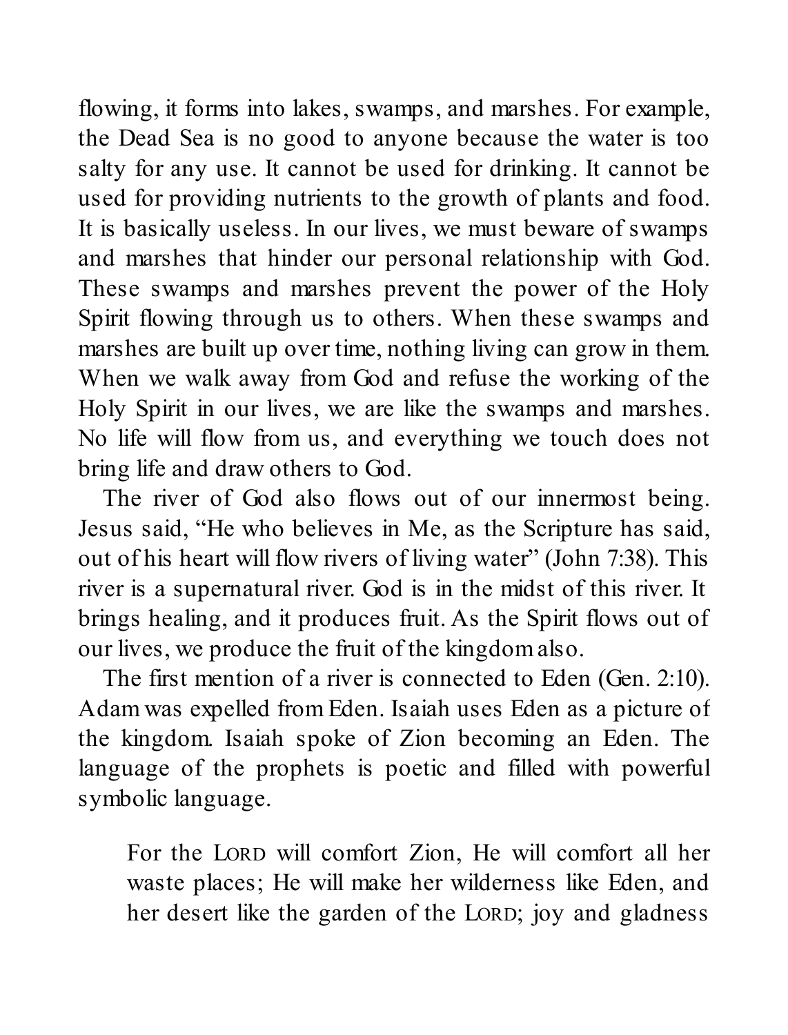flowing, it forms into lakes, swamps, and marshes. For example, the Dead Sea is no good to anyone because the water is too salty for any use. It cannot be used for drinking. It cannot be used for providing nutrients to the growth of plants and food. It is basically useless. In our lives, we must beware of swamps and marshes that hinder our personal relationship with God. These swamps and marshes prevent the power of the Holy Spirit flowing through us to others. When these swamps and marshes are built up over time, nothing living can grow in them. When we walk away from God and refuse the working of the Holy Spirit in our lives, we are like the swamps and marshes. No life will flow from us, and everything we touch does not bring life and draw others to God.

The river of God also flows out of our innermost being. Jesus said, "He who believes in Me, as the Scripture has said, out of his heart will flow rivers of living water" (John 7:38). This river is a supernatural river. God is in the midst of this river. It brings healing, and it produces fruit. As the Spirit flows out of our lives, we produce the fruit of the kingdom also.

The first mention of a river is connected to Eden (Gen. 2:10). Adam was expelled from Eden. Isaiah uses Eden as a picture of the kingdom. Isaiah spoke of Zion becoming an Eden. The language of the prophets is poetic and filled with powerful symbolic language.

> For the LORD will comfort Zion, He will comfort all her waste places; He will make her wilderness like Eden, and her desert like the garden of the LORD; joy and gladness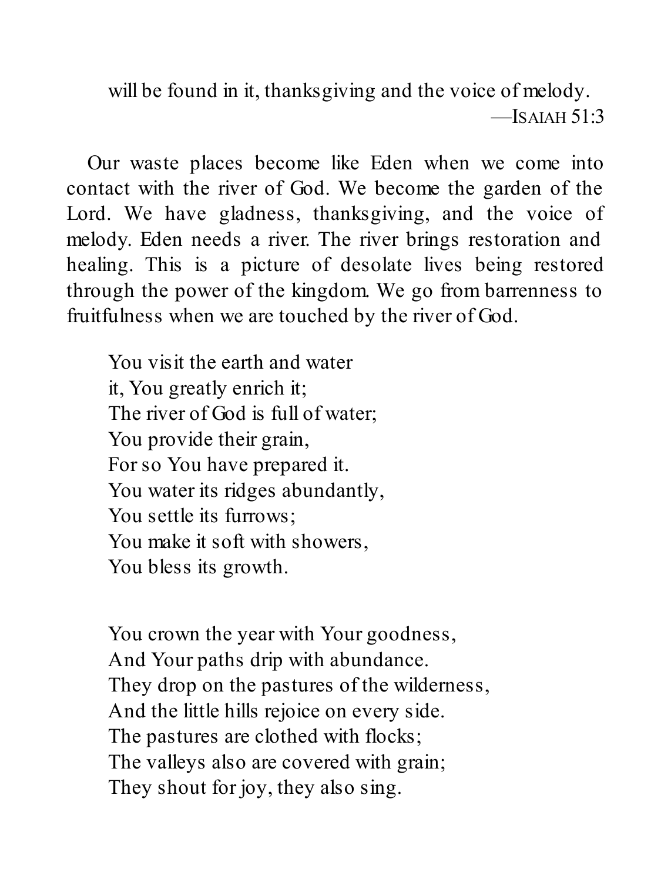will be found in it, thanksgiving and the voice of melody.

—ISAIAH 51:3

Our waste places become like Eden when we come into contact with the river of God. We become the garden of the Lord. We have gladness, thanksgiving, and the voice of melody. Eden needs a river. The river brings restoration and healing. This is a picture of desolate lives being restored through the power of the kingdom. We go from barrenness to fruitfulness when we are touched by the river of God.

> You visit the earth and water
> it, You greatly enrich it;
> The river of God is full of water;
> You provide their grain,
> For so You have prepared it.
> You water its ridges abundantly,
> You settle its furrows;
> You make it soft with showers,
> You bless its growth.
>
> You crown the year with Your goodness,
> And Your paths drip with abundance.
> They drop on the pastures of the wilderness,
> And the little hills rejoice on every side.
> The pastures are clothed with flocks;
> The valleys also are covered with grain;
> They shout for joy, they also sing.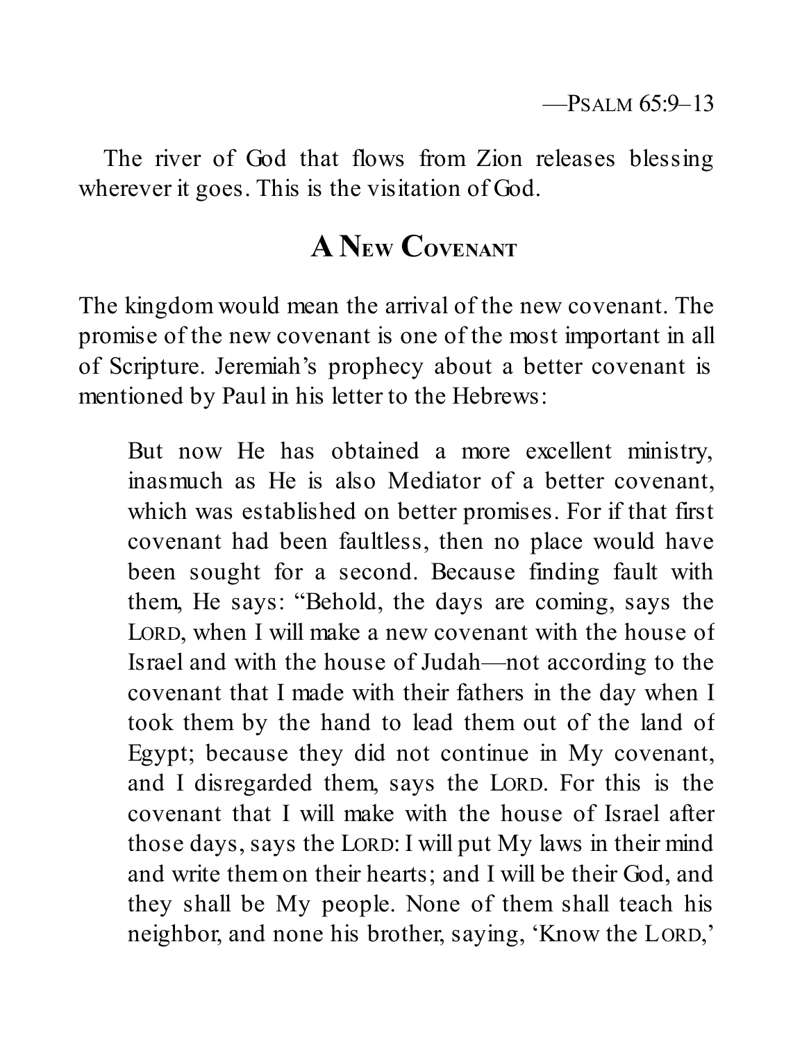—Psalm 65:9–13

The river of God that flows from Zion releases blessing wherever it goes. This is the visitation of God.

## A New Covenant

The kingdom would mean the arrival of the new covenant. The promise of the new covenant is one of the most important in all of Scripture. Jeremiah's prophecy about a better covenant is mentioned by Paul in his letter to the Hebrews:

> But now He has obtained a more excellent ministry, inasmuch as He is also Mediator of a better covenant, which was established on better promises. For if that first covenant had been faultless, then no place would have been sought for a second. Because finding fault with them, He says: "Behold, the days are coming, says the Lord, when I will make a new covenant with the house of Israel and with the house of Judah—not according to the covenant that I made with their fathers in the day when I took them by the hand to lead them out of the land of Egypt; because they did not continue in My covenant, and I disregarded them, says the Lord. For this is the covenant that I will make with the house of Israel after those days, says the Lord: I will put My laws in their mind and write them on their hearts; and I will be their God, and they shall be My people. None of them shall teach his neighbor, and none his brother, saying, 'Know the Lord,'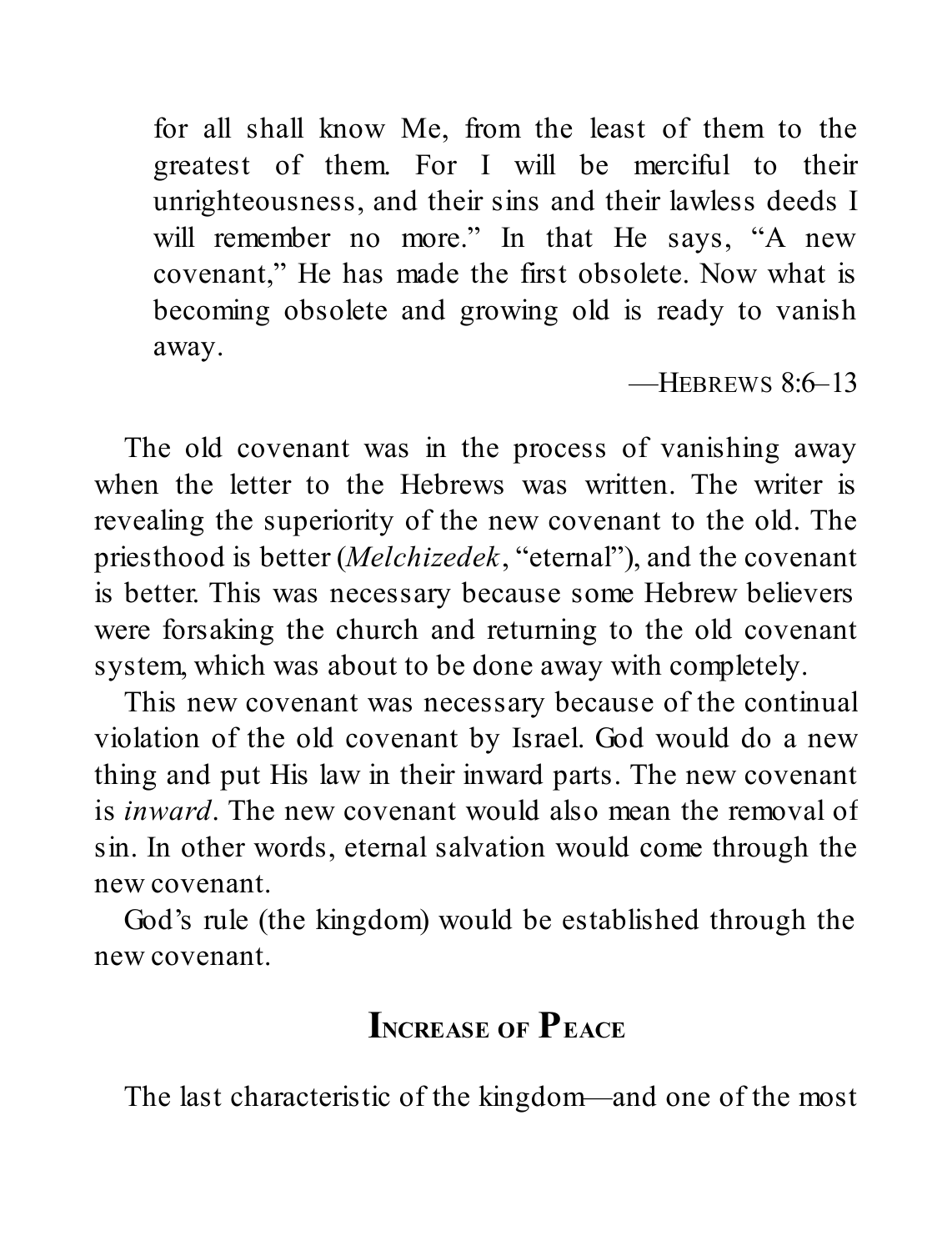> for all shall know Me, from the least of them to the greatest of them. For I will be merciful to their unrighteousness, and their sins and their lawless deeds I will remember no more." In that He says, "A new covenant," He has made the first obsolete. Now what is becoming obsolete and growing old is ready to vanish away.
>
> —HEBREWS 8:6–13

The old covenant was in the process of vanishing away when the letter to the Hebrews was written. The writer is revealing the superiority of the new covenant to the old. The priesthood is better (*Melchizedek*, "eternal"), and the covenant is better. This was necessary because some Hebrew believers were forsaking the church and returning to the old covenant system, which was about to be done away with completely.

This new covenant was necessary because of the continual violation of the old covenant by Israel. God would do a new thing and put His law in their inward parts. The new covenant is *inward*. The new covenant would also mean the removal of sin. In other words, eternal salvation would come through the new covenant.

God's rule (the kingdom) would be established through the new covenant.

## Increase of Peace

The last characteristic of the kingdom—and one of the most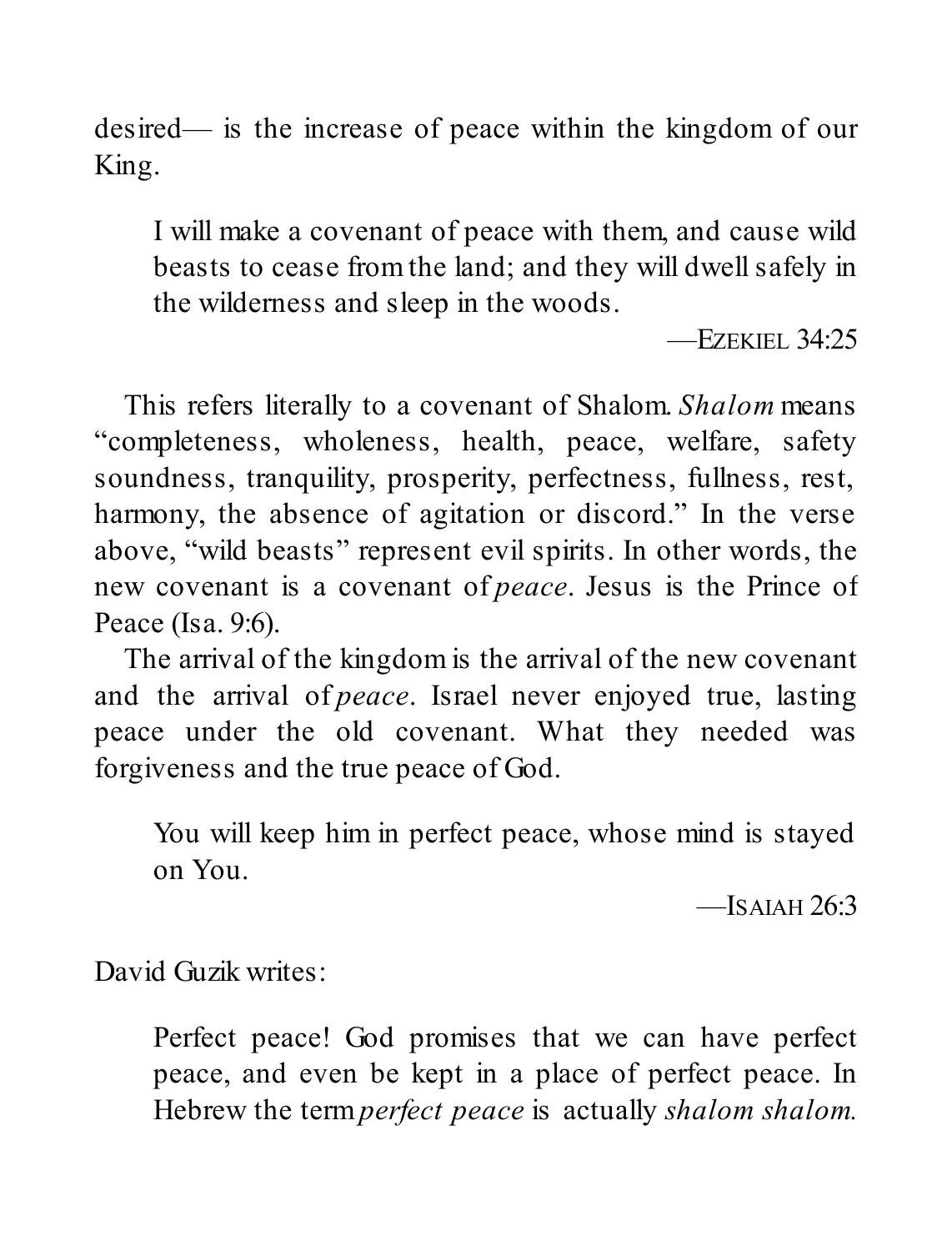desired— is the increase of peace within the kingdom of our King.

> I will make a covenant of peace with them, and cause wild beasts to cease from the land; and they will dwell safely in the wilderness and sleep in the woods.
>
> —Ezekiel 34:25

This refers literally to a covenant of Shalom. *Shalom* means "completeness, wholeness, health, peace, welfare, safety soundness, tranquility, prosperity, perfectness, fullness, rest, harmony, the absence of agitation or discord." In the verse above, "wild beasts" represent evil spirits. In other words, the new covenant is a covenant of *peace*. Jesus is the Prince of Peace (Isa. 9:6).

The arrival of the kingdom is the arrival of the new covenant and the arrival of *peace*. Israel never enjoyed true, lasting peace under the old covenant. What they needed was forgiveness and the true peace of God.

> You will keep him in perfect peace, whose mind is stayed on You.
>
> —Isaiah 26:3

David Guzik writes:

> Perfect peace! God promises that we can have perfect peace, and even be kept in a place of perfect peace. In Hebrew the term *perfect peace* is actually *shalom shalom.*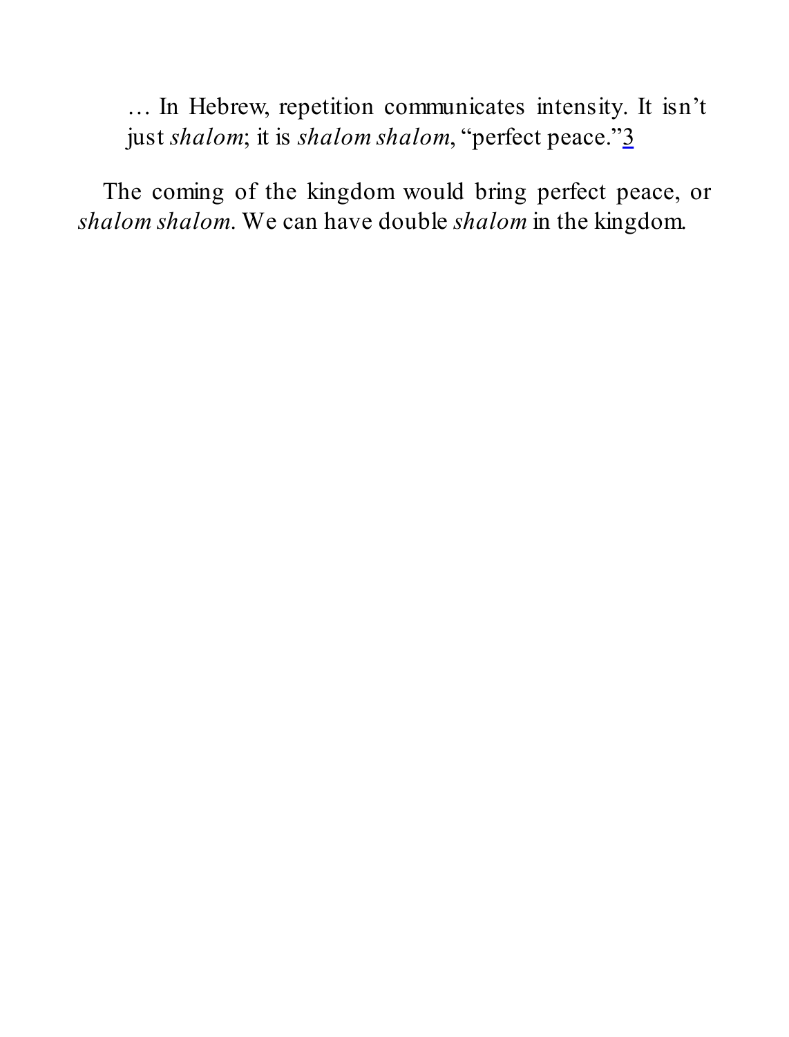> … In Hebrew, repetition communicates intensity. It isn't just *shalom*; it is *shalom shalom*, "perfect peace."[3]

The coming of the kingdom would bring perfect peace, or *shalom shalom*. We can have double *shalom* in the kingdom.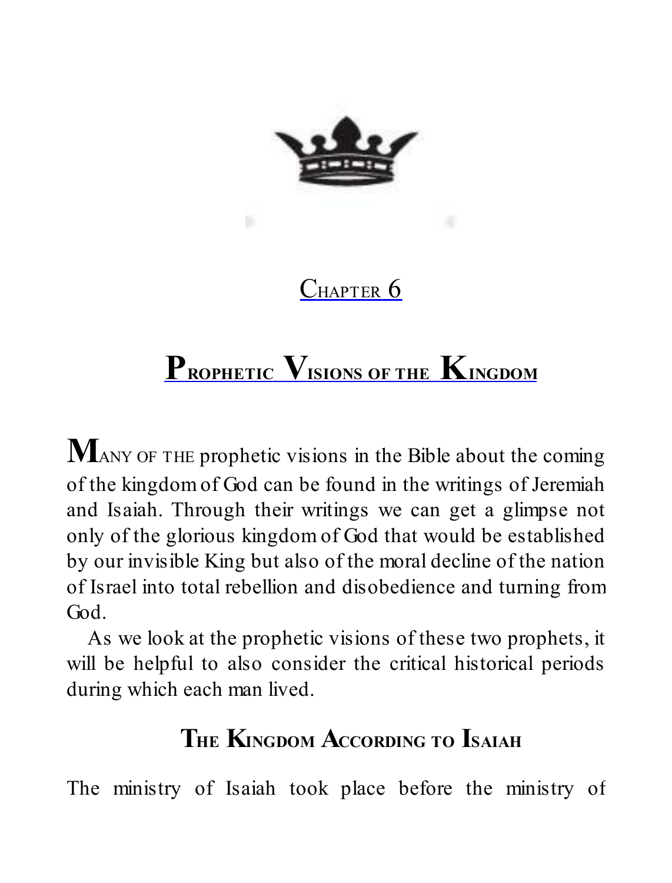# Chapter 6

# Prophetic Visions of the Kingdom

Many of the prophetic visions in the Bible about the coming of the kingdom of God can be found in the writings of Jeremiah and Isaiah. Through their writings we can get a glimpse not only of the glorious kingdom of God that would be established by our invisible King but also of the moral decline of the nation of Israel into total rebellion and disobedience and turning from God.

As we look at the prophetic visions of these two prophets, it will be helpful to also consider the critical historical periods during which each man lived.

## The Kingdom According to Isaiah

The ministry of Isaiah took place before the ministry of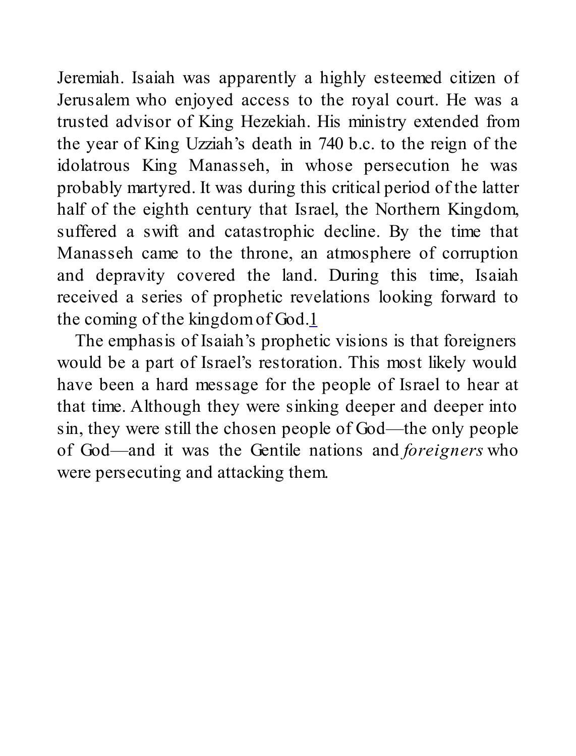Jeremiah. Isaiah was apparently a highly esteemed citizen of Jerusalem who enjoyed access to the royal court. He was a trusted advisor of King Hezekiah. His ministry extended from the year of King Uzziah's death in 740 b.c. to the reign of the idolatrous King Manasseh, in whose persecution he was probably martyred. It was during this critical period of the latter half of the eighth century that Israel, the Northern Kingdom, suffered a swift and catastrophic decline. By the time that Manasseh came to the throne, an atmosphere of corruption and depravity covered the land. During this time, Isaiah received a series of prophetic revelations looking forward to the coming of the kingdom of God.[1]

The emphasis of Isaiah's prophetic visions is that foreigners would be a part of Israel's restoration. This most likely would have been a hard message for the people of Israel to hear at that time. Although they were sinking deeper and deeper into sin, they were still the chosen people of God—the only people of God—and it was the Gentile nations and *foreigners* who were persecuting and attacking them.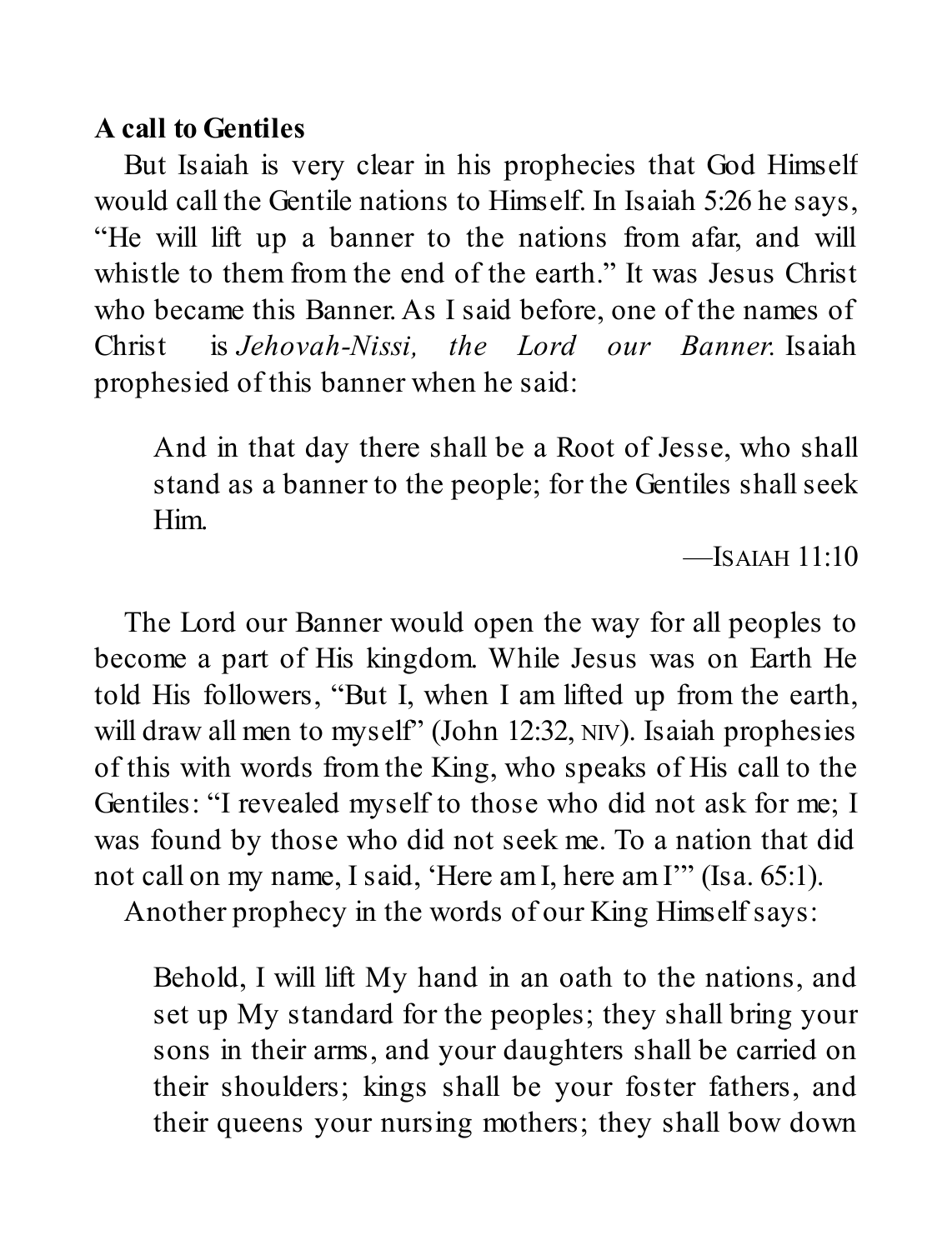**A call to Gentiles**

But Isaiah is very clear in his prophecies that God Himself would call the Gentile nations to Himself. In Isaiah 5:26 he says, "He will lift up a banner to the nations from afar, and will whistle to them from the end of the earth." It was Jesus Christ who became this Banner. As I said before, one of the names of Christ is *Jehovah-Nissi, the Lord our Banner*. Isaiah prophesied of this banner when he said:

> And in that day there shall be a Root of Jesse, who shall stand as a banner to the people; for the Gentiles shall seek Him.
>
> —Isaiah 11:10

The Lord our Banner would open the way for all peoples to become a part of His kingdom. While Jesus was on Earth He told His followers, "But I, when I am lifted up from the earth, will draw all men to myself" (John 12:32, NIV). Isaiah prophesies of this with words from the King, who speaks of His call to the Gentiles: "I revealed myself to those who did not ask for me; I was found by those who did not seek me. To a nation that did not call on my name, I said, 'Here am I, here am I'" (Isa. 65:1).

Another prophecy in the words of our King Himself says:

> Behold, I will lift My hand in an oath to the nations, and set up My standard for the peoples; they shall bring your sons in their arms, and your daughters shall be carried on their shoulders; kings shall be your foster fathers, and their queens your nursing mothers; they shall bow down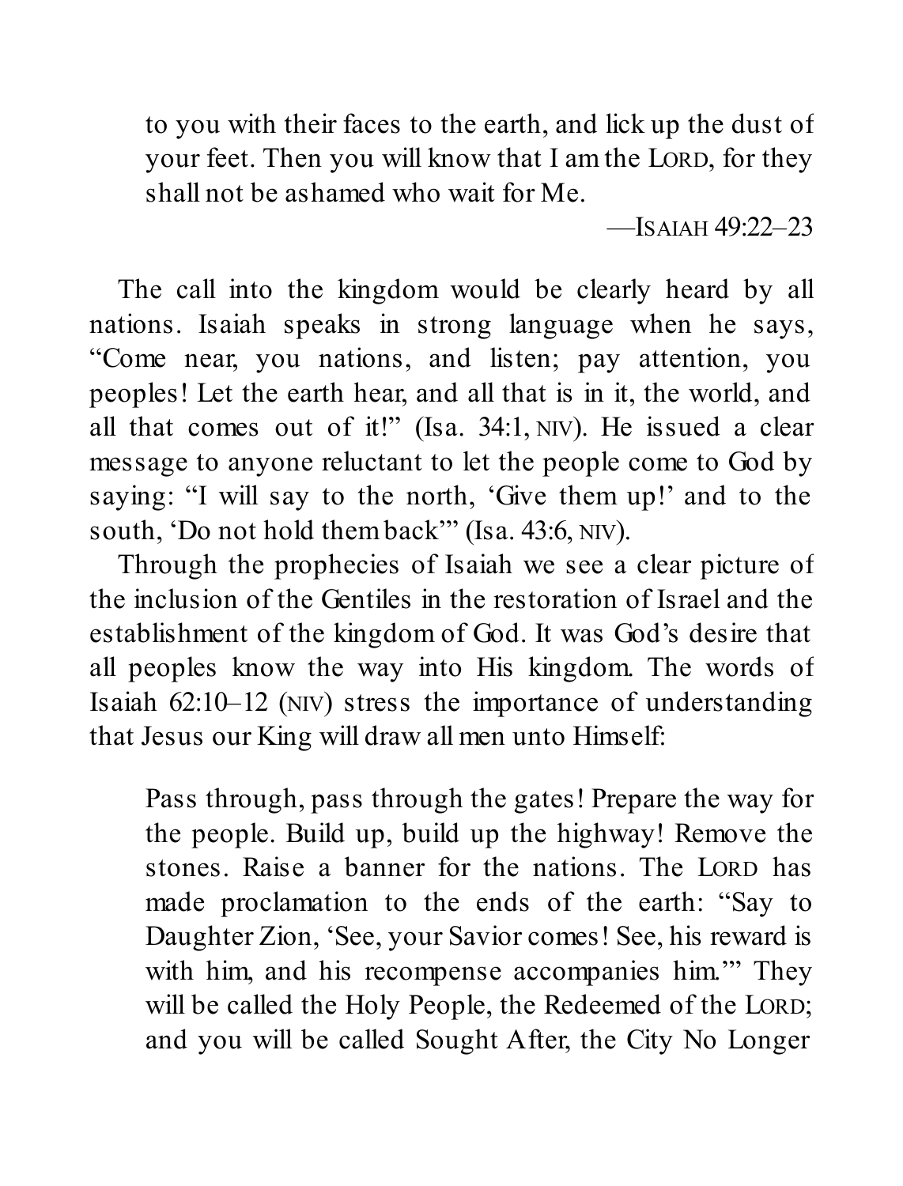> to you with their faces to the earth, and lick up the dust of your feet. Then you will know that I am the LORD, for they shall not be ashamed who wait for Me.
>
> —ISAIAH 49:22–23

The call into the kingdom would be clearly heard by all nations. Isaiah speaks in strong language when he says, "Come near, you nations, and listen; pay attention, you peoples! Let the earth hear, and all that is in it, the world, and all that comes out of it!" (Isa. 34:1, NIV). He issued a clear message to anyone reluctant to let the people come to God by saying: "I will say to the north, 'Give them up!' and to the south, 'Do not hold them back'" (Isa. 43:6, NIV).

Through the prophecies of Isaiah we see a clear picture of the inclusion of the Gentiles in the restoration of Israel and the establishment of the kingdom of God. It was God's desire that all peoples know the way into His kingdom. The words of Isaiah 62:10–12 (NIV) stress the importance of understanding that Jesus our King will draw all men unto Himself:

> Pass through, pass through the gates! Prepare the way for the people. Build up, build up the highway! Remove the stones. Raise a banner for the nations. The LORD has made proclamation to the ends of the earth: "Say to Daughter Zion, 'See, your Savior comes! See, his reward is with him, and his recompense accompanies him.'" They will be called the Holy People, the Redeemed of the LORD; and you will be called Sought After, the City No Longer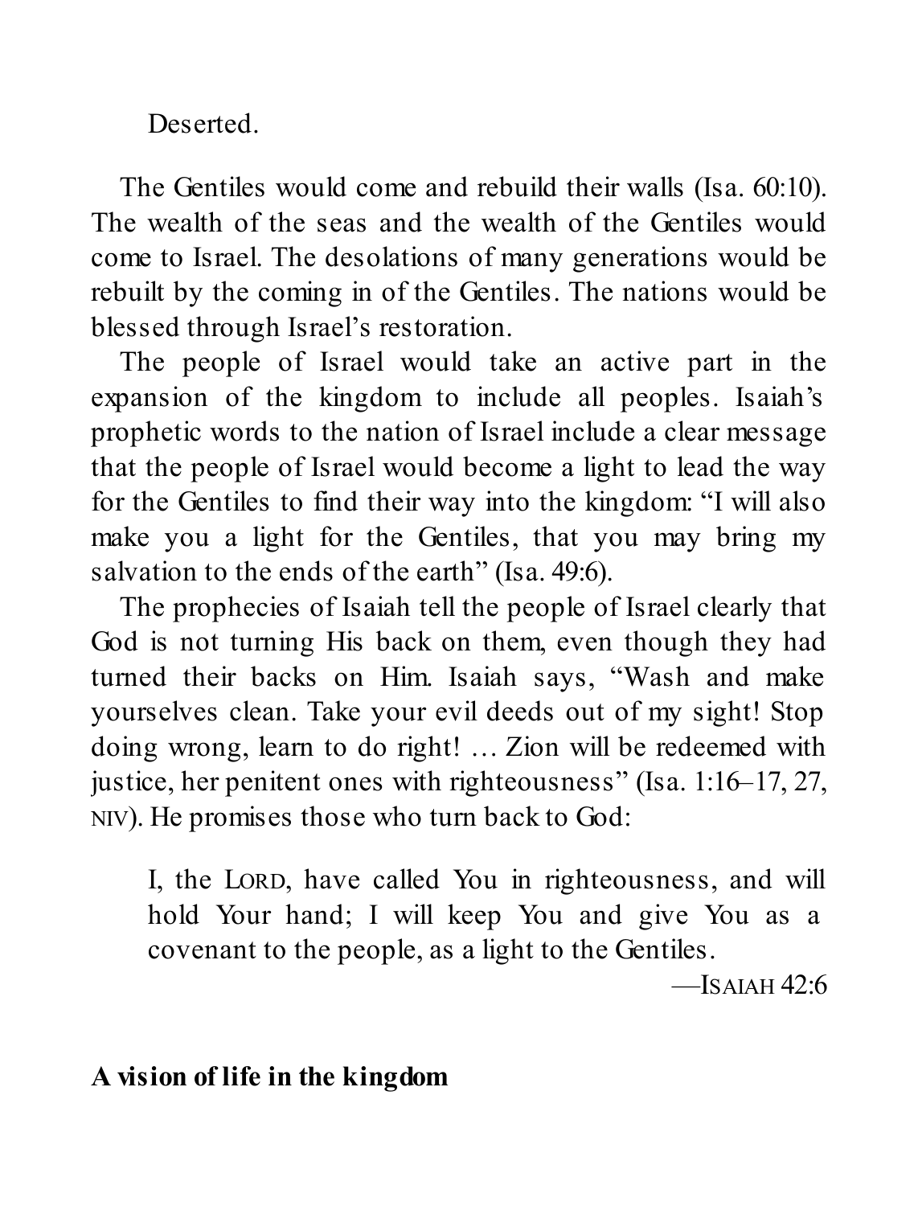Deserted.

The Gentiles would come and rebuild their walls (Isa. 60:10). The wealth of the seas and the wealth of the Gentiles would come to Israel. The desolations of many generations would be rebuilt by the coming in of the Gentiles. The nations would be blessed through Israel's restoration.

The people of Israel would take an active part in the expansion of the kingdom to include all peoples. Isaiah's prophetic words to the nation of Israel include a clear message that the people of Israel would become a light to lead the way for the Gentiles to find their way into the kingdom: "I will also make you a light for the Gentiles, that you may bring my salvation to the ends of the earth" (Isa. 49:6).

The prophecies of Isaiah tell the people of Israel clearly that God is not turning His back on them, even though they had turned their backs on Him. Isaiah says, "Wash and make yourselves clean. Take your evil deeds out of my sight! Stop doing wrong, learn to do right! … Zion will be redeemed with justice, her penitent ones with righteousness" (Isa. 1:16–17, 27, NIV). He promises those who turn back to God:

> I, the LORD, have called You in righteousness, and will hold Your hand; I will keep You and give You as a covenant to the people, as a light to the Gentiles.
>
> —ISAIAH 42:6

**A vision of life in the kingdom**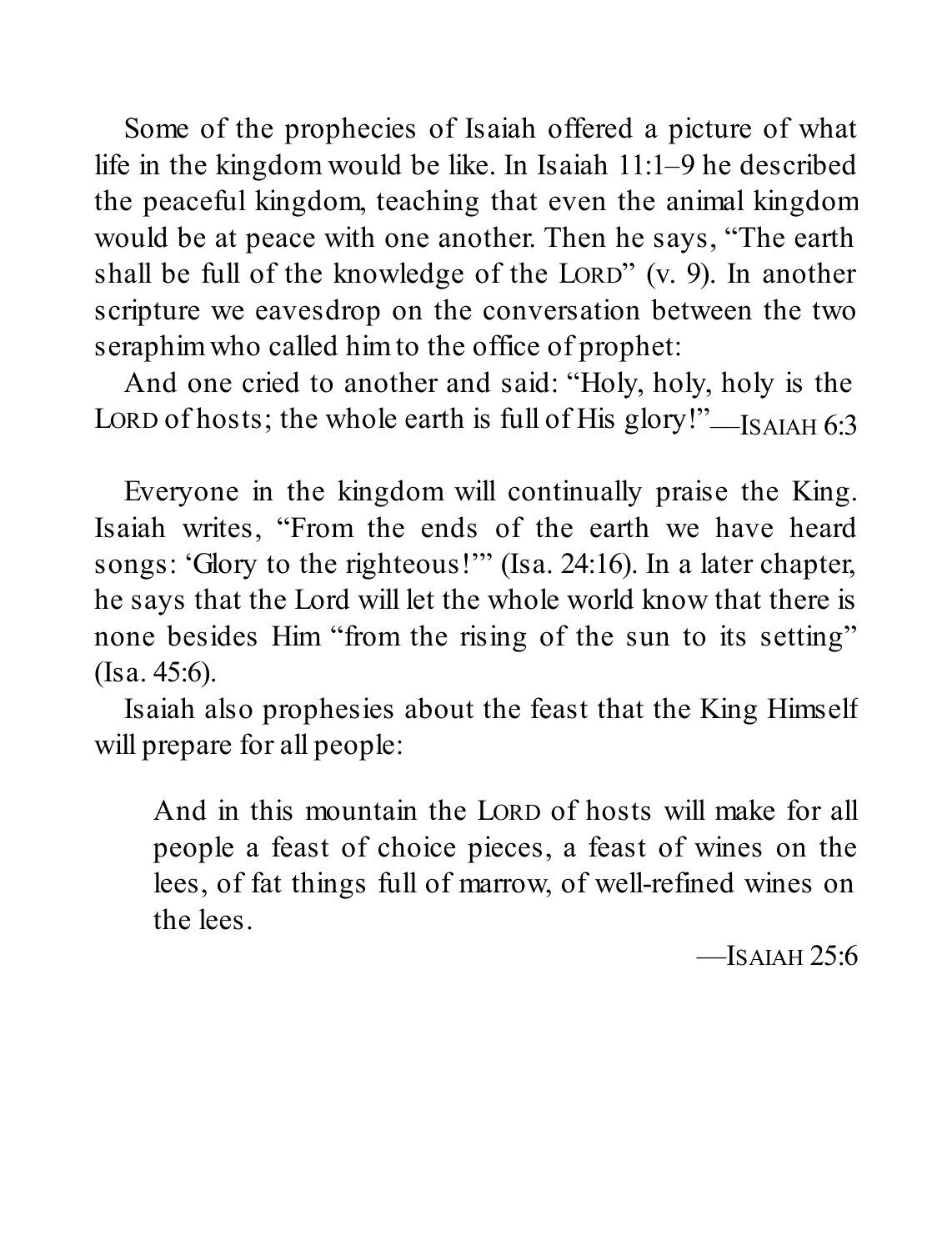Some of the prophecies of Isaiah offered a picture of what life in the kingdom would be like. In Isaiah 11:1–9 he described the peaceful kingdom, teaching that even the animal kingdom would be at peace with one another. Then he says, "The earth shall be full of the knowledge of the LORD" (v. 9). In another scripture we eavesdrop on the conversation between the two seraphim who called him to the office of prophet:

And one cried to another and said: "Holy, holy, holy is the LORD of hosts; the whole earth is full of His glory!"—ISAIAH 6:3

Everyone in the kingdom will continually praise the King. Isaiah writes, "From the ends of the earth we have heard songs: 'Glory to the righteous!'" (Isa. 24:16). In a later chapter, he says that the Lord will let the whole world know that there is none besides Him "from the rising of the sun to its setting" (Isa. 45:6).

Isaiah also prophesies about the feast that the King Himself will prepare for all people:

> And in this mountain the LORD of hosts will make for all people a feast of choice pieces, a feast of wines on the lees, of fat things full of marrow, of well-refined wines on the lees.
>
> —ISAIAH 25:6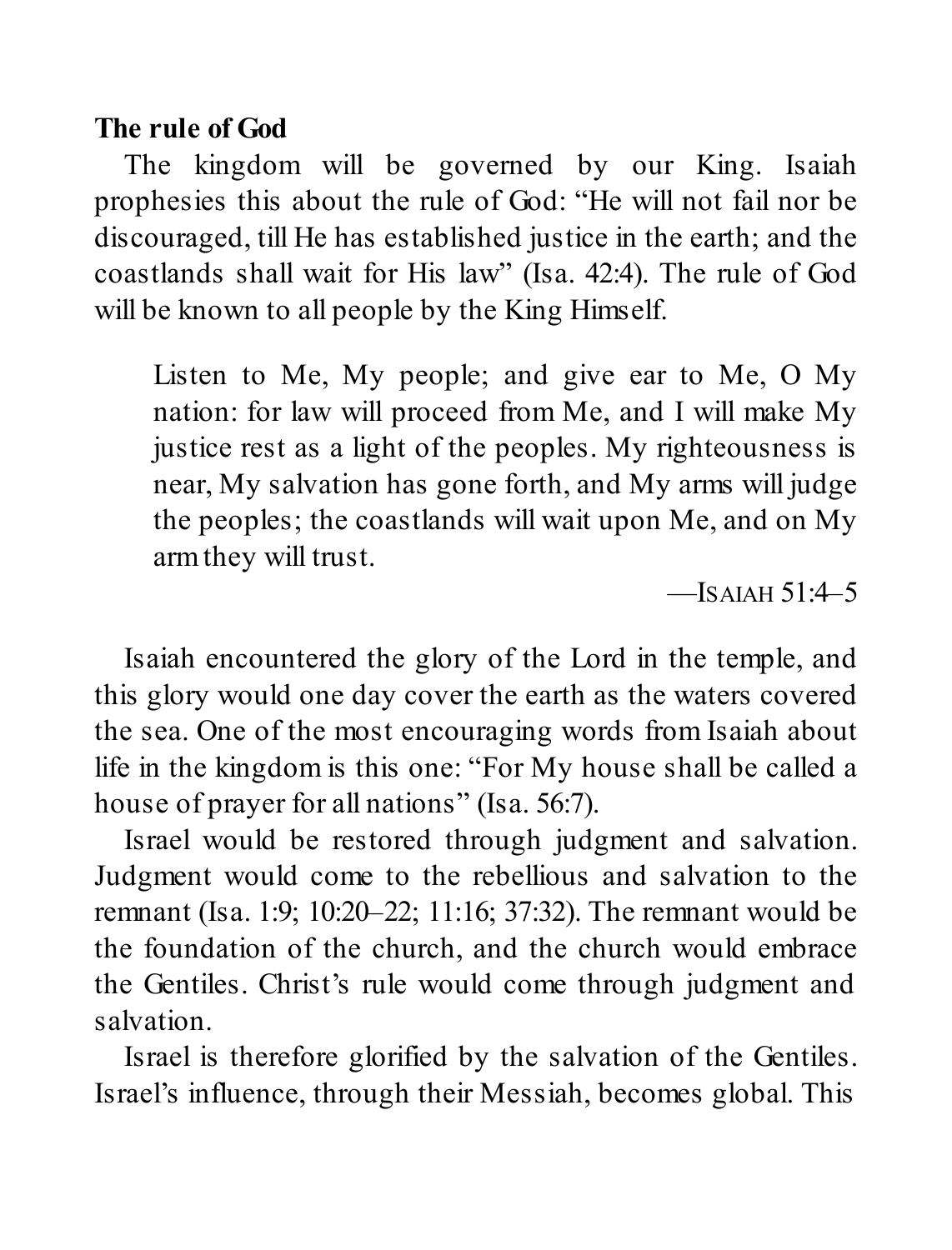**The rule of God**

The kingdom will be governed by our King. Isaiah prophesies this about the rule of God: "He will not fail nor be discouraged, till He has established justice in the earth; and the coastlands shall wait for His law" (Isa. 42:4). The rule of God will be known to all people by the King Himself.

> Listen to Me, My people; and give ear to Me, O My nation: for law will proceed from Me, and I will make My justice rest as a light of the peoples. My righteousness is near, My salvation has gone forth, and My arms will judge the peoples; the coastlands will wait upon Me, and on My arm they will trust.
>
> —Isaiah 51:4–5

Isaiah encountered the glory of the Lord in the temple, and this glory would one day cover the earth as the waters covered the sea. One of the most encouraging words from Isaiah about life in the kingdom is this one: "For My house shall be called a house of prayer for all nations" (Isa. 56:7).

Israel would be restored through judgment and salvation. Judgment would come to the rebellious and salvation to the remnant (Isa. 1:9; 10:20–22; 11:16; 37:32). The remnant would be the foundation of the church, and the church would embrace the Gentiles. Christ's rule would come through judgment and salvation.

Israel is therefore glorified by the salvation of the Gentiles. Israel's influence, through their Messiah, becomes global. This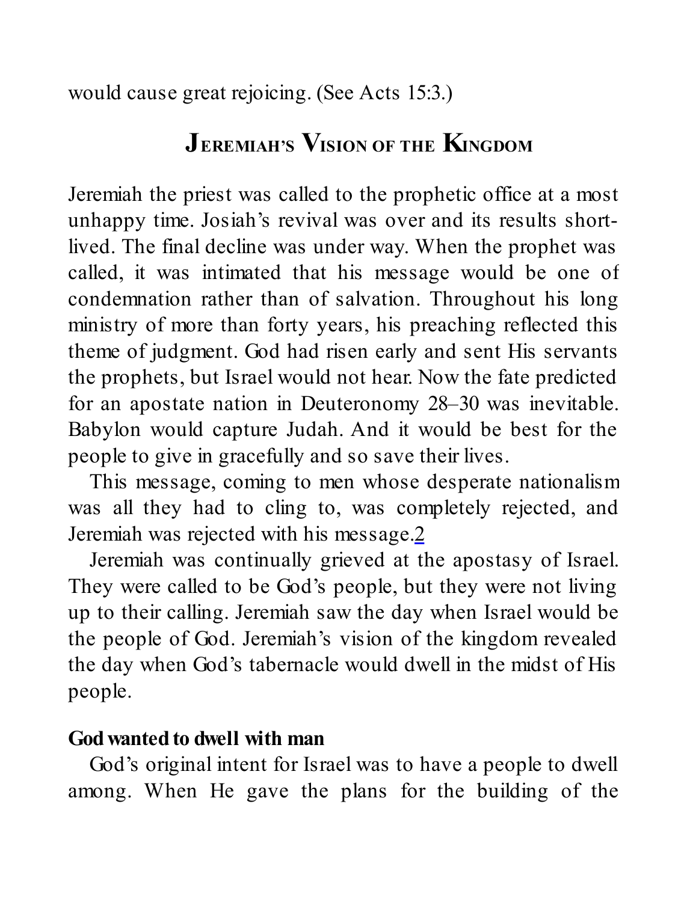would cause great rejoicing. (See Acts 15:3.)

## Jeremiah's Vision of the Kingdom

Jeremiah the priest was called to the prophetic office at a most unhappy time. Josiah's revival was over and its results short-lived. The final decline was under way. When the prophet was called, it was intimated that his message would be one of condemnation rather than of salvation. Throughout his long ministry of more than forty years, his preaching reflected this theme of judgment. God had risen early and sent His servants the prophets, but Israel would not hear. Now the fate predicted for an apostate nation in Deuteronomy 28–30 was inevitable. Babylon would capture Judah. And it would be best for the people to give in gracefully and so save their lives.

This message, coming to men whose desperate nationalism was all they had to cling to, was completely rejected, and Jeremiah was rejected with his message.[2]

Jeremiah was continually grieved at the apostasy of Israel. They were called to be God's people, but they were not living up to their calling. Jeremiah saw the day when Israel would be the people of God. Jeremiah's vision of the kingdom revealed the day when God's tabernacle would dwell in the midst of His people.

**God wanted to dwell with man**

God's original intent for Israel was to have a people to dwell among. When He gave the plans for the building of the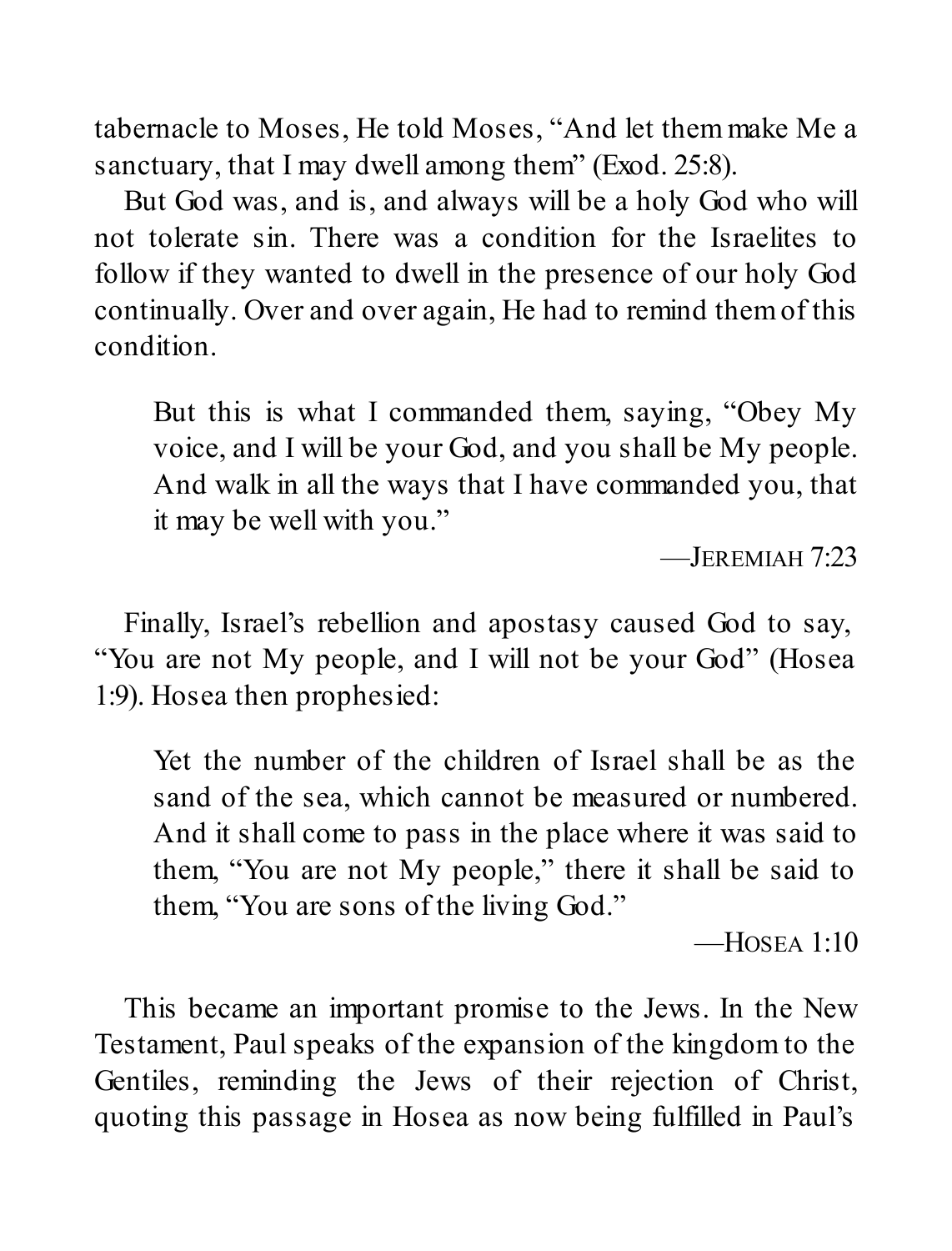tabernacle to Moses, He told Moses, "And let them make Me a sanctuary, that I may dwell among them" (Exod. 25:8).

But God was, and is, and always will be a holy God who will not tolerate sin. There was a condition for the Israelites to follow if they wanted to dwell in the presence of our holy God continually. Over and over again, He had to remind them of this condition.

> But this is what I commanded them, saying, "Obey My voice, and I will be your God, and you shall be My people. And walk in all the ways that I have commanded you, that it may be well with you."
>
> —JEREMIAH 7:23

Finally, Israel's rebellion and apostasy caused God to say, "You are not My people, and I will not be your God" (Hosea 1:9). Hosea then prophesied:

> Yet the number of the children of Israel shall be as the sand of the sea, which cannot be measured or numbered. And it shall come to pass in the place where it was said to them, "You are not My people," there it shall be said to them, "You are sons of the living God."
>
> —HOSEA 1:10

This became an important promise to the Jews. In the New Testament, Paul speaks of the expansion of the kingdom to the Gentiles, reminding the Jews of their rejection of Christ, quoting this passage in Hosea as now being fulfilled in Paul's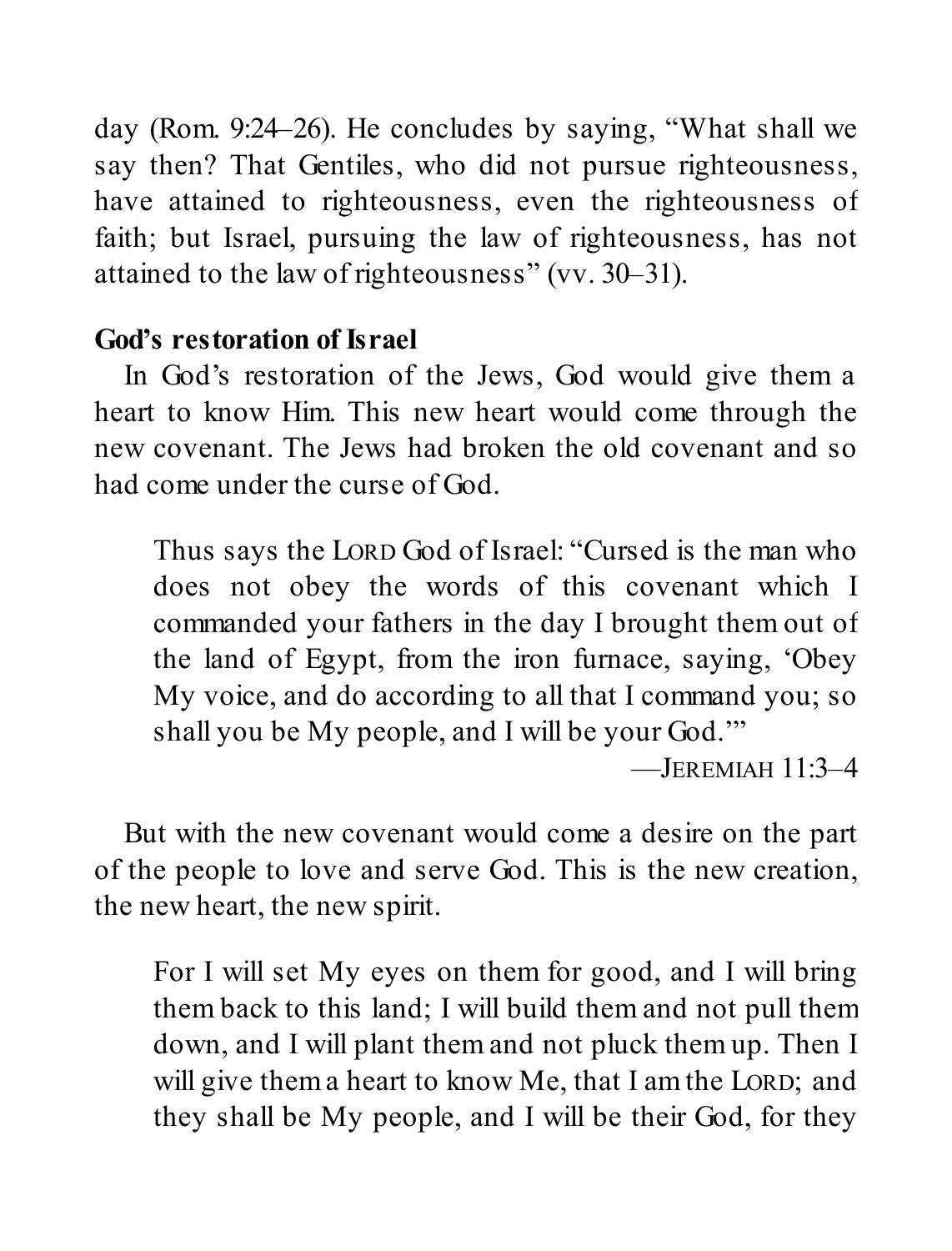day (Rom. 9:24–26). He concludes by saying, "What shall we say then? That Gentiles, who did not pursue righteousness, have attained to righteousness, even the righteousness of faith; but Israel, pursuing the law of righteousness, has not attained to the law of righteousness" (vv. 30–31).

**God's restoration of Israel**

In God's restoration of the Jews, God would give them a heart to know Him. This new heart would come through the new covenant. The Jews had broken the old covenant and so had come under the curse of God.

> Thus says the LORD God of Israel: "Cursed is the man who does not obey the words of this covenant which I commanded your fathers in the day I brought them out of the land of Egypt, from the iron furnace, saying, 'Obey My voice, and do according to all that I command you; so shall you be My people, and I will be your God.'"
>
> —JEREMIAH 11:3–4

But with the new covenant would come a desire on the part of the people to love and serve God. This is the new creation, the new heart, the new spirit.

> For I will set My eyes on them for good, and I will bring them back to this land; I will build them and not pull them down, and I will plant them and not pluck them up. Then I will give them a heart to know Me, that I am the LORD; and they shall be My people, and I will be their God, for they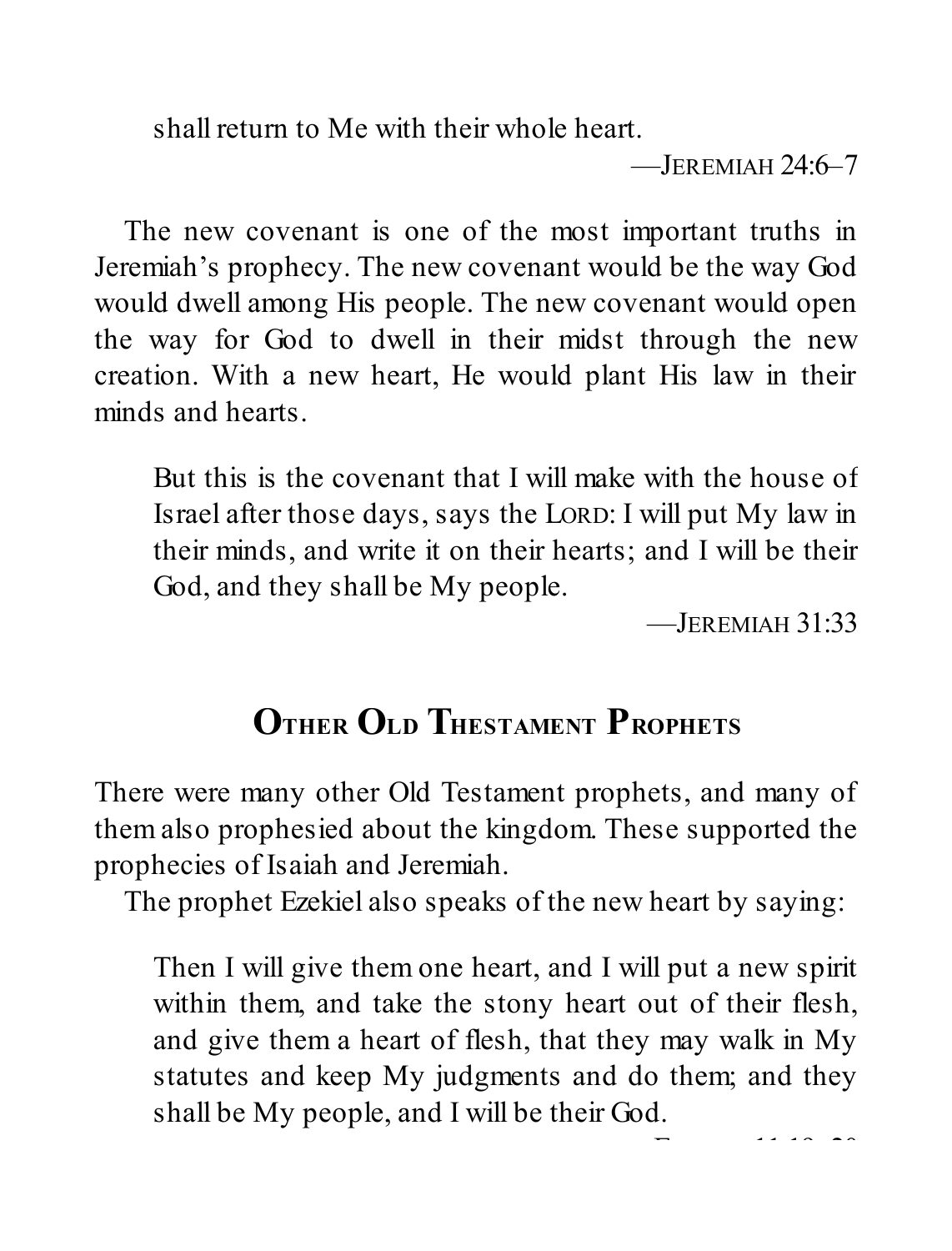shall return to Me with their whole heart.

—JEREMIAH 24:6–7

The new covenant is one of the most important truths in Jeremiah's prophecy. The new covenant would be the way God would dwell among His people. The new covenant would open the way for God to dwell in their midst through the new creation. With a new heart, He would plant His law in their minds and hearts.

> But this is the covenant that I will make with the house of Israel after those days, says the LORD: I will put My law in their minds, and write it on their hearts; and I will be their God, and they shall be My people.
>
> —JEREMIAH 31:33

## OTHER OLD THESTAMENT PROPHETS

There were many other Old Testament prophets, and many of them also prophesied about the kingdom. These supported the prophecies of Isaiah and Jeremiah.

The prophet Ezekiel also speaks of the new heart by saying:

> Then I will give them one heart, and I will put a new spirit within them, and take the stony heart out of their flesh, and give them a heart of flesh, that they may walk in My statutes and keep My judgments and do them; and they shall be My people, and I will be their God.
>
> —EZEKIEL 11:19–20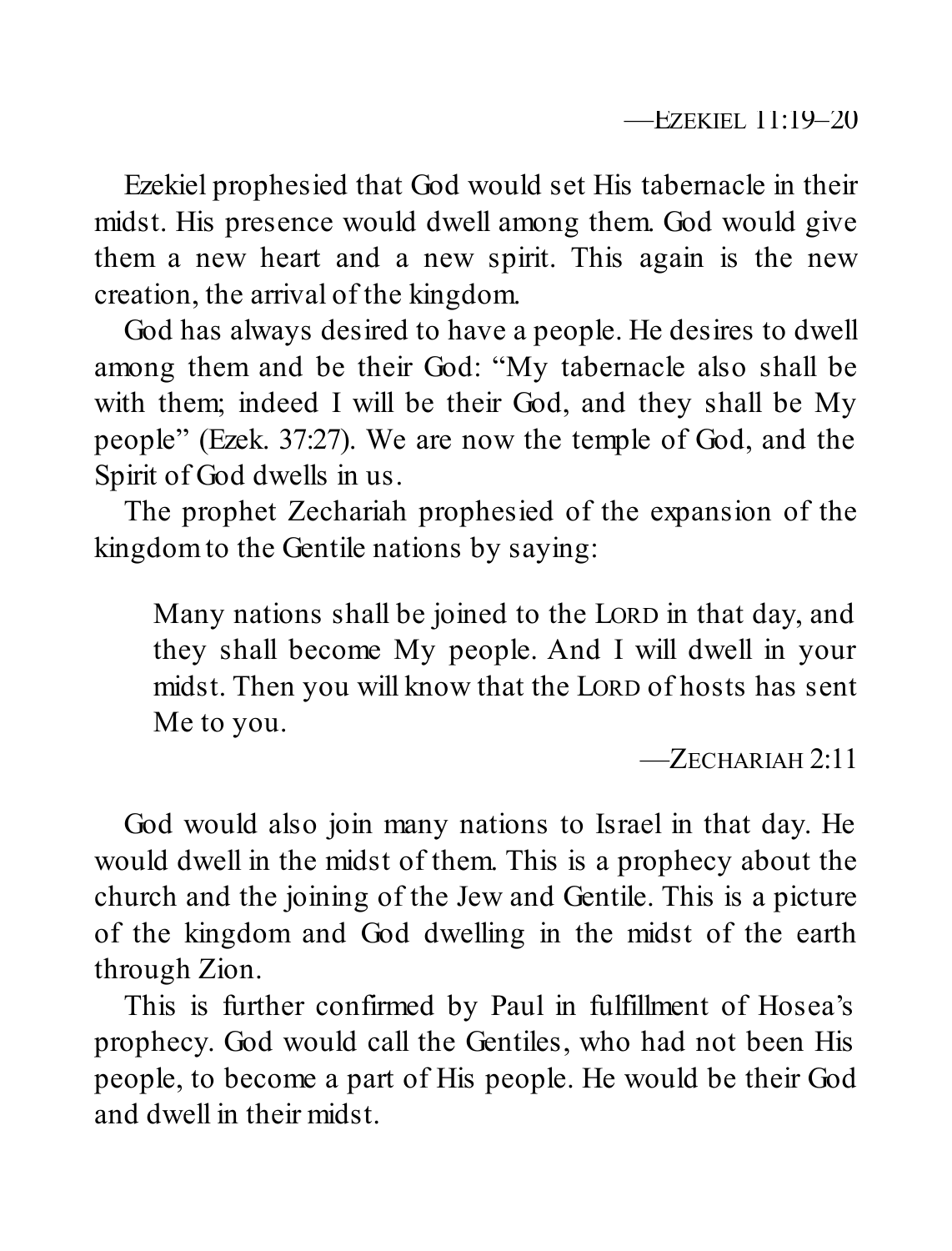—EZEKIEL 11:19–20

Ezekiel prophesied that God would set His tabernacle in their midst. His presence would dwell among them. God would give them a new heart and a new spirit. This again is the new creation, the arrival of the kingdom.

God has always desired to have a people. He desires to dwell among them and be their God: "My tabernacle also shall be with them; indeed I will be their God, and they shall be My people" (Ezek. 37:27). We are now the temple of God, and the Spirit of God dwells in us.

The prophet Zechariah prophesied of the expansion of the kingdom to the Gentile nations by saying:

> Many nations shall be joined to the LORD in that day, and they shall become My people. And I will dwell in your midst. Then you will know that the LORD of hosts has sent Me to you.
>
> —ZECHARIAH 2:11

God would also join many nations to Israel in that day. He would dwell in the midst of them. This is a prophecy about the church and the joining of the Jew and Gentile. This is a picture of the kingdom and God dwelling in the midst of the earth through Zion.

This is further confirmed by Paul in fulfillment of Hosea's prophecy. God would call the Gentiles, who had not been His people, to become a part of His people. He would be their God and dwell in their midst.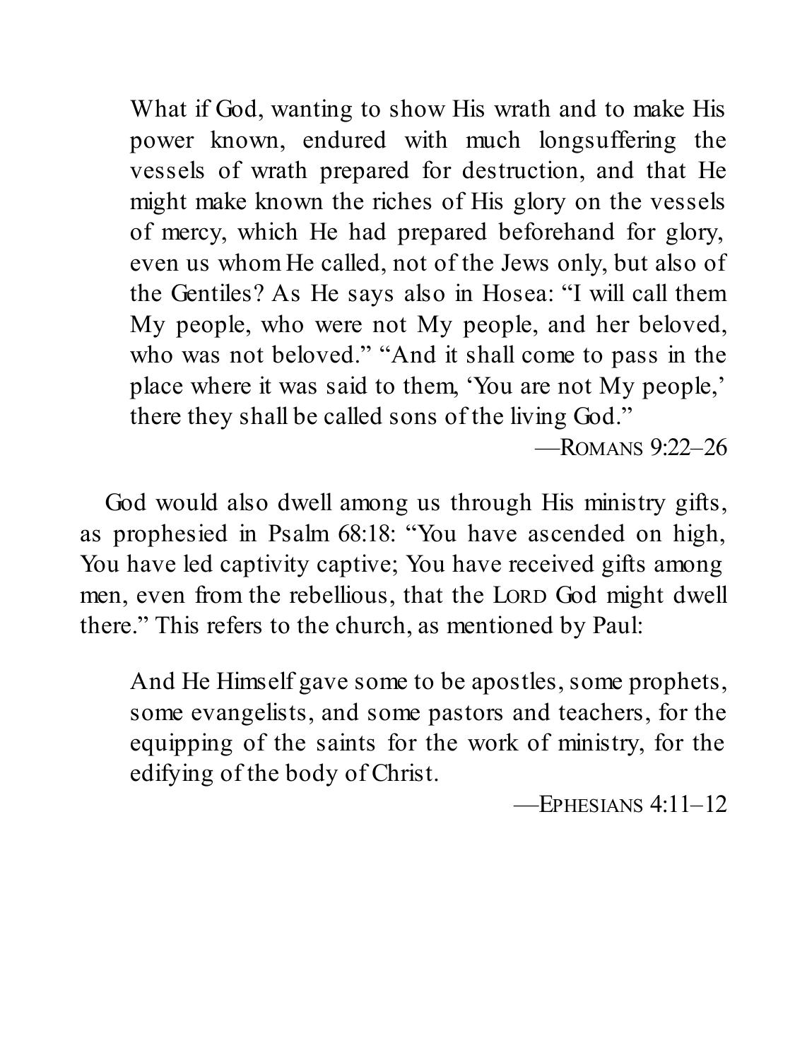> What if God, wanting to show His wrath and to make His power known, endured with much longsuffering the vessels of wrath prepared for destruction, and that He might make known the riches of His glory on the vessels of mercy, which He had prepared beforehand for glory, even us whom He called, not of the Jews only, but also of the Gentiles? As He says also in Hosea: "I will call them My people, who were not My people, and her beloved, who was not beloved." "And it shall come to pass in the place where it was said to them, 'You are not My people,' there they shall be called sons of the living God."
>
> —ROMANS 9:22–26

God would also dwell among us through His ministry gifts, as prophesied in Psalm 68:18: "You have ascended on high, You have led captivity captive; You have received gifts among men, even from the rebellious, that the LORD God might dwell there." This refers to the church, as mentioned by Paul:

> And He Himself gave some to be apostles, some prophets, some evangelists, and some pastors and teachers, for the equipping of the saints for the work of ministry, for the edifying of the body of Christ.
>
> —EPHESIANS 4:11–12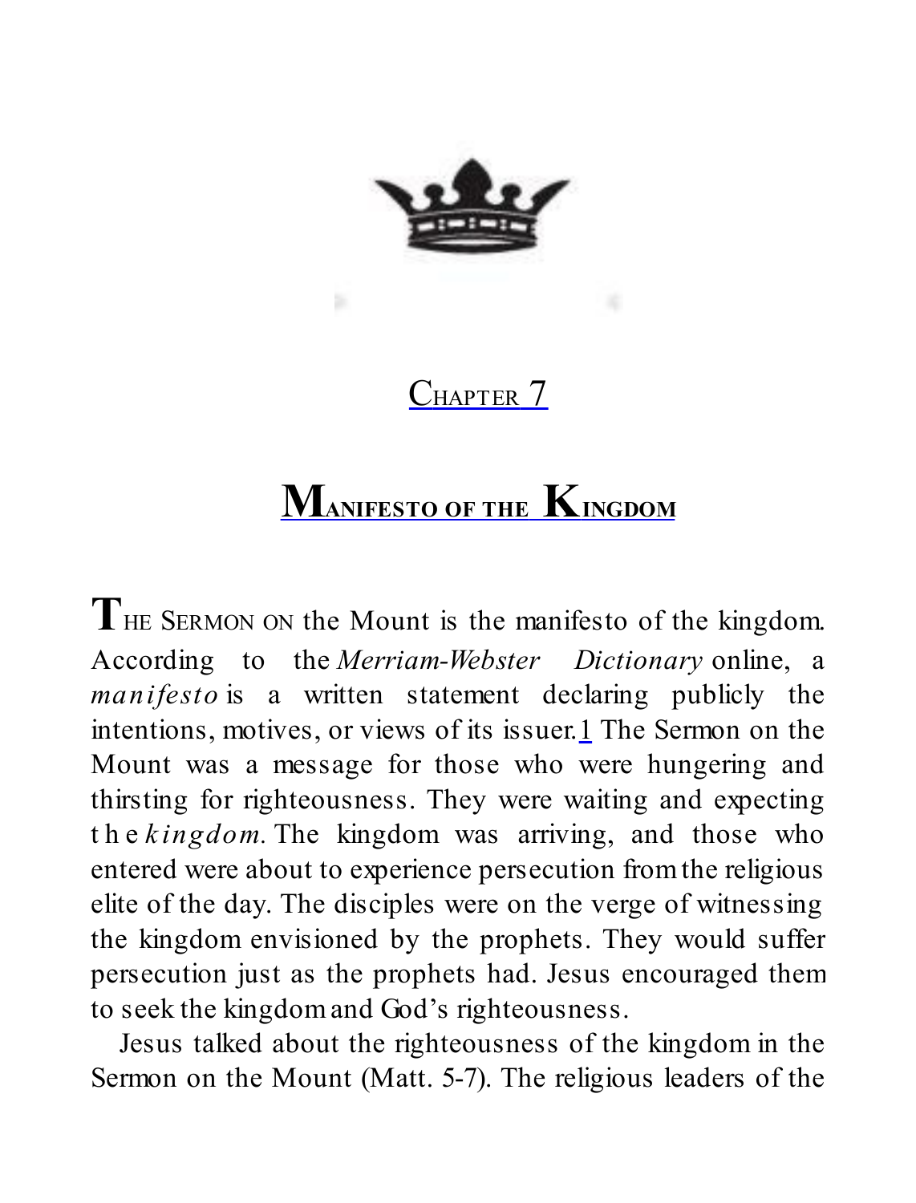# Chapter 7

## Manifesto of the Kingdom

The Sermon on the Mount is the manifesto of the kingdom. According to the *Merriam-Webster Dictionary* online, a *manifesto* is a written statement declaring publicly the intentions, motives, or views of its issuer.[1] The Sermon on the Mount was a message for those who were hungering and thirsting for righteousness. They were waiting and expecting the *kingdom.* The kingdom was arriving, and those who entered were about to experience persecution from the religious elite of the day. The disciples were on the verge of witnessing the kingdom envisioned by the prophets. They would suffer persecution just as the prophets had. Jesus encouraged them to seek the kingdom and God's righteousness.

Jesus talked about the righteousness of the kingdom in the Sermon on the Mount (Matt. 5-7). The religious leaders of the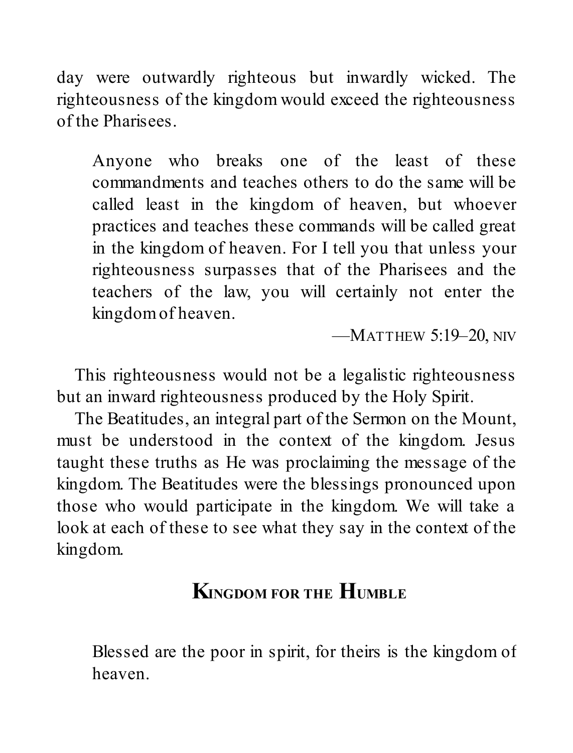day were outwardly righteous but inwardly wicked. The righteousness of the kingdom would exceed the righteousness of the Pharisees.

> Anyone who breaks one of the least of these commandments and teaches others to do the same will be called least in the kingdom of heaven, but whoever practices and teaches these commands will be called great in the kingdom of heaven. For I tell you that unless your righteousness surpasses that of the Pharisees and the teachers of the law, you will certainly not enter the kingdom of heaven.
>
> —MATTHEW 5:19–20, NIV

This righteousness would not be a legalistic righteousness but an inward righteousness produced by the Holy Spirit.

The Beatitudes, an integral part of the Sermon on the Mount, must be understood in the context of the kingdom. Jesus taught these truths as He was proclaiming the message of the kingdom. The Beatitudes were the blessings pronounced upon those who would participate in the kingdom. We will take a look at each of these to see what they say in the context of the kingdom.

## KINGDOM FOR THE HUMBLE

> Blessed are the poor in spirit, for theirs is the kingdom of heaven.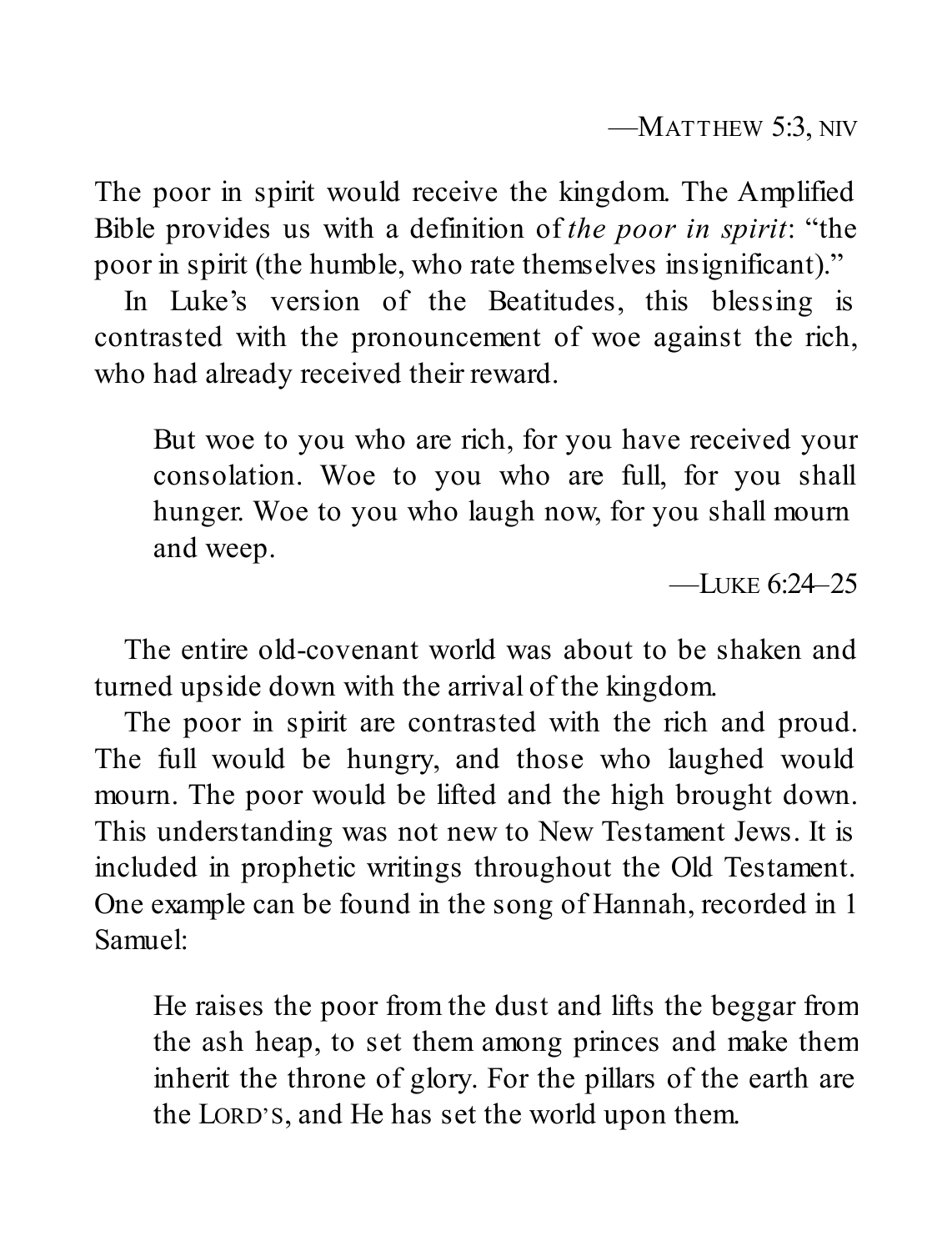—MATTHEW 5:3, NIV

The poor in spirit would receive the kingdom. The Amplified Bible provides us with a definition of *the poor in spirit*: "the poor in spirit (the humble, who rate themselves insignificant)."

In Luke's version of the Beatitudes, this blessing is contrasted with the pronouncement of woe against the rich, who had already received their reward.

> But woe to you who are rich, for you have received your consolation. Woe to you who are full, for you shall hunger. Woe to you who laugh now, for you shall mourn and weep.
>
> —LUKE 6:24–25

The entire old-covenant world was about to be shaken and turned upside down with the arrival of the kingdom.

The poor in spirit are contrasted with the rich and proud. The full would be hungry, and those who laughed would mourn. The poor would be lifted and the high brought down. This understanding was not new to New Testament Jews. It is included in prophetic writings throughout the Old Testament. One example can be found in the song of Hannah, recorded in 1 Samuel:

> He raises the poor from the dust and lifts the beggar from the ash heap, to set them among princes and make them inherit the throne of glory. For the pillars of the earth are the LORD'S, and He has set the world upon them.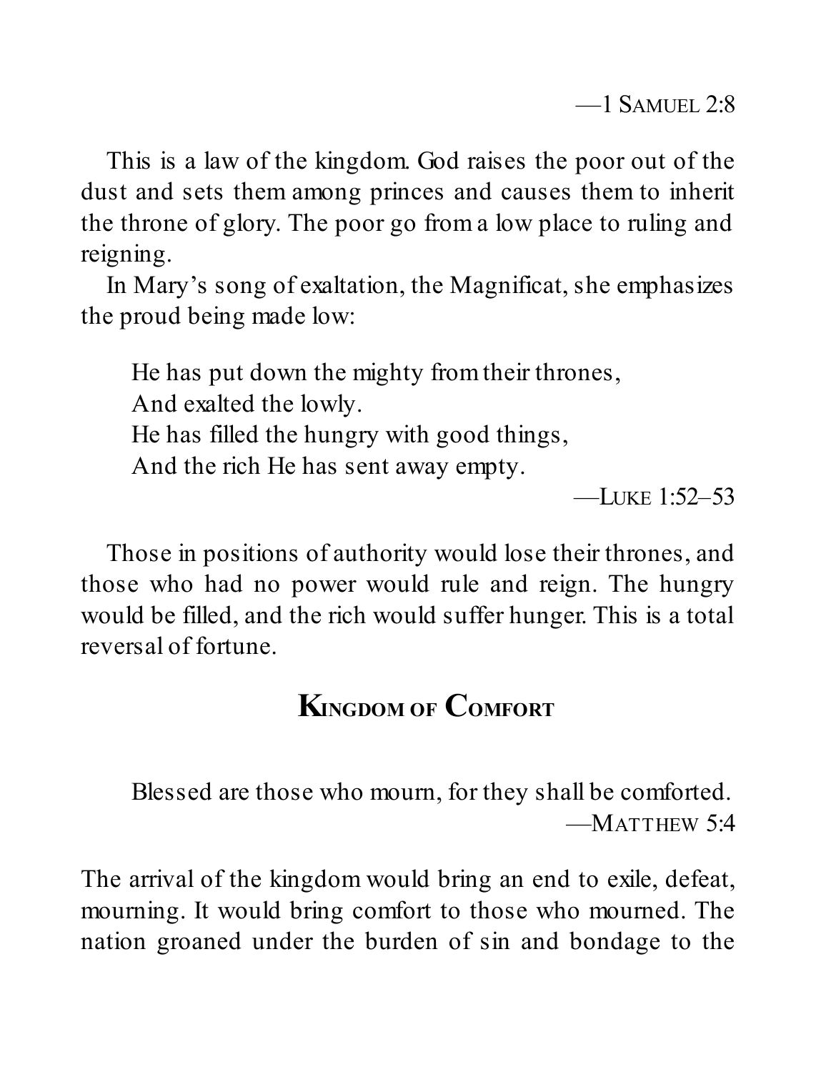—1 SAMUEL 2:8

This is a law of the kingdom. God raises the poor out of the dust and sets them among princes and causes them to inherit the throne of glory. The poor go from a low place to ruling and reigning.

In Mary's song of exaltation, the Magnificat, she emphasizes the proud being made low:

> He has put down the mighty from their thrones,
> And exalted the lowly.
> He has filled the hungry with good things,
> And the rich He has sent away empty.
>
> —LUKE 1:52–53

Those in positions of authority would lose their thrones, and those who had no power would rule and reign. The hungry would be filled, and the rich would suffer hunger. This is a total reversal of fortune.

## KINGDOM OF COMFORT

> Blessed are those who mourn, for they shall be comforted.
>
> —MATTHEW 5:4

The arrival of the kingdom would bring an end to exile, defeat, mourning. It would bring comfort to those who mourned. The nation groaned under the burden of sin and bondage to the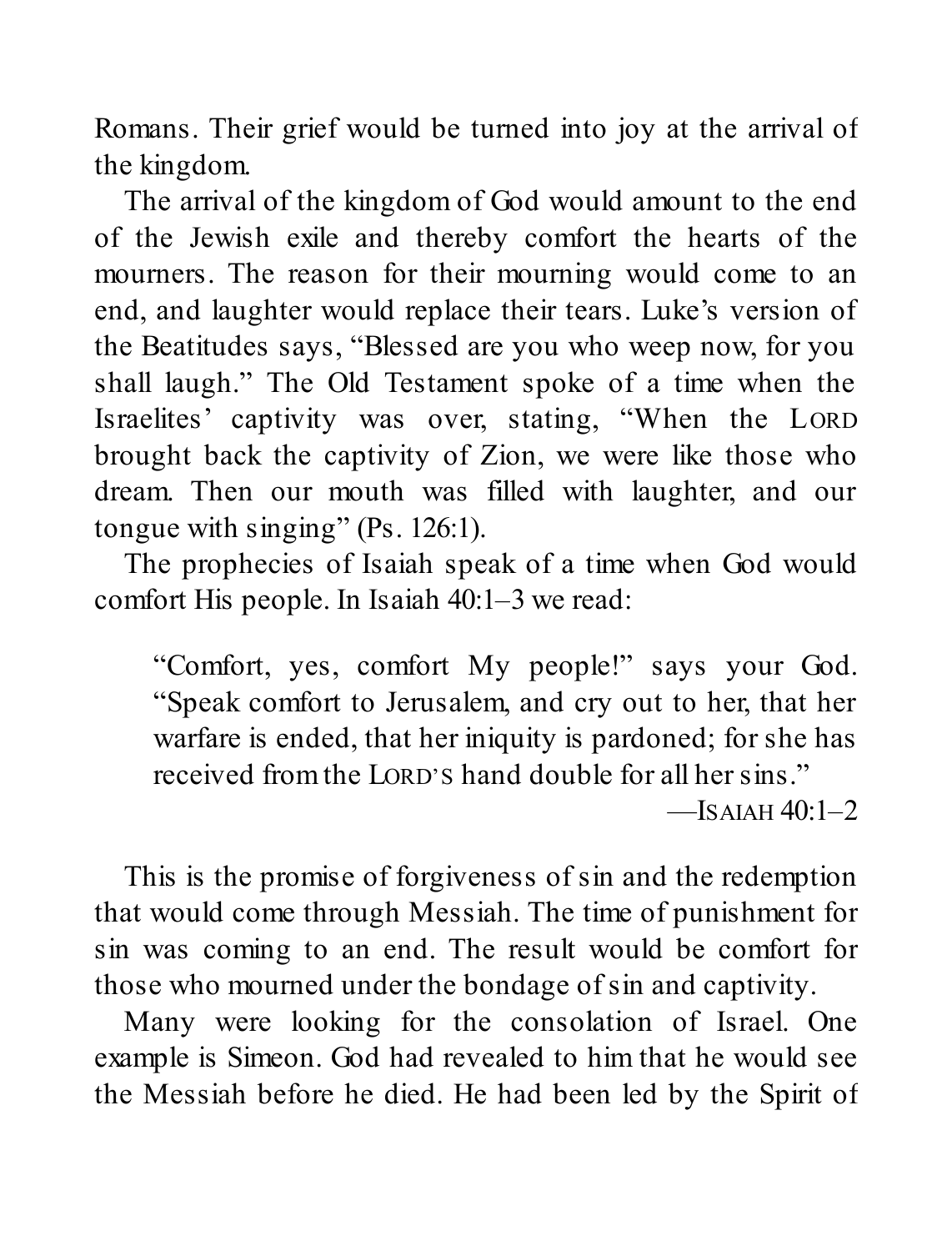Romans. Their grief would be turned into joy at the arrival of the kingdom.

The arrival of the kingdom of God would amount to the end of the Jewish exile and thereby comfort the hearts of the mourners. The reason for their mourning would come to an end, and laughter would replace their tears. Luke's version of the Beatitudes says, "Blessed are you who weep now, for you shall laugh." The Old Testament spoke of a time when the Israelites' captivity was over, stating, "When the LORD brought back the captivity of Zion, we were like those who dream. Then our mouth was filled with laughter, and our tongue with singing" (Ps. 126:1).

The prophecies of Isaiah speak of a time when God would comfort His people. In Isaiah 40:1–3 we read:

> "Comfort, yes, comfort My people!" says your God. "Speak comfort to Jerusalem, and cry out to her, that her warfare is ended, that her iniquity is pardoned; for she has received from the LORD'S hand double for all her sins."
>
> —ISAIAH 40:1–2

This is the promise of forgiveness of sin and the redemption that would come through Messiah. The time of punishment for sin was coming to an end. The result would be comfort for those who mourned under the bondage of sin and captivity.

Many were looking for the consolation of Israel. One example is Simeon. God had revealed to him that he would see the Messiah before he died. He had been led by the Spirit of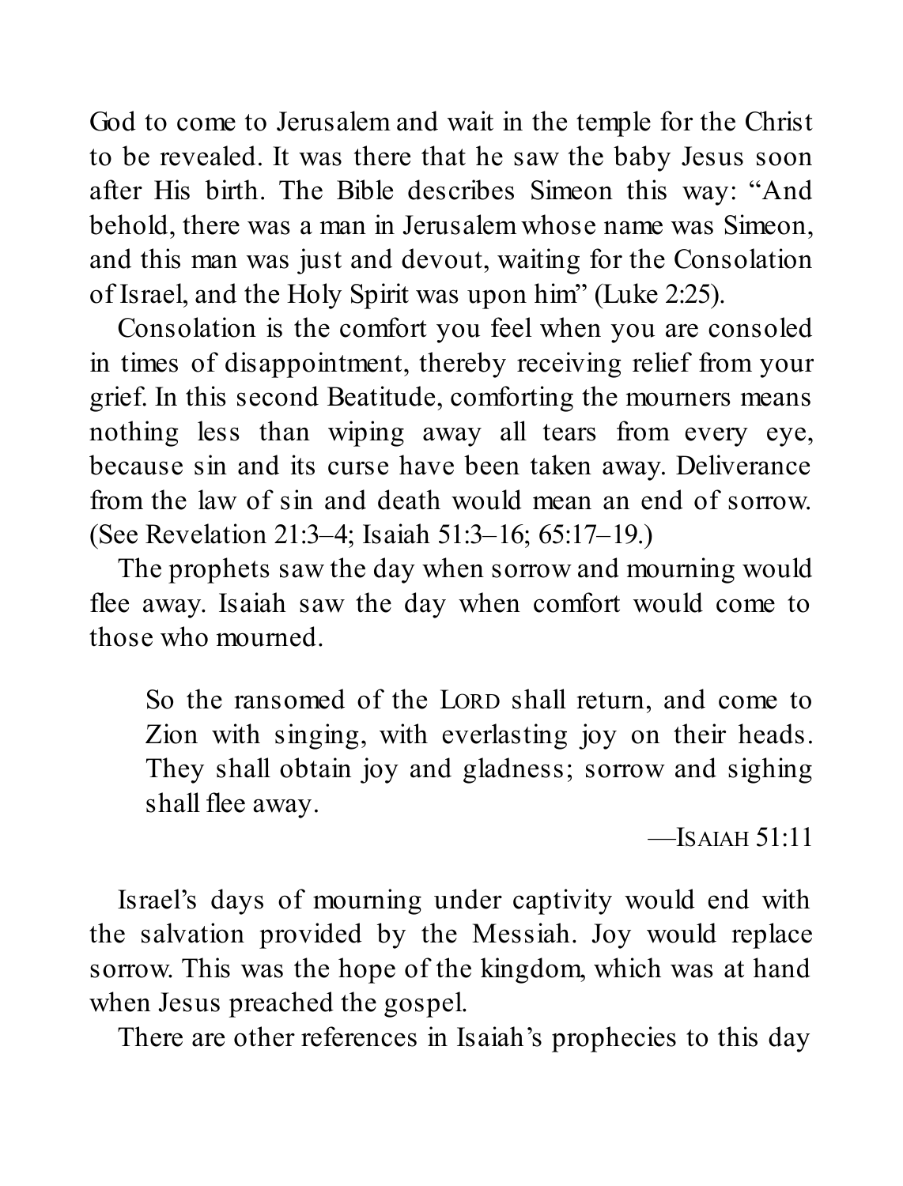God to come to Jerusalem and wait in the temple for the Christ to be revealed. It was there that he saw the baby Jesus soon after His birth. The Bible describes Simeon this way: "And behold, there was a man in Jerusalem whose name was Simeon, and this man was just and devout, waiting for the Consolation of Israel, and the Holy Spirit was upon him" (Luke 2:25).

Consolation is the comfort you feel when you are consoled in times of disappointment, thereby receiving relief from your grief. In this second Beatitude, comforting the mourners means nothing less than wiping away all tears from every eye, because sin and its curse have been taken away. Deliverance from the law of sin and death would mean an end of sorrow. (See Revelation 21:3–4; Isaiah 51:3–16; 65:17–19.)

The prophets saw the day when sorrow and mourning would flee away. Isaiah saw the day when comfort would come to those who mourned.

> So the ransomed of the LORD shall return, and come to Zion with singing, with everlasting joy on their heads. They shall obtain joy and gladness; sorrow and sighing shall flee away.
>
> —ISAIAH 51:11

Israel's days of mourning under captivity would end with the salvation provided by the Messiah. Joy would replace sorrow. This was the hope of the kingdom, which was at hand when Jesus preached the gospel.

There are other references in Isaiah's prophecies to this day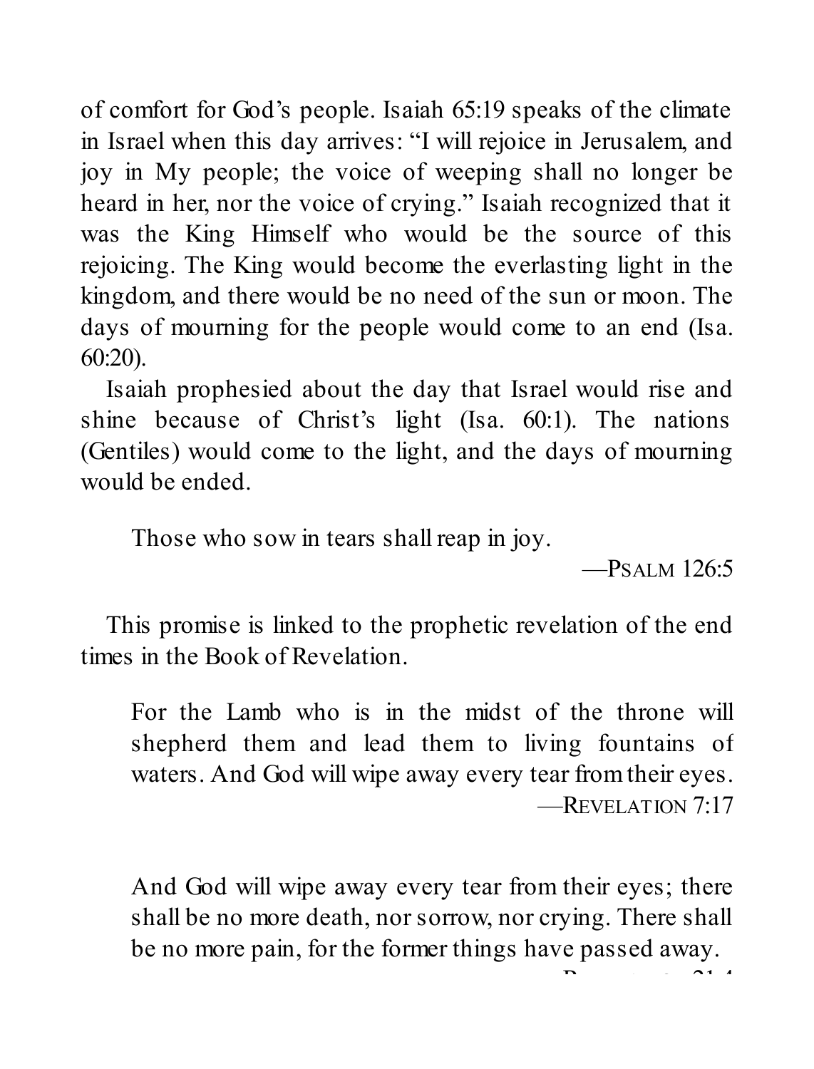of comfort for God's people. Isaiah 65:19 speaks of the climate in Israel when this day arrives: "I will rejoice in Jerusalem, and joy in My people; the voice of weeping shall no longer be heard in her, nor the voice of crying." Isaiah recognized that it was the King Himself who would be the source of this rejoicing. The King would become the everlasting light in the kingdom, and there would be no need of the sun or moon. The days of mourning for the people would come to an end (Isa. 60:20).

Isaiah prophesied about the day that Israel would rise and shine because of Christ's light (Isa. 60:1). The nations (Gentiles) would come to the light, and the days of mourning would be ended.

> Those who sow in tears shall reap in joy.
>
> —PSALM 126:5

This promise is linked to the prophetic revelation of the end times in the Book of Revelation.

> For the Lamb who is in the midst of the throne will shepherd them and lead them to living fountains of waters. And God will wipe away every tear from their eyes.
>
> —REVELATION 7:17

> And God will wipe away every tear from their eyes; there shall be no more death, nor sorrow, nor crying. There shall be no more pain, for the former things have passed away.
>
> —REVELATION 21:4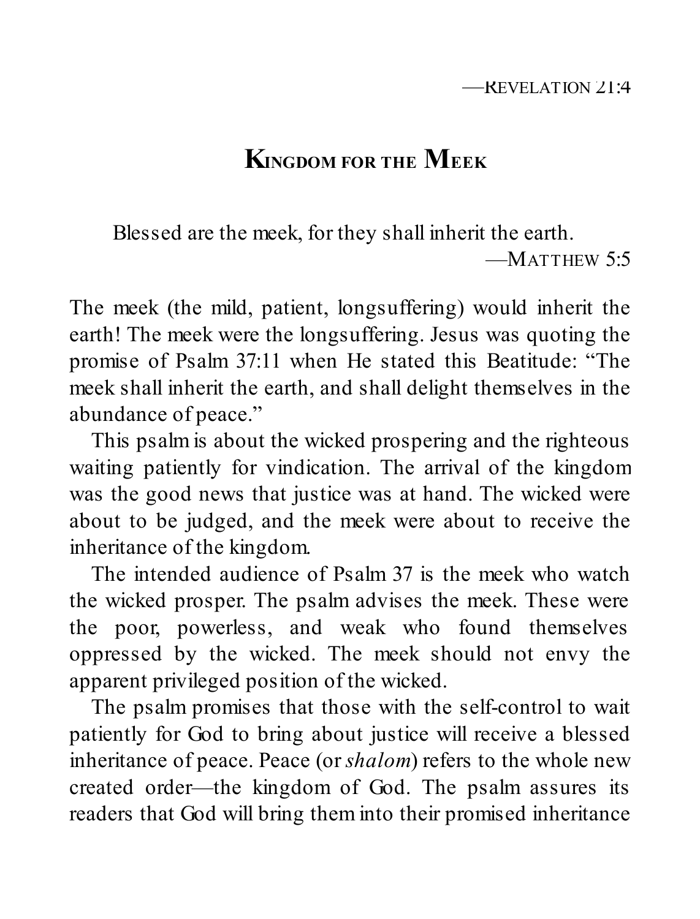—Revelation 21:4

## Kingdom for the Meek

Blessed are the meek, for they shall inherit the earth.

—Matthew 5:5

The meek (the mild, patient, longsuffering) would inherit the earth! The meek were the longsuffering. Jesus was quoting the promise of Psalm 37:11 when He stated this Beatitude: “The meek shall inherit the earth, and shall delight themselves in the abundance of peace.”

This psalm is about the wicked prospering and the righteous waiting patiently for vindication. The arrival of the kingdom was the good news that justice was at hand. The wicked were about to be judged, and the meek were about to receive the inheritance of the kingdom.

The intended audience of Psalm 37 is the meek who watch the wicked prosper. The psalm advises the meek. These were the poor, powerless, and weak who found themselves oppressed by the wicked. The meek should not envy the apparent privileged position of the wicked.

The psalm promises that those with the self-control to wait patiently for God to bring about justice will receive a blessed inheritance of peace. Peace (or *shalom*) refers to the whole new created order—the kingdom of God. The psalm assures its readers that God will bring them into their promised inheritance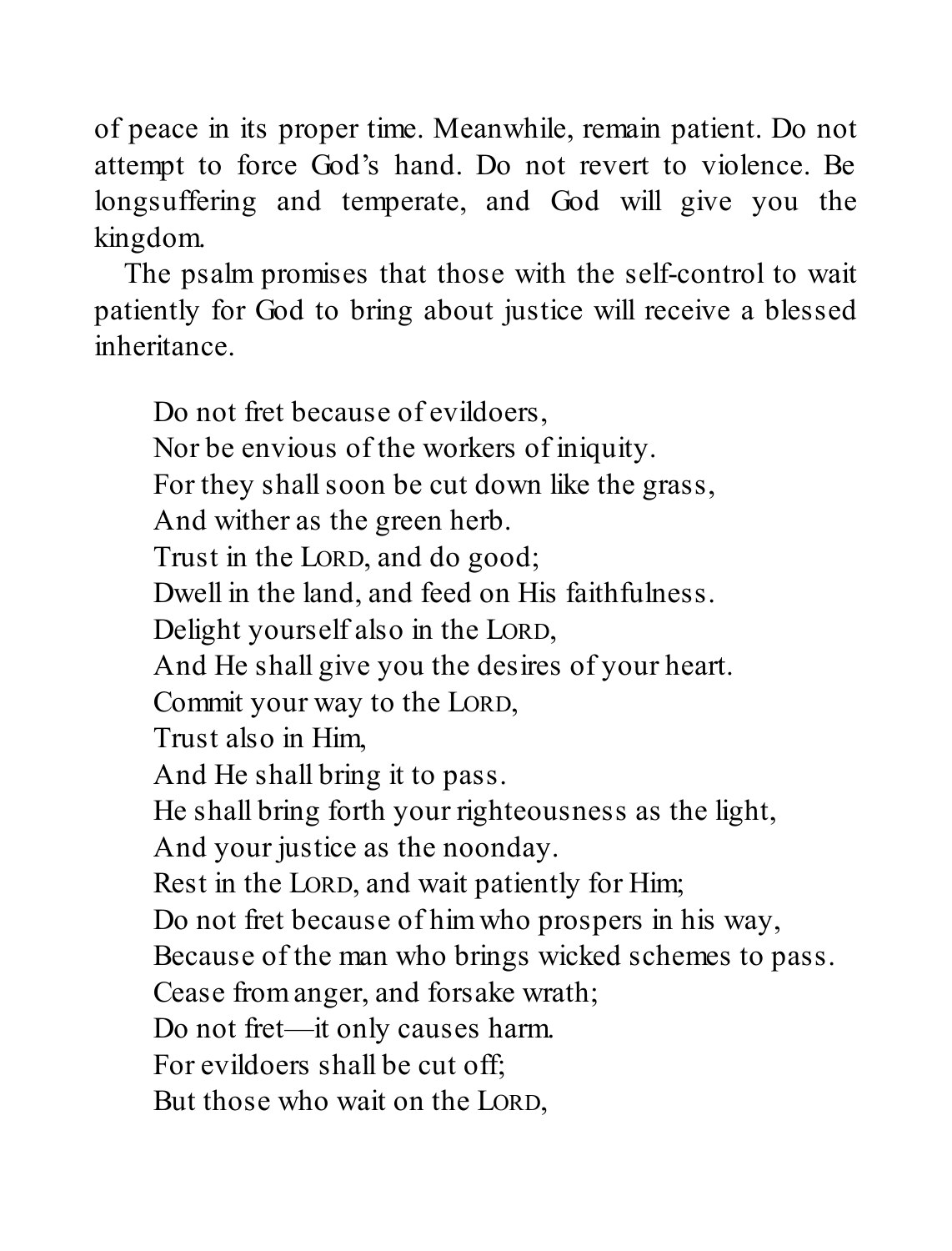of peace in its proper time. Meanwhile, remain patient. Do not attempt to force God's hand. Do not revert to violence. Be longsuffering and temperate, and God will give you the kingdom.

The psalm promises that those with the self-control to wait patiently for God to bring about justice will receive a blessed inheritance.

> Do not fret because of evildoers,  
> Nor be envious of the workers of iniquity.  
> For they shall soon be cut down like the grass,  
> And wither as the green herb.  
> Trust in the LORD, and do good;  
> Dwell in the land, and feed on His faithfulness.  
> Delight yourself also in the LORD,  
> And He shall give you the desires of your heart.  
> Commit your way to the LORD,  
> Trust also in Him,  
> And He shall bring it to pass.  
> He shall bring forth your righteousness as the light,  
> And your justice as the noonday.  
> Rest in the LORD, and wait patiently for Him;  
> Do not fret because of him who prospers in his way,  
> Because of the man who brings wicked schemes to pass.  
> Cease from anger, and forsake wrath;  
> Do not fret—it only causes harm.  
> For evildoers shall be cut off;  
> But those who wait on the LORD,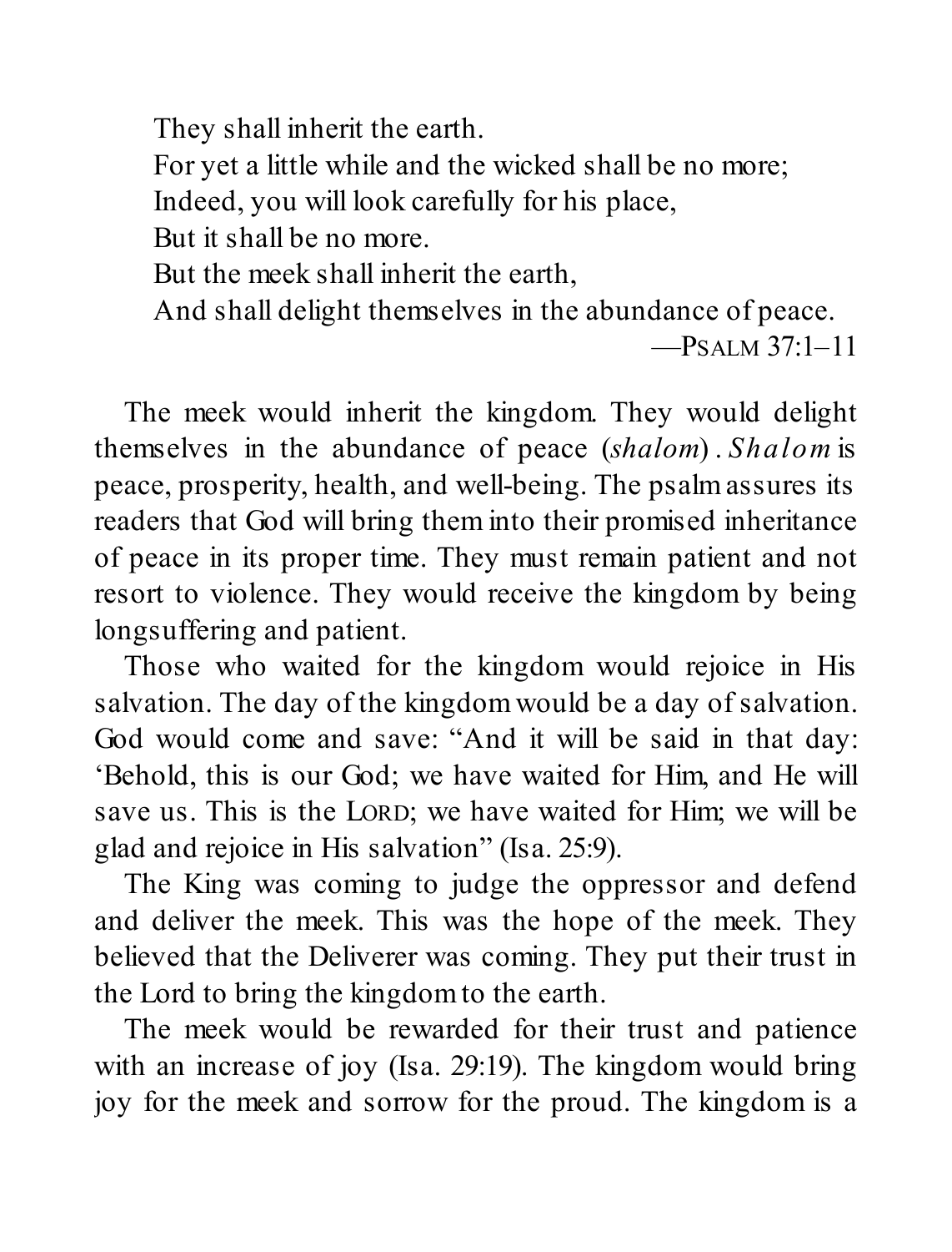> They shall inherit the earth.
> For yet a little while and the wicked shall be no more;
> Indeed, you will look carefully for his place,
> But it shall be no more.
> But the meek shall inherit the earth,
> And shall delight themselves in the abundance of peace.
>
> —Psalm 37:1–11

The meek would inherit the kingdom. They would delight themselves in the abundance of peace (*shalom*). *Shalom* is peace, prosperity, health, and well-being. The psalm assures its readers that God will bring them into their promised inheritance of peace in its proper time. They must remain patient and not resort to violence. They would receive the kingdom by being longsuffering and patient.

Those who waited for the kingdom would rejoice in His salvation. The day of the kingdom would be a day of salvation. God would come and save: "And it will be said in that day: 'Behold, this is our God; we have waited for Him, and He will save us. This is the Lord; we have waited for Him; we will be glad and rejoice in His salvation" (Isa. 25:9).

The King was coming to judge the oppressor and defend and deliver the meek. This was the hope of the meek. They believed that the Deliverer was coming. They put their trust in the Lord to bring the kingdom to the earth.

The meek would be rewarded for their trust and patience with an increase of joy (Isa. 29:19). The kingdom would bring joy for the meek and sorrow for the proud. The kingdom is a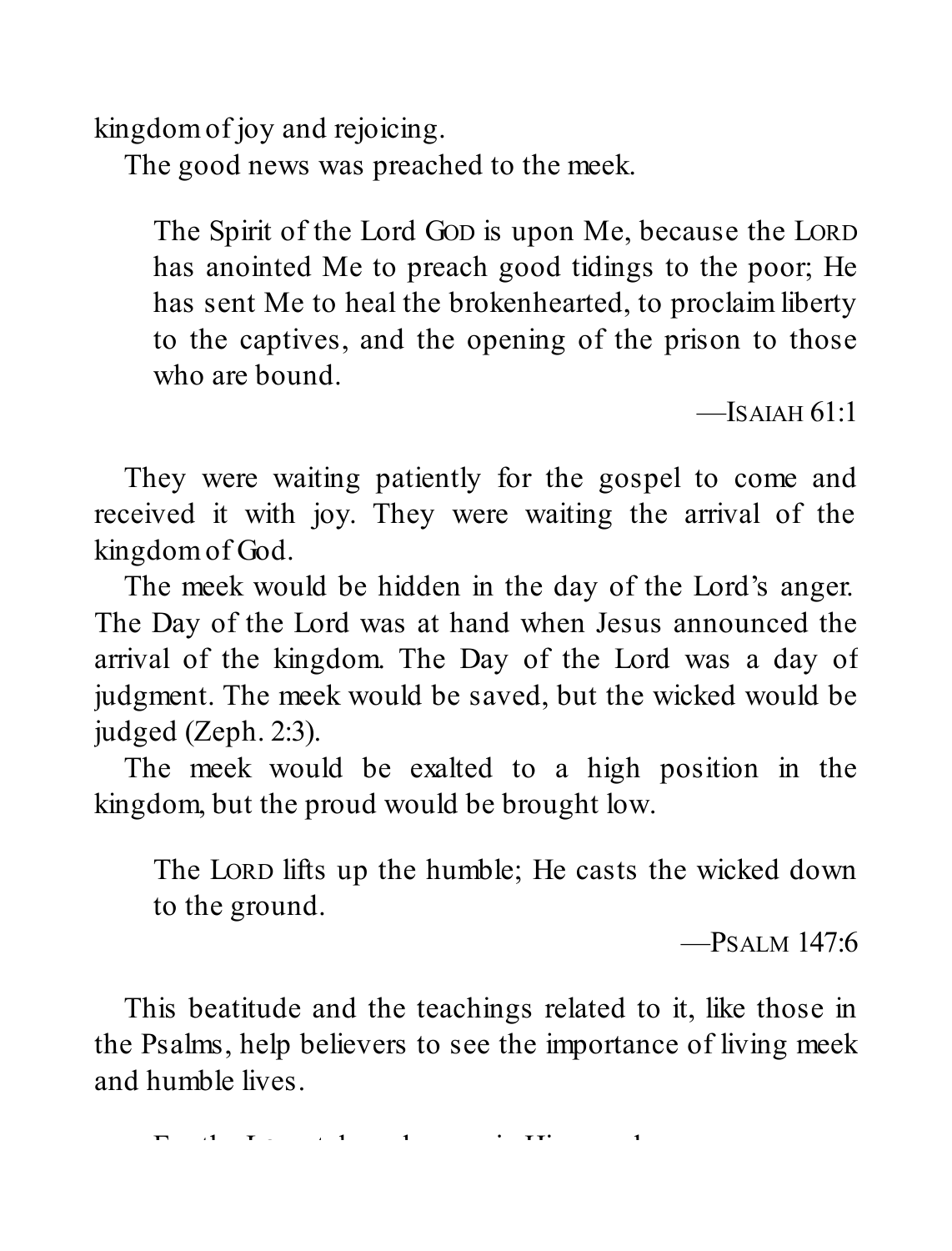kingdom of joy and rejoicing.

The good news was preached to the meek.

> The Spirit of the Lord GOD is upon Me, because the LORD has anointed Me to preach good tidings to the poor; He has sent Me to heal the brokenhearted, to proclaim liberty to the captives, and the opening of the prison to those who are bound.
>
> —ISAIAH 61:1

They were waiting patiently for the gospel to come and received it with joy. They were waiting the arrival of the kingdom of God.

The meek would be hidden in the day of the Lord's anger. The Day of the Lord was at hand when Jesus announced the arrival of the kingdom. The Day of the Lord was a day of judgment. The meek would be saved, but the wicked would be judged (Zeph. 2:3).

The meek would be exalted to a high position in the kingdom, but the proud would be brought low.

> The LORD lifts up the humble; He casts the wicked down to the ground.
>
> —PSALM 147:6

This beatitude and the teachings related to it, like those in the Psalms, help believers to see the importance of living meek and humble lives.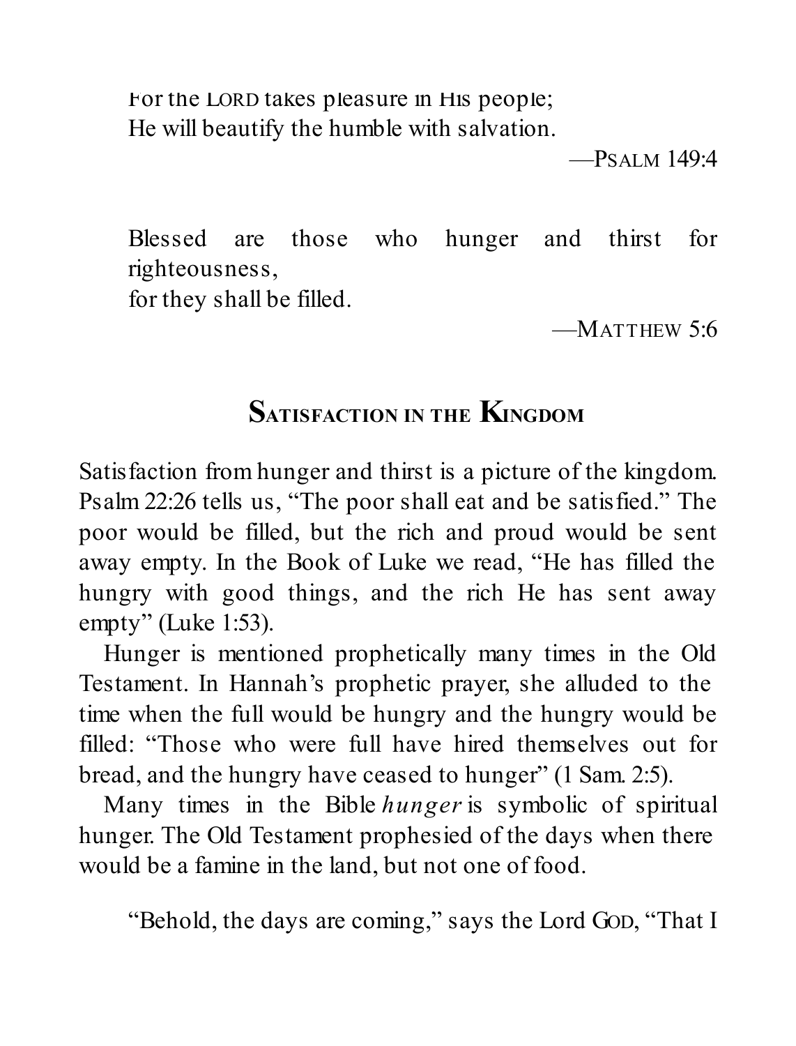For the LORD takes pleasure in His people;
He will beautify the humble with salvation.

—PSALM 149:4

Blessed are those who hunger and thirst for righteousness,
for they shall be filled.

—MATTHEW 5:6

## SATISFACTION IN THE KINGDOM

Satisfaction from hunger and thirst is a picture of the kingdom. Psalm 22:26 tells us, "The poor shall eat and be satisfied." The poor would be filled, but the rich and proud would be sent away empty. In the Book of Luke we read, "He has filled the hungry with good things, and the rich He has sent away empty" (Luke 1:53).

Hunger is mentioned prophetically many times in the Old Testament. In Hannah's prophetic prayer, she alluded to the time when the full would be hungry and the hungry would be filled: "Those who were full have hired themselves out for bread, and the hungry have ceased to hunger" (1 Sam. 2:5).

Many times in the Bible *hunger* is symbolic of spiritual hunger. The Old Testament prophesied of the days when there would be a famine in the land, but not one of food.

"Behold, the days are coming," says the Lord GOD, "That I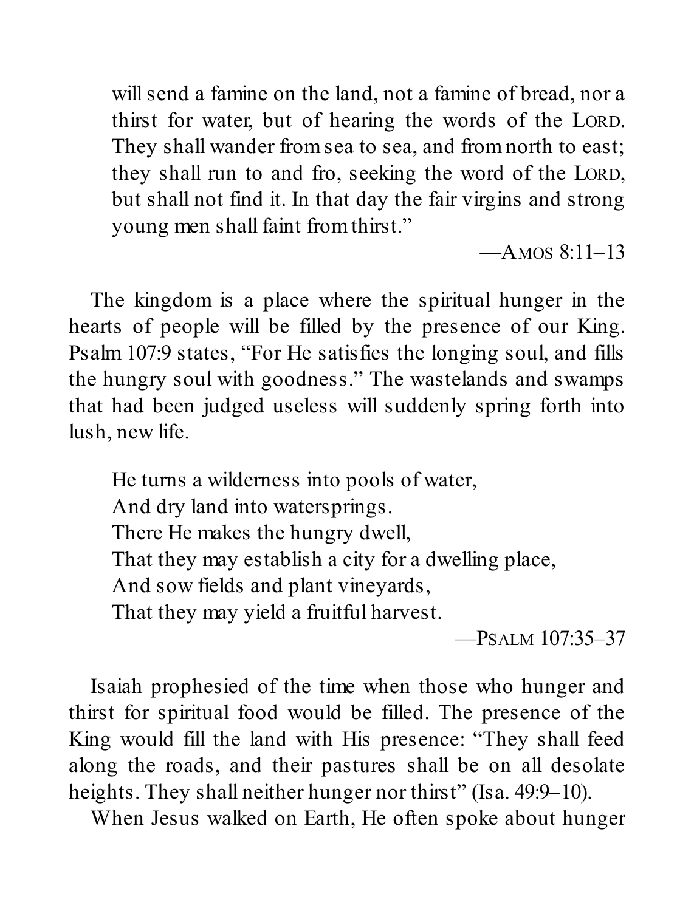> will send a famine on the land, not a famine of bread, nor a thirst for water, but of hearing the words of the LORD. They shall wander from sea to sea, and from north to east; they shall run to and fro, seeking the word of the LORD, but shall not find it. In that day the fair virgins and strong young men shall faint from thirst."
>
> —AMOS 8:11–13

The kingdom is a place where the spiritual hunger in the hearts of people will be filled by the presence of our King. Psalm 107:9 states, "For He satisfies the longing soul, and fills the hungry soul with goodness." The wastelands and swamps that had been judged useless will suddenly spring forth into lush, new life.

> He turns a wilderness into pools of water,
> And dry land into watersprings.
> There He makes the hungry dwell,
> That they may establish a city for a dwelling place,
> And sow fields and plant vineyards,
> That they may yield a fruitful harvest.
>
> —PSALM 107:35–37

Isaiah prophesied of the time when those who hunger and thirst for spiritual food would be filled. The presence of the King would fill the land with His presence: "They shall feed along the roads, and their pastures shall be on all desolate heights. They shall neither hunger nor thirst" (Isa. 49:9–10).

When Jesus walked on Earth, He often spoke about hunger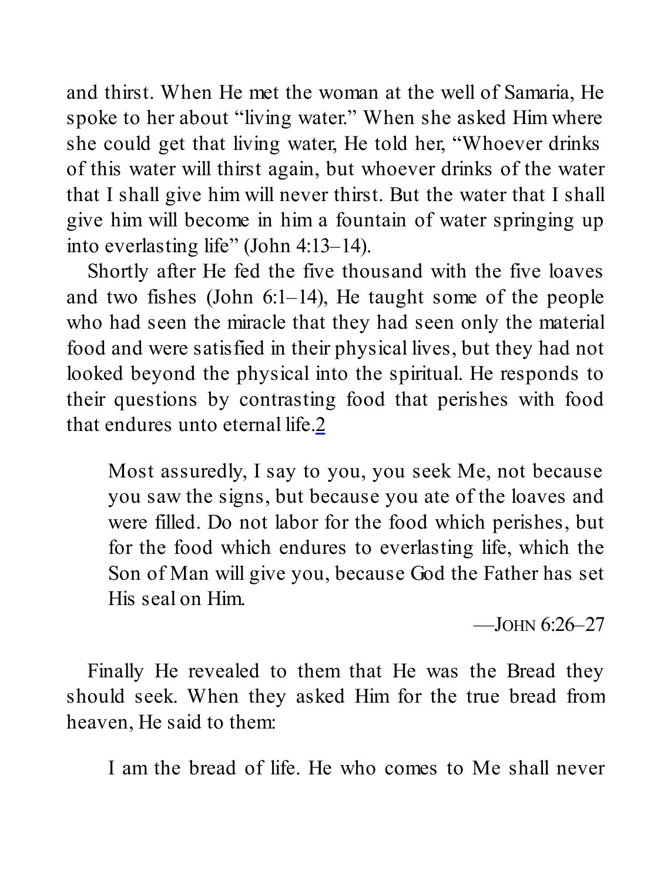and thirst. When He met the woman at the well of Samaria, He spoke to her about "living water." When she asked Him where she could get that living water, He told her, "Whoever drinks of this water will thirst again, but whoever drinks of the water that I shall give him will never thirst. But the water that I shall give him will become in him a fountain of water springing up into everlasting life" (John 4:13–14).

Shortly after He fed the five thousand with the five loaves and two fishes (John 6:1–14), He taught some of the people who had seen the miracle that they had seen only the material food and were satisfied in their physical lives, but they had not looked beyond the physical into the spiritual. He responds to their questions by contrasting food that perishes with food that endures unto eternal life.[2]

> Most assuredly, I say to you, you seek Me, not because you saw the signs, but because you ate of the loaves and were filled. Do not labor for the food which perishes, but for the food which endures to everlasting life, which the Son of Man will give you, because God the Father has set His seal on Him.
>
> —JOHN 6:26–27

Finally He revealed to them that He was the Bread they should seek. When they asked Him for the true bread from heaven, He said to them:

> I am the bread of life. He who comes to Me shall never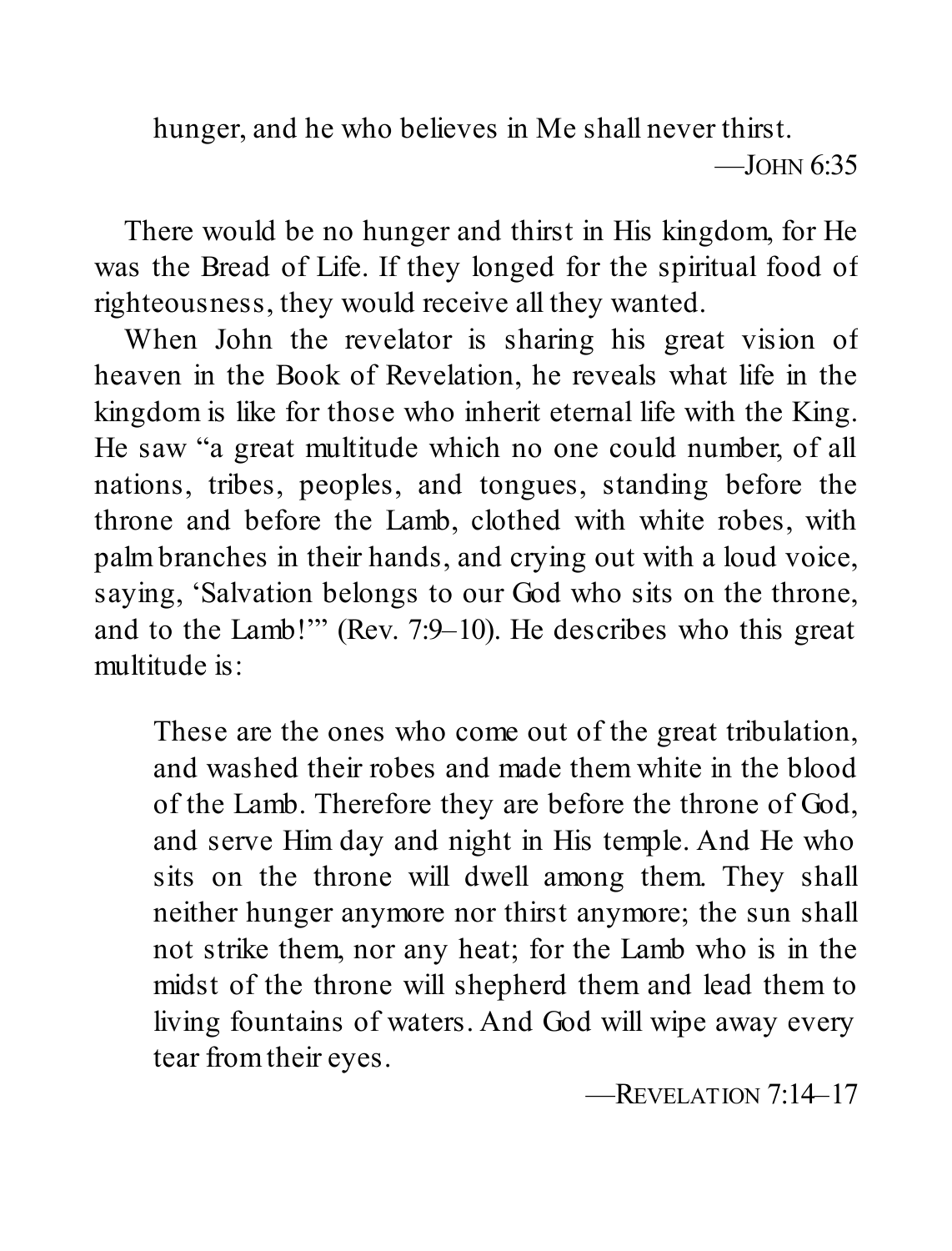> hunger, and he who believes in Me shall never thirst.
>
> —John 6:35

There would be no hunger and thirst in His kingdom, for He was the Bread of Life. If they longed for the spiritual food of righteousness, they would receive all they wanted.

When John the revelator is sharing his great vision of heaven in the Book of Revelation, he reveals what life in the kingdom is like for those who inherit eternal life with the King. He saw "a great multitude which no one could number, of all nations, tribes, peoples, and tongues, standing before the throne and before the Lamb, clothed with white robes, with palm branches in their hands, and crying out with a loud voice, saying, 'Salvation belongs to our God who sits on the throne, and to the Lamb!'" (Rev. 7:9–10). He describes who this great multitude is:

> These are the ones who come out of the great tribulation, and washed their robes and made them white in the blood of the Lamb. Therefore they are before the throne of God, and serve Him day and night in His temple. And He who sits on the throne will dwell among them. They shall neither hunger anymore nor thirst anymore; the sun shall not strike them, nor any heat; for the Lamb who is in the midst of the throne will shepherd them and lead them to living fountains of waters. And God will wipe away every tear from their eyes.
>
> —Revelation 7:14–17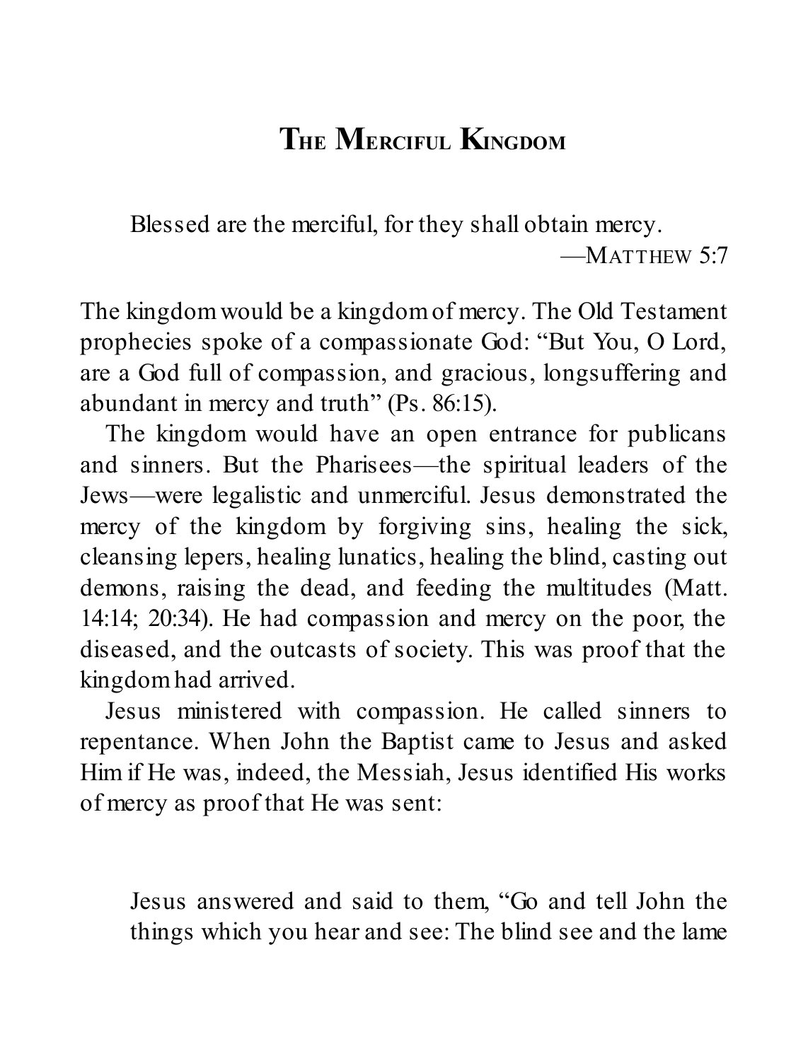## The Merciful Kingdom

> Blessed are the merciful, for they shall obtain mercy.
>
> —Matthew 5:7

The kingdom would be a kingdom of mercy. The Old Testament prophecies spoke of a compassionate God: "But You, O Lord, are a God full of compassion, and gracious, longsuffering and abundant in mercy and truth" (Ps. 86:15).

The kingdom would have an open entrance for publicans and sinners. But the Pharisees—the spiritual leaders of the Jews—were legalistic and unmerciful. Jesus demonstrated the mercy of the kingdom by forgiving sins, healing the sick, cleansing lepers, healing lunatics, healing the blind, casting out demons, raising the dead, and feeding the multitudes (Matt. 14:14; 20:34). He had compassion and mercy on the poor, the diseased, and the outcasts of society. This was proof that the kingdom had arrived.

Jesus ministered with compassion. He called sinners to repentance. When John the Baptist came to Jesus and asked Him if He was, indeed, the Messiah, Jesus identified His works of mercy as proof that He was sent:

> Jesus answered and said to them, "Go and tell John the things which you hear and see: The blind see and the lame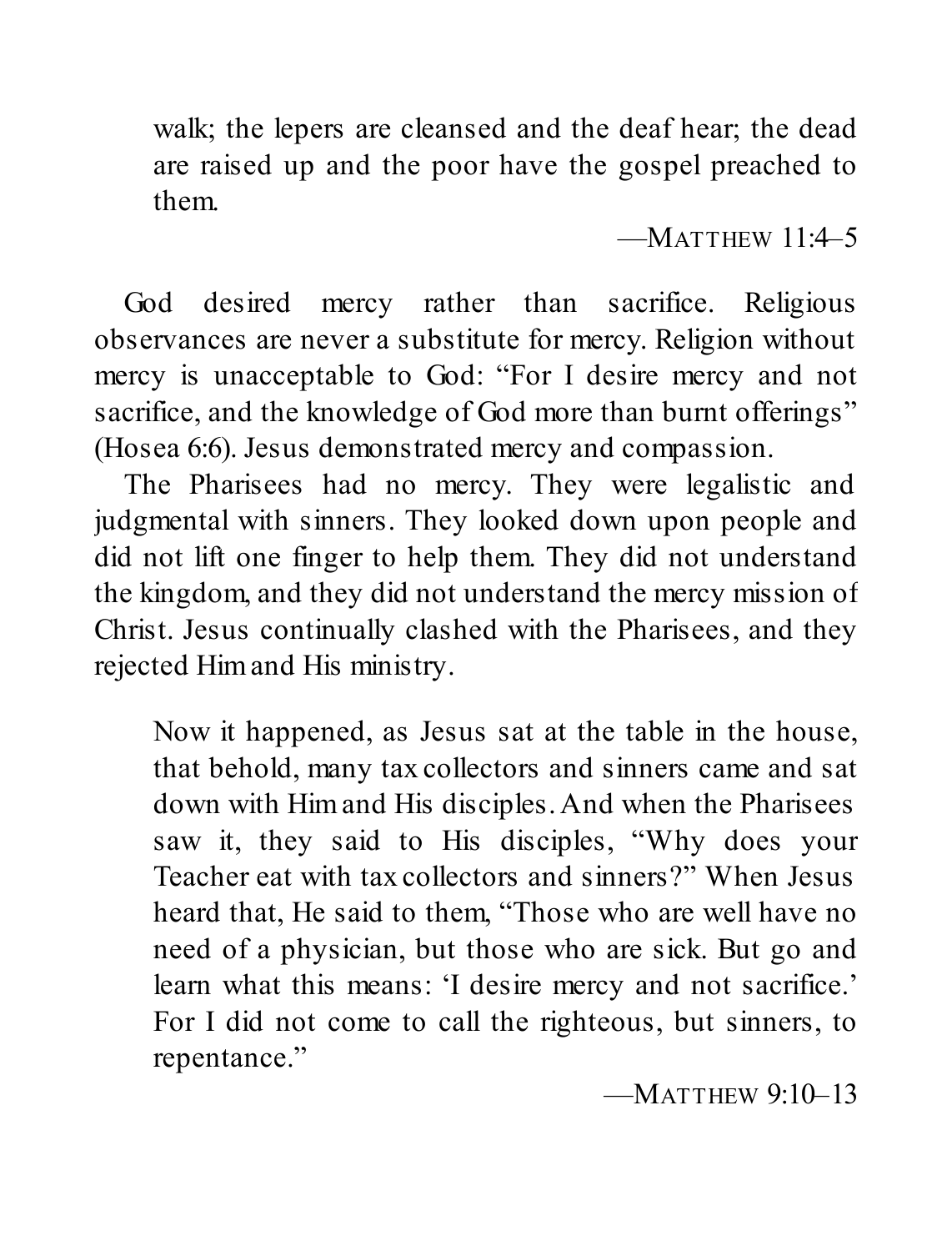> walk; the lepers are cleansed and the deaf hear; the dead are raised up and the poor have the gospel preached to them.
>
> —MATTHEW 11:4–5

God desired mercy rather than sacrifice. Religious observances are never a substitute for mercy. Religion without mercy is unacceptable to God: "For I desire mercy and not sacrifice, and the knowledge of God more than burnt offerings" (Hosea 6:6). Jesus demonstrated mercy and compassion.

The Pharisees had no mercy. They were legalistic and judgmental with sinners. They looked down upon people and did not lift one finger to help them. They did not understand the kingdom, and they did not understand the mercy mission of Christ. Jesus continually clashed with the Pharisees, and they rejected Him and His ministry.

> Now it happened, as Jesus sat at the table in the house, that behold, many tax collectors and sinners came and sat down with Him and His disciples. And when the Pharisees saw it, they said to His disciples, "Why does your Teacher eat with tax collectors and sinners?" When Jesus heard that, He said to them, "Those who are well have no need of a physician, but those who are sick. But go and learn what this means: 'I desire mercy and not sacrifice.' For I did not come to call the righteous, but sinners, to repentance."
>
> —MATTHEW 9:10–13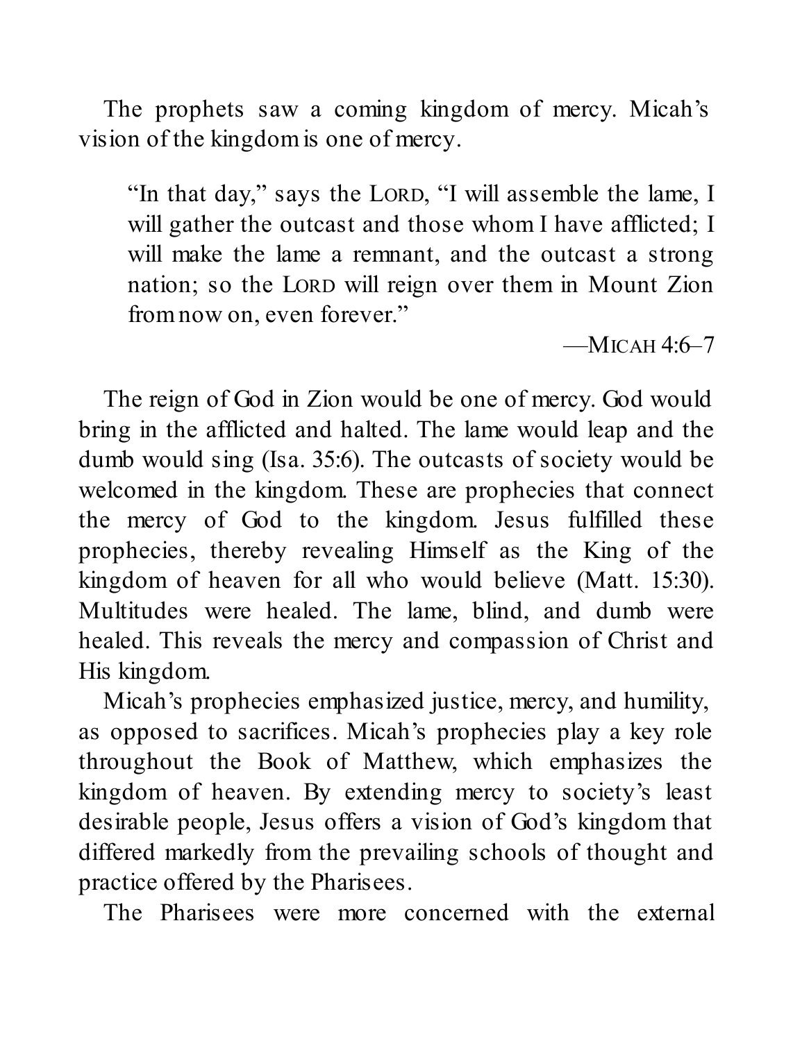The prophets saw a coming kingdom of mercy. Micah's vision of the kingdom is one of mercy.

> "In that day," says the LORD, "I will assemble the lame, I will gather the outcast and those whom I have afflicted; I will make the lame a remnant, and the outcast a strong nation; so the LORD will reign over them in Mount Zion from now on, even forever."
>
> —MICAH 4:6–7

The reign of God in Zion would be one of mercy. God would bring in the afflicted and halted. The lame would leap and the dumb would sing (Isa. 35:6). The outcasts of society would be welcomed in the kingdom. These are prophecies that connect the mercy of God to the kingdom. Jesus fulfilled these prophecies, thereby revealing Himself as the King of the kingdom of heaven for all who would believe (Matt. 15:30). Multitudes were healed. The lame, blind, and dumb were healed. This reveals the mercy and compassion of Christ and His kingdom.

Micah's prophecies emphasized justice, mercy, and humility, as opposed to sacrifices. Micah's prophecies play a key role throughout the Book of Matthew, which emphasizes the kingdom of heaven. By extending mercy to society's least desirable people, Jesus offers a vision of God's kingdom that differed markedly from the prevailing schools of thought and practice offered by the Pharisees.

The Pharisees were more concerned with the external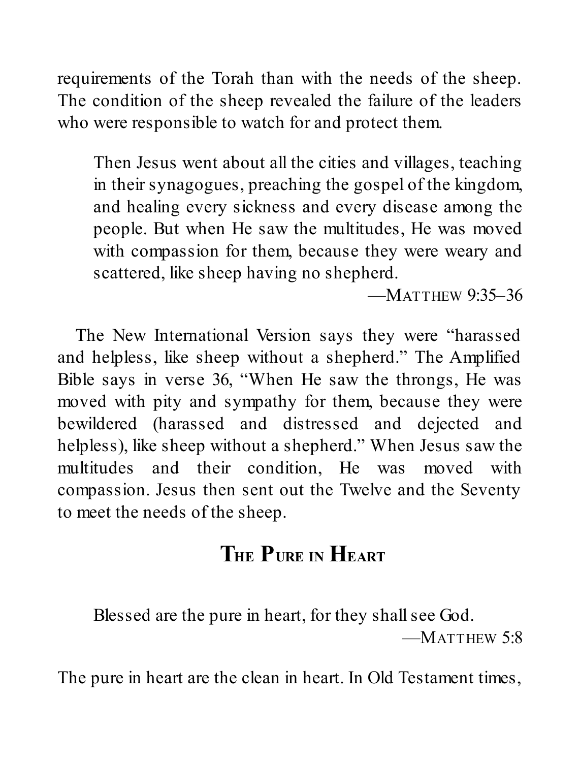requirements of the Torah than with the needs of the sheep. The condition of the sheep revealed the failure of the leaders who were responsible to watch for and protect them.

> Then Jesus went about all the cities and villages, teaching in their synagogues, preaching the gospel of the kingdom, and healing every sickness and every disease among the people. But when He saw the multitudes, He was moved with compassion for them, because they were weary and scattered, like sheep having no shepherd.
>
> —Matthew 9:35–36

The New International Version says they were "harassed and helpless, like sheep without a shepherd." The Amplified Bible says in verse 36, "When He saw the throngs, He was moved with pity and sympathy for them, because they were bewildered (harassed and distressed and dejected and helpless), like sheep without a shepherd." When Jesus saw the multitudes and their condition, He was moved with compassion. Jesus then sent out the Twelve and the Seventy to meet the needs of the sheep.

## The Pure in Heart

> Blessed are the pure in heart, for they shall see God.
>
> —Matthew 5:8

The pure in heart are the clean in heart. In Old Testament times,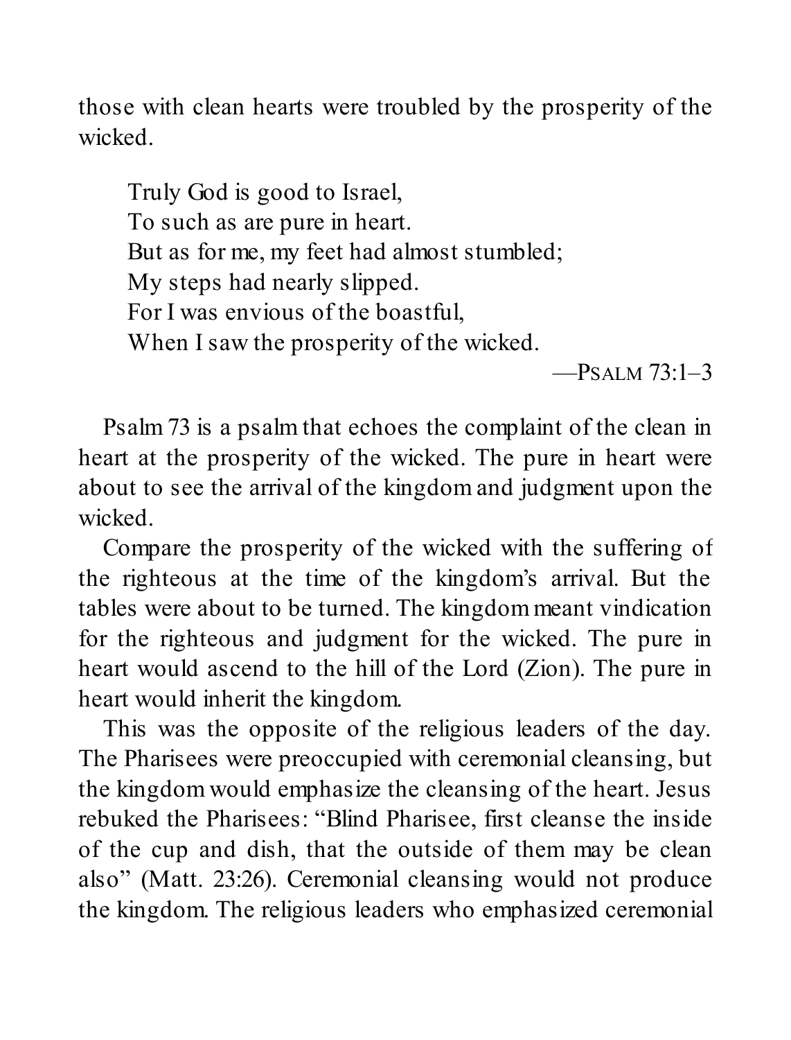those with clean hearts were troubled by the prosperity of the wicked.

> Truly God is good to Israel,
> To such as are pure in heart.
> But as for me, my feet had almost stumbled;
> My steps had nearly slipped.
> For I was envious of the boastful,
> When I saw the prosperity of the wicked.
>
> —PSALM 73:1–3

Psalm 73 is a psalm that echoes the complaint of the clean in heart at the prosperity of the wicked. The pure in heart were about to see the arrival of the kingdom and judgment upon the wicked.

Compare the prosperity of the wicked with the suffering of the righteous at the time of the kingdom's arrival. But the tables were about to be turned. The kingdom meant vindication for the righteous and judgment for the wicked. The pure in heart would ascend to the hill of the Lord (Zion). The pure in heart would inherit the kingdom.

This was the opposite of the religious leaders of the day. The Pharisees were preoccupied with ceremonial cleansing, but the kingdom would emphasize the cleansing of the heart. Jesus rebuked the Pharisees: "Blind Pharisee, first cleanse the inside of the cup and dish, that the outside of them may be clean also" (Matt. 23:26). Ceremonial cleansing would not produce the kingdom. The religious leaders who emphasized ceremonial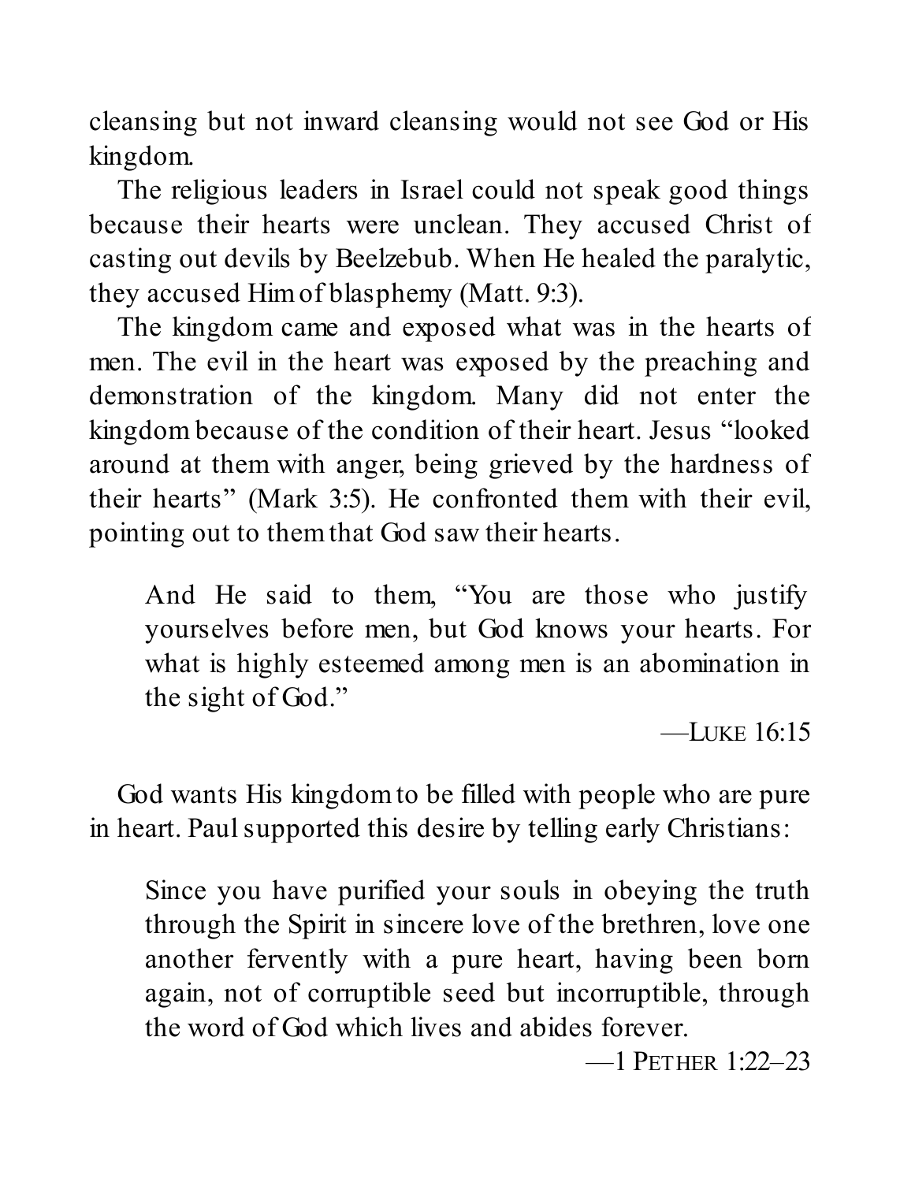cleansing but not inward cleansing would not see God or His kingdom.

The religious leaders in Israel could not speak good things because their hearts were unclean. They accused Christ of casting out devils by Beelzebub. When He healed the paralytic, they accused Him of blasphemy (Matt. 9:3).

The kingdom came and exposed what was in the hearts of men. The evil in the heart was exposed by the preaching and demonstration of the kingdom. Many did not enter the kingdom because of the condition of their heart. Jesus "looked around at them with anger, being grieved by the hardness of their hearts" (Mark 3:5). He confronted them with their evil, pointing out to them that God saw their hearts.

> And He said to them, "You are those who justify yourselves before men, but God knows your hearts. For what is highly esteemed among men is an abomination in the sight of God."
>
> —LUKE 16:15

God wants His kingdom to be filled with people who are pure in heart. Paul supported this desire by telling early Christians:

> Since you have purified your souls in obeying the truth through the Spirit in sincere love of the brethren, love one another fervently with a pure heart, having been born again, not of corruptible seed but incorruptible, through the word of God which lives and abides forever.
>
> —1 PETHER 1:22–23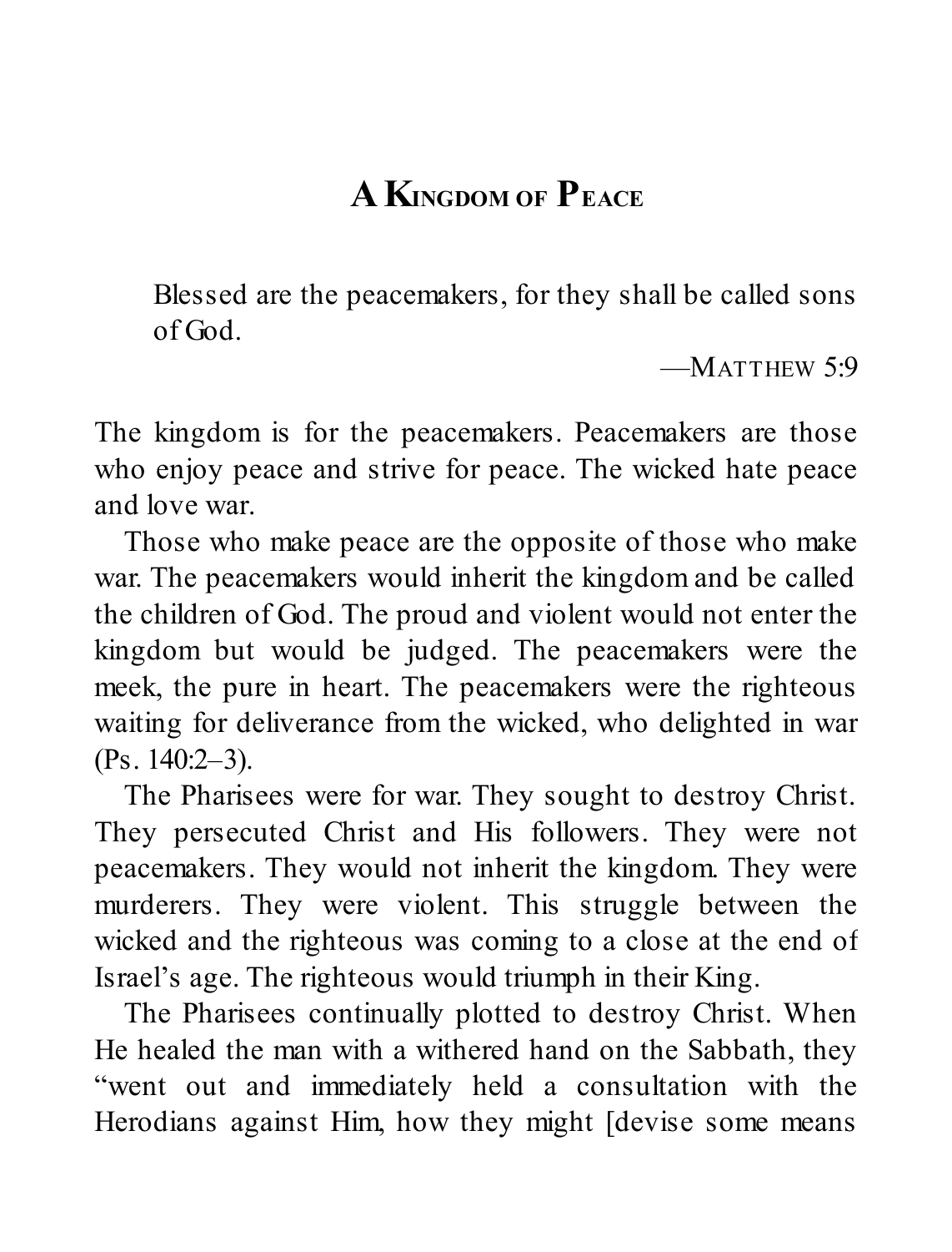# A Kingdom of Peace

> Blessed are the peacemakers, for they shall be called sons of God.
>
> —Matthew 5:9

The kingdom is for the peacemakers. Peacemakers are those who enjoy peace and strive for peace. The wicked hate peace and love war.

Those who make peace are the opposite of those who make war. The peacemakers would inherit the kingdom and be called the children of God. The proud and violent would not enter the kingdom but would be judged. The peacemakers were the meek, the pure in heart. The peacemakers were the righteous waiting for deliverance from the wicked, who delighted in war (Ps. 140:2–3).

The Pharisees were for war. They sought to destroy Christ. They persecuted Christ and His followers. They were not peacemakers. They would not inherit the kingdom. They were murderers. They were violent. This struggle between the wicked and the righteous was coming to a close at the end of Israel's age. The righteous would triumph in their King.

The Pharisees continually plotted to destroy Christ. When He healed the man with a withered hand on the Sabbath, they "went out and immediately held a consultation with the Herodians against Him, how they might [devise some means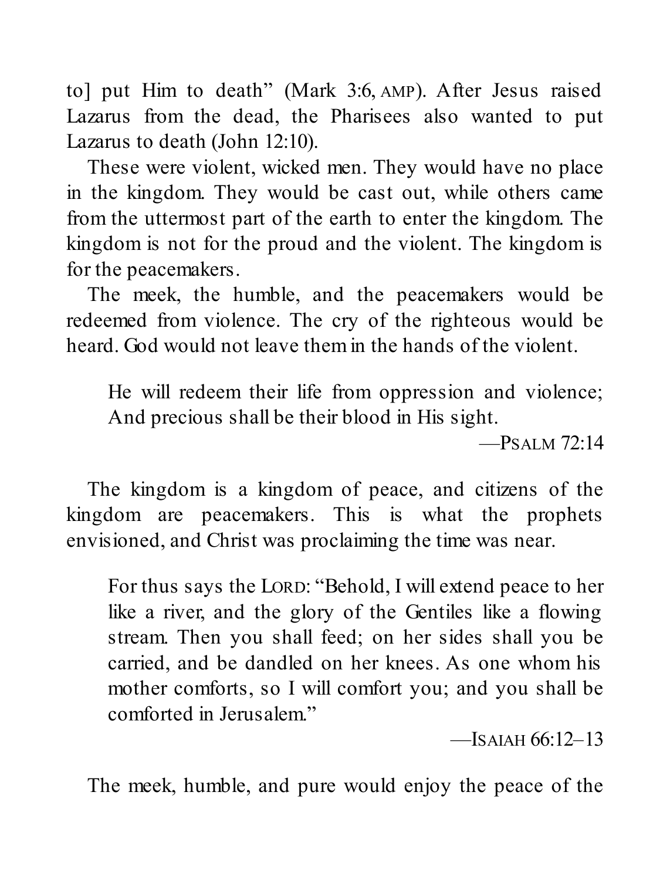to] put Him to death" (Mark 3:6, AMP). After Jesus raised Lazarus from the dead, the Pharisees also wanted to put Lazarus to death (John 12:10).

These were violent, wicked men. They would have no place in the kingdom. They would be cast out, while others came from the uttermost part of the earth to enter the kingdom. The kingdom is not for the proud and the violent. The kingdom is for the peacemakers.

The meek, the humble, and the peacemakers would be redeemed from violence. The cry of the righteous would be heard. God would not leave them in the hands of the violent.

> He will redeem their life from oppression and violence;
> And precious shall be their blood in His sight.
>
> —PSALM 72:14

The kingdom is a kingdom of peace, and citizens of the kingdom are peacemakers. This is what the prophets envisioned, and Christ was proclaiming the time was near.

> For thus says the LORD: "Behold, I will extend peace to her like a river, and the glory of the Gentiles like a flowing stream. Then you shall feed; on her sides shall you be carried, and be dandled on her knees. As one whom his mother comforts, so I will comfort you; and you shall be comforted in Jerusalem."
>
> —ISAIAH 66:12–13

The meek, humble, and pure would enjoy the peace of the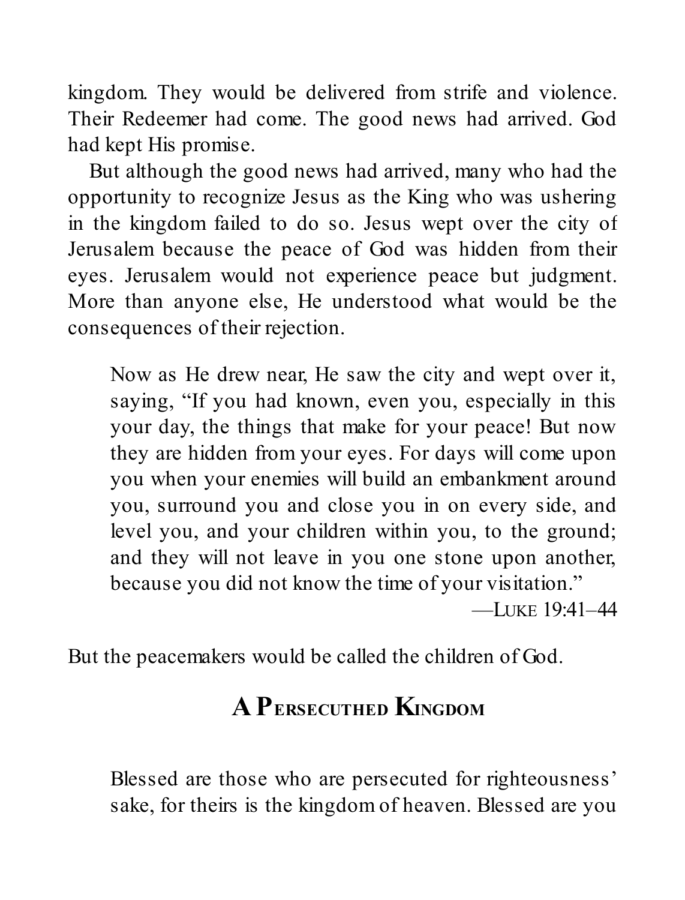kingdom. They would be delivered from strife and violence. Their Redeemer had come. The good news had arrived. God had kept His promise.

But although the good news had arrived, many who had the opportunity to recognize Jesus as the King who was ushering in the kingdom failed to do so. Jesus wept over the city of Jerusalem because the peace of God was hidden from their eyes. Jerusalem would not experience peace but judgment. More than anyone else, He understood what would be the consequences of their rejection.

> Now as He drew near, He saw the city and wept over it, saying, "If you had known, even you, especially in this your day, the things that make for your peace! But now they are hidden from your eyes. For days will come upon you when your enemies will build an embankment around you, surround you and close you in on every side, and level you, and your children within you, to the ground; and they will not leave in you one stone upon another, because you did not know the time of your visitation."
>
> —Luke 19:41–44

But the peacemakers would be called the children of God.

## A Persecuthed Kingdom

> Blessed are those who are persecuted for righteousness' sake, for theirs is the kingdom of heaven. Blessed are you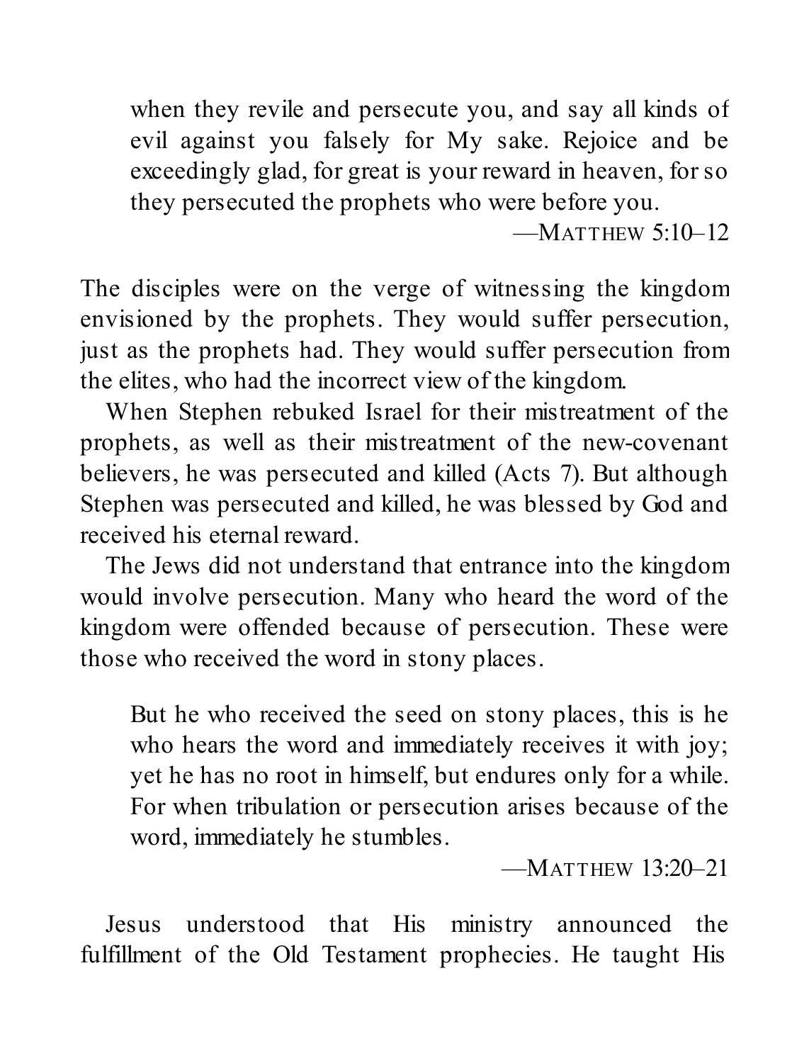> when they revile and persecute you, and say all kinds of evil against you falsely for My sake. Rejoice and be exceedingly glad, for great is your reward in heaven, for so they persecuted the prophets who were before you.
>
> —MATTHEW 5:10–12

The disciples were on the verge of witnessing the kingdom envisioned by the prophets. They would suffer persecution, just as the prophets had. They would suffer persecution from the elites, who had the incorrect view of the kingdom.

When Stephen rebuked Israel for their mistreatment of the prophets, as well as their mistreatment of the new-covenant believers, he was persecuted and killed (Acts 7). But although Stephen was persecuted and killed, he was blessed by God and received his eternal reward.

The Jews did not understand that entrance into the kingdom would involve persecution. Many who heard the word of the kingdom were offended because of persecution. These were those who received the word in stony places.

> But he who received the seed on stony places, this is he who hears the word and immediately receives it with joy; yet he has no root in himself, but endures only for a while. For when tribulation or persecution arises because of the word, immediately he stumbles.
>
> —MATTHEW 13:20–21

Jesus understood that His ministry announced the fulfillment of the Old Testament prophecies. He taught His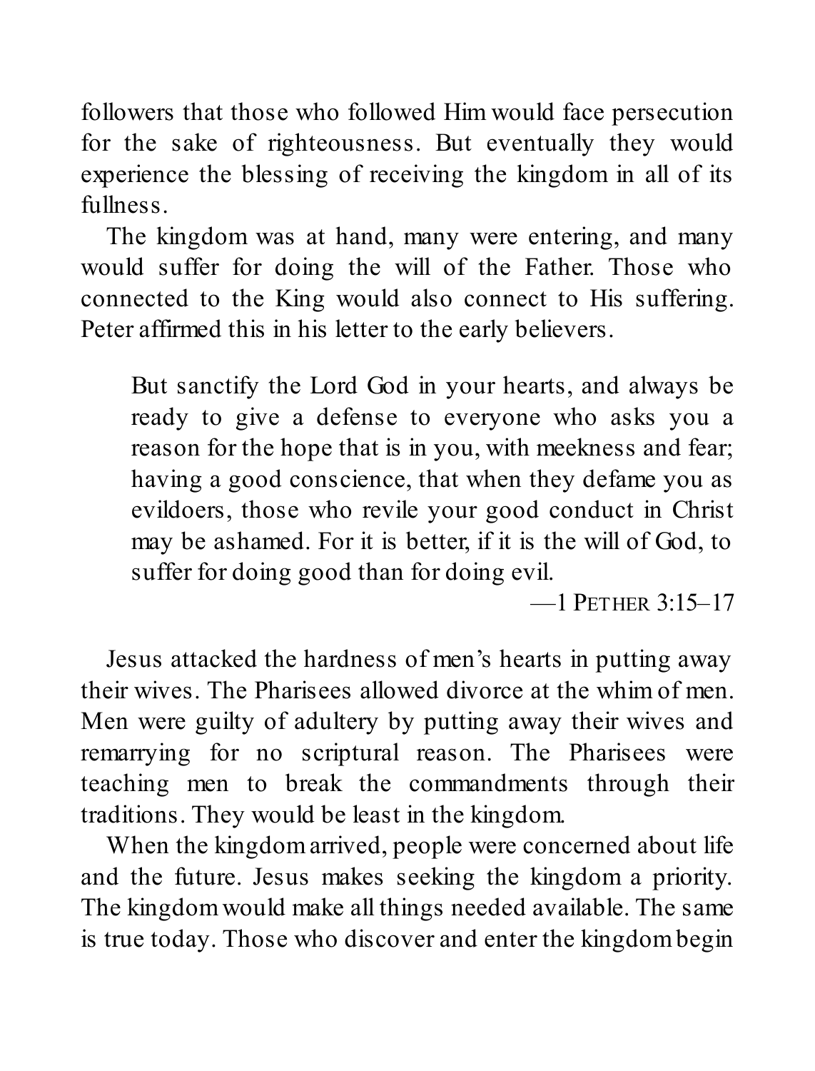followers that those who followed Him would face persecution for the sake of righteousness. But eventually they would experience the blessing of receiving the kingdom in all of its fullness.

The kingdom was at hand, many were entering, and many would suffer for doing the will of the Father. Those who connected to the King would also connect to His suffering. Peter affirmed this in his letter to the early believers.

> But sanctify the Lord God in your hearts, and always be ready to give a defense to everyone who asks you a reason for the hope that is in you, with meekness and fear; having a good conscience, that when they defame you as evildoers, those who revile your good conduct in Christ may be ashamed. For it is better, if it is the will of God, to suffer for doing good than for doing evil.
>
> —1 PETHER 3:15–17

Jesus attacked the hardness of men's hearts in putting away their wives. The Pharisees allowed divorce at the whim of men. Men were guilty of adultery by putting away their wives and remarrying for no scriptural reason. The Pharisees were teaching men to break the commandments through their traditions. They would be least in the kingdom.

When the kingdom arrived, people were concerned about life and the future. Jesus makes seeking the kingdom a priority. The kingdom would make all things needed available. The same is true today. Those who discover and enter the kingdom begin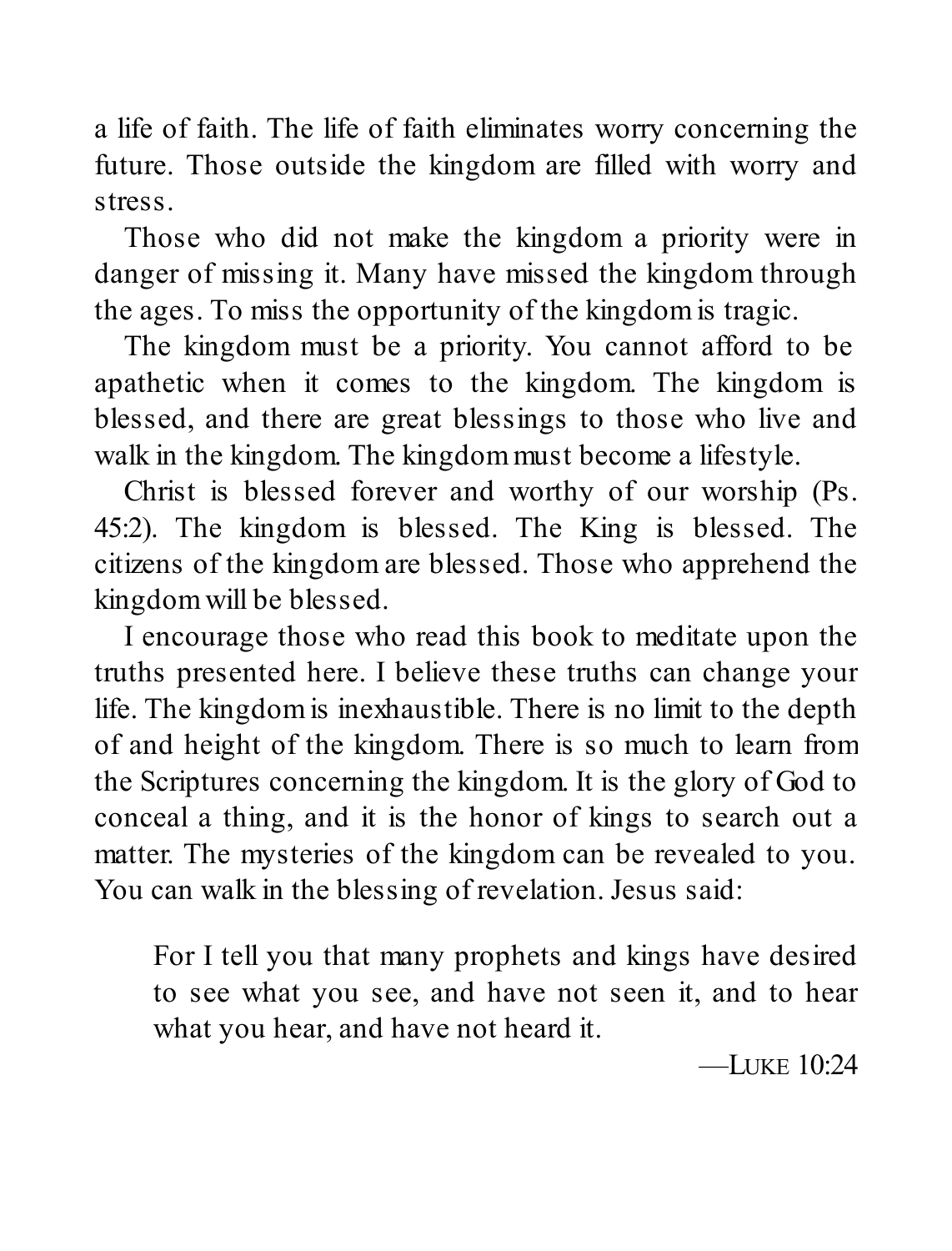a life of faith. The life of faith eliminates worry concerning the future. Those outside the kingdom are filled with worry and stress.

Those who did not make the kingdom a priority were in danger of missing it. Many have missed the kingdom through the ages. To miss the opportunity of the kingdom is tragic.

The kingdom must be a priority. You cannot afford to be apathetic when it comes to the kingdom. The kingdom is blessed, and there are great blessings to those who live and walk in the kingdom. The kingdom must become a lifestyle.

Christ is blessed forever and worthy of our worship (Ps. 45:2). The kingdom is blessed. The King is blessed. The citizens of the kingdom are blessed. Those who apprehend the kingdom will be blessed.

I encourage those who read this book to meditate upon the truths presented here. I believe these truths can change your life. The kingdom is inexhaustible. There is no limit to the depth of and height of the kingdom. There is so much to learn from the Scriptures concerning the kingdom. It is the glory of God to conceal a thing, and it is the honor of kings to search out a matter. The mysteries of the kingdom can be revealed to you. You can walk in the blessing of revelation. Jesus said:

> For I tell you that many prophets and kings have desired to see what you see, and have not seen it, and to hear what you hear, and have not heard it.
>
> —Luke 10:24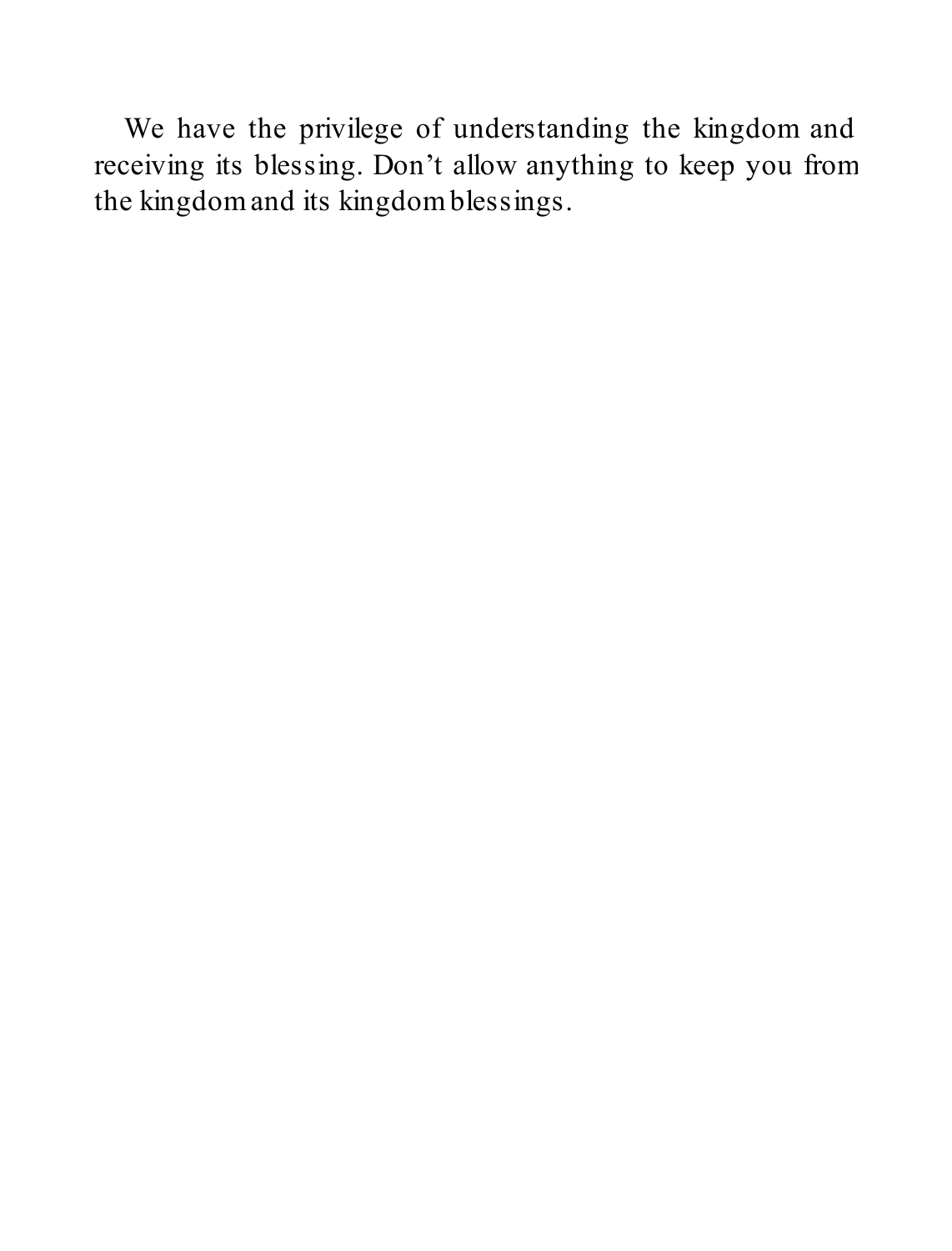We have the privilege of understanding the kingdom and receiving its blessing. Don't allow anything to keep you from the kingdom and its kingdom blessings.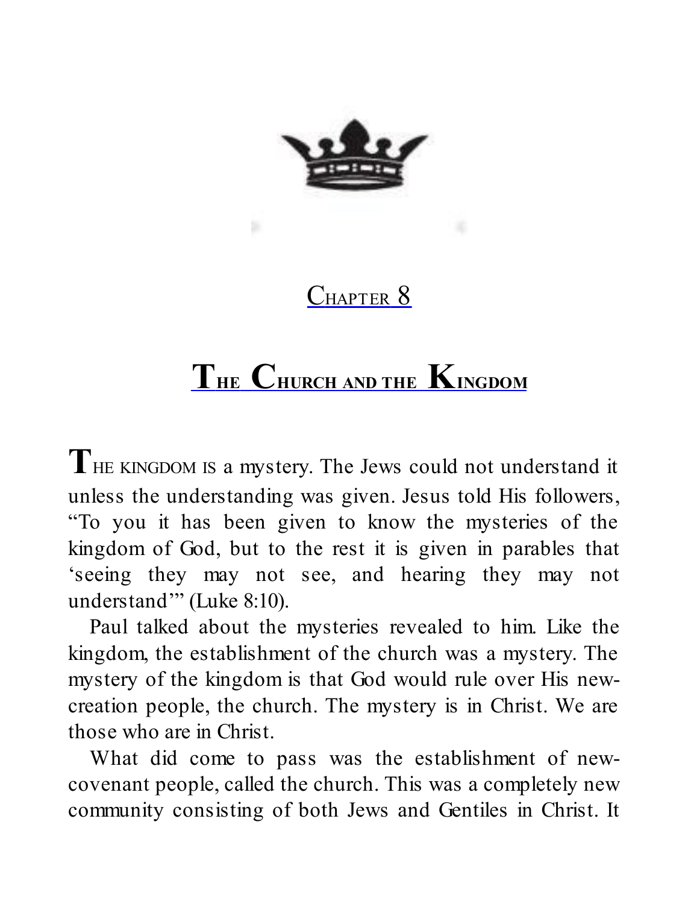## Chapter 8

# The Church and the Kingdom

THE KINGDOM IS a mystery. The Jews could not understand it unless the understanding was given. Jesus told His followers, "To you it has been given to know the mysteries of the kingdom of God, but to the rest it is given in parables that 'seeing they may not see, and hearing they may not understand'" (Luke 8:10).

Paul talked about the mysteries revealed to him. Like the kingdom, the establishment of the church was a mystery. The mystery of the kingdom is that God would rule over His new-creation people, the church. The mystery is in Christ. We are those who are in Christ.

What did come to pass was the establishment of new-covenant people, called the church. This was a completely new community consisting of both Jews and Gentiles in Christ. It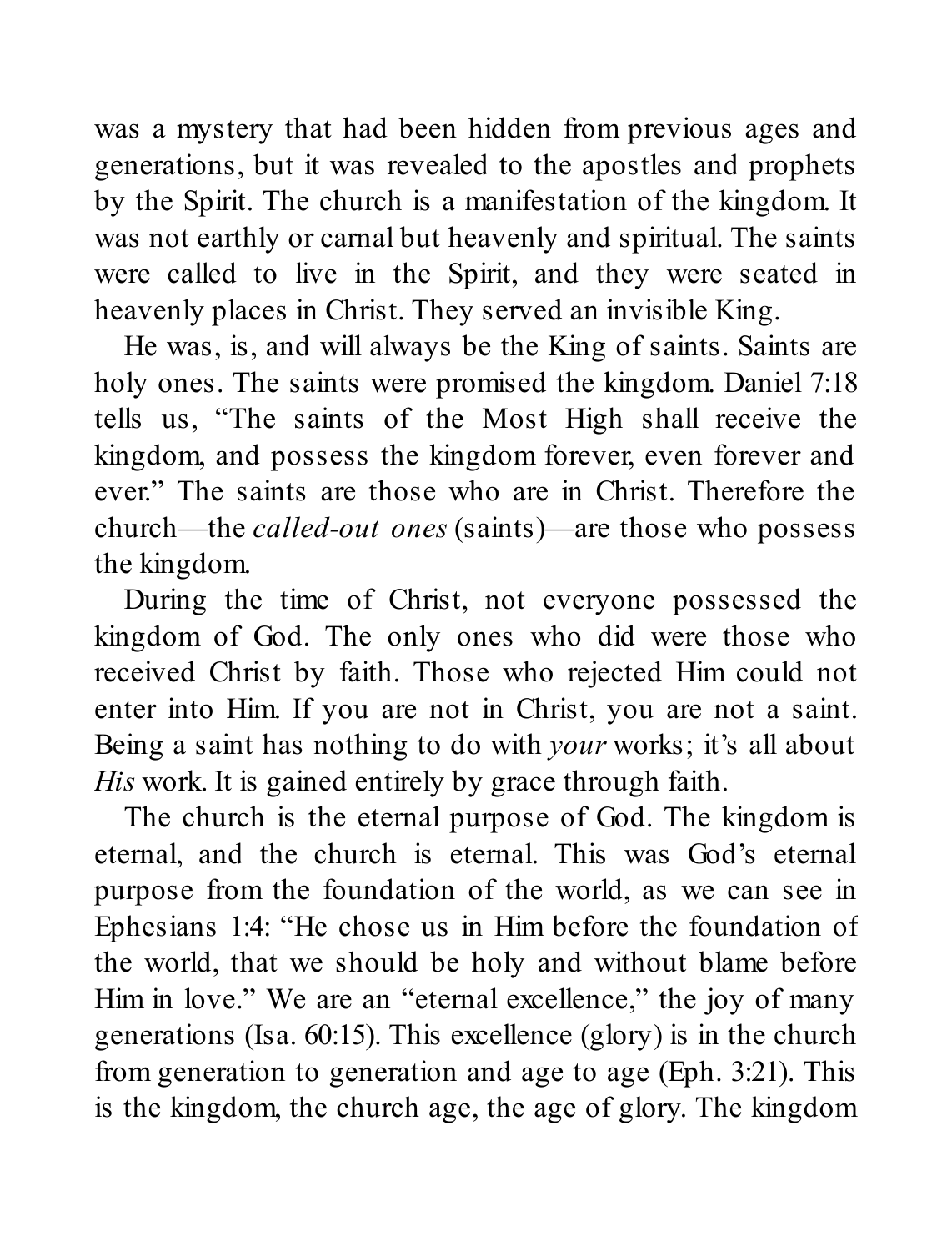was a mystery that had been hidden from previous ages and generations, but it was revealed to the apostles and prophets by the Spirit. The church is a manifestation of the kingdom. It was not earthly or carnal but heavenly and spiritual. The saints were called to live in the Spirit, and they were seated in heavenly places in Christ. They served an invisible King.

He was, is, and will always be the King of saints. Saints are holy ones. The saints were promised the kingdom. Daniel 7:18 tells us, "The saints of the Most High shall receive the kingdom, and possess the kingdom forever, even forever and ever." The saints are those who are in Christ. Therefore the church—the *called-out ones* (saints)—are those who possess the kingdom.

During the time of Christ, not everyone possessed the kingdom of God. The only ones who did were those who received Christ by faith. Those who rejected Him could not enter into Him. If you are not in Christ, you are not a saint. Being a saint has nothing to do with *your* works; it's all about *His* work. It is gained entirely by grace through faith.

The church is the eternal purpose of God. The kingdom is eternal, and the church is eternal. This was God's eternal purpose from the foundation of the world, as we can see in Ephesians 1:4: "He chose us in Him before the foundation of the world, that we should be holy and without blame before Him in love." We are an "eternal excellence," the joy of many generations (Isa. 60:15). This excellence (glory) is in the church from generation to generation and age to age (Eph. 3:21). This is the kingdom, the church age, the age of glory. The kingdom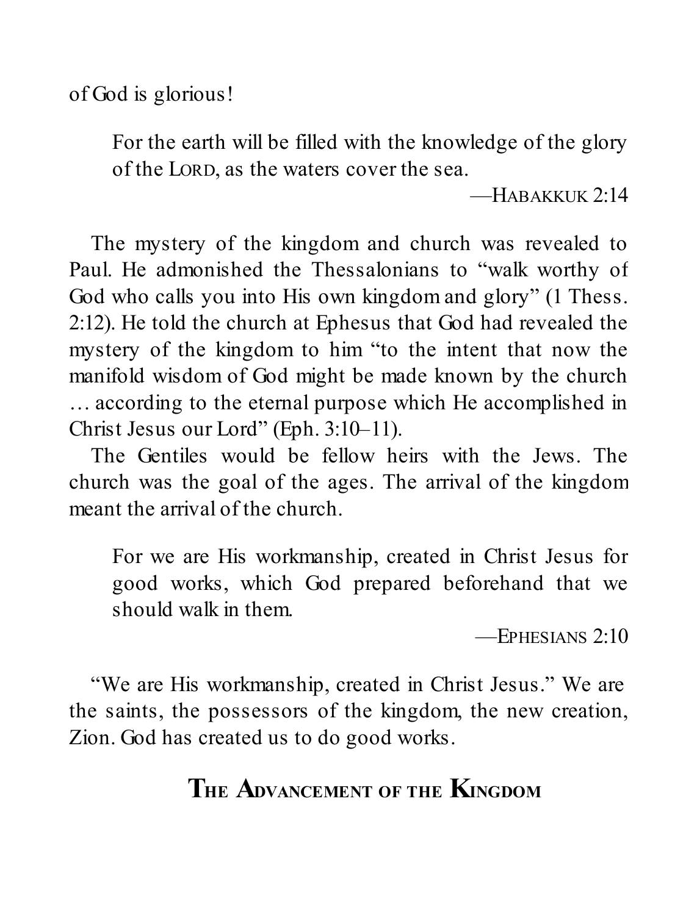of God is glorious!

> For the earth will be filled with the knowledge of the glory of the LORD, as the waters cover the sea.
>
> —HABAKKUK 2:14

The mystery of the kingdom and church was revealed to Paul. He admonished the Thessalonians to "walk worthy of God who calls you into His own kingdom and glory" (1 Thess. 2:12). He told the church at Ephesus that God had revealed the mystery of the kingdom to him "to the intent that now the manifold wisdom of God might be made known by the church … according to the eternal purpose which He accomplished in Christ Jesus our Lord" (Eph. 3:10–11).

The Gentiles would be fellow heirs with the Jews. The church was the goal of the ages. The arrival of the kingdom meant the arrival of the church.

> For we are His workmanship, created in Christ Jesus for good works, which God prepared beforehand that we should walk in them.
>
> —EPHESIANS 2:10

"We are His workmanship, created in Christ Jesus." We are the saints, the possessors of the kingdom, the new creation, Zion. God has created us to do good works.

## THE ADVANCEMENT OF THE KINGDOM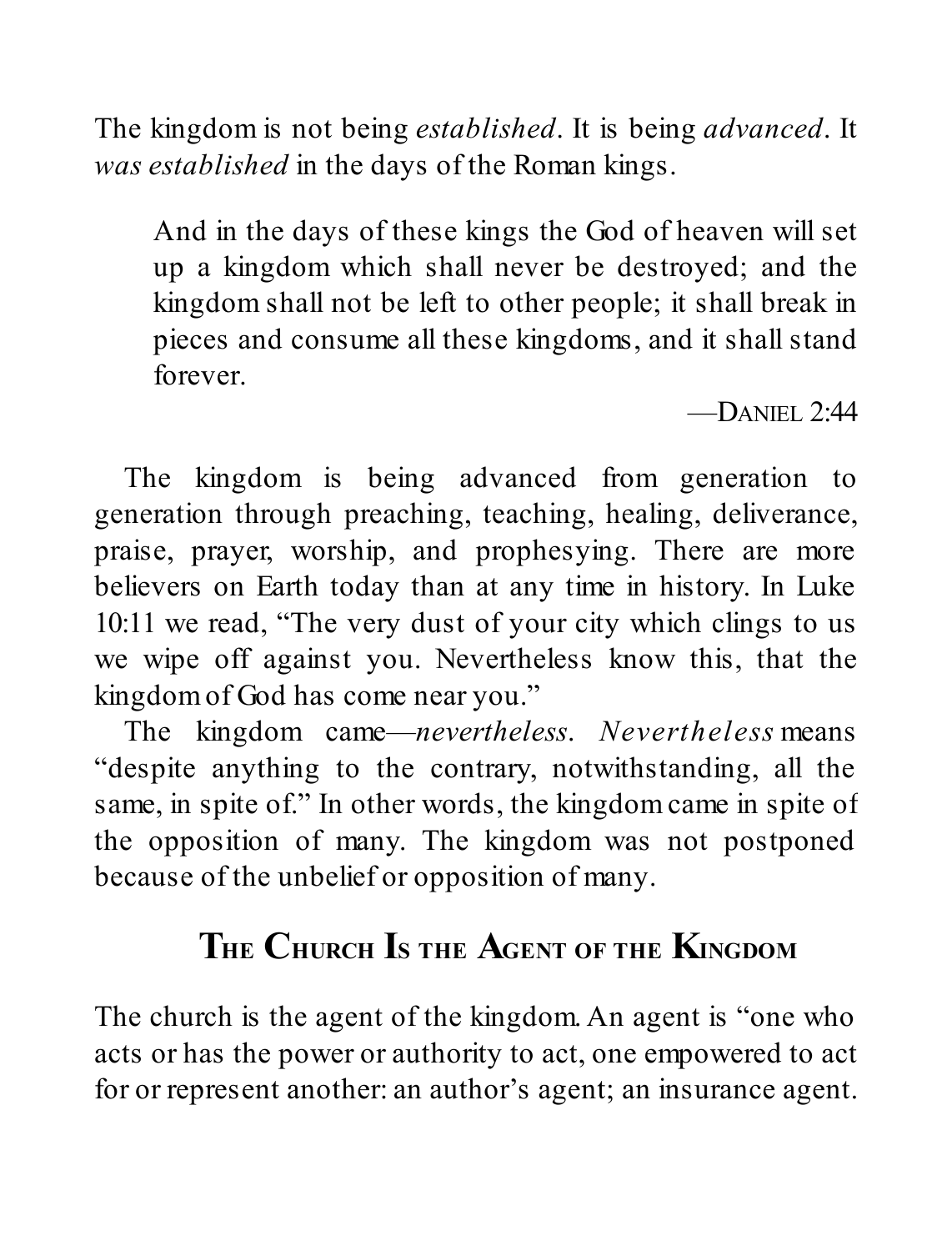The kingdom is not being *established*. It is being *advanced*. It *was established* in the days of the Roman kings.

> And in the days of these kings the God of heaven will set up a kingdom which shall never be destroyed; and the kingdom shall not be left to other people; it shall break in pieces and consume all these kingdoms, and it shall stand forever.
>
> —DANIEL 2:44

The kingdom is being advanced from generation to generation through preaching, teaching, healing, deliverance, praise, prayer, worship, and prophesying. There are more believers on Earth today than at any time in history. In Luke 10:11 we read, "The very dust of your city which clings to us we wipe off against you. Nevertheless know this, that the kingdom of God has come near you."

The kingdom came—*nevertheless*. *Nevertheless* means "despite anything to the contrary, notwithstanding, all the same, in spite of." In other words, the kingdom came in spite of the opposition of many. The kingdom was not postponed because of the unbelief or opposition of many.

## The Church Is the Agent of the Kingdom

The church is the agent of the kingdom. An agent is "one who acts or has the power or authority to act, one empowered to act for or represent another: an author's agent; an insurance agent.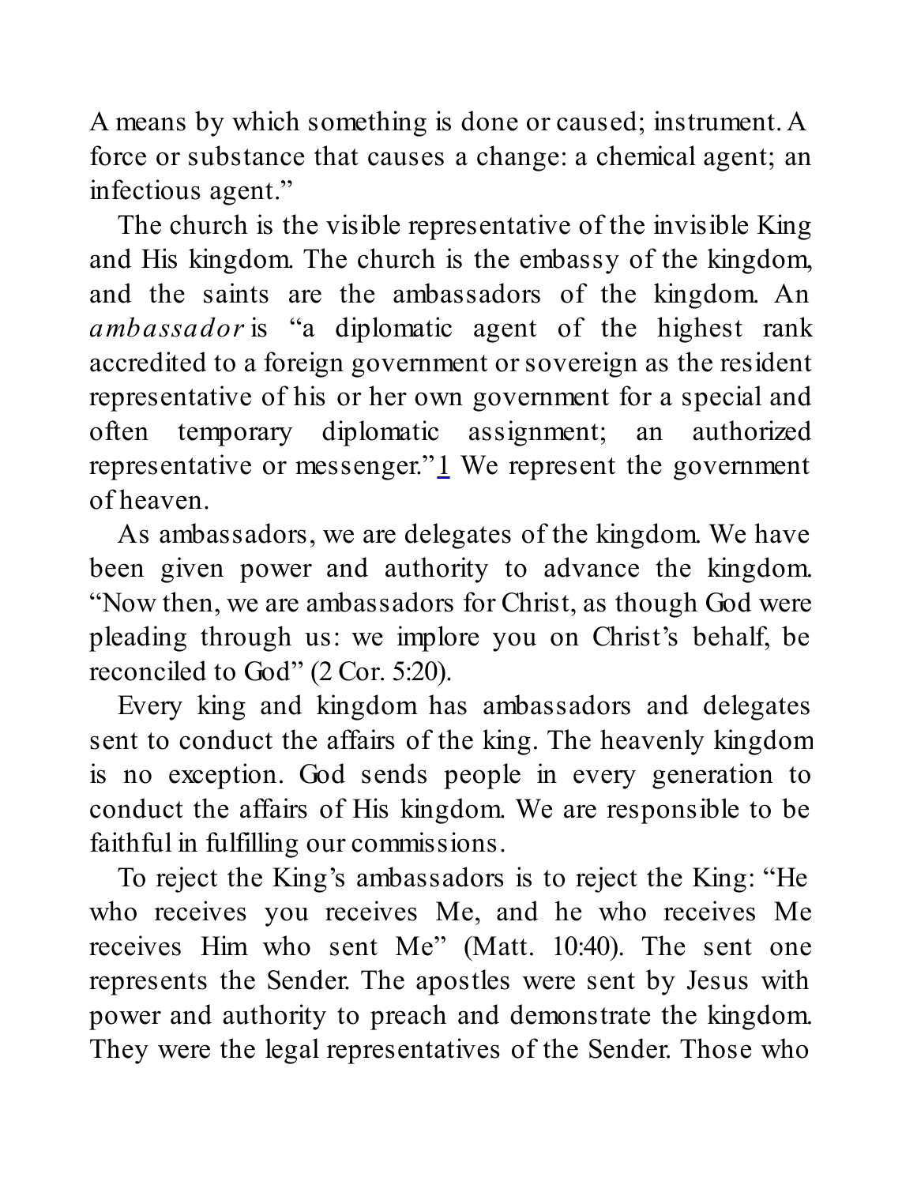A means by which something is done or caused; instrument. A force or substance that causes a change: a chemical agent; an infectious agent."

The church is the visible representative of the invisible King and His kingdom. The church is the embassy of the kingdom, and the saints are the ambassadors of the kingdom. An *ambassador* is "a diplomatic agent of the highest rank accredited to a foreign government or sovereign as the resident representative of his or her own government for a special and often temporary diplomatic assignment; an authorized representative or messenger."[1] We represent the government of heaven.

As ambassadors, we are delegates of the kingdom. We have been given power and authority to advance the kingdom. "Now then, we are ambassadors for Christ, as though God were pleading through us: we implore you on Christ's behalf, be reconciled to God" (2 Cor. 5:20).

Every king and kingdom has ambassadors and delegates sent to conduct the affairs of the king. The heavenly kingdom is no exception. God sends people in every generation to conduct the affairs of His kingdom. We are responsible to be faithful in fulfilling our commissions.

To reject the King's ambassadors is to reject the King: "He who receives you receives Me, and he who receives Me receives Him who sent Me" (Matt. 10:40). The sent one represents the Sender. The apostles were sent by Jesus with power and authority to preach and demonstrate the kingdom. They were the legal representatives of the Sender. Those who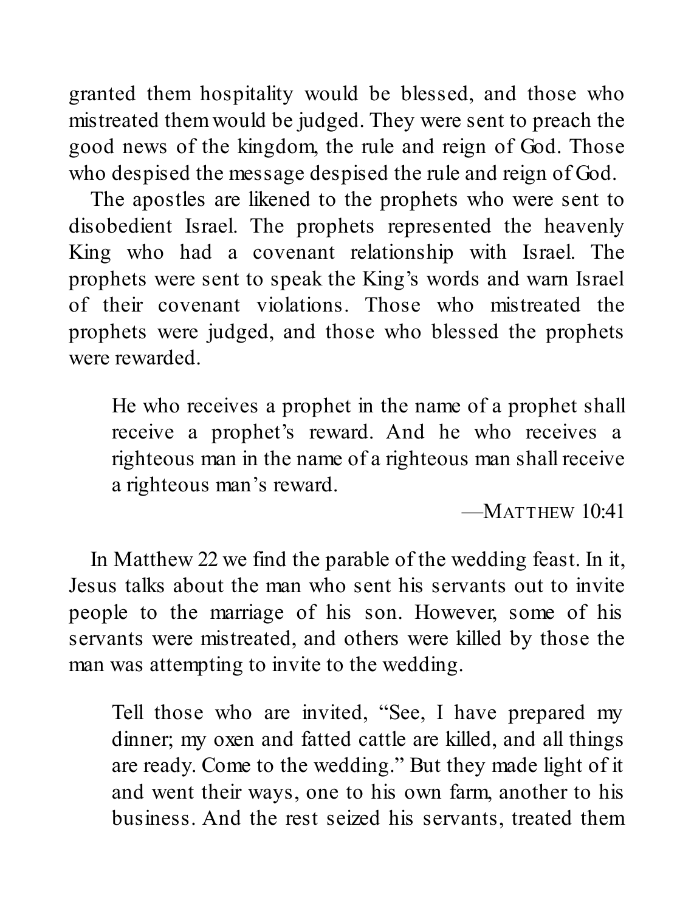granted them hospitality would be blessed, and those who mistreated them would be judged. They were sent to preach the good news of the kingdom, the rule and reign of God. Those who despised the message despised the rule and reign of God.

The apostles are likened to the prophets who were sent to disobedient Israel. The prophets represented the heavenly King who had a covenant relationship with Israel. The prophets were sent to speak the King's words and warn Israel of their covenant violations. Those who mistreated the prophets were judged, and those who blessed the prophets were rewarded.

> He who receives a prophet in the name of a prophet shall receive a prophet's reward. And he who receives a righteous man in the name of a righteous man shall receive a righteous man's reward.
>
> —MATTHEW 10:41

In Matthew 22 we find the parable of the wedding feast. In it, Jesus talks about the man who sent his servants out to invite people to the marriage of his son. However, some of his servants were mistreated, and others were killed by those the man was attempting to invite to the wedding.

> Tell those who are invited, "See, I have prepared my dinner; my oxen and fatted cattle are killed, and all things are ready. Come to the wedding." But they made light of it and went their ways, one to his own farm, another to his business. And the rest seized his servants, treated them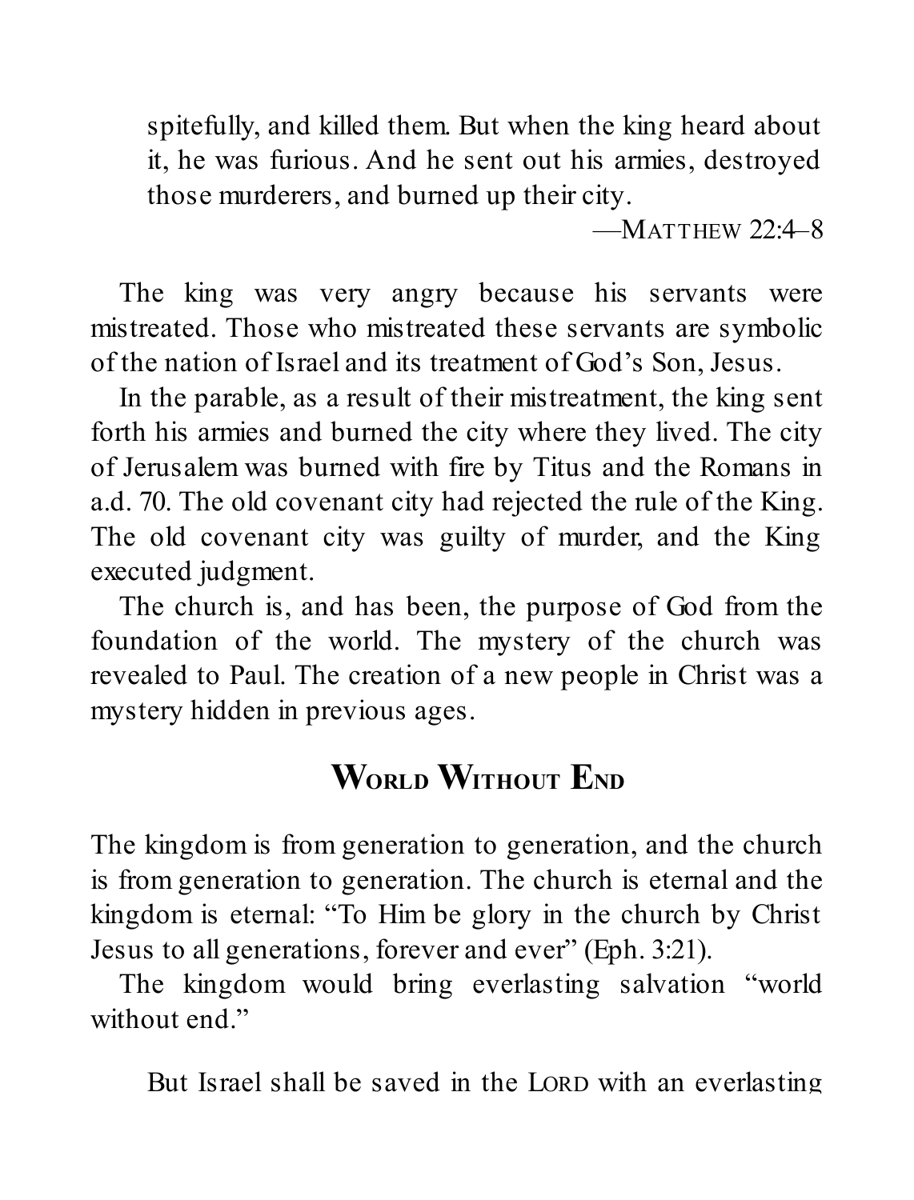> spitefully, and killed them. But when the king heard about it, he was furious. And he sent out his armies, destroyed those murderers, and burned up their city.
>
> —MATTHEW 22:4–8

The king was very angry because his servants were mistreated. Those who mistreated these servants are symbolic of the nation of Israel and its treatment of God's Son, Jesus.

In the parable, as a result of their mistreatment, the king sent forth his armies and burned the city where they lived. The city of Jerusalem was burned with fire by Titus and the Romans in a.d. 70. The old covenant city had rejected the rule of the King. The old covenant city was guilty of murder, and the King executed judgment.

The church is, and has been, the purpose of God from the foundation of the world. The mystery of the church was revealed to Paul. The creation of a new people in Christ was a mystery hidden in previous ages.

## WORLD WITHOUT END

The kingdom is from generation to generation, and the church is from generation to generation. The church is eternal and the kingdom is eternal: "To Him be glory in the church by Christ Jesus to all generations, forever and ever" (Eph. 3:21).

The kingdom would bring everlasting salvation "world without end."

> But Israel shall be saved in the LORD with an everlasting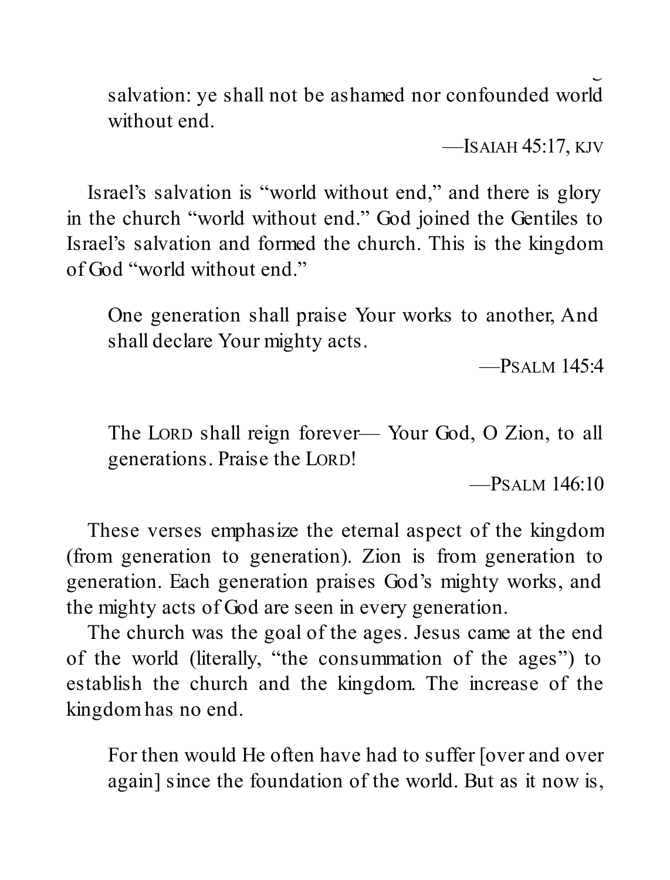> salvation: ye shall not be ashamed nor confounded world without end.
>
> —Isaiah 45:17, KJV

Israel's salvation is "world without end," and there is glory in the church "world without end." God joined the Gentiles to Israel's salvation and formed the church. This is the kingdom of God "world without end."

> One generation shall praise Your works to another, And shall declare Your mighty acts.
>
> —Psalm 145:4

> The Lord shall reign forever— Your God, O Zion, to all generations. Praise the Lord!
>
> —Psalm 146:10

These verses emphasize the eternal aspect of the kingdom (from generation to generation). Zion is from generation to generation. Each generation praises God's mighty works, and the mighty acts of God are seen in every generation.

The church was the goal of the ages. Jesus came at the end of the world (literally, "the consummation of the ages") to establish the church and the kingdom. The increase of the kingdom has no end.

> For then would He often have had to suffer [over and over again] since the foundation of the world. But as it now is,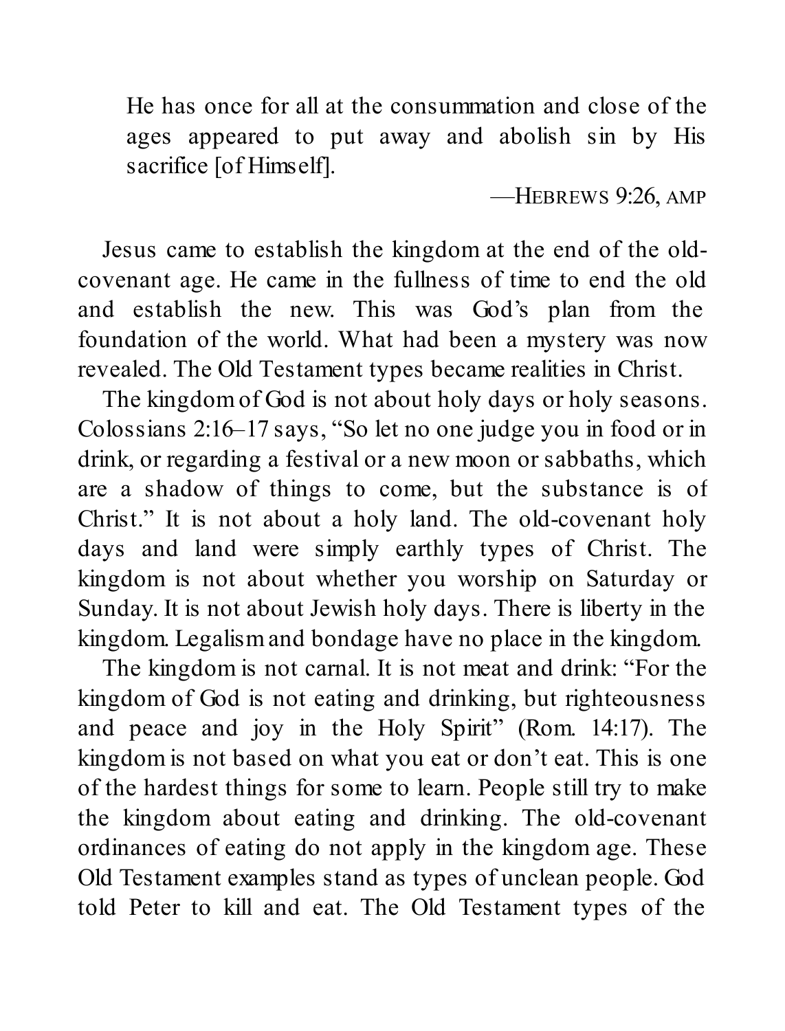> He has once for all at the consummation and close of the ages appeared to put away and abolish sin by His sacrifice [of Himself].
>
> —HEBREWS 9:26, AMP

Jesus came to establish the kingdom at the end of the old-covenant age. He came in the fullness of time to end the old and establish the new. This was God's plan from the foundation of the world. What had been a mystery was now revealed. The Old Testament types became realities in Christ.

The kingdom of God is not about holy days or holy seasons. Colossians 2:16–17 says, "So let no one judge you in food or in drink, or regarding a festival or a new moon or sabbaths, which are a shadow of things to come, but the substance is of Christ." It is not about a holy land. The old-covenant holy days and land were simply earthly types of Christ. The kingdom is not about whether you worship on Saturday or Sunday. It is not about Jewish holy days. There is liberty in the kingdom. Legalism and bondage have no place in the kingdom.

The kingdom is not carnal. It is not meat and drink: "For the kingdom of God is not eating and drinking, but righteousness and peace and joy in the Holy Spirit" (Rom. 14:17). The kingdom is not based on what you eat or don't eat. This is one of the hardest things for some to learn. People still try to make the kingdom about eating and drinking. The old-covenant ordinances of eating do not apply in the kingdom age. These Old Testament examples stand as types of unclean people. God told Peter to kill and eat. The Old Testament types of the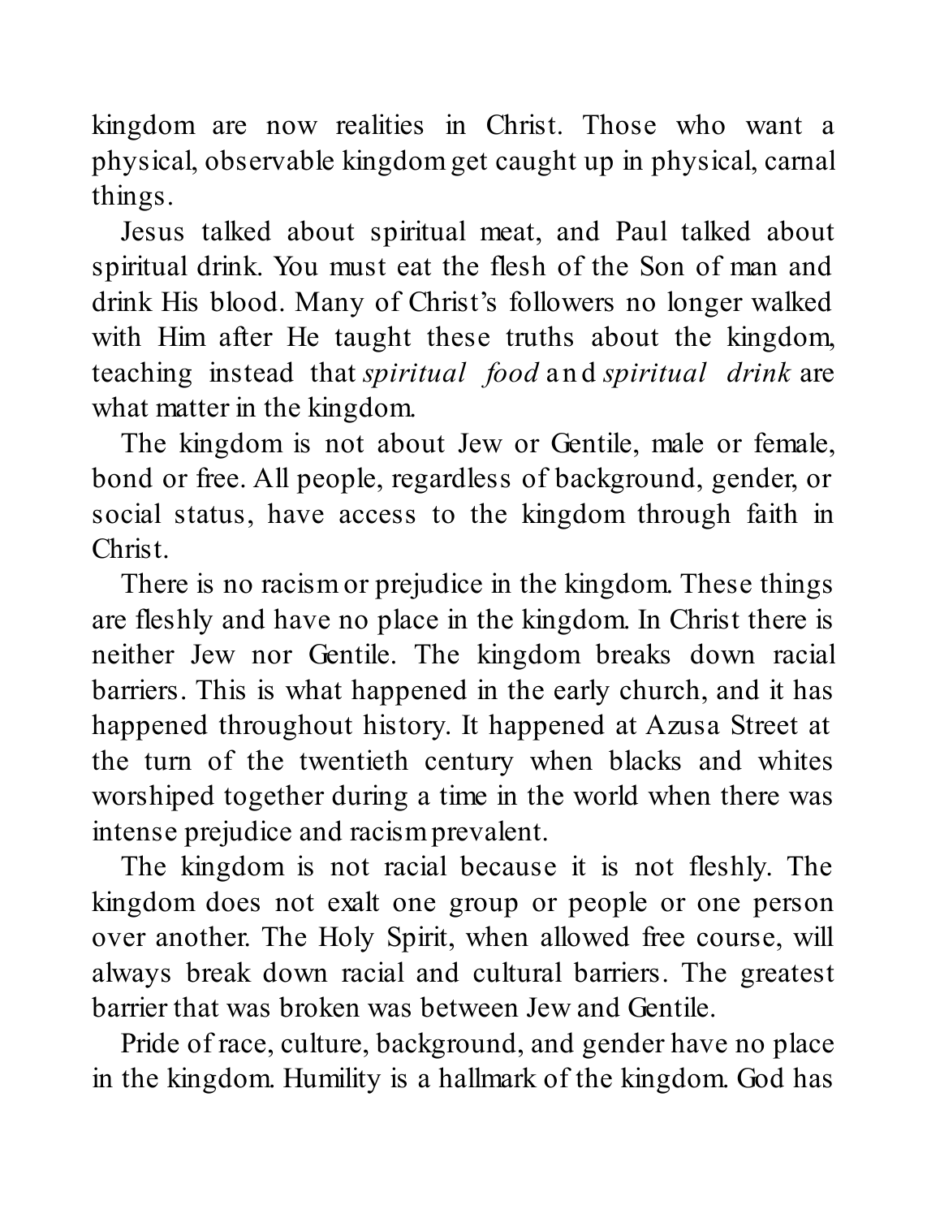kingdom are now realities in Christ. Those who want a physical, observable kingdom get caught up in physical, carnal things.

Jesus talked about spiritual meat, and Paul talked about spiritual drink. You must eat the flesh of the Son of man and drink His blood. Many of Christ's followers no longer walked with Him after He taught these truths about the kingdom, teaching instead that *spiritual food* and *spiritual drink* are what matter in the kingdom.

The kingdom is not about Jew or Gentile, male or female, bond or free. All people, regardless of background, gender, or social status, have access to the kingdom through faith in Christ.

There is no racism or prejudice in the kingdom. These things are fleshly and have no place in the kingdom. In Christ there is neither Jew nor Gentile. The kingdom breaks down racial barriers. This is what happened in the early church, and it has happened throughout history. It happened at Azusa Street at the turn of the twentieth century when blacks and whites worshiped together during a time in the world when there was intense prejudice and racism prevalent.

The kingdom is not racial because it is not fleshly. The kingdom does not exalt one group or people or one person over another. The Holy Spirit, when allowed free course, will always break down racial and cultural barriers. The greatest barrier that was broken was between Jew and Gentile.

Pride of race, culture, background, and gender have no place in the kingdom. Humility is a hallmark of the kingdom. God has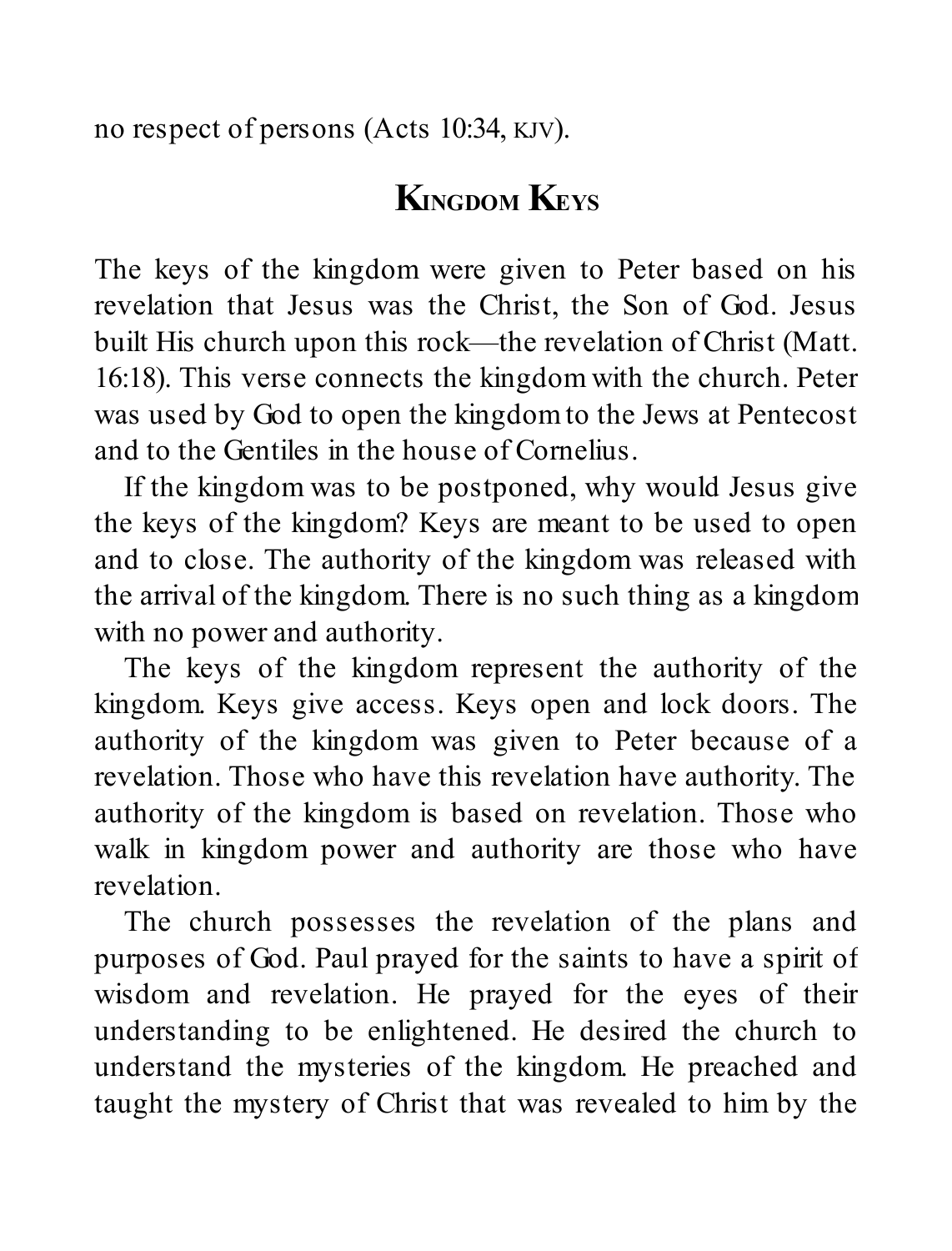no respect of persons (Acts 10:34, KJV).

## KINGDOM KEYS

The keys of the kingdom were given to Peter based on his revelation that Jesus was the Christ, the Son of God. Jesus built His church upon this rock—the revelation of Christ (Matt. 16:18). This verse connects the kingdom with the church. Peter was used by God to open the kingdom to the Jews at Pentecost and to the Gentiles in the house of Cornelius.

If the kingdom was to be postponed, why would Jesus give the keys of the kingdom? Keys are meant to be used to open and to close. The authority of the kingdom was released with the arrival of the kingdom. There is no such thing as a kingdom with no power and authority.

The keys of the kingdom represent the authority of the kingdom. Keys give access. Keys open and lock doors. The authority of the kingdom was given to Peter because of a revelation. Those who have this revelation have authority. The authority of the kingdom is based on revelation. Those who walk in kingdom power and authority are those who have revelation.

The church possesses the revelation of the plans and purposes of God. Paul prayed for the saints to have a spirit of wisdom and revelation. He prayed for the eyes of their understanding to be enlightened. He desired the church to understand the mysteries of the kingdom. He preached and taught the mystery of Christ that was revealed to him by the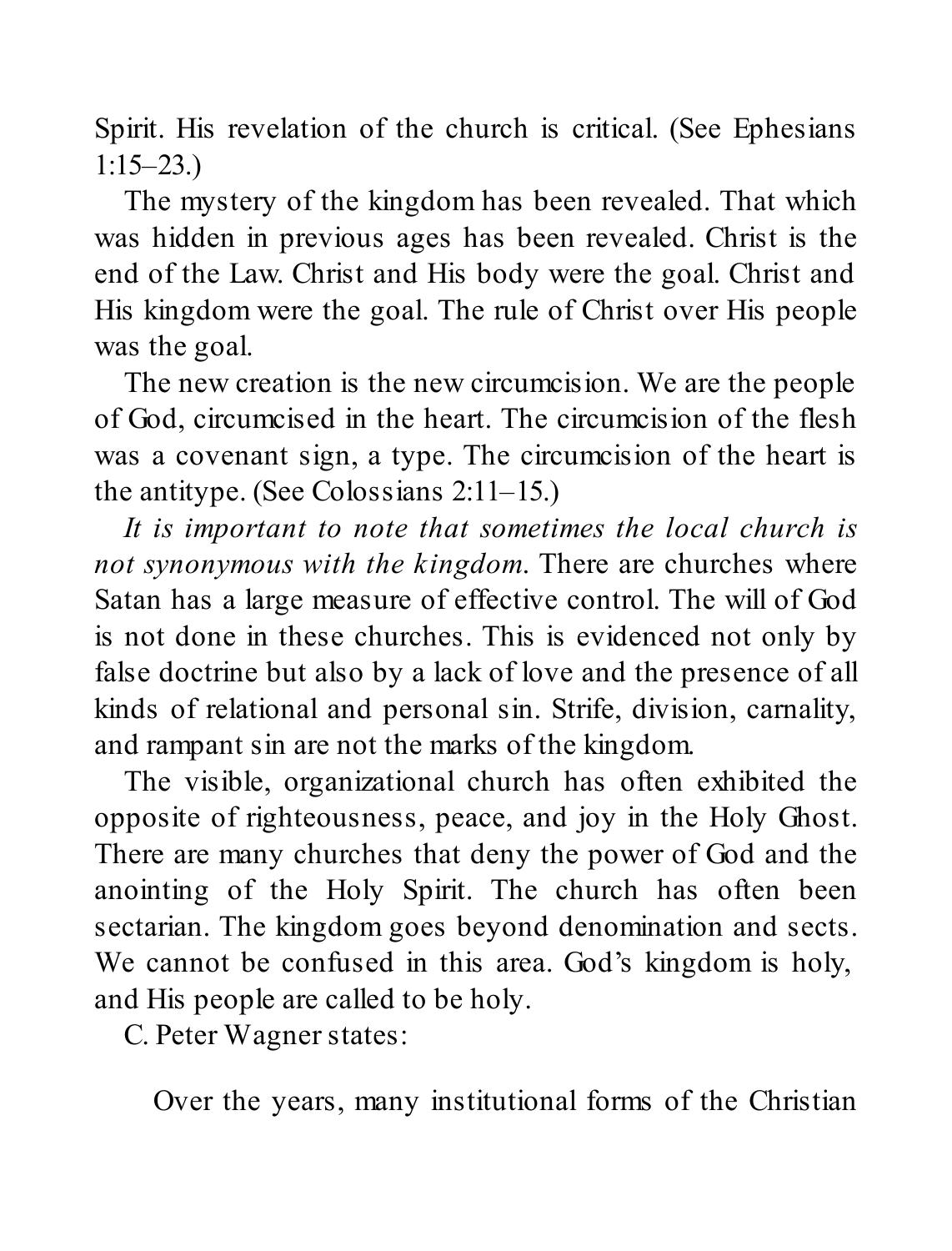Spirit. His revelation of the church is critical. (See Ephesians 1:15–23.)

The mystery of the kingdom has been revealed. That which was hidden in previous ages has been revealed. Christ is the end of the Law. Christ and His body were the goal. Christ and His kingdom were the goal. The rule of Christ over His people was the goal.

The new creation is the new circumcision. We are the people of God, circumcised in the heart. The circumcision of the flesh was a covenant sign, a type. The circumcision of the heart is the antitype. (See Colossians 2:11–15.)

*It is important to note that sometimes the local church is not synonymous with the kingdom.* There are churches where Satan has a large measure of effective control. The will of God is not done in these churches. This is evidenced not only by false doctrine but also by a lack of love and the presence of all kinds of relational and personal sin. Strife, division, carnality, and rampant sin are not the marks of the kingdom.

The visible, organizational church has often exhibited the opposite of righteousness, peace, and joy in the Holy Ghost. There are many churches that deny the power of God and the anointing of the Holy Spirit. The church has often been sectarian. The kingdom goes beyond denomination and sects. We cannot be confused in this area. God's kingdom is holy, and His people are called to be holy.

C. Peter Wagner states:

> Over the years, many institutional forms of the Christian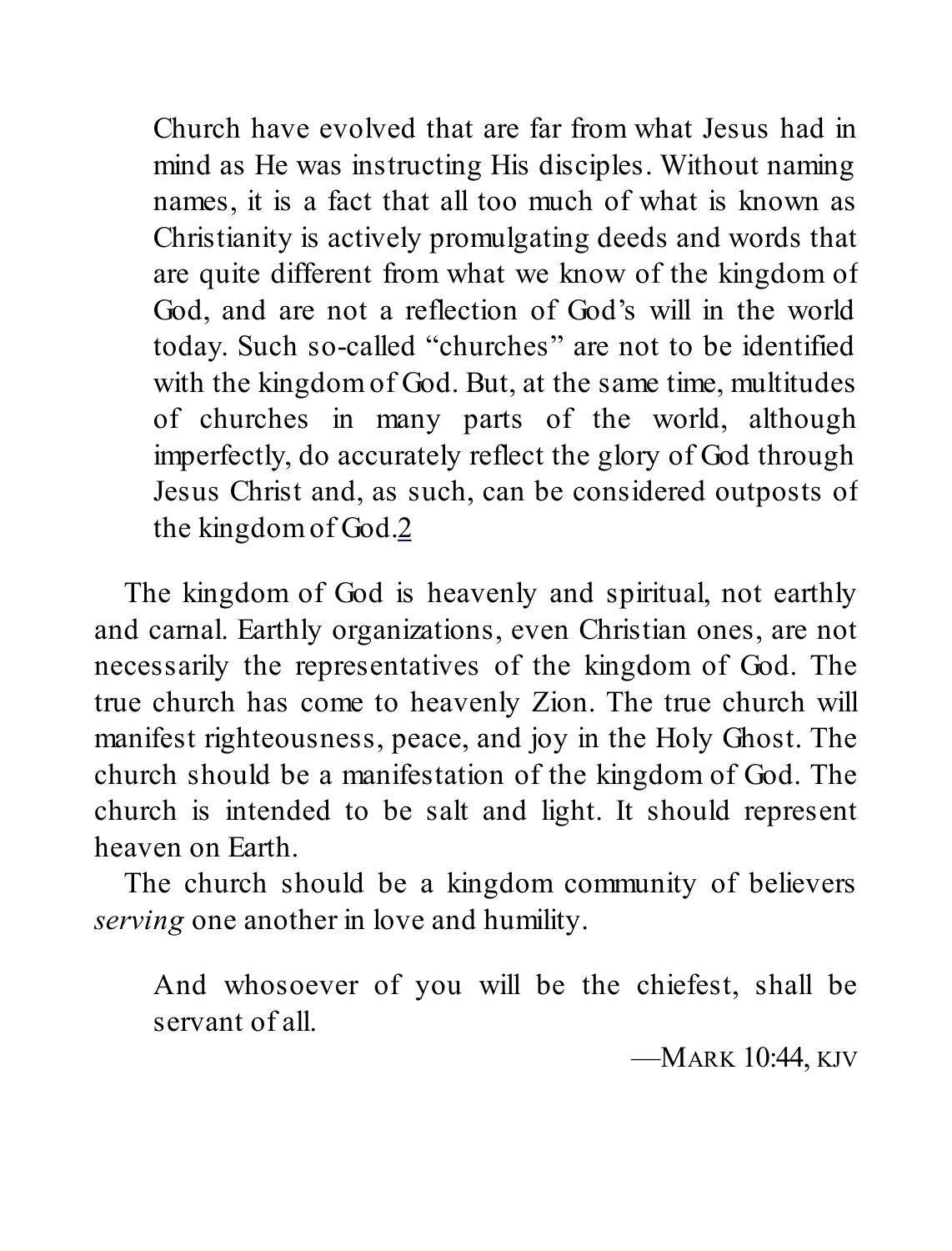> Church have evolved that are far from what Jesus had in mind as He was instructing His disciples. Without naming names, it is a fact that all too much of what is known as Christianity is actively promulgating deeds and words that are quite different from what we know of the kingdom of God, and are not a reflection of God's will in the world today. Such so-called "churches" are not to be identified with the kingdom of God. But, at the same time, multitudes of churches in many parts of the world, although imperfectly, do accurately reflect the glory of God through Jesus Christ and, as such, can be considered outposts of the kingdom of God.[2]

The kingdom of God is heavenly and spiritual, not earthly and carnal. Earthly organizations, even Christian ones, are not necessarily the representatives of the kingdom of God. The true church has come to heavenly Zion. The true church will manifest righteousness, peace, and joy in the Holy Ghost. The church should be a manifestation of the kingdom of God. The church is intended to be salt and light. It should represent heaven on Earth.

The church should be a kingdom community of believers *serving* one another in love and humility.

> And whosoever of you will be the chiefest, shall be servant of all.
>
> —Mark 10:44, KJV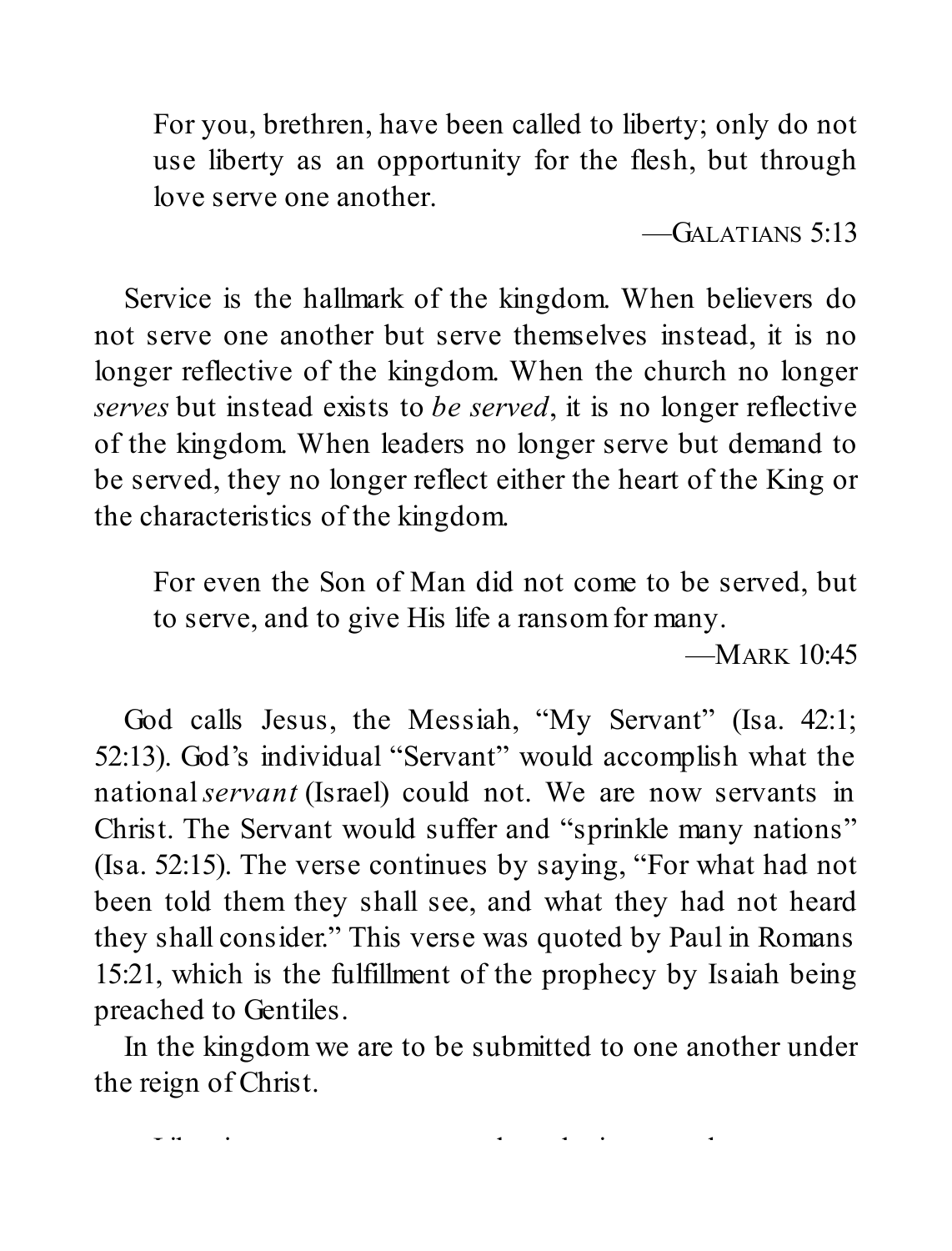> For you, brethren, have been called to liberty; only do not use liberty as an opportunity for the flesh, but through love serve one another.
>
> —GALATIANS 5:13

Service is the hallmark of the kingdom. When believers do not serve one another but serve themselves instead, it is no longer reflective of the kingdom. When the church no longer *serves* but instead exists to *be served*, it is no longer reflective of the kingdom. When leaders no longer serve but demand to be served, they no longer reflect either the heart of the King or the characteristics of the kingdom.

> For even the Son of Man did not come to be served, but to serve, and to give His life a ransom for many.
>
> —MARK 10:45

God calls Jesus, the Messiah, "My Servant" (Isa. 42:1; 52:13). God's individual "Servant" would accomplish what the national *servant* (Israel) could not. We are now servants in Christ. The Servant would suffer and "sprinkle many nations" (Isa. 52:15). The verse continues by saying, "For what had not been told them they shall see, and what they had not heard they shall consider." This verse was quoted by Paul in Romans 15:21, which is the fulfillment of the prophecy by Isaiah being preached to Gentiles.

In the kingdom we are to be submitted to one another under the reign of Christ.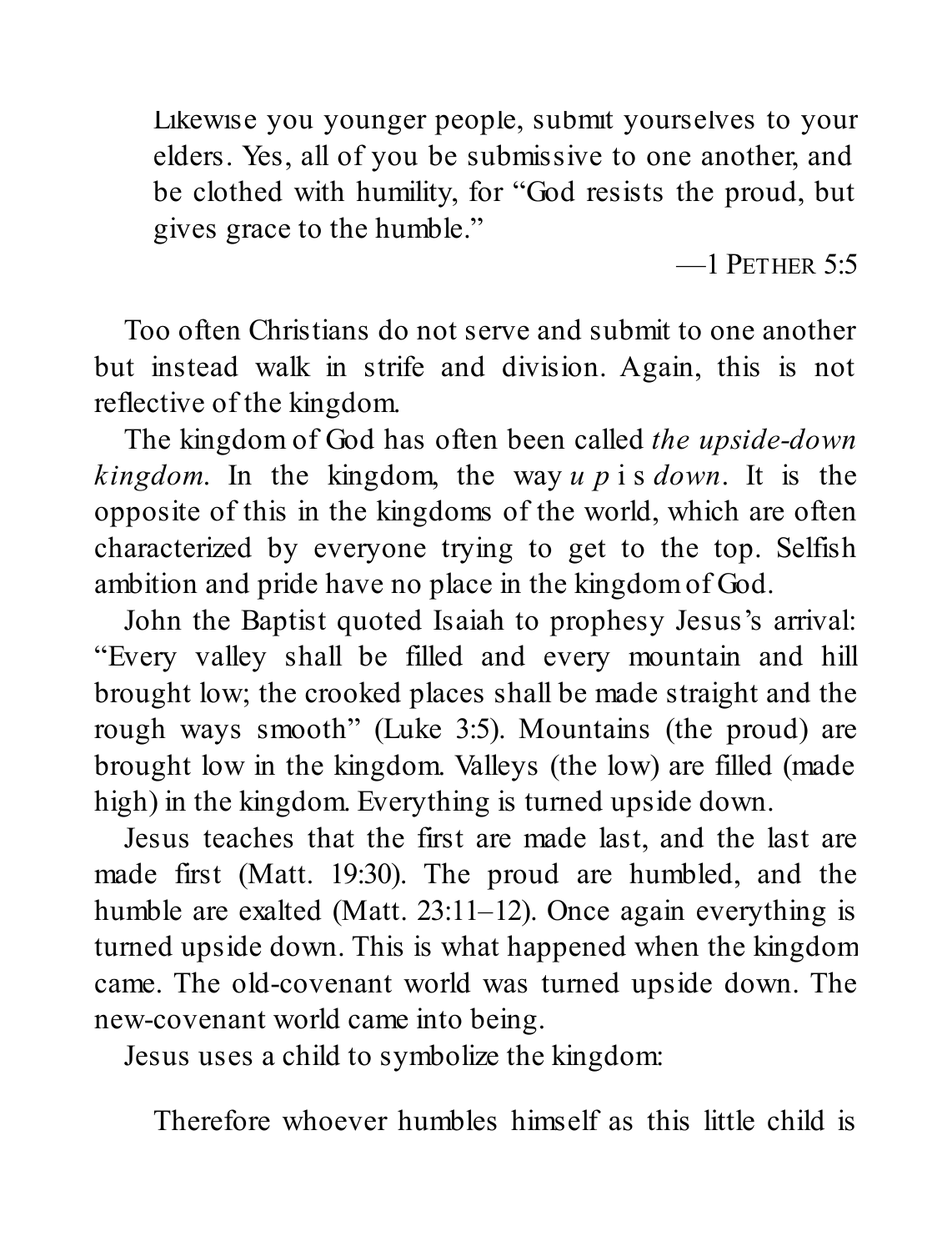> Likewise you younger people, submit yourselves to your elders. Yes, all of you be submissive to one another, and be clothed with humility, for "God resists the proud, but gives grace to the humble."
>
> —1 PETHER 5:5

Too often Christians do not serve and submit to one another but instead walk in strife and division. Again, this is not reflective of the kingdom.

The kingdom of God has often been called *the upside-down kingdom.* In the kingdom, the way *up* is *down*. It is the opposite of this in the kingdoms of the world, which are often characterized by everyone trying to get to the top. Selfish ambition and pride have no place in the kingdom of God.

John the Baptist quoted Isaiah to prophesy Jesus's arrival: "Every valley shall be filled and every mountain and hill brought low; the crooked places shall be made straight and the rough ways smooth" (Luke 3:5). Mountains (the proud) are brought low in the kingdom. Valleys (the low) are filled (made high) in the kingdom. Everything is turned upside down.

Jesus teaches that the first are made last, and the last are made first (Matt. 19:30). The proud are humbled, and the humble are exalted (Matt. 23:11–12). Once again everything is turned upside down. This is what happened when the kingdom came. The old-covenant world was turned upside down. The new-covenant world came into being.

Jesus uses a child to symbolize the kingdom:

> Therefore whoever humbles himself as this little child is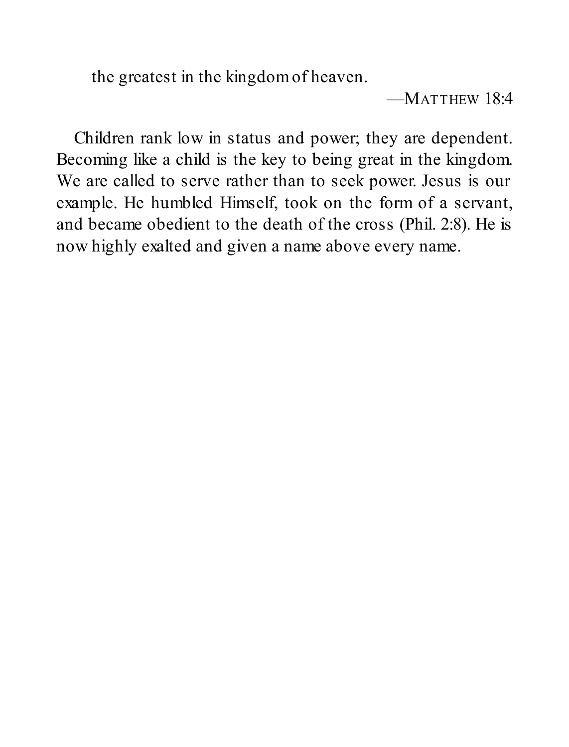the greatest in the kingdom of heaven.

—MATTHEW 18:4

Children rank low in status and power; they are dependent. Becoming like a child is the key to being great in the kingdom. We are called to serve rather than to seek power. Jesus is our example. He humbled Himself, took on the form of a servant, and became obedient to the death of the cross (Phil. 2:8). He is now highly exalted and given a name above every name.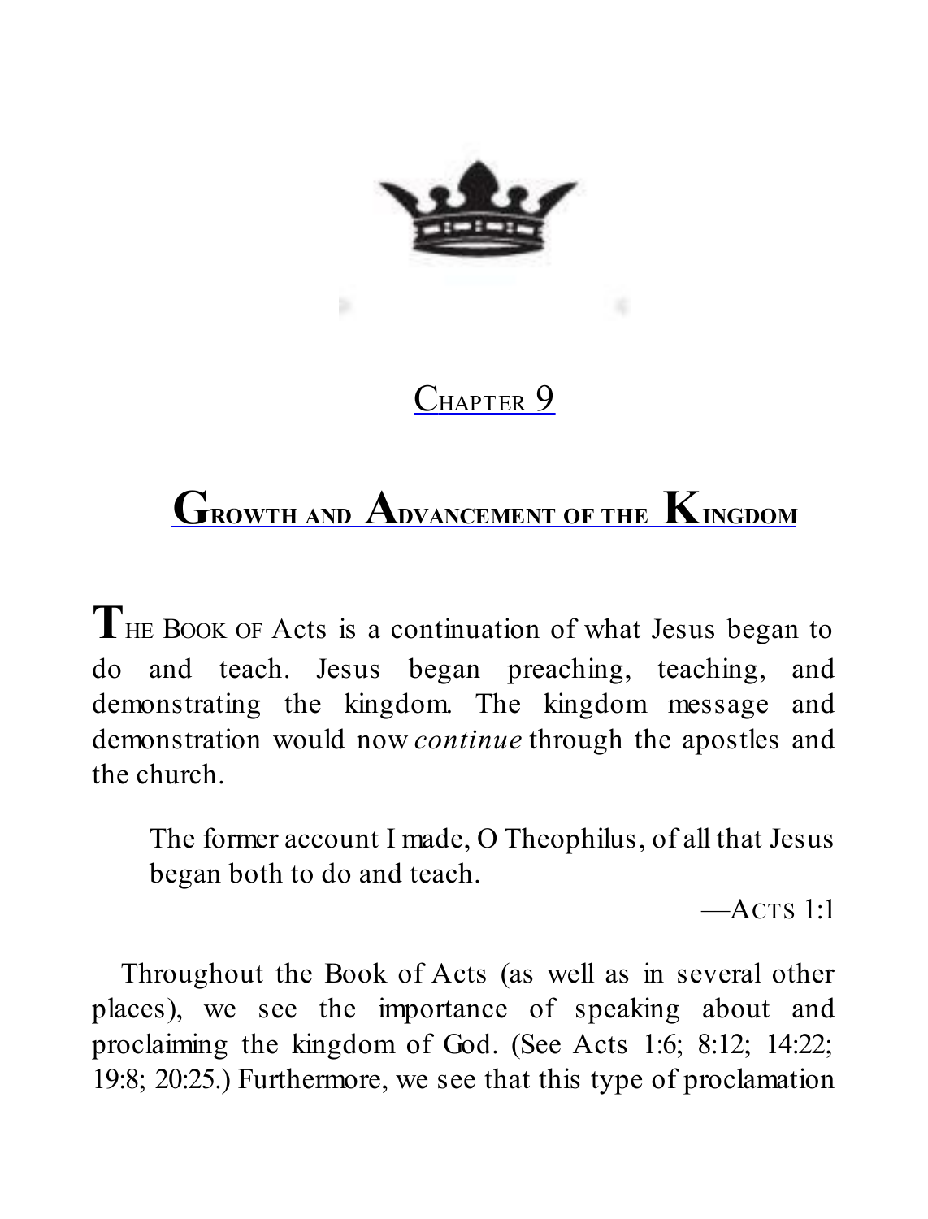# Chapter 9

## Growth and Advancement of the Kingdom

The Book of Acts is a continuation of what Jesus began to do and teach. Jesus began preaching, teaching, and demonstrating the kingdom. The kingdom message and demonstration would now *continue* through the apostles and the church.

> The former account I made, O Theophilus, of all that Jesus began both to do and teach.
>
> —Acts 1:1

Throughout the Book of Acts (as well as in several other places), we see the importance of speaking about and proclaiming the kingdom of God. (See Acts 1:6; 8:12; 14:22; 19:8; 20:25.) Furthermore, we see that this type of proclamation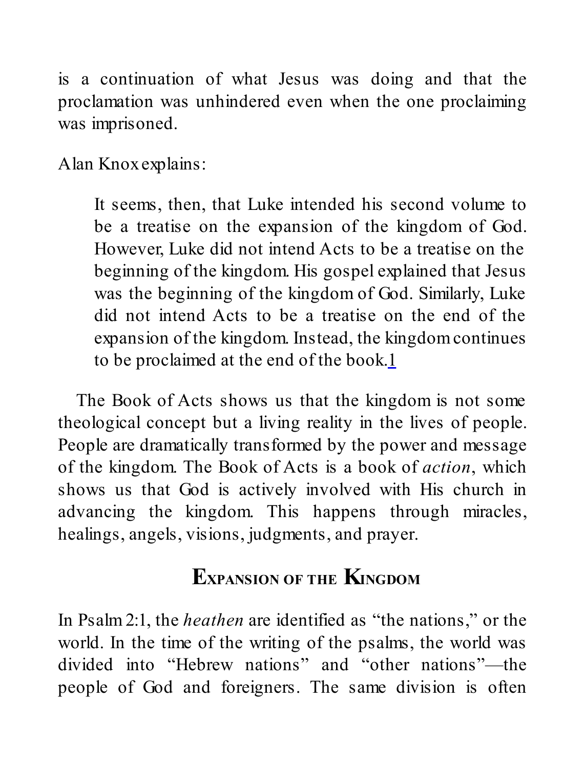is a continuation of what Jesus was doing and that the proclamation was unhindered even when the one proclaiming was imprisoned.

Alan Knox explains:

> It seems, then, that Luke intended his second volume to be a treatise on the expansion of the kingdom of God. However, Luke did not intend Acts to be a treatise on the beginning of the kingdom. His gospel explained that Jesus was the beginning of the kingdom of God. Similarly, Luke did not intend Acts to be a treatise on the end of the expansion of the kingdom. Instead, the kingdom continues to be proclaimed at the end of the book.[1]

The Book of Acts shows us that the kingdom is not some theological concept but a living reality in the lives of people. People are dramatically transformed by the power and message of the kingdom. The Book of Acts is a book of *action*, which shows us that God is actively involved with His church in advancing the kingdom. This happens through miracles, healings, angels, visions, judgments, and prayer.

## Expansion of the Kingdom

In Psalm 2:1, the *heathen* are identified as "the nations," or the world. In the time of the writing of the psalms, the world was divided into "Hebrew nations" and "other nations"—the people of God and foreigners. The same division is often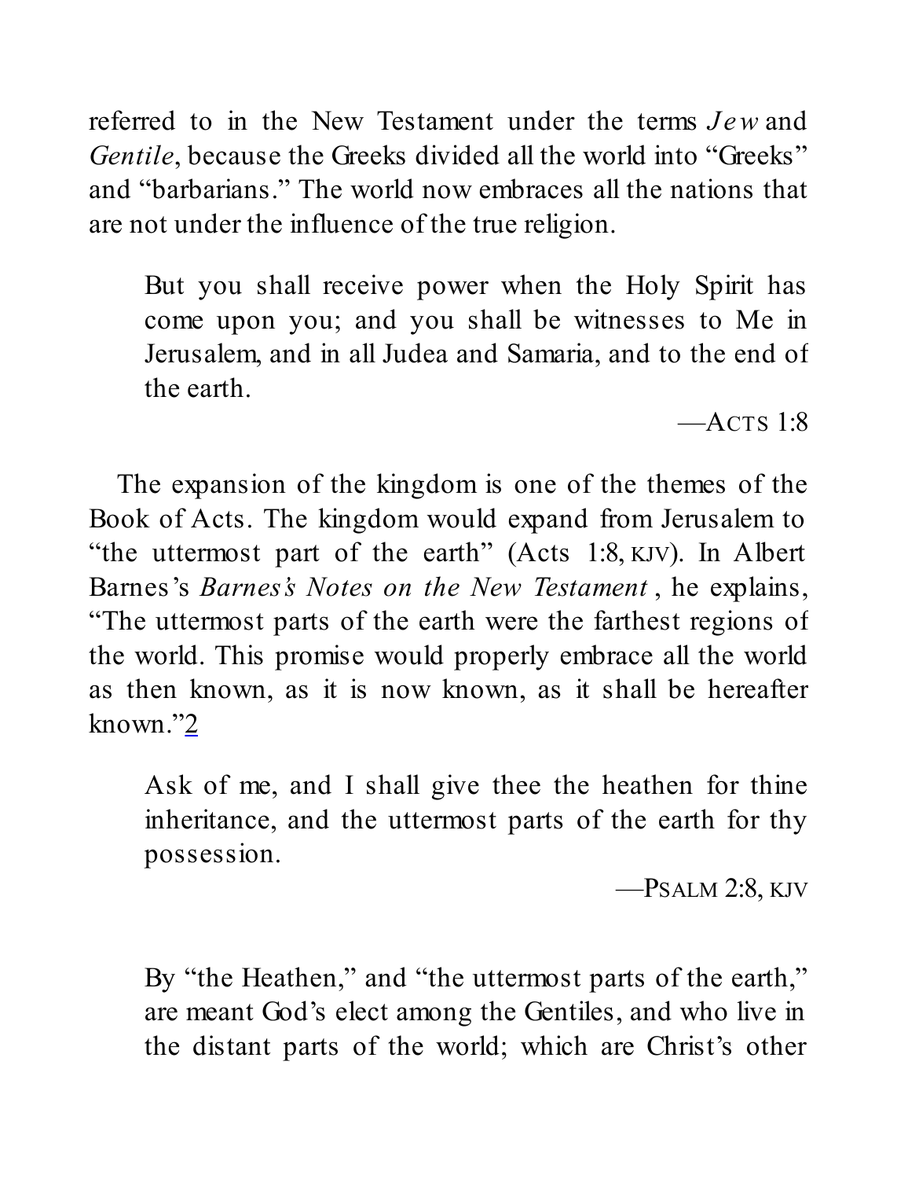referred to in the New Testament under the terms *Jew* and *Gentile*, because the Greeks divided all the world into "Greeks" and "barbarians." The world now embraces all the nations that are not under the influence of the true religion.

> But you shall receive power when the Holy Spirit has come upon you; and you shall be witnesses to Me in Jerusalem, and in all Judea and Samaria, and to the end of the earth.
>
> —ACTS 1:8

The expansion of the kingdom is one of the themes of the Book of Acts. The kingdom would expand from Jerusalem to "the uttermost part of the earth" (Acts 1:8, KJV). In Albert Barnes's *Barnes's Notes on the New Testament*, he explains, "The uttermost parts of the earth were the farthest regions of the world. This promise would properly embrace all the world as then known, as it is now known, as it shall be hereafter known."[2]

> Ask of me, and I shall give thee the heathen for thine inheritance, and the uttermost parts of the earth for thy possession.
>
> —PSALM 2:8, KJV

> By "the Heathen," and "the uttermost parts of the earth," are meant God's elect among the Gentiles, and who live in the distant parts of the world; which are Christ's other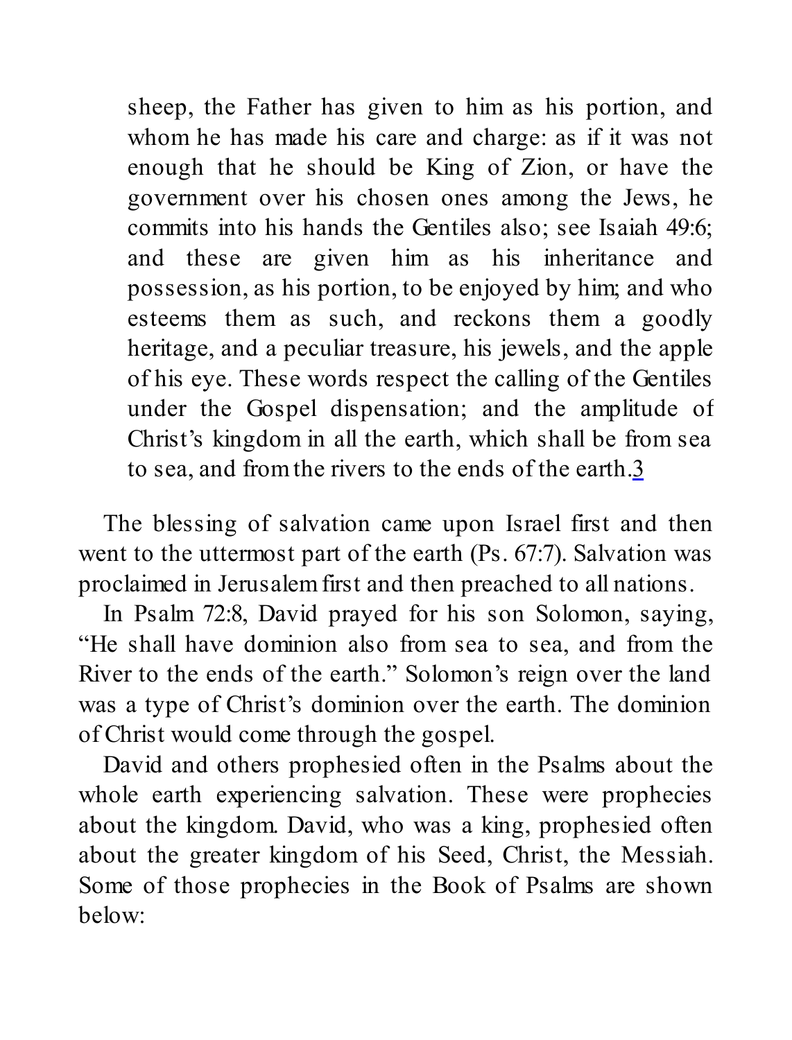> sheep, the Father has given to him as his portion, and whom he has made his care and charge: as if it was not enough that he should be King of Zion, or have the government over his chosen ones among the Jews, he commits into his hands the Gentiles also; see Isaiah 49:6; and these are given him as his inheritance and possession, as his portion, to be enjoyed by him; and who esteems them as such, and reckons them a goodly heritage, and a peculiar treasure, his jewels, and the apple of his eye. These words respect the calling of the Gentiles under the Gospel dispensation; and the amplitude of Christ's kingdom in all the earth, which shall be from sea to sea, and from the rivers to the ends of the earth.[3]

The blessing of salvation came upon Israel first and then went to the uttermost part of the earth (Ps. 67:7). Salvation was proclaimed in Jerusalem first and then preached to all nations.

In Psalm 72:8, David prayed for his son Solomon, saying, "He shall have dominion also from sea to sea, and from the River to the ends of the earth." Solomon's reign over the land was a type of Christ's dominion over the earth. The dominion of Christ would come through the gospel.

David and others prophesied often in the Psalms about the whole earth experiencing salvation. These were prophecies about the kingdom. David, who was a king, prophesied often about the greater kingdom of his Seed, Christ, the Messiah. Some of those prophecies in the Book of Psalms are shown below: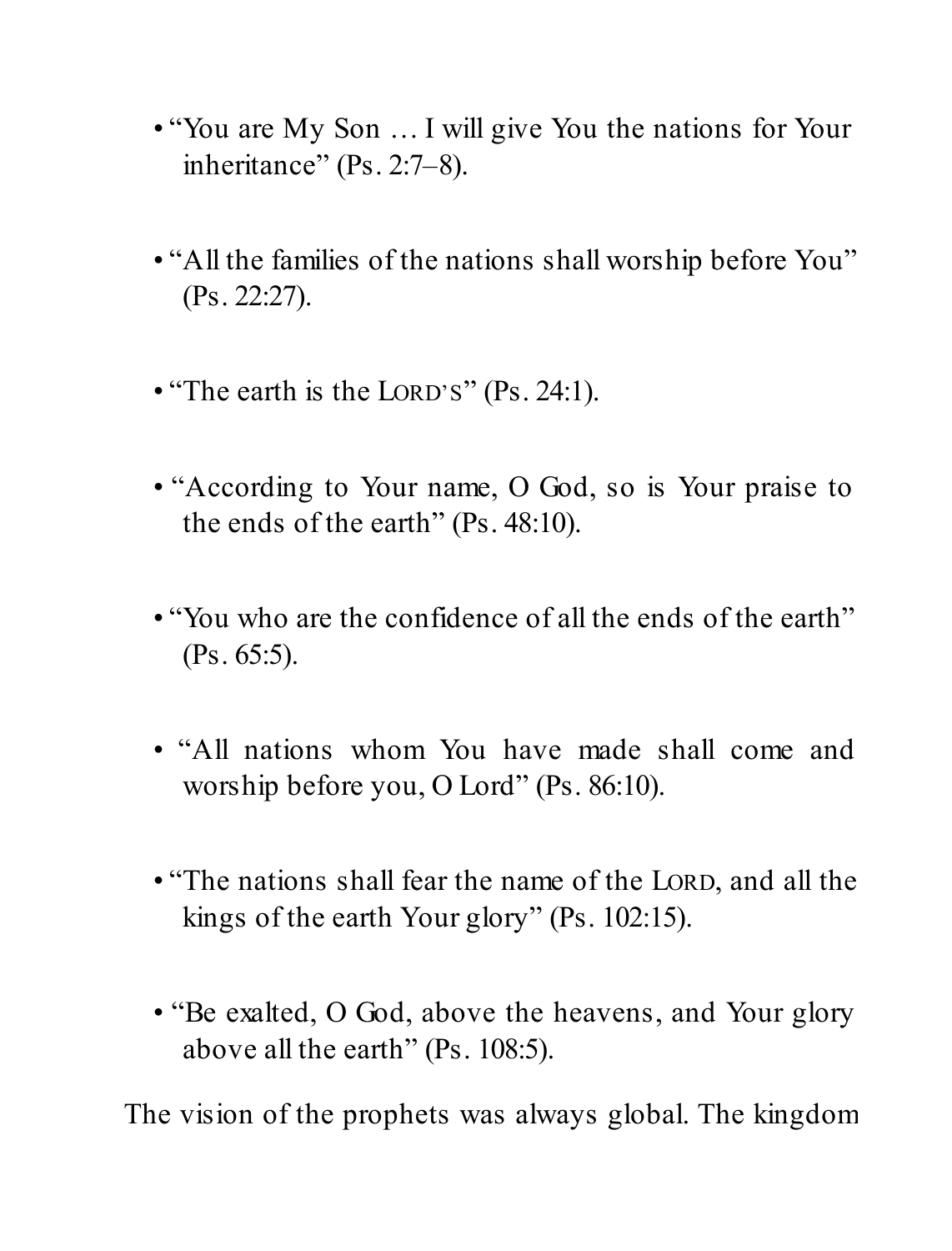- "You are My Son … I will give You the nations for Your inheritance" (Ps. 2:7–8).

- "All the families of the nations shall worship before You" (Ps. 22:27).

- "The earth is the LORD'S" (Ps. 24:1).

- "According to Your name, O God, so is Your praise to the ends of the earth" (Ps. 48:10).

- "You who are the confidence of all the ends of the earth" (Ps. 65:5).

- "All nations whom You have made shall come and worship before you, O Lord" (Ps. 86:10).

- "The nations shall fear the name of the LORD, and all the kings of the earth Your glory" (Ps. 102:15).

- "Be exalted, O God, above the heavens, and Your glory above all the earth" (Ps. 108:5).

The vision of the prophets was always global. The kingdom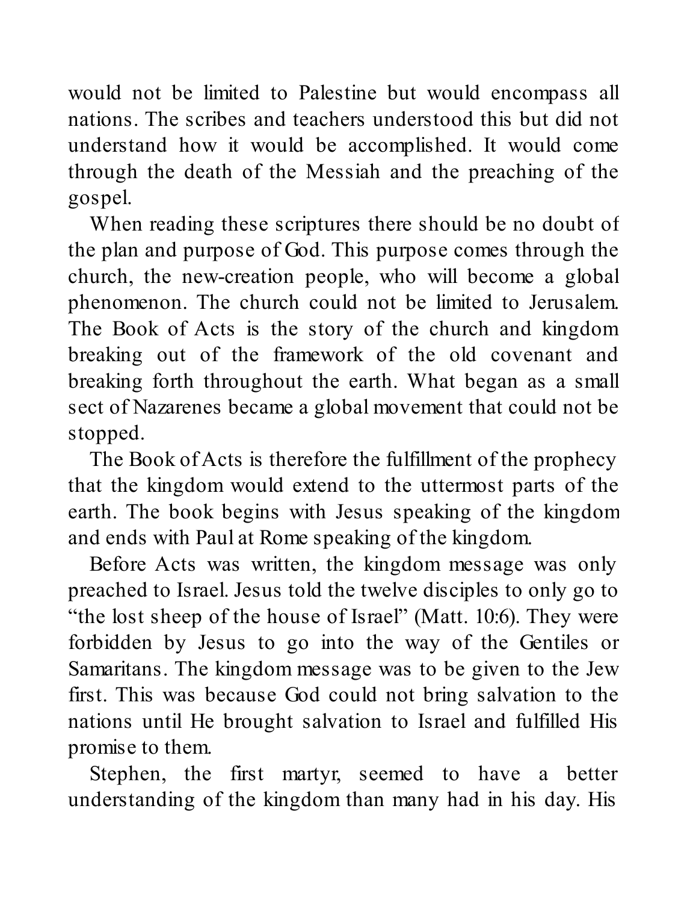would not be limited to Palestine but would encompass all nations. The scribes and teachers understood this but did not understand how it would be accomplished. It would come through the death of the Messiah and the preaching of the gospel.

When reading these scriptures there should be no doubt of the plan and purpose of God. This purpose comes through the church, the new-creation people, who will become a global phenomenon. The church could not be limited to Jerusalem. The Book of Acts is the story of the church and kingdom breaking out of the framework of the old covenant and breaking forth throughout the earth. What began as a small sect of Nazarenes became a global movement that could not be stopped.

The Book of Acts is therefore the fulfillment of the prophecy that the kingdom would extend to the uttermost parts of the earth. The book begins with Jesus speaking of the kingdom and ends with Paul at Rome speaking of the kingdom.

Before Acts was written, the kingdom message was only preached to Israel. Jesus told the twelve disciples to only go to "the lost sheep of the house of Israel" (Matt. 10:6). They were forbidden by Jesus to go into the way of the Gentiles or Samaritans. The kingdom message was to be given to the Jew first. This was because God could not bring salvation to the nations until He brought salvation to Israel and fulfilled His promise to them.

Stephen, the first martyr, seemed to have a better understanding of the kingdom than many had in his day. His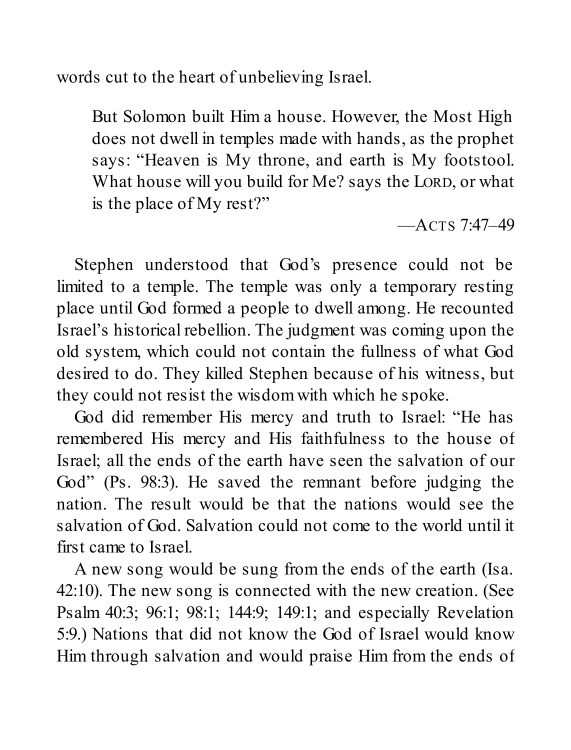words cut to the heart of unbelieving Israel.

> But Solomon built Him a house. However, the Most High does not dwell in temples made with hands, as the prophet says: "Heaven is My throne, and earth is My footstool. What house will you build for Me? says the LORD, or what is the place of My rest?"
>
> —ACTS 7:47–49

Stephen understood that God's presence could not be limited to a temple. The temple was only a temporary resting place until God formed a people to dwell among. He recounted Israel's historical rebellion. The judgment was coming upon the old system, which could not contain the fullness of what God desired to do. They killed Stephen because of his witness, but they could not resist the wisdom with which he spoke.

God did remember His mercy and truth to Israel: "He has remembered His mercy and His faithfulness to the house of Israel; all the ends of the earth have seen the salvation of our God" (Ps. 98:3). He saved the remnant before judging the nation. The result would be that the nations would see the salvation of God. Salvation could not come to the world until it first came to Israel.

A new song would be sung from the ends of the earth (Isa. 42:10). The new song is connected with the new creation. (See Psalm 40:3; 96:1; 98:1; 144:9; 149:1; and especially Revelation 5:9.) Nations that did not know the God of Israel would know Him through salvation and would praise Him from the ends of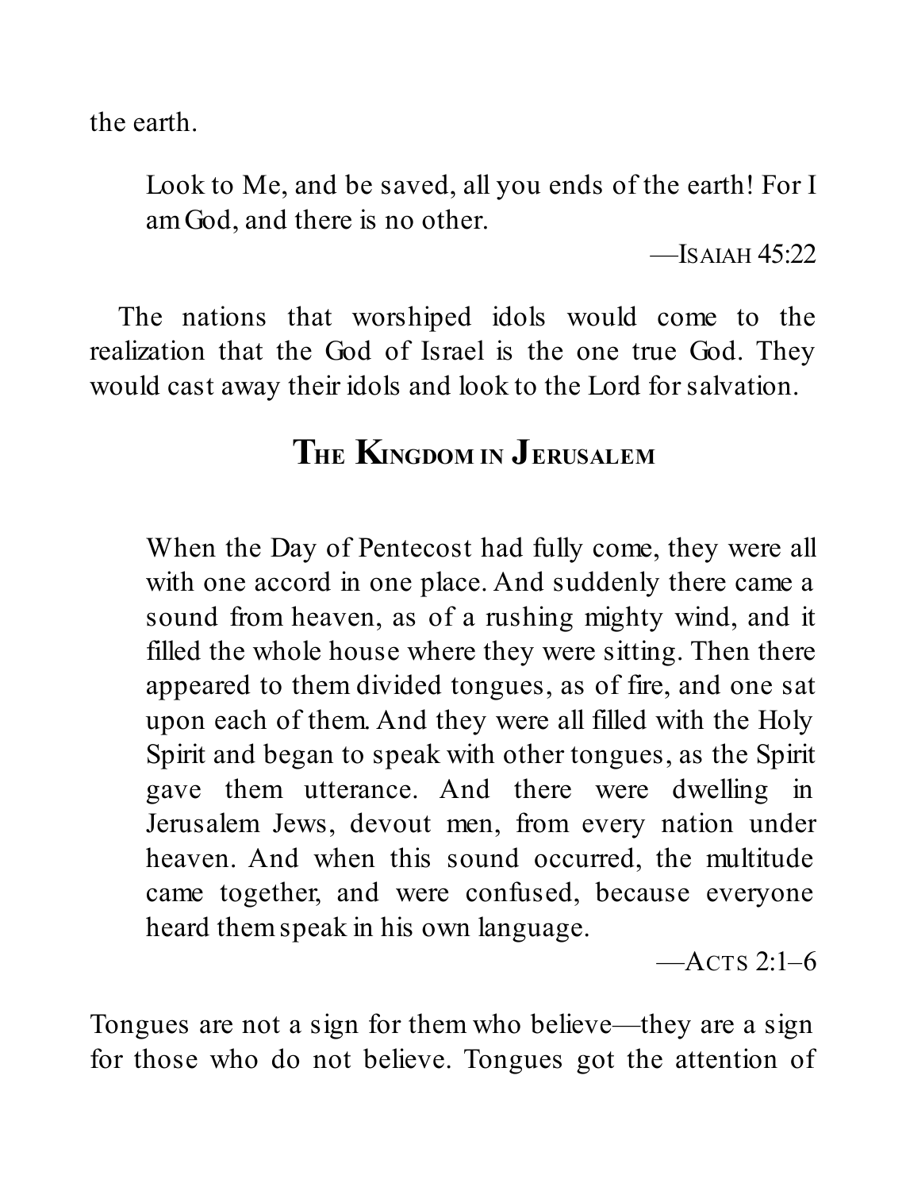the earth.

> Look to Me, and be saved, all you ends of the earth! For I am God, and there is no other.
>
> —Isaiah 45:22

The nations that worshiped idols would come to the realization that the God of Israel is the one true God. They would cast away their idols and look to the Lord for salvation.

## The Kingdom in Jerusalem

> When the Day of Pentecost had fully come, they were all with one accord in one place. And suddenly there came a sound from heaven, as of a rushing mighty wind, and it filled the whole house where they were sitting. Then there appeared to them divided tongues, as of fire, and one sat upon each of them. And they were all filled with the Holy Spirit and began to speak with other tongues, as the Spirit gave them utterance. And there were dwelling in Jerusalem Jews, devout men, from every nation under heaven. And when this sound occurred, the multitude came together, and were confused, because everyone heard them speak in his own language.
>
> —Acts 2:1–6

Tongues are not a sign for them who believe—they are a sign for those who do not believe. Tongues got the attention of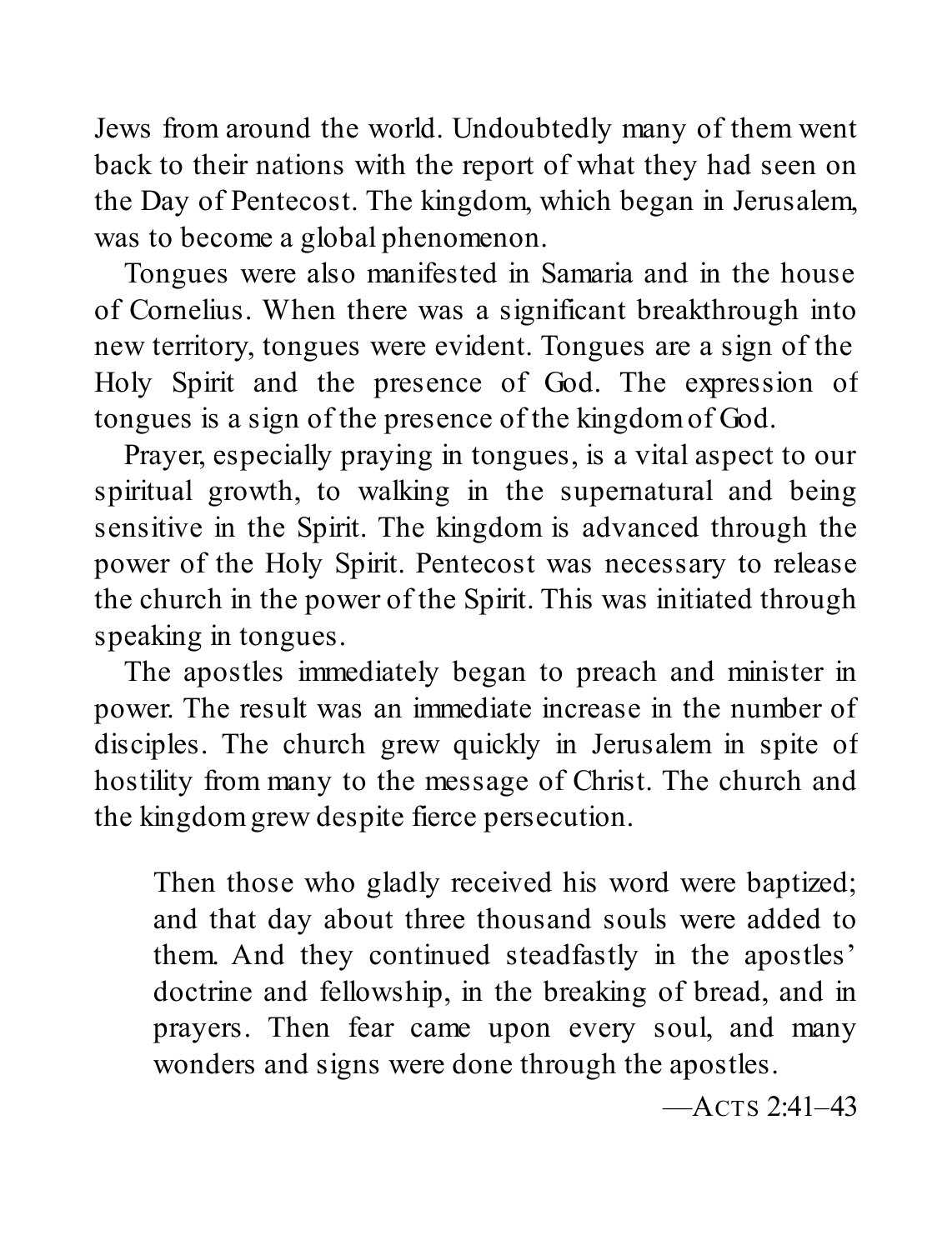Jews from around the world. Undoubtedly many of them went back to their nations with the report of what they had seen on the Day of Pentecost. The kingdom, which began in Jerusalem, was to become a global phenomenon.

Tongues were also manifested in Samaria and in the house of Cornelius. When there was a significant breakthrough into new territory, tongues were evident. Tongues are a sign of the Holy Spirit and the presence of God. The expression of tongues is a sign of the presence of the kingdom of God.

Prayer, especially praying in tongues, is a vital aspect to our spiritual growth, to walking in the supernatural and being sensitive in the Spirit. The kingdom is advanced through the power of the Holy Spirit. Pentecost was necessary to release the church in the power of the Spirit. This was initiated through speaking in tongues.

The apostles immediately began to preach and minister in power. The result was an immediate increase in the number of disciples. The church grew quickly in Jerusalem in spite of hostility from many to the message of Christ. The church and the kingdom grew despite fierce persecution.

> Then those who gladly received his word were baptized; and that day about three thousand souls were added to them. And they continued steadfastly in the apostles' doctrine and fellowship, in the breaking of bread, and in prayers. Then fear came upon every soul, and many wonders and signs were done through the apostles.
>
> —Acts 2:41–43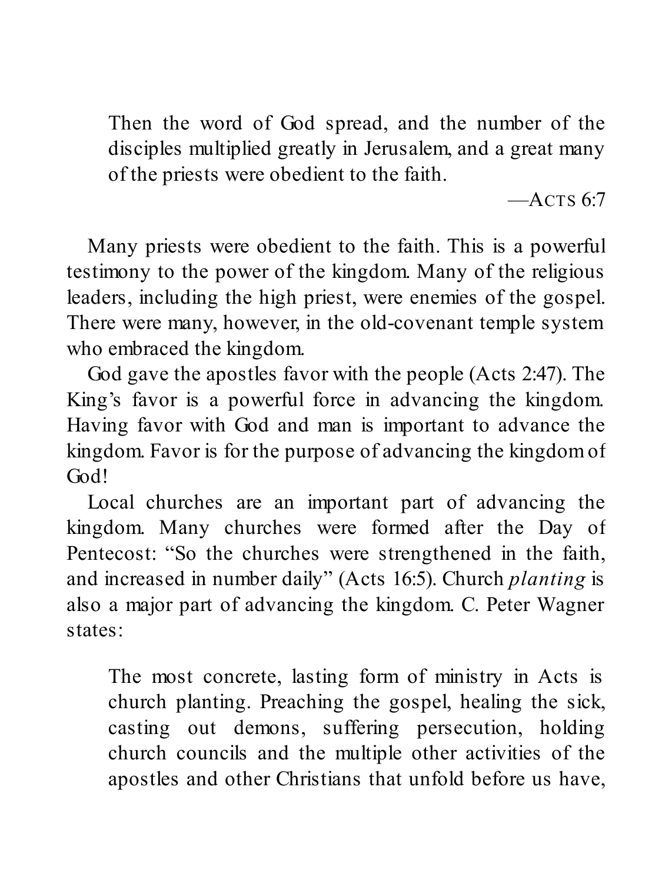> Then the word of God spread, and the number of the disciples multiplied greatly in Jerusalem, and a great many of the priests were obedient to the faith.
>
> —ACTS 6:7

Many priests were obedient to the faith. This is a powerful testimony to the power of the kingdom. Many of the religious leaders, including the high priest, were enemies of the gospel. There were many, however, in the old-covenant temple system who embraced the kingdom.

God gave the apostles favor with the people (Acts 2:47). The King's favor is a powerful force in advancing the kingdom. Having favor with God and man is important to advance the kingdom. Favor is for the purpose of advancing the kingdom of God!

Local churches are an important part of advancing the kingdom. Many churches were formed after the Day of Pentecost: "So the churches were strengthened in the faith, and increased in number daily" (Acts 16:5). Church *planting* is also a major part of advancing the kingdom. C. Peter Wagner states:

> The most concrete, lasting form of ministry in Acts is church planting. Preaching the gospel, healing the sick, casting out demons, suffering persecution, holding church councils and the multiple other activities of the apostles and other Christians that unfold before us have,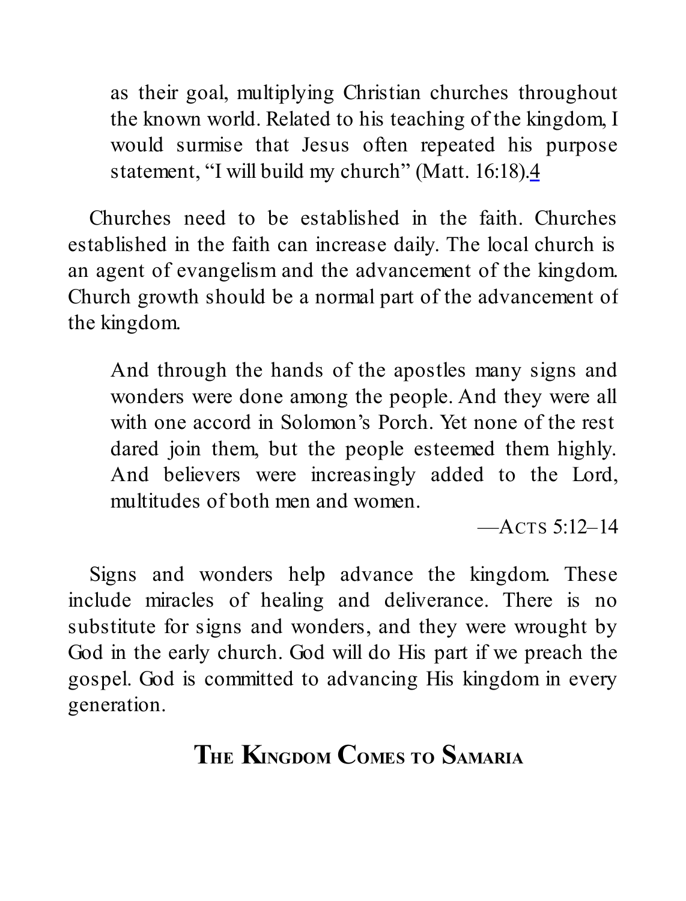> as their goal, multiplying Christian churches throughout the known world. Related to his teaching of the kingdom, I would surmise that Jesus often repeated his purpose statement, "I will build my church" (Matt. 16:18).[4]

Churches need to be established in the faith. Churches established in the faith can increase daily. The local church is an agent of evangelism and the advancement of the kingdom. Church growth should be a normal part of the advancement of the kingdom.

> And through the hands of the apostles many signs and wonders were done among the people. And they were all with one accord in Solomon's Porch. Yet none of the rest dared join them, but the people esteemed them highly. And believers were increasingly added to the Lord, multitudes of both men and women.
>
> —Acts 5:12–14

Signs and wonders help advance the kingdom. These include miracles of healing and deliverance. There is no substitute for signs and wonders, and they were wrought by God in the early church. God will do His part if we preach the gospel. God is committed to advancing His kingdom in every generation.

## The Kingdom Comes to Samaria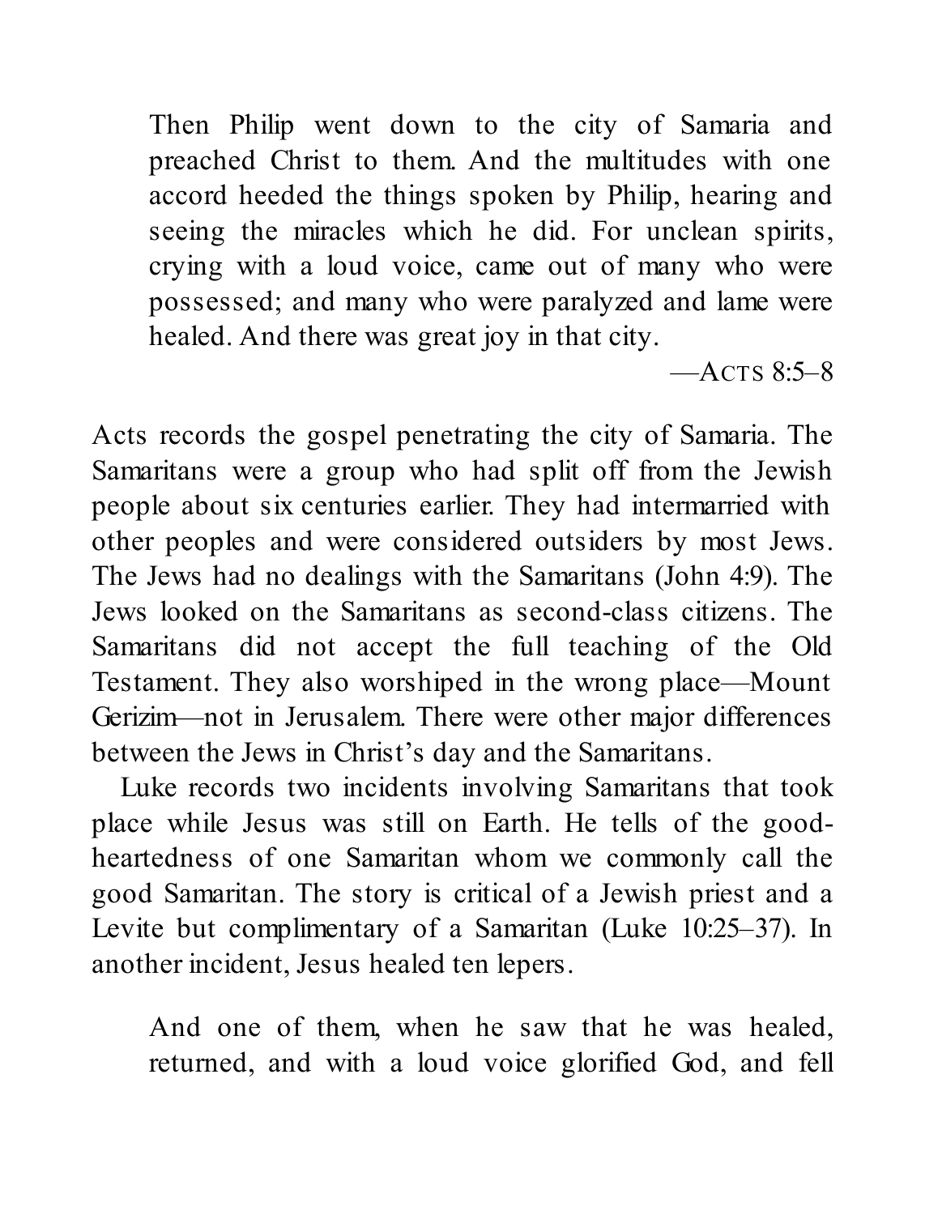> Then Philip went down to the city of Samaria and preached Christ to them. And the multitudes with one accord heeded the things spoken by Philip, hearing and seeing the miracles which he did. For unclean spirits, crying with a loud voice, came out of many who were possessed; and many who were paralyzed and lame were healed. And there was great joy in that city.
>
> —ACTS 8:5–8

Acts records the gospel penetrating the city of Samaria. The Samaritans were a group who had split off from the Jewish people about six centuries earlier. They had intermarried with other peoples and were considered outsiders by most Jews. The Jews had no dealings with the Samaritans (John 4:9). The Jews looked on the Samaritans as second-class citizens. The Samaritans did not accept the full teaching of the Old Testament. They also worshiped in the wrong place—Mount Gerizim—not in Jerusalem. There were other major differences between the Jews in Christ's day and the Samaritans.

Luke records two incidents involving Samaritans that took place while Jesus was still on Earth. He tells of the good-heartedness of one Samaritan whom we commonly call the good Samaritan. The story is critical of a Jewish priest and a Levite but complimentary of a Samaritan (Luke 10:25–37). In another incident, Jesus healed ten lepers.

> And one of them, when he saw that he was healed, returned, and with a loud voice glorified God, and fell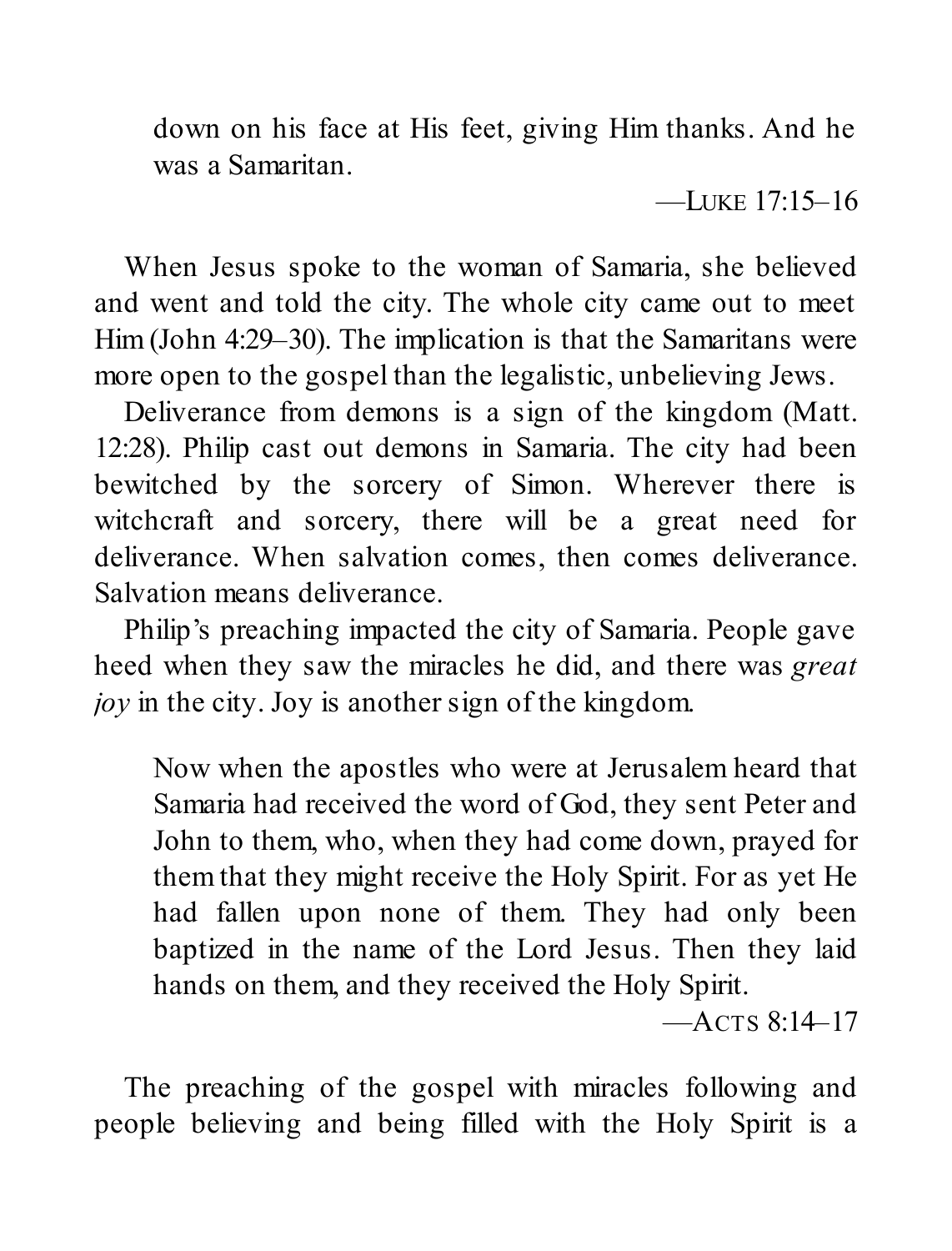> down on his face at His feet, giving Him thanks. And he was a Samaritan.
>
> —LUKE 17:15–16

When Jesus spoke to the woman of Samaria, she believed and went and told the city. The whole city came out to meet Him (John 4:29–30). The implication is that the Samaritans were more open to the gospel than the legalistic, unbelieving Jews.

Deliverance from demons is a sign of the kingdom (Matt. 12:28). Philip cast out demons in Samaria. The city had been bewitched by the sorcery of Simon. Wherever there is witchcraft and sorcery, there will be a great need for deliverance. When salvation comes, then comes deliverance. Salvation means deliverance.

Philip's preaching impacted the city of Samaria. People gave heed when they saw the miracles he did, and there was *great joy* in the city. Joy is another sign of the kingdom.

> Now when the apostles who were at Jerusalem heard that Samaria had received the word of God, they sent Peter and John to them, who, when they had come down, prayed for them that they might receive the Holy Spirit. For as yet He had fallen upon none of them. They had only been baptized in the name of the Lord Jesus. Then they laid hands on them, and they received the Holy Spirit.
>
> —ACTS 8:14–17

The preaching of the gospel with miracles following and people believing and being filled with the Holy Spirit is a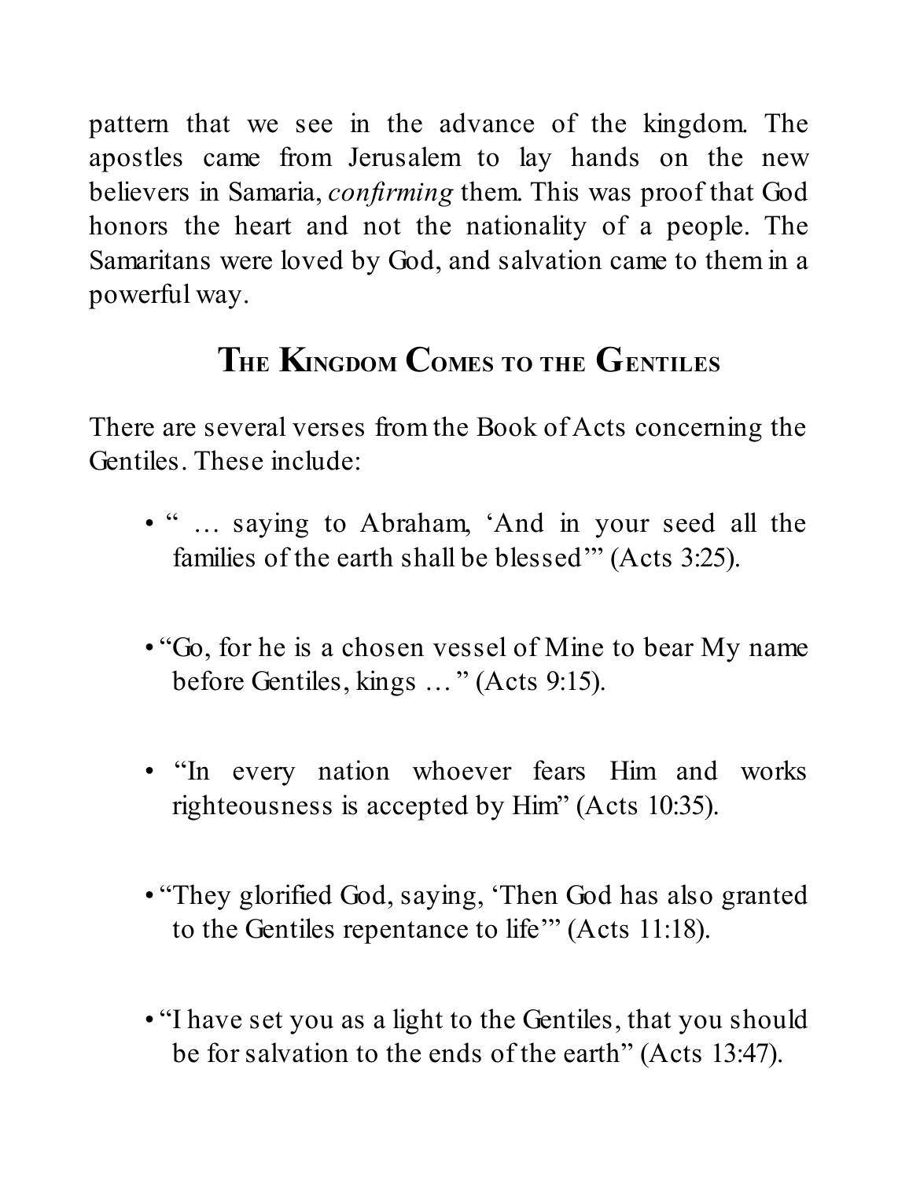pattern that we see in the advance of the kingdom. The apostles came from Jerusalem to lay hands on the new believers in Samaria, *confirming* them. This was proof that God honors the heart and not the nationality of a people. The Samaritans were loved by God, and salvation came to them in a powerful way.

## The Kingdom Comes to the Gentiles

There are several verses from the Book of Acts concerning the Gentiles. These include:

- " … saying to Abraham, 'And in your seed all the families of the earth shall be blessed'" (Acts 3:25).

- "Go, for he is a chosen vessel of Mine to bear My name before Gentiles, kings … " (Acts 9:15).

- "In every nation whoever fears Him and works righteousness is accepted by Him" (Acts 10:35).

- "They glorified God, saying, 'Then God has also granted to the Gentiles repentance to life'" (Acts 11:18).

- "I have set you as a light to the Gentiles, that you should be for salvation to the ends of the earth" (Acts 13:47).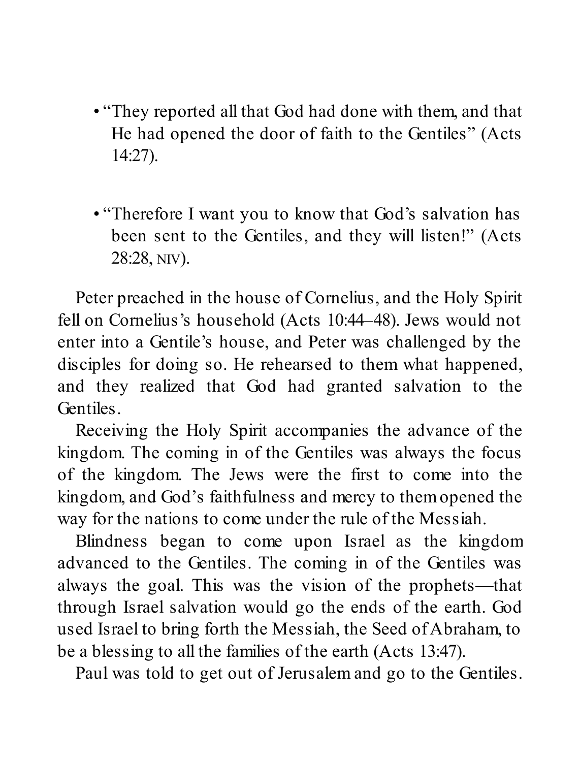- "They reported all that God had done with them, and that He had opened the door of faith to the Gentiles" (Acts 14:27).

- "Therefore I want you to know that God's salvation has been sent to the Gentiles, and they will listen!" (Acts 28:28, NIV).

Peter preached in the house of Cornelius, and the Holy Spirit fell on Cornelius's household (Acts 10:44–48). Jews would not enter into a Gentile's house, and Peter was challenged by the disciples for doing so. He rehearsed to them what happened, and they realized that God had granted salvation to the Gentiles.

Receiving the Holy Spirit accompanies the advance of the kingdom. The coming in of the Gentiles was always the focus of the kingdom. The Jews were the first to come into the kingdom, and God's faithfulness and mercy to them opened the way for the nations to come under the rule of the Messiah.

Blindness began to come upon Israel as the kingdom advanced to the Gentiles. The coming in of the Gentiles was always the goal. This was the vision of the prophets—that through Israel salvation would go the ends of the earth. God used Israel to bring forth the Messiah, the Seed of Abraham, to be a blessing to all the families of the earth (Acts 13:47).

Paul was told to get out of Jerusalem and go to the Gentiles.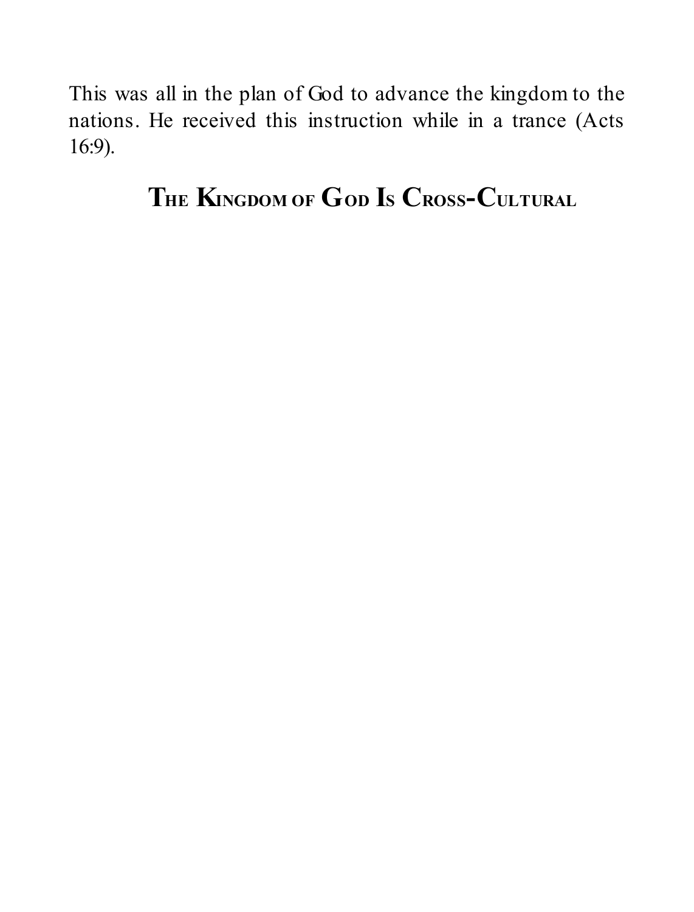This was all in the plan of God to advance the kingdom to the nations. He received this instruction while in a trance (Acts 16:9).

## The Kingdom of God Is Cross-Cultural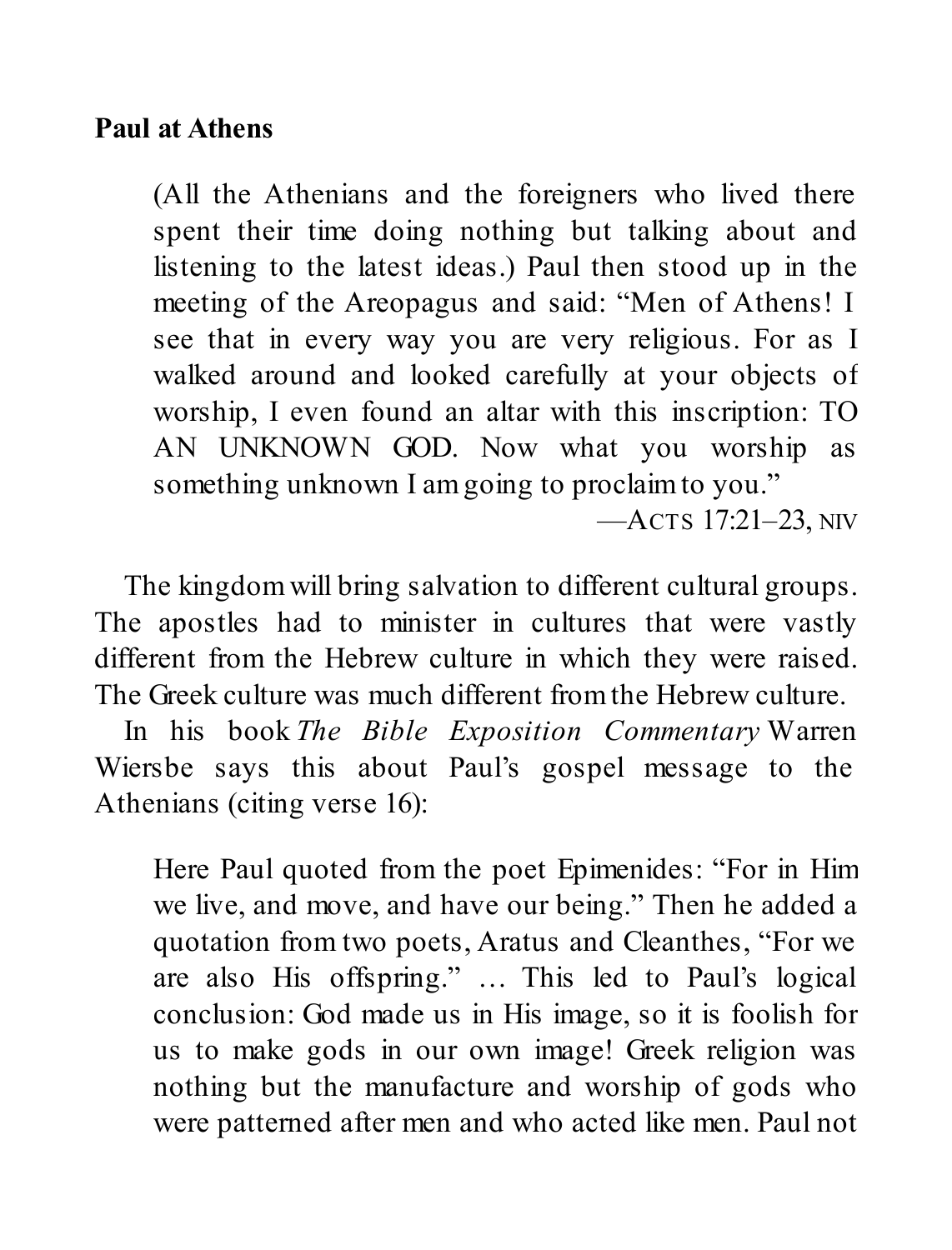**Paul at Athens**

> (All the Athenians and the foreigners who lived there spent their time doing nothing but talking about and listening to the latest ideas.) Paul then stood up in the meeting of the Areopagus and said: "Men of Athens! I see that in every way you are very religious. For as I walked around and looked carefully at your objects of worship, I even found an altar with this inscription: TO AN UNKNOWN GOD. Now what you worship as something unknown I am going to proclaim to you."
>
> —ACTS 17:21–23, NIV

The kingdom will bring salvation to different cultural groups. The apostles had to minister in cultures that were vastly different from the Hebrew culture in which they were raised. The Greek culture was much different from the Hebrew culture.

In his book *The Bible Exposition Commentary* Warren Wiersbe says this about Paul's gospel message to the Athenians (citing verse 16):

> Here Paul quoted from the poet Epimenides: "For in Him we live, and move, and have our being." Then he added a quotation from two poets, Aratus and Cleanthes, "For we are also His offspring." … This led to Paul's logical conclusion: God made us in His image, so it is foolish for us to make gods in our own image! Greek religion was nothing but the manufacture and worship of gods who were patterned after men and who acted like men. Paul not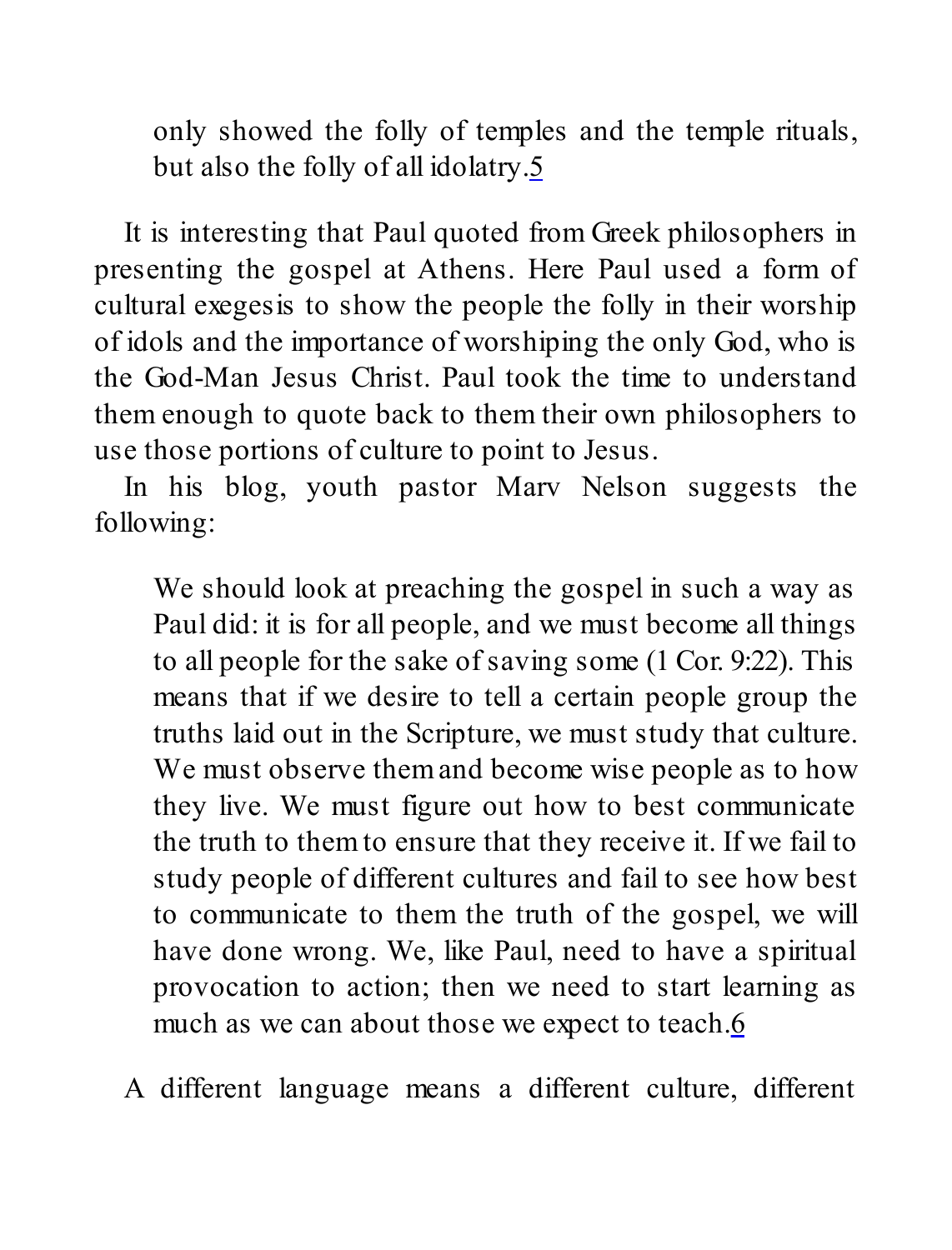> only showed the folly of temples and the temple rituals, but also the folly of all idolatry.[5]

It is interesting that Paul quoted from Greek philosophers in presenting the gospel at Athens. Here Paul used a form of cultural exegesis to show the people the folly in their worship of idols and the importance of worshiping the only God, who is the God-Man Jesus Christ. Paul took the time to understand them enough to quote back to them their own philosophers to use those portions of culture to point to Jesus.

In his blog, youth pastor Marv Nelson suggests the following:

> We should look at preaching the gospel in such a way as Paul did: it is for all people, and we must become all things to all people for the sake of saving some (1 Cor. 9:22). This means that if we desire to tell a certain people group the truths laid out in the Scripture, we must study that culture. We must observe them and become wise people as to how they live. We must figure out how to best communicate the truth to them to ensure that they receive it. If we fail to study people of different cultures and fail to see how best to communicate to them the truth of the gospel, we will have done wrong. We, like Paul, need to have a spiritual provocation to action; then we need to start learning as much as we can about those we expect to teach.[6]

A different language means a different culture, different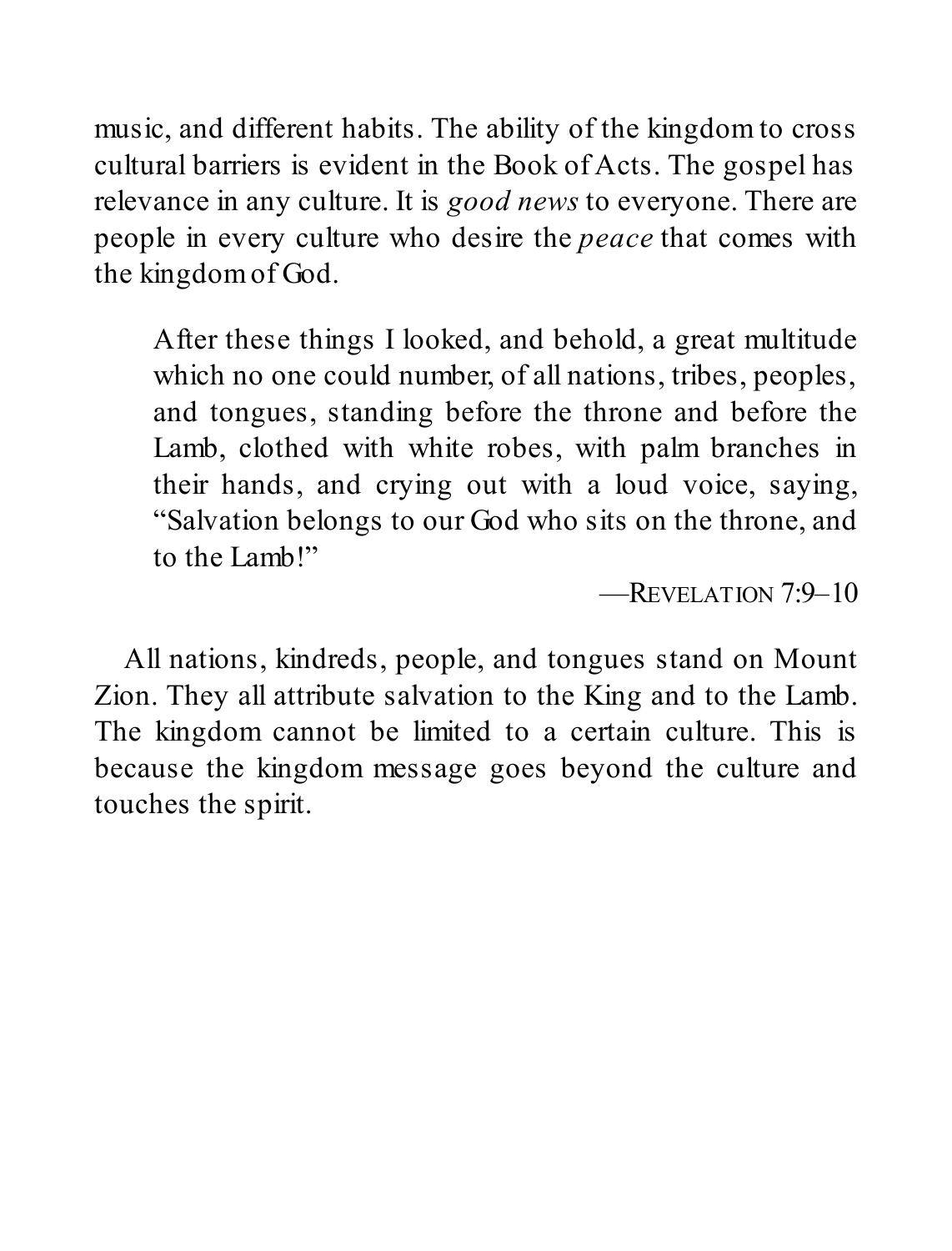music, and different habits. The ability of the kingdom to cross cultural barriers is evident in the Book of Acts. The gospel has relevance in any culture. It is *good news* to everyone. There are people in every culture who desire the *peace* that comes with the kingdom of God.

> After these things I looked, and behold, a great multitude which no one could number, of all nations, tribes, peoples, and tongues, standing before the throne and before the Lamb, clothed with white robes, with palm branches in their hands, and crying out with a loud voice, saying, "Salvation belongs to our God who sits on the throne, and to the Lamb!"
>
> —REVELATION 7:9–10

All nations, kindreds, people, and tongues stand on Mount Zion. They all attribute salvation to the King and to the Lamb. The kingdom cannot be limited to a certain culture. This is because the kingdom message goes beyond the culture and touches the spirit.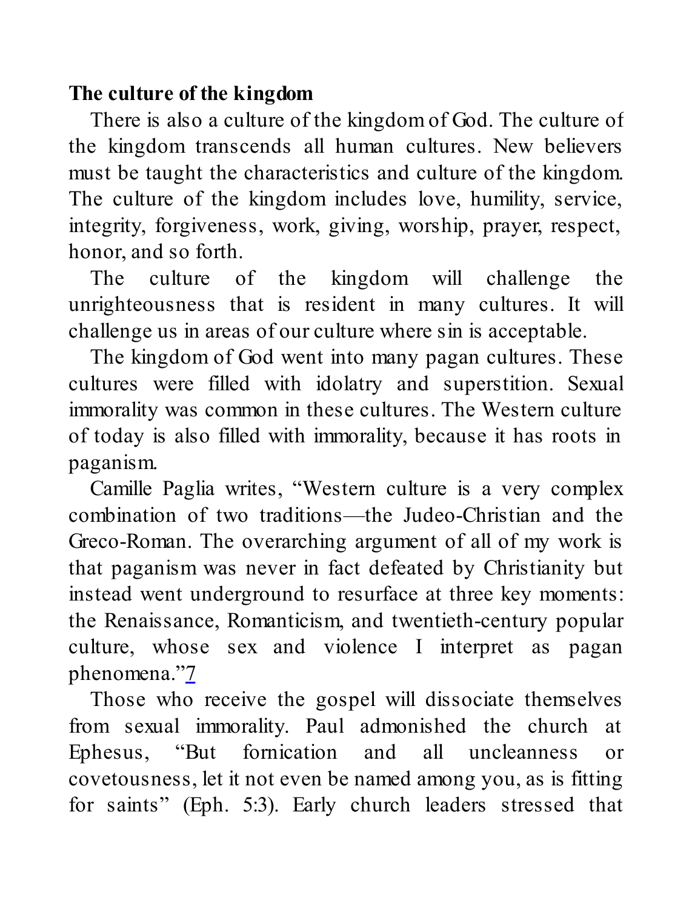**The culture of the kingdom**

There is also a culture of the kingdom of God. The culture of the kingdom transcends all human cultures. New believers must be taught the characteristics and culture of the kingdom. The culture of the kingdom includes love, humility, service, integrity, forgiveness, work, giving, worship, prayer, respect, honor, and so forth.

The culture of the kingdom will challenge the unrighteousness that is resident in many cultures. It will challenge us in areas of our culture where sin is acceptable.

The kingdom of God went into many pagan cultures. These cultures were filled with idolatry and superstition. Sexual immorality was common in these cultures. The Western culture of today is also filled with immorality, because it has roots in paganism.

Camille Paglia writes, "Western culture is a very complex combination of two traditions—the Judeo-Christian and the Greco-Roman. The overarching argument of all of my work is that paganism was never in fact defeated by Christianity but instead went underground to resurface at three key moments: the Renaissance, Romanticism, and twentieth-century popular culture, whose sex and violence I interpret as pagan phenomena."[7]

Those who receive the gospel will dissociate themselves from sexual immorality. Paul admonished the church at Ephesus, "But fornication and all uncleanness or covetousness, let it not even be named among you, as is fitting for saints" (Eph. 5:3). Early church leaders stressed that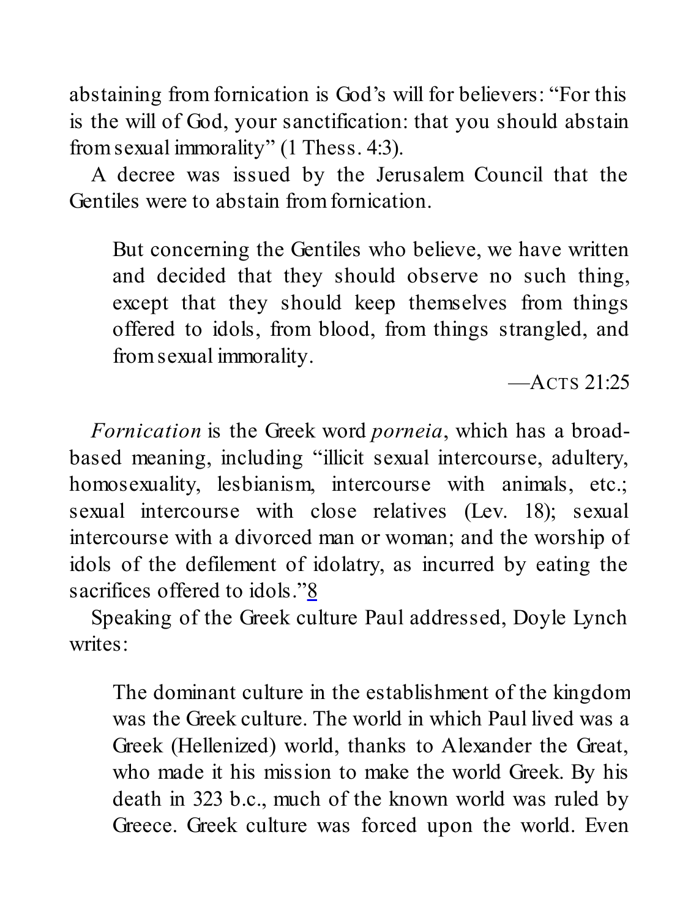abstaining from fornication is God's will for believers: "For this is the will of God, your sanctification: that you should abstain from sexual immorality" (1 Thess. 4:3).

A decree was issued by the Jerusalem Council that the Gentiles were to abstain from fornication.

> But concerning the Gentiles who believe, we have written and decided that they should observe no such thing, except that they should keep themselves from things offered to idols, from blood, from things strangled, and from sexual immorality.
>
> —Acts 21:25

*Fornication* is the Greek word *porneia*, which has a broad-based meaning, including "illicit sexual intercourse, adultery, homosexuality, lesbianism, intercourse with animals, etc.; sexual intercourse with close relatives (Lev. 18); sexual intercourse with a divorced man or woman; and the worship of idols of the defilement of idolatry, as incurred by eating the sacrifices offered to idols."[8]

Speaking of the Greek culture Paul addressed, Doyle Lynch writes:

> The dominant culture in the establishment of the kingdom was the Greek culture. The world in which Paul lived was a Greek (Hellenized) world, thanks to Alexander the Great, who made it his mission to make the world Greek. By his death in 323 b.c., much of the known world was ruled by Greece. Greek culture was forced upon the world. Even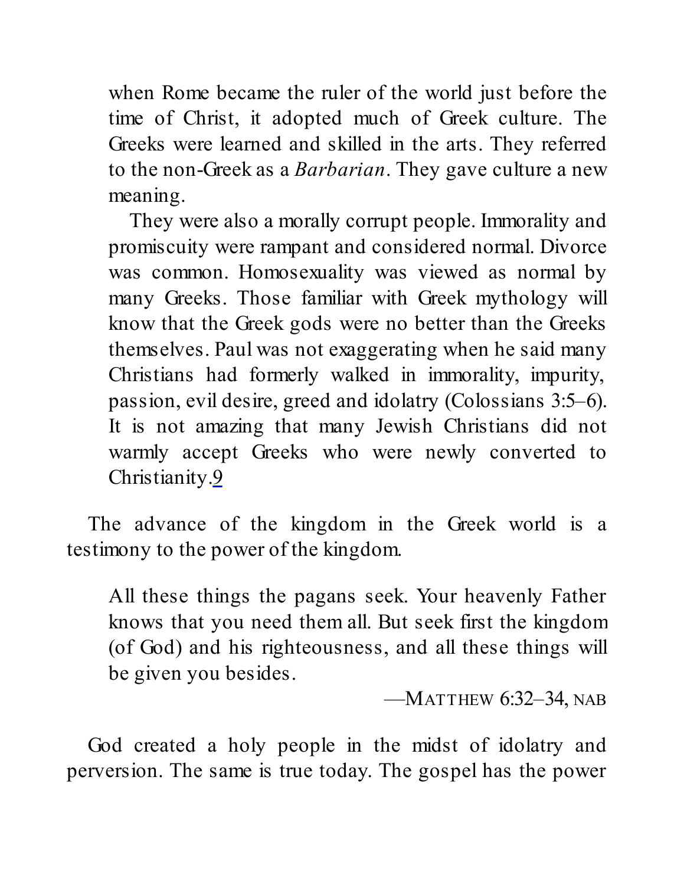> when Rome became the ruler of the world just before the time of Christ, it adopted much of Greek culture. The Greeks were learned and skilled in the arts. They referred to the non-Greek as a *Barbarian*. They gave culture a new meaning.
>
> They were also a morally corrupt people. Immorality and promiscuity were rampant and considered normal. Divorce was common. Homosexuality was viewed as normal by many Greeks. Those familiar with Greek mythology will know that the Greek gods were no better than the Greeks themselves. Paul was not exaggerating when he said many Christians had formerly walked in immorality, impurity, passion, evil desire, greed and idolatry (Colossians 3:5–6). It is not amazing that many Jewish Christians did not warmly accept Greeks who were newly converted to Christianity.[9]

The advance of the kingdom in the Greek world is a testimony to the power of the kingdom.

> All these things the pagans seek. Your heavenly Father knows that you need them all. But seek first the kingdom (of God) and his righteousness, and all these things will be given you besides.
>
> —MATTHEW 6:32–34, NAB

God created a holy people in the midst of idolatry and perversion. The same is true today. The gospel has the power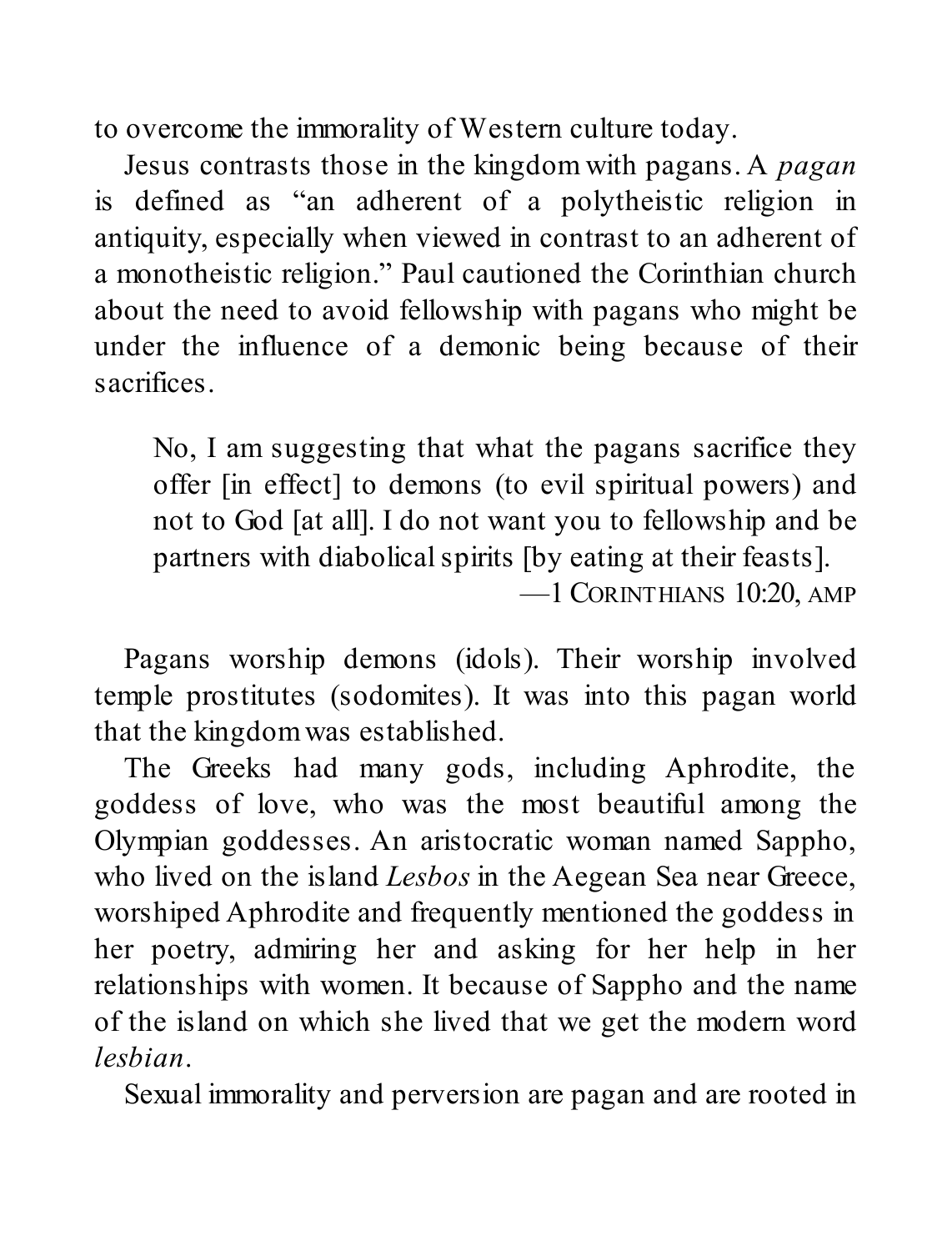to overcome the immorality of Western culture today.

Jesus contrasts those in the kingdom with pagans. A *pagan* is defined as "an adherent of a polytheistic religion in antiquity, especially when viewed in contrast to an adherent of a monotheistic religion." Paul cautioned the Corinthian church about the need to avoid fellowship with pagans who might be under the influence of a demonic being because of their sacrifices.

> No, I am suggesting that what the pagans sacrifice they offer [in effect] to demons (to evil spiritual powers) and not to God [at all]. I do not want you to fellowship and be partners with diabolical spirits [by eating at their feasts].
>
> —1 Corinthians 10:20, amp

Pagans worship demons (idols). Their worship involved temple prostitutes (sodomites). It was into this pagan world that the kingdom was established.

The Greeks had many gods, including Aphrodite, the goddess of love, who was the most beautiful among the Olympian goddesses. An aristocratic woman named Sappho, who lived on the island *Lesbos* in the Aegean Sea near Greece, worshiped Aphrodite and frequently mentioned the goddess in her poetry, admiring her and asking for her help in her relationships with women. It because of Sappho and the name of the island on which she lived that we get the modern word *lesbian*.

Sexual immorality and perversion are pagan and are rooted in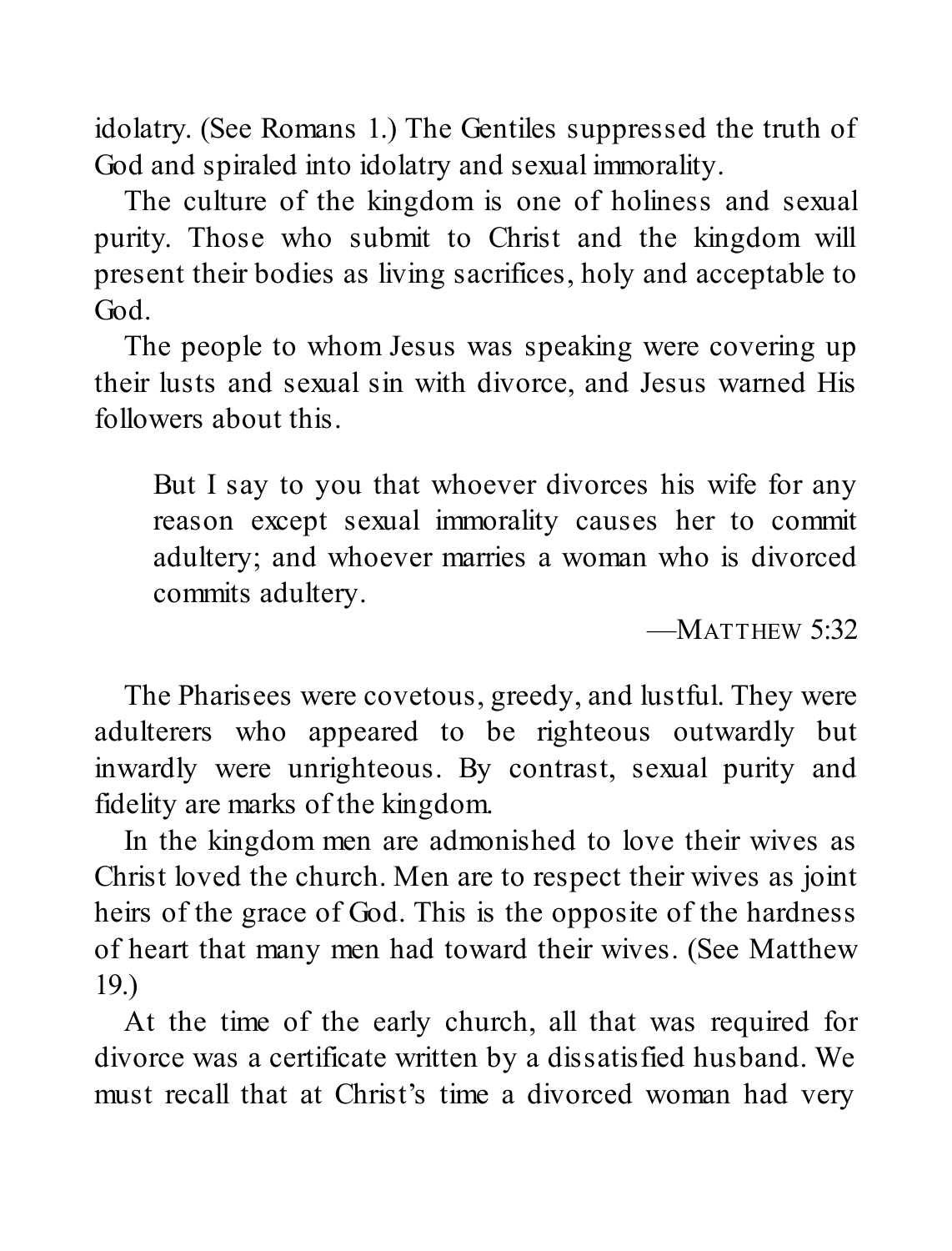idolatry. (See Romans 1.) The Gentiles suppressed the truth of God and spiraled into idolatry and sexual immorality.

The culture of the kingdom is one of holiness and sexual purity. Those who submit to Christ and the kingdom will present their bodies as living sacrifices, holy and acceptable to God.

The people to whom Jesus was speaking were covering up their lusts and sexual sin with divorce, and Jesus warned His followers about this.

> But I say to you that whoever divorces his wife for any reason except sexual immorality causes her to commit adultery; and whoever marries a woman who is divorced commits adultery.
>
> —Matthew 5:32

The Pharisees were covetous, greedy, and lustful. They were adulterers who appeared to be righteous outwardly but inwardly were unrighteous. By contrast, sexual purity and fidelity are marks of the kingdom.

In the kingdom men are admonished to love their wives as Christ loved the church. Men are to respect their wives as joint heirs of the grace of God. This is the opposite of the hardness of heart that many men had toward their wives. (See Matthew 19.)

At the time of the early church, all that was required for divorce was a certificate written by a dissatisfied husband. We must recall that at Christ's time a divorced woman had very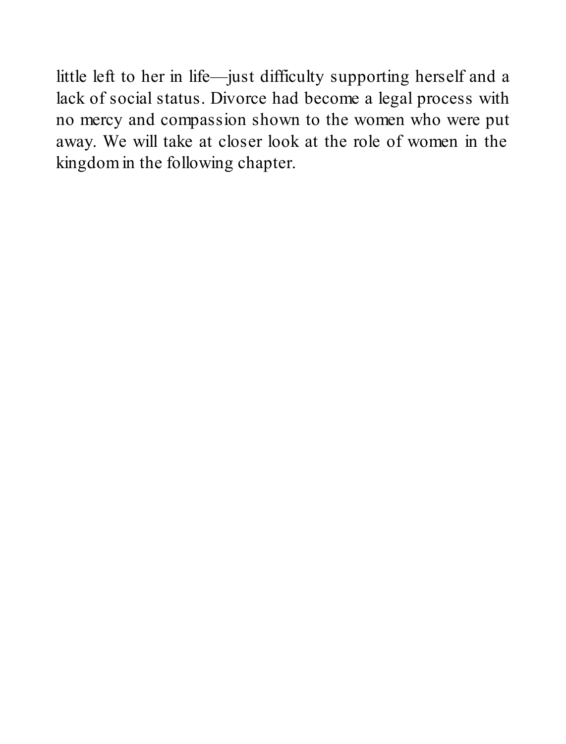little left to her in life—just difficulty supporting herself and a lack of social status. Divorce had become a legal process with no mercy and compassion shown to the women who were put away. We will take at closer look at the role of women in the kingdom in the following chapter.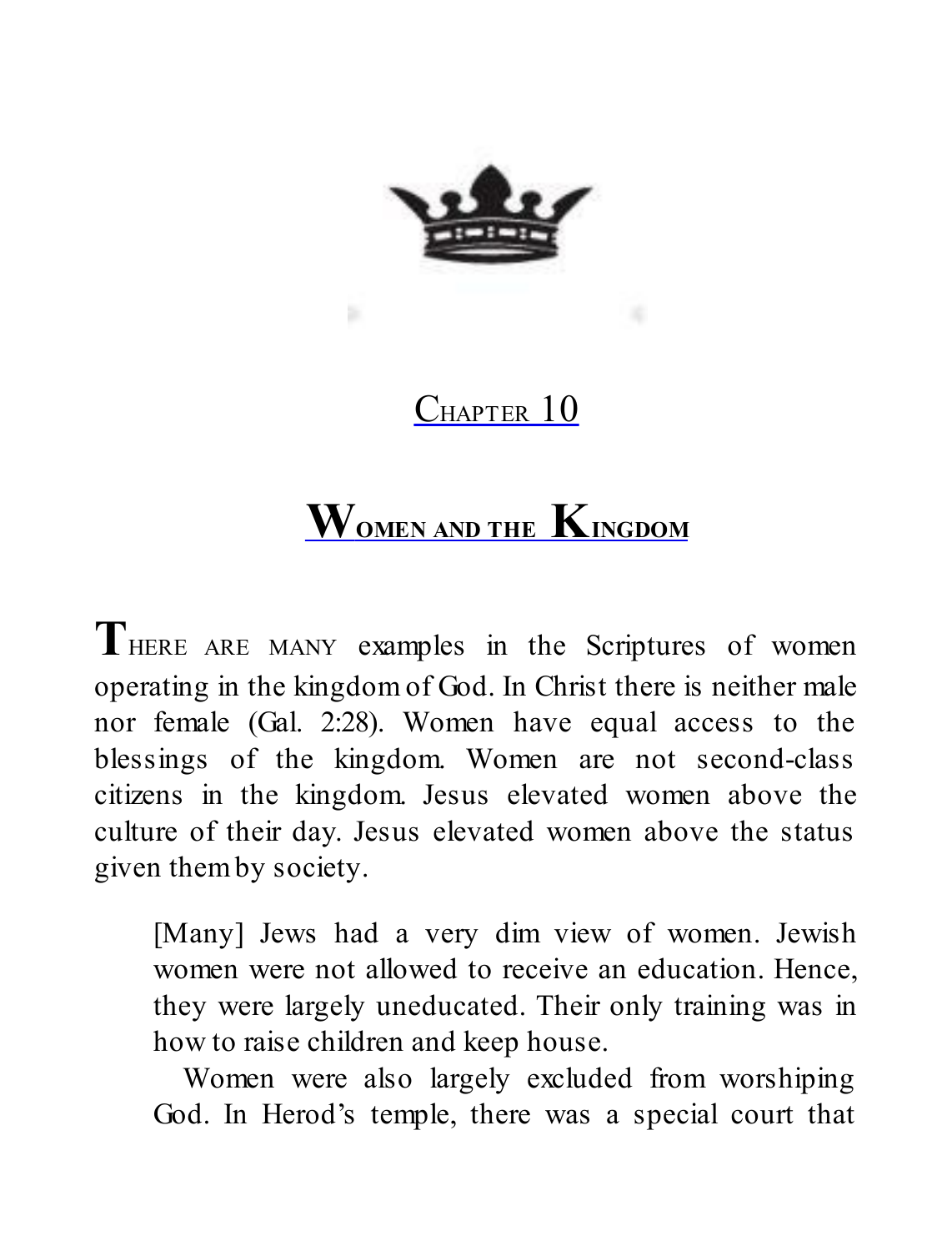## Chapter 10

# Women and the Kingdom

THERE ARE MANY examples in the Scriptures of women operating in the kingdom of God. In Christ there is neither male nor female (Gal. 2:28). Women have equal access to the blessings of the kingdom. Women are not second-class citizens in the kingdom. Jesus elevated women above the culture of their day. Jesus elevated women above the status given them by society.

> [Many] Jews had a very dim view of women. Jewish women were not allowed to receive an education. Hence, they were largely uneducated. Their only training was in how to raise children and keep house.
>
> Women were also largely excluded from worshiping God. In Herod's temple, there was a special court that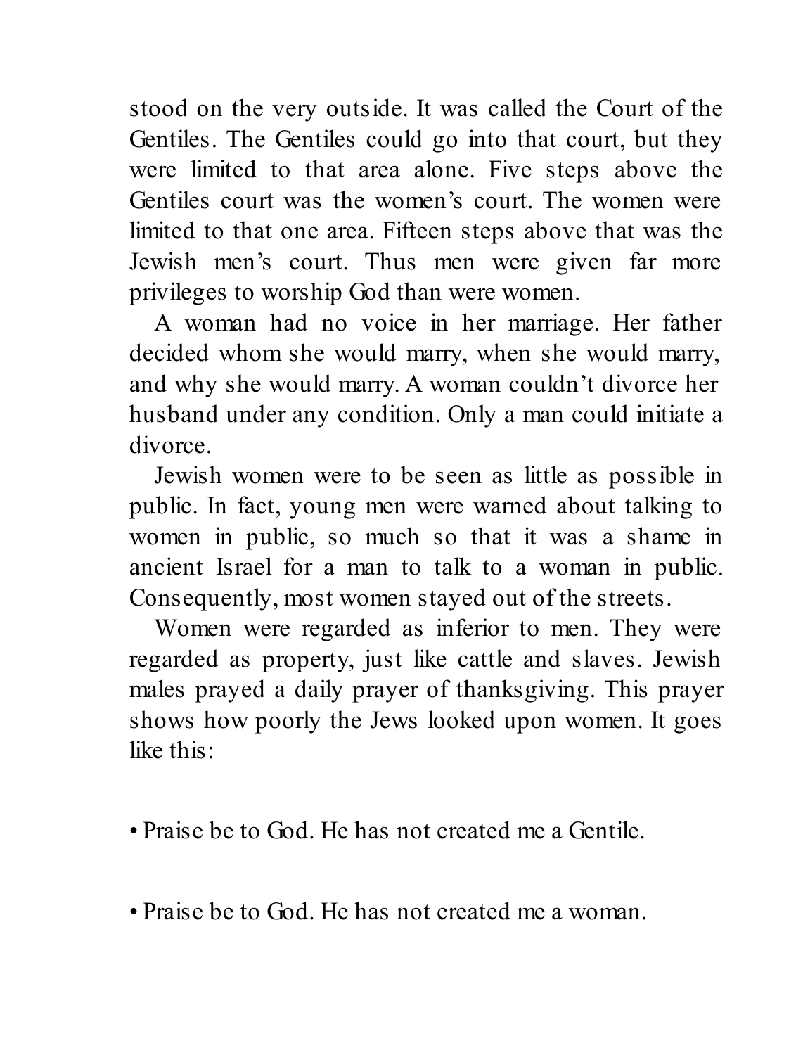stood on the very outside. It was called the Court of the Gentiles. The Gentiles could go into that court, but they were limited to that area alone. Five steps above the Gentiles court was the women's court. The women were limited to that one area. Fifteen steps above that was the Jewish men's court. Thus men were given far more privileges to worship God than were women.

A woman had no voice in her marriage. Her father decided whom she would marry, when she would marry, and why she would marry. A woman couldn't divorce her husband under any condition. Only a man could initiate a divorce.

Jewish women were to be seen as little as possible in public. In fact, young men were warned about talking to women in public, so much so that it was a shame in ancient Israel for a man to talk to a woman in public. Consequently, most women stayed out of the streets.

Women were regarded as inferior to men. They were regarded as property, just like cattle and slaves. Jewish males prayed a daily prayer of thanksgiving. This prayer shows how poorly the Jews looked upon women. It goes like this:

- Praise be to God. He has not created me a Gentile.

- Praise be to God. He has not created me a woman.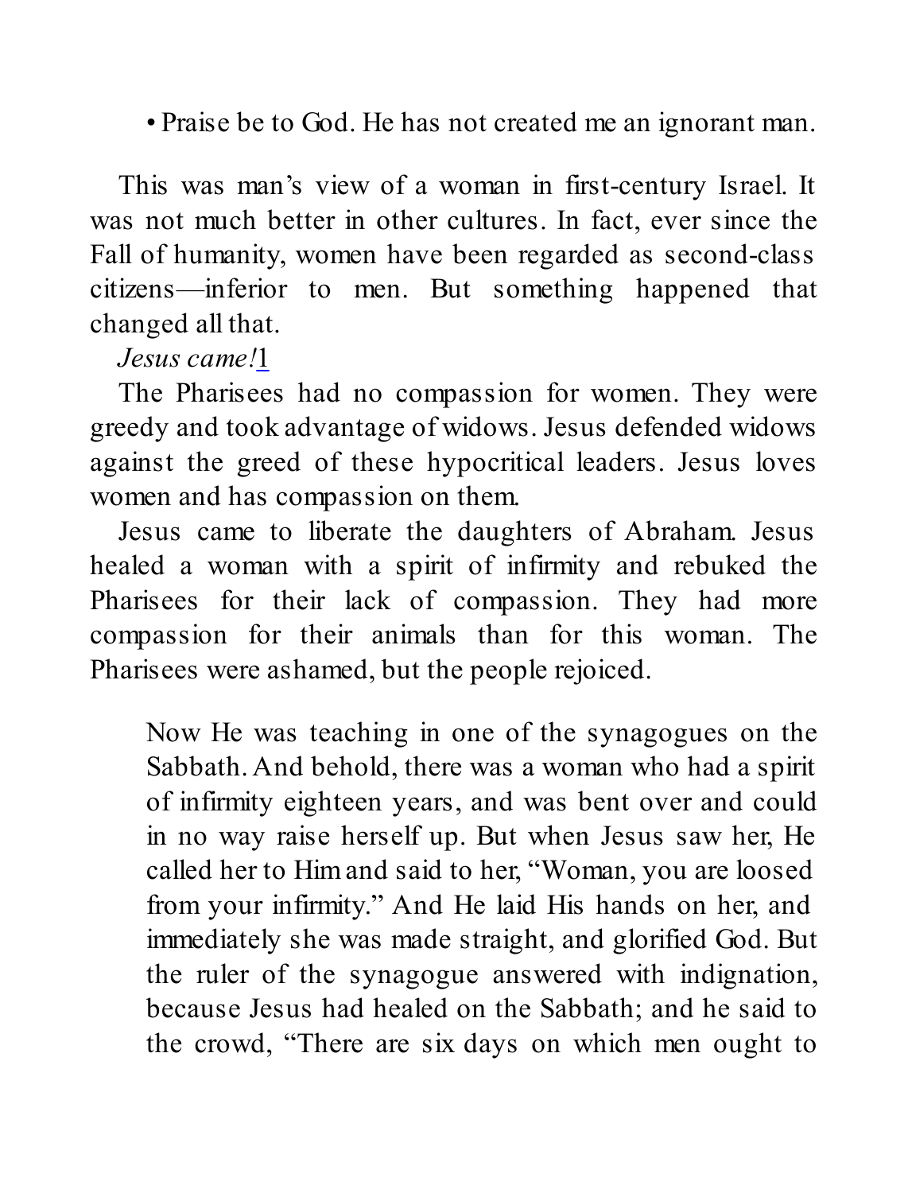- Praise be to God. He has not created me an ignorant man.

This was man's view of a woman in first-century Israel. It was not much better in other cultures. In fact, ever since the Fall of humanity, women have been regarded as second-class citizens—inferior to men. But something happened that changed all that.

*Jesus came!*[1]

The Pharisees had no compassion for women. They were greedy and took advantage of widows. Jesus defended widows against the greed of these hypocritical leaders. Jesus loves women and has compassion on them.

Jesus came to liberate the daughters of Abraham. Jesus healed a woman with a spirit of infirmity and rebuked the Pharisees for their lack of compassion. They had more compassion for their animals than for this woman. The Pharisees were ashamed, but the people rejoiced.

> Now He was teaching in one of the synagogues on the Sabbath. And behold, there was a woman who had a spirit of infirmity eighteen years, and was bent over and could in no way raise herself up. But when Jesus saw her, He called her to Him and said to her, "Woman, you are loosed from your infirmity." And He laid His hands on her, and immediately she was made straight, and glorified God. But the ruler of the synagogue answered with indignation, because Jesus had healed on the Sabbath; and he said to the crowd, "There are six days on which men ought to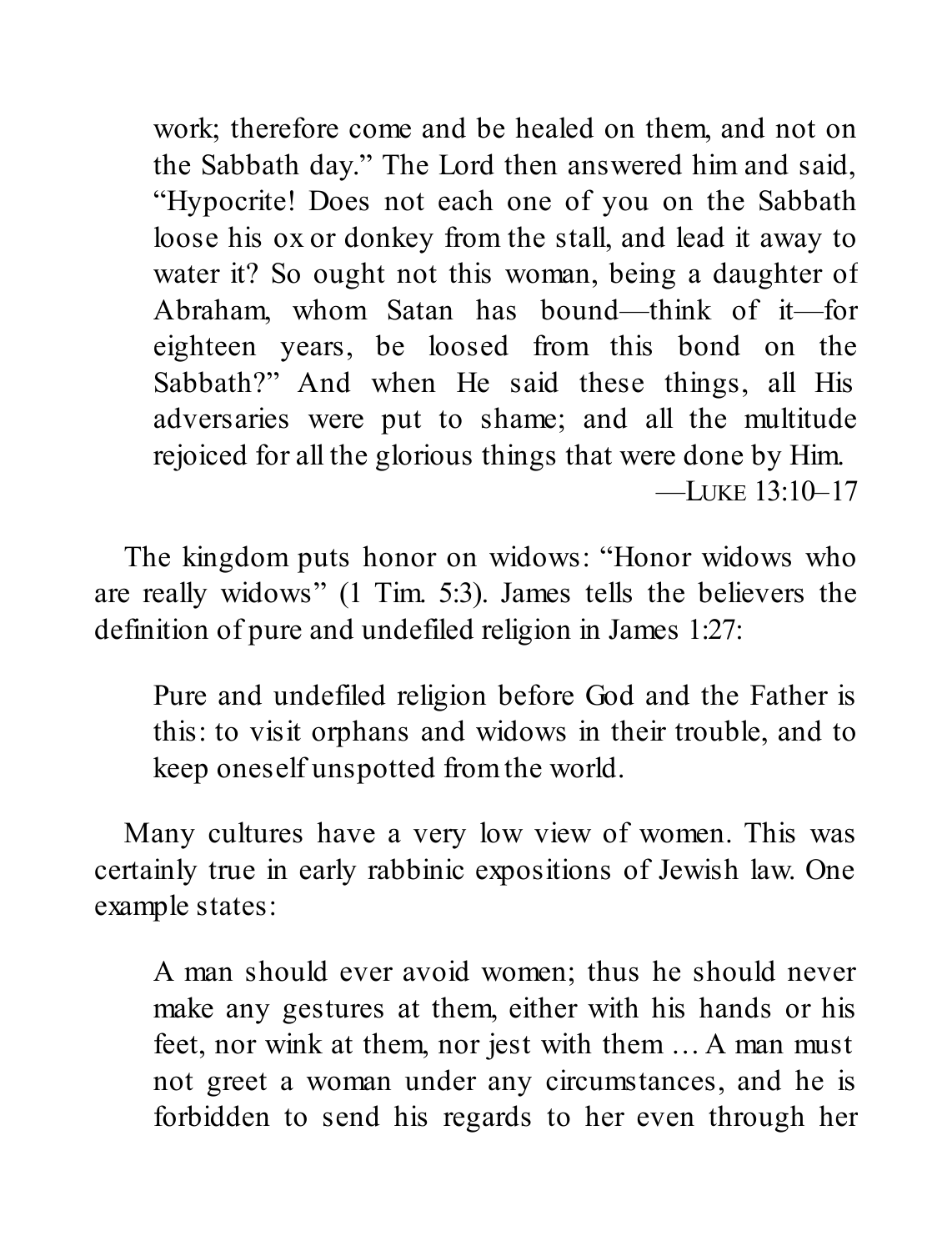> work; therefore come and be healed on them, and not on the Sabbath day." The Lord then answered him and said, "Hypocrite! Does not each one of you on the Sabbath loose his ox or donkey from the stall, and lead it away to water it? So ought not this woman, being a daughter of Abraham, whom Satan has bound—think of it—for eighteen years, be loosed from this bond on the Sabbath?" And when He said these things, all His adversaries were put to shame; and all the multitude rejoiced for all the glorious things that were done by Him.
>
> —LUKE 13:10–17

The kingdom puts honor on widows: "Honor widows who are really widows" (1 Tim. 5:3). James tells the believers the definition of pure and undefiled religion in James 1:27:

> Pure and undefiled religion before God and the Father is this: to visit orphans and widows in their trouble, and to keep oneself unspotted from the world.

Many cultures have a very low view of women. This was certainly true in early rabbinic expositions of Jewish law. One example states:

> A man should ever avoid women; thus he should never make any gestures at them, either with his hands or his feet, nor wink at them, nor jest with them … A man must not greet a woman under any circumstances, and he is forbidden to send his regards to her even through her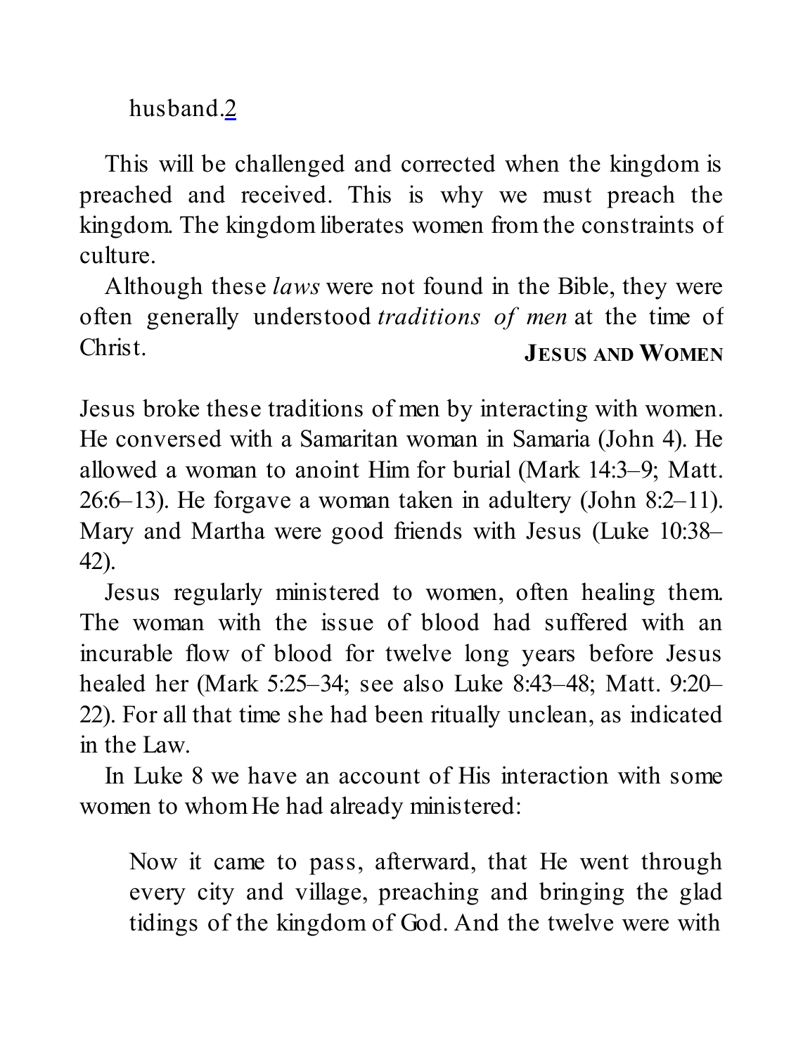husband.2

This will be challenged and corrected when the kingdom is preached and received. This is why we must preach the kingdom. The kingdom liberates women from the constraints of culture.

Although these *laws* were not found in the Bible, they were often generally understood *traditions of men* at the time of Christ.

## JESUS AND WOMEN

Jesus broke these traditions of men by interacting with women. He conversed with a Samaritan woman in Samaria (John 4). He allowed a woman to anoint Him for burial (Mark 14:3–9; Matt. 26:6–13). He forgave a woman taken in adultery (John 8:2–11). Mary and Martha were good friends with Jesus (Luke 10:38–42).

Jesus regularly ministered to women, often healing them. The woman with the issue of blood had suffered with an incurable flow of blood for twelve long years before Jesus healed her (Mark 5:25–34; see also Luke 8:43–48; Matt. 9:20–22). For all that time she had been ritually unclean, as indicated in the Law.

In Luke 8 we have an account of His interaction with some women to whom He had already ministered:

> Now it came to pass, afterward, that He went through every city and village, preaching and bringing the glad tidings of the kingdom of God. And the twelve were with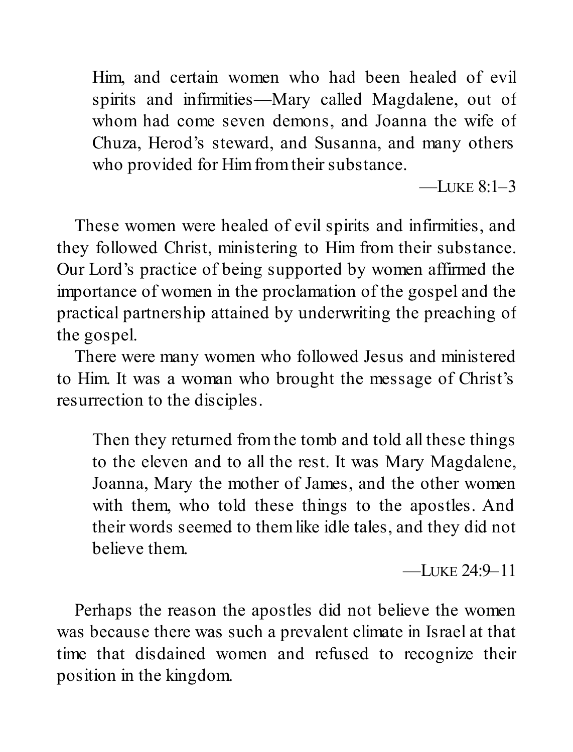> Him, and certain women who had been healed of evil spirits and infirmities—Mary called Magdalene, out of whom had come seven demons, and Joanna the wife of Chuza, Herod's steward, and Susanna, and many others who provided for Him from their substance.
>
> —LUKE 8:1–3

These women were healed of evil spirits and infirmities, and they followed Christ, ministering to Him from their substance. Our Lord's practice of being supported by women affirmed the importance of women in the proclamation of the gospel and the practical partnership attained by underwriting the preaching of the gospel.

There were many women who followed Jesus and ministered to Him. It was a woman who brought the message of Christ's resurrection to the disciples.

> Then they returned from the tomb and told all these things to the eleven and to all the rest. It was Mary Magdalene, Joanna, Mary the mother of James, and the other women with them, who told these things to the apostles. And their words seemed to them like idle tales, and they did not believe them.
>
> —LUKE 24:9–11

Perhaps the reason the apostles did not believe the women was because there was such a prevalent climate in Israel at that time that disdained women and refused to recognize their position in the kingdom.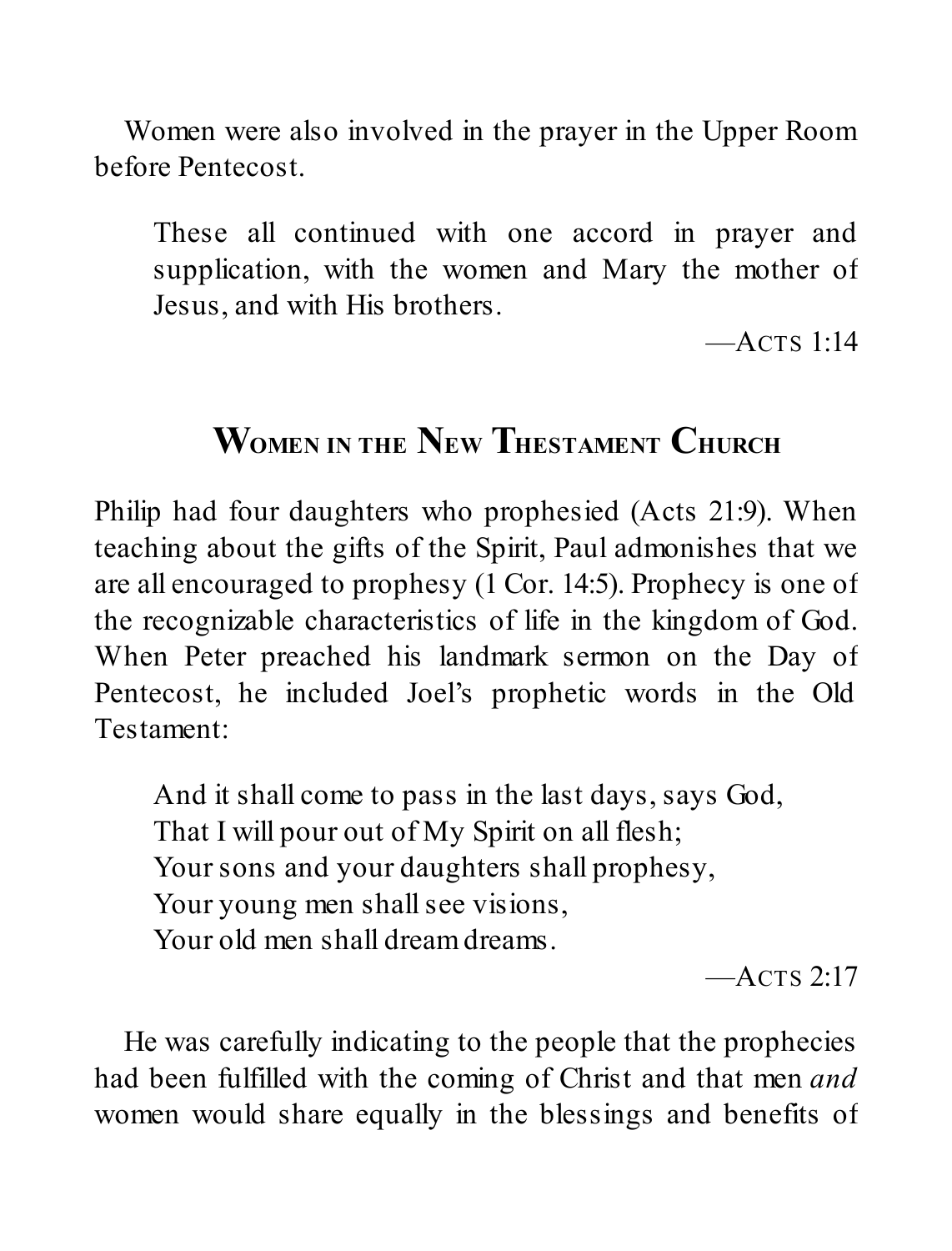Women were also involved in the prayer in the Upper Room before Pentecost.

> These all continued with one accord in prayer and supplication, with the women and Mary the mother of Jesus, and with His brothers.
>
> —Acts 1:14

## Women in the New Thestament Church

Philip had four daughters who prophesied (Acts 21:9). When teaching about the gifts of the Spirit, Paul admonishes that we are all encouraged to prophesy (1 Cor. 14:5). Prophecy is one of the recognizable characteristics of life in the kingdom of God. When Peter preached his landmark sermon on the Day of Pentecost, he included Joel's prophetic words in the Old Testament:

> And it shall come to pass in the last days, says God,
> That I will pour out of My Spirit on all flesh;
> Your sons and your daughters shall prophesy,
> Your young men shall see visions,
> Your old men shall dream dreams.
>
> —Acts 2:17

He was carefully indicating to the people that the prophecies had been fulfilled with the coming of Christ and that men *and* women would share equally in the blessings and benefits of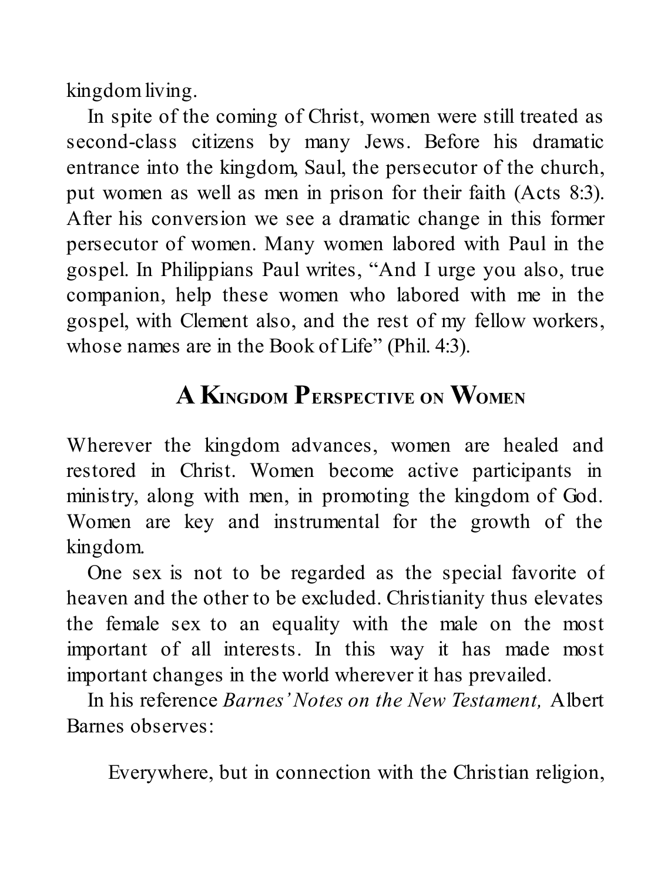kingdom living.

In spite of the coming of Christ, women were still treated as second-class citizens by many Jews. Before his dramatic entrance into the kingdom, Saul, the persecutor of the church, put women as well as men in prison for their faith (Acts 8:3). After his conversion we see a dramatic change in this former persecutor of women. Many women labored with Paul in the gospel. In Philippians Paul writes, "And I urge you also, true companion, help these women who labored with me in the gospel, with Clement also, and the rest of my fellow workers, whose names are in the Book of Life" (Phil. 4:3).

## A Kingdom Perspective on Women

Wherever the kingdom advances, women are healed and restored in Christ. Women become active participants in ministry, along with men, in promoting the kingdom of God. Women are key and instrumental for the growth of the kingdom.

One sex is not to be regarded as the special favorite of heaven and the other to be excluded. Christianity thus elevates the female sex to an equality with the male on the most important of all interests. In this way it has made most important changes in the world wherever it has prevailed.

In his reference *Barnes' Notes on the New Testament,* Albert Barnes observes:

> Everywhere, but in connection with the Christian religion,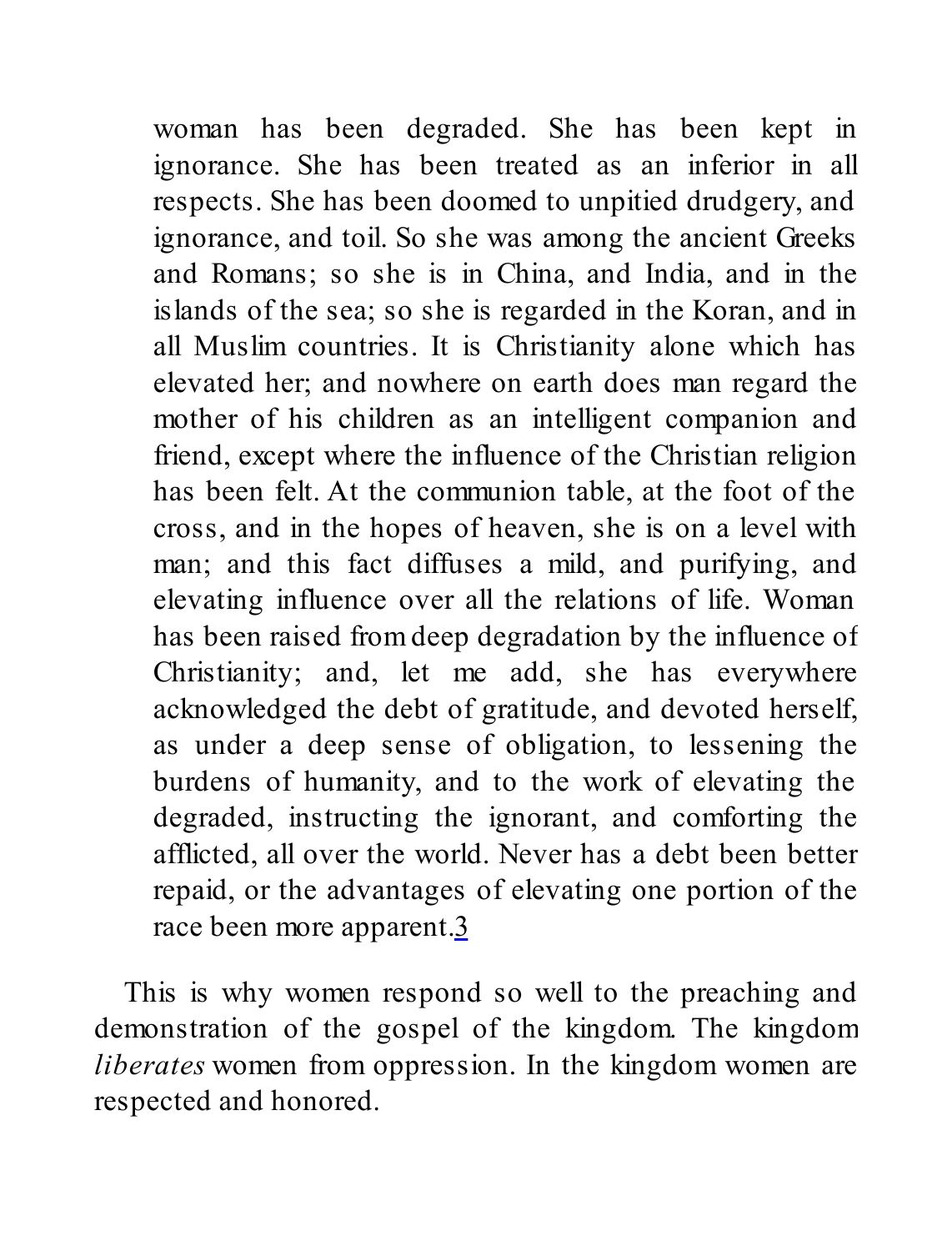> woman has been degraded. She has been kept in ignorance. She has been treated as an inferior in all respects. She has been doomed to unpitied drudgery, and ignorance, and toil. So she was among the ancient Greeks and Romans; so she is in China, and India, and in the islands of the sea; so she is regarded in the Koran, and in all Muslim countries. It is Christianity alone which has elevated her; and nowhere on earth does man regard the mother of his children as an intelligent companion and friend, except where the influence of the Christian religion has been felt. At the communion table, at the foot of the cross, and in the hopes of heaven, she is on a level with man; and this fact diffuses a mild, and purifying, and elevating influence over all the relations of life. Woman has been raised from deep degradation by the influence of Christianity; and, let me add, she has everywhere acknowledged the debt of gratitude, and devoted herself, as under a deep sense of obligation, to lessening the burdens of humanity, and to the work of elevating the degraded, instructing the ignorant, and comforting the afflicted, all over the world. Never has a debt been better repaid, or the advantages of elevating one portion of the race been more apparent.[3]

This is why women respond so well to the preaching and demonstration of the gospel of the kingdom. The kingdom *liberates* women from oppression. In the kingdom women are respected and honored.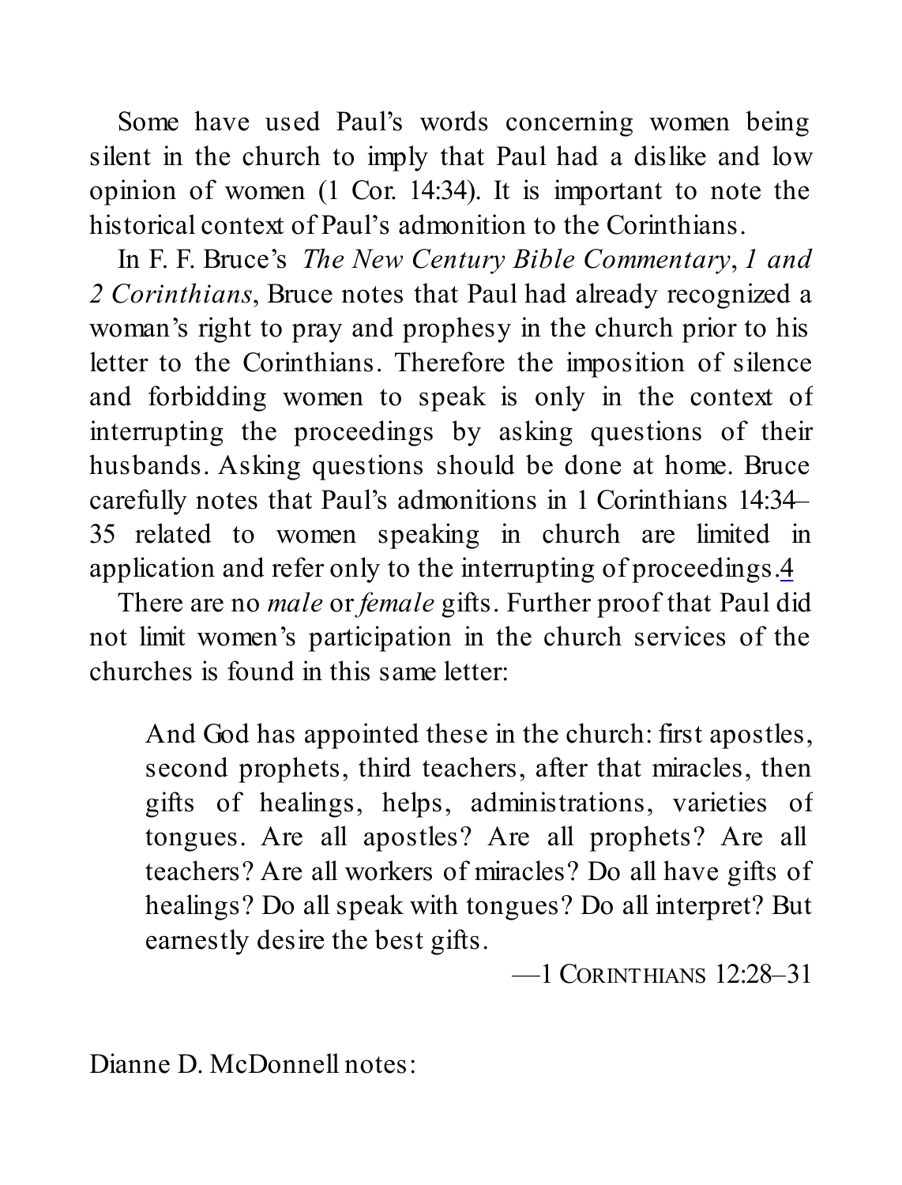Some have used Paul's words concerning women being silent in the church to imply that Paul had a dislike and low opinion of women (1 Cor. 14:34). It is important to note the historical context of Paul's admonition to the Corinthians.

In F. F. Bruce's *The New Century Bible Commentary*, *1 and 2 Corinthians*, Bruce notes that Paul had already recognized a woman's right to pray and prophesy in the church prior to his letter to the Corinthians. Therefore the imposition of silence and forbidding women to speak is only in the context of interrupting the proceedings by asking questions of their husbands. Asking questions should be done at home. Bruce carefully notes that Paul's admonitions in 1 Corinthians 14:34–35 related to women speaking in church are limited in application and refer only to the interrupting of proceedings.[4]

There are no *male* or *female* gifts. Further proof that Paul did not limit women's participation in the church services of the churches is found in this same letter:

> And God has appointed these in the church: first apostles, second prophets, third teachers, after that miracles, then gifts of healings, helps, administrations, varieties of tongues. Are all apostles? Are all prophets? Are all teachers? Are all workers of miracles? Do all have gifts of healings? Do all speak with tongues? Do all interpret? But earnestly desire the best gifts.
>
> —1 CORINTHIANS 12:28–31

Dianne D. McDonnell notes: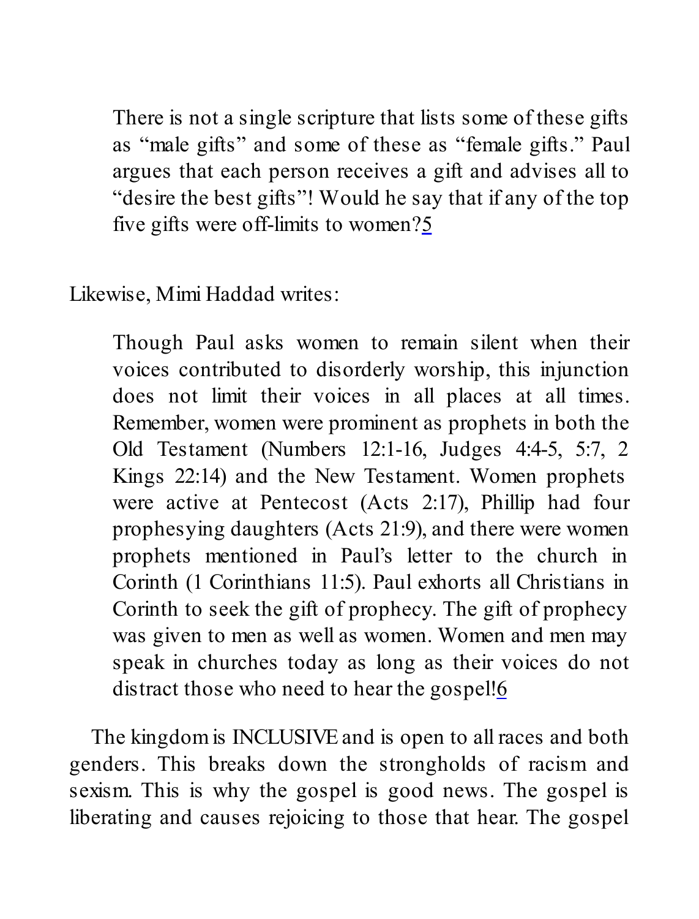> There is not a single scripture that lists some of these gifts as "male gifts" and some of these as "female gifts." Paul argues that each person receives a gift and advises all to "desire the best gifts"! Would he say that if any of the top five gifts were off-limits to women?[5]

Likewise, Mimi Haddad writes:

> Though Paul asks women to remain silent when their voices contributed to disorderly worship, this injunction does not limit their voices in all places at all times. Remember, women were prominent as prophets in both the Old Testament (Numbers 12:1-16, Judges 4:4-5, 5:7, 2 Kings 22:14) and the New Testament. Women prophets were active at Pentecost (Acts 2:17), Phillip had four prophesying daughters (Acts 21:9), and there were women prophets mentioned in Paul's letter to the church in Corinth (1 Corinthians 11:5). Paul exhorts all Christians in Corinth to seek the gift of prophecy. The gift of prophecy was given to men as well as women. Women and men may speak in churches today as long as their voices do not distract those who need to hear the gospel![6]

The kingdom is INCLUSIVE and is open to all races and both genders. This breaks down the strongholds of racism and sexism. This is why the gospel is good news. The gospel is liberating and causes rejoicing to those that hear. The gospel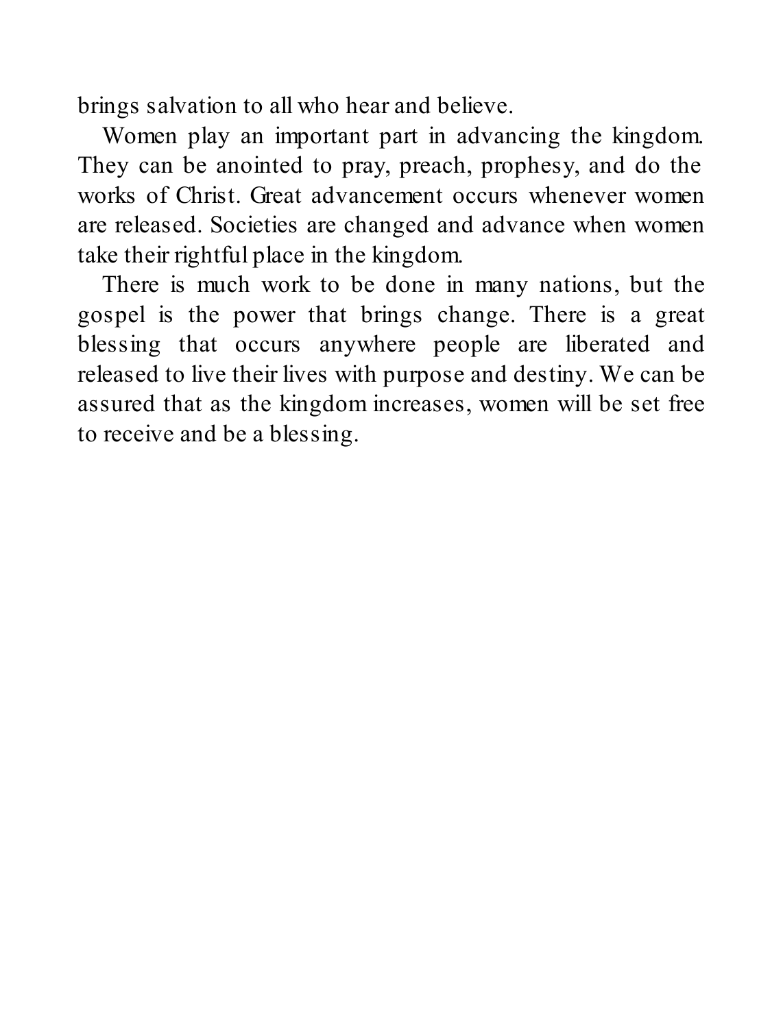brings salvation to all who hear and believe.

Women play an important part in advancing the kingdom. They can be anointed to pray, preach, prophesy, and do the works of Christ. Great advancement occurs whenever women are released. Societies are changed and advance when women take their rightful place in the kingdom.

There is much work to be done in many nations, but the gospel is the power that brings change. There is a great blessing that occurs anywhere people are liberated and released to live their lives with purpose and destiny. We can be assured that as the kingdom increases, women will be set free to receive and be a blessing.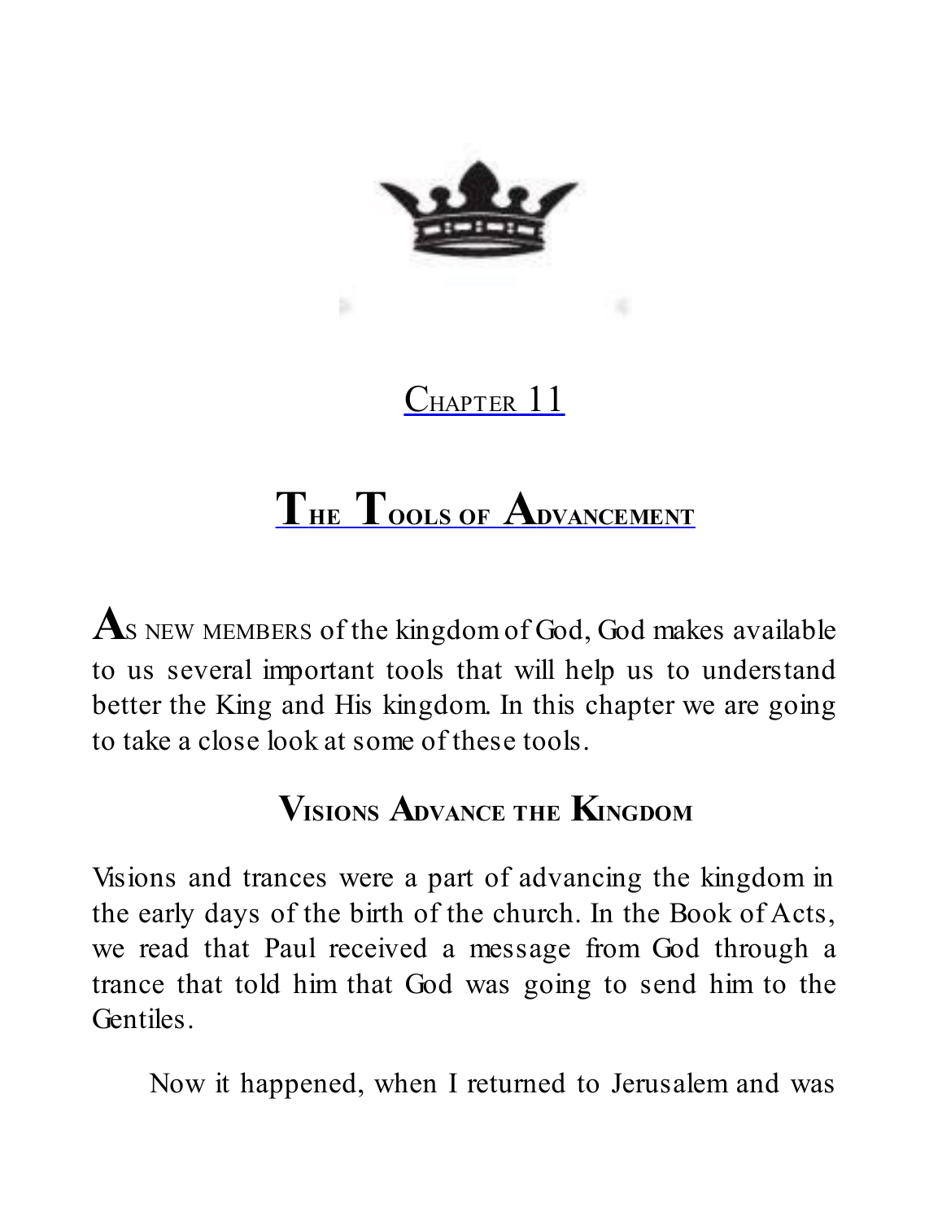# Chapter 11

# The Tools of Advancement

As new members of the kingdom of God, God makes available to us several important tools that will help us to understand better the King and His kingdom. In this chapter we are going to take a close look at some of these tools.

## Visions Advance the Kingdom

Visions and trances were a part of advancing the kingdom in the early days of the birth of the church. In the Book of Acts, we read that Paul received a message from God through a trance that told him that God was going to send him to the Gentiles.

Now it happened, when I returned to Jerusalem and was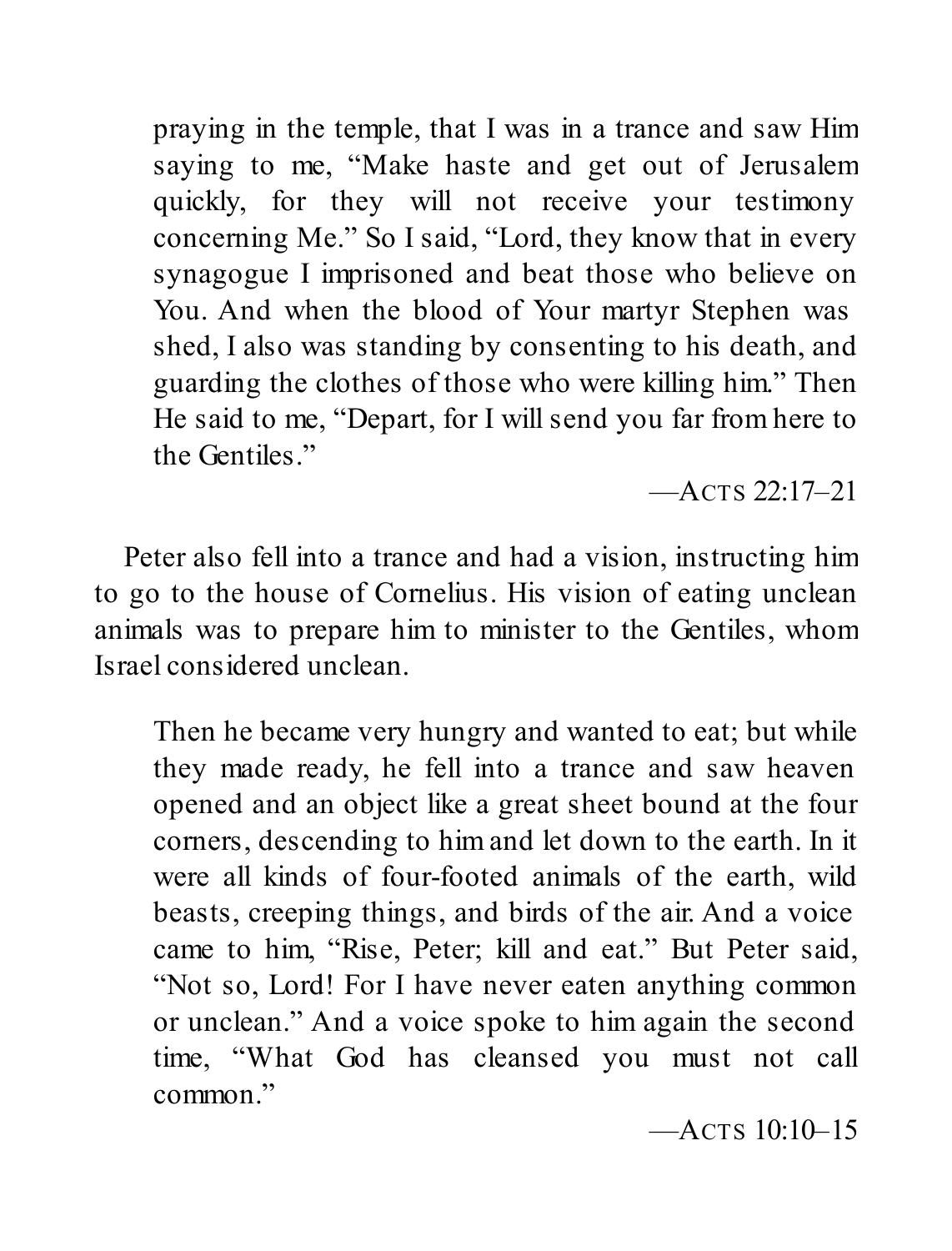> praying in the temple, that I was in a trance and saw Him saying to me, "Make haste and get out of Jerusalem quickly, for they will not receive your testimony concerning Me." So I said, "Lord, they know that in every synagogue I imprisoned and beat those who believe on You. And when the blood of Your martyr Stephen was shed, I also was standing by consenting to his death, and guarding the clothes of those who were killing him." Then He said to me, "Depart, for I will send you far from here to the Gentiles."
>
> —ACTS 22:17–21

Peter also fell into a trance and had a vision, instructing him to go to the house of Cornelius. His vision of eating unclean animals was to prepare him to minister to the Gentiles, whom Israel considered unclean.

> Then he became very hungry and wanted to eat; but while they made ready, he fell into a trance and saw heaven opened and an object like a great sheet bound at the four corners, descending to him and let down to the earth. In it were all kinds of four-footed animals of the earth, wild beasts, creeping things, and birds of the air. And a voice came to him, "Rise, Peter; kill and eat." But Peter said, "Not so, Lord! For I have never eaten anything common or unclean." And a voice spoke to him again the second time, "What God has cleansed you must not call common."
>
> —ACTS 10:10–15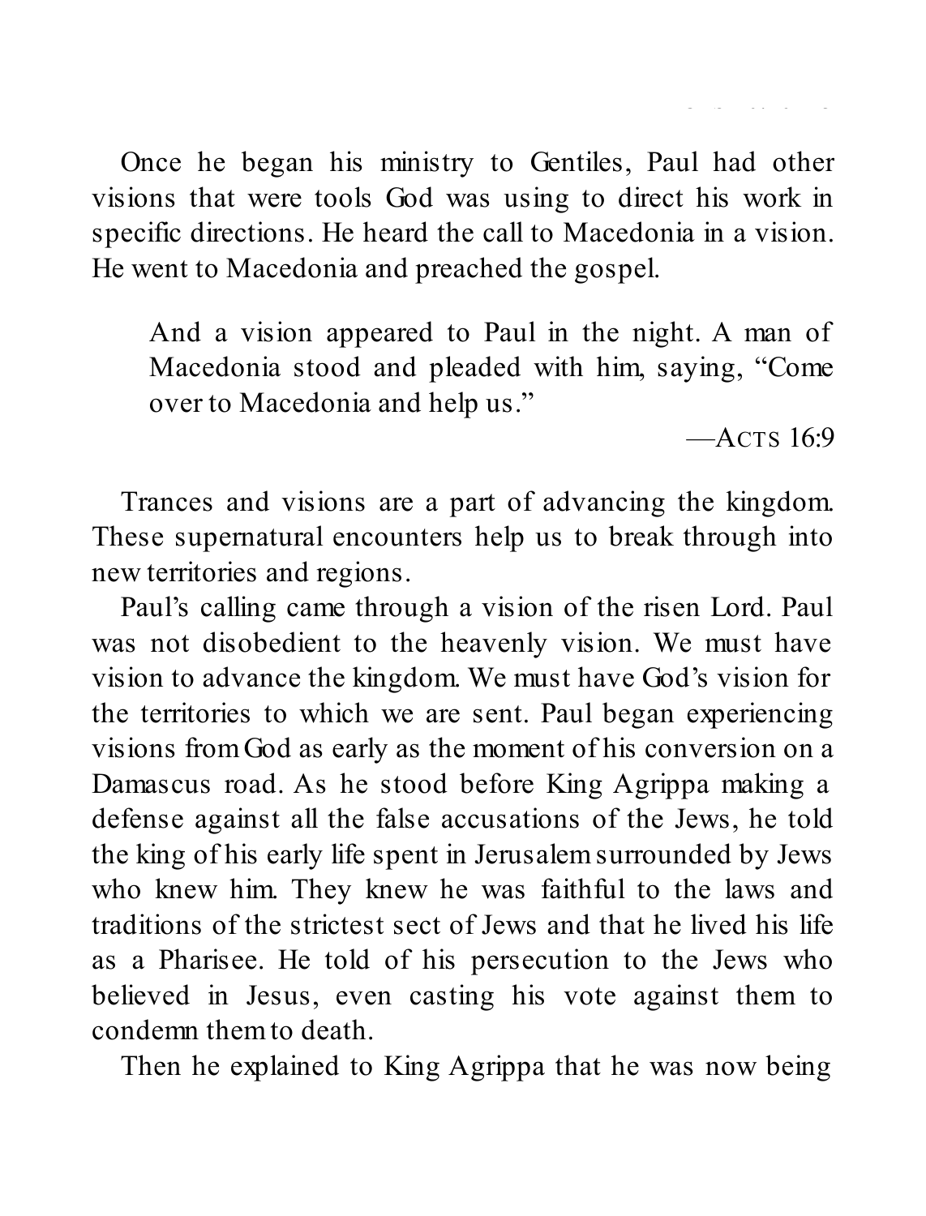Once he began his ministry to Gentiles, Paul had other visions that were tools God was using to direct his work in specific directions. He heard the call to Macedonia in a vision. He went to Macedonia and preached the gospel.

> And a vision appeared to Paul in the night. A man of Macedonia stood and pleaded with him, saying, "Come over to Macedonia and help us."
>
> —ACTS 16:9

Trances and visions are a part of advancing the kingdom. These supernatural encounters help us to break through into new territories and regions.

Paul's calling came through a vision of the risen Lord. Paul was not disobedient to the heavenly vision. We must have vision to advance the kingdom. We must have God's vision for the territories to which we are sent. Paul began experiencing visions from God as early as the moment of his conversion on a Damascus road. As he stood before King Agrippa making a defense against all the false accusations of the Jews, he told the king of his early life spent in Jerusalem surrounded by Jews who knew him. They knew he was faithful to the laws and traditions of the strictest sect of Jews and that he lived his life as a Pharisee. He told of his persecution to the Jews who believed in Jesus, even casting his vote against them to condemn them to death.

Then he explained to King Agrippa that he was now being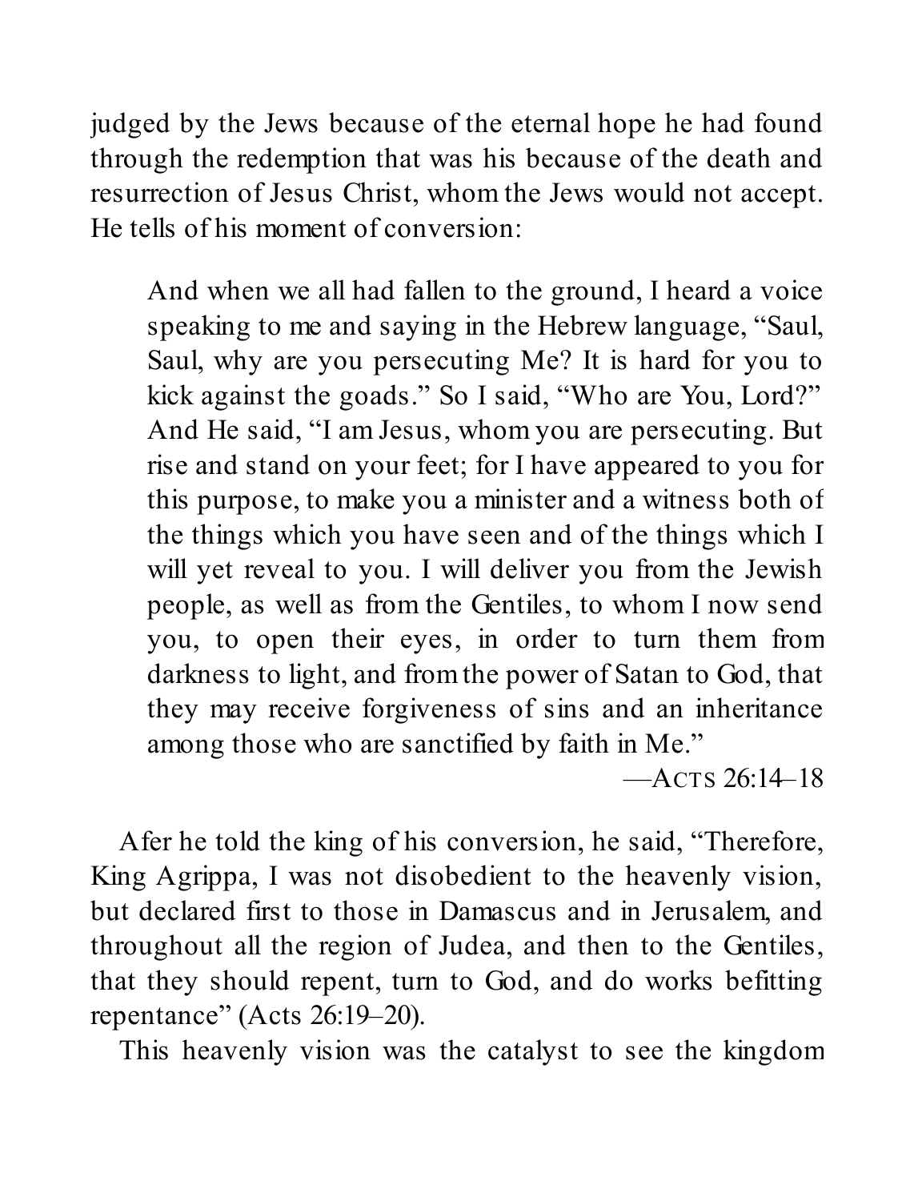judged by the Jews because of the eternal hope he had found through the redemption that was his because of the death and resurrection of Jesus Christ, whom the Jews would not accept. He tells of his moment of conversion:

> And when we all had fallen to the ground, I heard a voice speaking to me and saying in the Hebrew language, "Saul, Saul, why are you persecuting Me? It is hard for you to kick against the goads." So I said, "Who are You, Lord?" And He said, "I am Jesus, whom you are persecuting. But rise and stand on your feet; for I have appeared to you for this purpose, to make you a minister and a witness both of the things which you have seen and of the things which I will yet reveal to you. I will deliver you from the Jewish people, as well as from the Gentiles, to whom I now send you, to open their eyes, in order to turn them from darkness to light, and from the power of Satan to God, that they may receive forgiveness of sins and an inheritance among those who are sanctified by faith in Me."
>
> —ACTS 26:14–18

Afer he told the king of his conversion, he said, "Therefore, King Agrippa, I was not disobedient to the heavenly vision, but declared first to those in Damascus and in Jerusalem, and throughout all the region of Judea, and then to the Gentiles, that they should repent, turn to God, and do works befitting repentance" (Acts 26:19–20).

This heavenly vision was the catalyst to see the kingdom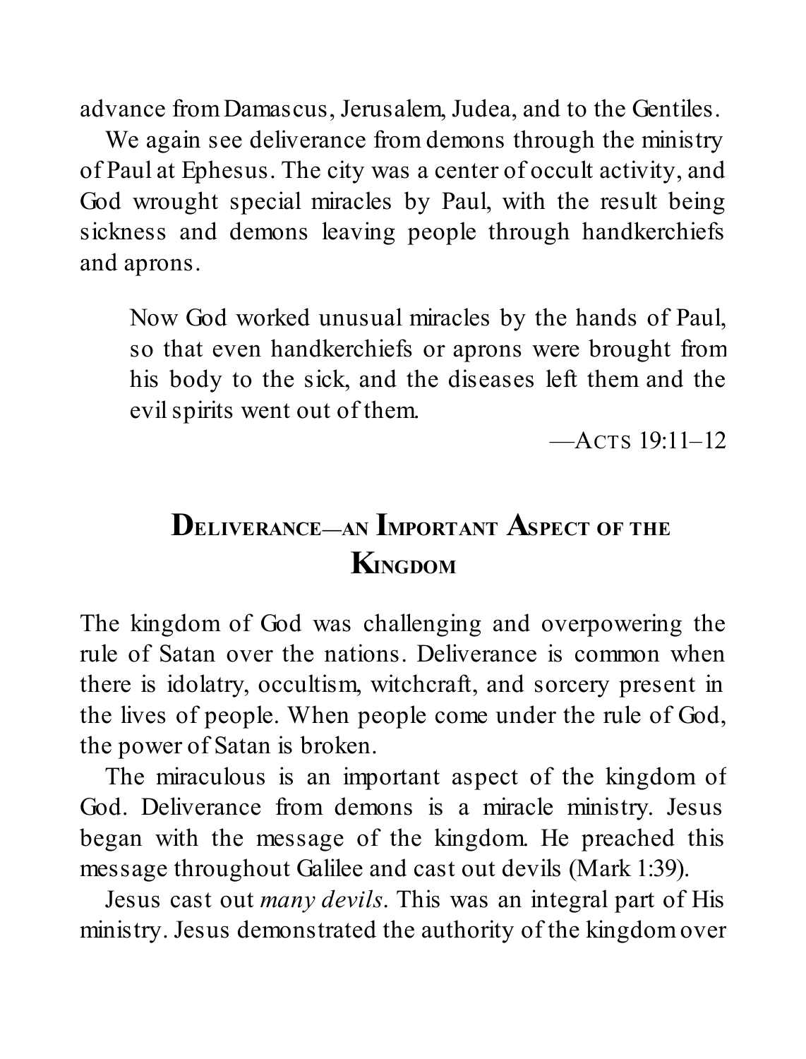advance from Damascus, Jerusalem, Judea, and to the Gentiles.

We again see deliverance from demons through the ministry of Paul at Ephesus. The city was a center of occult activity, and God wrought special miracles by Paul, with the result being sickness and demons leaving people through handkerchiefs and aprons.

> Now God worked unusual miracles by the hands of Paul, so that even handkerchiefs or aprons were brought from his body to the sick, and the diseases left them and the evil spirits went out of them.
>
> —Acts 19:11–12

## Deliverance—an Important Aspect of the Kingdom

The kingdom of God was challenging and overpowering the rule of Satan over the nations. Deliverance is common when there is idolatry, occultism, witchcraft, and sorcery present in the lives of people. When people come under the rule of God, the power of Satan is broken.

The miraculous is an important aspect of the kingdom of God. Deliverance from demons is a miracle ministry. Jesus began with the message of the kingdom. He preached this message throughout Galilee and cast out devils (Mark 1:39).

Jesus cast out *many devils*. This was an integral part of His ministry. Jesus demonstrated the authority of the kingdom over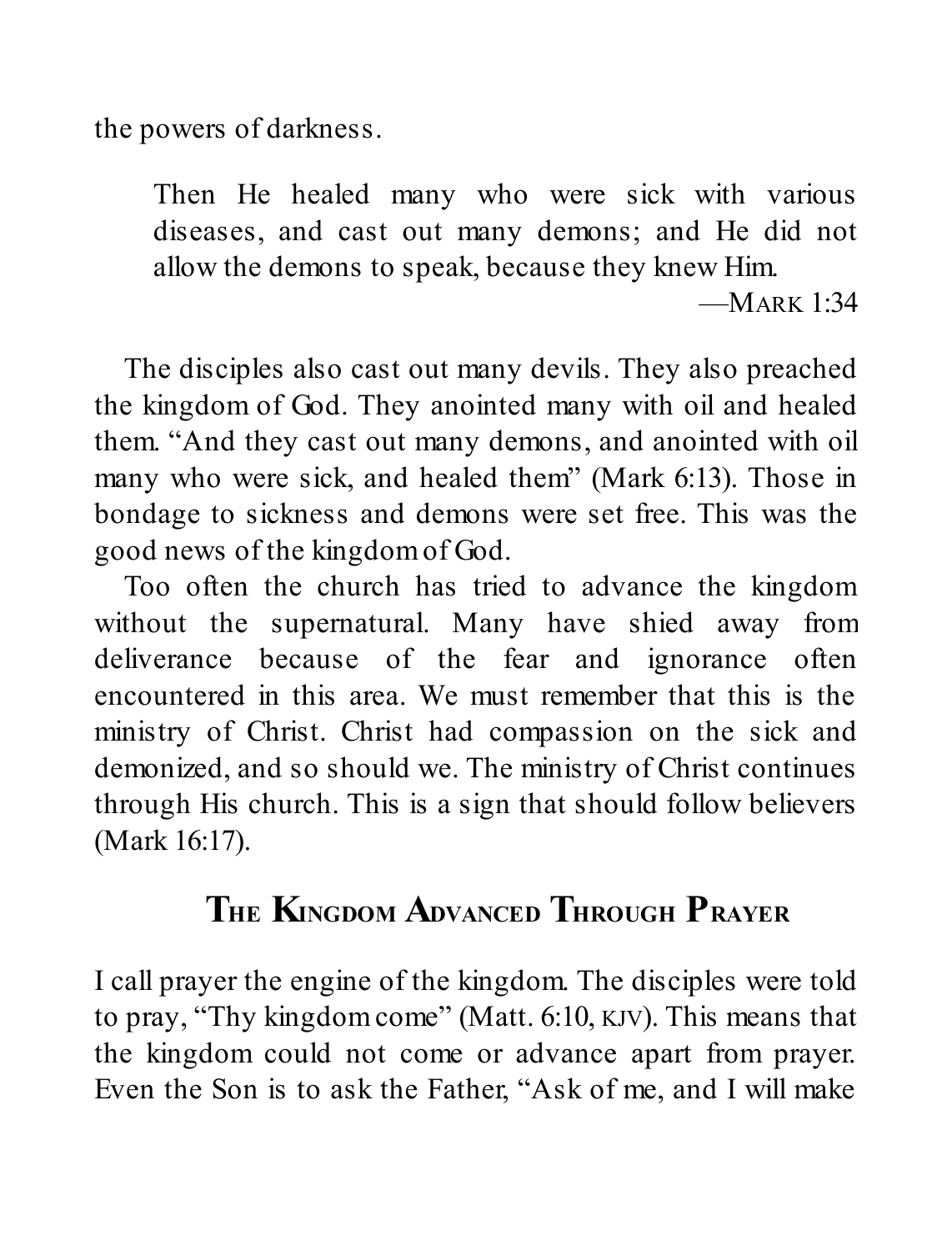the powers of darkness.

> Then He healed many who were sick with various diseases, and cast out many demons; and He did not allow the demons to speak, because they knew Him.
>
> —MARK 1:34

The disciples also cast out many devils. They also preached the kingdom of God. They anointed many with oil and healed them. "And they cast out many demons, and anointed with oil many who were sick, and healed them" (Mark 6:13). Those in bondage to sickness and demons were set free. This was the good news of the kingdom of God.

Too often the church has tried to advance the kingdom without the supernatural. Many have shied away from deliverance because of the fear and ignorance often encountered in this area. We must remember that this is the ministry of Christ. Christ had compassion on the sick and demonized, and so should we. The ministry of Christ continues through His church. This is a sign that should follow believers (Mark 16:17).

## THE KINGDOM ADVANCED THROUGH PRAYER

I call prayer the engine of the kingdom. The disciples were told to pray, "Thy kingdom come" (Matt. 6:10, KJV). This means that the kingdom could not come or advance apart from prayer. Even the Son is to ask the Father, "Ask of me, and I will make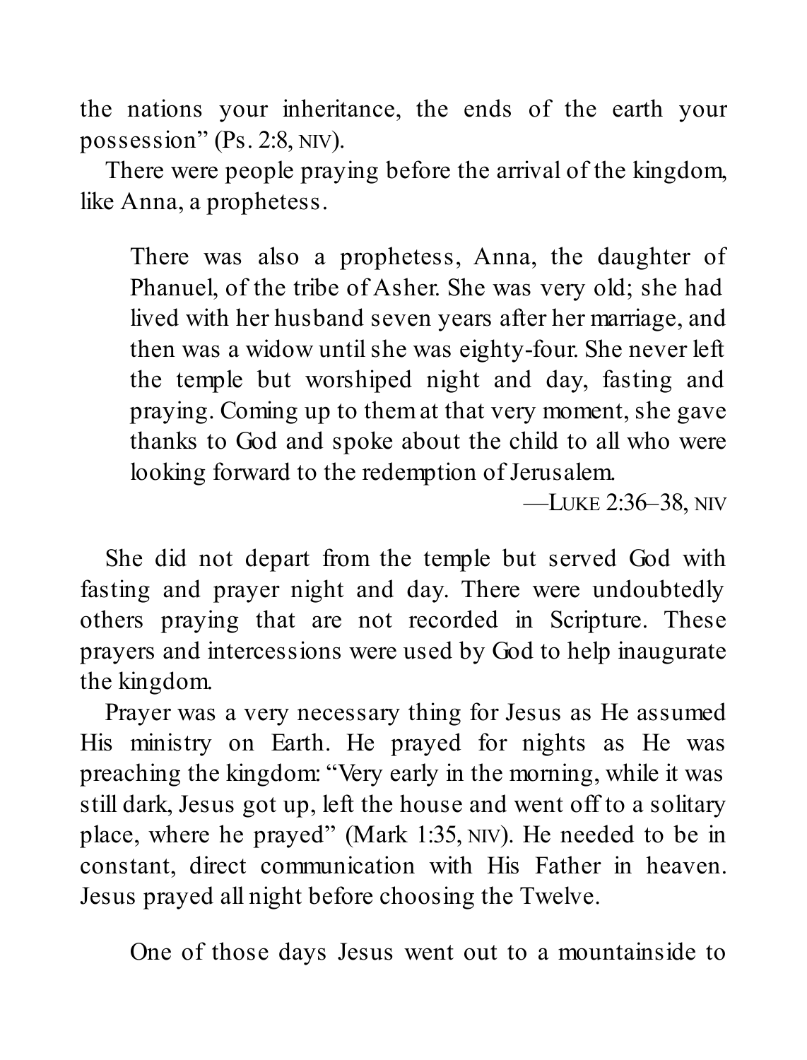the nations your inheritance, the ends of the earth your possession” (Ps. 2:8, NIV).

There were people praying before the arrival of the kingdom, like Anna, a prophetess.

> There was also a prophetess, Anna, the daughter of Phanuel, of the tribe of Asher. She was very old; she had lived with her husband seven years after her marriage, and then was a widow until she was eighty-four. She never left the temple but worshiped night and day, fasting and praying. Coming up to them at that very moment, she gave thanks to God and spoke about the child to all who were looking forward to the redemption of Jerusalem.
>
> —LUKE 2:36–38, NIV

She did not depart from the temple but served God with fasting and prayer night and day. There were undoubtedly others praying that are not recorded in Scripture. These prayers and intercessions were used by God to help inaugurate the kingdom.

Prayer was a very necessary thing for Jesus as He assumed His ministry on Earth. He prayed for nights as He was preaching the kingdom: “Very early in the morning, while it was still dark, Jesus got up, left the house and went off to a solitary place, where he prayed” (Mark 1:35, NIV). He needed to be in constant, direct communication with His Father in heaven. Jesus prayed all night before choosing the Twelve.

> One of those days Jesus went out to a mountainside to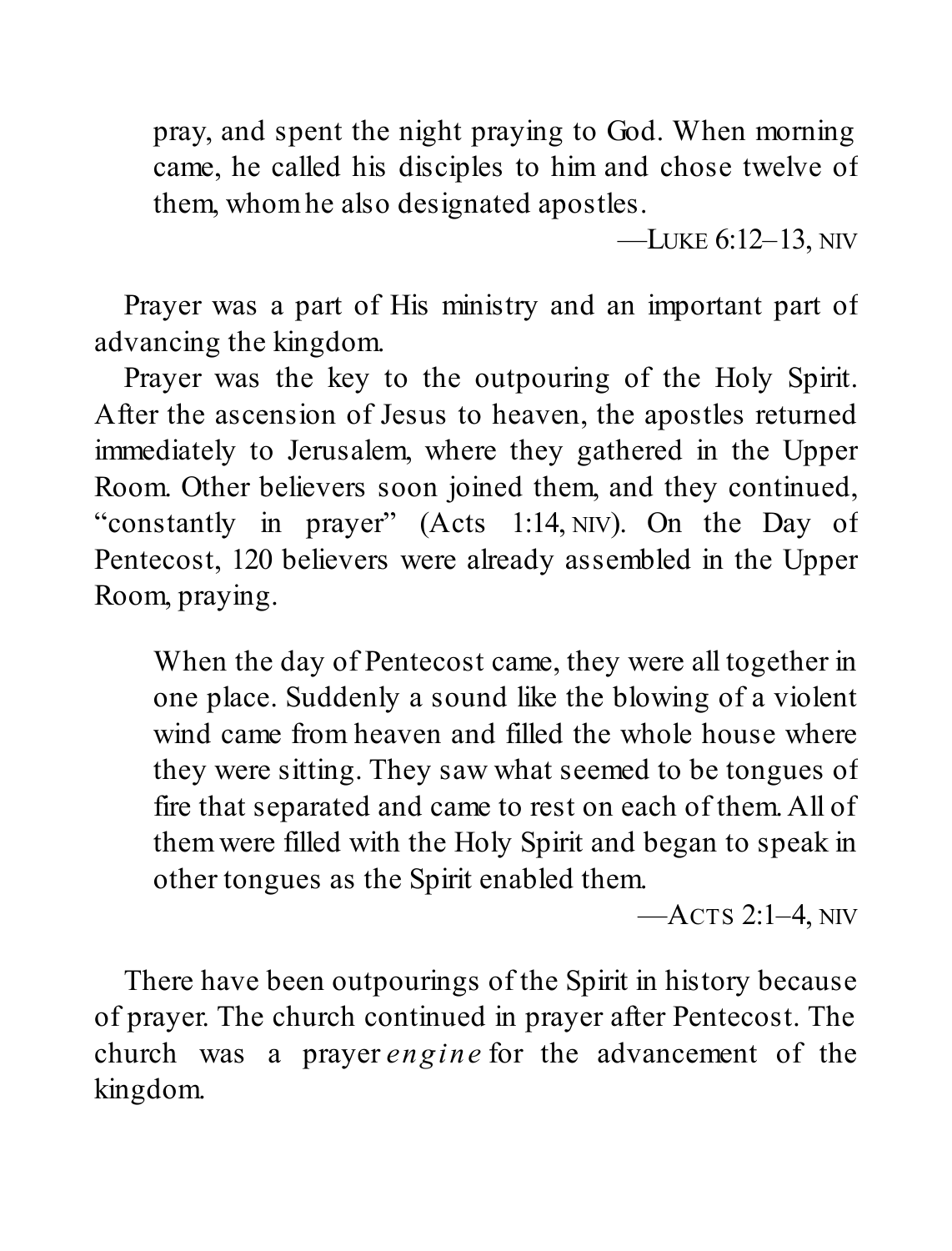> pray, and spent the night praying to God. When morning came, he called his disciples to him and chose twelve of them, whom he also designated apostles.
>
> —LUKE 6:12–13, NIV

Prayer was a part of His ministry and an important part of advancing the kingdom.

Prayer was the key to the outpouring of the Holy Spirit. After the ascension of Jesus to heaven, the apostles returned immediately to Jerusalem, where they gathered in the Upper Room. Other believers soon joined them, and they continued, "constantly in prayer" (Acts 1:14, NIV). On the Day of Pentecost, 120 believers were already assembled in the Upper Room, praying.

> When the day of Pentecost came, they were all together in one place. Suddenly a sound like the blowing of a violent wind came from heaven and filled the whole house where they were sitting. They saw what seemed to be tongues of fire that separated and came to rest on each of them. All of them were filled with the Holy Spirit and began to speak in other tongues as the Spirit enabled them.
>
> —ACTS 2:1–4, NIV

There have been outpourings of the Spirit in history because of prayer. The church continued in prayer after Pentecost. The church was a prayer *engine* for the advancement of the kingdom.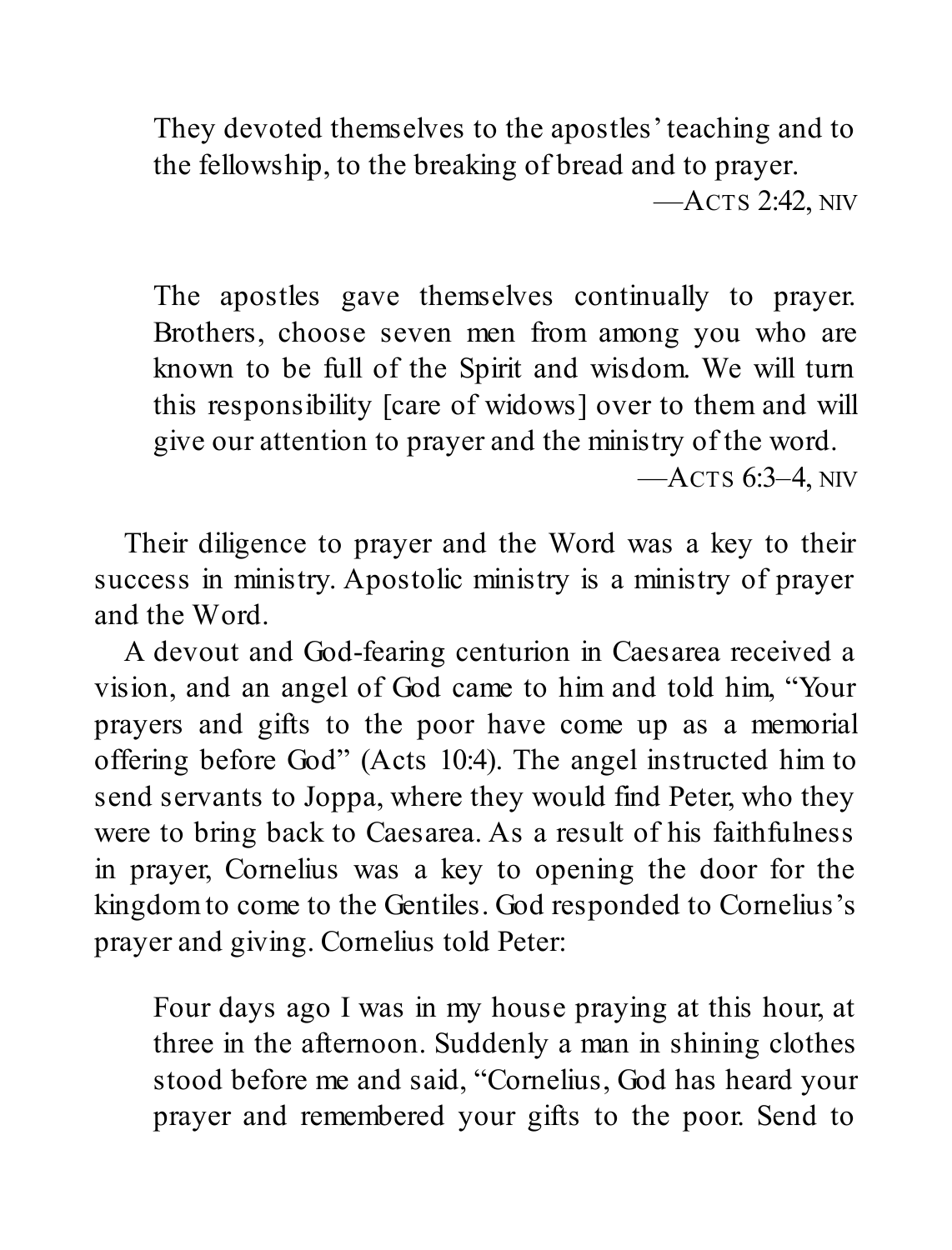> They devoted themselves to the apostles' teaching and to the fellowship, to the breaking of bread and to prayer.
>
> —Acts 2:42, NIV

> The apostles gave themselves continually to prayer. Brothers, choose seven men from among you who are known to be full of the Spirit and wisdom. We will turn this responsibility [care of widows] over to them and will give our attention to prayer and the ministry of the word.
>
> —Acts 6:3–4, NIV

Their diligence to prayer and the Word was a key to their success in ministry. Apostolic ministry is a ministry of prayer and the Word.

A devout and God-fearing centurion in Caesarea received a vision, and an angel of God came to him and told him, "Your prayers and gifts to the poor have come up as a memorial offering before God" (Acts 10:4). The angel instructed him to send servants to Joppa, where they would find Peter, who they were to bring back to Caesarea. As a result of his faithfulness in prayer, Cornelius was a key to opening the door for the kingdom to come to the Gentiles. God responded to Cornelius's prayer and giving. Cornelius told Peter:

> Four days ago I was in my house praying at this hour, at three in the afternoon. Suddenly a man in shining clothes stood before me and said, "Cornelius, God has heard your prayer and remembered your gifts to the poor. Send to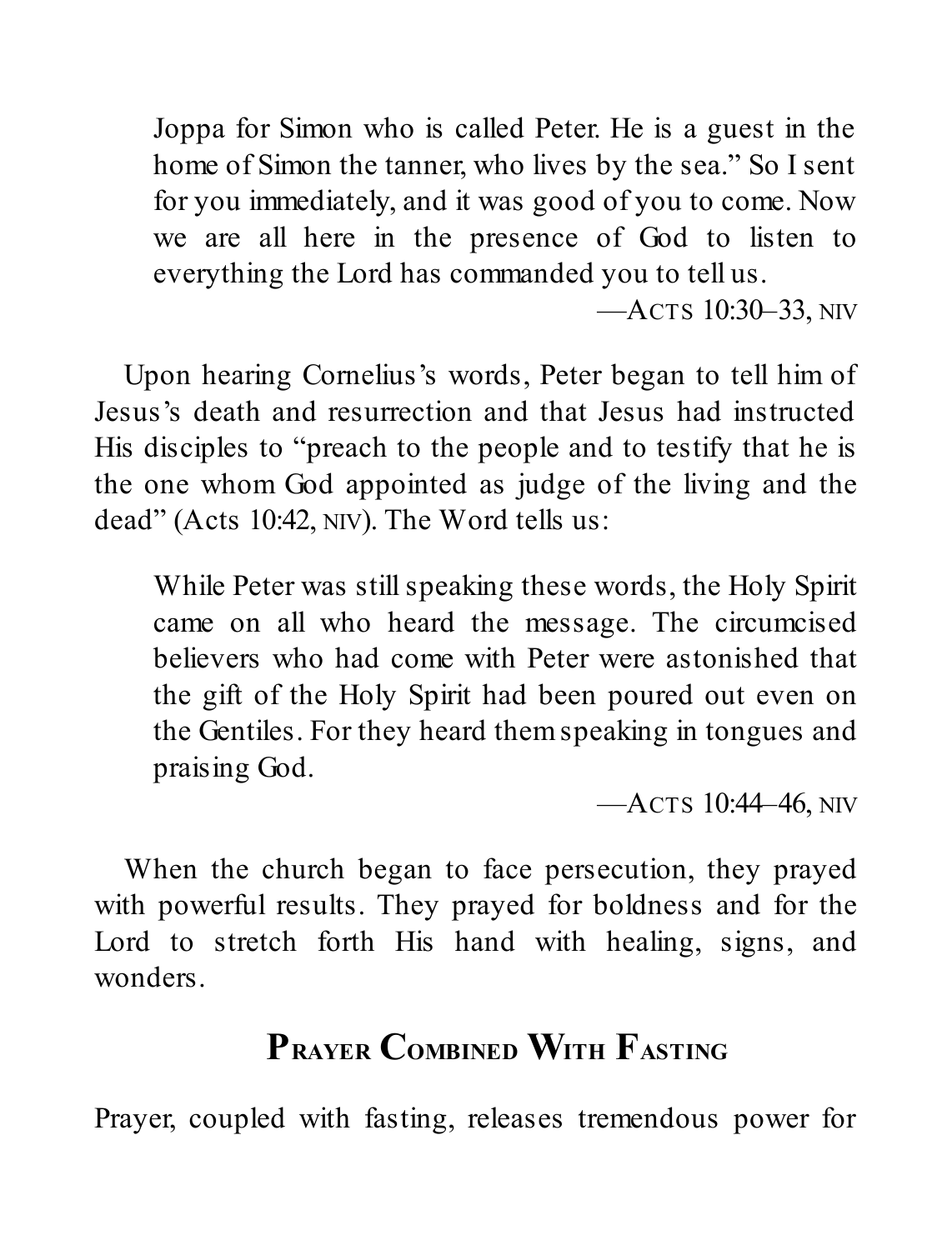> Joppa for Simon who is called Peter. He is a guest in the home of Simon the tanner, who lives by the sea." So I sent for you immediately, and it was good of you to come. Now we are all here in the presence of God to listen to everything the Lord has commanded you to tell us.
>
> —Acts 10:30–33, NIV

Upon hearing Cornelius's words, Peter began to tell him of Jesus's death and resurrection and that Jesus had instructed His disciples to "preach to the people and to testify that he is the one whom God appointed as judge of the living and the dead" (Acts 10:42, NIV). The Word tells us:

> While Peter was still speaking these words, the Holy Spirit came on all who heard the message. The circumcised believers who had come with Peter were astonished that the gift of the Holy Spirit had been poured out even on the Gentiles. For they heard them speaking in tongues and praising God.
>
> —Acts 10:44–46, NIV

When the church began to face persecution, they prayed with powerful results. They prayed for boldness and for the Lord to stretch forth His hand with healing, signs, and wonders.

## Prayer Combined With Fasting

Prayer, coupled with fasting, releases tremendous power for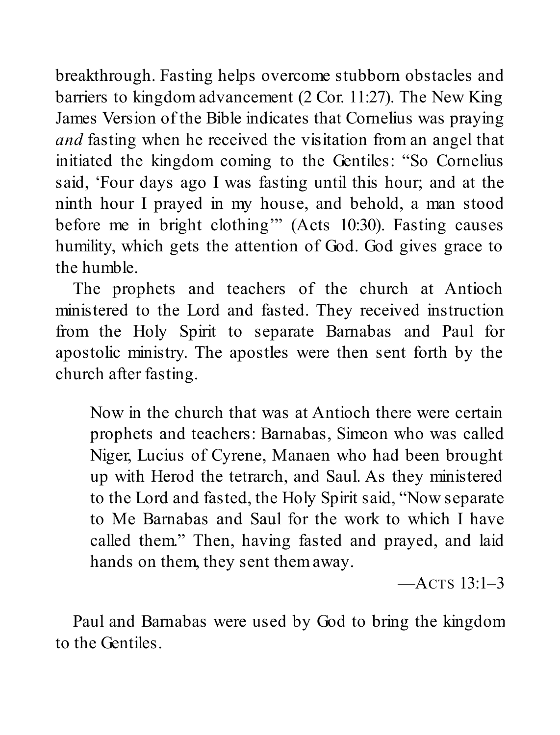breakthrough. Fasting helps overcome stubborn obstacles and barriers to kingdom advancement (2 Cor. 11:27). The New King James Version of the Bible indicates that Cornelius was praying *and* fasting when he received the visitation from an angel that initiated the kingdom coming to the Gentiles: "So Cornelius said, 'Four days ago I was fasting until this hour; and at the ninth hour I prayed in my house, and behold, a man stood before me in bright clothing'" (Acts 10:30). Fasting causes humility, which gets the attention of God. God gives grace to the humble.

The prophets and teachers of the church at Antioch ministered to the Lord and fasted. They received instruction from the Holy Spirit to separate Barnabas and Paul for apostolic ministry. The apostles were then sent forth by the church after fasting.

> Now in the church that was at Antioch there were certain prophets and teachers: Barnabas, Simeon who was called Niger, Lucius of Cyrene, Manaen who had been brought up with Herod the tetrarch, and Saul. As they ministered to the Lord and fasted, the Holy Spirit said, "Now separate to Me Barnabas and Saul for the work to which I have called them." Then, having fasted and prayed, and laid hands on them, they sent them away.
>
> —Acts 13:1–3

Paul and Barnabas were used by God to bring the kingdom to the Gentiles.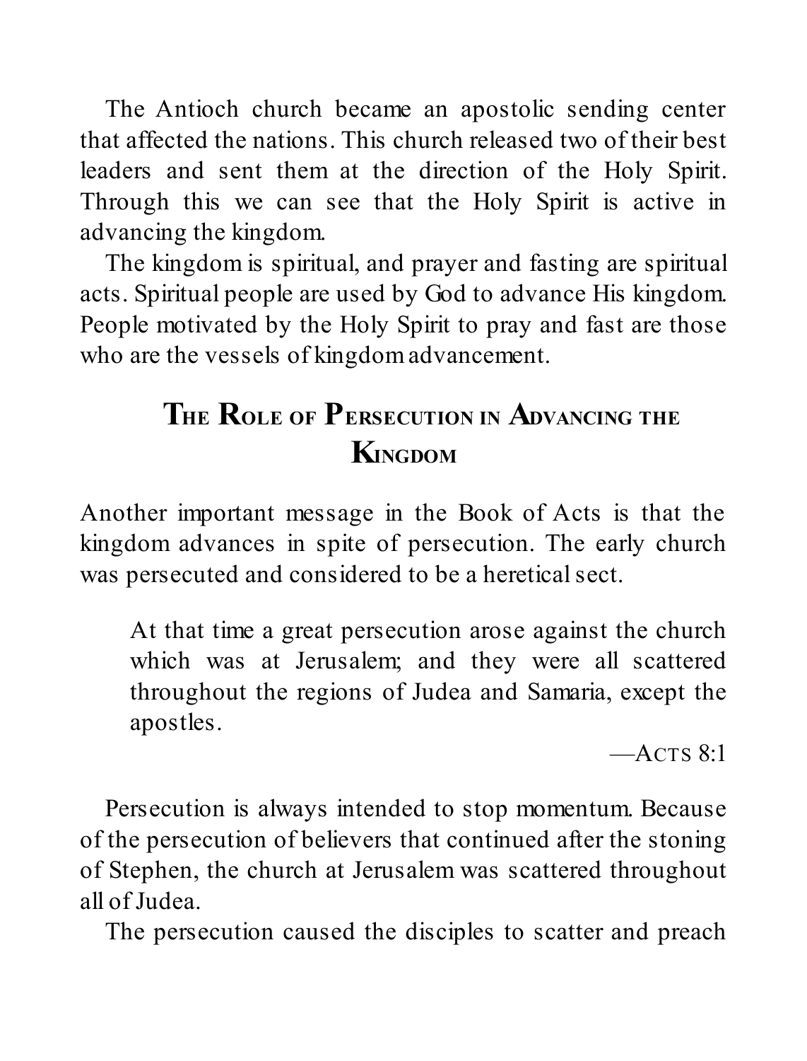The Antioch church became an apostolic sending center that affected the nations. This church released two of their best leaders and sent them at the direction of the Holy Spirit. Through this we can see that the Holy Spirit is active in advancing the kingdom.

The kingdom is spiritual, and prayer and fasting are spiritual acts. Spiritual people are used by God to advance His kingdom. People motivated by the Holy Spirit to pray and fast are those who are the vessels of kingdom advancement.

## The Role of Persecution in Advancing the Kingdom

Another important message in the Book of Acts is that the kingdom advances in spite of persecution. The early church was persecuted and considered to be a heretical sect.

> At that time a great persecution arose against the church which was at Jerusalem; and they were all scattered throughout the regions of Judea and Samaria, except the apostles.
>
> —Acts 8:1

Persecution is always intended to stop momentum. Because of the persecution of believers that continued after the stoning of Stephen, the church at Jerusalem was scattered throughout all of Judea.

The persecution caused the disciples to scatter and preach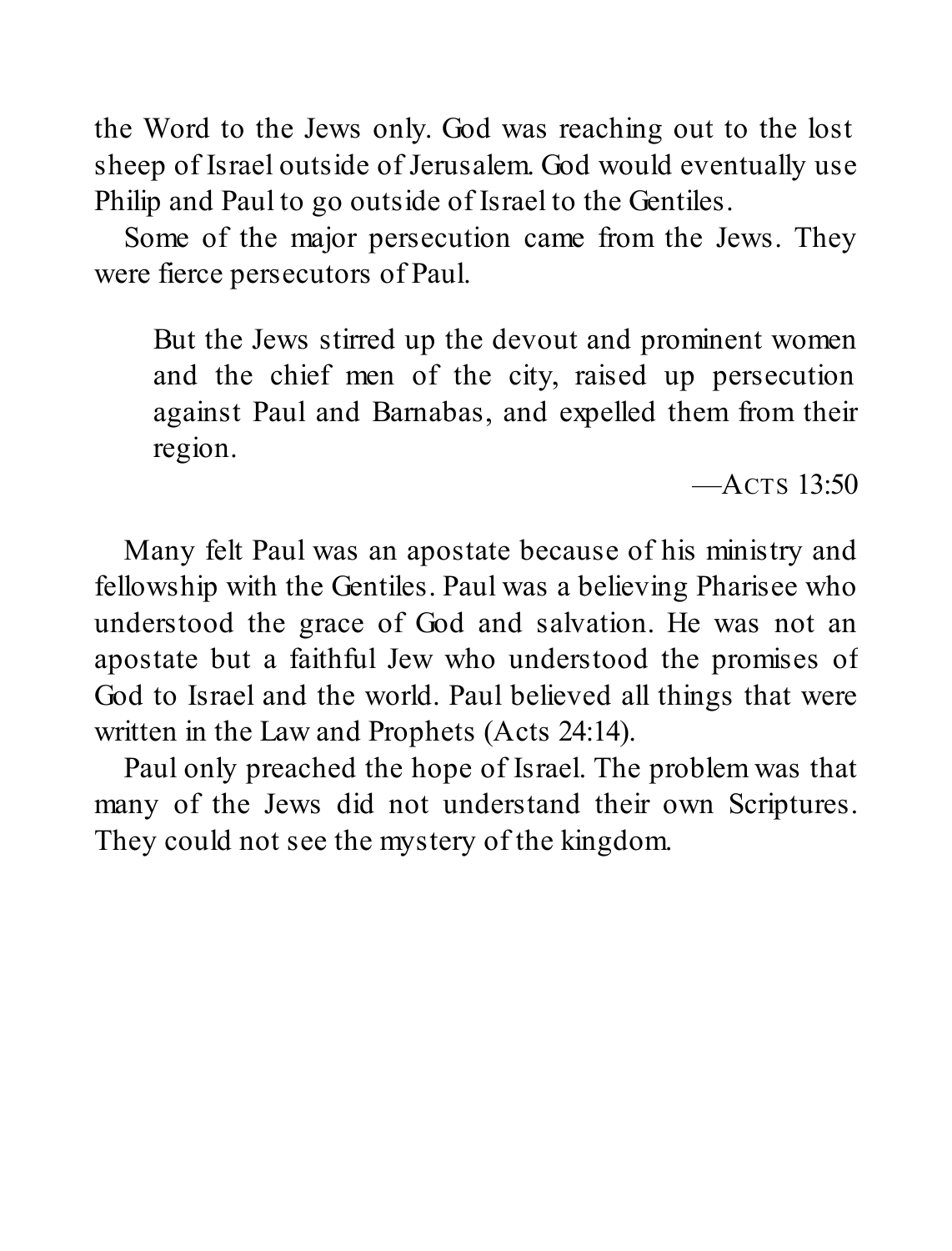the Word to the Jews only. God was reaching out to the lost sheep of Israel outside of Jerusalem. God would eventually use Philip and Paul to go outside of Israel to the Gentiles.

Some of the major persecution came from the Jews. They were fierce persecutors of Paul.

> But the Jews stirred up the devout and prominent women and the chief men of the city, raised up persecution against Paul and Barnabas, and expelled them from their region.
>
> —Acts 13:50

Many felt Paul was an apostate because of his ministry and fellowship with the Gentiles. Paul was a believing Pharisee who understood the grace of God and salvation. He was not an apostate but a faithful Jew who understood the promises of God to Israel and the world. Paul believed all things that were written in the Law and Prophets (Acts 24:14).

Paul only preached the hope of Israel. The problem was that many of the Jews did not understand their own Scriptures. They could not see the mystery of the kingdom.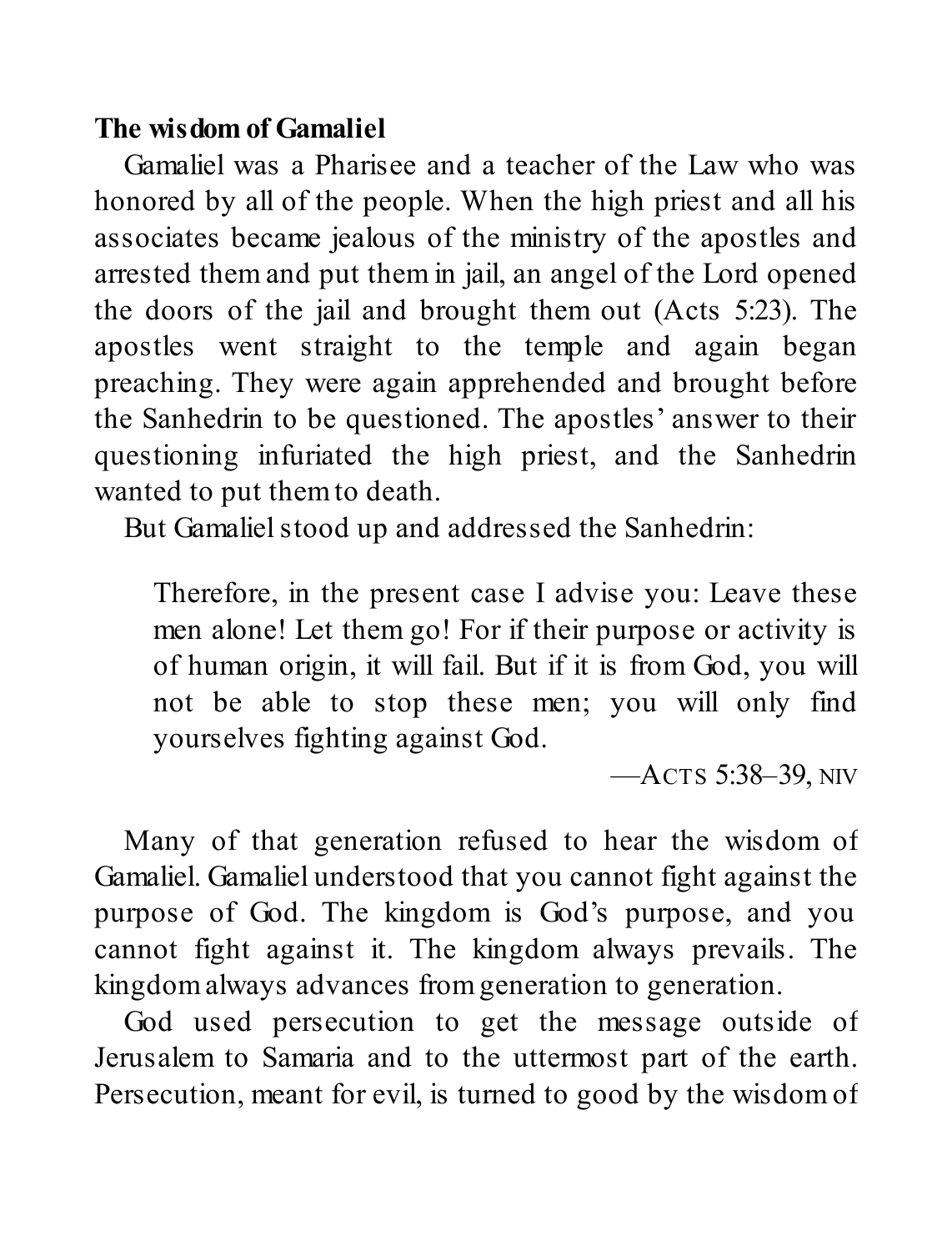**The wisdom of Gamaliel**

Gamaliel was a Pharisee and a teacher of the Law who was honored by all of the people. When the high priest and all his associates became jealous of the ministry of the apostles and arrested them and put them in jail, an angel of the Lord opened the doors of the jail and brought them out (Acts 5:23). The apostles went straight to the temple and again began preaching. They were again apprehended and brought before the Sanhedrin to be questioned. The apostles' answer to their questioning infuriated the high priest, and the Sanhedrin wanted to put them to death.

But Gamaliel stood up and addressed the Sanhedrin:

> Therefore, in the present case I advise you: Leave these men alone! Let them go! For if their purpose or activity is of human origin, it will fail. But if it is from God, you will not be able to stop these men; you will only find yourselves fighting against God.
>
> —ACTS 5:38–39, NIV

Many of that generation refused to hear the wisdom of Gamaliel. Gamaliel understood that you cannot fight against the purpose of God. The kingdom is God's purpose, and you cannot fight against it. The kingdom always prevails. The kingdom always advances from generation to generation.

God used persecution to get the message outside of Jerusalem to Samaria and to the uttermost part of the earth. Persecution, meant for evil, is turned to good by the wisdom of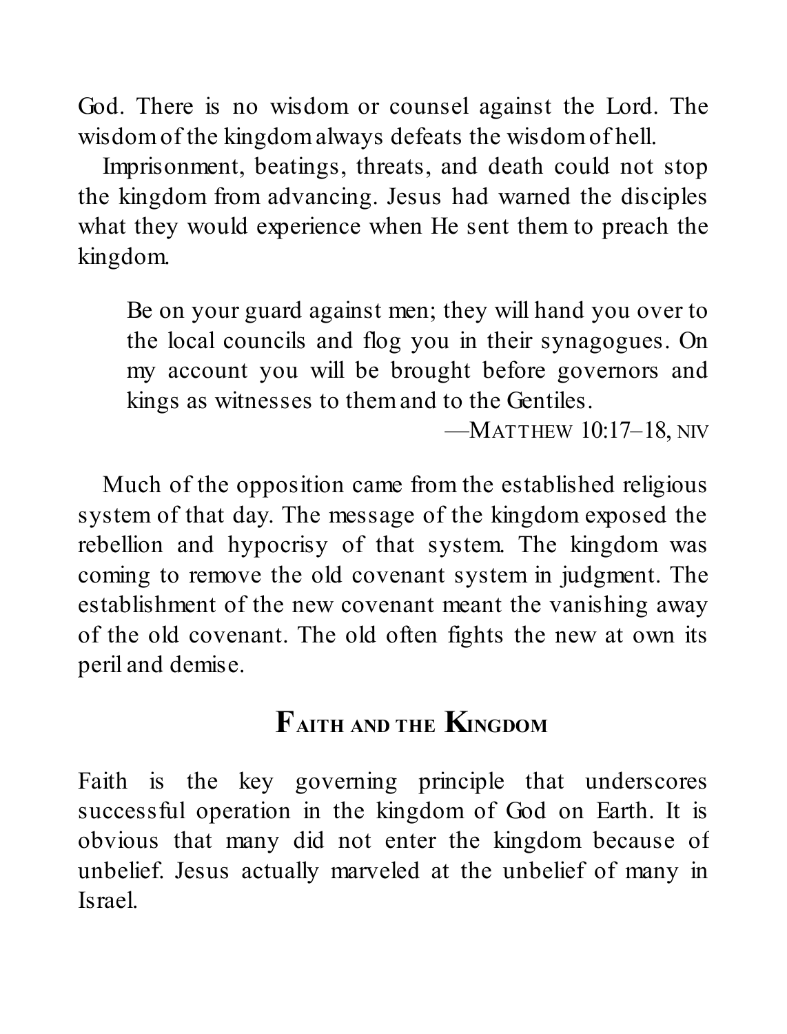God. There is no wisdom or counsel against the Lord. The wisdom of the kingdom always defeats the wisdom of hell.

Imprisonment, beatings, threats, and death could not stop the kingdom from advancing. Jesus had warned the disciples what they would experience when He sent them to preach the kingdom.

> Be on your guard against men; they will hand you over to the local councils and flog you in their synagogues. On my account you will be brought before governors and kings as witnesses to them and to the Gentiles.
>
> —Matthew 10:17–18, NIV

Much of the opposition came from the established religious system of that day. The message of the kingdom exposed the rebellion and hypocrisy of that system. The kingdom was coming to remove the old covenant system in judgment. The establishment of the new covenant meant the vanishing away of the old covenant. The old often fights the new at own its peril and demise.

## Faith and the Kingdom

Faith is the key governing principle that underscores successful operation in the kingdom of God on Earth. It is obvious that many did not enter the kingdom because of unbelief. Jesus actually marveled at the unbelief of many in Israel.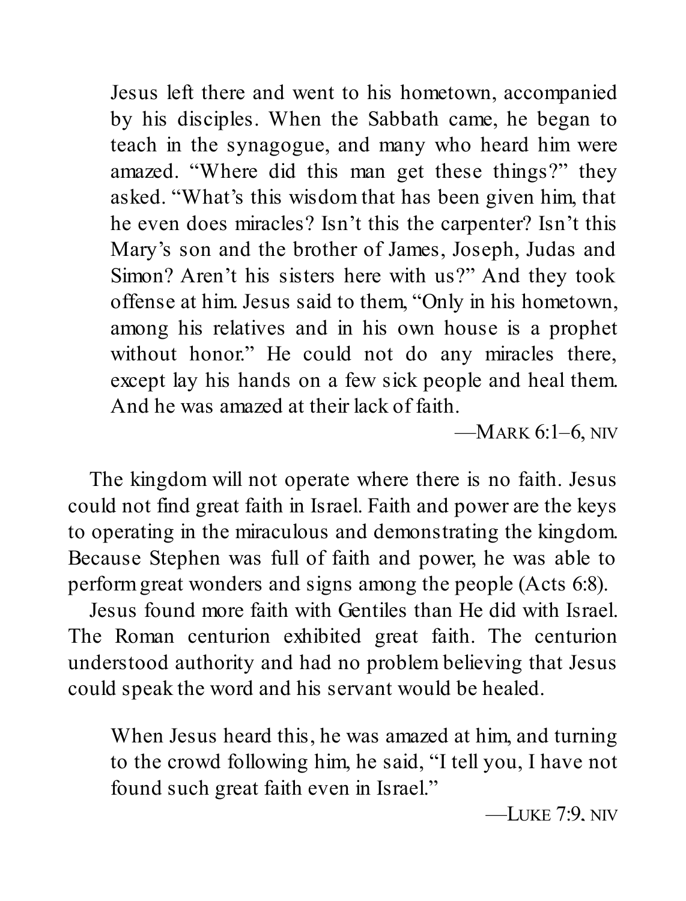> Jesus left there and went to his hometown, accompanied by his disciples. When the Sabbath came, he began to teach in the synagogue, and many who heard him were amazed. "Where did this man get these things?" they asked. "What's this wisdom that has been given him, that he even does miracles? Isn't this the carpenter? Isn't this Mary's son and the brother of James, Joseph, Judas and Simon? Aren't his sisters here with us?" And they took offense at him. Jesus said to them, "Only in his hometown, among his relatives and in his own house is a prophet without honor." He could not do any miracles there, except lay his hands on a few sick people and heal them. And he was amazed at their lack of faith.
>
> —MARK 6:1–6, NIV

The kingdom will not operate where there is no faith. Jesus could not find great faith in Israel. Faith and power are the keys to operating in the miraculous and demonstrating the kingdom. Because Stephen was full of faith and power, he was able to perform great wonders and signs among the people (Acts 6:8).

Jesus found more faith with Gentiles than He did with Israel. The Roman centurion exhibited great faith. The centurion understood authority and had no problem believing that Jesus could speak the word and his servant would be healed.

> When Jesus heard this, he was amazed at him, and turning to the crowd following him, he said, "I tell you, I have not found such great faith even in Israel."
>
> —LUKE 7:9, NIV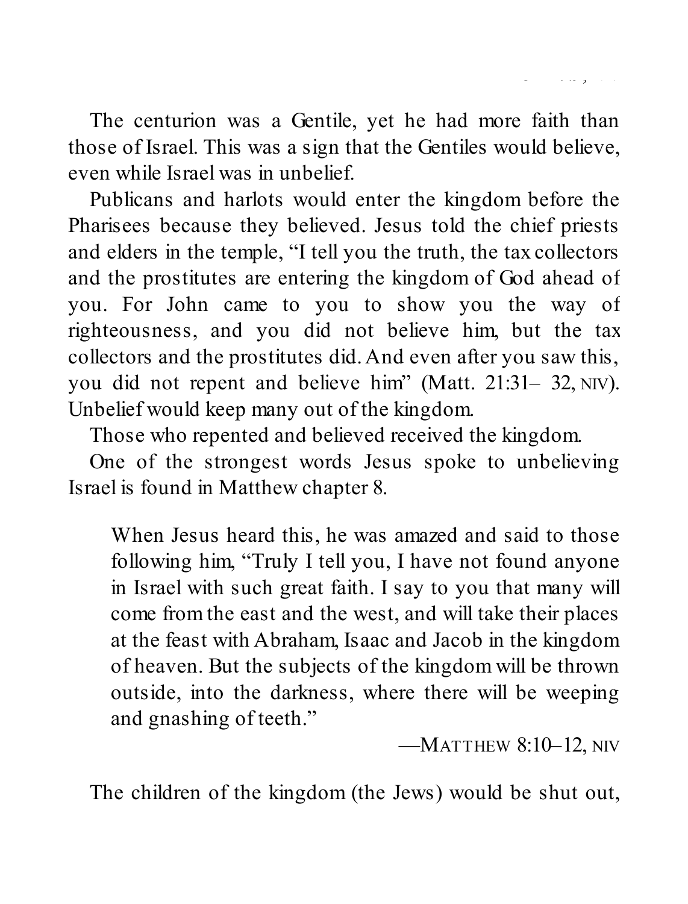The centurion was a Gentile, yet he had more faith than those of Israel. This was a sign that the Gentiles would believe, even while Israel was in unbelief.

Publicans and harlots would enter the kingdom before the Pharisees because they believed. Jesus told the chief priests and elders in the temple, "I tell you the truth, the tax collectors and the prostitutes are entering the kingdom of God ahead of you. For John came to you to show you the way of righteousness, and you did not believe him, but the tax collectors and the prostitutes did. And even after you saw this, you did not repent and believe him" (Matt. 21:31– 32, NIV). Unbelief would keep many out of the kingdom.

Those who repented and believed received the kingdom.

One of the strongest words Jesus spoke to unbelieving Israel is found in Matthew chapter 8.

> When Jesus heard this, he was amazed and said to those following him, "Truly I tell you, I have not found anyone in Israel with such great faith. I say to you that many will come from the east and the west, and will take their places at the feast with Abraham, Isaac and Jacob in the kingdom of heaven. But the subjects of the kingdom will be thrown outside, into the darkness, where there will be weeping and gnashing of teeth."
>
> —MATTHEW 8:10–12, NIV

The children of the kingdom (the Jews) would be shut out,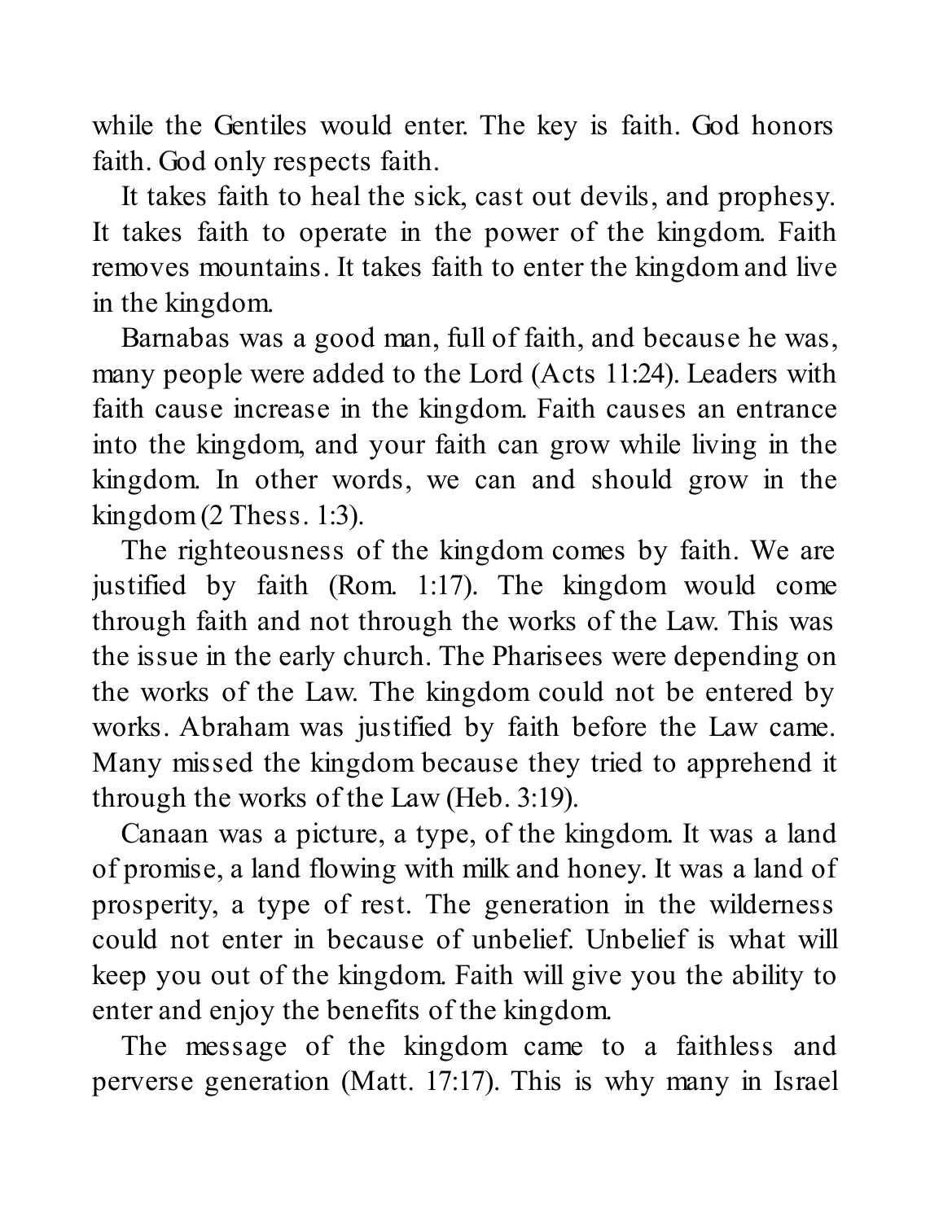while the Gentiles would enter. The key is faith. God honors faith. God only respects faith.

It takes faith to heal the sick, cast out devils, and prophesy. It takes faith to operate in the power of the kingdom. Faith removes mountains. It takes faith to enter the kingdom and live in the kingdom.

Barnabas was a good man, full of faith, and because he was, many people were added to the Lord (Acts 11:24). Leaders with faith cause increase in the kingdom. Faith causes an entrance into the kingdom, and your faith can grow while living in the kingdom. In other words, we can and should grow in the kingdom (2 Thess. 1:3).

The righteousness of the kingdom comes by faith. We are justified by faith (Rom. 1:17). The kingdom would come through faith and not through the works of the Law. This was the issue in the early church. The Pharisees were depending on the works of the Law. The kingdom could not be entered by works. Abraham was justified by faith before the Law came. Many missed the kingdom because they tried to apprehend it through the works of the Law (Heb. 3:19).

Canaan was a picture, a type, of the kingdom. It was a land of promise, a land flowing with milk and honey. It was a land of prosperity, a type of rest. The generation in the wilderness could not enter in because of unbelief. Unbelief is what will keep you out of the kingdom. Faith will give you the ability to enter and enjoy the benefits of the kingdom.

The message of the kingdom came to a faithless and perverse generation (Matt. 17:17). This is why many in Israel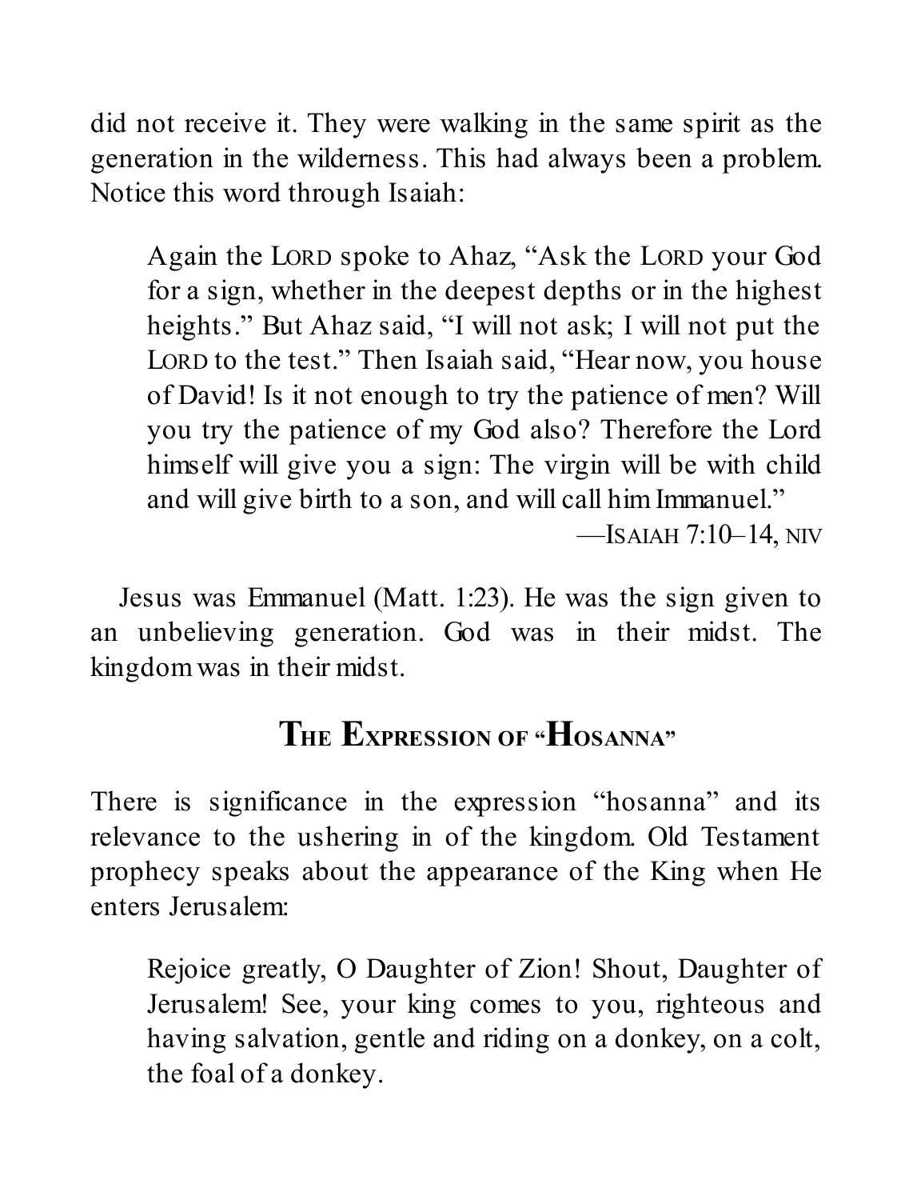did not receive it. They were walking in the same spirit as the generation in the wilderness. This had always been a problem. Notice this word through Isaiah:

> Again the LORD spoke to Ahaz, "Ask the LORD your God for a sign, whether in the deepest depths or in the highest heights." But Ahaz said, "I will not ask; I will not put the LORD to the test." Then Isaiah said, "Hear now, you house of David! Is it not enough to try the patience of men? Will you try the patience of my God also? Therefore the Lord himself will give you a sign: The virgin will be with child and will give birth to a son, and will call him Immanuel."
>
> —ISAIAH 7:10–14, NIV

Jesus was Emmanuel (Matt. 1:23). He was the sign given to an unbelieving generation. God was in their midst. The kingdom was in their midst.

## THE EXPRESSION OF "HOSANNA"

There is significance in the expression "hosanna" and its relevance to the ushering in of the kingdom. Old Testament prophecy speaks about the appearance of the King when He enters Jerusalem:

> Rejoice greatly, O Daughter of Zion! Shout, Daughter of Jerusalem! See, your king comes to you, righteous and having salvation, gentle and riding on a donkey, on a colt, the foal of a donkey.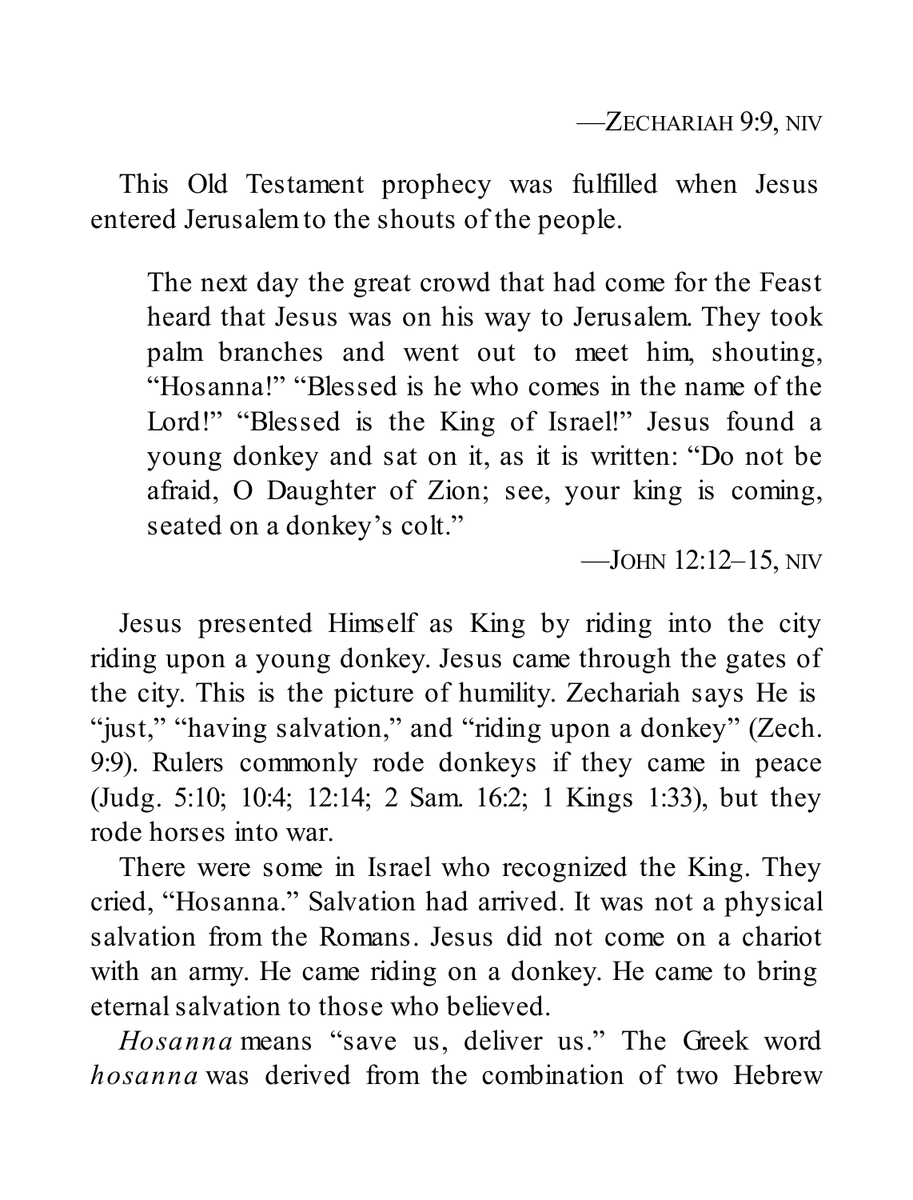—ZECHARIAH 9:9, NIV

This Old Testament prophecy was fulfilled when Jesus entered Jerusalem to the shouts of the people.

> The next day the great crowd that had come for the Feast heard that Jesus was on his way to Jerusalem. They took palm branches and went out to meet him, shouting, "Hosanna!" "Blessed is he who comes in the name of the Lord!" "Blessed is the King of Israel!" Jesus found a young donkey and sat on it, as it is written: "Do not be afraid, O Daughter of Zion; see, your king is coming, seated on a donkey's colt."
>
> —JOHN 12:12–15, NIV

Jesus presented Himself as King by riding into the city riding upon a young donkey. Jesus came through the gates of the city. This is the picture of humility. Zechariah says He is "just," "having salvation," and "riding upon a donkey" (Zech. 9:9). Rulers commonly rode donkeys if they came in peace (Judg. 5:10; 10:4; 12:14; 2 Sam. 16:2; 1 Kings 1:33), but they rode horses into war.

There were some in Israel who recognized the King. They cried, "Hosanna." Salvation had arrived. It was not a physical salvation from the Romans. Jesus did not come on a chariot with an army. He came riding on a donkey. He came to bring eternal salvation to those who believed.

*Hosanna* means "save us, deliver us." The Greek word *hosanna* was derived from the combination of two Hebrew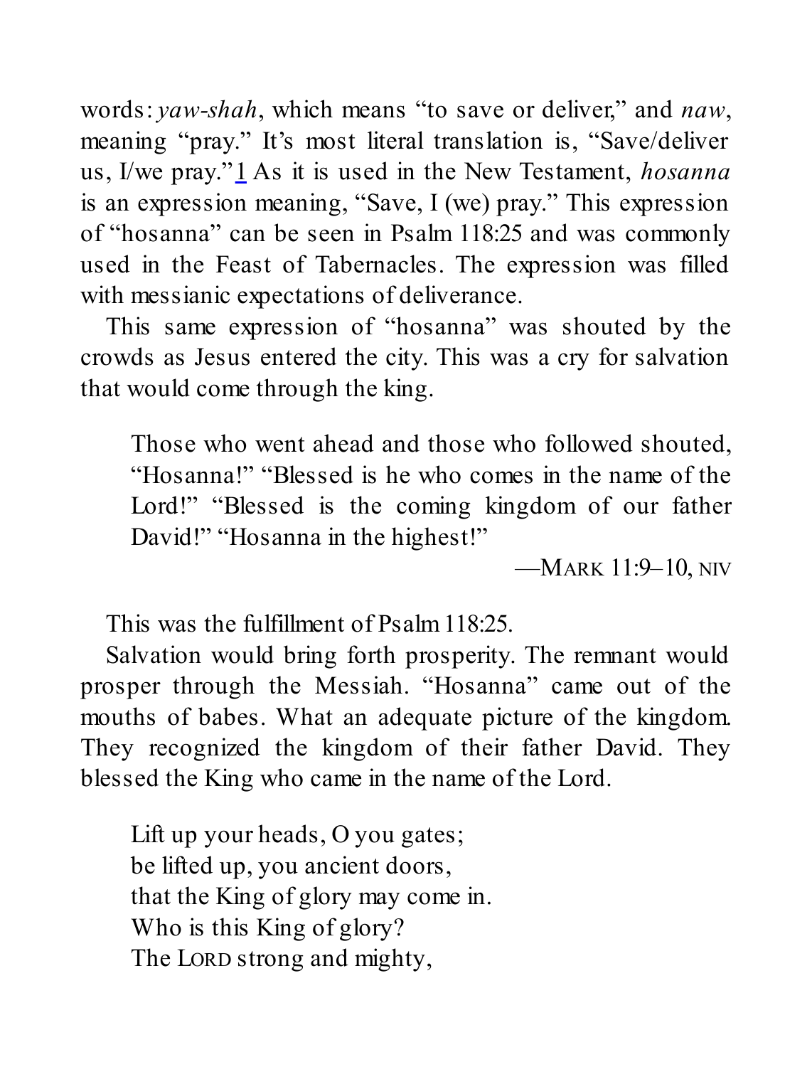words: *yaw-shah*, which means "to save or deliver," and *naw*, meaning "pray." It's most literal translation is, "Save/deliver us, I/we pray."[1] As it is used in the New Testament, *hosanna* is an expression meaning, "Save, I (we) pray." This expression of "hosanna" can be seen in Psalm 118:25 and was commonly used in the Feast of Tabernacles. The expression was filled with messianic expectations of deliverance.

This same expression of "hosanna" was shouted by the crowds as Jesus entered the city. This was a cry for salvation that would come through the king.

> Those who went ahead and those who followed shouted, "Hosanna!" "Blessed is he who comes in the name of the Lord!" "Blessed is the coming kingdom of our father David!" "Hosanna in the highest!"
>
> —MARK 11:9–10, NIV

This was the fulfillment of Psalm 118:25.

Salvation would bring forth prosperity. The remnant would prosper through the Messiah. "Hosanna" came out of the mouths of babes. What an adequate picture of the kingdom. They recognized the kingdom of their father David. They blessed the King who came in the name of the Lord.

> Lift up your heads, O you gates;
> be lifted up, you ancient doors,
> that the King of glory may come in.
> Who is this King of glory?
> The LORD strong and mighty,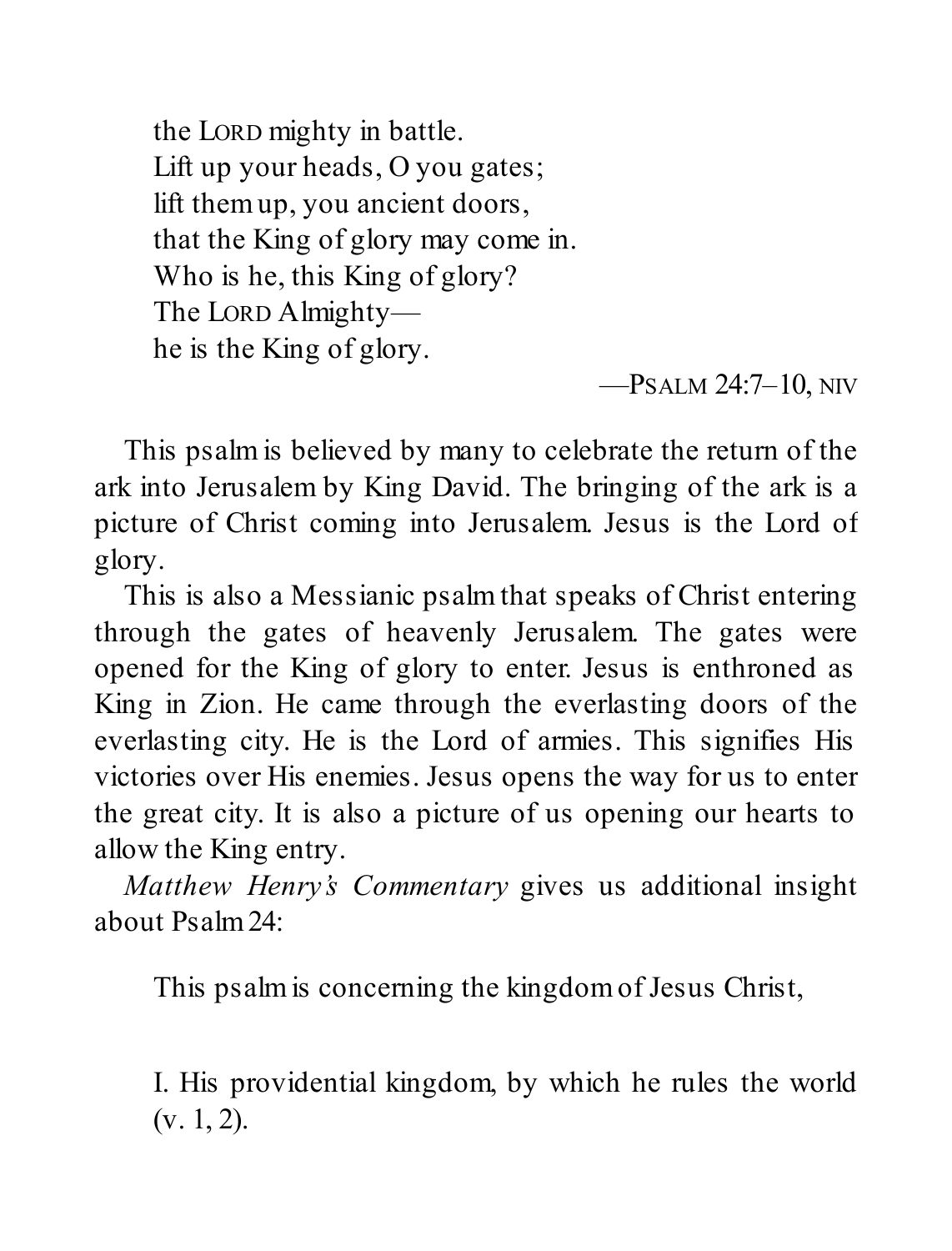> the LORD mighty in battle.
> Lift up your heads, O you gates;
> lift them up, you ancient doors,
> that the King of glory may come in.
> Who is he, this King of glory?
> The LORD Almighty—
> he is the King of glory.
>
> —PSALM 24:7–10, NIV

This psalm is believed by many to celebrate the return of the ark into Jerusalem by King David. The bringing of the ark is a picture of Christ coming into Jerusalem. Jesus is the Lord of glory.

This is also a Messianic psalm that speaks of Christ entering through the gates of heavenly Jerusalem. The gates were opened for the King of glory to enter. Jesus is enthroned as King in Zion. He came through the everlasting doors of the everlasting city. He is the Lord of armies. This signifies His victories over His enemies. Jesus opens the way for us to enter the great city. It is also a picture of us opening our hearts to allow the King entry.

*Matthew Henry's Commentary* gives us additional insight about Psalm 24:

> This psalm is concerning the kingdom of Jesus Christ,
>
> I. His providential kingdom, by which he rules the world (v. 1, 2).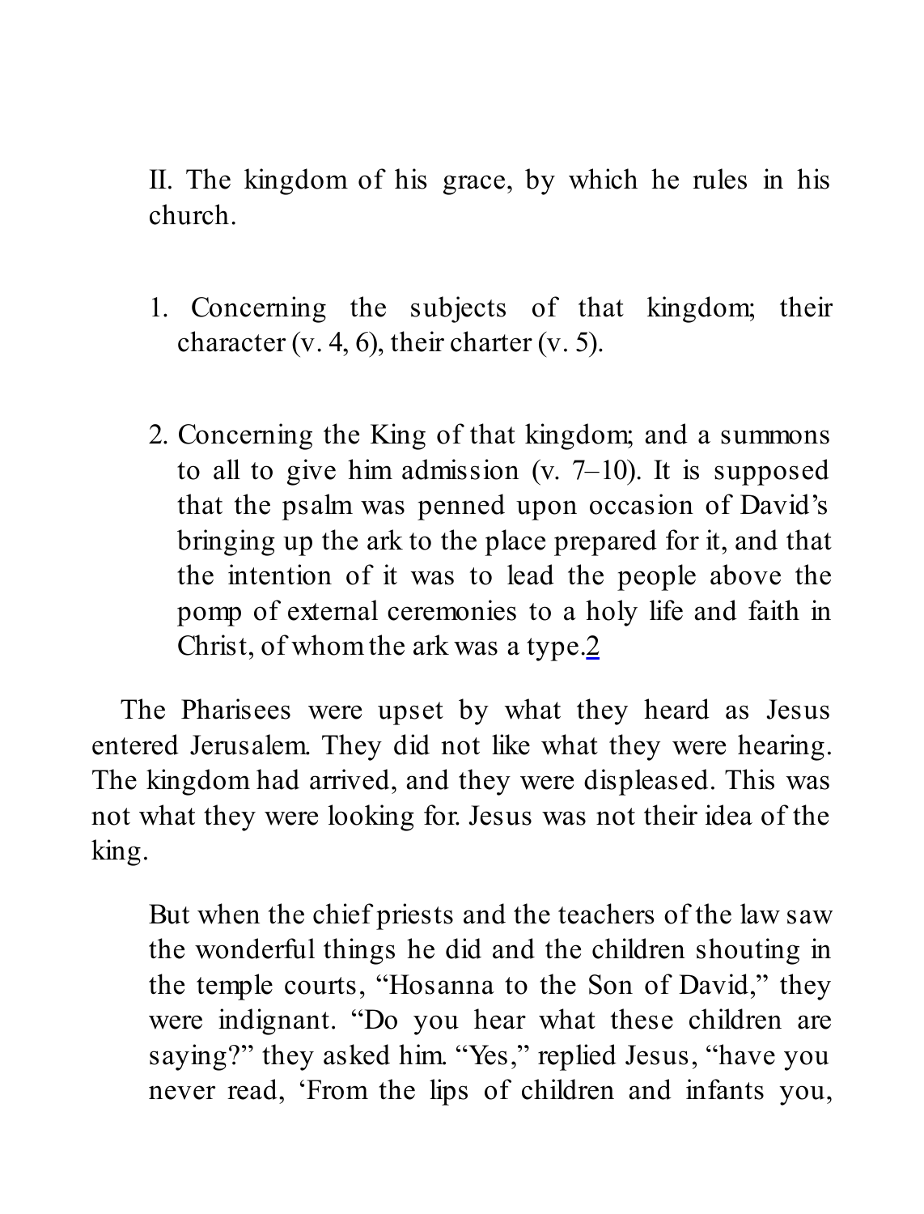II. The kingdom of his grace, by which he rules in his church.

1. Concerning the subjects of that kingdom; their character (v. 4, 6), their charter (v. 5).

2. Concerning the King of that kingdom; and a summons to all to give him admission (v. 7–10). It is supposed that the psalm was penned upon occasion of David's bringing up the ark to the place prepared for it, and that the intention of it was to lead the people above the pomp of external ceremonies to a holy life and faith in Christ, of whom the ark was a type.[2]

The Pharisees were upset by what they heard as Jesus entered Jerusalem. They did not like what they were hearing. The kingdom had arrived, and they were displeased. This was not what they were looking for. Jesus was not their idea of the king.

> But when the chief priests and the teachers of the law saw the wonderful things he did and the children shouting in the temple courts, "Hosanna to the Son of David," they were indignant. "Do you hear what these children are saying?" they asked him. "Yes," replied Jesus, "have you never read, 'From the lips of children and infants you,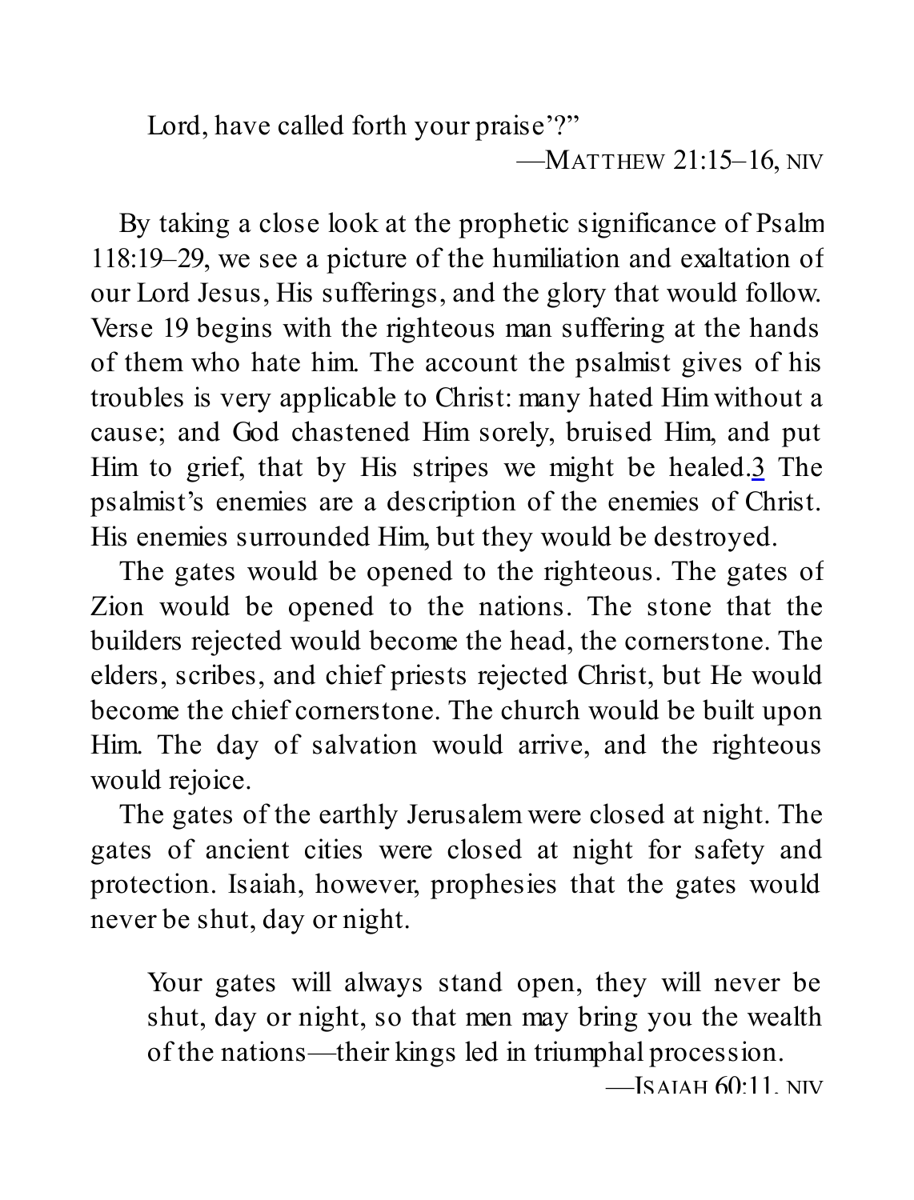> Lord, have called forth your praise'?"
>
> —MATTHEW 21:15–16, NIV

By taking a close look at the prophetic significance of Psalm 118:19–29, we see a picture of the humiliation and exaltation of our Lord Jesus, His sufferings, and the glory that would follow. Verse 19 begins with the righteous man suffering at the hands of them who hate him. The account the psalmist gives of his troubles is very applicable to Christ: many hated Him without a cause; and God chastened Him sorely, bruised Him, and put Him to grief, that by His stripes we might be healed.[3] The psalmist's enemies are a description of the enemies of Christ. His enemies surrounded Him, but they would be destroyed.

The gates would be opened to the righteous. The gates of Zion would be opened to the nations. The stone that the builders rejected would become the head, the cornerstone. The elders, scribes, and chief priests rejected Christ, but He would become the chief cornerstone. The church would be built upon Him. The day of salvation would arrive, and the righteous would rejoice.

The gates of the earthly Jerusalem were closed at night. The gates of ancient cities were closed at night for safety and protection. Isaiah, however, prophesies that the gates would never be shut, day or night.

> Your gates will always stand open, they will never be shut, day or night, so that men may bring you the wealth of the nations—their kings led in triumphal procession.
>
> —ISAIAH 60:11, NIV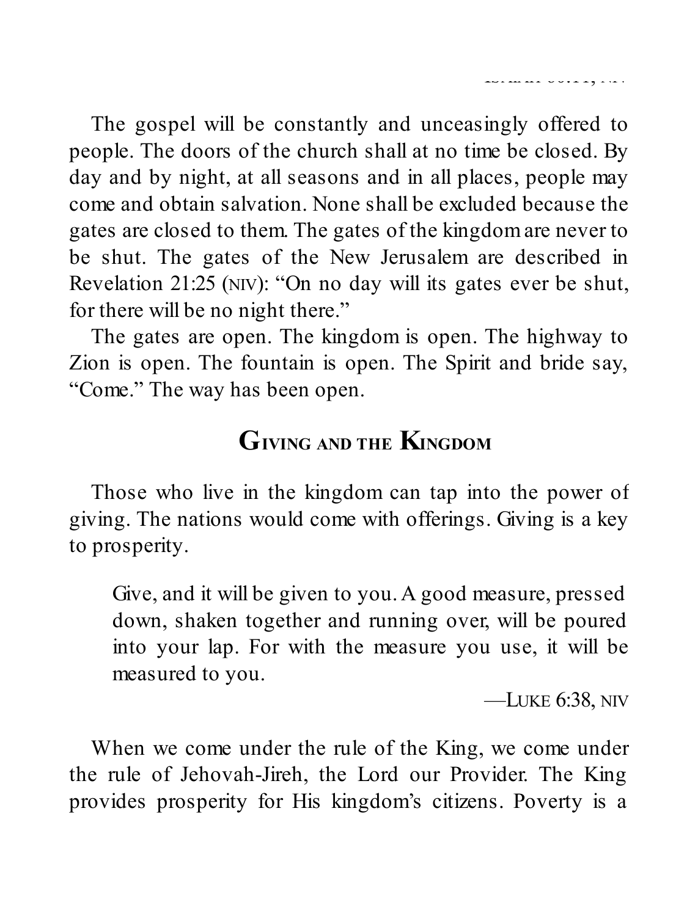The gospel will be constantly and unceasingly offered to people. The doors of the church shall at no time be closed. By day and by night, at all seasons and in all places, people may come and obtain salvation. None shall be excluded because the gates are closed to them. The gates of the kingdom are never to be shut. The gates of the New Jerusalem are described in Revelation 21:25 (NIV): "On no day will its gates ever be shut, for there will be no night there."

The gates are open. The kingdom is open. The highway to Zion is open. The fountain is open. The Spirit and bride say, "Come." The way has been open.

## Giving and the Kingdom

Those who live in the kingdom can tap into the power of giving. The nations would come with offerings. Giving is a key to prosperity.

> Give, and it will be given to you. A good measure, pressed down, shaken together and running over, will be poured into your lap. For with the measure you use, it will be measured to you.
>
> —Luke 6:38, NIV

When we come under the rule of the King, we come under the rule of Jehovah-Jireh, the Lord our Provider. The King provides prosperity for His kingdom's citizens. Poverty is a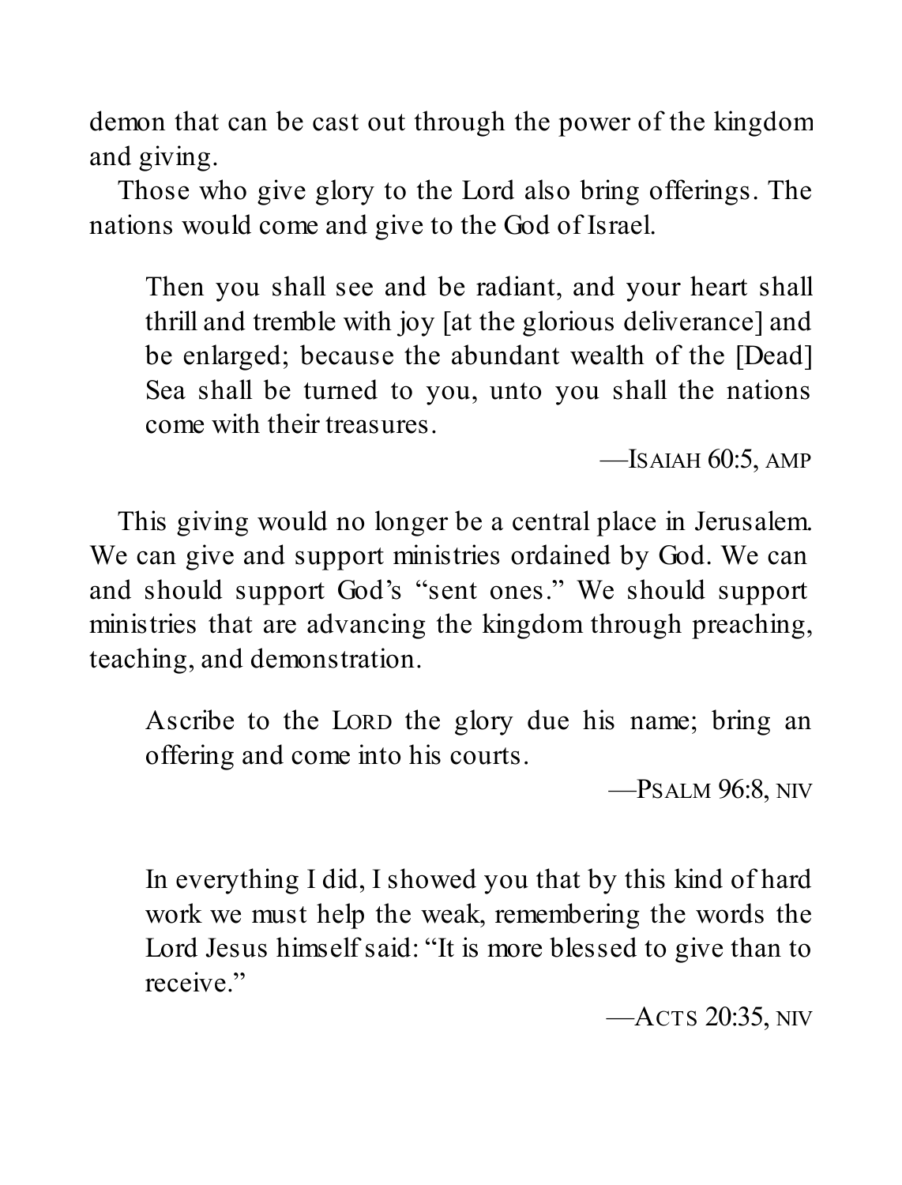demon that can be cast out through the power of the kingdom and giving.

Those who give glory to the Lord also bring offerings. The nations would come and give to the God of Israel.

> Then you shall see and be radiant, and your heart shall thrill and tremble with joy [at the glorious deliverance] and be enlarged; because the abundant wealth of the [Dead] Sea shall be turned to you, unto you shall the nations come with their treasures.
>
> —Isaiah 60:5, AMP

This giving would no longer be a central place in Jerusalem. We can give and support ministries ordained by God. We can and should support God's "sent ones." We should support ministries that are advancing the kingdom through preaching, teaching, and demonstration.

> Ascribe to the Lord the glory due his name; bring an offering and come into his courts.
>
> —Psalm 96:8, NIV

> In everything I did, I showed you that by this kind of hard work we must help the weak, remembering the words the Lord Jesus himself said: "It is more blessed to give than to receive."
>
> —Acts 20:35, NIV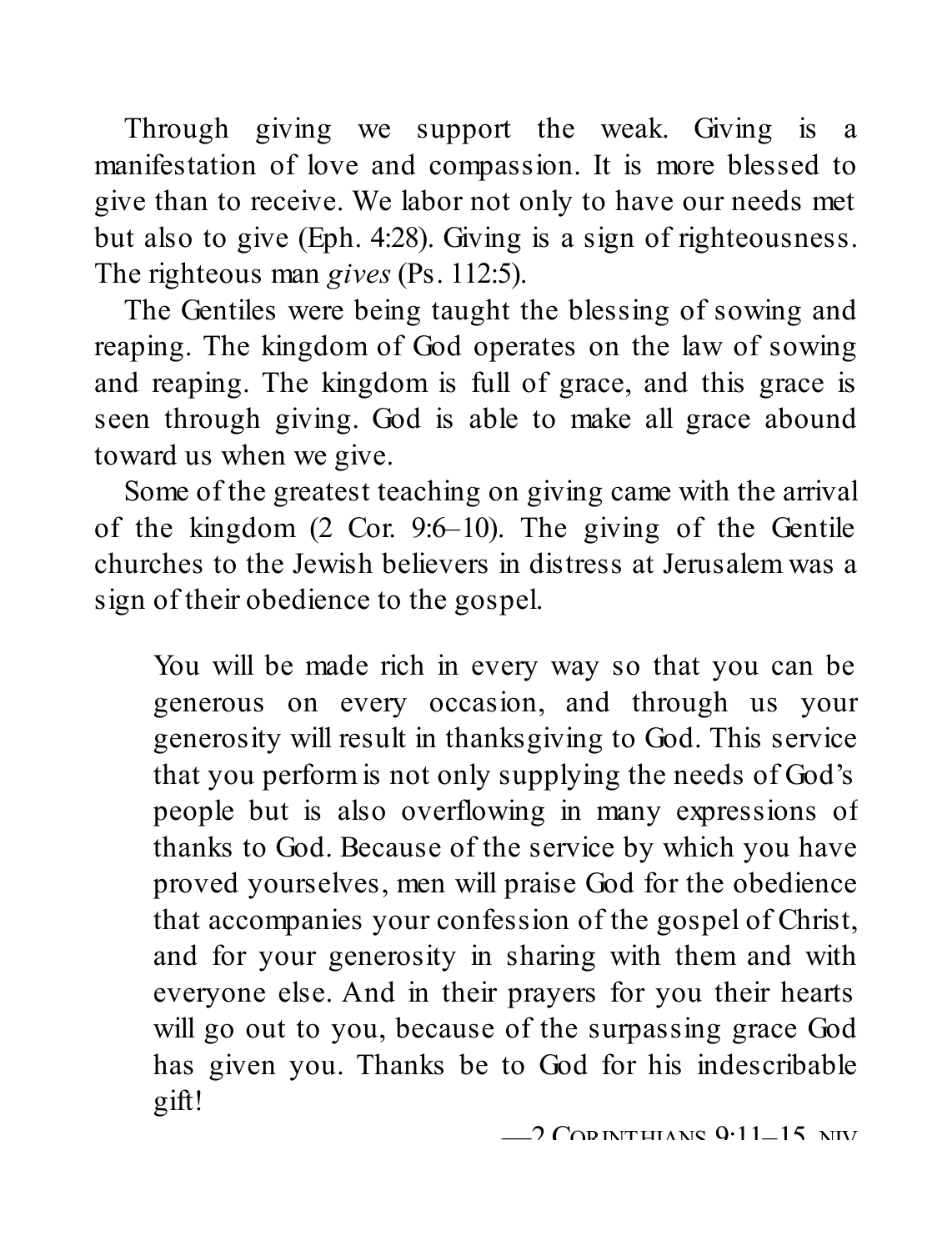Through giving we support the weak. Giving is a manifestation of love and compassion. It is more blessed to give than to receive. We labor not only to have our needs met but also to give (Eph. 4:28). Giving is a sign of righteousness. The righteous man *gives* (Ps. 112:5).

The Gentiles were being taught the blessing of sowing and reaping. The kingdom of God operates on the law of sowing and reaping. The kingdom is full of grace, and this grace is seen through giving. God is able to make all grace abound toward us when we give.

Some of the greatest teaching on giving came with the arrival of the kingdom (2 Cor. 9:6–10). The giving of the Gentile churches to the Jewish believers in distress at Jerusalem was a sign of their obedience to the gospel.

> You will be made rich in every way so that you can be generous on every occasion, and through us your generosity will result in thanksgiving to God. This service that you perform is not only supplying the needs of God's people but is also overflowing in many expressions of thanks to God. Because of the service by which you have proved yourselves, men will praise God for the obedience that accompanies your confession of the gospel of Christ, and for your generosity in sharing with them and with everyone else. And in their prayers for you their hearts will go out to you, because of the surpassing grace God has given you. Thanks be to God for his indescribable gift!
>
> —2 Corinthians 9:11–15, niv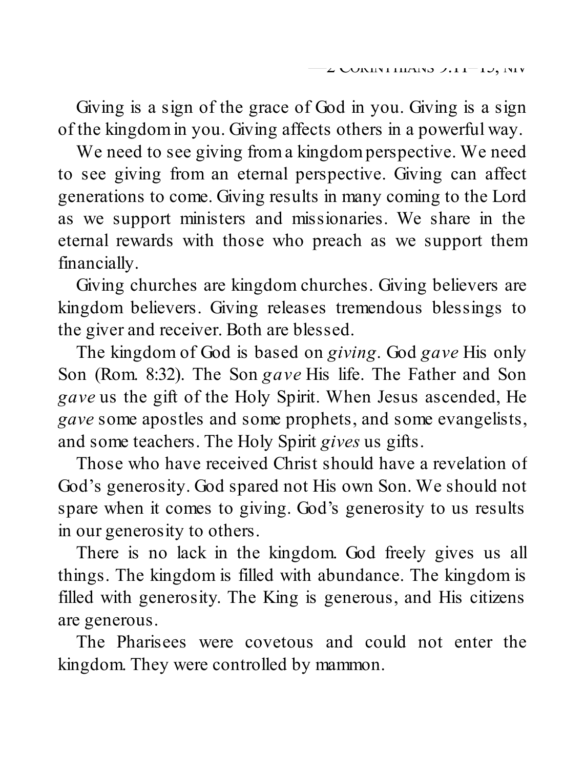—2 Corinthians 9:11–15, NIV

Giving is a sign of the grace of God in you. Giving is a sign of the kingdom in you. Giving affects others in a powerful way.

We need to see giving from a kingdom perspective. We need to see giving from an eternal perspective. Giving can affect generations to come. Giving results in many coming to the Lord as we support ministers and missionaries. We share in the eternal rewards with those who preach as we support them financially.

Giving churches are kingdom churches. Giving believers are kingdom believers. Giving releases tremendous blessings to the giver and receiver. Both are blessed.

The kingdom of God is based on *giving*. God *gave* His only Son (Rom. 8:32). The Son *gave* His life. The Father and Son *gave* us the gift of the Holy Spirit. When Jesus ascended, He *gave* some apostles and some prophets, and some evangelists, and some teachers. The Holy Spirit *gives* us gifts.

Those who have received Christ should have a revelation of God's generosity. God spared not His own Son. We should not spare when it comes to giving. God's generosity to us results in our generosity to others.

There is no lack in the kingdom. God freely gives us all things. The kingdom is filled with abundance. The kingdom is filled with generosity. The King is generous, and His citizens are generous.

The Pharisees were covetous and could not enter the kingdom. They were controlled by mammon.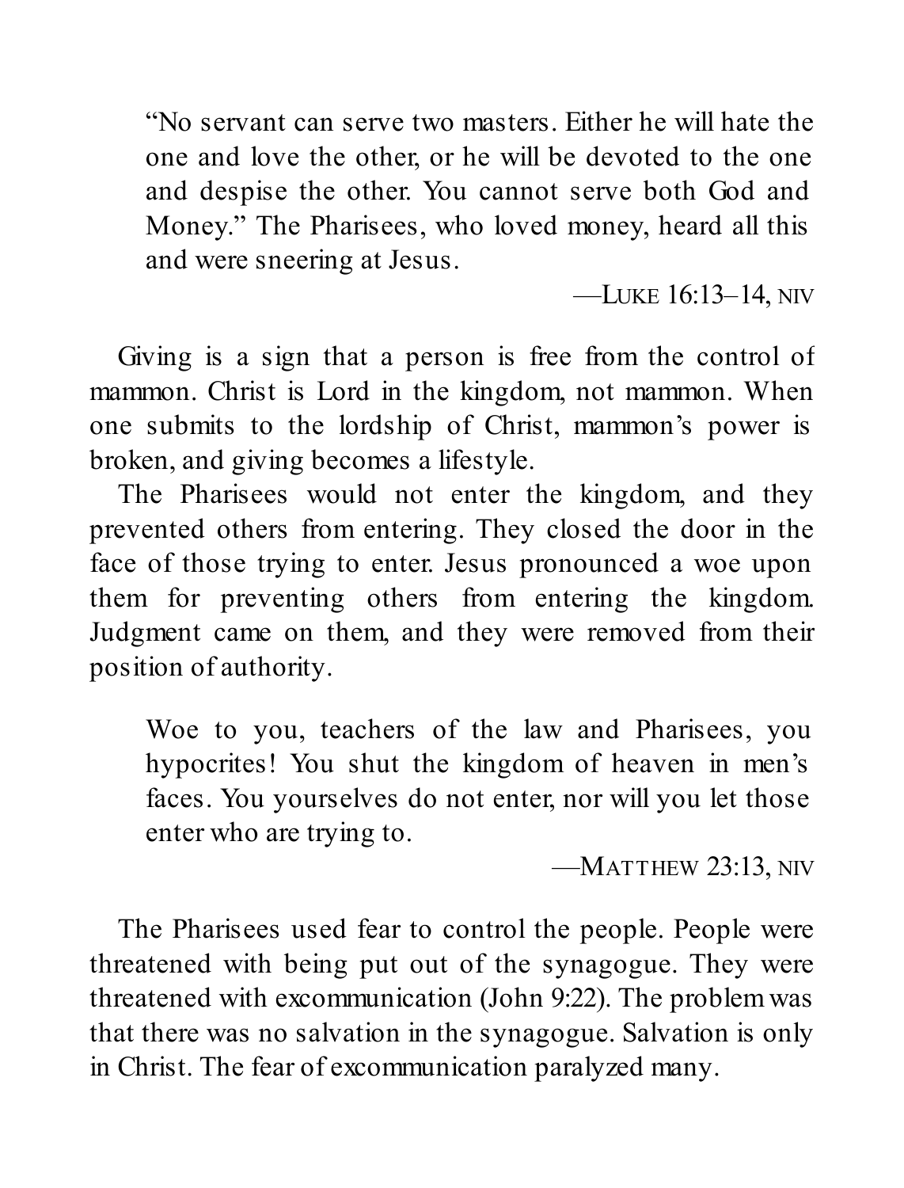> "No servant can serve two masters. Either he will hate the one and love the other, or he will be devoted to the one and despise the other. You cannot serve both God and Money." The Pharisees, who loved money, heard all this and were sneering at Jesus.
>
> —Luke 16:13–14, NIV

Giving is a sign that a person is free from the control of mammon. Christ is Lord in the kingdom, not mammon. When one submits to the lordship of Christ, mammon's power is broken, and giving becomes a lifestyle.

The Pharisees would not enter the kingdom, and they prevented others from entering. They closed the door in the face of those trying to enter. Jesus pronounced a woe upon them for preventing others from entering the kingdom. Judgment came on them, and they were removed from their position of authority.

> Woe to you, teachers of the law and Pharisees, you hypocrites! You shut the kingdom of heaven in men's faces. You yourselves do not enter, nor will you let those enter who are trying to.
>
> —Matthew 23:13, NIV

The Pharisees used fear to control the people. People were threatened with being put out of the synagogue. They were threatened with excommunication (John 9:22). The problem was that there was no salvation in the synagogue. Salvation is only in Christ. The fear of excommunication paralyzed many.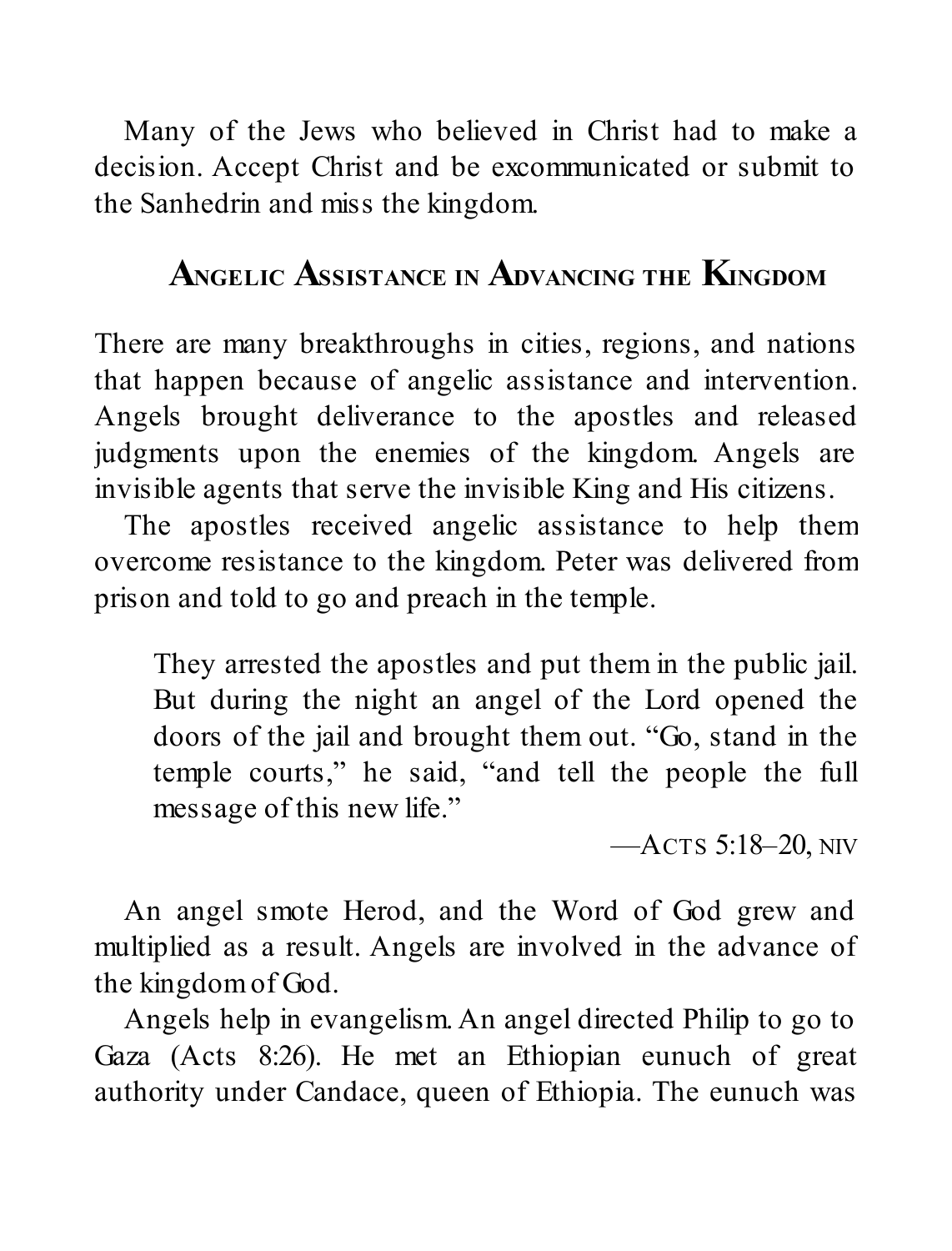Many of the Jews who believed in Christ had to make a decision. Accept Christ and be excommunicated or submit to the Sanhedrin and miss the kingdom.

## Angelic Assistance in Advancing the Kingdom

There are many breakthroughs in cities, regions, and nations that happen because of angelic assistance and intervention. Angels brought deliverance to the apostles and released judgments upon the enemies of the kingdom. Angels are invisible agents that serve the invisible King and His citizens.

The apostles received angelic assistance to help them overcome resistance to the kingdom. Peter was delivered from prison and told to go and preach in the temple.

> They arrested the apostles and put them in the public jail. But during the night an angel of the Lord opened the doors of the jail and brought them out. "Go, stand in the temple courts," he said, "and tell the people the full message of this new life."
>
> —Acts 5:18–20, niv

An angel smote Herod, and the Word of God grew and multiplied as a result. Angels are involved in the advance of the kingdom of God.

Angels help in evangelism. An angel directed Philip to go to Gaza (Acts 8:26). He met an Ethiopian eunuch of great authority under Candace, queen of Ethiopia. The eunuch was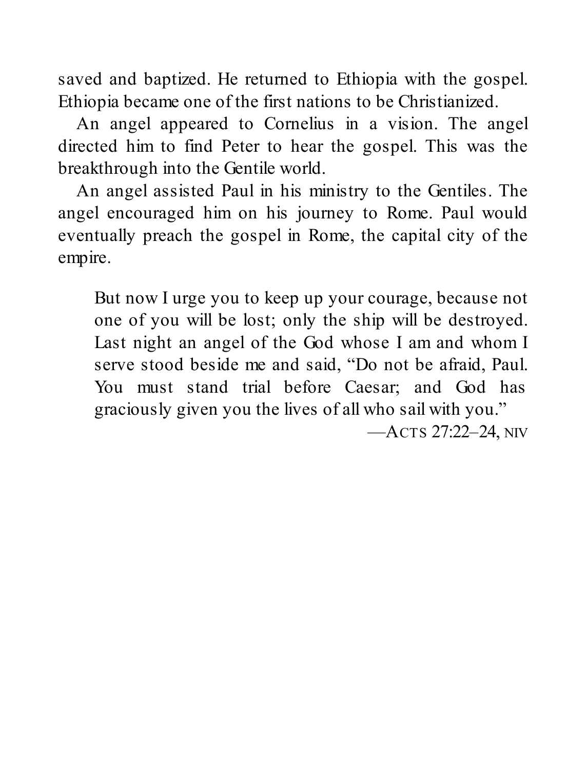saved and baptized. He returned to Ethiopia with the gospel. Ethiopia became one of the first nations to be Christianized.

An angel appeared to Cornelius in a vision. The angel directed him to find Peter to hear the gospel. This was the breakthrough into the Gentile world.

An angel assisted Paul in his ministry to the Gentiles. The angel encouraged him on his journey to Rome. Paul would eventually preach the gospel in Rome, the capital city of the empire.

> But now I urge you to keep up your courage, because not one of you will be lost; only the ship will be destroyed. Last night an angel of the God whose I am and whom I serve stood beside me and said, "Do not be afraid, Paul. You must stand trial before Caesar; and God has graciously given you the lives of all who sail with you."
>
> —ACTS 27:22–24, NIV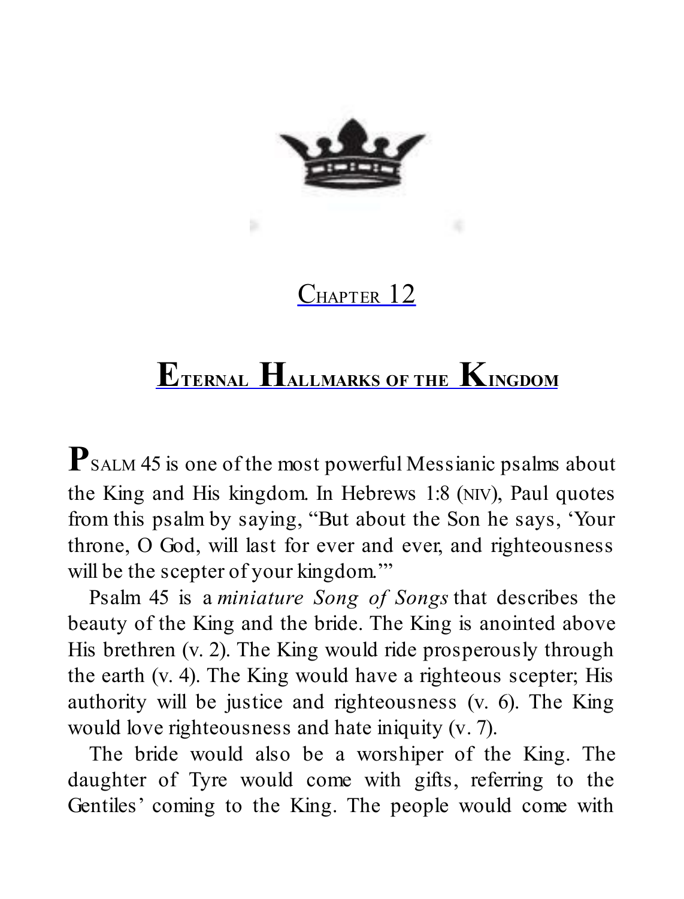## Chapter 12

# Eternal Hallmarks of the Kingdom

PSALM 45 is one of the most powerful Messianic psalms about the King and His kingdom. In Hebrews 1:8 (NIV), Paul quotes from this psalm by saying, "But about the Son he says, 'Your throne, O God, will last for ever and ever, and righteousness will be the scepter of your kingdom.'"

Psalm 45 is a *miniature Song of Songs* that describes the beauty of the King and the bride. The King is anointed above His brethren (v. 2). The King would ride prosperously through the earth (v. 4). The King would have a righteous scepter; His authority will be justice and righteousness (v. 6). The King would love righteousness and hate iniquity (v. 7).

The bride would also be a worshiper of the King. The daughter of Tyre would come with gifts, referring to the Gentiles' coming to the King. The people would come with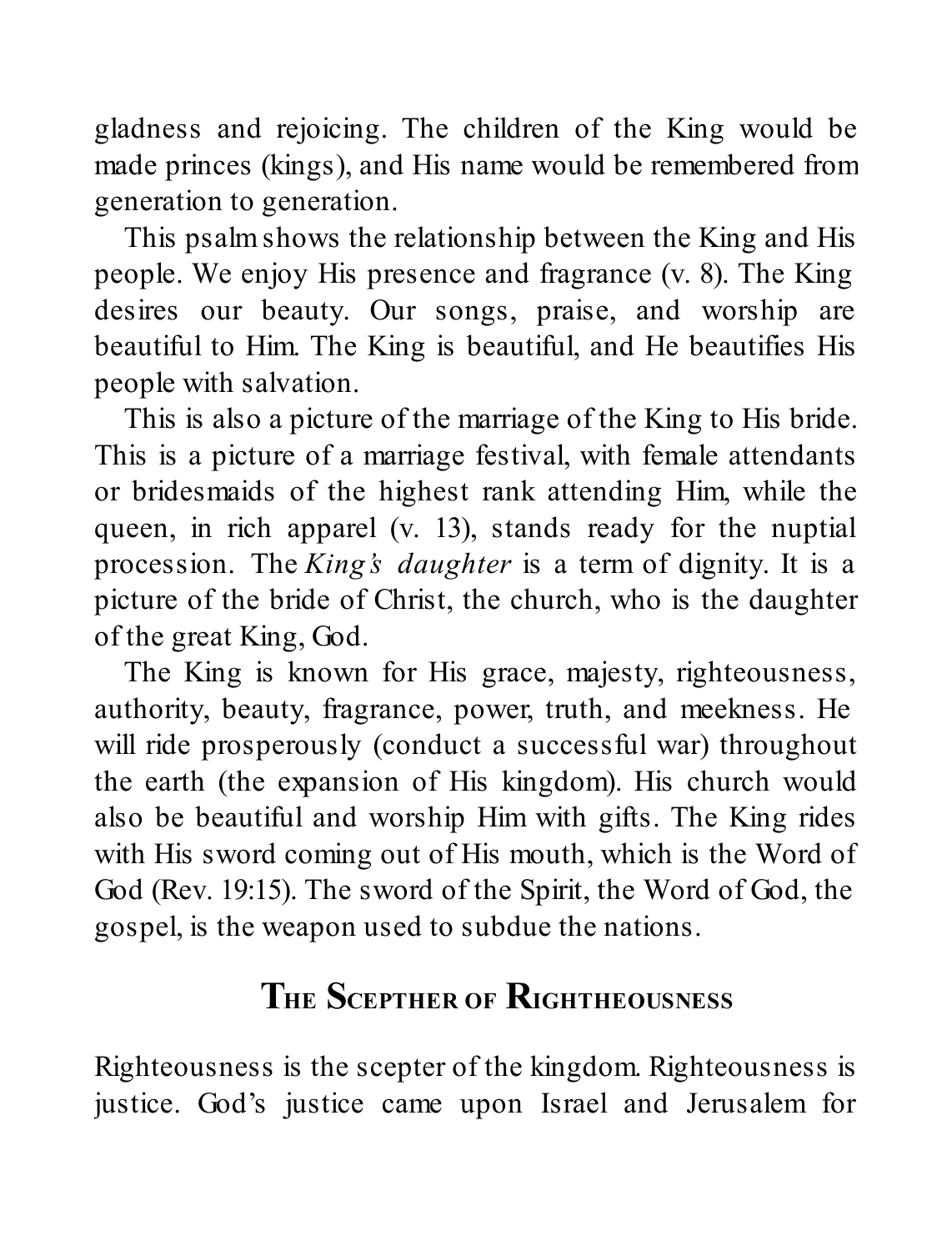gladness and rejoicing. The children of the King would be made princes (kings), and His name would be remembered from generation to generation.

This psalm shows the relationship between the King and His people. We enjoy His presence and fragrance (v. 8). The King desires our beauty. Our songs, praise, and worship are beautiful to Him. The King is beautiful, and He beautifies His people with salvation.

This is also a picture of the marriage of the King to His bride. This is a picture of a marriage festival, with female attendants or bridesmaids of the highest rank attending Him, while the queen, in rich apparel (v. 13), stands ready for the nuptial procession. The *King's daughter* is a term of dignity. It is a picture of the bride of Christ, the church, who is the daughter of the great King, God.

The King is known for His grace, majesty, righteousness, authority, beauty, fragrance, power, truth, and meekness. He will ride prosperously (conduct a successful war) throughout the earth (the expansion of His kingdom). His church would also be beautiful and worship Him with gifts. The King rides with His sword coming out of His mouth, which is the Word of God (Rev. 19:15). The sword of the Spirit, the Word of God, the gospel, is the weapon used to subdue the nations.

## The Scepter of Righteousness

Righteousness is the scepter of the kingdom. Righteousness is justice. God's justice came upon Israel and Jerusalem for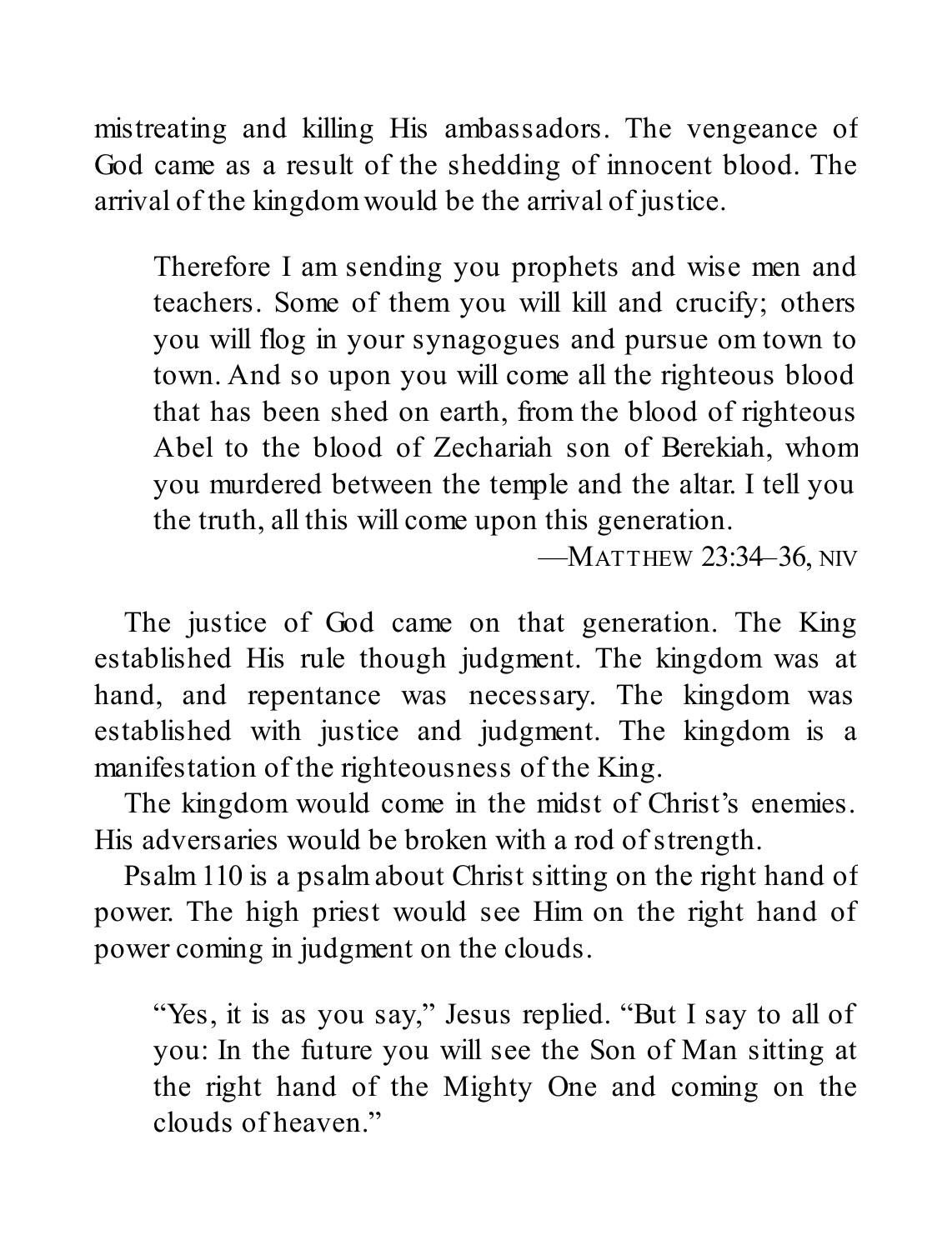mistreating and killing His ambassadors. The vengeance of God came as a result of the shedding of innocent blood. The arrival of the kingdom would be the arrival of justice.

> Therefore I am sending you prophets and wise men and teachers. Some of them you will kill and crucify; others you will flog in your synagogues and pursue om town to town. And so upon you will come all the righteous blood that has been shed on earth, from the blood of righteous Abel to the blood of Zechariah son of Berekiah, whom you murdered between the temple and the altar. I tell you the truth, all this will come upon this generation.
>
> —MATTHEW 23:34–36, NIV

The justice of God came on that generation. The King established His rule though judgment. The kingdom was at hand, and repentance was necessary. The kingdom was established with justice and judgment. The kingdom is a manifestation of the righteousness of the King.

The kingdom would come in the midst of Christ's enemies. His adversaries would be broken with a rod of strength.

Psalm 110 is a psalm about Christ sitting on the right hand of power. The high priest would see Him on the right hand of power coming in judgment on the clouds.

> "Yes, it is as you say," Jesus replied. "But I say to all of you: In the future you will see the Son of Man sitting at the right hand of the Mighty One and coming on the clouds of heaven."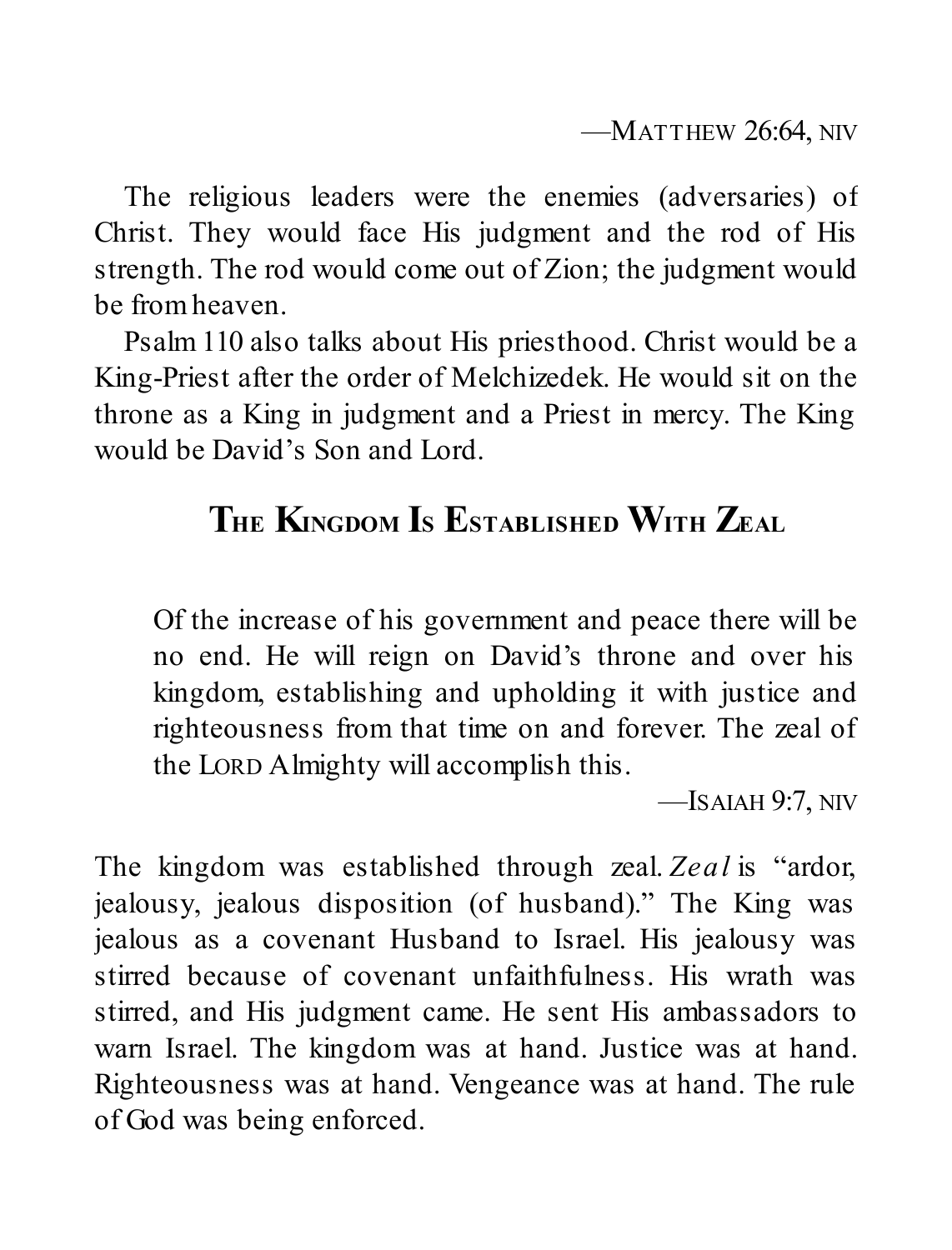—MATTHEW 26:64, NIV

The religious leaders were the enemies (adversaries) of Christ. They would face His judgment and the rod of His strength. The rod would come out of Zion; the judgment would be from heaven.

Psalm 110 also talks about His priesthood. Christ would be a King-Priest after the order of Melchizedek. He would sit on the throne as a King in judgment and a Priest in mercy. The King would be David's Son and Lord.

## THE KINGDOM IS ESTABLISHED WITH ZEAL

> Of the increase of his government and peace there will be no end. He will reign on David's throne and over his kingdom, establishing and upholding it with justice and righteousness from that time on and forever. The zeal of the LORD Almighty will accomplish this.
>
> —ISAIAH 9:7, NIV

The kingdom was established through zeal. *Zeal* is "ardor, jealousy, jealous disposition (of husband)." The King was jealous as a covenant Husband to Israel. His jealousy was stirred because of covenant unfaithfulness. His wrath was stirred, and His judgment came. He sent His ambassadors to warn Israel. The kingdom was at hand. Justice was at hand. Righteousness was at hand. Vengeance was at hand. The rule of God was being enforced.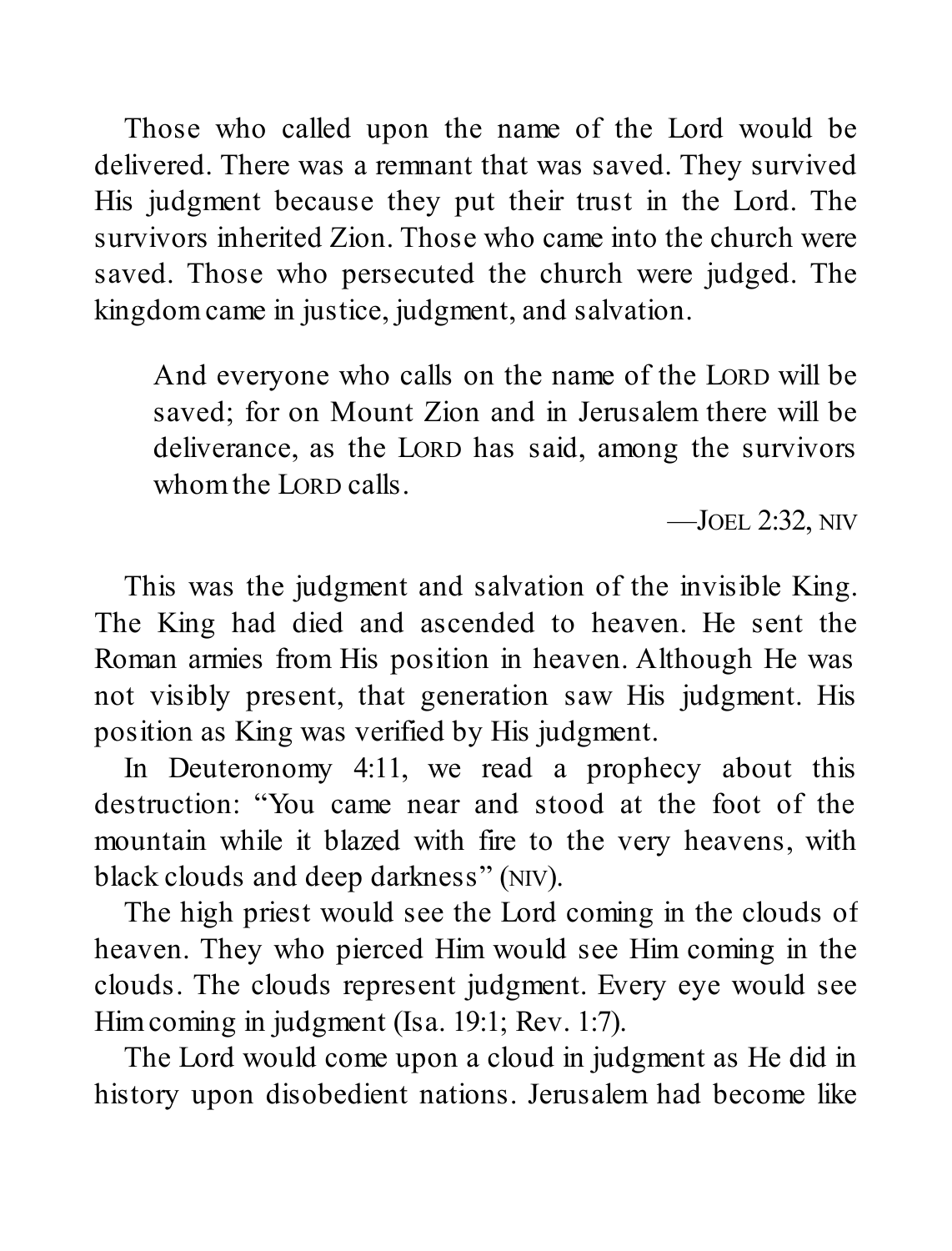Those who called upon the name of the Lord would be delivered. There was a remnant that was saved. They survived His judgment because they put their trust in the Lord. The survivors inherited Zion. Those who came into the church were saved. Those who persecuted the church were judged. The kingdom came in justice, judgment, and salvation.

> And everyone who calls on the name of the LORD will be saved; for on Mount Zion and in Jerusalem there will be deliverance, as the LORD has said, among the survivors whom the LORD calls.
>
> —JOEL 2:32, NIV

This was the judgment and salvation of the invisible King. The King had died and ascended to heaven. He sent the Roman armies from His position in heaven. Although He was not visibly present, that generation saw His judgment. His position as King was verified by His judgment.

In Deuteronomy 4:11, we read a prophecy about this destruction: "You came near and stood at the foot of the mountain while it blazed with fire to the very heavens, with black clouds and deep darkness" (NIV).

The high priest would see the Lord coming in the clouds of heaven. They who pierced Him would see Him coming in the clouds. The clouds represent judgment. Every eye would see Him coming in judgment (Isa. 19:1; Rev. 1:7).

The Lord would come upon a cloud in judgment as He did in history upon disobedient nations. Jerusalem had become like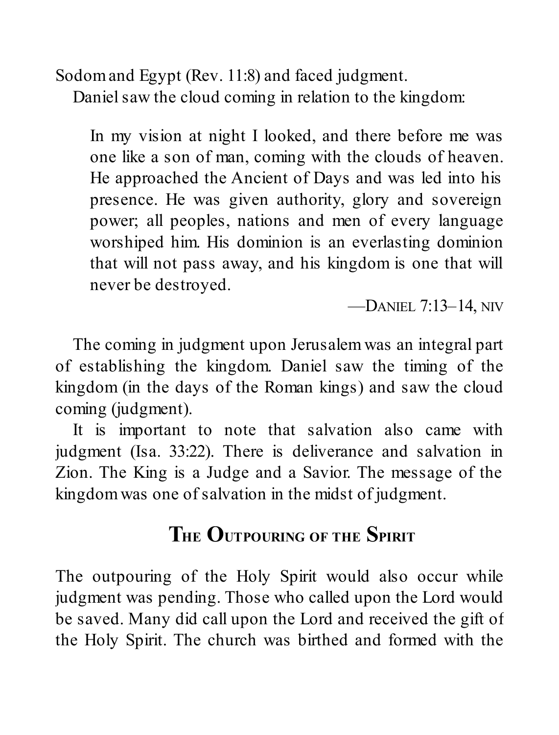Sodom and Egypt (Rev. 11:8) and faced judgment.

Daniel saw the cloud coming in relation to the kingdom:

> In my vision at night I looked, and there before me was one like a son of man, coming with the clouds of heaven. He approached the Ancient of Days and was led into his presence. He was given authority, glory and sovereign power; all peoples, nations and men of every language worshiped him. His dominion is an everlasting dominion that will not pass away, and his kingdom is one that will never be destroyed.
>
> —Daniel 7:13–14, NIV

The coming in judgment upon Jerusalem was an integral part of establishing the kingdom. Daniel saw the timing of the kingdom (in the days of the Roman kings) and saw the cloud coming (judgment).

It is important to note that salvation also came with judgment (Isa. 33:22). There is deliverance and salvation in Zion. The King is a Judge and a Savior. The message of the kingdom was one of salvation in the midst of judgment.

## The Outpouring of the Spirit

The outpouring of the Holy Spirit would also occur while judgment was pending. Those who called upon the Lord would be saved. Many did call upon the Lord and received the gift of the Holy Spirit. The church was birthed and formed with the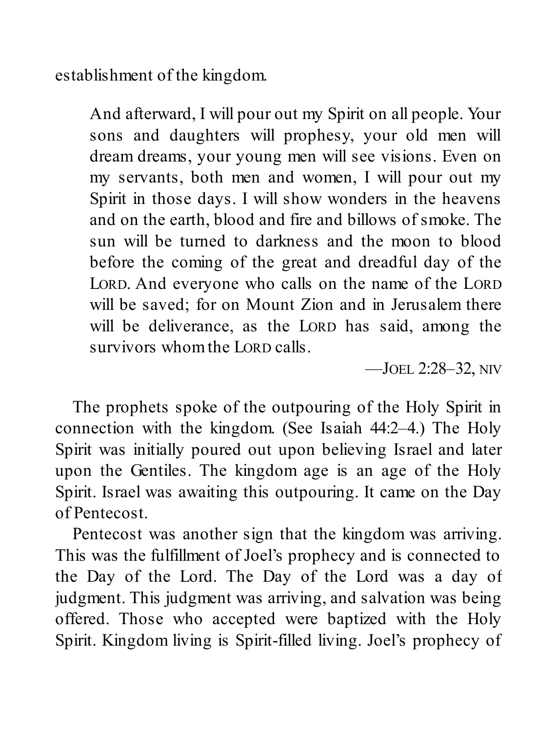establishment of the kingdom.

> And afterward, I will pour out my Spirit on all people. Your sons and daughters will prophesy, your old men will dream dreams, your young men will see visions. Even on my servants, both men and women, I will pour out my Spirit in those days. I will show wonders in the heavens and on the earth, blood and fire and billows of smoke. The sun will be turned to darkness and the moon to blood before the coming of the great and dreadful day of the LORD. And everyone who calls on the name of the LORD will be saved; for on Mount Zion and in Jerusalem there will be deliverance, as the LORD has said, among the survivors whom the LORD calls.
>
> —JOEL 2:28–32, NIV

The prophets spoke of the outpouring of the Holy Spirit in connection with the kingdom. (See Isaiah 44:2–4.) The Holy Spirit was initially poured out upon believing Israel and later upon the Gentiles. The kingdom age is an age of the Holy Spirit. Israel was awaiting this outpouring. It came on the Day of Pentecost.

Pentecost was another sign that the kingdom was arriving. This was the fulfillment of Joel's prophecy and is connected to the Day of the Lord. The Day of the Lord was a day of judgment. This judgment was arriving, and salvation was being offered. Those who accepted were baptized with the Holy Spirit. Kingdom living is Spirit-filled living. Joel's prophecy of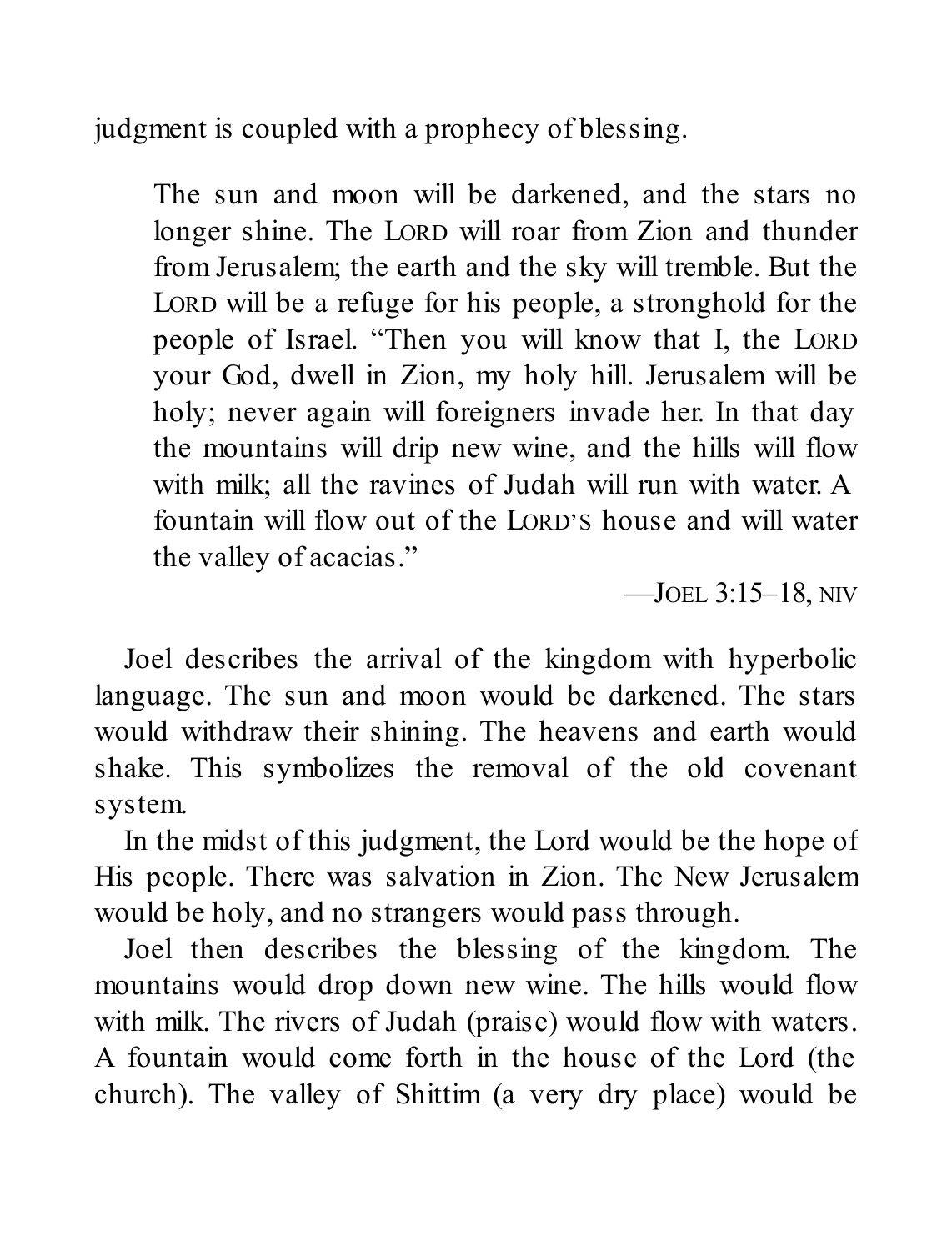judgment is coupled with a prophecy of blessing.

> The sun and moon will be darkened, and the stars no longer shine. The LORD will roar from Zion and thunder from Jerusalem; the earth and the sky will tremble. But the LORD will be a refuge for his people, a stronghold for the people of Israel. "Then you will know that I, the LORD your God, dwell in Zion, my holy hill. Jerusalem will be holy; never again will foreigners invade her. In that day the mountains will drip new wine, and the hills will flow with milk; all the ravines of Judah will run with water. A fountain will flow out of the LORD'S house and will water the valley of acacias."
>
> —JOEL 3:15–18, NIV

Joel describes the arrival of the kingdom with hyperbolic language. The sun and moon would be darkened. The stars would withdraw their shining. The heavens and earth would shake. This symbolizes the removal of the old covenant system.

In the midst of this judgment, the Lord would be the hope of His people. There was salvation in Zion. The New Jerusalem would be holy, and no strangers would pass through.

Joel then describes the blessing of the kingdom. The mountains would drop down new wine. The hills would flow with milk. The rivers of Judah (praise) would flow with waters. A fountain would come forth in the house of the Lord (the church). The valley of Shittim (a very dry place) would be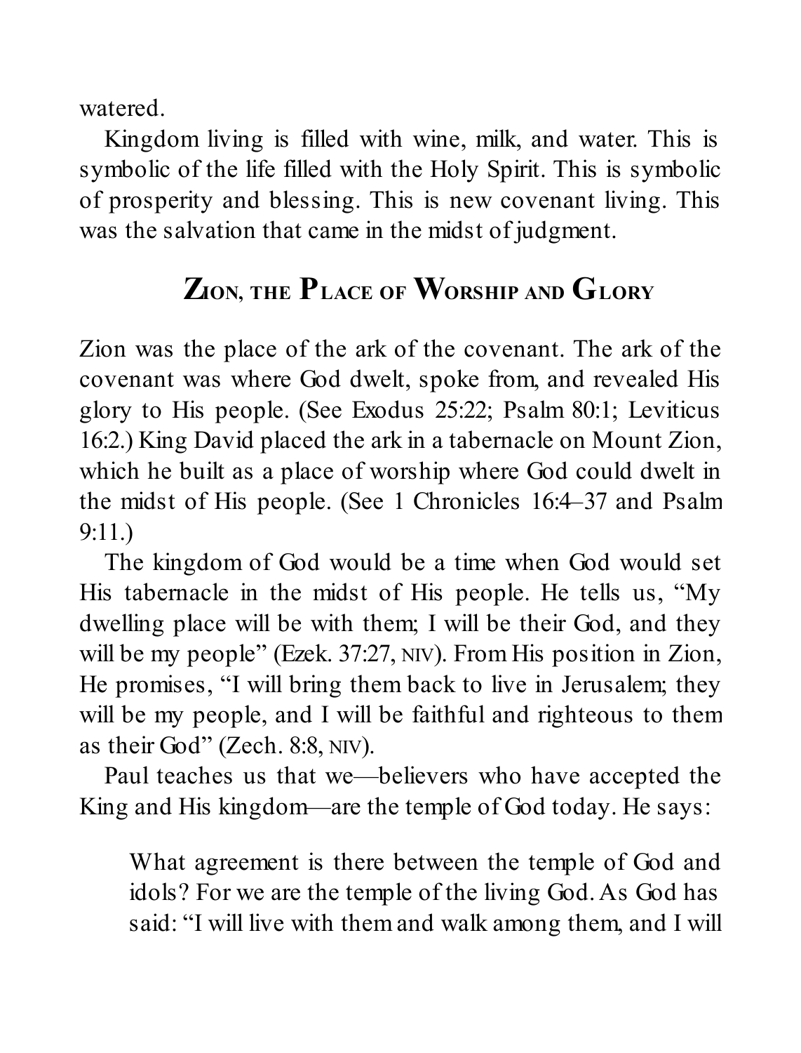watered.

Kingdom living is filled with wine, milk, and water. This is symbolic of the life filled with the Holy Spirit. This is symbolic of prosperity and blessing. This is new covenant living. This was the salvation that came in the midst of judgment.

## Zion, the Place of Worship and Glory

Zion was the place of the ark of the covenant. The ark of the covenant was where God dwelt, spoke from, and revealed His glory to His people. (See Exodus 25:22; Psalm 80:1; Leviticus 16:2.) King David placed the ark in a tabernacle on Mount Zion, which he built as a place of worship where God could dwelt in the midst of His people. (See 1 Chronicles 16:4–37 and Psalm 9:11.)

The kingdom of God would be a time when God would set His tabernacle in the midst of His people. He tells us, "My dwelling place will be with them; I will be their God, and they will be my people" (Ezek. 37:27, NIV). From His position in Zion, He promises, "I will bring them back to live in Jerusalem; they will be my people, and I will be faithful and righteous to them as their God" (Zech. 8:8, NIV).

Paul teaches us that we—believers who have accepted the King and His kingdom—are the temple of God today. He says:

> What agreement is there between the temple of God and idols? For we are the temple of the living God. As God has said: "I will live with them and walk among them, and I will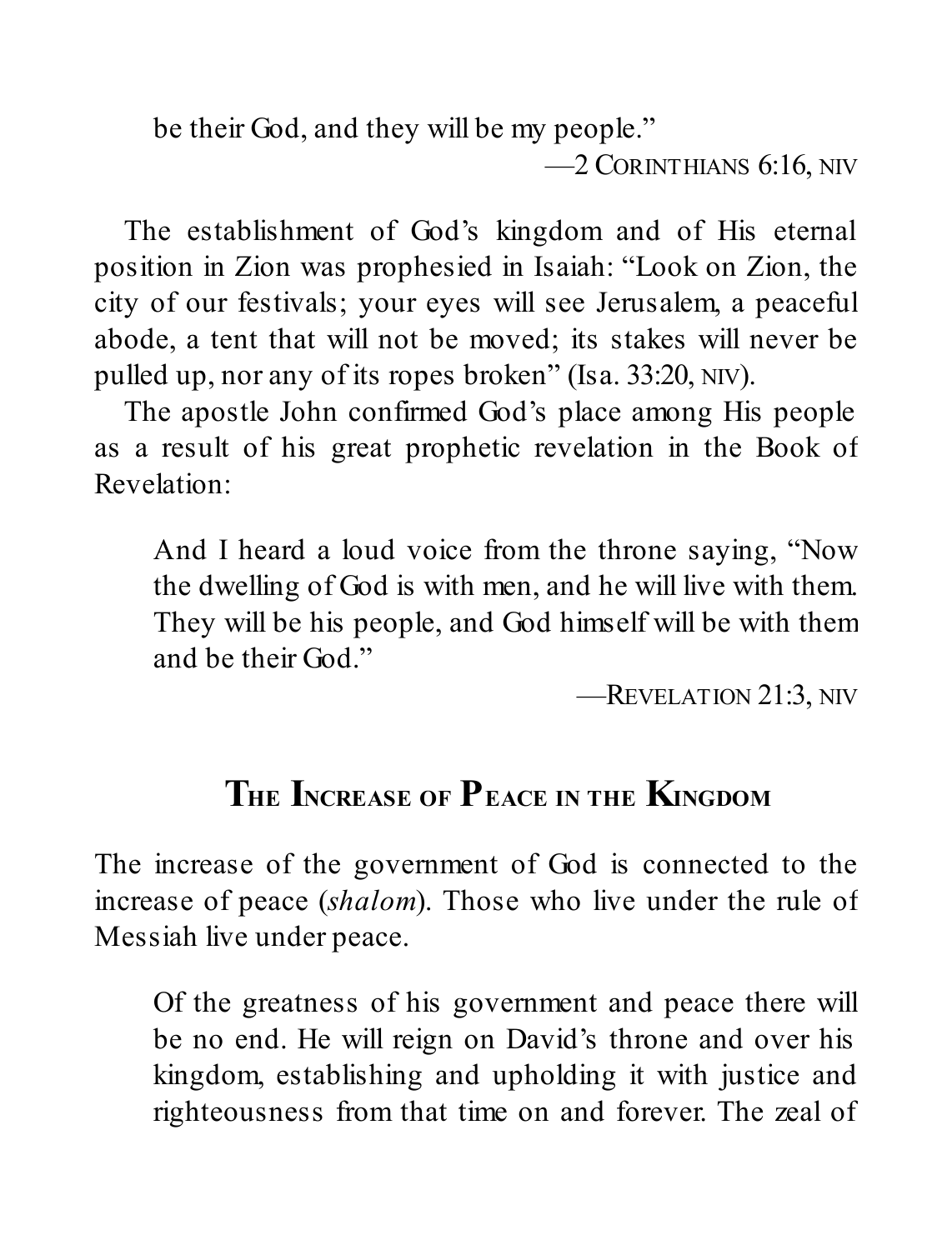> be their God, and they will be my people."
>
> —2 CORINTHIANS 6:16, NIV

The establishment of God's kingdom and of His eternal position in Zion was prophesied in Isaiah: "Look on Zion, the city of our festivals; your eyes will see Jerusalem, a peaceful abode, a tent that will not be moved; its stakes will never be pulled up, nor any of its ropes broken" (Isa. 33:20, NIV).

The apostle John confirmed God's place among His people as a result of his great prophetic revelation in the Book of Revelation:

> And I heard a loud voice from the throne saying, "Now the dwelling of God is with men, and he will live with them. They will be his people, and God himself will be with them and be their God."
>
> —REVELATION 21:3, NIV

## THE INCREASE OF PEACE IN THE KINGDOM

The increase of the government of God is connected to the increase of peace (*shalom*). Those who live under the rule of Messiah live under peace.

> Of the greatness of his government and peace there will be no end. He will reign on David's throne and over his kingdom, establishing and upholding it with justice and righteousness from that time on and forever. The zeal of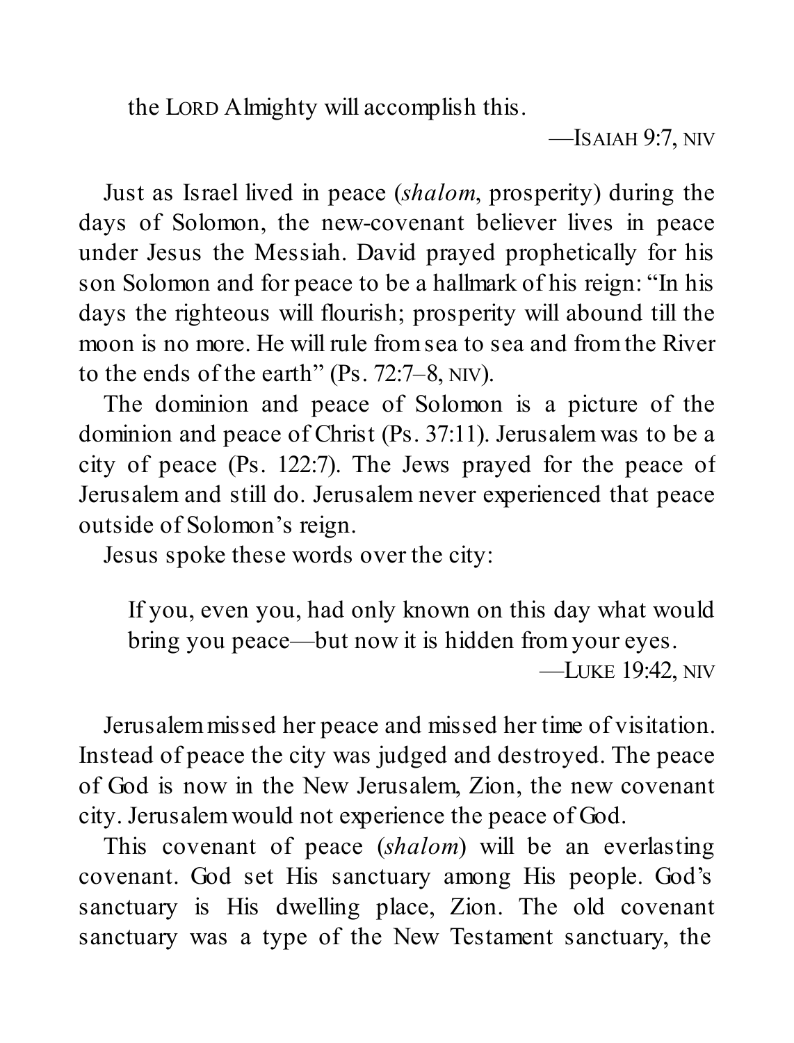> the LORD Almighty will accomplish this.
>
> —ISAIAH 9:7, NIV

Just as Israel lived in peace (*shalom*, prosperity) during the days of Solomon, the new-covenant believer lives in peace under Jesus the Messiah. David prayed prophetically for his son Solomon and for peace to be a hallmark of his reign: "In his days the righteous will flourish; prosperity will abound till the moon is no more. He will rule from sea to sea and from the River to the ends of the earth" (Ps. 72:7–8, NIV).

The dominion and peace of Solomon is a picture of the dominion and peace of Christ (Ps. 37:11). Jerusalem was to be a city of peace (Ps. 122:7). The Jews prayed for the peace of Jerusalem and still do. Jerusalem never experienced that peace outside of Solomon's reign.

Jesus spoke these words over the city:

> If you, even you, had only known on this day what would bring you peace—but now it is hidden from your eyes.
>
> —LUKE 19:42, NIV

Jerusalem missed her peace and missed her time of visitation. Instead of peace the city was judged and destroyed. The peace of God is now in the New Jerusalem, Zion, the new covenant city. Jerusalem would not experience the peace of God.

This covenant of peace (*shalom*) will be an everlasting covenant. God set His sanctuary among His people. God's sanctuary is His dwelling place, Zion. The old covenant sanctuary was a type of the New Testament sanctuary, the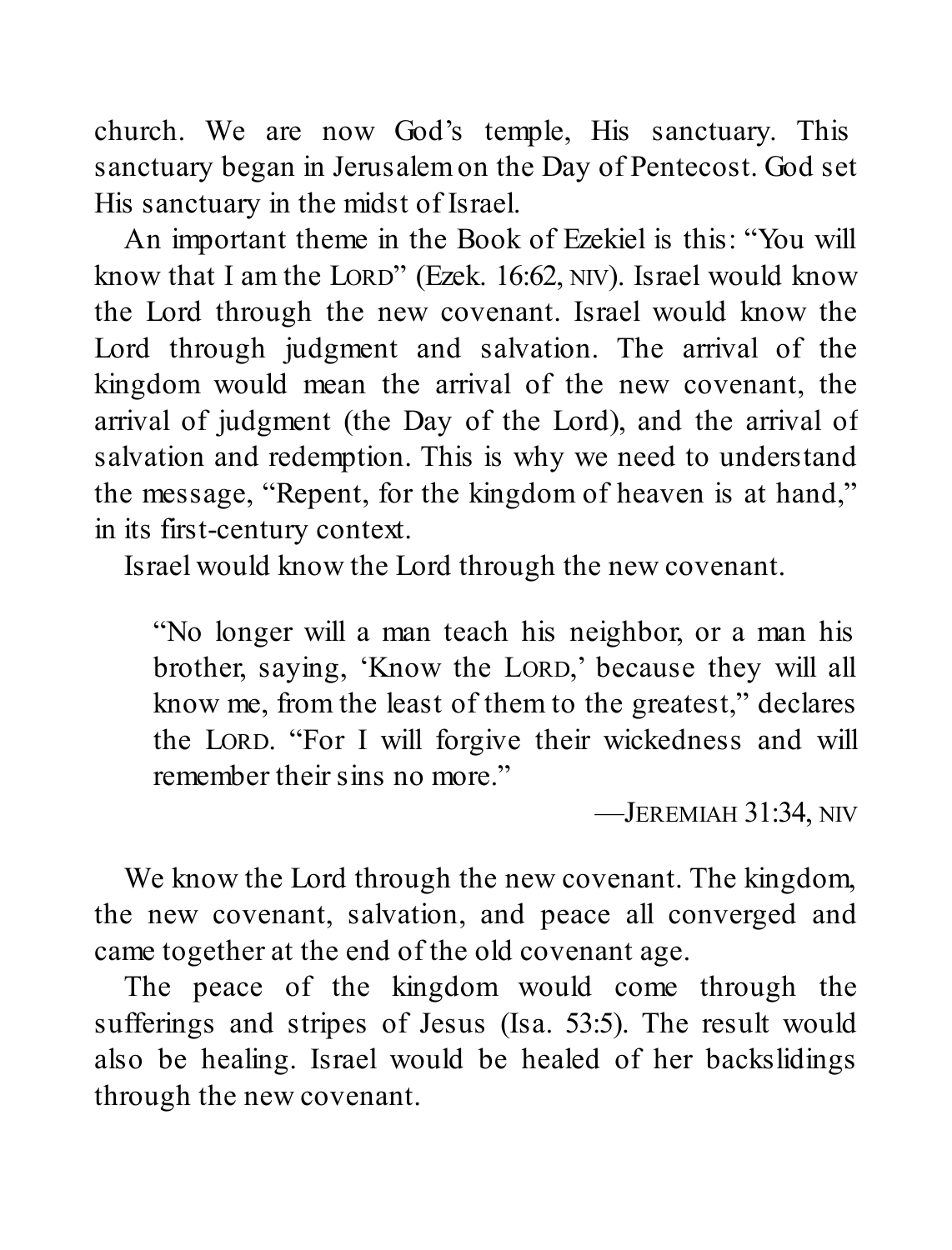church. We are now God's temple, His sanctuary. This sanctuary began in Jerusalem on the Day of Pentecost. God set His sanctuary in the midst of Israel.

An important theme in the Book of Ezekiel is this: "You will know that I am the LORD" (Ezek. 16:62, NIV). Israel would know the Lord through the new covenant. Israel would know the Lord through judgment and salvation. The arrival of the kingdom would mean the arrival of the new covenant, the arrival of judgment (the Day of the Lord), and the arrival of salvation and redemption. This is why we need to understand the message, "Repent, for the kingdom of heaven is at hand," in its first-century context.

Israel would know the Lord through the new covenant.

> "No longer will a man teach his neighbor, or a man his brother, saying, 'Know the LORD,' because they will all know me, from the least of them to the greatest," declares the LORD. "For I will forgive their wickedness and will remember their sins no more."
>
> —JEREMIAH 31:34, NIV

We know the Lord through the new covenant. The kingdom, the new covenant, salvation, and peace all converged and came together at the end of the old covenant age.

The peace of the kingdom would come through the sufferings and stripes of Jesus (Isa. 53:5). The result would also be healing. Israel would be healed of her backslidings through the new covenant.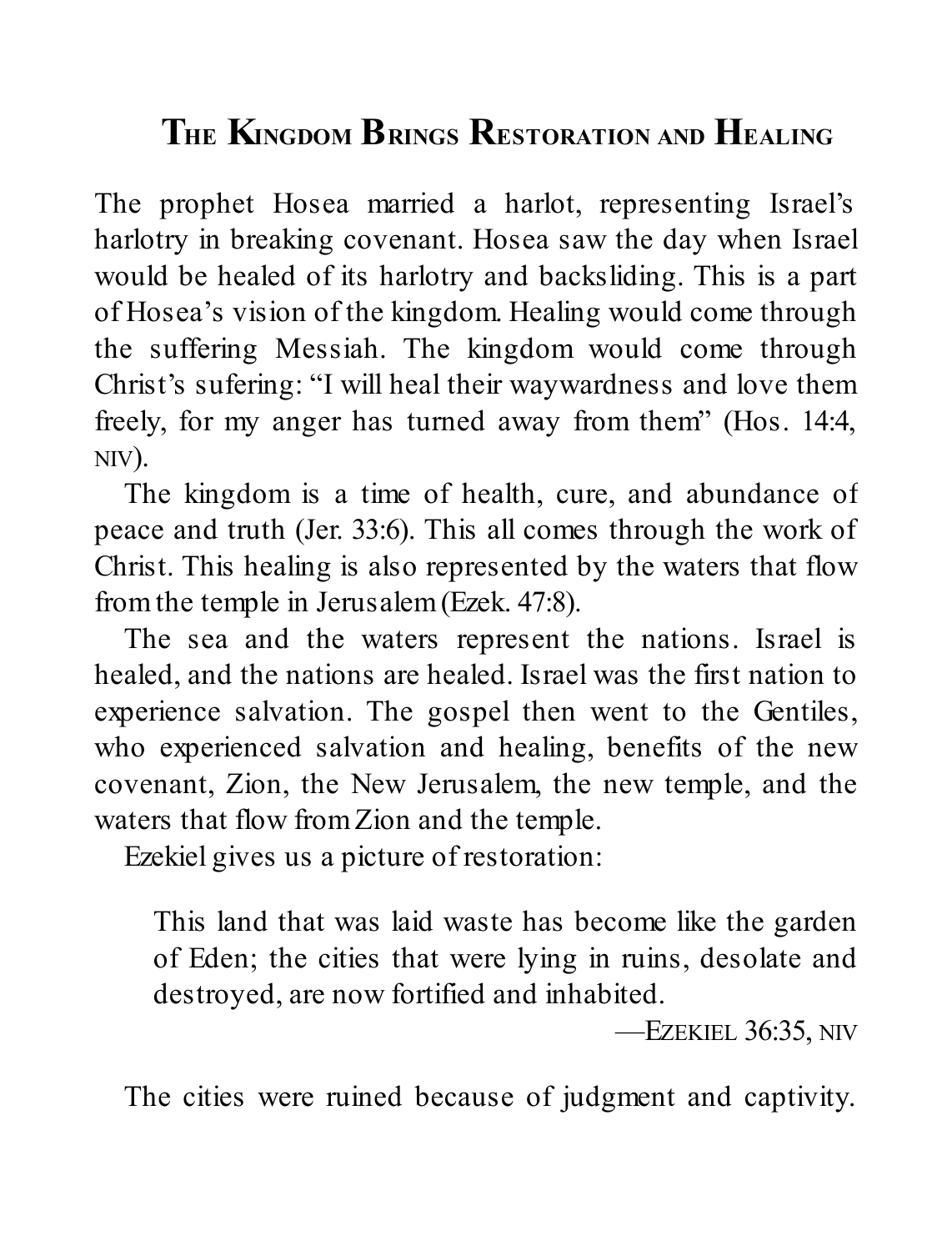## The Kingdom Brings Restoration and Healing

The prophet Hosea married a harlot, representing Israel's harlotry in breaking covenant. Hosea saw the day when Israel would be healed of its harlotry and backsliding. This is a part of Hosea's vision of the kingdom. Healing would come through the suffering Messiah. The kingdom would come through Christ's sufering: "I will heal their waywardness and love them freely, for my anger has turned away from them" (Hos. 14:4, NIV).

The kingdom is a time of health, cure, and abundance of peace and truth (Jer. 33:6). This all comes through the work of Christ. This healing is also represented by the waters that flow from the temple in Jerusalem (Ezek. 47:8).

The sea and the waters represent the nations. Israel is healed, and the nations are healed. Israel was the first nation to experience salvation. The gospel then went to the Gentiles, who experienced salvation and healing, benefits of the new covenant, Zion, the New Jerusalem, the new temple, and the waters that flow from Zion and the temple.

Ezekiel gives us a picture of restoration:

> This land that was laid waste has become like the garden of Eden; the cities that were lying in ruins, desolate and destroyed, are now fortified and inhabited.
>
> —Ezekiel 36:35, NIV

The cities were ruined because of judgment and captivity.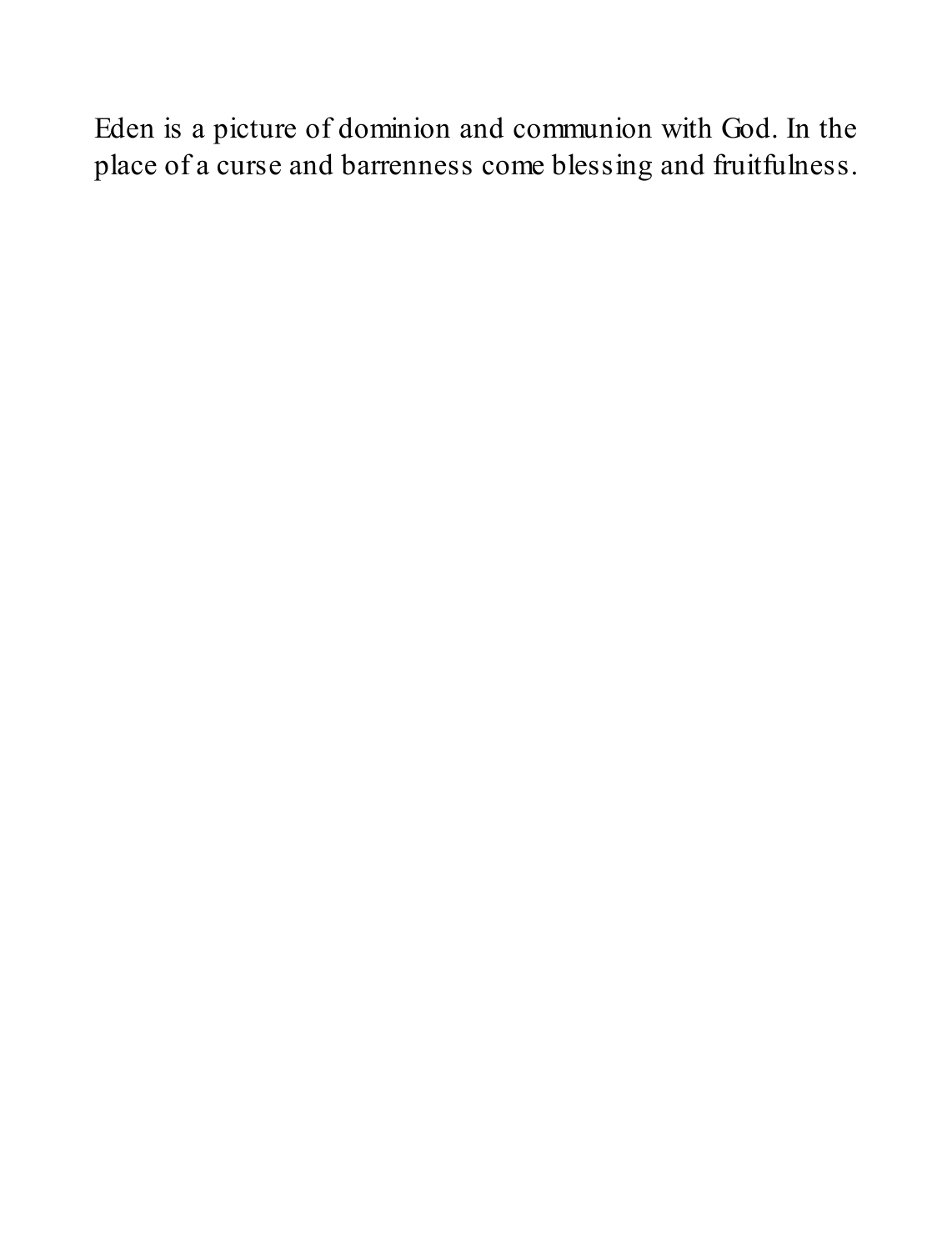Eden is a picture of dominion and communion with God. In the place of a curse and barrenness come blessing and fruitfulness.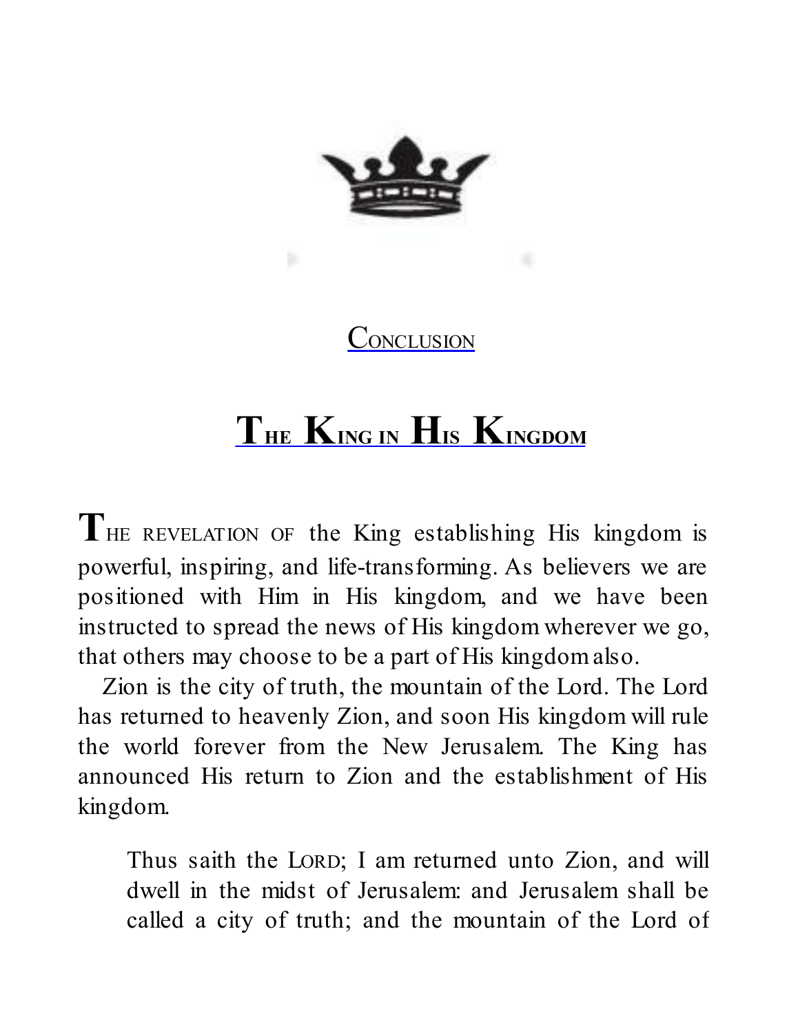## Conclusion

# The King in His Kingdom

THE REVELATION OF the King establishing His kingdom is powerful, inspiring, and life-transforming. As believers we are positioned with Him in His kingdom, and we have been instructed to spread the news of His kingdom wherever we go, that others may choose to be a part of His kingdom also.

Zion is the city of truth, the mountain of the Lord. The Lord has returned to heavenly Zion, and soon His kingdom will rule the world forever from the New Jerusalem. The King has announced His return to Zion and the establishment of His kingdom.

> Thus saith the LORD; I am returned unto Zion, and will dwell in the midst of Jerusalem: and Jerusalem shall be called a city of truth; and the mountain of the Lord of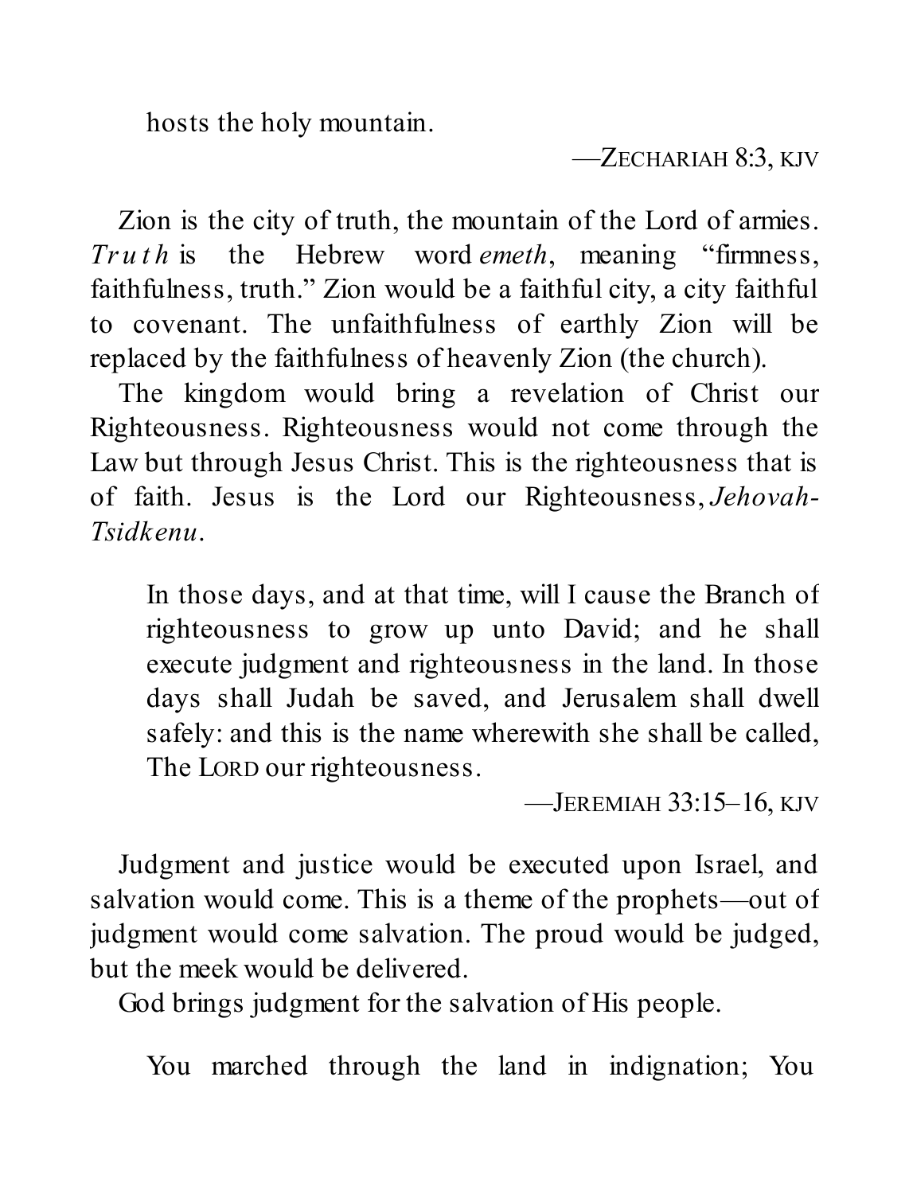> hosts the holy mountain.
>
> —ZECHARIAH 8:3, KJV

Zion is the city of truth, the mountain of the Lord of armies. *Truth* is the Hebrew word *emeth*, meaning "firmness, faithfulness, truth." Zion would be a faithful city, a city faithful to covenant. The unfaithfulness of earthly Zion will be replaced by the faithfulness of heavenly Zion (the church).

The kingdom would bring a revelation of Christ our Righteousness. Righteousness would not come through the Law but through Jesus Christ. This is the righteousness that is of faith. Jesus is the Lord our Righteousness, *Jehovah-Tsidkenu*.

> In those days, and at that time, will I cause the Branch of righteousness to grow up unto David; and he shall execute judgment and righteousness in the land. In those days shall Judah be saved, and Jerusalem shall dwell safely: and this is the name wherewith she shall be called, The LORD our righteousness.
>
> —JEREMIAH 33:15–16, KJV

Judgment and justice would be executed upon Israel, and salvation would come. This is a theme of the prophets—out of judgment would come salvation. The proud would be judged, but the meek would be delivered.

God brings judgment for the salvation of His people.

> You marched through the land in indignation; You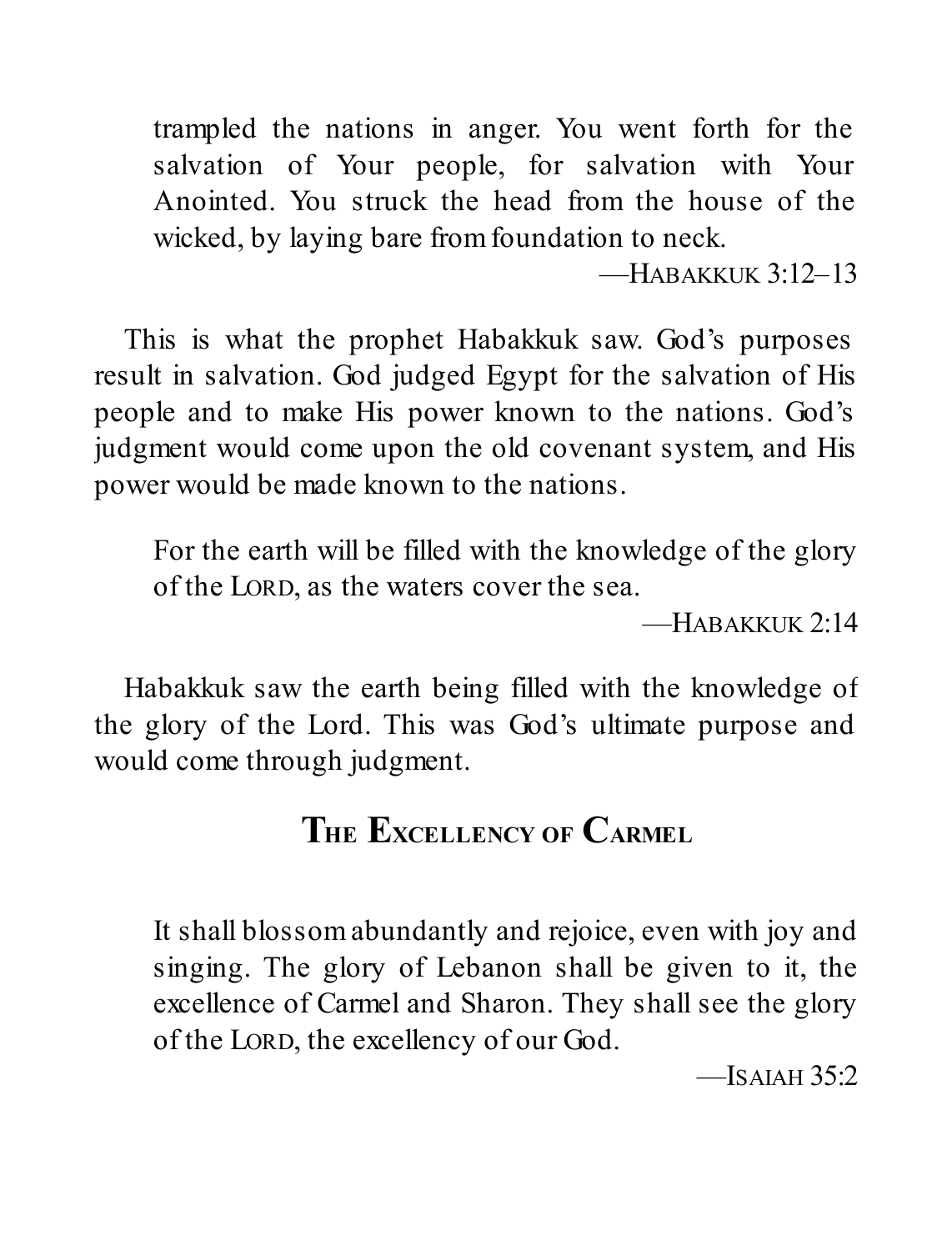> trampled the nations in anger. You went forth for the salvation of Your people, for salvation with Your Anointed. You struck the head from the house of the wicked, by laying bare from foundation to neck.
>
> —HABAKKUK 3:12–13

This is what the prophet Habakkuk saw. God's purposes result in salvation. God judged Egypt for the salvation of His people and to make His power known to the nations. God's judgment would come upon the old covenant system, and His power would be made known to the nations.

> For the earth will be filled with the knowledge of the glory of the LORD, as the waters cover the sea.
>
> —HABAKKUK 2:14

Habakkuk saw the earth being filled with the knowledge of the glory of the Lord. This was God's ultimate purpose and would come through judgment.

## THE EXCELLENCY OF CARMEL

> It shall blossom abundantly and rejoice, even with joy and singing. The glory of Lebanon shall be given to it, the excellence of Carmel and Sharon. They shall see the glory of the LORD, the excellency of our God.
>
> —ISAIAH 35:2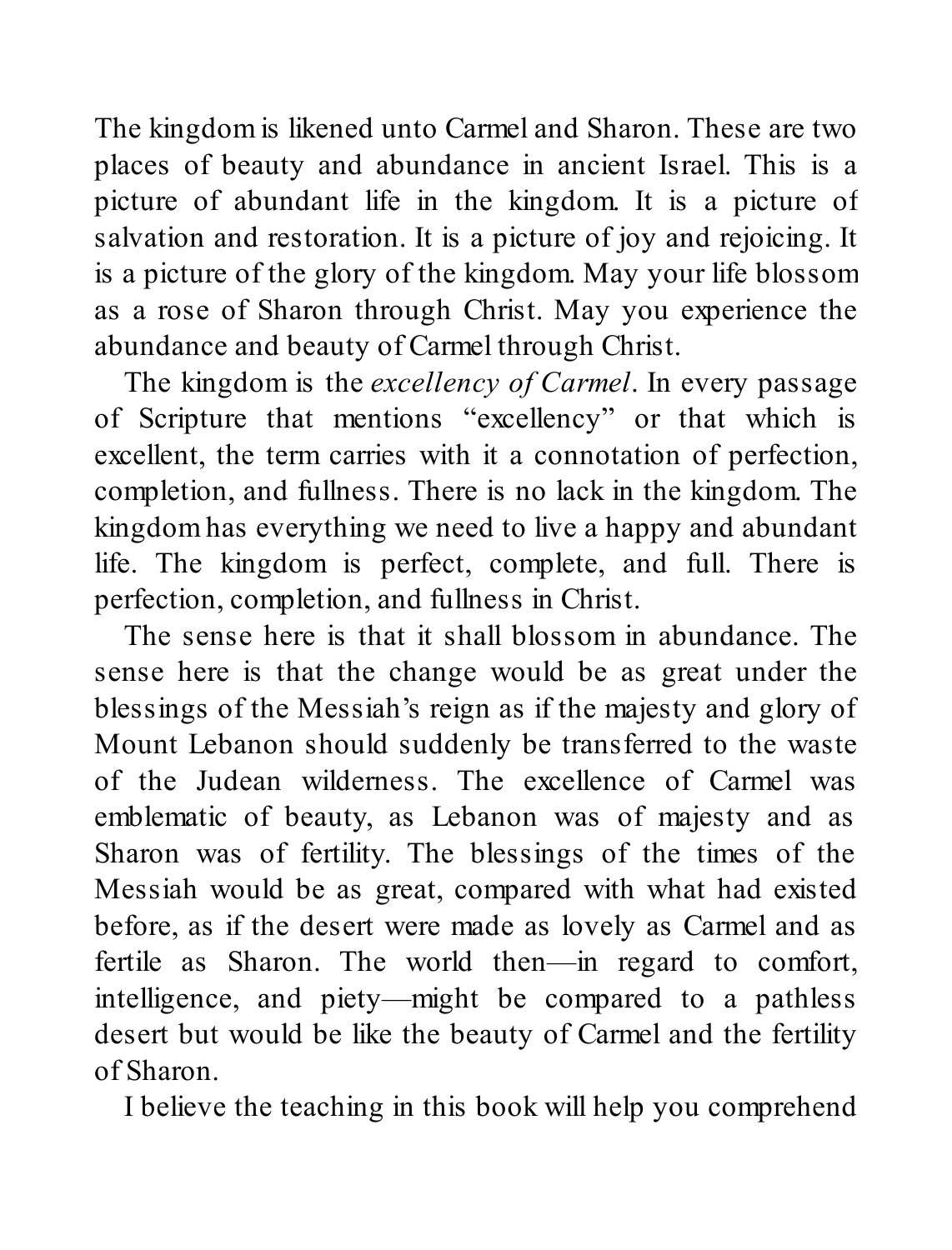The kingdom is likened unto Carmel and Sharon. These are two places of beauty and abundance in ancient Israel. This is a picture of abundant life in the kingdom. It is a picture of salvation and restoration. It is a picture of joy and rejoicing. It is a picture of the glory of the kingdom. May your life blossom as a rose of Sharon through Christ. May you experience the abundance and beauty of Carmel through Christ.

The kingdom is the *excellency of Carmel*. In every passage of Scripture that mentions "excellency" or that which is excellent, the term carries with it a connotation of perfection, completion, and fullness. There is no lack in the kingdom. The kingdom has everything we need to live a happy and abundant life. The kingdom is perfect, complete, and full. There is perfection, completion, and fullness in Christ.

The sense here is that it shall blossom in abundance. The sense here is that the change would be as great under the blessings of the Messiah's reign as if the majesty and glory of Mount Lebanon should suddenly be transferred to the waste of the Judean wilderness. The excellence of Carmel was emblematic of beauty, as Lebanon was of majesty and as Sharon was of fertility. The blessings of the times of the Messiah would be as great, compared with what had existed before, as if the desert were made as lovely as Carmel and as fertile as Sharon. The world then—in regard to comfort, intelligence, and piety—might be compared to a pathless desert but would be like the beauty of Carmel and the fertility of Sharon.

I believe the teaching in this book will help you comprehend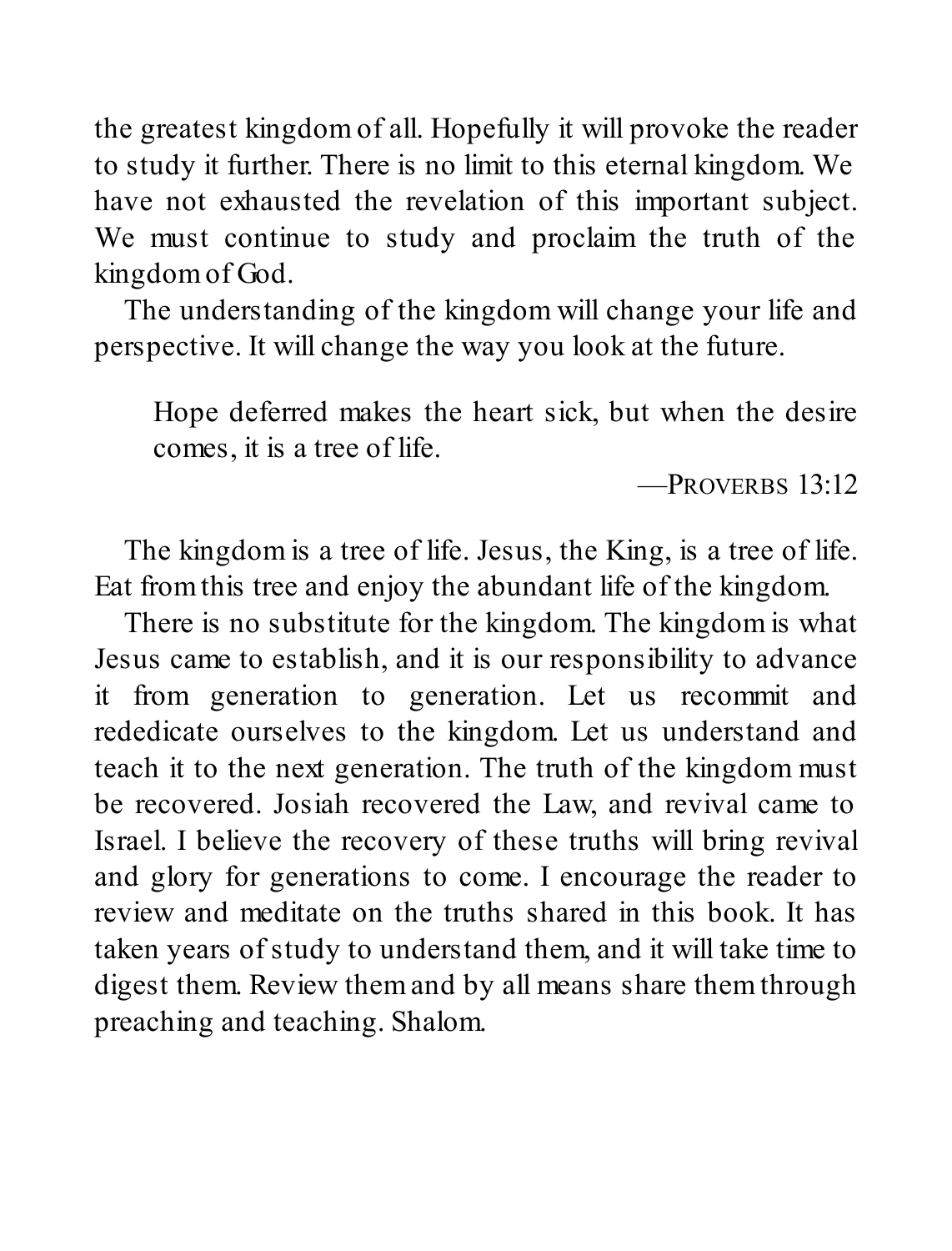the greatest kingdom of all. Hopefully it will provoke the reader to study it further. There is no limit to this eternal kingdom. We have not exhausted the revelation of this important subject. We must continue to study and proclaim the truth of the kingdom of God.

The understanding of the kingdom will change your life and perspective. It will change the way you look at the future.

> Hope deferred makes the heart sick, but when the desire comes, it is a tree of life.
>
> —Proverbs 13:12

The kingdom is a tree of life. Jesus, the King, is a tree of life. Eat from this tree and enjoy the abundant life of the kingdom.

There is no substitute for the kingdom. The kingdom is what Jesus came to establish, and it is our responsibility to advance it from generation to generation. Let us recommit and rededicate ourselves to the kingdom. Let us understand and teach it to the next generation. The truth of the kingdom must be recovered. Josiah recovered the Law, and revival came to Israel. I believe the recovery of these truths will bring revival and glory for generations to come. I encourage the reader to review and meditate on the truths shared in this book. It has taken years of study to understand them, and it will take time to digest them. Review them and by all means share them through preaching and teaching. Shalom.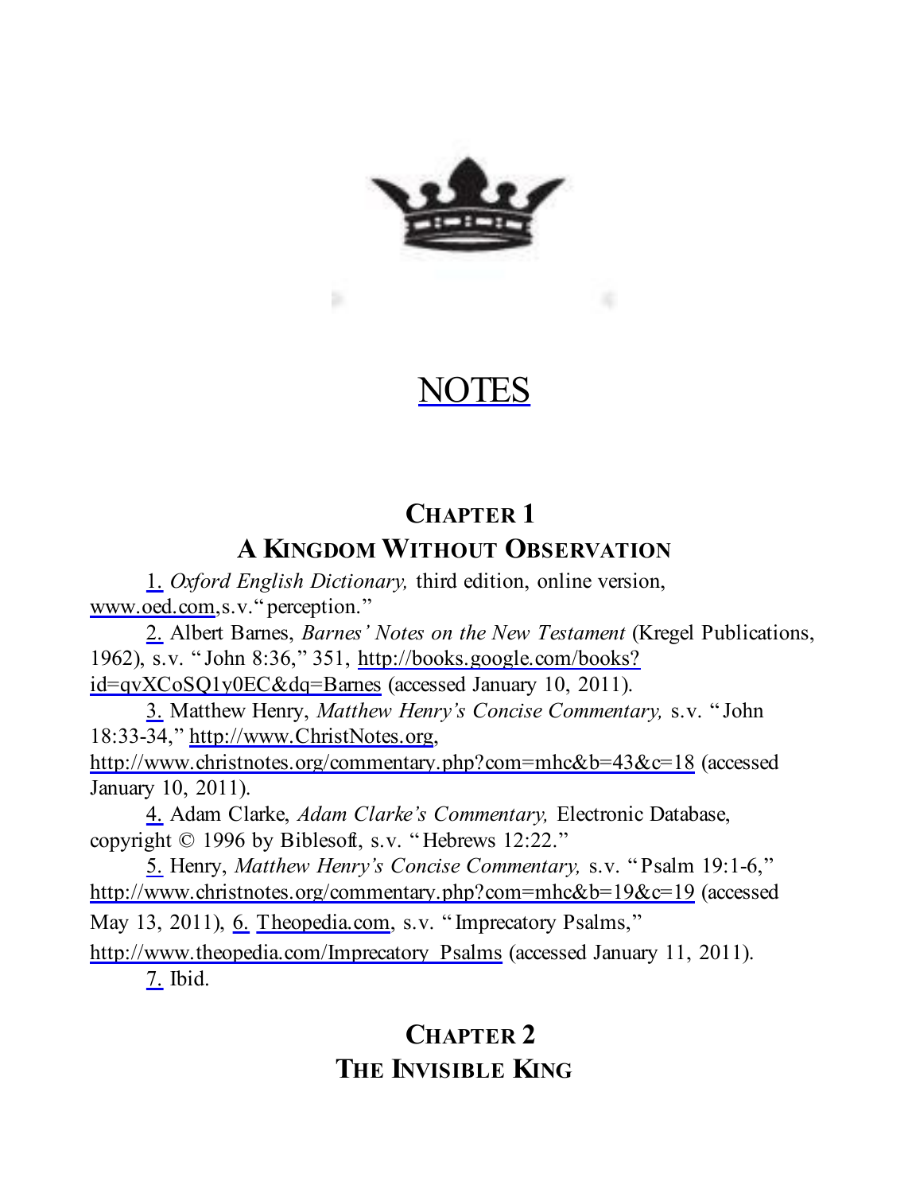# NOTES

## CHAPTER 1
## A KINGDOM WITHOUT OBSERVATION

1. *Oxford English Dictionary,* third edition, online version, www.oed.com,s.v."perception."

2. Albert Barnes, *Barnes' Notes on the New Testament* (Kregel Publications, 1962), s.v. "John 8:36," 351, http://books.google.com/books?id=qvXCoSQ1y0EC&dq=Barnes (accessed January 10, 2011).

3. Matthew Henry, *Matthew Henry's Concise Commentary,* s.v. "John 18:33-34," http://www.ChristNotes.org, http://www.christnotes.org/commentary.php?com=mhc&b=43&c=18 (accessed January 10, 2011).

4. Adam Clarke, *Adam Clarke's Commentary,* Electronic Database, copyright © 1996 by Biblesoft, s.v. "Hebrews 12:22."

5. Henry, *Matthew Henry's Concise Commentary,* s.v. "Psalm 19:1-6," http://www.christnotes.org/commentary.php?com=mhc&b=19&c=19 (accessed May 13, 2011), 6. Theopedia.com, s.v. "Imprecatory Psalms," http://www.theopedia.com/Imprecatory_Psalms (accessed January 11, 2011).

7. Ibid.

## CHAPTER 2
## THE INVISIBLE KING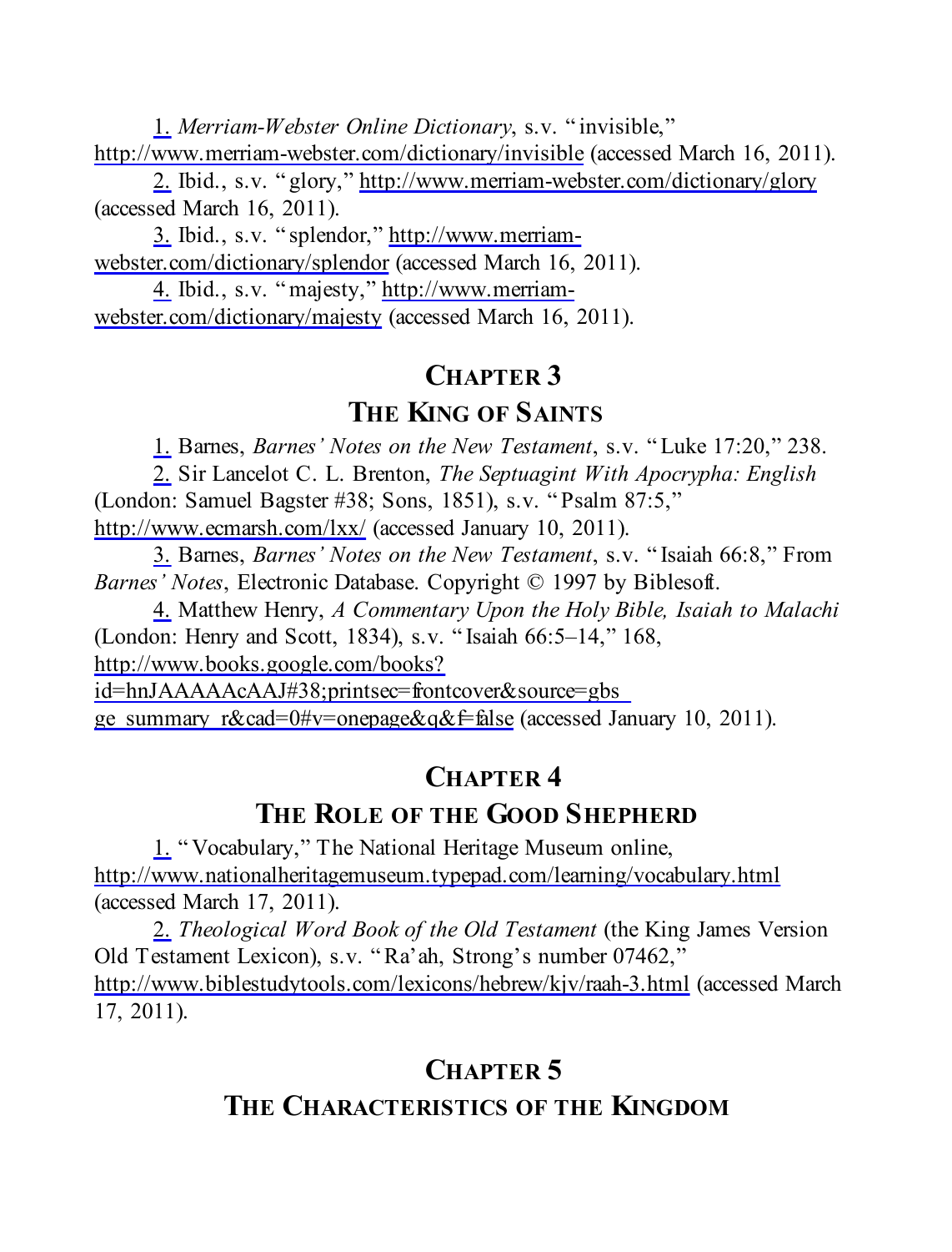1. *Merriam-Webster Online Dictionary*, s.v. "invisible," http://www.merriam-webster.com/dictionary/invisible (accessed March 16, 2011).

2. Ibid., s.v. "glory," http://www.merriam-webster.com/dictionary/glory (accessed March 16, 2011).

3. Ibid., s.v. "splendor," http://www.merriam-webster.com/dictionary/splendor (accessed March 16, 2011).

4. Ibid., s.v. "majesty," http://www.merriam-webster.com/dictionary/majesty (accessed March 16, 2011).

## Chapter 3
## The King of Saints

1. Barnes, *Barnes' Notes on the New Testament*, s.v. "Luke 17:20," 238.

2. Sir Lancelot C. L. Brenton, *The Septuagint With Apocrypha: English* (London: Samuel Bagster #38; Sons, 1851), s.v. "Psalm 87:5," http://www.ecmarsh.com/lxx/ (accessed January 10, 2011).

3. Barnes, *Barnes' Notes on the New Testament*, s.v. "Isaiah 66:8," From *Barnes' Notes*, Electronic Database. Copyright © 1997 by Biblesoft.

4. Matthew Henry, *A Commentary Upon the Holy Bible, Isaiah to Malachi* (London: Henry and Scott, 1834), s.v. "Isaiah 66:5–14," 168, http://www.books.google.com/books?id=hnJAAAAAcAAJ#38;printsec=frontcover&source=gbs_ge_summary_r&cad=0#v=onepage&q&f=false (accessed January 10, 2011).

## Chapter 4
## The Role of the Good Shepherd

1. "Vocabulary," The National Heritage Museum online, http://www.nationalheritagemuseum.typepad.com/learning/vocabulary.html (accessed March 17, 2011).

2. *Theological Word Book of the Old Testament* (the King James Version Old Testament Lexicon), s.v. "Ra'ah, Strong's number 07462," http://www.biblestudytools.com/lexicons/hebrew/kjv/raah-3.html (accessed March 17, 2011).

## Chapter 5
## The Characteristics of the Kingdom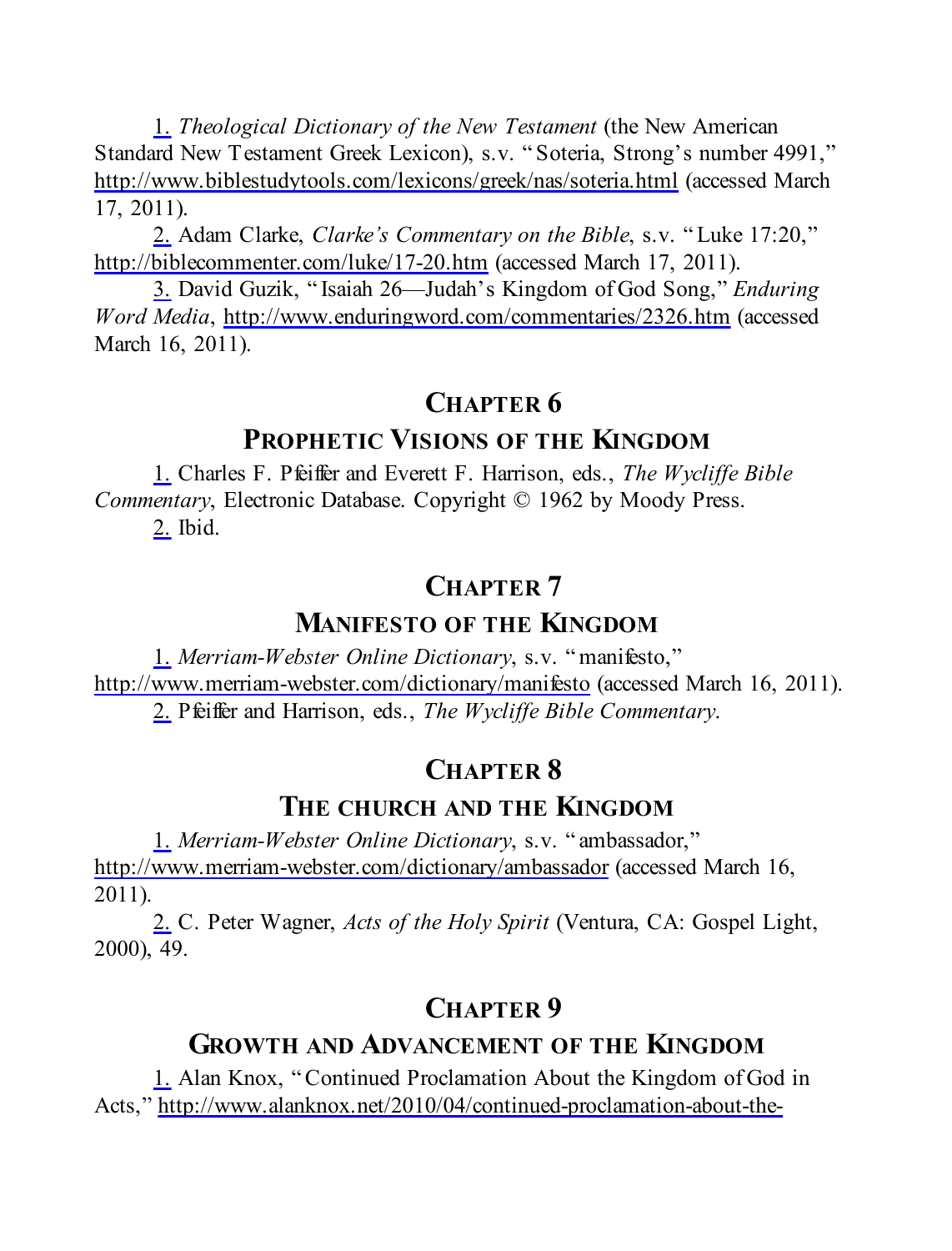1. *Theological Dictionary of the New Testament* (the New American Standard New Testament Greek Lexicon), s.v. "Soteria, Strong's number 4991," http://www.biblestudytools.com/lexicons/greek/nas/soteria.html (accessed March 17, 2011).

2. Adam Clarke, *Clarke's Commentary on the Bible*, s.v. "Luke 17:20," http://biblecommenter.com/luke/17-20.htm (accessed March 17, 2011).

3. David Guzik, "Isaiah 26—Judah's Kingdom of God Song," *Enduring Word Media*, http://www.enduringword.com/commentaries/2326.htm (accessed March 16, 2011).

## CHAPTER 6

## PROPHETIC VISIONS OF THE KINGDOM

1. Charles F. Pfeiffer and Everett F. Harrison, eds., *The Wycliffe Bible Commentary*, Electronic Database. Copyright © 1962 by Moody Press.

2. Ibid.

## CHAPTER 7

## MANIFESTO OF THE KINGDOM

1. *Merriam-Webster Online Dictionary*, s.v. "manifesto," http://www.merriam-webster.com/dictionary/manifesto (accessed March 16, 2011).

2. Pfeiffer and Harrison, eds., *The Wycliffe Bible Commentary*.

## CHAPTER 8

## THE CHURCH AND THE KINGDOM

1. *Merriam-Webster Online Dictionary*, s.v. "ambassador," http://www.merriam-webster.com/dictionary/ambassador (accessed March 16, 2011).

2. C. Peter Wagner, *Acts of the Holy Spirit* (Ventura, CA: Gospel Light, 2000), 49.

## CHAPTER 9

## GROWTH AND ADVANCEMENT OF THE KINGDOM

1. Alan Knox, "Continued Proclamation About the Kingdom of God in Acts," http://www.alanknox.net/2010/04/continued-proclamation-about-the-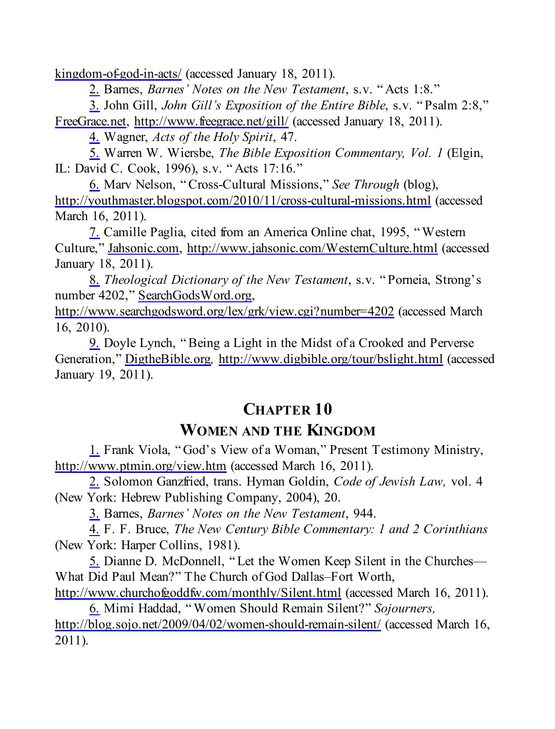kingdom-of-god-in-acts/ (accessed January 18, 2011).

2. Barnes, *Barnes' Notes on the New Testament*, s.v. "Acts 1:8."

3. John Gill, *John Gill's Exposition of the Entire Bible*, s.v. "Psalm 2:8," FreeGrace.net, http://www.freegrace.net/gill/ (accessed January 18, 2011).

4. Wagner, *Acts of the Holy Spirit*, 47.

5. Warren W. Wiersbe, *The Bible Exposition Commentary, Vol. 1* (Elgin, IL: David C. Cook, 1996), s.v. "Acts 17:16."

6. Marv Nelson, "Cross-Cultural Missions," *See Through* (blog), http://youthmaster.blogspot.com/2010/11/cross-cultural-missions.html (accessed March 16, 2011).

7. Camille Paglia, cited from an America Online chat, 1995, "Western Culture," Jahsonic.com, http://www.jahsonic.com/WesternCulture.html (accessed January 18, 2011).

8. *Theological Dictionary of the New Testament*, s.v. "Porneia, Strong's number 4202," SearchGodsWord.org, http://www.searchgodsword.org/lex/grk/view.cgi?number=4202 (accessed March 16, 2010).

9. Doyle Lynch, "Being a Light in the Midst of a Crooked and Perverse Generation," DigtheBible.org, http://www.digbible.org/tour/bslight.html (accessed January 19, 2011).

## Chapter 10
## Women and the Kingdom

1. Frank Viola, "God's View of a Woman," Present Testimony Ministry, http://www.ptmin.org/view.htm (accessed March 16, 2011).

2. Solomon Ganzfried, trans. Hyman Goldin, *Code of Jewish Law,* vol. 4 (New York: Hebrew Publishing Company, 2004), 20.

3. Barnes, *Barnes' Notes on the New Testament*, 944.

4. F. F. Bruce, *The New Century Bible Commentary: 1 and 2 Corinthians* (New York: Harper Collins, 1981).

5. Dianne D. McDonnell, "Let the Women Keep Silent in the Churches—What Did Paul Mean?" The Church of God Dallas–Fort Worth, http://www.churchofgoddfw.com/monthly/Silent.html (accessed March 16, 2011).

6. Mimi Haddad, "Women Should Remain Silent?" *Sojourners,* http://blog.sojo.net/2009/04/02/women-should-remain-silent/ (accessed March 16, 2011).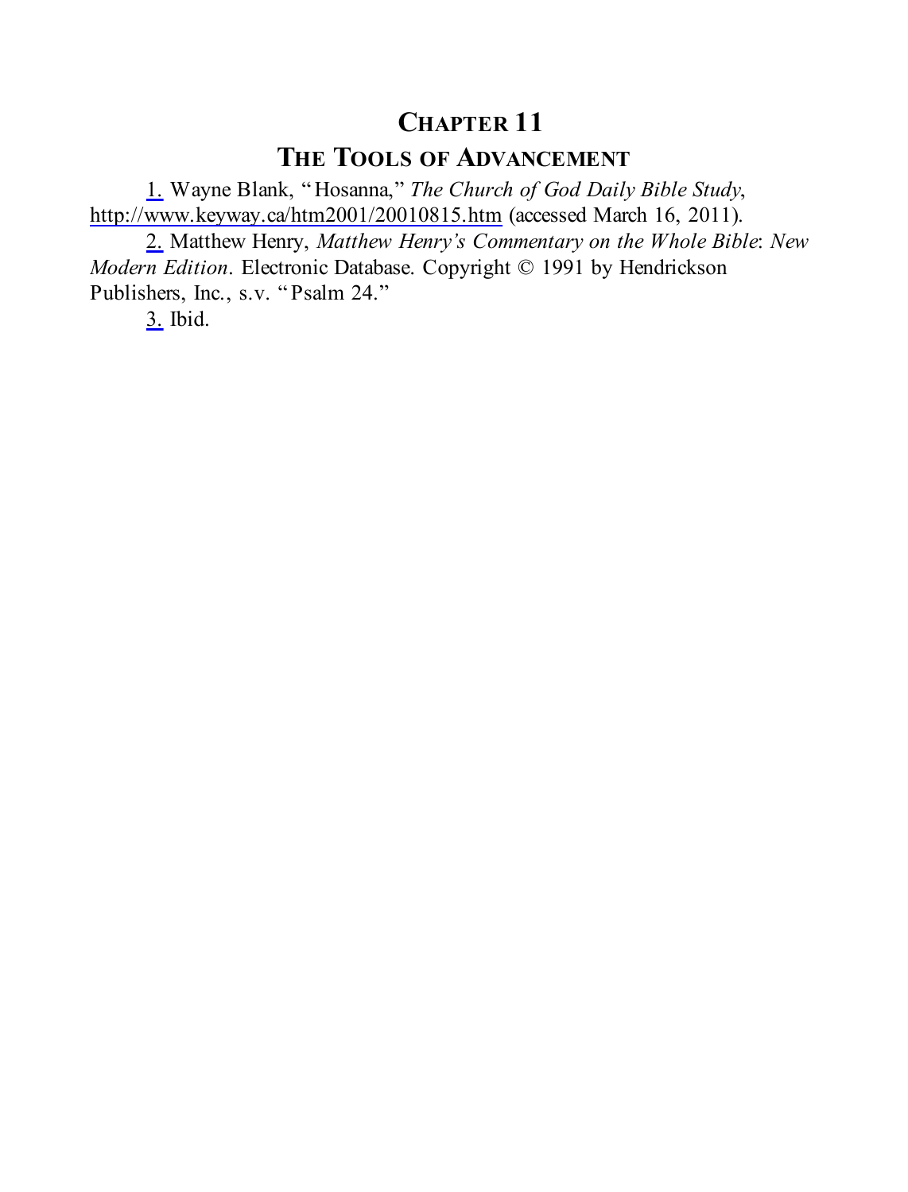# Chapter 11

## The Tools of Advancement

1. Wayne Blank, "Hosanna," *The Church of God Daily Bible Study*, http://www.keyway.ca/htm2001/20010815.htm (accessed March 16, 2011).

2. Matthew Henry, *Matthew Henry's Commentary on the Whole Bible*: *New Modern Edition*. Electronic Database. Copyright © 1991 by Hendrickson Publishers, Inc., s.v. "Psalm 24."

3. Ibid.